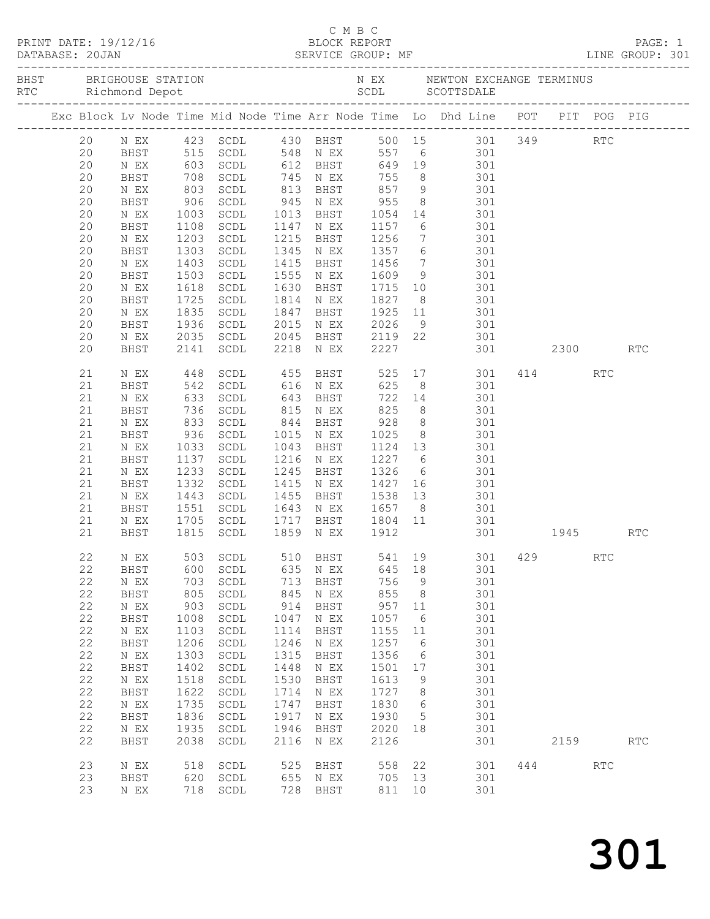C M B C

PRINT DATE: 19/12/16 BLOCK REPORT PAGE: 1
DATABASE: 20JAN SERVICE GROUP: MF LINE GROUP: 301

BHST BRIGHOUSE STATION N EX NEWTON EXCHANGE TERMINUS
RTC Richmond Depot SCDL SCOTTSDALE

| Exc | Block | Lv Node | Time | Mid Node | Time | Arr Node | Time | Lo | Dhd Line | POT | PIT | POG | PIG |
|---|---|---|---|---|---|---|---|---|---|---|---|---|---|
| | 20 | N EX | 423 | SCDL | 430 | BHST | 500 | 15 | 301 | 349 | | RTC | |
| | 20 | BHST | 515 | SCDL | 548 | N EX | 557 | 6 | 301 | | | | |
| | 20 | N EX | 603 | SCDL | 612 | BHST | 649 | 19 | 301 | | | | |
| | 20 | BHST | 708 | SCDL | 745 | N EX | 755 | 8 | 301 | | | | |
| | 20 | N EX | 803 | SCDL | 813 | BHST | 857 | 9 | 301 | | | | |
| | 20 | BHST | 906 | SCDL | 945 | N EX | 955 | 8 | 301 | | | | |
| | 20 | N EX | 1003 | SCDL | 1013 | BHST | 1054 | 14 | 301 | | | | |
| | 20 | BHST | 1108 | SCDL | 1147 | N EX | 1157 | 6 | 301 | | | | |
| | 20 | N EX | 1203 | SCDL | 1215 | BHST | 1256 | 7 | 301 | | | | |
| | 20 | BHST | 1303 | SCDL | 1345 | N EX | 1357 | 6 | 301 | | | | |
| | 20 | N EX | 1403 | SCDL | 1415 | BHST | 1456 | 7 | 301 | | | | |
| | 20 | BHST | 1503 | SCDL | 1555 | N EX | 1609 | 9 | 301 | | | | |
| | 20 | N EX | 1618 | SCDL | 1630 | BHST | 1715 | 10 | 301 | | | | |
| | 20 | BHST | 1725 | SCDL | 1814 | N EX | 1827 | 8 | 301 | | | | |
| | 20 | N EX | 1835 | SCDL | 1847 | BHST | 1925 | 11 | 301 | | | | |
| | 20 | BHST | 1936 | SCDL | 2015 | N EX | 2026 | 9 | 301 | | | | |
| | 20 | N EX | 2035 | SCDL | 2045 | BHST | 2119 | 22 | 301 | | | | |
| | 20 | BHST | 2141 | SCDL | 2218 | N EX | 2227 | | 301 | | 2300 | | RTC |
| | 21 | N EX | 448 | SCDL | 455 | BHST | 525 | 17 | 301 | 414 | | RTC | |
| | 21 | BHST | 542 | SCDL | 616 | N EX | 625 | 8 | 301 | | | | |
| | 21 | N EX | 633 | SCDL | 643 | BHST | 722 | 14 | 301 | | | | |
| | 21 | BHST | 736 | SCDL | 815 | N EX | 825 | 8 | 301 | | | | |
| | 21 | N EX | 833 | SCDL | 844 | BHST | 928 | 8 | 301 | | | | |
| | 21 | BHST | 936 | SCDL | 1015 | N EX | 1025 | 8 | 301 | | | | |
| | 21 | N EX | 1033 | SCDL | 1043 | BHST | 1124 | 13 | 301 | | | | |
| | 21 | BHST | 1137 | SCDL | 1216 | N EX | 1227 | 6 | 301 | | | | |
| | 21 | N EX | 1233 | SCDL | 1245 | BHST | 1326 | 6 | 301 | | | | |
| | 21 | BHST | 1332 | SCDL | 1415 | N EX | 1427 | 16 | 301 | | | | |
| | 21 | N EX | 1443 | SCDL | 1455 | BHST | 1538 | 13 | 301 | | | | |
| | 21 | BHST | 1551 | SCDL | 1643 | N EX | 1657 | 8 | 301 | | | | |
| | 21 | N EX | 1705 | SCDL | 1717 | BHST | 1804 | 11 | 301 | | | | |
| | 21 | BHST | 1815 | SCDL | 1859 | N EX | 1912 | | 301 | | 1945 | | RTC |
| | 22 | N EX | 503 | SCDL | 510 | BHST | 541 | 19 | 301 | 429 | | RTC | |
| | 22 | BHST | 600 | SCDL | 635 | N EX | 645 | 18 | 301 | | | | |
| | 22 | N EX | 703 | SCDL | 713 | BHST | 756 | 9 | 301 | | | | |
| | 22 | BHST | 805 | SCDL | 845 | N EX | 855 | 8 | 301 | | | | |
| | 22 | N EX | 903 | SCDL | 914 | BHST | 957 | 11 | 301 | | | | |
| | 22 | BHST | 1008 | SCDL | 1047 | N EX | 1057 | 6 | 301 | | | | |
| | 22 | N EX | 1103 | SCDL | 1114 | BHST | 1155 | 11 | 301 | | | | |
| | 22 | BHST | 1206 | SCDL | 1246 | N EX | 1257 | 6 | 301 | | | | |
| | 22 | N EX | 1303 | SCDL | 1315 | BHST | 1356 | 6 | 301 | | | | |
| | 22 | BHST | 1402 | SCDL | 1448 | N EX | 1501 | 17 | 301 | | | | |
| | 22 | N EX | 1518 | SCDL | 1530 | BHST | 1613 | 9 | 301 | | | | |
| | 22 | BHST | 1622 | SCDL | 1714 | N EX | 1727 | 8 | 301 | | | | |
| | 22 | N EX | 1735 | SCDL | 1747 | BHST | 1830 | 6 | 301 | | | | |
| | 22 | BHST | 1836 | SCDL | 1917 | N EX | 1930 | 5 | 301 | | | | |
| | 22 | N EX | 1935 | SCDL | 1946 | BHST | 2020 | 18 | 301 | | | | |
| | 22 | BHST | 2038 | SCDL | 2116 | N EX | 2126 | | 301 | | 2159 | | RTC |
| | 23 | N EX | 518 | SCDL | 525 | BHST | 558 | 22 | 301 | 444 | | RTC | |
| | 23 | BHST | 620 | SCDL | 655 | N EX | 705 | 13 | 301 | | | | |
| | 23 | N EX | 718 | SCDL | 728 | BHST | 811 | 10 | 301 | | | | |

301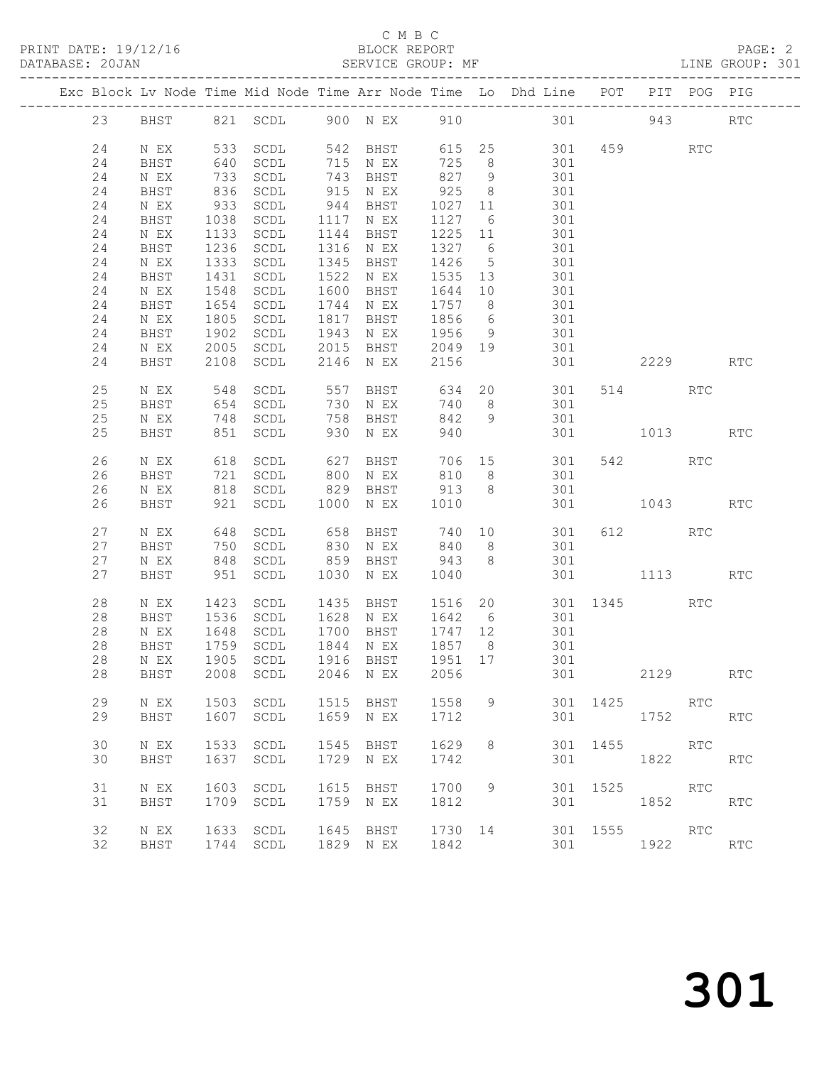C M B C
BLOCK REPORT
SERVICE GROUP: MF

PRINT DATE: 19/12/16
DATABASE: 20JAN
LINE GROUP: 301

| Exc | Block | Lv | Node | Time | Mid Node | Time | Arr Node | Time | Lo | Dhd Line | POT | PIT | POG | PIG |
|---|---|---|---|---|---|---|---|---|---|---|---|---|---|---|
| | 23 | | BHST | 821 | SCDL | 900 | N EX | 910 | | 301 | | 943 | | RTC |
| | 24 | | N EX | 533 | SCDL | 542 | BHST | 615 | 25 | 301 | 459 | | RTC | |
| | 24 | | BHST | 640 | SCDL | 715 | N EX | 725 | 8 | 301 | | | | |
| | 24 | | N EX | 733 | SCDL | 743 | BHST | 827 | 9 | 301 | | | | |
| | 24 | | BHST | 836 | SCDL | 915 | N EX | 925 | 8 | 301 | | | | |
| | 24 | | N EX | 933 | SCDL | 944 | BHST | 1027 | 11 | 301 | | | | |
| | 24 | | BHST | 1038 | SCDL | 1117 | N EX | 1127 | 6 | 301 | | | | |
| | 24 | | N EX | 1133 | SCDL | 1144 | BHST | 1225 | 11 | 301 | | | | |
| | 24 | | BHST | 1236 | SCDL | 1316 | N EX | 1327 | 6 | 301 | | | | |
| | 24 | | N EX | 1333 | SCDL | 1345 | BHST | 1426 | 5 | 301 | | | | |
| | 24 | | BHST | 1431 | SCDL | 1522 | N EX | 1535 | 13 | 301 | | | | |
| | 24 | | N EX | 1548 | SCDL | 1600 | BHST | 1644 | 10 | 301 | | | | |
| | 24 | | BHST | 1654 | SCDL | 1744 | N EX | 1757 | 8 | 301 | | | | |
| | 24 | | N EX | 1805 | SCDL | 1817 | BHST | 1856 | 6 | 301 | | | | |
| | 24 | | BHST | 1902 | SCDL | 1943 | N EX | 1956 | 9 | 301 | | | | |
| | 24 | | N EX | 2005 | SCDL | 2015 | BHST | 2049 | 19 | 301 | | | | |
| | 24 | | BHST | 2108 | SCDL | 2146 | N EX | 2156 | | 301 | | 2229 | | RTC |
| | 25 | | N EX | 548 | SCDL | 557 | BHST | 634 | 20 | 301 | 514 | | RTC | |
| | 25 | | BHST | 654 | SCDL | 730 | N EX | 740 | 8 | 301 | | | | |
| | 25 | | N EX | 748 | SCDL | 758 | BHST | 842 | 9 | 301 | | | | |
| | 25 | | BHST | 851 | SCDL | 930 | N EX | 940 | | 301 | | 1013 | | RTC |
| | 26 | | N EX | 618 | SCDL | 627 | BHST | 706 | 15 | 301 | 542 | | RTC | |
| | 26 | | BHST | 721 | SCDL | 800 | N EX | 810 | 8 | 301 | | | | |
| | 26 | | N EX | 818 | SCDL | 829 | BHST | 913 | 8 | 301 | | | | |
| | 26 | | BHST | 921 | SCDL | 1000 | N EX | 1010 | | 301 | | 1043 | | RTC |
| | 27 | | N EX | 648 | SCDL | 658 | BHST | 740 | 10 | 301 | 612 | | RTC | |
| | 27 | | BHST | 750 | SCDL | 830 | N EX | 840 | 8 | 301 | | | | |
| | 27 | | N EX | 848 | SCDL | 859 | BHST | 943 | 8 | 301 | | | | |
| | 27 | | BHST | 951 | SCDL | 1030 | N EX | 1040 | | 301 | | 1113 | | RTC |
| | 28 | | N EX | 1423 | SCDL | 1435 | BHST | 1516 | 20 | 301 | 1345 | | RTC | |
| | 28 | | BHST | 1536 | SCDL | 1628 | N EX | 1642 | 6 | 301 | | | | |
| | 28 | | N EX | 1648 | SCDL | 1700 | BHST | 1747 | 12 | 301 | | | | |
| | 28 | | BHST | 1759 | SCDL | 1844 | N EX | 1857 | 8 | 301 | | | | |
| | 28 | | N EX | 1905 | SCDL | 1916 | BHST | 1951 | 17 | 301 | | | | |
| | 28 | | BHST | 2008 | SCDL | 2046 | N EX | 2056 | | 301 | | 2129 | | RTC |
| | 29 | | N EX | 1503 | SCDL | 1515 | BHST | 1558 | 9 | 301 | 1425 | | RTC | |
| | 29 | | BHST | 1607 | SCDL | 1659 | N EX | 1712 | | 301 | | 1752 | | RTC |
| | 30 | | N EX | 1533 | SCDL | 1545 | BHST | 1629 | 8 | 301 | 1455 | | RTC | |
| | 30 | | BHST | 1637 | SCDL | 1729 | N EX | 1742 | | 301 | | 1822 | | RTC |
| | 31 | | N EX | 1603 | SCDL | 1615 | BHST | 1700 | 9 | 301 | 1525 | | RTC | |
| | 31 | | BHST | 1709 | SCDL | 1759 | N EX | 1812 | | 301 | | 1852 | | RTC |
| | 32 | | N EX | 1633 | SCDL | 1645 | BHST | 1730 | 14 | 301 | 1555 | | RTC | |
| | 32 | | BHST | 1744 | SCDL | 1829 | N EX | 1842 | | 301 | | 1922 | | RTC |

301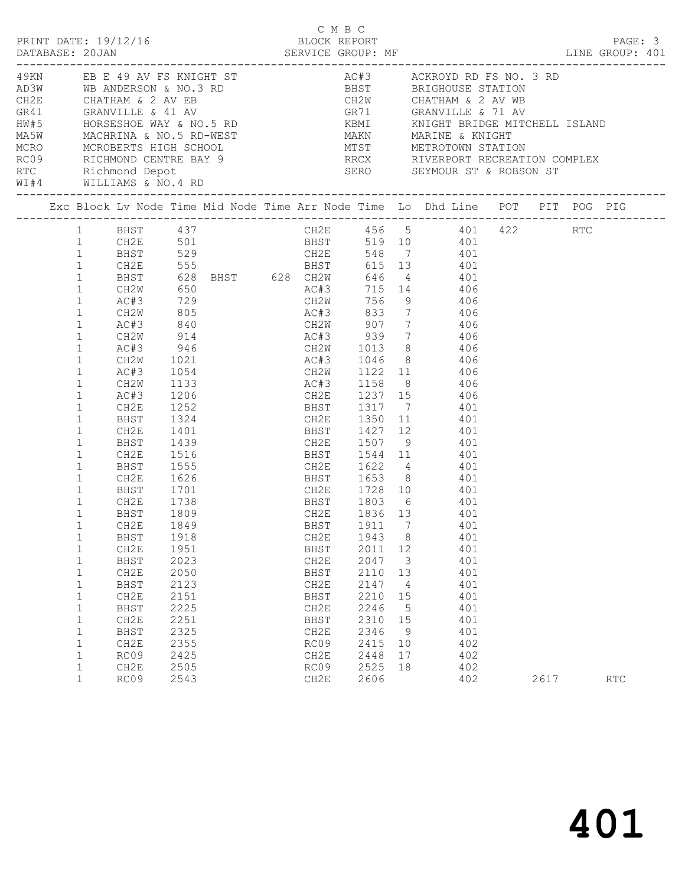C M B C
PRINT DATE: 19/12/16 BLOCK REPORT
DATABASE: 20JAN SERVICE GROUP: MF LINE GROUP: 401

| Code | Description | Code | Description |
|---|---|---|---|
| 49KN | EB E 49 AV FS KNIGHT ST | AC#3 | ACKROYD RD FS NO. 3 RD |
| AD3W | WB ANDERSON & NO.3 RD | BHST | BRIGHOUSE STATION |
| CH2E | CHATHAM & 2 AV EB | CH2W | CHATHAM & 2 AV WB |
| GR41 | GRANVILLE & 41 AV | GR71 | GRANVILLE & 71 AV |
| HW#5 | HORSESHOE WAY & NO.5 RD | KBMI | KNIGHT BRIDGE MITCHELL ISLAND |
| MA5W | MACHRINA & NO.5 RD-WEST | MAKN | MARINE & KNIGHT |
| MCRO | MCROBERTS HIGH SCHOOL | MTST | METROTOWN STATION |
| RC09 | RICHMOND CENTRE BAY 9 | RRCX | RIVERPORT RECREATION COMPLEX |
| RTC | Richmond Depot | SERO | SEYMOUR ST & ROBSON ST |
| WI#4 | WILLIAMS & NO.4 RD | | |

| Exc | Block | Lv Node | Time | Mid Node | Time | Arr Node | Time | Lo | Dhd Line | POT | PIT | POG | PIG |
|---|---|---|---|---|---|---|---|---|---|---|---|---|---|
| | 1 | BHST | 437 | | | CH2E | 456 | 5 | 401 | 422 | | RTC | |
| | 1 | CH2E | 501 | | | BHST | 519 | 10 | 401 | | | | |
| | 1 | BHST | 529 | | | CH2E | 548 | 7 | 401 | | | | |
| | 1 | CH2E | 555 | | | BHST | 615 | 13 | 401 | | | | |
| | 1 | BHST | 628 | BHST | 628 | CH2W | 646 | 4 | 401 | | | | |
| | 1 | CH2W | 650 | | | AC#3 | 715 | 14 | 406 | | | | |
| | 1 | AC#3 | 729 | | | CH2W | 756 | 9 | 406 | | | | |
| | 1 | CH2W | 805 | | | AC#3 | 833 | 7 | 406 | | | | |
| | 1 | AC#3 | 840 | | | CH2W | 907 | 7 | 406 | | | | |
| | 1 | CH2W | 914 | | | AC#3 | 939 | 7 | 406 | | | | |
| | 1 | AC#3 | 946 | | | CH2W | 1013 | 8 | 406 | | | | |
| | 1 | CH2W | 1021 | | | AC#3 | 1046 | 8 | 406 | | | | |
| | 1 | AC#3 | 1054 | | | CH2W | 1122 | 11 | 406 | | | | |
| | 1 | CH2W | 1133 | | | AC#3 | 1158 | 8 | 406 | | | | |
| | 1 | AC#3 | 1206 | | | CH2E | 1237 | 15 | 406 | | | | |
| | 1 | CH2E | 1252 | | | BHST | 1317 | 7 | 401 | | | | |
| | 1 | BHST | 1324 | | | CH2E | 1350 | 11 | 401 | | | | |
| | 1 | CH2E | 1401 | | | BHST | 1427 | 12 | 401 | | | | |
| | 1 | BHST | 1439 | | | CH2E | 1507 | 9 | 401 | | | | |
| | 1 | CH2E | 1516 | | | BHST | 1544 | 11 | 401 | | | | |
| | 1 | BHST | 1555 | | | CH2E | 1622 | 4 | 401 | | | | |
| | 1 | CH2E | 1626 | | | BHST | 1653 | 8 | 401 | | | | |
| | 1 | BHST | 1701 | | | CH2E | 1728 | 10 | 401 | | | | |
| | 1 | CH2E | 1738 | | | BHST | 1803 | 6 | 401 | | | | |
| | 1 | BHST | 1809 | | | CH2E | 1836 | 13 | 401 | | | | |
| | 1 | CH2E | 1849 | | | BHST | 1911 | 7 | 401 | | | | |
| | 1 | BHST | 1918 | | | CH2E | 1943 | 8 | 401 | | | | |
| | 1 | CH2E | 1951 | | | BHST | 2011 | 12 | 401 | | | | |
| | 1 | BHST | 2023 | | | CH2E | 2047 | 3 | 401 | | | | |
| | 1 | CH2E | 2050 | | | BHST | 2110 | 13 | 401 | | | | |
| | 1 | BHST | 2123 | | | CH2E | 2147 | 4 | 401 | | | | |
| | 1 | CH2E | 2151 | | | BHST | 2210 | 15 | 401 | | | | |
| | 1 | BHST | 2225 | | | CH2E | 2246 | 5 | 401 | | | | |
| | 1 | CH2E | 2251 | | | BHST | 2310 | 15 | 401 | | | | |
| | 1 | BHST | 2325 | | | CH2E | 2346 | 9 | 401 | | | | |
| | 1 | CH2E | 2355 | | | RC09 | 2415 | 10 | 402 | | | | |
| | 1 | RC09 | 2425 | | | CH2E | 2448 | 17 | 402 | | | | |
| | 1 | CH2E | 2505 | | | RC09 | 2525 | 18 | 402 | | | | |
| | 1 | RC09 | 2543 | | | CH2E | 2606 | | 402 | | 2617 | | RTC |

401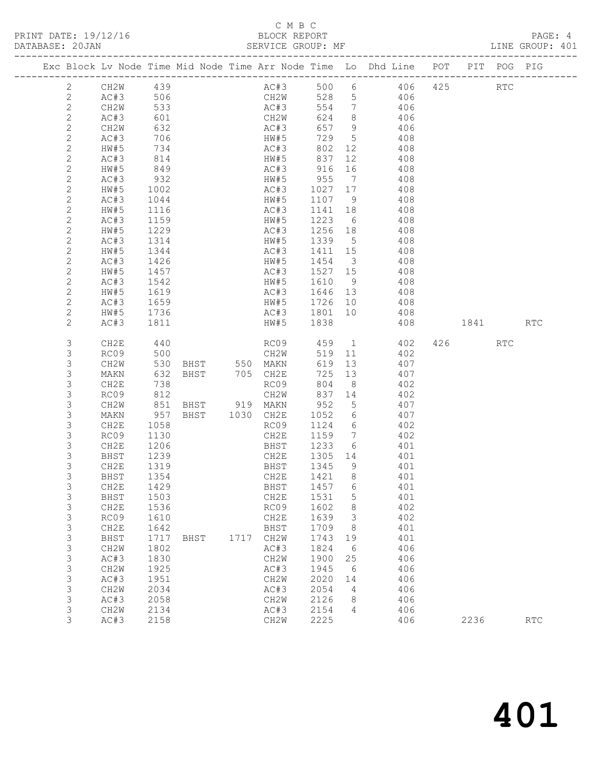C M B C

BLOCK REPORT

SERVICE GROUP: MF

LINE GROUP: 401

PRINT DATE: 19/12/16

DATABASE: 20JAN

| Exc | Block | Lv | Node | Time | Mid Node | Time | Arr Node | Time | Lo | Dhd Line | POT | PIT | POG | PIG |
|---|---|---|---|---|---|---|---|---|---|---|---|---|---|---|
| | 2 | | CH2W | 439 | | | AC#3 | 500 | 6 | 406 | 425 | | RTC | |
| | 2 | | AC#3 | 506 | | | CH2W | 528 | 5 | 406 | | | | |
| | 2 | | CH2W | 533 | | | AC#3 | 554 | 7 | 406 | | | | |
| | 2 | | AC#3 | 601 | | | CH2W | 624 | 8 | 406 | | | | |
| | 2 | | CH2W | 632 | | | AC#3 | 657 | 9 | 406 | | | | |
| | 2 | | AC#3 | 706 | | | HW#5 | 729 | 5 | 408 | | | | |
| | 2 | | HW#5 | 734 | | | AC#3 | 802 | 12 | 408 | | | | |
| | 2 | | AC#3 | 814 | | | HW#5 | 837 | 12 | 408 | | | | |
| | 2 | | HW#5 | 849 | | | AC#3 | 916 | 16 | 408 | | | | |
| | 2 | | AC#3 | 932 | | | HW#5 | 955 | 7 | 408 | | | | |
| | 2 | | HW#5 | 1002 | | | AC#3 | 1027 | 17 | 408 | | | | |
| | 2 | | AC#3 | 1044 | | | HW#5 | 1107 | 9 | 408 | | | | |
| | 2 | | HW#5 | 1116 | | | AC#3 | 1141 | 18 | 408 | | | | |
| | 2 | | AC#3 | 1159 | | | HW#5 | 1223 | 6 | 408 | | | | |
| | 2 | | HW#5 | 1229 | | | AC#3 | 1256 | 18 | 408 | | | | |
| | 2 | | AC#3 | 1314 | | | HW#5 | 1339 | 5 | 408 | | | | |
| | 2 | | HW#5 | 1344 | | | AC#3 | 1411 | 15 | 408 | | | | |
| | 2 | | AC#3 | 1426 | | | HW#5 | 1454 | 3 | 408 | | | | |
| | 2 | | HW#5 | 1457 | | | AC#3 | 1527 | 15 | 408 | | | | |
| | 2 | | AC#3 | 1542 | | | HW#5 | 1610 | 9 | 408 | | | | |
| | 2 | | HW#5 | 1619 | | | AC#3 | 1646 | 13 | 408 | | | | |
| | 2 | | AC#3 | 1659 | | | HW#5 | 1726 | 10 | 408 | | | | |
| | 2 | | HW#5 | 1736 | | | AC#3 | 1801 | 10 | 408 | | | | |
| | 2 | | AC#3 | 1811 | | | HW#5 | 1838 | | 408 | | 1841 | | RTC |
| | 3 | | CH2E | 440 | | | RC09 | 459 | 1 | 402 | 426 | | RTC | |
| | 3 | | RC09 | 500 | | | CH2W | 519 | 11 | 402 | | | | |
| | 3 | | CH2W | 530 | BHST | 550 | MAKN | 619 | 13 | 407 | | | | |
| | 3 | | MAKN | 632 | BHST | 705 | CH2E | 725 | 13 | 407 | | | | |
| | 3 | | CH2E | 738 | | | RC09 | 804 | 8 | 402 | | | | |
| | 3 | | RC09 | 812 | | | CH2W | 837 | 14 | 402 | | | | |
| | 3 | | CH2W | 851 | BHST | 919 | MAKN | 952 | 5 | 407 | | | | |
| | 3 | | MAKN | 957 | BHST | 1030 | CH2E | 1052 | 6 | 407 | | | | |
| | 3 | | CH2E | 1058 | | | RC09 | 1124 | 6 | 402 | | | | |
| | 3 | | RC09 | 1130 | | | CH2E | 1159 | 7 | 402 | | | | |
| | 3 | | CH2E | 1206 | | | BHST | 1233 | 6 | 401 | | | | |
| | 3 | | BHST | 1239 | | | CH2E | 1305 | 14 | 401 | | | | |
| | 3 | | CH2E | 1319 | | | BHST | 1345 | 9 | 401 | | | | |
| | 3 | | BHST | 1354 | | | CH2E | 1421 | 8 | 401 | | | | |
| | 3 | | CH2E | 1429 | | | BHST | 1457 | 6 | 401 | | | | |
| | 3 | | BHST | 1503 | | | CH2E | 1531 | 5 | 401 | | | | |
| | 3 | | CH2E | 1536 | | | RC09 | 1602 | 8 | 402 | | | | |
| | 3 | | RC09 | 1610 | | | CH2E | 1639 | 3 | 402 | | | | |
| | 3 | | CH2E | 1642 | | | BHST | 1709 | 8 | 401 | | | | |
| | 3 | | BHST | 1717 | BHST | 1717 | CH2W | 1743 | 19 | 401 | | | | |
| | 3 | | CH2W | 1802 | | | AC#3 | 1824 | 6 | 406 | | | | |
| | 3 | | AC#3 | 1830 | | | CH2W | 1900 | 25 | 406 | | | | |
| | 3 | | CH2W | 1925 | | | AC#3 | 1945 | 6 | 406 | | | | |
| | 3 | | AC#3 | 1951 | | | CH2W | 2020 | 14 | 406 | | | | |
| | 3 | | CH2W | 2034 | | | AC#3 | 2054 | 4 | 406 | | | | |
| | 3 | | AC#3 | 2058 | | | CH2W | 2126 | 8 | 406 | | | | |
| | 3 | | CH2W | 2134 | | | AC#3 | 2154 | 4 | 406 | | | | |
| | 3 | | AC#3 | 2158 | | | CH2W | 2225 | | 406 | | 2236 | | RTC |

401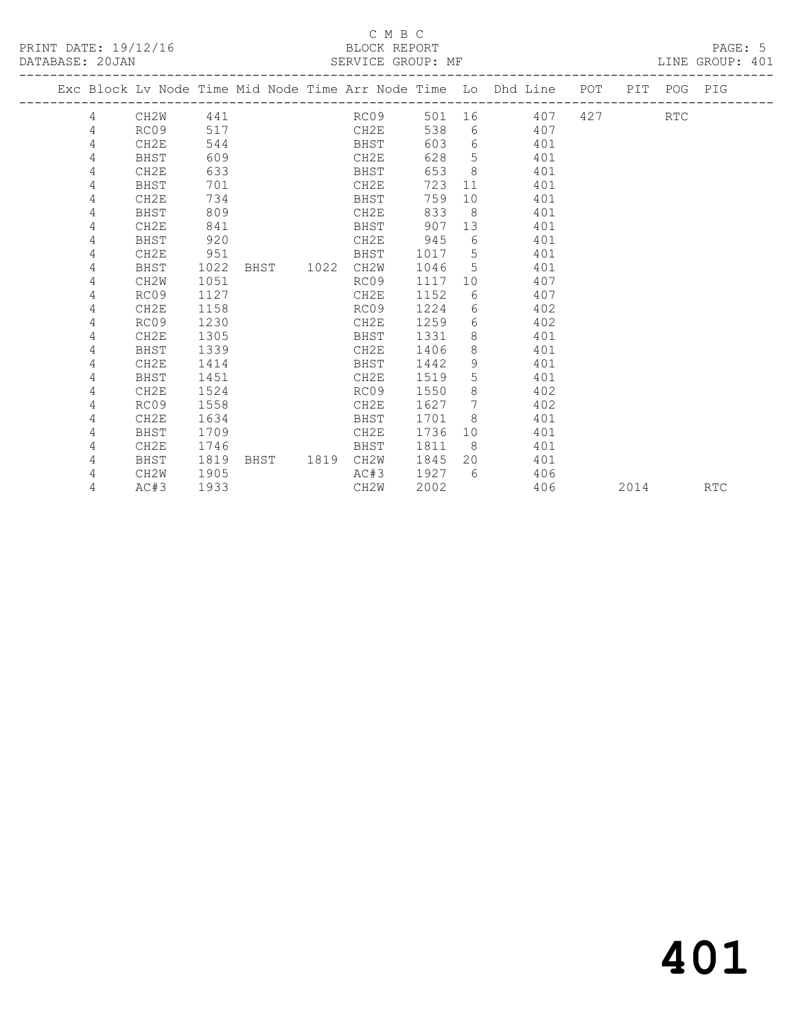C M B C
BLOCK REPORT
SERVICE GROUP: MF

PRINT DATE: 19/12/16
DATABASE: 20JAN
LINE GROUP: 401

| Exc | Block | Lv Node | Time | Mid Node | Time | Arr Node | Time | Lo | Dhd Line | POT | PIT | POG | PIG |
|---|---|---|---|---|---|---|---|---|---|---|---|---|---|
| | 4 | CH2W | 441 | | | RC09 | 501 | 16 | 407 | 427 | | RTC | |
| | 4 | RC09 | 517 | | | CH2E | 538 | 6 | 407 | | | | |
| | 4 | CH2E | 544 | | | BHST | 603 | 6 | 401 | | | | |
| | 4 | BHST | 609 | | | CH2E | 628 | 5 | 401 | | | | |
| | 4 | CH2E | 633 | | | BHST | 653 | 8 | 401 | | | | |
| | 4 | BHST | 701 | | | CH2E | 723 | 11 | 401 | | | | |
| | 4 | CH2E | 734 | | | BHST | 759 | 10 | 401 | | | | |
| | 4 | BHST | 809 | | | CH2E | 833 | 8 | 401 | | | | |
| | 4 | CH2E | 841 | | | BHST | 907 | 13 | 401 | | | | |
| | 4 | BHST | 920 | | | CH2E | 945 | 6 | 401 | | | | |
| | 4 | CH2E | 951 | | | BHST | 1017 | 5 | 401 | | | | |
| | 4 | BHST | 1022 | BHST | 1022 | CH2W | 1046 | 5 | 401 | | | | |
| | 4 | CH2W | 1051 | | | RC09 | 1117 | 10 | 407 | | | | |
| | 4 | RC09 | 1127 | | | CH2E | 1152 | 6 | 407 | | | | |
| | 4 | CH2E | 1158 | | | RC09 | 1224 | 6 | 402 | | | | |
| | 4 | RC09 | 1230 | | | CH2E | 1259 | 6 | 402 | | | | |
| | 4 | CH2E | 1305 | | | BHST | 1331 | 8 | 401 | | | | |
| | 4 | BHST | 1339 | | | CH2E | 1406 | 8 | 401 | | | | |
| | 4 | CH2E | 1414 | | | BHST | 1442 | 9 | 401 | | | | |
| | 4 | BHST | 1451 | | | CH2E | 1519 | 5 | 401 | | | | |
| | 4 | CH2E | 1524 | | | RC09 | 1550 | 8 | 402 | | | | |
| | 4 | RC09 | 1558 | | | CH2E | 1627 | 7 | 402 | | | | |
| | 4 | CH2E | 1634 | | | BHST | 1701 | 8 | 401 | | | | |
| | 4 | BHST | 1709 | | | CH2E | 1736 | 10 | 401 | | | | |
| | 4 | CH2E | 1746 | | | BHST | 1811 | 8 | 401 | | | | |
| | 4 | BHST | 1819 | BHST | 1819 | CH2W | 1845 | 20 | 401 | | | | |
| | 4 | CH2W | 1905 | | | AC#3 | 1927 | 6 | 406 | | | | |
| | 4 | AC#3 | 1933 | | | CH2W | 2002 | | 406 | | 2014 | | RTC |

401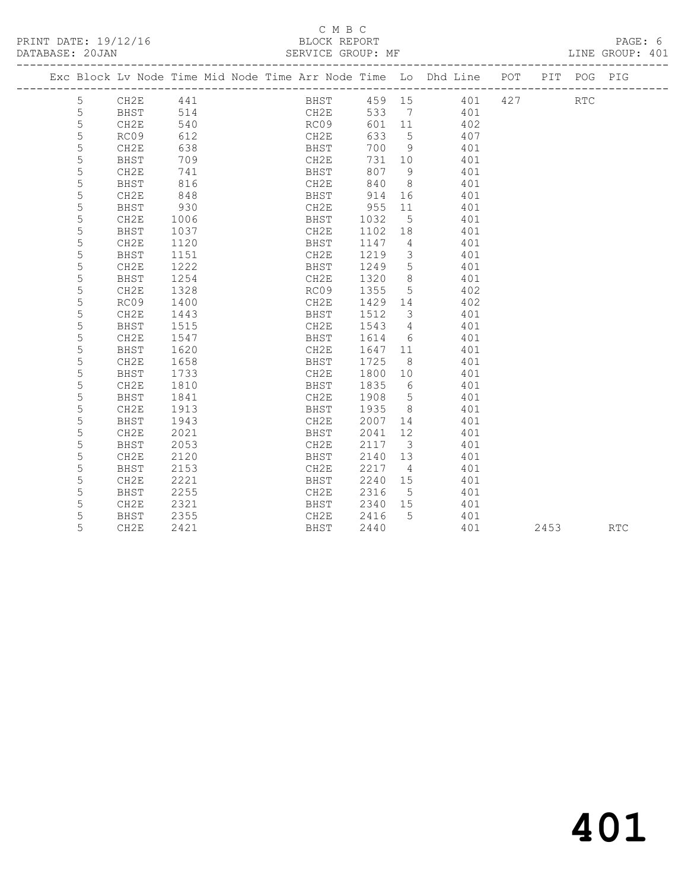C M B C

PRINT DATE: 19/12/16 BLOCK REPORT

DATABASE: 20JAN SERVICE GROUP: MF LINE GROUP: 401

| Exc | Block | Lv | Node | Time | Mid Node | Time | Arr Node | Time | Lo | Dhd | Line | POT | PIT | POG | PIG |
|---|---|---|---|---|---|---|---|---|---|---|---|---|---|---|---|
| | 5 | | CH2E | 441 | | | BHST | 459 | 15 | | 401 | 427 | | RTC | |
| | 5 | | BHST | 514 | | | CH2E | 533 | 7 | | 401 | | | | |
| | 5 | | CH2E | 540 | | | RC09 | 601 | 11 | | 402 | | | | |
| | 5 | | RC09 | 612 | | | CH2E | 633 | 5 | | 407 | | | | |
| | 5 | | CH2E | 638 | | | BHST | 700 | 9 | | 401 | | | | |
| | 5 | | BHST | 709 | | | CH2E | 731 | 10 | | 401 | | | | |
| | 5 | | CH2E | 741 | | | BHST | 807 | 9 | | 401 | | | | |
| | 5 | | BHST | 816 | | | CH2E | 840 | 8 | | 401 | | | | |
| | 5 | | CH2E | 848 | | | BHST | 914 | 16 | | 401 | | | | |
| | 5 | | BHST | 930 | | | CH2E | 955 | 11 | | 401 | | | | |
| | 5 | | CH2E | 1006 | | | BHST | 1032 | 5 | | 401 | | | | |
| | 5 | | BHST | 1037 | | | CH2E | 1102 | 18 | | 401 | | | | |
| | 5 | | CH2E | 1120 | | | BHST | 1147 | 4 | | 401 | | | | |
| | 5 | | BHST | 1151 | | | CH2E | 1219 | 3 | | 401 | | | | |
| | 5 | | CH2E | 1222 | | | BHST | 1249 | 5 | | 401 | | | | |
| | 5 | | BHST | 1254 | | | CH2E | 1320 | 8 | | 401 | | | | |
| | 5 | | CH2E | 1328 | | | RC09 | 1355 | 5 | | 402 | | | | |
| | 5 | | RC09 | 1400 | | | CH2E | 1429 | 14 | | 402 | | | | |
| | 5 | | CH2E | 1443 | | | BHST | 1512 | 3 | | 401 | | | | |
| | 5 | | BHST | 1515 | | | CH2E | 1543 | 4 | | 401 | | | | |
| | 5 | | CH2E | 1547 | | | BHST | 1614 | 6 | | 401 | | | | |
| | 5 | | BHST | 1620 | | | CH2E | 1647 | 11 | | 401 | | | | |
| | 5 | | CH2E | 1658 | | | BHST | 1725 | 8 | | 401 | | | | |
| | 5 | | BHST | 1733 | | | CH2E | 1800 | 10 | | 401 | | | | |
| | 5 | | CH2E | 1810 | | | BHST | 1835 | 6 | | 401 | | | | |
| | 5 | | BHST | 1841 | | | CH2E | 1908 | 5 | | 401 | | | | |
| | 5 | | CH2E | 1913 | | | BHST | 1935 | 8 | | 401 | | | | |
| | 5 | | BHST | 1943 | | | CH2E | 2007 | 14 | | 401 | | | | |
| | 5 | | CH2E | 2021 | | | BHST | 2041 | 12 | | 401 | | | | |
| | 5 | | BHST | 2053 | | | CH2E | 2117 | 3 | | 401 | | | | |
| | 5 | | CH2E | 2120 | | | BHST | 2140 | 13 | | 401 | | | | |
| | 5 | | BHST | 2153 | | | CH2E | 2217 | 4 | | 401 | | | | |
| | 5 | | CH2E | 2221 | | | BHST | 2240 | 15 | | 401 | | | | |
| | 5 | | BHST | 2255 | | | CH2E | 2316 | 5 | | 401 | | | | |
| | 5 | | CH2E | 2321 | | | BHST | 2340 | 15 | | 401 | | | | |
| | 5 | | BHST | 2355 | | | CH2E | 2416 | 5 | | 401 | | | | |
| | 5 | | CH2E | 2421 | | | BHST | 2440 | | | 401 | | 2453 | | RTC |

# 401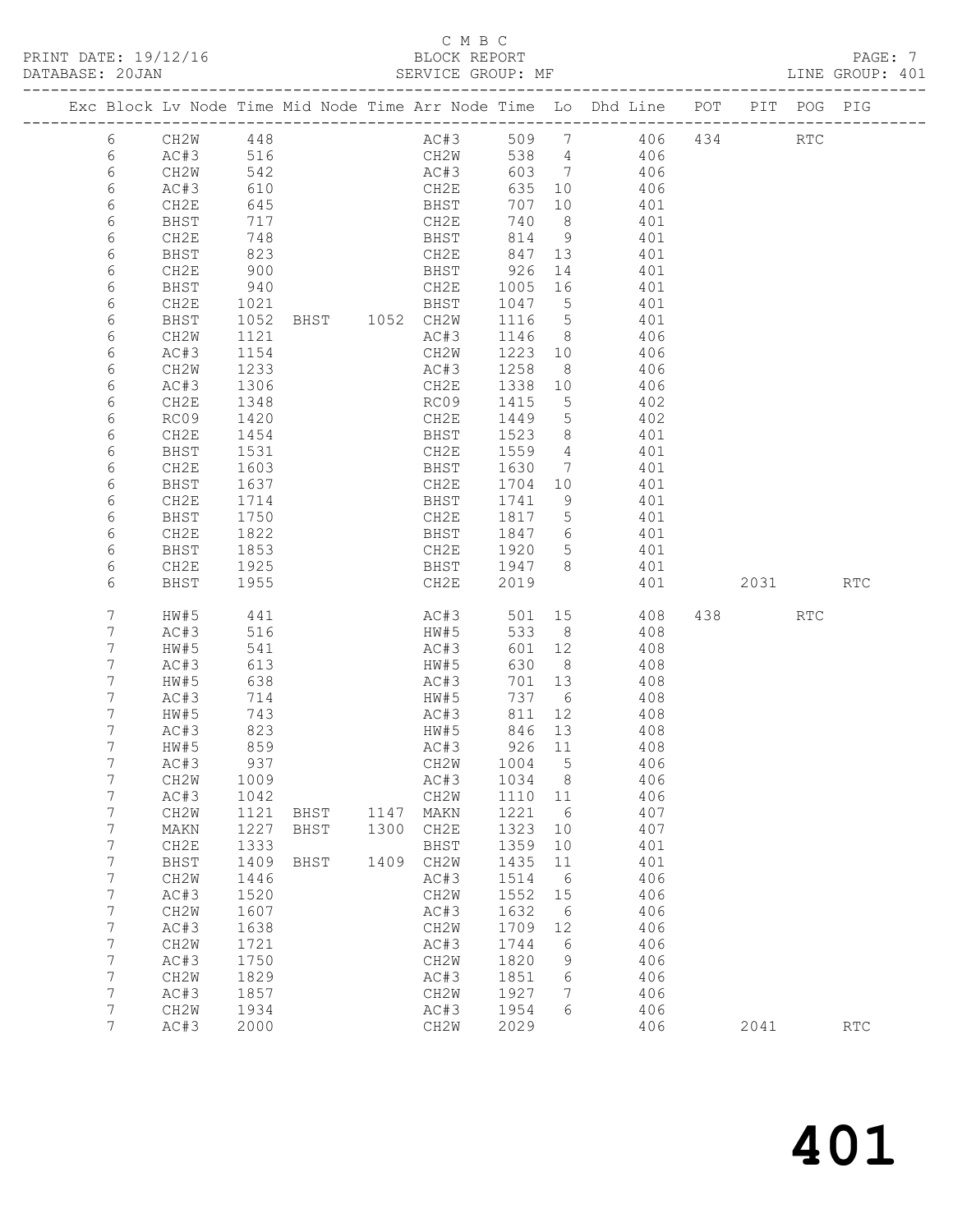C M B C
PRINT DATE: 19/12/16 BLOCK REPORT
DATABASE: 20JAN SERVICE GROUP: MF LINE GROUP: 401

| Exc | Block | Lv Node | Time | Mid Node | Time | Arr Node | Time | Lo | Dhd Line | POT | PIT | POG | PIG |
|---|---|---|---|---|---|---|---|---|---|---|---|---|---|
| | 6 | CH2W | 448 | | | AC#3 | 509 | 7 | 406 | 434 | | RTC | |
| | 6 | AC#3 | 516 | | | CH2W | 538 | 4 | 406 | | | | |
| | 6 | CH2W | 542 | | | AC#3 | 603 | 7 | 406 | | | | |
| | 6 | AC#3 | 610 | | | CH2E | 635 | 10 | 406 | | | | |
| | 6 | CH2E | 645 | | | BHST | 707 | 10 | 401 | | | | |
| | 6 | BHST | 717 | | | CH2E | 740 | 8 | 401 | | | | |
| | 6 | CH2E | 748 | | | BHST | 814 | 9 | 401 | | | | |
| | 6 | BHST | 823 | | | CH2E | 847 | 13 | 401 | | | | |
| | 6 | CH2E | 900 | | | BHST | 926 | 14 | 401 | | | | |
| | 6 | BHST | 940 | | | CH2E | 1005 | 16 | 401 | | | | |
| | 6 | CH2E | 1021 | | | BHST | 1047 | 5 | 401 | | | | |
| | 6 | BHST | 1052 | BHST | 1052 | CH2W | 1116 | 5 | 401 | | | | |
| | 6 | CH2W | 1121 | | | AC#3 | 1146 | 8 | 406 | | | | |
| | 6 | AC#3 | 1154 | | | CH2W | 1223 | 10 | 406 | | | | |
| | 6 | CH2W | 1233 | | | AC#3 | 1258 | 8 | 406 | | | | |
| | 6 | AC#3 | 1306 | | | CH2E | 1338 | 10 | 406 | | | | |
| | 6 | CH2E | 1348 | | | RC09 | 1415 | 5 | 402 | | | | |
| | 6 | RC09 | 1420 | | | CH2E | 1449 | 5 | 402 | | | | |
| | 6 | CH2E | 1454 | | | BHST | 1523 | 8 | 401 | | | | |
| | 6 | BHST | 1531 | | | CH2E | 1559 | 4 | 401 | | | | |
| | 6 | CH2E | 1603 | | | BHST | 1630 | 7 | 401 | | | | |
| | 6 | BHST | 1637 | | | CH2E | 1704 | 10 | 401 | | | | |
| | 6 | CH2E | 1714 | | | BHST | 1741 | 9 | 401 | | | | |
| | 6 | BHST | 1750 | | | CH2E | 1817 | 5 | 401 | | | | |
| | 6 | CH2E | 1822 | | | BHST | 1847 | 6 | 401 | | | | |
| | 6 | BHST | 1853 | | | CH2E | 1920 | 5 | 401 | | | | |
| | 6 | CH2E | 1925 | | | BHST | 1947 | 8 | 401 | | | | |
| | 6 | BHST | 1955 | | | CH2E | 2019 | | 401 | | 2031 | | RTC |
| | 7 | HW#5 | 441 | | | AC#3 | 501 | 15 | 408 | 438 | | RTC | |
| | 7 | AC#3 | 516 | | | HW#5 | 533 | 8 | 408 | | | | |
| | 7 | HW#5 | 541 | | | AC#3 | 601 | 12 | 408 | | | | |
| | 7 | AC#3 | 613 | | | HW#5 | 630 | 8 | 408 | | | | |
| | 7 | HW#5 | 638 | | | AC#3 | 701 | 13 | 408 | | | | |
| | 7 | AC#3 | 714 | | | HW#5 | 737 | 6 | 408 | | | | |
| | 7 | HW#5 | 743 | | | AC#3 | 811 | 12 | 408 | | | | |
| | 7 | AC#3 | 823 | | | HW#5 | 846 | 13 | 408 | | | | |
| | 7 | HW#5 | 859 | | | AC#3 | 926 | 11 | 408 | | | | |
| | 7 | AC#3 | 937 | | | CH2W | 1004 | 5 | 406 | | | | |
| | 7 | CH2W | 1009 | | | AC#3 | 1034 | 8 | 406 | | | | |
| | 7 | AC#3 | 1042 | | | CH2W | 1110 | 11 | 406 | | | | |
| | 7 | CH2W | 1121 | BHST | 1147 | MAKN | 1221 | 6 | 407 | | | | |
| | 7 | MAKN | 1227 | BHST | 1300 | CH2E | 1323 | 10 | 407 | | | | |
| | 7 | CH2E | 1333 | | | BHST | 1359 | 10 | 401 | | | | |
| | 7 | BHST | 1409 | BHST | 1409 | CH2W | 1435 | 11 | 401 | | | | |
| | 7 | CH2W | 1446 | | | AC#3 | 1514 | 6 | 406 | | | | |
| | 7 | AC#3 | 1520 | | | CH2W | 1552 | 15 | 406 | | | | |
| | 7 | CH2W | 1607 | | | AC#3 | 1632 | 6 | 406 | | | | |
| | 7 | AC#3 | 1638 | | | CH2W | 1709 | 12 | 406 | | | | |
| | 7 | CH2W | 1721 | | | AC#3 | 1744 | 6 | 406 | | | | |
| | 7 | AC#3 | 1750 | | | CH2W | 1820 | 9 | 406 | | | | |
| | 7 | CH2W | 1829 | | | AC#3 | 1851 | 6 | 406 | | | | |
| | 7 | AC#3 | 1857 | | | CH2W | 1927 | 7 | 406 | | | | |
| | 7 | CH2W | 1934 | | | AC#3 | 1954 | 6 | 406 | | | | |
| | 7 | AC#3 | 2000 | | | CH2W | 2029 | | 406 | | 2041 | | RTC |

# 401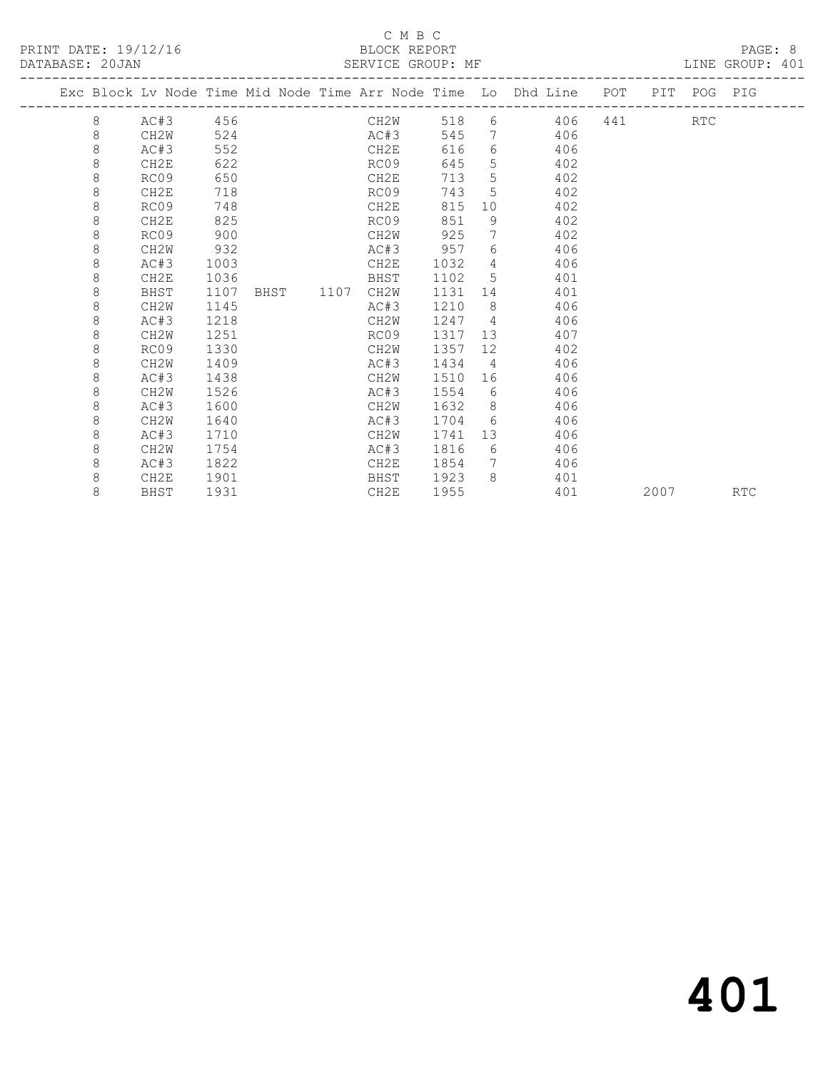C M B C

PRINT DATE: 19/12/16 BLOCK REPORT
DATABASE: 20JAN SERVICE GROUP: MF LINE GROUP: 401

| Exc | Block | Lv Node | Time | Mid Node | Time | Arr Node | Time | Lo | Dhd Line | POT | PIT | POG | PIG |
|---|---|---|---|---|---|---|---|---|---|---|---|---|---|
| | 8 | AC#3 | 456 | | | CH2W | 518 | 6 | 406 | 441 | | RTC | |
| | 8 | CH2W | 524 | | | AC#3 | 545 | 7 | 406 | | | | |
| | 8 | AC#3 | 552 | | | CH2E | 616 | 6 | 406 | | | | |
| | 8 | CH2E | 622 | | | RC09 | 645 | 5 | 402 | | | | |
| | 8 | RC09 | 650 | | | CH2E | 713 | 5 | 402 | | | | |
| | 8 | CH2E | 718 | | | RC09 | 743 | 5 | 402 | | | | |
| | 8 | RC09 | 748 | | | CH2E | 815 | 10 | 402 | | | | |
| | 8 | CH2E | 825 | | | RC09 | 851 | 9 | 402 | | | | |
| | 8 | RC09 | 900 | | | CH2W | 925 | 7 | 402 | | | | |
| | 8 | CH2W | 932 | | | AC#3 | 957 | 6 | 406 | | | | |
| | 8 | AC#3 | 1003 | | | CH2E | 1032 | 4 | 406 | | | | |
| | 8 | CH2E | 1036 | | | BHST | 1102 | 5 | 401 | | | | |
| | 8 | BHST | 1107 | BHST | 1107 | CH2W | 1131 | 14 | 401 | | | | |
| | 8 | CH2W | 1145 | | | AC#3 | 1210 | 8 | 406 | | | | |
| | 8 | AC#3 | 1218 | | | CH2W | 1247 | 4 | 406 | | | | |
| | 8 | CH2W | 1251 | | | RC09 | 1317 | 13 | 407 | | | | |
| | 8 | RC09 | 1330 | | | CH2W | 1357 | 12 | 402 | | | | |
| | 8 | CH2W | 1409 | | | AC#3 | 1434 | 4 | 406 | | | | |
| | 8 | AC#3 | 1438 | | | CH2W | 1510 | 16 | 406 | | | | |
| | 8 | CH2W | 1526 | | | AC#3 | 1554 | 6 | 406 | | | | |
| | 8 | AC#3 | 1600 | | | CH2W | 1632 | 8 | 406 | | | | |
| | 8 | CH2W | 1640 | | | AC#3 | 1704 | 6 | 406 | | | | |
| | 8 | AC#3 | 1710 | | | CH2W | 1741 | 13 | 406 | | | | |
| | 8 | CH2W | 1754 | | | AC#3 | 1816 | 6 | 406 | | | | |
| | 8 | AC#3 | 1822 | | | CH2E | 1854 | 7 | 406 | | | | |
| | 8 | CH2E | 1901 | | | BHST | 1923 | 8 | 401 | | | | |
| | 8 | BHST | 1931 | | | CH2E | 1955 | | 401 | | 2007 | | RTC |

# 401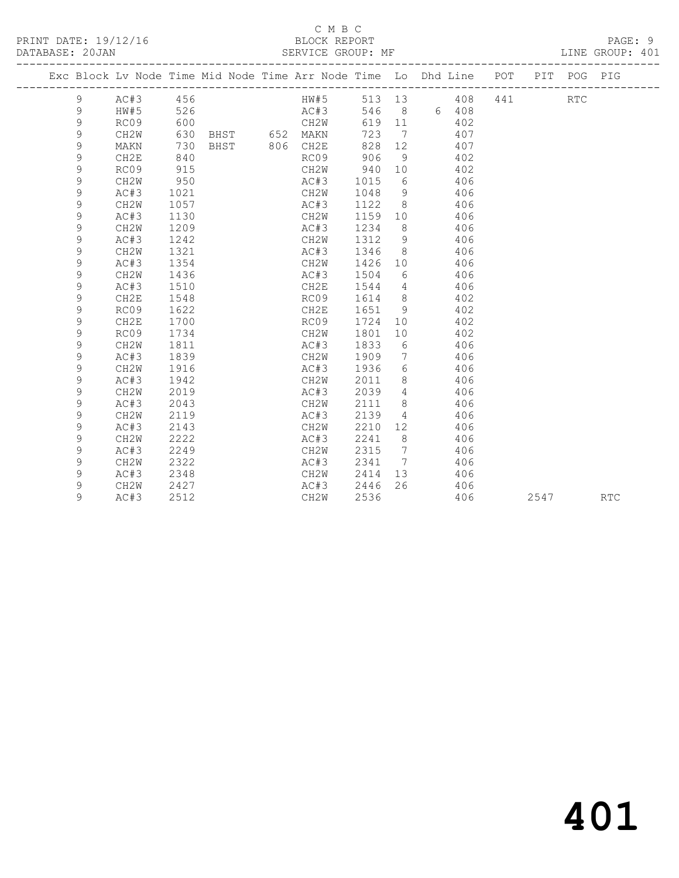C M B C

PRINT DATE: 19/12/16 BLOCK REPORT

DATABASE: 20JAN SERVICE GROUP: MF LINE GROUP: 401

| Exc | Block | Lv | Node | Time | Mid Node | Time | Arr Node | Time | Lo | Dhd | Line | POT | PIT | POG | PIG |
|---|---|---|---|---|---|---|---|---|---|---|---|---|---|---|---|
| | 9 | | AC#3 | 456 | | | HW#5 | 513 | 13 | | 408 | 441 | | RTC | |
| | 9 | | HW#5 | 526 | | | AC#3 | 546 | 8 | 6 | 408 | | | | |
| | 9 | | RC09 | 600 | | | CH2W | 619 | 11 | | 402 | | | | |
| | 9 | | CH2W | 630 | BHST | 652 | MAKN | 723 | 7 | | 407 | | | | |
| | 9 | | MAKN | 730 | BHST | 806 | CH2E | 828 | 12 | | 407 | | | | |
| | 9 | | CH2E | 840 | | | RC09 | 906 | 9 | | 402 | | | | |
| | 9 | | RC09 | 915 | | | CH2W | 940 | 10 | | 402 | | | | |
| | 9 | | CH2W | 950 | | | AC#3 | 1015 | 6 | | 406 | | | | |
| | 9 | | AC#3 | 1021 | | | CH2W | 1048 | 9 | | 406 | | | | |
| | 9 | | CH2W | 1057 | | | AC#3 | 1122 | 8 | | 406 | | | | |
| | 9 | | AC#3 | 1130 | | | CH2W | 1159 | 10 | | 406 | | | | |
| | 9 | | CH2W | 1209 | | | AC#3 | 1234 | 8 | | 406 | | | | |
| | 9 | | AC#3 | 1242 | | | CH2W | 1312 | 9 | | 406 | | | | |
| | 9 | | CH2W | 1321 | | | AC#3 | 1346 | 8 | | 406 | | | | |
| | 9 | | AC#3 | 1354 | | | CH2W | 1426 | 10 | | 406 | | | | |
| | 9 | | CH2W | 1436 | | | AC#3 | 1504 | 6 | | 406 | | | | |
| | 9 | | AC#3 | 1510 | | | CH2E | 1544 | 4 | | 406 | | | | |
| | 9 | | CH2E | 1548 | | | RC09 | 1614 | 8 | | 402 | | | | |
| | 9 | | RC09 | 1622 | | | CH2E | 1651 | 9 | | 402 | | | | |
| | 9 | | CH2E | 1700 | | | RC09 | 1724 | 10 | | 402 | | | | |
| | 9 | | RC09 | 1734 | | | CH2W | 1801 | 10 | | 402 | | | | |
| | 9 | | CH2W | 1811 | | | AC#3 | 1833 | 6 | | 406 | | | | |
| | 9 | | AC#3 | 1839 | | | CH2W | 1909 | 7 | | 406 | | | | |
| | 9 | | CH2W | 1916 | | | AC#3 | 1936 | 6 | | 406 | | | | |
| | 9 | | AC#3 | 1942 | | | CH2W | 2011 | 8 | | 406 | | | | |
| | 9 | | CH2W | 2019 | | | AC#3 | 2039 | 4 | | 406 | | | | |
| | 9 | | AC#3 | 2043 | | | CH2W | 2111 | 8 | | 406 | | | | |
| | 9 | | CH2W | 2119 | | | AC#3 | 2139 | 4 | | 406 | | | | |
| | 9 | | AC#3 | 2143 | | | CH2W | 2210 | 12 | | 406 | | | | |
| | 9 | | CH2W | 2222 | | | AC#3 | 2241 | 8 | | 406 | | | | |
| | 9 | | AC#3 | 2249 | | | CH2W | 2315 | 7 | | 406 | | | | |
| | 9 | | CH2W | 2322 | | | AC#3 | 2341 | 7 | | 406 | | | | |
| | 9 | | AC#3 | 2348 | | | CH2W | 2414 | 13 | | 406 | | | | |
| | 9 | | CH2W | 2427 | | | AC#3 | 2446 | 26 | | 406 | | | | |
| | 9 | | AC#3 | 2512 | | | CH2W | 2536 | | | 406 | | 2547 | | RTC |

401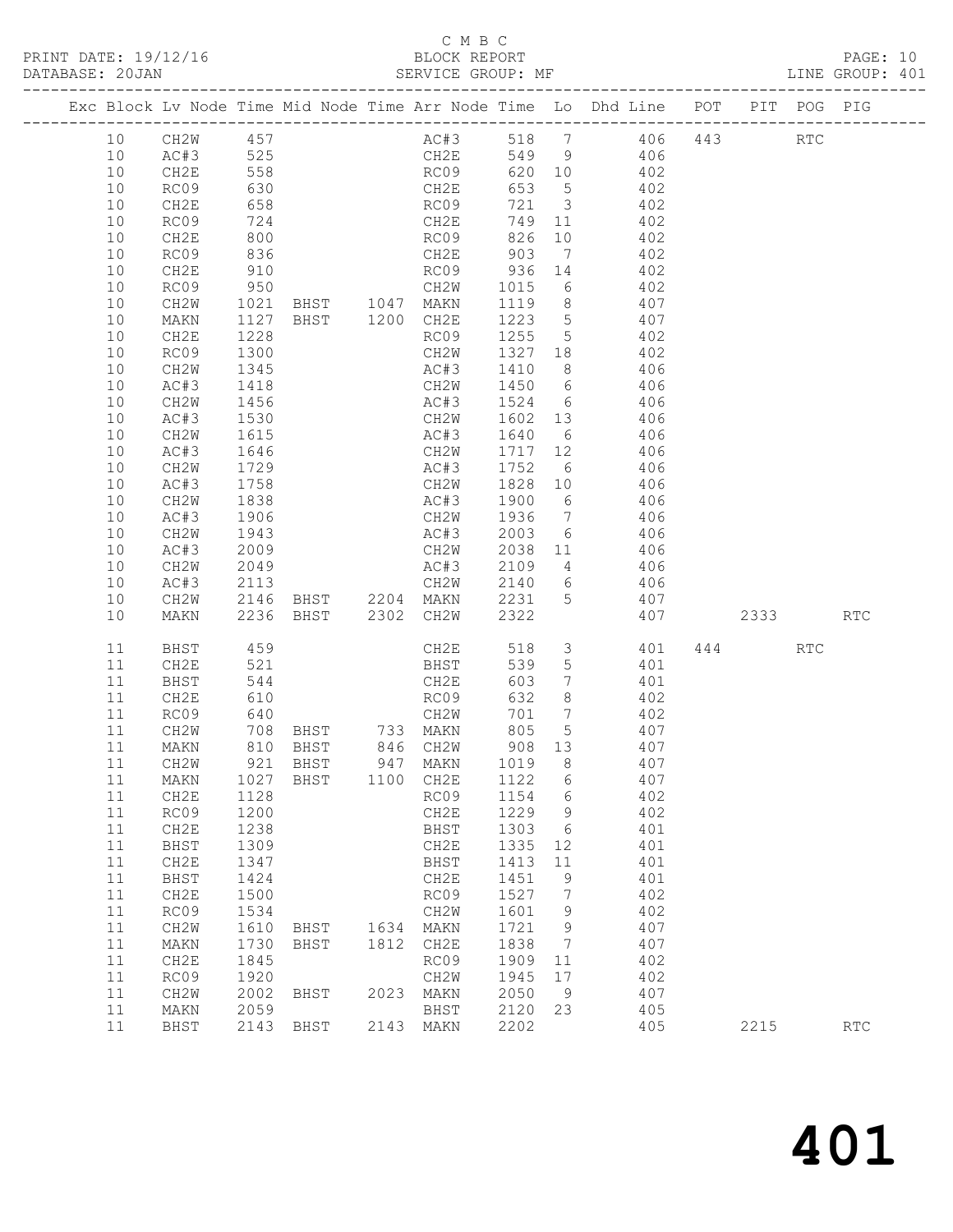C M B C

PRINT DATE: 19/12/16 BLOCK REPORT

DATABASE: 20JAN SERVICE GROUP: MF LINE GROUP: 401

| Exc | Block | Lv | Node | Time | Mid Node | Time | Arr Node | Time | Lo | Dhd Line | POT | PIT | POG | PIG |
|---|---|---|---|---|---|---|---|---|---|---|---|---|---|---|
| | 10 | | CH2W | 457 | | | AC#3 | 518 | 7 | 406 | 443 | | RTC | |
| | 10 | | AC#3 | 525 | | | CH2E | 549 | 9 | 406 | | | | |
| | 10 | | CH2E | 558 | | | RC09 | 620 | 10 | 402 | | | | |
| | 10 | | RC09 | 630 | | | CH2E | 653 | 5 | 402 | | | | |
| | 10 | | CH2E | 658 | | | RC09 | 721 | 3 | 402 | | | | |
| | 10 | | RC09 | 724 | | | CH2E | 749 | 11 | 402 | | | | |
| | 10 | | CH2E | 800 | | | RC09 | 826 | 10 | 402 | | | | |
| | 10 | | RC09 | 836 | | | CH2E | 903 | 7 | 402 | | | | |
| | 10 | | CH2E | 910 | | | RC09 | 936 | 14 | 402 | | | | |
| | 10 | | RC09 | 950 | | | CH2W | 1015 | 6 | 402 | | | | |
| | 10 | | CH2W | 1021 | BHST | 1047 | MAKN | 1119 | 8 | 407 | | | | |
| | 10 | | MAKN | 1127 | BHST | 1200 | CH2E | 1223 | 5 | 407 | | | | |
| | 10 | | CH2E | 1228 | | | RC09 | 1255 | 5 | 402 | | | | |
| | 10 | | RC09 | 1300 | | | CH2W | 1327 | 18 | 402 | | | | |
| | 10 | | CH2W | 1345 | | | AC#3 | 1410 | 8 | 406 | | | | |
| | 10 | | AC#3 | 1418 | | | CH2W | 1450 | 6 | 406 | | | | |
| | 10 | | CH2W | 1456 | | | AC#3 | 1524 | 6 | 406 | | | | |
| | 10 | | AC#3 | 1530 | | | CH2W | 1602 | 13 | 406 | | | | |
| | 10 | | CH2W | 1615 | | | AC#3 | 1640 | 6 | 406 | | | | |
| | 10 | | AC#3 | 1646 | | | CH2W | 1717 | 12 | 406 | | | | |
| | 10 | | CH2W | 1729 | | | AC#3 | 1752 | 6 | 406 | | | | |
| | 10 | | AC#3 | 1758 | | | CH2W | 1828 | 10 | 406 | | | | |
| | 10 | | CH2W | 1838 | | | AC#3 | 1900 | 6 | 406 | | | | |
| | 10 | | AC#3 | 1906 | | | CH2W | 1936 | 7 | 406 | | | | |
| | 10 | | CH2W | 1943 | | | AC#3 | 2003 | 6 | 406 | | | | |
| | 10 | | AC#3 | 2009 | | | CH2W | 2038 | 11 | 406 | | | | |
| | 10 | | CH2W | 2049 | | | AC#3 | 2109 | 4 | 406 | | | | |
| | 10 | | AC#3 | 2113 | | | CH2W | 2140 | 6 | 406 | | | | |
| | 10 | | CH2W | 2146 | BHST | 2204 | MAKN | 2231 | 5 | 407 | | | | |
| | 10 | | MAKN | 2236 | BHST | 2302 | CH2W | 2322 | | 407 | | 2333 | | RTC |
| | 11 | | BHST | 459 | | | CH2E | 518 | 3 | 401 | 444 | | RTC | |
| | 11 | | CH2E | 521 | | | BHST | 539 | 5 | 401 | | | | |
| | 11 | | BHST | 544 | | | CH2E | 603 | 7 | 401 | | | | |
| | 11 | | CH2E | 610 | | | RC09 | 632 | 8 | 402 | | | | |
| | 11 | | RC09 | 640 | | | CH2W | 701 | 7 | 402 | | | | |
| | 11 | | CH2W | 708 | BHST | 733 | MAKN | 805 | 5 | 407 | | | | |
| | 11 | | MAKN | 810 | BHST | 846 | CH2W | 908 | 13 | 407 | | | | |
| | 11 | | CH2W | 921 | BHST | 947 | MAKN | 1019 | 8 | 407 | | | | |
| | 11 | | MAKN | 1027 | BHST | 1100 | CH2E | 1122 | 6 | 407 | | | | |
| | 11 | | CH2E | 1128 | | | RC09 | 1154 | 6 | 402 | | | | |
| | 11 | | RC09 | 1200 | | | CH2E | 1229 | 9 | 402 | | | | |
| | 11 | | CH2E | 1238 | | | BHST | 1303 | 6 | 401 | | | | |
| | 11 | | BHST | 1309 | | | CH2E | 1335 | 12 | 401 | | | | |
| | 11 | | CH2E | 1347 | | | BHST | 1413 | 11 | 401 | | | | |
| | 11 | | BHST | 1424 | | | CH2E | 1451 | 9 | 401 | | | | |
| | 11 | | CH2E | 1500 | | | RC09 | 1527 | 7 | 402 | | | | |
| | 11 | | RC09 | 1534 | | | CH2W | 1601 | 9 | 402 | | | | |
| | 11 | | CH2W | 1610 | BHST | 1634 | MAKN | 1721 | 9 | 407 | | | | |
| | 11 | | MAKN | 1730 | BHST | 1812 | CH2E | 1838 | 7 | 407 | | | | |
| | 11 | | CH2E | 1845 | | | RC09 | 1909 | 11 | 402 | | | | |
| | 11 | | RC09 | 1920 | | | CH2W | 1945 | 17 | 402 | | | | |
| | 11 | | CH2W | 2002 | BHST | 2023 | MAKN | 2050 | 9 | 407 | | | | |
| | 11 | | MAKN | 2059 | | | BHST | 2120 | 23 | 405 | | | | |
| | 11 | | BHST | 2143 | BHST | 2143 | MAKN | 2202 | | 405 | | 2215 | | RTC |

# 401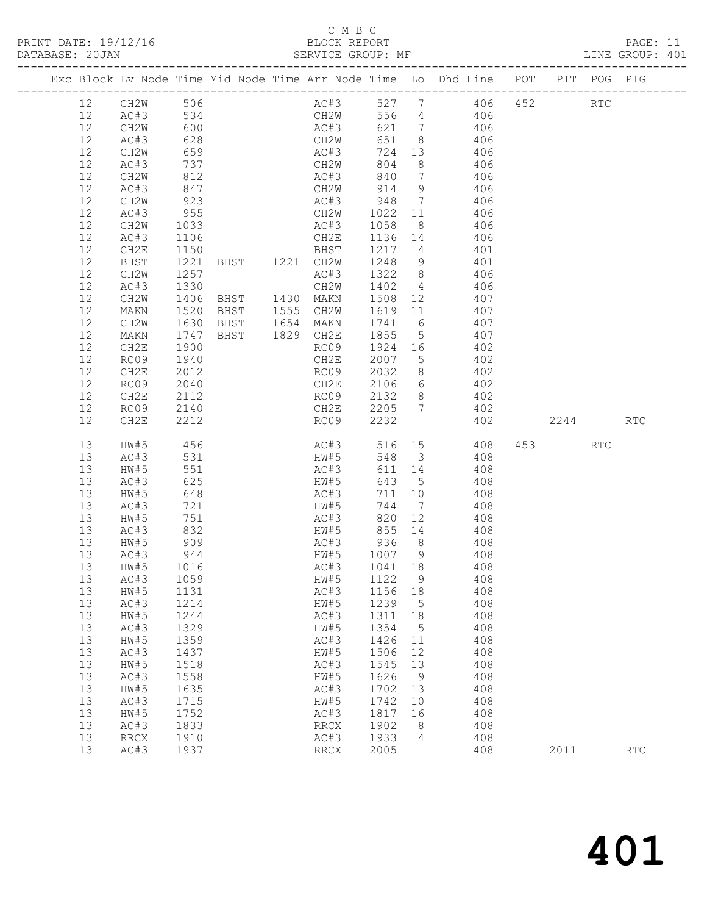C M B C

PRINT DATE: 19/12/16 BLOCK REPORT

DATABASE: 20JAN SERVICE GROUP: MF LINE GROUP: 401

| Exc | Block | Lv Node | Time | Mid Node | Time | Arr Node | Time | Lo | Dhd Line | POT | PIT | POG | PIG |
|---|---|---|---|---|---|---|---|---|---|---|---|---|---|
| | 12 | CH2W | 506 | | | AC#3 | 527 | 7 | 406 | 452 | | RTC | |
| | 12 | AC#3 | 534 | | | CH2W | 556 | 4 | 406 | | | | |
| | 12 | CH2W | 600 | | | AC#3 | 621 | 7 | 406 | | | | |
| | 12 | AC#3 | 628 | | | CH2W | 651 | 8 | 406 | | | | |
| | 12 | CH2W | 659 | | | AC#3 | 724 | 13 | 406 | | | | |
| | 12 | AC#3 | 737 | | | CH2W | 804 | 8 | 406 | | | | |
| | 12 | CH2W | 812 | | | AC#3 | 840 | 7 | 406 | | | | |
| | 12 | AC#3 | 847 | | | CH2W | 914 | 9 | 406 | | | | |
| | 12 | CH2W | 923 | | | AC#3 | 948 | 7 | 406 | | | | |
| | 12 | AC#3 | 955 | | | CH2W | 1022 | 11 | 406 | | | | |
| | 12 | CH2W | 1033 | | | AC#3 | 1058 | 8 | 406 | | | | |
| | 12 | AC#3 | 1106 | | | CH2E | 1136 | 14 | 406 | | | | |
| | 12 | CH2E | 1150 | | | BHST | 1217 | 4 | 401 | | | | |
| | 12 | BHST | 1221 | BHST | 1221 | CH2W | 1248 | 9 | 401 | | | | |
| | 12 | CH2W | 1257 | | | AC#3 | 1322 | 8 | 406 | | | | |
| | 12 | AC#3 | 1330 | | | CH2W | 1402 | 4 | 406 | | | | |
| | 12 | CH2W | 1406 | BHST | 1430 | MAKN | 1508 | 12 | 407 | | | | |
| | 12 | MAKN | 1520 | BHST | 1555 | CH2W | 1619 | 11 | 407 | | | | |
| | 12 | CH2W | 1630 | BHST | 1654 | MAKN | 1741 | 6 | 407 | | | | |
| | 12 | MAKN | 1747 | BHST | 1829 | CH2E | 1855 | 5 | 407 | | | | |
| | 12 | CH2E | 1900 | | | RC09 | 1924 | 16 | 402 | | | | |
| | 12 | RC09 | 1940 | | | CH2E | 2007 | 5 | 402 | | | | |
| | 12 | CH2E | 2012 | | | RC09 | 2032 | 8 | 402 | | | | |
| | 12 | RC09 | 2040 | | | CH2E | 2106 | 6 | 402 | | | | |
| | 12 | CH2E | 2112 | | | RC09 | 2132 | 8 | 402 | | | | |
| | 12 | RC09 | 2140 | | | CH2E | 2205 | 7 | 402 | | | | |
| | 12 | CH2E | 2212 | | | RC09 | 2232 | | 402 | | 2244 | | RTC |
| | 13 | HW#5 | 456 | | | AC#3 | 516 | 15 | 408 | 453 | | RTC | |
| | 13 | AC#3 | 531 | | | HW#5 | 548 | 3 | 408 | | | | |
| | 13 | HW#5 | 551 | | | AC#3 | 611 | 14 | 408 | | | | |
| | 13 | AC#3 | 625 | | | HW#5 | 643 | 5 | 408 | | | | |
| | 13 | HW#5 | 648 | | | AC#3 | 711 | 10 | 408 | | | | |
| | 13 | AC#3 | 721 | | | HW#5 | 744 | 7 | 408 | | | | |
| | 13 | HW#5 | 751 | | | AC#3 | 820 | 12 | 408 | | | | |
| | 13 | AC#3 | 832 | | | HW#5 | 855 | 14 | 408 | | | | |
| | 13 | HW#5 | 909 | | | AC#3 | 936 | 8 | 408 | | | | |
| | 13 | AC#3 | 944 | | | HW#5 | 1007 | 9 | 408 | | | | |
| | 13 | HW#5 | 1016 | | | AC#3 | 1041 | 18 | 408 | | | | |
| | 13 | AC#3 | 1059 | | | HW#5 | 1122 | 9 | 408 | | | | |
| | 13 | HW#5 | 1131 | | | AC#3 | 1156 | 18 | 408 | | | | |
| | 13 | AC#3 | 1214 | | | HW#5 | 1239 | 5 | 408 | | | | |
| | 13 | HW#5 | 1244 | | | AC#3 | 1311 | 18 | 408 | | | | |
| | 13 | AC#3 | 1329 | | | HW#5 | 1354 | 5 | 408 | | | | |
| | 13 | HW#5 | 1359 | | | AC#3 | 1426 | 11 | 408 | | | | |
| | 13 | AC#3 | 1437 | | | HW#5 | 1506 | 12 | 408 | | | | |
| | 13 | HW#5 | 1518 | | | AC#3 | 1545 | 13 | 408 | | | | |
| | 13 | AC#3 | 1558 | | | HW#5 | 1626 | 9 | 408 | | | | |
| | 13 | HW#5 | 1635 | | | AC#3 | 1702 | 13 | 408 | | | | |
| | 13 | AC#3 | 1715 | | | HW#5 | 1742 | 10 | 408 | | | | |
| | 13 | HW#5 | 1752 | | | AC#3 | 1817 | 16 | 408 | | | | |
| | 13 | AC#3 | 1833 | | | RRCX | 1902 | 8 | 408 | | | | |
| | 13 | RRCX | 1910 | | | AC#3 | 1933 | 4 | 408 | | | | |
| | 13 | AC#3 | 1937 | | | RRCX | 2005 | | 408 | | 2011 | | RTC |

401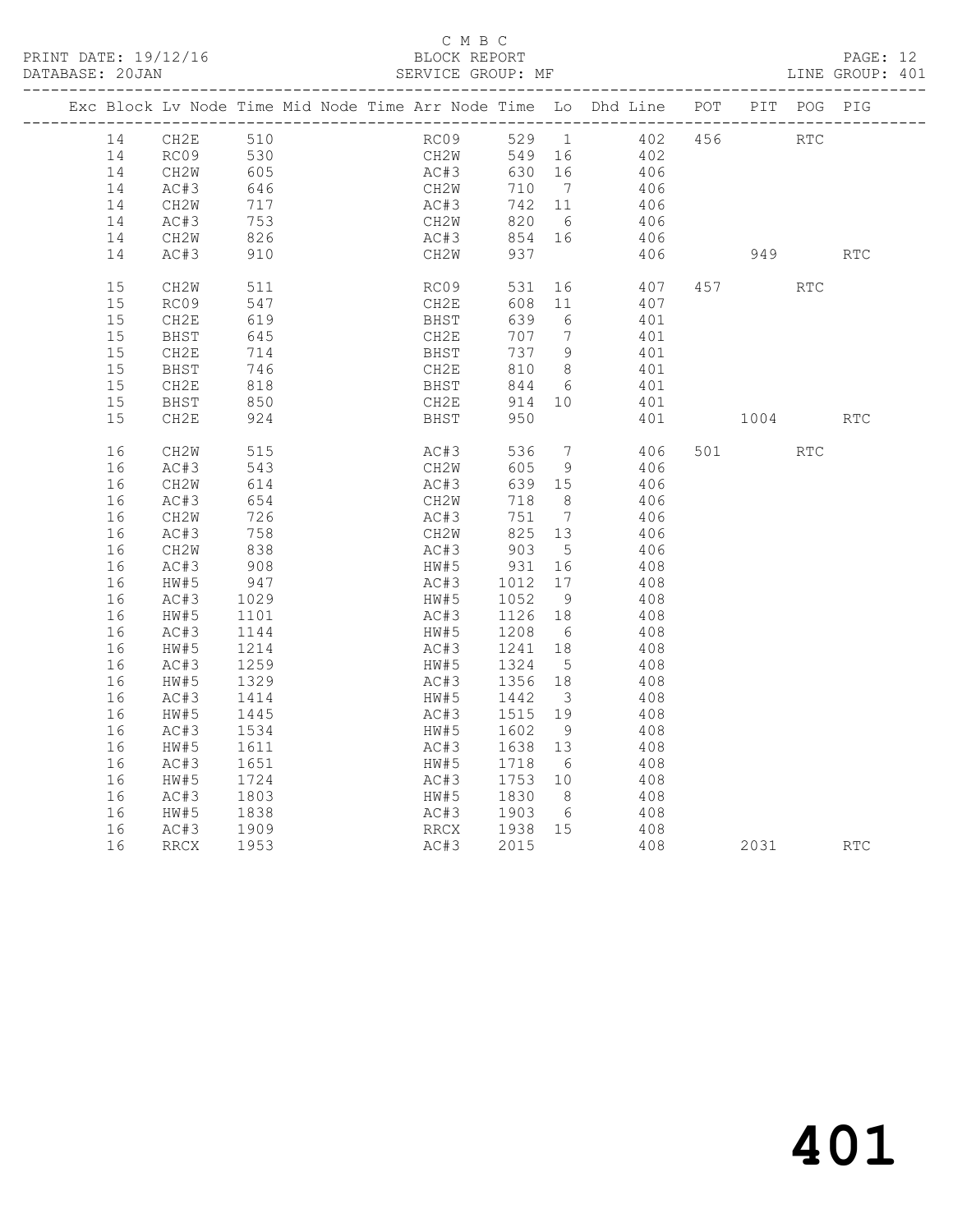C M B C

PRINT DATE: 19/12/16 BLOCK REPORT

DATABASE: 20JAN SERVICE GROUP: MF LINE GROUP: 401

| Exc | Block | Lv | Node | Time | Mid Node | Time | Arr Node | Time | Lo | Dhd Line | POT | PIT | POG | PIG |
|---|---|---|---|---|---|---|---|---|---|---|---|---|---|---|
| | 14 | | CH2E | 510 | | | RC09 | 529 | 1 | 402 | 456 | | RTC | |
| | 14 | | RC09 | 530 | | | CH2W | 549 | 16 | 402 | | | | |
| | 14 | | CH2W | 605 | | | AC#3 | 630 | 16 | 406 | | | | |
| | 14 | | AC#3 | 646 | | | CH2W | 710 | 7 | 406 | | | | |
| | 14 | | CH2W | 717 | | | AC#3 | 742 | 11 | 406 | | | | |
| | 14 | | AC#3 | 753 | | | CH2W | 820 | 6 | 406 | | | | |
| | 14 | | CH2W | 826 | | | AC#3 | 854 | 16 | 406 | | | | |
| | 14 | | AC#3 | 910 | | | CH2W | 937 | | 406 | | 949 | | RTC |
| | 15 | | CH2W | 511 | | | RC09 | 531 | 16 | 407 | 457 | | RTC | |
| | 15 | | RC09 | 547 | | | CH2E | 608 | 11 | 407 | | | | |
| | 15 | | CH2E | 619 | | | BHST | 639 | 6 | 401 | | | | |
| | 15 | | BHST | 645 | | | CH2E | 707 | 7 | 401 | | | | |
| | 15 | | CH2E | 714 | | | BHST | 737 | 9 | 401 | | | | |
| | 15 | | BHST | 746 | | | CH2E | 810 | 8 | 401 | | | | |
| | 15 | | CH2E | 818 | | | BHST | 844 | 6 | 401 | | | | |
| | 15 | | BHST | 850 | | | CH2E | 914 | 10 | 401 | | | | |
| | 15 | | CH2E | 924 | | | BHST | 950 | | 401 | | 1004 | | RTC |
| | 16 | | CH2W | 515 | | | AC#3 | 536 | 7 | 406 | 501 | | RTC | |
| | 16 | | AC#3 | 543 | | | CH2W | 605 | 9 | 406 | | | | |
| | 16 | | CH2W | 614 | | | AC#3 | 639 | 15 | 406 | | | | |
| | 16 | | AC#3 | 654 | | | CH2W | 718 | 8 | 406 | | | | |
| | 16 | | CH2W | 726 | | | AC#3 | 751 | 7 | 406 | | | | |
| | 16 | | AC#3 | 758 | | | CH2W | 825 | 13 | 406 | | | | |
| | 16 | | CH2W | 838 | | | AC#3 | 903 | 5 | 406 | | | | |
| | 16 | | AC#3 | 908 | | | HW#5 | 931 | 16 | 408 | | | | |
| | 16 | | HW#5 | 947 | | | AC#3 | 1012 | 17 | 408 | | | | |
| | 16 | | AC#3 | 1029 | | | HW#5 | 1052 | 9 | 408 | | | | |
| | 16 | | HW#5 | 1101 | | | AC#3 | 1126 | 18 | 408 | | | | |
| | 16 | | AC#3 | 1144 | | | HW#5 | 1208 | 6 | 408 | | | | |
| | 16 | | HW#5 | 1214 | | | AC#3 | 1241 | 18 | 408 | | | | |
| | 16 | | AC#3 | 1259 | | | HW#5 | 1324 | 5 | 408 | | | | |
| | 16 | | HW#5 | 1329 | | | AC#3 | 1356 | 18 | 408 | | | | |
| | 16 | | AC#3 | 1414 | | | HW#5 | 1442 | 3 | 408 | | | | |
| | 16 | | HW#5 | 1445 | | | AC#3 | 1515 | 19 | 408 | | | | |
| | 16 | | AC#3 | 1534 | | | HW#5 | 1602 | 9 | 408 | | | | |
| | 16 | | HW#5 | 1611 | | | AC#3 | 1638 | 13 | 408 | | | | |
| | 16 | | AC#3 | 1651 | | | HW#5 | 1718 | 6 | 408 | | | | |
| | 16 | | HW#5 | 1724 | | | AC#3 | 1753 | 10 | 408 | | | | |
| | 16 | | AC#3 | 1803 | | | HW#5 | 1830 | 8 | 408 | | | | |
| | 16 | | HW#5 | 1838 | | | AC#3 | 1903 | 6 | 408 | | | | |
| | 16 | | AC#3 | 1909 | | | RRCX | 1938 | 15 | 408 | | | | |
| | 16 | | RRCX | 1953 | | | AC#3 | 2015 | | 408 | | 2031 | | RTC |

401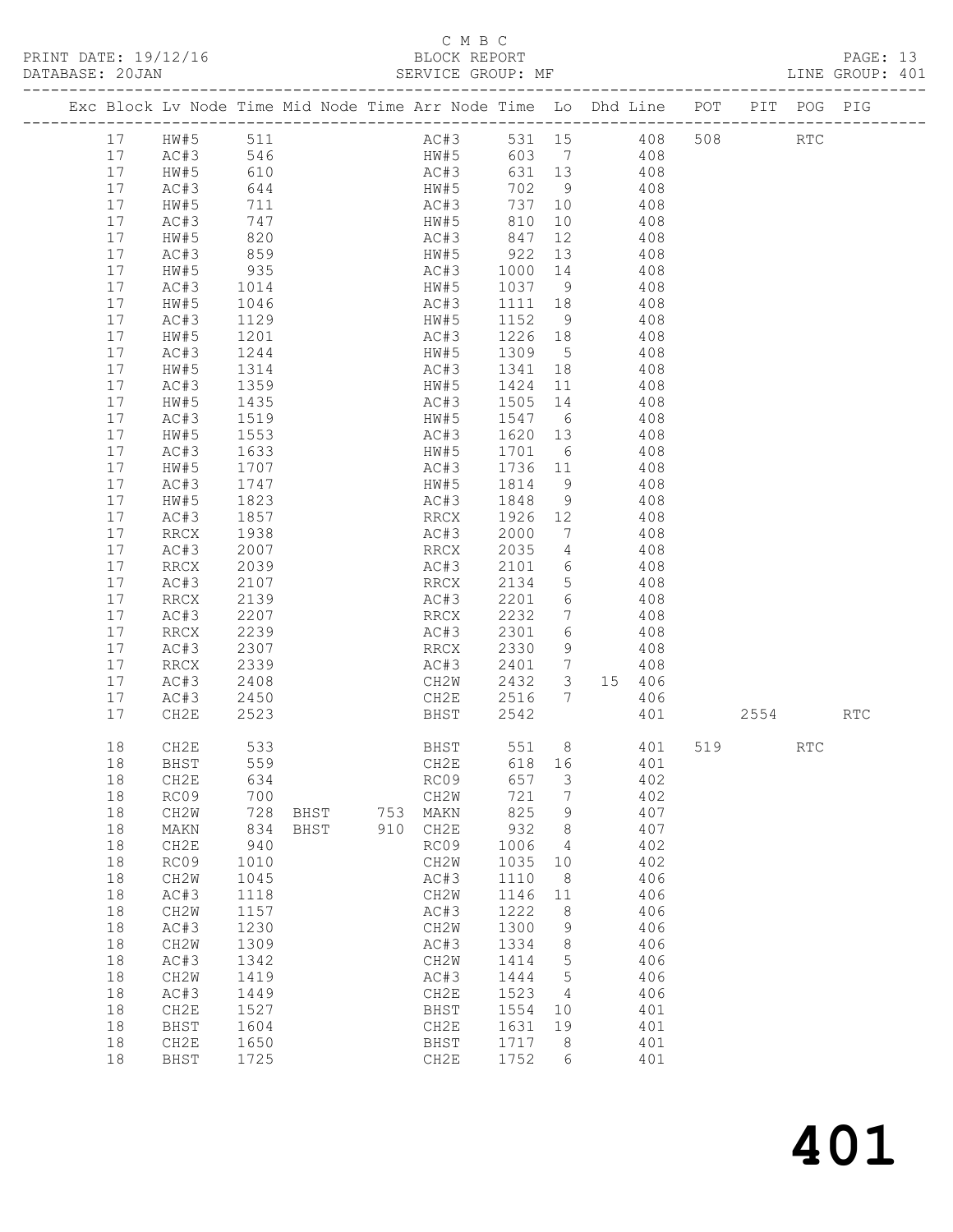C M B C
PRINT DATE: 19/12/16 BLOCK REPORT
DATABASE: 20JAN SERVICE GROUP: MF LINE GROUP: 401

| Exc | Block | Lv | Node | Time | Mid Node | Time | Arr Node | Time | Lo | Dhd Line | POT | PIT | POG | PIG |
|---|---|---|---|---|---|---|---|---|---|---|---|---|---|---|
| | 17 | | HW#5 | 511 | | | AC#3 | 531 | 15 | 408 | 508 | | RTC | |
| | 17 | | AC#3 | 546 | | | HW#5 | 603 | 7 | 408 | | | | |
| | 17 | | HW#5 | 610 | | | AC#3 | 631 | 13 | 408 | | | | |
| | 17 | | AC#3 | 644 | | | HW#5 | 702 | 9 | 408 | | | | |
| | 17 | | HW#5 | 711 | | | AC#3 | 737 | 10 | 408 | | | | |
| | 17 | | AC#3 | 747 | | | HW#5 | 810 | 10 | 408 | | | | |
| | 17 | | HW#5 | 820 | | | AC#3 | 847 | 12 | 408 | | | | |
| | 17 | | AC#3 | 859 | | | HW#5 | 922 | 13 | 408 | | | | |
| | 17 | | HW#5 | 935 | | | AC#3 | 1000 | 14 | 408 | | | | |
| | 17 | | AC#3 | 1014 | | | HW#5 | 1037 | 9 | 408 | | | | |
| | 17 | | HW#5 | 1046 | | | AC#3 | 1111 | 18 | 408 | | | | |
| | 17 | | AC#3 | 1129 | | | HW#5 | 1152 | 9 | 408 | | | | |
| | 17 | | HW#5 | 1201 | | | AC#3 | 1226 | 18 | 408 | | | | |
| | 17 | | AC#3 | 1244 | | | HW#5 | 1309 | 5 | 408 | | | | |
| | 17 | | HW#5 | 1314 | | | AC#3 | 1341 | 18 | 408 | | | | |
| | 17 | | AC#3 | 1359 | | | HW#5 | 1424 | 11 | 408 | | | | |
| | 17 | | HW#5 | 1435 | | | AC#3 | 1505 | 14 | 408 | | | | |
| | 17 | | AC#3 | 1519 | | | HW#5 | 1547 | 6 | 408 | | | | |
| | 17 | | HW#5 | 1553 | | | AC#3 | 1620 | 13 | 408 | | | | |
| | 17 | | AC#3 | 1633 | | | HW#5 | 1701 | 6 | 408 | | | | |
| | 17 | | HW#5 | 1707 | | | AC#3 | 1736 | 11 | 408 | | | | |
| | 17 | | AC#3 | 1747 | | | HW#5 | 1814 | 9 | 408 | | | | |
| | 17 | | HW#5 | 1823 | | | AC#3 | 1848 | 9 | 408 | | | | |
| | 17 | | AC#3 | 1857 | | | RRCX | 1926 | 12 | 408 | | | | |
| | 17 | | RRCX | 1938 | | | AC#3 | 2000 | 7 | 408 | | | | |
| | 17 | | AC#3 | 2007 | | | RRCX | 2035 | 4 | 408 | | | | |
| | 17 | | RRCX | 2039 | | | AC#3 | 2101 | 6 | 408 | | | | |
| | 17 | | AC#3 | 2107 | | | RRCX | 2134 | 5 | 408 | | | | |
| | 17 | | RRCX | 2139 | | | AC#3 | 2201 | 6 | 408 | | | | |
| | 17 | | AC#3 | 2207 | | | RRCX | 2232 | 7 | 408 | | | | |
| | 17 | | RRCX | 2239 | | | AC#3 | 2301 | 6 | 408 | | | | |
| | 17 | | AC#3 | 2307 | | | RRCX | 2330 | 9 | 408 | | | | |
| | 17 | | RRCX | 2339 | | | AC#3 | 2401 | 7 | 408 | | | | |
| | 17 | | AC#3 | 2408 | | | CH2W | 2432 | 3 | 15 406 | | | | |
| | 17 | | AC#3 | 2450 | | | CH2E | 2516 | 7 | 406 | | | | |
| | 17 | | CH2E | 2523 | | | BHST | 2542 | | 401 | | 2554 | | RTC |
| | 18 | | CH2E | 533 | | | BHST | 551 | 8 | 401 | 519 | | RTC | |
| | 18 | | BHST | 559 | | | CH2E | 618 | 16 | 401 | | | | |
| | 18 | | CH2E | 634 | | | RC09 | 657 | 3 | 402 | | | | |
| | 18 | | RC09 | 700 | | | CH2W | 721 | 7 | 402 | | | | |
| | 18 | | CH2W | 728 | BHST | 753 | MAKN | 825 | 9 | 407 | | | | |
| | 18 | | MAKN | 834 | BHST | 910 | CH2E | 932 | 8 | 407 | | | | |
| | 18 | | CH2E | 940 | | | RC09 | 1006 | 4 | 402 | | | | |
| | 18 | | RC09 | 1010 | | | CH2W | 1035 | 10 | 402 | | | | |
| | 18 | | CH2W | 1045 | | | AC#3 | 1110 | 8 | 406 | | | | |
| | 18 | | AC#3 | 1118 | | | CH2W | 1146 | 11 | 406 | | | | |
| | 18 | | CH2W | 1157 | | | AC#3 | 1222 | 8 | 406 | | | | |
| | 18 | | AC#3 | 1230 | | | CH2W | 1300 | 9 | 406 | | | | |
| | 18 | | CH2W | 1309 | | | AC#3 | 1334 | 8 | 406 | | | | |
| | 18 | | AC#3 | 1342 | | | CH2W | 1414 | 5 | 406 | | | | |
| | 18 | | CH2W | 1419 | | | AC#3 | 1444 | 5 | 406 | | | | |
| | 18 | | AC#3 | 1449 | | | CH2E | 1523 | 4 | 406 | | | | |
| | 18 | | CH2E | 1527 | | | BHST | 1554 | 10 | 401 | | | | |
| | 18 | | BHST | 1604 | | | CH2E | 1631 | 19 | 401 | | | | |
| | 18 | | CH2E | 1650 | | | BHST | 1717 | 8 | 401 | | | | |
| | 18 | | BHST | 1725 | | | CH2E | 1752 | 6 | 401 | | | | |

401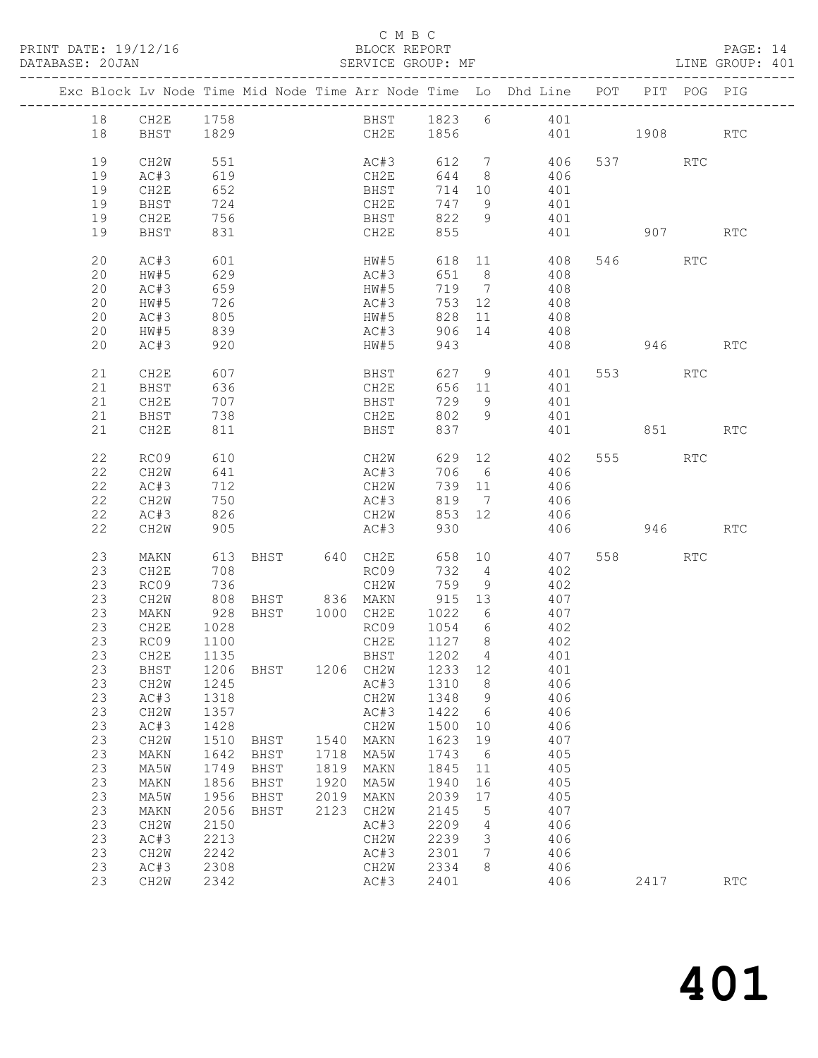C M B C

BLOCK REPORT

SERVICE GROUP: MF

PRINT DATE: 19/12/16

DATABASE: 20JAN

LINE GROUP: 401

| Exc | Block | Lv | Node | Time | Mid Node | Time | Arr Node | Time | Lo | Dhd Line | POT | PIT | POG | PIG |
|---|---|---|---|---|---|---|---|---|---|---|---|---|---|---|
| | 18 | | CH2E | 1758 | | | BHST | 1823 | 6 | 401 | | | | |
| | 18 | | BHST | 1829 | | | CH2E | 1856 | | 401 | | 1908 | | RTC |
| | 19 | | CH2W | 551 | | | AC#3 | 612 | 7 | 406 | 537 | | RTC | |
| | 19 | | AC#3 | 619 | | | CH2E | 644 | 8 | 406 | | | | |
| | 19 | | CH2E | 652 | | | BHST | 714 | 10 | 401 | | | | |
| | 19 | | BHST | 724 | | | CH2E | 747 | 9 | 401 | | | | |
| | 19 | | CH2E | 756 | | | BHST | 822 | 9 | 401 | | | | |
| | 19 | | BHST | 831 | | | CH2E | 855 | | 401 | | 907 | | RTC |
| | 20 | | AC#3 | 601 | | | HW#5 | 618 | 11 | 408 | 546 | | RTC | |
| | 20 | | HW#5 | 629 | | | AC#3 | 651 | 8 | 408 | | | | |
| | 20 | | AC#3 | 659 | | | HW#5 | 719 | 7 | 408 | | | | |
| | 20 | | HW#5 | 726 | | | AC#3 | 753 | 12 | 408 | | | | |
| | 20 | | AC#3 | 805 | | | HW#5 | 828 | 11 | 408 | | | | |
| | 20 | | HW#5 | 839 | | | AC#3 | 906 | 14 | 408 | | | | |
| | 20 | | AC#3 | 920 | | | HW#5 | 943 | | 408 | | 946 | | RTC |
| | 21 | | CH2E | 607 | | | BHST | 627 | 9 | 401 | 553 | | RTC | |
| | 21 | | BHST | 636 | | | CH2E | 656 | 11 | 401 | | | | |
| | 21 | | CH2E | 707 | | | BHST | 729 | 9 | 401 | | | | |
| | 21 | | BHST | 738 | | | CH2E | 802 | 9 | 401 | | | | |
| | 21 | | CH2E | 811 | | | BHST | 837 | | 401 | | 851 | | RTC |
| | 22 | | RC09 | 610 | | | CH2W | 629 | 12 | 402 | 555 | | RTC | |
| | 22 | | CH2W | 641 | | | AC#3 | 706 | 6 | 406 | | | | |
| | 22 | | AC#3 | 712 | | | CH2W | 739 | 11 | 406 | | | | |
| | 22 | | CH2W | 750 | | | AC#3 | 819 | 7 | 406 | | | | |
| | 22 | | AC#3 | 826 | | | CH2W | 853 | 12 | 406 | | | | |
| | 22 | | CH2W | 905 | | | AC#3 | 930 | | 406 | | 946 | | RTC |
| | 23 | | MAKN | 613 | BHST | 640 | CH2E | 658 | 10 | 407 | 558 | | RTC | |
| | 23 | | CH2E | 708 | | | RC09 | 732 | 4 | 402 | | | | |
| | 23 | | RC09 | 736 | | | CH2W | 759 | 9 | 402 | | | | |
| | 23 | | CH2W | 808 | BHST | 836 | MAKN | 915 | 13 | 407 | | | | |
| | 23 | | MAKN | 928 | BHST | 1000 | CH2E | 1022 | 6 | 407 | | | | |
| | 23 | | CH2E | 1028 | | | RC09 | 1054 | 6 | 402 | | | | |
| | 23 | | RC09 | 1100 | | | CH2E | 1127 | 8 | 402 | | | | |
| | 23 | | CH2E | 1135 | | | BHST | 1202 | 4 | 401 | | | | |
| | 23 | | BHST | 1206 | BHST | 1206 | CH2W | 1233 | 12 | 401 | | | | |
| | 23 | | CH2W | 1245 | | | AC#3 | 1310 | 8 | 406 | | | | |
| | 23 | | AC#3 | 1318 | | | CH2W | 1348 | 9 | 406 | | | | |
| | 23 | | CH2W | 1357 | | | AC#3 | 1422 | 6 | 406 | | | | |
| | 23 | | AC#3 | 1428 | | | CH2W | 1500 | 10 | 406 | | | | |
| | 23 | | CH2W | 1510 | BHST | 1540 | MAKN | 1623 | 19 | 407 | | | | |
| | 23 | | MAKN | 1642 | BHST | 1718 | MA5W | 1743 | 6 | 405 | | | | |
| | 23 | | MA5W | 1749 | BHST | 1819 | MAKN | 1845 | 11 | 405 | | | | |
| | 23 | | MAKN | 1856 | BHST | 1920 | MA5W | 1940 | 16 | 405 | | | | |
| | 23 | | MA5W | 1956 | BHST | 2019 | MAKN | 2039 | 17 | 405 | | | | |
| | 23 | | MAKN | 2056 | BHST | 2123 | CH2W | 2145 | 5 | 407 | | | | |
| | 23 | | CH2W | 2150 | | | AC#3 | 2209 | 4 | 406 | | | | |
| | 23 | | AC#3 | 2213 | | | CH2W | 2239 | 3 | 406 | | | | |
| | 23 | | CH2W | 2242 | | | AC#3 | 2301 | 7 | 406 | | | | |
| | 23 | | AC#3 | 2308 | | | CH2W | 2334 | 8 | 406 | | | | |
| | 23 | | CH2W | 2342 | | | AC#3 | 2401 | | 406 | | 2417 | | RTC |

# 401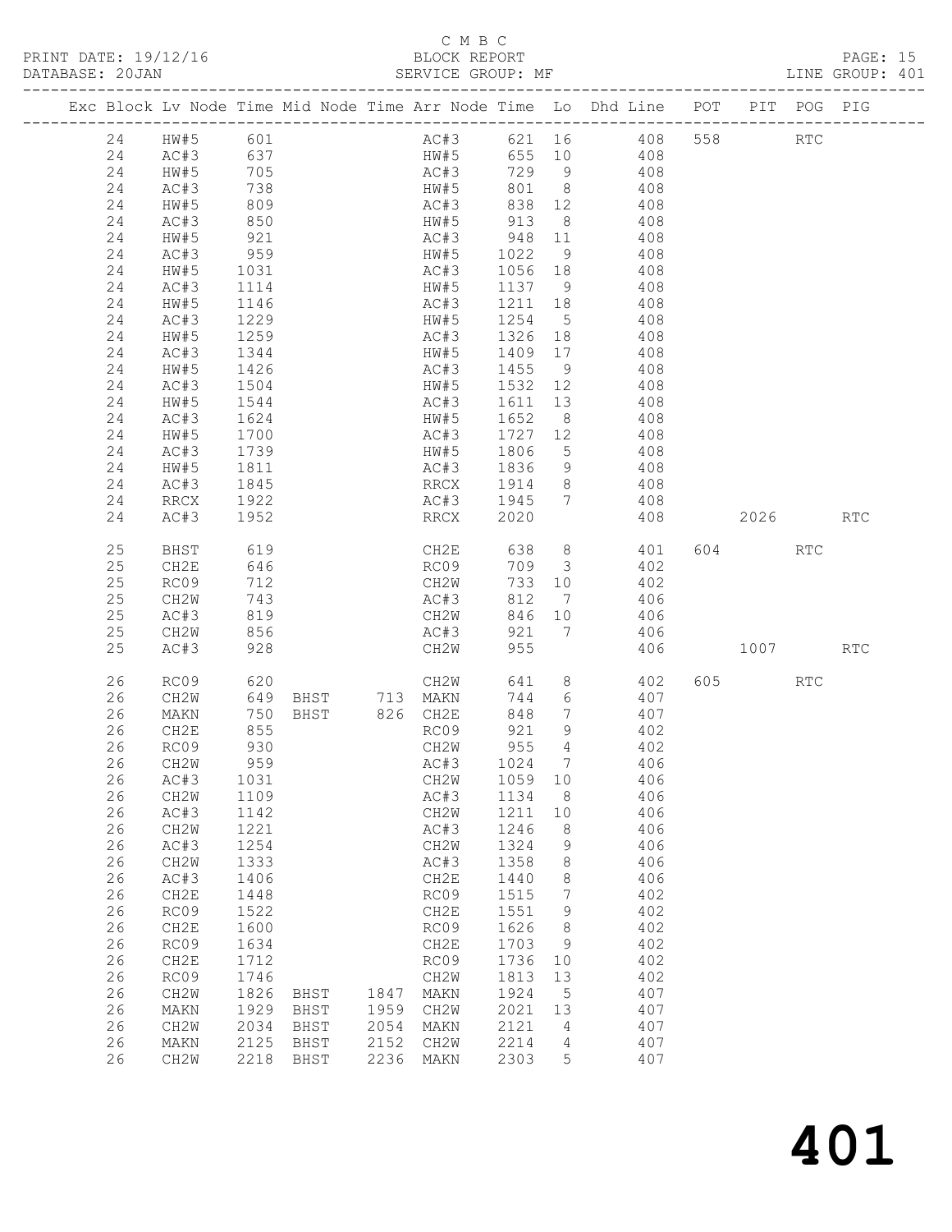C M B C
PRINT DATE: 19/12/16 BLOCK REPORT
DATABASE: 20JAN SERVICE GROUP: MF LINE GROUP: 401

| Exc | Block | Lv Node | Time | Mid Node | Time | Arr Node | Time | Lo | Dhd Line | POT | PIT | POG | PIG |
|---|---|---|---|---|---|---|---|---|---|---|---|---|---|
| | 24 | HW#5 | 601 | | | AC#3 | 621 | 16 | 408 | 558 | | RTC | |
| | 24 | AC#3 | 637 | | | HW#5 | 655 | 10 | 408 | | | | |
| | 24 | HW#5 | 705 | | | AC#3 | 729 | 9 | 408 | | | | |
| | 24 | AC#3 | 738 | | | HW#5 | 801 | 8 | 408 | | | | |
| | 24 | HW#5 | 809 | | | AC#3 | 838 | 12 | 408 | | | | |
| | 24 | AC#3 | 850 | | | HW#5 | 913 | 8 | 408 | | | | |
| | 24 | HW#5 | 921 | | | AC#3 | 948 | 11 | 408 | | | | |
| | 24 | AC#3 | 959 | | | HW#5 | 1022 | 9 | 408 | | | | |
| | 24 | HW#5 | 1031 | | | AC#3 | 1056 | 18 | 408 | | | | |
| | 24 | AC#3 | 1114 | | | HW#5 | 1137 | 9 | 408 | | | | |
| | 24 | HW#5 | 1146 | | | AC#3 | 1211 | 18 | 408 | | | | |
| | 24 | AC#3 | 1229 | | | HW#5 | 1254 | 5 | 408 | | | | |
| | 24 | HW#5 | 1259 | | | AC#3 | 1326 | 18 | 408 | | | | |
| | 24 | AC#3 | 1344 | | | HW#5 | 1409 | 17 | 408 | | | | |
| | 24 | HW#5 | 1426 | | | AC#3 | 1455 | 9 | 408 | | | | |
| | 24 | AC#3 | 1504 | | | HW#5 | 1532 | 12 | 408 | | | | |
| | 24 | HW#5 | 1544 | | | AC#3 | 1611 | 13 | 408 | | | | |
| | 24 | AC#3 | 1624 | | | HW#5 | 1652 | 8 | 408 | | | | |
| | 24 | HW#5 | 1700 | | | AC#3 | 1727 | 12 | 408 | | | | |
| | 24 | AC#3 | 1739 | | | HW#5 | 1806 | 5 | 408 | | | | |
| | 24 | HW#5 | 1811 | | | AC#3 | 1836 | 9 | 408 | | | | |
| | 24 | AC#3 | 1845 | | | RRCX | 1914 | 8 | 408 | | | | |
| | 24 | RRCX | 1922 | | | AC#3 | 1945 | 7 | 408 | | | | |
| | 24 | AC#3 | 1952 | | | RRCX | 2020 | | 408 | | 2026 | | RTC |
| | 25 | BHST | 619 | | | CH2E | 638 | 8 | 401 | 604 | | RTC | |
| | 25 | CH2E | 646 | | | RC09 | 709 | 3 | 402 | | | | |
| | 25 | RC09 | 712 | | | CH2W | 733 | 10 | 402 | | | | |
| | 25 | CH2W | 743 | | | AC#3 | 812 | 7 | 406 | | | | |
| | 25 | AC#3 | 819 | | | CH2W | 846 | 10 | 406 | | | | |
| | 25 | CH2W | 856 | | | AC#3 | 921 | 7 | 406 | | | | |
| | 25 | AC#3 | 928 | | | CH2W | 955 | | 406 | | 1007 | | RTC |
| | 26 | RC09 | 620 | | | CH2W | 641 | 8 | 402 | 605 | | RTC | |
| | 26 | CH2W | 649 | BHST | 713 | MAKN | 744 | 6 | 407 | | | | |
| | 26 | MAKN | 750 | BHST | 826 | CH2E | 848 | 7 | 407 | | | | |
| | 26 | CH2E | 855 | | | RC09 | 921 | 9 | 402 | | | | |
| | 26 | RC09 | 930 | | | CH2W | 955 | 4 | 402 | | | | |
| | 26 | CH2W | 959 | | | AC#3 | 1024 | 7 | 406 | | | | |
| | 26 | AC#3 | 1031 | | | CH2W | 1059 | 10 | 406 | | | | |
| | 26 | CH2W | 1109 | | | AC#3 | 1134 | 8 | 406 | | | | |
| | 26 | AC#3 | 1142 | | | CH2W | 1211 | 10 | 406 | | | | |
| | 26 | CH2W | 1221 | | | AC#3 | 1246 | 8 | 406 | | | | |
| | 26 | AC#3 | 1254 | | | CH2W | 1324 | 9 | 406 | | | | |
| | 26 | CH2W | 1333 | | | AC#3 | 1358 | 8 | 406 | | | | |
| | 26 | AC#3 | 1406 | | | CH2E | 1440 | 8 | 406 | | | | |
| | 26 | CH2E | 1448 | | | RC09 | 1515 | 7 | 402 | | | | |
| | 26 | RC09 | 1522 | | | CH2E | 1551 | 9 | 402 | | | | |
| | 26 | CH2E | 1600 | | | RC09 | 1626 | 8 | 402 | | | | |
| | 26 | RC09 | 1634 | | | CH2E | 1703 | 9 | 402 | | | | |
| | 26 | CH2E | 1712 | | | RC09 | 1736 | 10 | 402 | | | | |
| | 26 | RC09 | 1746 | | | CH2W | 1813 | 13 | 402 | | | | |
| | 26 | CH2W | 1826 | BHST | 1847 | MAKN | 1924 | 5 | 407 | | | | |
| | 26 | MAKN | 1929 | BHST | 1959 | CH2W | 2021 | 13 | 407 | | | | |
| | 26 | CH2W | 2034 | BHST | 2054 | MAKN | 2121 | 4 | 407 | | | | |
| | 26 | MAKN | 2125 | BHST | 2152 | CH2W | 2214 | 4 | 407 | | | | |
| | 26 | CH2W | 2218 | BHST | 2236 | MAKN | 2303 | 5 | 407 | | | | |

401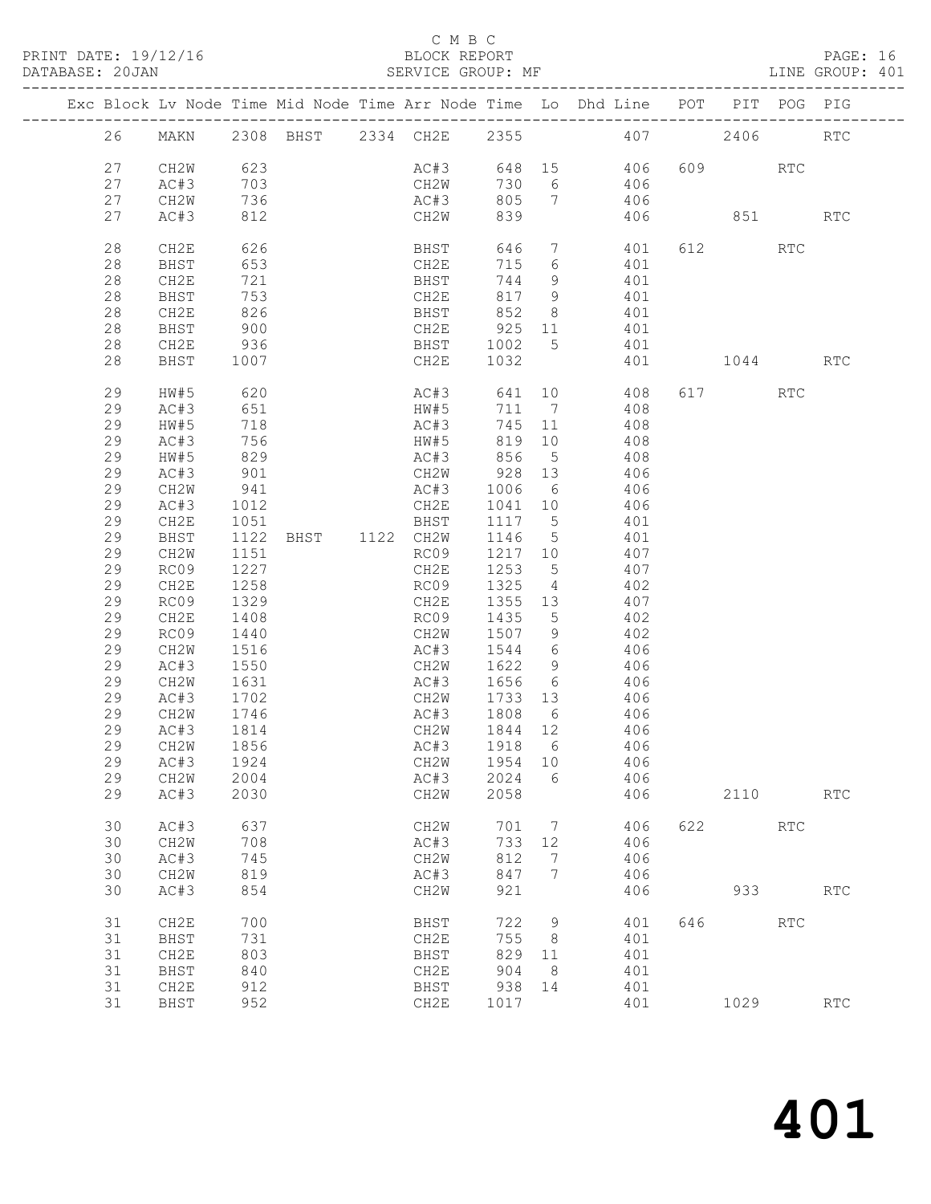C M B C
BLOCK REPORT
SERVICE GROUP: MF

PRINT DATE: 19/12/16
DATABASE: 20JAN
LINE GROUP: 401

| Exc | Block | Lv | Node | Time | Mid Node | Time | Arr Node | Time | Lo | Dhd Line | POT | PIT | POG | PIG |
|---|---|---|---|---|---|---|---|---|---|---|---|---|---|---|
| | 26 | | MAKN | 2308 | BHST | 2334 | CH2E | 2355 | | 407 | | 2406 | | RTC |
| | 27 | | CH2W | 623 | | | AC#3 | 648 | 15 | 406 | 609 | | RTC | |
| | 27 | | AC#3 | 703 | | | CH2W | 730 | 6 | 406 | | | | |
| | 27 | | CH2W | 736 | | | AC#3 | 805 | 7 | 406 | | | | |
| | 27 | | AC#3 | 812 | | | CH2W | 839 | | 406 | | 851 | | RTC |
| | 28 | | CH2E | 626 | | | BHST | 646 | 7 | 401 | 612 | | RTC | |
| | 28 | | BHST | 653 | | | CH2E | 715 | 6 | 401 | | | | |
| | 28 | | CH2E | 721 | | | BHST | 744 | 9 | 401 | | | | |
| | 28 | | BHST | 753 | | | CH2E | 817 | 9 | 401 | | | | |
| | 28 | | CH2E | 826 | | | BHST | 852 | 8 | 401 | | | | |
| | 28 | | BHST | 900 | | | CH2E | 925 | 11 | 401 | | | | |
| | 28 | | CH2E | 936 | | | BHST | 1002 | 5 | 401 | | | | |
| | 28 | | BHST | 1007 | | | CH2E | 1032 | | 401 | | 1044 | | RTC |
| | 29 | | HW#5 | 620 | | | AC#3 | 641 | 10 | 408 | 617 | | RTC | |
| | 29 | | AC#3 | 651 | | | HW#5 | 711 | 7 | 408 | | | | |
| | 29 | | HW#5 | 718 | | | AC#3 | 745 | 11 | 408 | | | | |
| | 29 | | AC#3 | 756 | | | HW#5 | 819 | 10 | 408 | | | | |
| | 29 | | HW#5 | 829 | | | AC#3 | 856 | 5 | 408 | | | | |
| | 29 | | AC#3 | 901 | | | CH2W | 928 | 13 | 406 | | | | |
| | 29 | | CH2W | 941 | | | AC#3 | 1006 | 6 | 406 | | | | |
| | 29 | | AC#3 | 1012 | | | CH2E | 1041 | 10 | 406 | | | | |
| | 29 | | CH2E | 1051 | | | BHST | 1117 | 5 | 401 | | | | |
| | 29 | | BHST | 1122 | BHST | 1122 | CH2W | 1146 | 5 | 401 | | | | |
| | 29 | | CH2W | 1151 | | | RC09 | 1217 | 10 | 407 | | | | |
| | 29 | | RC09 | 1227 | | | CH2E | 1253 | 5 | 407 | | | | |
| | 29 | | CH2E | 1258 | | | RC09 | 1325 | 4 | 402 | | | | |
| | 29 | | RC09 | 1329 | | | CH2E | 1355 | 13 | 407 | | | | |
| | 29 | | CH2E | 1408 | | | RC09 | 1435 | 5 | 402 | | | | |
| | 29 | | RC09 | 1440 | | | CH2W | 1507 | 9 | 402 | | | | |
| | 29 | | CH2W | 1516 | | | AC#3 | 1544 | 6 | 406 | | | | |
| | 29 | | AC#3 | 1550 | | | CH2W | 1622 | 9 | 406 | | | | |
| | 29 | | CH2W | 1631 | | | AC#3 | 1656 | 6 | 406 | | | | |
| | 29 | | AC#3 | 1702 | | | CH2W | 1733 | 13 | 406 | | | | |
| | 29 | | CH2W | 1746 | | | AC#3 | 1808 | 6 | 406 | | | | |
| | 29 | | AC#3 | 1814 | | | CH2W | 1844 | 12 | 406 | | | | |
| | 29 | | CH2W | 1856 | | | AC#3 | 1918 | 6 | 406 | | | | |
| | 29 | | AC#3 | 1924 | | | CH2W | 1954 | 10 | 406 | | | | |
| | 29 | | CH2W | 2004 | | | AC#3 | 2024 | 6 | 406 | | | | |
| | 29 | | AC#3 | 2030 | | | CH2W | 2058 | | 406 | | 2110 | | RTC |
| | 30 | | AC#3 | 637 | | | CH2W | 701 | 7 | 406 | 622 | | RTC | |
| | 30 | | CH2W | 708 | | | AC#3 | 733 | 12 | 406 | | | | |
| | 30 | | AC#3 | 745 | | | CH2W | 812 | 7 | 406 | | | | |
| | 30 | | CH2W | 819 | | | AC#3 | 847 | 7 | 406 | | | | |
| | 30 | | AC#3 | 854 | | | CH2W | 921 | | 406 | | 933 | | RTC |
| | 31 | | CH2E | 700 | | | BHST | 722 | 9 | 401 | 646 | | RTC | |
| | 31 | | BHST | 731 | | | CH2E | 755 | 8 | 401 | | | | |
| | 31 | | CH2E | 803 | | | BHST | 829 | 11 | 401 | | | | |
| | 31 | | BHST | 840 | | | CH2E | 904 | 8 | 401 | | | | |
| | 31 | | CH2E | 912 | | | BHST | 938 | 14 | 401 | | | | |
| | 31 | | BHST | 952 | | | CH2E | 1017 | | 401 | | 1029 | | RTC |

# 401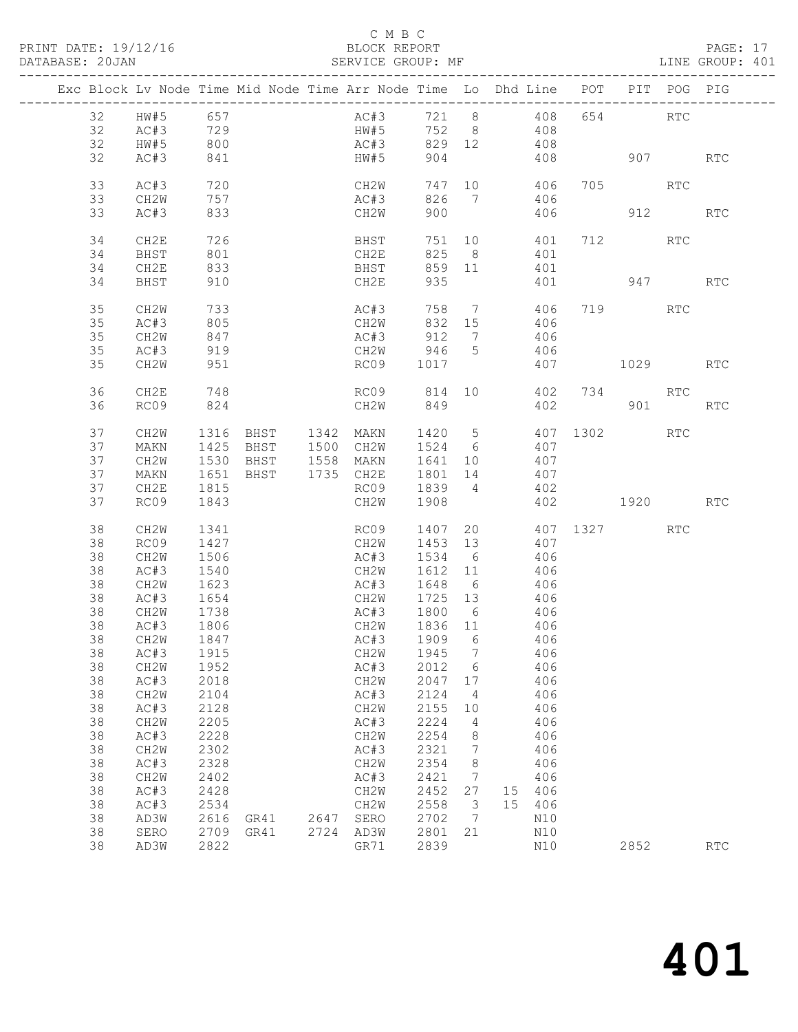C M B C
PRINT DATE: 19/12/16 BLOCK REPORT PAGE: 17
DATABASE: 20JAN SERVICE GROUP: MF LINE GROUP: 401

| Exc | Block | Lv | Node | Time | Mid Node | Time | Arr Node | Time | Lo | Dhd Line | POT | PIT | POG | PIG |
|---|---|---|---|---|---|---|---|---|---|---|---|---|---|---|
| | 32 | | HW#5 | 657 | | | AC#3 | 721 | 8 | 408 | 654 | | RTC | |
| | 32 | | AC#3 | 729 | | | HW#5 | 752 | 8 | 408 | | | | |
| | 32 | | HW#5 | 800 | | | AC#3 | 829 | 12 | 408 | | | | |
| | 32 | | AC#3 | 841 | | | HW#5 | 904 | | 408 | | 907 | | RTC |
| | 33 | | AC#3 | 720 | | | CH2W | 747 | 10 | 406 | 705 | | RTC | |
| | 33 | | CH2W | 757 | | | AC#3 | 826 | 7 | 406 | | | | |
| | 33 | | AC#3 | 833 | | | CH2W | 900 | | 406 | | 912 | | RTC |
| | 34 | | CH2E | 726 | | | BHST | 751 | 10 | 401 | 712 | | RTC | |
| | 34 | | BHST | 801 | | | CH2E | 825 | 8 | 401 | | | | |
| | 34 | | CH2E | 833 | | | BHST | 859 | 11 | 401 | | | | |
| | 34 | | BHST | 910 | | | CH2E | 935 | | 401 | | 947 | | RTC |
| | 35 | | CH2W | 733 | | | AC#3 | 758 | 7 | 406 | 719 | | RTC | |
| | 35 | | AC#3 | 805 | | | CH2W | 832 | 15 | 406 | | | | |
| | 35 | | CH2W | 847 | | | AC#3 | 912 | 7 | 406 | | | | |
| | 35 | | AC#3 | 919 | | | CH2W | 946 | 5 | 406 | | | | |
| | 35 | | CH2W | 951 | | | RC09 | 1017 | | 407 | | 1029 | | RTC |
| | 36 | | CH2E | 748 | | | RC09 | 814 | 10 | 402 | 734 | | RTC | |
| | 36 | | RC09 | 824 | | | CH2W | 849 | | 402 | | 901 | | RTC |
| | 37 | | CH2W | 1316 | BHST | 1342 | MAKN | 1420 | 5 | 407 | 1302 | | RTC | |
| | 37 | | MAKN | 1425 | BHST | 1500 | CH2W | 1524 | 6 | 407 | | | | |
| | 37 | | CH2W | 1530 | BHST | 1558 | MAKN | 1641 | 10 | 407 | | | | |
| | 37 | | MAKN | 1651 | BHST | 1735 | CH2E | 1801 | 14 | 407 | | | | |
| | 37 | | CH2E | 1815 | | | RC09 | 1839 | 4 | 402 | | | | |
| | 37 | | RC09 | 1843 | | | CH2W | 1908 | | 402 | | 1920 | | RTC |
| | 38 | | CH2W | 1341 | | | RC09 | 1407 | 20 | 407 | 1327 | | RTC | |
| | 38 | | RC09 | 1427 | | | CH2W | 1453 | 13 | 407 | | | | |
| | 38 | | CH2W | 1506 | | | AC#3 | 1534 | 6 | 406 | | | | |
| | 38 | | AC#3 | 1540 | | | CH2W | 1612 | 11 | 406 | | | | |
| | 38 | | CH2W | 1623 | | | AC#3 | 1648 | 6 | 406 | | | | |
| | 38 | | AC#3 | 1654 | | | CH2W | 1725 | 13 | 406 | | | | |
| | 38 | | CH2W | 1738 | | | AC#3 | 1800 | 6 | 406 | | | | |
| | 38 | | AC#3 | 1806 | | | CH2W | 1836 | 11 | 406 | | | | |
| | 38 | | CH2W | 1847 | | | AC#3 | 1909 | 6 | 406 | | | | |
| | 38 | | AC#3 | 1915 | | | CH2W | 1945 | 7 | 406 | | | | |
| | 38 | | CH2W | 1952 | | | AC#3 | 2012 | 6 | 406 | | | | |
| | 38 | | AC#3 | 2018 | | | CH2W | 2047 | 17 | 406 | | | | |
| | 38 | | CH2W | 2104 | | | AC#3 | 2124 | 4 | 406 | | | | |
| | 38 | | AC#3 | 2128 | | | CH2W | 2155 | 10 | 406 | | | | |
| | 38 | | CH2W | 2205 | | | AC#3 | 2224 | 4 | 406 | | | | |
| | 38 | | AC#3 | 2228 | | | CH2W | 2254 | 8 | 406 | | | | |
| | 38 | | CH2W | 2302 | | | AC#3 | 2321 | 7 | 406 | | | | |
| | 38 | | AC#3 | 2328 | | | CH2W | 2354 | 8 | 406 | | | | |
| | 38 | | CH2W | 2402 | | | AC#3 | 2421 | 7 | 406 | | | | |
| | 38 | | AC#3 | 2428 | | | CH2W | 2452 | 27 | 15 406 | | | | |
| | 38 | | AC#3 | 2534 | | | CH2W | 2558 | 3 | 15 406 | | | | |
| | 38 | | AD3W | 2616 | GR41 | 2647 | SERO | 2702 | 7 | N10 | | | | |
| | 38 | | SERO | 2709 | GR41 | 2724 | AD3W | 2801 | 21 | N10 | | | | |
| | 38 | | AD3W | 2822 | | | GR71 | 2839 | | N10 | | 2852 | | RTC |

401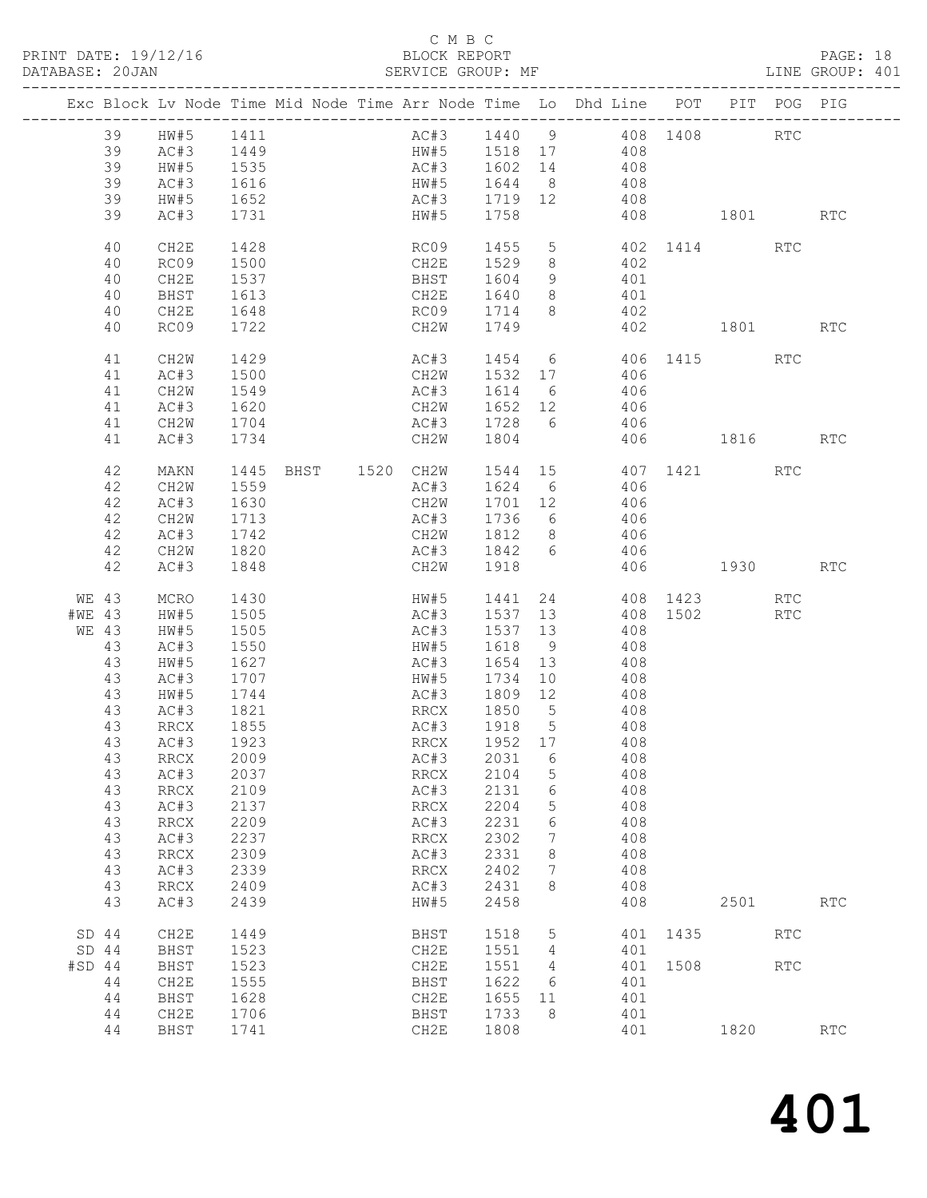C M B C
PRINT DATE: 19/12/16 BLOCK REPORT PAGE: 18
DATABASE: 20JAN SERVICE GROUP: MF LINE GROUP: 401

| Exc | Block | Lv | Node | Time | Mid Node | Time | Arr Node | Time | Lo | Dhd Line | POT | PIT | POG | PIG |
|---|---|---|---|---|---|---|---|---|---|---|---|---|---|---|
| | 39 | | HW#5 | 1411 | | | AC#3 | 1440 | 9 | 408 | 1408 | | RTC | |
| | 39 | | AC#3 | 1449 | | | HW#5 | 1518 | 17 | 408 | | | | |
| | 39 | | HW#5 | 1535 | | | AC#3 | 1602 | 14 | 408 | | | | |
| | 39 | | AC#3 | 1616 | | | HW#5 | 1644 | 8 | 408 | | | | |
| | 39 | | HW#5 | 1652 | | | AC#3 | 1719 | 12 | 408 | | | | |
| | 39 | | AC#3 | 1731 | | | HW#5 | 1758 | | 408 | | 1801 | | RTC |
| | 40 | | CH2E | 1428 | | | RC09 | 1455 | 5 | 402 | 1414 | | RTC | |
| | 40 | | RC09 | 1500 | | | CH2E | 1529 | 8 | 402 | | | | |
| | 40 | | CH2E | 1537 | | | BHST | 1604 | 9 | 401 | | | | |
| | 40 | | BHST | 1613 | | | CH2E | 1640 | 8 | 401 | | | | |
| | 40 | | CH2E | 1648 | | | RC09 | 1714 | 8 | 402 | | | | |
| | 40 | | RC09 | 1722 | | | CH2W | 1749 | | 402 | | 1801 | | RTC |
| | 41 | | CH2W | 1429 | | | AC#3 | 1454 | 6 | 406 | 1415 | | RTC | |
| | 41 | | AC#3 | 1500 | | | CH2W | 1532 | 17 | 406 | | | | |
| | 41 | | CH2W | 1549 | | | AC#3 | 1614 | 6 | 406 | | | | |
| | 41 | | AC#3 | 1620 | | | CH2W | 1652 | 12 | 406 | | | | |
| | 41 | | CH2W | 1704 | | | AC#3 | 1728 | 6 | 406 | | | | |
| | 41 | | AC#3 | 1734 | | | CH2W | 1804 | | 406 | | 1816 | | RTC |
| | 42 | | MAKN | 1445 | BHST | 1520 | CH2W | 1544 | 15 | 407 | 1421 | | RTC | |
| | 42 | | CH2W | 1559 | | | AC#3 | 1624 | 6 | 406 | | | | |
| | 42 | | AC#3 | 1630 | | | CH2W | 1701 | 12 | 406 | | | | |
| | 42 | | CH2W | 1713 | | | AC#3 | 1736 | 6 | 406 | | | | |
| | 42 | | AC#3 | 1742 | | | CH2W | 1812 | 8 | 406 | | | | |
| | 42 | | CH2W | 1820 | | | AC#3 | 1842 | 6 | 406 | | | | |
| | 42 | | AC#3 | 1848 | | | CH2W | 1918 | | 406 | | 1930 | | RTC |
| WE | 43 | | MCRO | 1430 | | | HW#5 | 1441 | 24 | 408 | 1423 | | RTC | |
| #WE | 43 | | HW#5 | 1505 | | | AC#3 | 1537 | 13 | 408 | 1502 | | RTC | |
| WE | 43 | | HW#5 | 1505 | | | AC#3 | 1537 | 13 | 408 | | | | |
| | 43 | | AC#3 | 1550 | | | HW#5 | 1618 | 9 | 408 | | | | |
| | 43 | | HW#5 | 1627 | | | AC#3 | 1654 | 13 | 408 | | | | |
| | 43 | | AC#3 | 1707 | | | HW#5 | 1734 | 10 | 408 | | | | |
| | 43 | | HW#5 | 1744 | | | AC#3 | 1809 | 12 | 408 | | | | |
| | 43 | | AC#3 | 1821 | | | RRCX | 1850 | 5 | 408 | | | | |
| | 43 | | RRCX | 1855 | | | AC#3 | 1918 | 5 | 408 | | | | |
| | 43 | | AC#3 | 1923 | | | RRCX | 1952 | 17 | 408 | | | | |
| | 43 | | RRCX | 2009 | | | AC#3 | 2031 | 6 | 408 | | | | |
| | 43 | | AC#3 | 2037 | | | RRCX | 2104 | 5 | 408 | | | | |
| | 43 | | RRCX | 2109 | | | AC#3 | 2131 | 6 | 408 | | | | |
| | 43 | | AC#3 | 2137 | | | RRCX | 2204 | 5 | 408 | | | | |
| | 43 | | RRCX | 2209 | | | AC#3 | 2231 | 6 | 408 | | | | |
| | 43 | | AC#3 | 2237 | | | RRCX | 2302 | 7 | 408 | | | | |
| | 43 | | RRCX | 2309 | | | AC#3 | 2331 | 8 | 408 | | | | |
| | 43 | | AC#3 | 2339 | | | RRCX | 2402 | 7 | 408 | | | | |
| | 43 | | RRCX | 2409 | | | AC#3 | 2431 | 8 | 408 | | | | |
| | 43 | | AC#3 | 2439 | | | HW#5 | 2458 | | 408 | | 2501 | | RTC |
| SD | 44 | | CH2E | 1449 | | | BHST | 1518 | 5 | 401 | 1435 | | RTC | |
| SD | 44 | | BHST | 1523 | | | CH2E | 1551 | 4 | 401 | | | | |
| #SD | 44 | | BHST | 1523 | | | CH2E | 1551 | 4 | 401 | 1508 | | RTC | |
| | 44 | | CH2E | 1555 | | | BHST | 1622 | 6 | 401 | | | | |
| | 44 | | BHST | 1628 | | | CH2E | 1655 | 11 | 401 | | | | |
| | 44 | | CH2E | 1706 | | | BHST | 1733 | 8 | 401 | | | | |
| | 44 | | BHST | 1741 | | | CH2E | 1808 | | 401 | | 1820 | | RTC |

# 401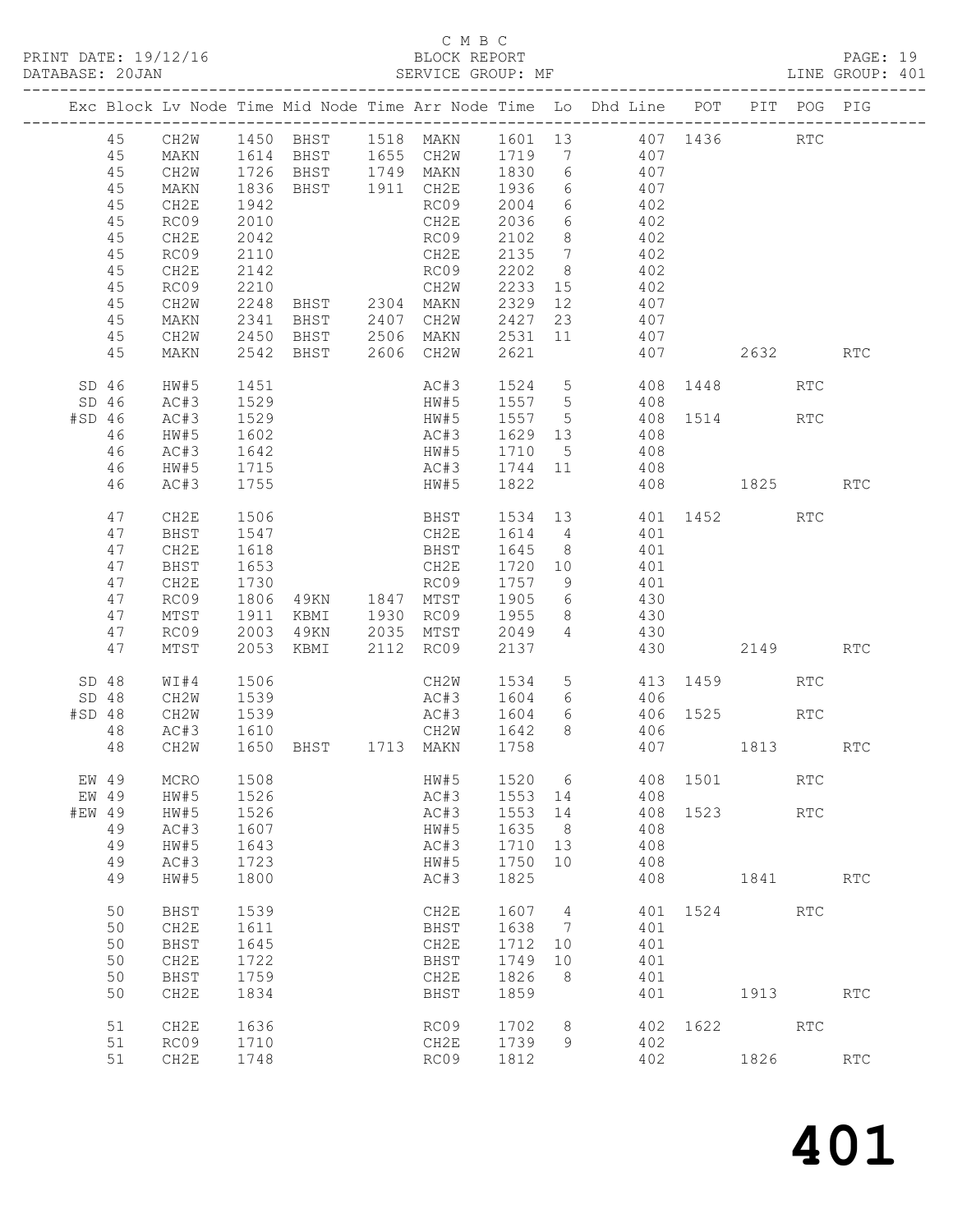C M B C
BLOCK REPORT
SERVICE GROUP: MF

PRINT DATE: 19/12/16
DATABASE: 20JAN
LINE GROUP: 401

| Exc | Block | Lv | Node | Time | Mid Node | Time | Arr Node | Time | Lo | Dhd Line | POT | PIT | POG | PIG |
|---|---|---|---|---|---|---|---|---|---|---|---|---|---|---|
| | 45 | | CH2W | 1450 | BHST | 1518 | MAKN | 1601 | 13 | 407 | 1436 | | RTC | |
| | 45 | | MAKN | 1614 | BHST | 1655 | CH2W | 1719 | 7 | 407 | | | | |
| | 45 | | CH2W | 1726 | BHST | 1749 | MAKN | 1830 | 6 | 407 | | | | |
| | 45 | | MAKN | 1836 | BHST | 1911 | CH2E | 1936 | 6 | 407 | | | | |
| | 45 | | CH2E | 1942 | | | RC09 | 2004 | 6 | 402 | | | | |
| | 45 | | RC09 | 2010 | | | CH2E | 2036 | 6 | 402 | | | | |
| | 45 | | CH2E | 2042 | | | RC09 | 2102 | 8 | 402 | | | | |
| | 45 | | RC09 | 2110 | | | CH2E | 2135 | 7 | 402 | | | | |
| | 45 | | CH2E | 2142 | | | RC09 | 2202 | 8 | 402 | | | | |
| | 45 | | RC09 | 2210 | | | CH2W | 2233 | 15 | 402 | | | | |
| | 45 | | CH2W | 2248 | BHST | 2304 | MAKN | 2329 | 12 | 407 | | | | |
| | 45 | | MAKN | 2341 | BHST | 2407 | CH2W | 2427 | 23 | 407 | | | | |
| | 45 | | CH2W | 2450 | BHST | 2506 | MAKN | 2531 | 11 | 407 | | | | |
| | 45 | | MAKN | 2542 | BHST | 2606 | CH2W | 2621 | | 407 | | 2632 | | RTC |
| SD | 46 | | HW#5 | 1451 | | | AC#3 | 1524 | 5 | 408 | 1448 | | RTC | |
| SD | 46 | | AC#3 | 1529 | | | HW#5 | 1557 | 5 | 408 | | | | |
| #SD | 46 | | AC#3 | 1529 | | | HW#5 | 1557 | 5 | 408 | 1514 | | RTC | |
| | 46 | | HW#5 | 1602 | | | AC#3 | 1629 | 13 | 408 | | | | |
| | 46 | | AC#3 | 1642 | | | HW#5 | 1710 | 5 | 408 | | | | |
| | 46 | | HW#5 | 1715 | | | AC#3 | 1744 | 11 | 408 | | | | |
| | 46 | | AC#3 | 1755 | | | HW#5 | 1822 | | 408 | | 1825 | | RTC |
| | 47 | | CH2E | 1506 | | | BHST | 1534 | 13 | 401 | 1452 | | RTC | |
| | 47 | | BHST | 1547 | | | CH2E | 1614 | 4 | 401 | | | | |
| | 47 | | CH2E | 1618 | | | BHST | 1645 | 8 | 401 | | | | |
| | 47 | | BHST | 1653 | | | CH2E | 1720 | 10 | 401 | | | | |
| | 47 | | CH2E | 1730 | | | RC09 | 1757 | 9 | 401 | | | | |
| | 47 | | RC09 | 1806 | 49KN | 1847 | MTST | 1905 | 6 | 430 | | | | |
| | 47 | | MTST | 1911 | KBMI | 1930 | RC09 | 1955 | 8 | 430 | | | | |
| | 47 | | RC09 | 2003 | 49KN | 2035 | MTST | 2049 | 4 | 430 | | | | |
| | 47 | | MTST | 2053 | KBMI | 2112 | RC09 | 2137 | | 430 | | 2149 | | RTC |
| SD | 48 | | WI#4 | 1506 | | | CH2W | 1534 | 5 | 413 | 1459 | | RTC | |
| SD | 48 | | CH2W | 1539 | | | AC#3 | 1604 | 6 | 406 | | | | |
| #SD | 48 | | CH2W | 1539 | | | AC#3 | 1604 | 6 | 406 | 1525 | | RTC | |
| | 48 | | AC#3 | 1610 | | | CH2W | 1642 | 8 | 406 | | | | |
| | 48 | | CH2W | 1650 | BHST | 1713 | MAKN | 1758 | | 407 | | 1813 | | RTC |
| EW | 49 | | MCRO | 1508 | | | HW#5 | 1520 | 6 | 408 | 1501 | | RTC | |
| EW | 49 | | HW#5 | 1526 | | | AC#3 | 1553 | 14 | 408 | | | | |
| #EW | 49 | | HW#5 | 1526 | | | AC#3 | 1553 | 14 | 408 | 1523 | | RTC | |
| | 49 | | AC#3 | 1607 | | | HW#5 | 1635 | 8 | 408 | | | | |
| | 49 | | HW#5 | 1643 | | | AC#3 | 1710 | 13 | 408 | | | | |
| | 49 | | AC#3 | 1723 | | | HW#5 | 1750 | 10 | 408 | | | | |
| | 49 | | HW#5 | 1800 | | | AC#3 | 1825 | | 408 | | 1841 | | RTC |
| | 50 | | BHST | 1539 | | | CH2E | 1607 | 4 | 401 | 1524 | | RTC | |
| | 50 | | CH2E | 1611 | | | BHST | 1638 | 7 | 401 | | | | |
| | 50 | | BHST | 1645 | | | CH2E | 1712 | 10 | 401 | | | | |
| | 50 | | CH2E | 1722 | | | BHST | 1749 | 10 | 401 | | | | |
| | 50 | | BHST | 1759 | | | CH2E | 1826 | 8 | 401 | | | | |
| | 50 | | CH2E | 1834 | | | BHST | 1859 | | 401 | | 1913 | | RTC |
| | 51 | | CH2E | 1636 | | | RC09 | 1702 | 8 | 402 | 1622 | | RTC | |
| | 51 | | RC09 | 1710 | | | CH2E | 1739 | 9 | 402 | | | | |
| | 51 | | CH2E | 1748 | | | RC09 | 1812 | | 402 | | 1826 | | RTC |

# 401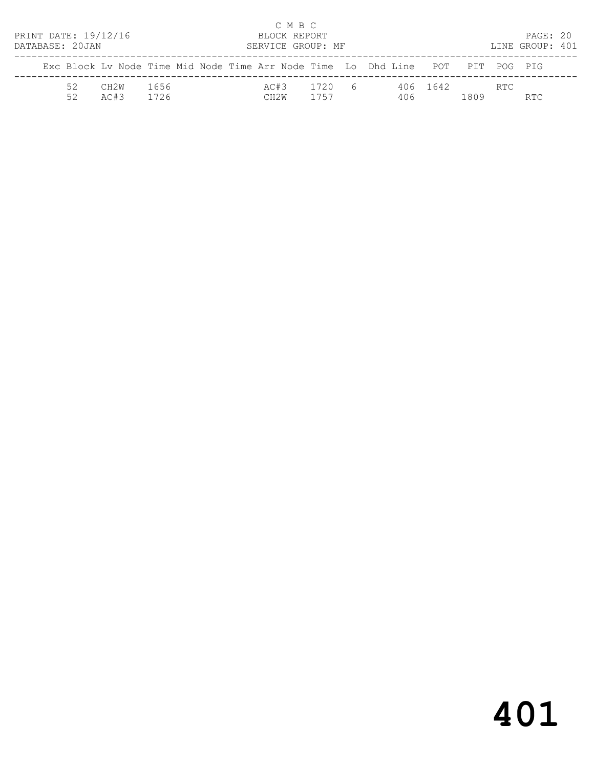C M B C
BLOCK REPORT
SERVICE GROUP: MF

PRINT DATE: 19/12/16
DATABASE: 20JAN

LINE GROUP: 401

| Exc | Block | Lv Node | Time | Mid Node | Time | Arr Node | Time | Lo | Dhd Line | POT | PIT | POG | PIG |
|---|---|---|---|---|---|---|---|---|---|---|---|---|---|
| | 52 | CH2W | 1656 | | | AC#3 | 1720 | 6 | 406 | 1642 | | RTC | |
| | 52 | AC#3 | 1726 | | | CH2W | 1757 | | 406 | | 1809 | | RTC |

# 401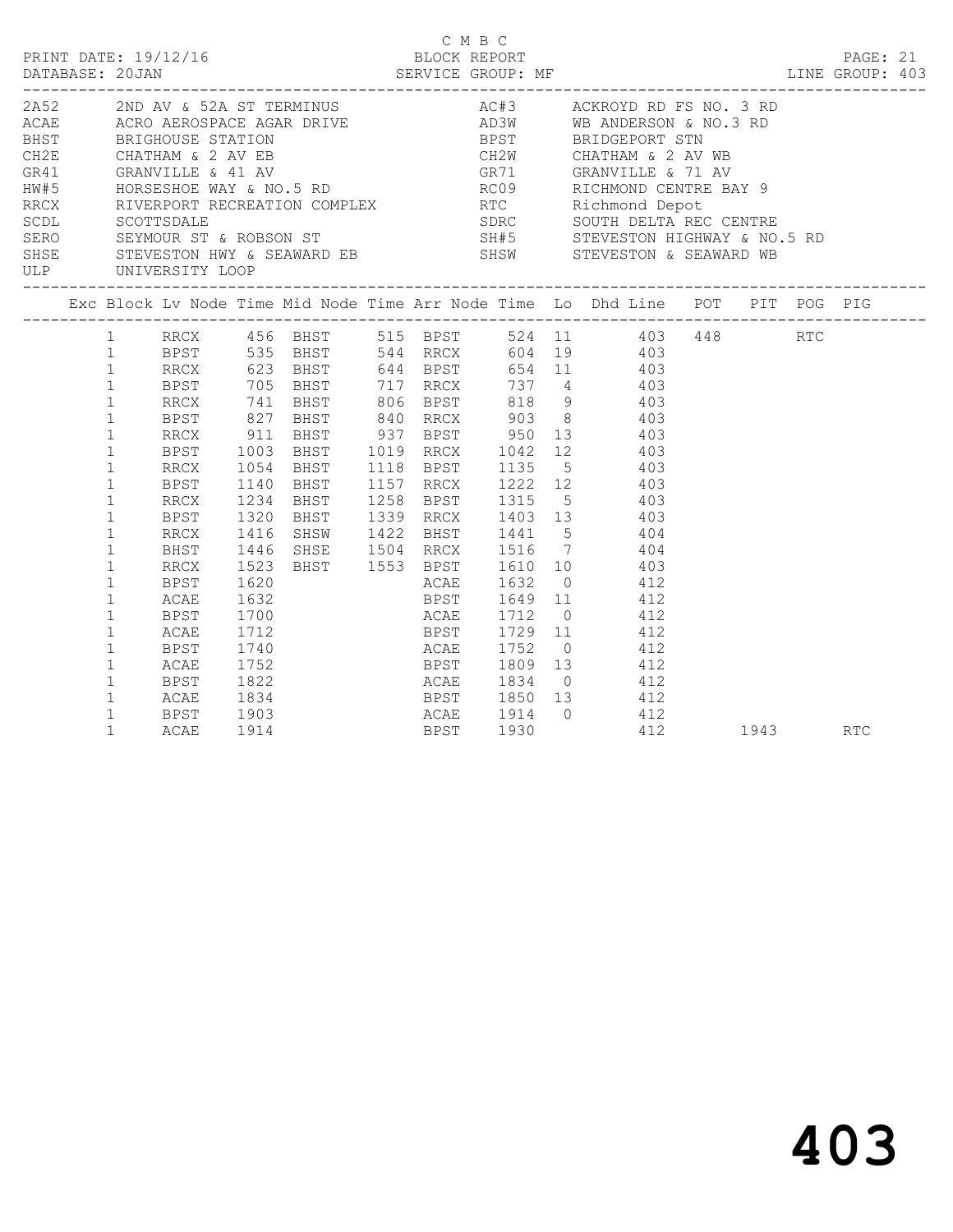C M B C

PRINT DATE: 19/12/16 BLOCK REPORT

DATABASE: 20JAN SERVICE GROUP: MF LINE GROUP: 403

| Code | Description | Code | Description |
|---|---|---|---|
| 2A52 | 2ND AV & 52A ST TERMINUS | AC#3 | ACKROYD RD FS NO. 3 RD |
| ACAE | ACRO AEROSPACE AGAR DRIVE | AD3W | WB ANDERSON & NO.3 RD |
| BHST | BRIGHOUSE STATION | BPST | BRIDGEPORT STN |
| CH2E | CHATHAM & 2 AV EB | CH2W | CHATHAM & 2 AV WB |
| GR41 | GRANVILLE & 41 AV | GR71 | GRANVILLE & 71 AV |
| HW#5 | HORSESHOE WAY & NO.5 RD | RC09 | RICHMOND CENTRE BAY 9 |
| RRCX | RIVERPORT RECREATION COMPLEX | RTC | Richmond Depot |
| SCDL | SCOTTSDALE | SDRC | SOUTH DELTA REC CENTRE |
| SERO | SEYMOUR ST & ROBSON ST | SH#5 | STEVESTON HIGHWAY & NO.5 RD |
| SHSE | STEVESTON HWY & SEAWARD EB | SHSW | STEVESTON & SEAWARD WB |
| ULP | UNIVERSITY LOOP | | |

| Exc | Block | Lv Node | Time | Mid Node | Time | Arr Node | Time | Lo | Dhd Line | POT | PIT | POG | PIG |
|---|---|---|---|---|---|---|---|---|---|---|---|---|---|
| | 1 | RRCX | 456 | BHST | 515 | BPST | 524 | 11 | 403 | 448 | | RTC | |
| | 1 | BPST | 535 | BHST | 544 | RRCX | 604 | 19 | 403 | | | | |
| | 1 | RRCX | 623 | BHST | 644 | BPST | 654 | 11 | 403 | | | | |
| | 1 | BPST | 705 | BHST | 717 | RRCX | 737 | 4 | 403 | | | | |
| | 1 | RRCX | 741 | BHST | 806 | BPST | 818 | 9 | 403 | | | | |
| | 1 | BPST | 827 | BHST | 840 | RRCX | 903 | 8 | 403 | | | | |
| | 1 | RRCX | 911 | BHST | 937 | BPST | 950 | 13 | 403 | | | | |
| | 1 | BPST | 1003 | BHST | 1019 | RRCX | 1042 | 12 | 403 | | | | |
| | 1 | RRCX | 1054 | BHST | 1118 | BPST | 1135 | 5 | 403 | | | | |
| | 1 | BPST | 1140 | BHST | 1157 | RRCX | 1222 | 12 | 403 | | | | |
| | 1 | RRCX | 1234 | BHST | 1258 | BPST | 1315 | 5 | 403 | | | | |
| | 1 | BPST | 1320 | BHST | 1339 | RRCX | 1403 | 13 | 403 | | | | |
| | 1 | RRCX | 1416 | SHSW | 1422 | BHST | 1441 | 5 | 404 | | | | |
| | 1 | BHST | 1446 | SHSE | 1504 | RRCX | 1516 | 7 | 404 | | | | |
| | 1 | RRCX | 1523 | BHST | 1553 | BPST | 1610 | 10 | 403 | | | | |
| | 1 | BPST | 1620 | | | ACAE | 1632 | 0 | 412 | | | | |
| | 1 | ACAE | 1632 | | | BPST | 1649 | 11 | 412 | | | | |
| | 1 | BPST | 1700 | | | ACAE | 1712 | 0 | 412 | | | | |
| | 1 | ACAE | 1712 | | | BPST | 1729 | 11 | 412 | | | | |
| | 1 | BPST | 1740 | | | ACAE | 1752 | 0 | 412 | | | | |
| | 1 | ACAE | 1752 | | | BPST | 1809 | 13 | 412 | | | | |
| | 1 | BPST | 1822 | | | ACAE | 1834 | 0 | 412 | | | | |
| | 1 | ACAE | 1834 | | | BPST | 1850 | 13 | 412 | | | | |
| | 1 | BPST | 1903 | | | ACAE | 1914 | 0 | 412 | | | | |
| | 1 | ACAE | 1914 | | | BPST | 1930 | | 412 | | 1943 | | RTC |

# 403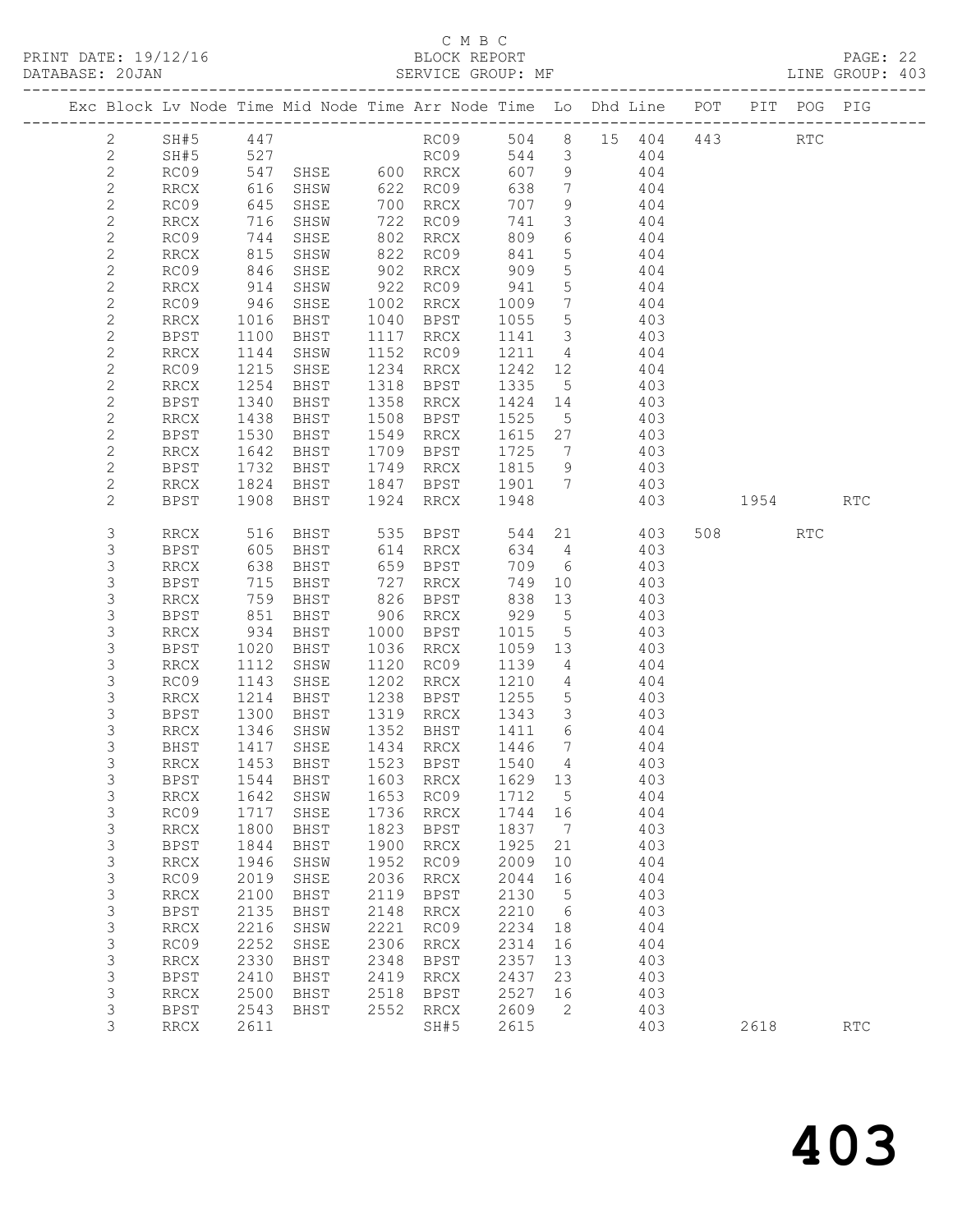C M B C
BLOCK REPORT
SERVICE GROUP: MF

PRINT DATE: 19/12/16
DATABASE: 20JAN
LINE GROUP: 403

| Exc | Block | Lv | Node | Time | Mid Node | Time | Arr Node | Time | Lo | Dhd | Line | POT | PIT | POG | PIG |
|---|---|---|---|---|---|---|---|---|---|---|---|---|---|---|---|
| | 2 | | SH#5 | 447 | | | RC09 | 504 | 8 | 15 | 404 | 443 | | RTC | |
| | 2 | | SH#5 | 527 | | | RC09 | 544 | 3 | | 404 | | | | |
| | 2 | | RC09 | 547 | SHSE | 600 | RRCX | 607 | 9 | | 404 | | | | |
| | 2 | | RRCX | 616 | SHSW | 622 | RC09 | 638 | 7 | | 404 | | | | |
| | 2 | | RC09 | 645 | SHSE | 700 | RRCX | 707 | 9 | | 404 | | | | |
| | 2 | | RRCX | 716 | SHSW | 722 | RC09 | 741 | 3 | | 404 | | | | |
| | 2 | | RC09 | 744 | SHSE | 802 | RRCX | 809 | 6 | | 404 | | | | |
| | 2 | | RRCX | 815 | SHSW | 822 | RC09 | 841 | 5 | | 404 | | | | |
| | 2 | | RC09 | 846 | SHSE | 902 | RRCX | 909 | 5 | | 404 | | | | |
| | 2 | | RRCX | 914 | SHSW | 922 | RC09 | 941 | 5 | | 404 | | | | |
| | 2 | | RC09 | 946 | SHSE | 1002 | RRCX | 1009 | 7 | | 404 | | | | |
| | 2 | | RRCX | 1016 | BHST | 1040 | BPST | 1055 | 5 | | 403 | | | | |
| | 2 | | BPST | 1100 | BHST | 1117 | RRCX | 1141 | 3 | | 403 | | | | |
| | 2 | | RRCX | 1144 | SHSW | 1152 | RC09 | 1211 | 4 | | 404 | | | | |
| | 2 | | RC09 | 1215 | SHSE | 1234 | RRCX | 1242 | 12 | | 404 | | | | |
| | 2 | | RRCX | 1254 | BHST | 1318 | BPST | 1335 | 5 | | 403 | | | | |
| | 2 | | BPST | 1340 | BHST | 1358 | RRCX | 1424 | 14 | | 403 | | | | |
| | 2 | | RRCX | 1438 | BHST | 1508 | BPST | 1525 | 5 | | 403 | | | | |
| | 2 | | BPST | 1530 | BHST | 1549 | RRCX | 1615 | 27 | | 403 | | | | |
| | 2 | | RRCX | 1642 | BHST | 1709 | BPST | 1725 | 7 | | 403 | | | | |
| | 2 | | BPST | 1732 | BHST | 1749 | RRCX | 1815 | 9 | | 403 | | | | |
| | 2 | | RRCX | 1824 | BHST | 1847 | BPST | 1901 | 7 | | 403 | | | | |
| | 2 | | BPST | 1908 | BHST | 1924 | RRCX | 1948 | | | 403 | | 1954 | | RTC |
| | 3 | | RRCX | 516 | BHST | 535 | BPST | 544 | 21 | | 403 | 508 | | RTC | |
| | 3 | | BPST | 605 | BHST | 614 | RRCX | 634 | 4 | | 403 | | | | |
| | 3 | | RRCX | 638 | BHST | 659 | BPST | 709 | 6 | | 403 | | | | |
| | 3 | | BPST | 715 | BHST | 727 | RRCX | 749 | 10 | | 403 | | | | |
| | 3 | | RRCX | 759 | BHST | 826 | BPST | 838 | 13 | | 403 | | | | |
| | 3 | | BPST | 851 | BHST | 906 | RRCX | 929 | 5 | | 403 | | | | |
| | 3 | | RRCX | 934 | BHST | 1000 | BPST | 1015 | 5 | | 403 | | | | |
| | 3 | | BPST | 1020 | BHST | 1036 | RRCX | 1059 | 13 | | 403 | | | | |
| | 3 | | RRCX | 1112 | SHSW | 1120 | RC09 | 1139 | 4 | | 404 | | | | |
| | 3 | | RC09 | 1143 | SHSE | 1202 | RRCX | 1210 | 4 | | 404 | | | | |
| | 3 | | RRCX | 1214 | BHST | 1238 | BPST | 1255 | 5 | | 403 | | | | |
| | 3 | | BPST | 1300 | BHST | 1319 | RRCX | 1343 | 3 | | 403 | | | | |
| | 3 | | RRCX | 1346 | SHSW | 1352 | BHST | 1411 | 6 | | 404 | | | | |
| | 3 | | BHST | 1417 | SHSE | 1434 | RRCX | 1446 | 7 | | 404 | | | | |
| | 3 | | RRCX | 1453 | BHST | 1523 | BPST | 1540 | 4 | | 403 | | | | |
| | 3 | | BPST | 1544 | BHST | 1603 | RRCX | 1629 | 13 | | 403 | | | | |
| | 3 | | RRCX | 1642 | SHSW | 1653 | RC09 | 1712 | 5 | | 404 | | | | |
| | 3 | | RC09 | 1717 | SHSE | 1736 | RRCX | 1744 | 16 | | 404 | | | | |
| | 3 | | RRCX | 1800 | BHST | 1823 | BPST | 1837 | 7 | | 403 | | | | |
| | 3 | | BPST | 1844 | BHST | 1900 | RRCX | 1925 | 21 | | 403 | | | | |
| | 3 | | RRCX | 1946 | SHSW | 1952 | RC09 | 2009 | 10 | | 404 | | | | |
| | 3 | | RC09 | 2019 | SHSE | 2036 | RRCX | 2044 | 16 | | 404 | | | | |
| | 3 | | RRCX | 2100 | BHST | 2119 | BPST | 2130 | 5 | | 403 | | | | |
| | 3 | | BPST | 2135 | BHST | 2148 | RRCX | 2210 | 6 | | 403 | | | | |
| | 3 | | RRCX | 2216 | SHSW | 2221 | RC09 | 2234 | 18 | | 404 | | | | |
| | 3 | | RC09 | 2252 | SHSE | 2306 | RRCX | 2314 | 16 | | 404 | | | | |
| | 3 | | RRCX | 2330 | BHST | 2348 | BPST | 2357 | 13 | | 403 | | | | |
| | 3 | | BPST | 2410 | BHST | 2419 | RRCX | 2437 | 23 | | 403 | | | | |
| | 3 | | RRCX | 2500 | BHST | 2518 | BPST | 2527 | 16 | | 403 | | | | |
| | 3 | | BPST | 2543 | BHST | 2552 | RRCX | 2609 | 2 | | 403 | | | | |
| | 3 | | RRCX | 2611 | | | SH#5 | 2615 | | | 403 | | 2618 | | RTC |

403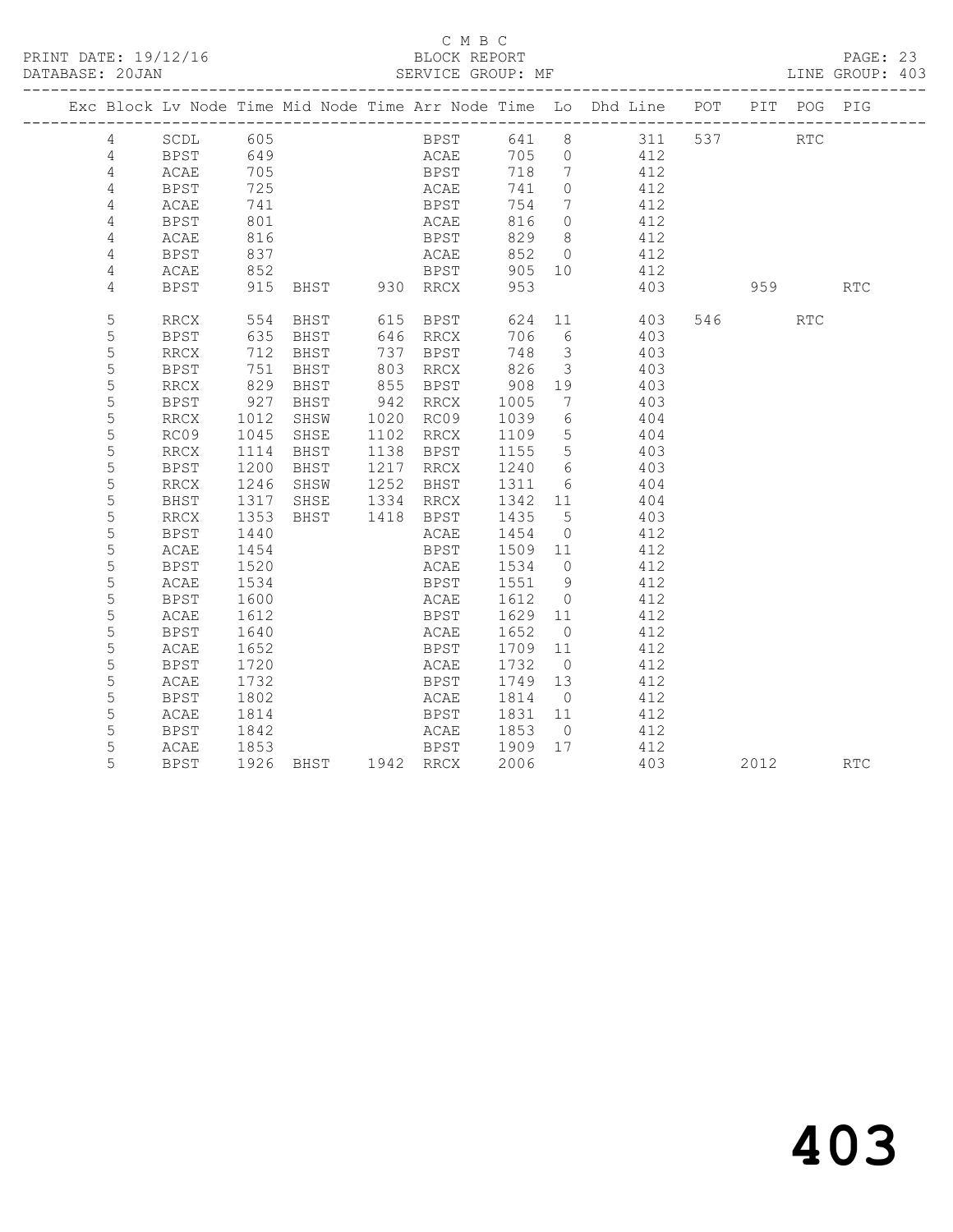C M B C

PRINT DATE: 19/12/16 BLOCK REPORT

DATABASE: 20JAN SERVICE GROUP: MF LINE GROUP: 403

| Exc | Block | Lv | Node | Time | Mid Node | Time | Arr Node | Time | Lo | Dhd Line | POT | PIT | POG | PIG |
|---|---|---|---|---|---|---|---|---|---|---|---|---|---|---|
| | 4 | | SCDL | 605 | | | BPST | 641 | 8 | 311 | 537 | | RTC | |
| | 4 | | BPST | 649 | | | ACAE | 705 | 0 | 412 | | | | |
| | 4 | | ACAE | 705 | | | BPST | 718 | 7 | 412 | | | | |
| | 4 | | BPST | 725 | | | ACAE | 741 | 0 | 412 | | | | |
| | 4 | | ACAE | 741 | | | BPST | 754 | 7 | 412 | | | | |
| | 4 | | BPST | 801 | | | ACAE | 816 | 0 | 412 | | | | |
| | 4 | | ACAE | 816 | | | BPST | 829 | 8 | 412 | | | | |
| | 4 | | BPST | 837 | | | ACAE | 852 | 0 | 412 | | | | |
| | 4 | | ACAE | 852 | | | BPST | 905 | 10 | 412 | | | | |
| | 4 | | BPST | 915 | BHST | 930 | RRCX | 953 | | 403 | | 959 | | RTC |
| | 5 | | RRCX | 554 | BHST | 615 | BPST | 624 | 11 | 403 | 546 | | RTC | |
| | 5 | | BPST | 635 | BHST | 646 | RRCX | 706 | 6 | 403 | | | | |
| | 5 | | RRCX | 712 | BHST | 737 | BPST | 748 | 3 | 403 | | | | |
| | 5 | | BPST | 751 | BHST | 803 | RRCX | 826 | 3 | 403 | | | | |
| | 5 | | RRCX | 829 | BHST | 855 | BPST | 908 | 19 | 403 | | | | |
| | 5 | | BPST | 927 | BHST | 942 | RRCX | 1005 | 7 | 403 | | | | |
| | 5 | | RRCX | 1012 | SHSW | 1020 | RC09 | 1039 | 6 | 404 | | | | |
| | 5 | | RC09 | 1045 | SHSE | 1102 | RRCX | 1109 | 5 | 404 | | | | |
| | 5 | | RRCX | 1114 | BHST | 1138 | BPST | 1155 | 5 | 403 | | | | |
| | 5 | | BPST | 1200 | BHST | 1217 | RRCX | 1240 | 6 | 403 | | | | |
| | 5 | | RRCX | 1246 | SHSW | 1252 | BHST | 1311 | 6 | 404 | | | | |
| | 5 | | BHST | 1317 | SHSE | 1334 | RRCX | 1342 | 11 | 404 | | | | |
| | 5 | | RRCX | 1353 | BHST | 1418 | BPST | 1435 | 5 | 403 | | | | |
| | 5 | | BPST | 1440 | | | ACAE | 1454 | 0 | 412 | | | | |
| | 5 | | ACAE | 1454 | | | BPST | 1509 | 11 | 412 | | | | |
| | 5 | | BPST | 1520 | | | ACAE | 1534 | 0 | 412 | | | | |
| | 5 | | ACAE | 1534 | | | BPST | 1551 | 9 | 412 | | | | |
| | 5 | | BPST | 1600 | | | ACAE | 1612 | 0 | 412 | | | | |
| | 5 | | ACAE | 1612 | | | BPST | 1629 | 11 | 412 | | | | |
| | 5 | | BPST | 1640 | | | ACAE | 1652 | 0 | 412 | | | | |
| | 5 | | ACAE | 1652 | | | BPST | 1709 | 11 | 412 | | | | |
| | 5 | | BPST | 1720 | | | ACAE | 1732 | 0 | 412 | | | | |
| | 5 | | ACAE | 1732 | | | BPST | 1749 | 13 | 412 | | | | |
| | 5 | | BPST | 1802 | | | ACAE | 1814 | 0 | 412 | | | | |
| | 5 | | ACAE | 1814 | | | BPST | 1831 | 11 | 412 | | | | |
| | 5 | | BPST | 1842 | | | ACAE | 1853 | 0 | 412 | | | | |
| | 5 | | ACAE | 1853 | | | BPST | 1909 | 17 | 412 | | | | |
| | 5 | | BPST | 1926 | BHST | 1942 | RRCX | 2006 | | 403 | | 2012 | | RTC |

# 403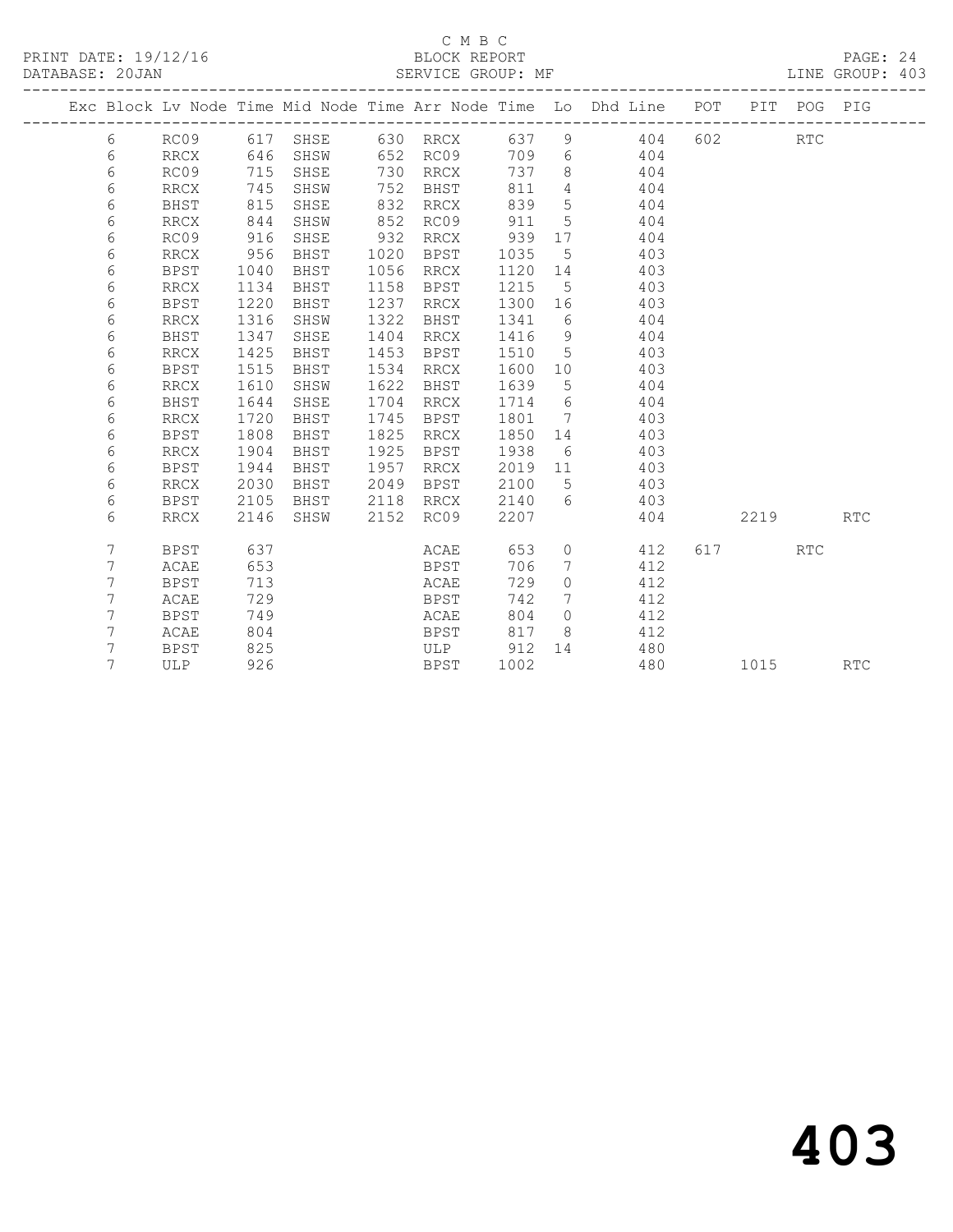C M B C
BLOCK REPORT
SERVICE GROUP: MF

PRINT DATE: 19/12/16
DATABASE: 20JAN

LINE GROUP: 403

| Exc | Block | Lv | Node | Time | Mid Node | Time | Arr Node | Time | Lo | Dhd Line | POT | PIT | POG | PIG |
|---|---|---|---|---|---|---|---|---|---|---|---|---|---|---|
| | 6 | | RC09 | 617 | SHSE | 630 | RRCX | 637 | 9 | 404 | 602 | | RTC | |
| | 6 | | RRCX | 646 | SHSW | 652 | RC09 | 709 | 6 | 404 | | | | |
| | 6 | | RC09 | 715 | SHSE | 730 | RRCX | 737 | 8 | 404 | | | | |
| | 6 | | RRCX | 745 | SHSW | 752 | BHST | 811 | 4 | 404 | | | | |
| | 6 | | BHST | 815 | SHSE | 832 | RRCX | 839 | 5 | 404 | | | | |
| | 6 | | RRCX | 844 | SHSW | 852 | RC09 | 911 | 5 | 404 | | | | |
| | 6 | | RC09 | 916 | SHSE | 932 | RRCX | 939 | 17 | 404 | | | | |
| | 6 | | RRCX | 956 | BHST | 1020 | BPST | 1035 | 5 | 403 | | | | |
| | 6 | | BPST | 1040 | BHST | 1056 | RRCX | 1120 | 14 | 403 | | | | |
| | 6 | | RRCX | 1134 | BHST | 1158 | BPST | 1215 | 5 | 403 | | | | |
| | 6 | | BPST | 1220 | BHST | 1237 | RRCX | 1300 | 16 | 403 | | | | |
| | 6 | | RRCX | 1316 | SHSW | 1322 | BHST | 1341 | 6 | 404 | | | | |
| | 6 | | BHST | 1347 | SHSE | 1404 | RRCX | 1416 | 9 | 404 | | | | |
| | 6 | | RRCX | 1425 | BHST | 1453 | BPST | 1510 | 5 | 403 | | | | |
| | 6 | | BPST | 1515 | BHST | 1534 | RRCX | 1600 | 10 | 403 | | | | |
| | 6 | | RRCX | 1610 | SHSW | 1622 | BHST | 1639 | 5 | 404 | | | | |
| | 6 | | BHST | 1644 | SHSE | 1704 | RRCX | 1714 | 6 | 404 | | | | |
| | 6 | | RRCX | 1720 | BHST | 1745 | BPST | 1801 | 7 | 403 | | | | |
| | 6 | | BPST | 1808 | BHST | 1825 | RRCX | 1850 | 14 | 403 | | | | |
| | 6 | | RRCX | 1904 | BHST | 1925 | BPST | 1938 | 6 | 403 | | | | |
| | 6 | | BPST | 1944 | BHST | 1957 | RRCX | 2019 | 11 | 403 | | | | |
| | 6 | | RRCX | 2030 | BHST | 2049 | BPST | 2100 | 5 | 403 | | | | |
| | 6 | | BPST | 2105 | BHST | 2118 | RRCX | 2140 | 6 | 403 | | | | |
| | 6 | | RRCX | 2146 | SHSW | 2152 | RC09 | 2207 | | 404 | | 2219 | | RTC |
| | 7 | | BPST | 637 | | | ACAE | 653 | 0 | 412 | 617 | | RTC | |
| | 7 | | ACAE | 653 | | | BPST | 706 | 7 | 412 | | | | |
| | 7 | | BPST | 713 | | | ACAE | 729 | 0 | 412 | | | | |
| | 7 | | ACAE | 729 | | | BPST | 742 | 7 | 412 | | | | |
| | 7 | | BPST | 749 | | | ACAE | 804 | 0 | 412 | | | | |
| | 7 | | ACAE | 804 | | | BPST | 817 | 8 | 412 | | | | |
| | 7 | | BPST | 825 | | | ULP | 912 | 14 | 480 | | | | |
| | 7 | | ULP | 926 | | | BPST | 1002 | | 480 | | 1015 | | RTC |

403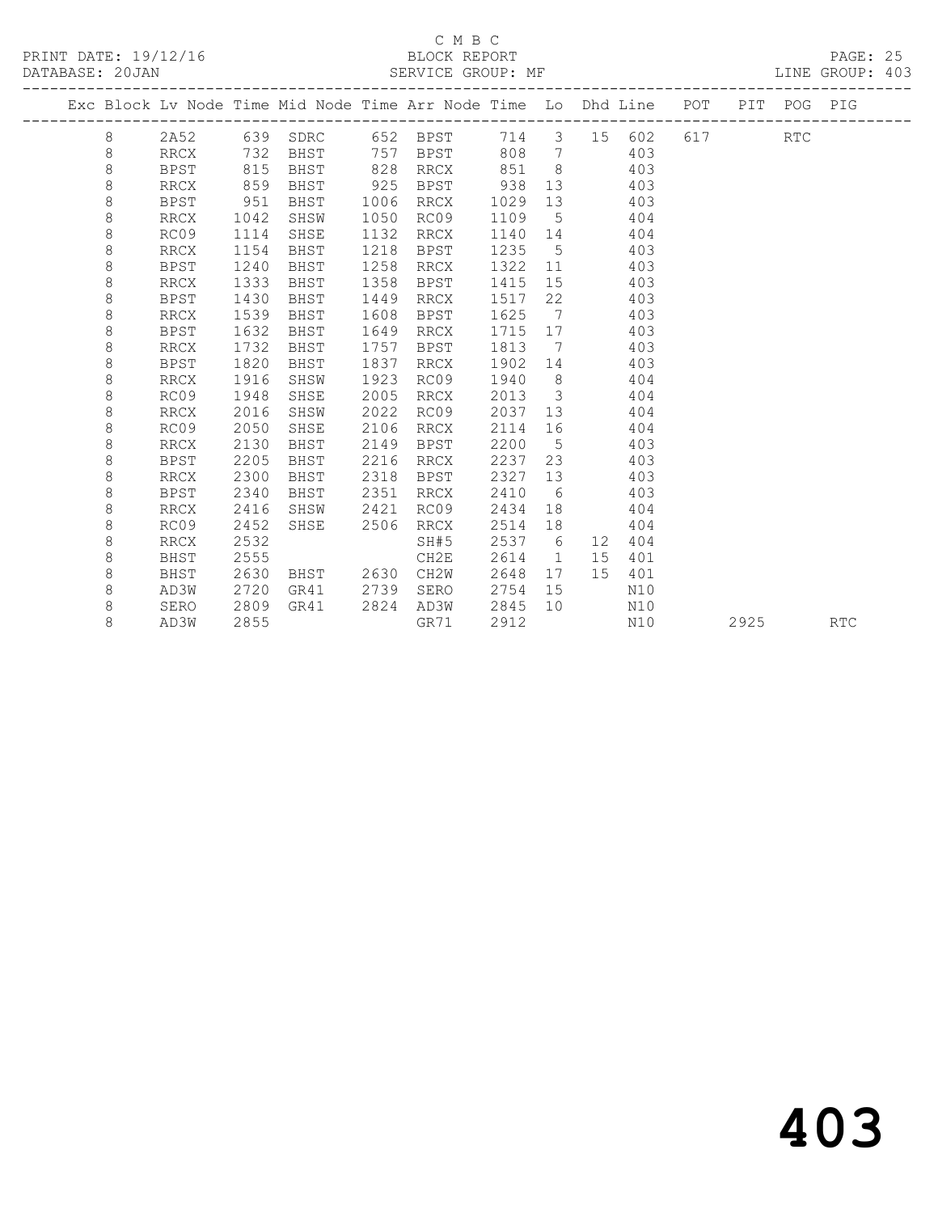C M B C

PRINT DATE: 19/12/16 BLOCK REPORT PAGE: 25
DATABASE: 20JAN SERVICE GROUP: MF LINE GROUP: 403

| Exc | Block | Lv | Node | Time | Mid Node | Time | Arr Node | Time | Lo | Dhd | Line | POT | PIT | POG | PIG |
|---|---|---|---|---|---|---|---|---|---|---|---|---|---|---|---|
| | 8 | | 2A52 | 639 | SDRC | 652 | BPST | 714 | 3 | 15 | 602 | 617 | | RTC | |
| | 8 | | RRCX | 732 | BHST | 757 | BPST | 808 | 7 | | 403 | | | | |
| | 8 | | BPST | 815 | BHST | 828 | RRCX | 851 | 8 | | 403 | | | | |
| | 8 | | RRCX | 859 | BHST | 925 | BPST | 938 | 13 | | 403 | | | | |
| | 8 | | BPST | 951 | BHST | 1006 | RRCX | 1029 | 13 | | 403 | | | | |
| | 8 | | RRCX | 1042 | SHSW | 1050 | RC09 | 1109 | 5 | | 404 | | | | |
| | 8 | | RC09 | 1114 | SHSE | 1132 | RRCX | 1140 | 14 | | 404 | | | | |
| | 8 | | RRCX | 1154 | BHST | 1218 | BPST | 1235 | 5 | | 403 | | | | |
| | 8 | | BPST | 1240 | BHST | 1258 | RRCX | 1322 | 11 | | 403 | | | | |
| | 8 | | RRCX | 1333 | BHST | 1358 | BPST | 1415 | 15 | | 403 | | | | |
| | 8 | | BPST | 1430 | BHST | 1449 | RRCX | 1517 | 22 | | 403 | | | | |
| | 8 | | RRCX | 1539 | BHST | 1608 | BPST | 1625 | 7 | | 403 | | | | |
| | 8 | | BPST | 1632 | BHST | 1649 | RRCX | 1715 | 17 | | 403 | | | | |
| | 8 | | RRCX | 1732 | BHST | 1757 | BPST | 1813 | 7 | | 403 | | | | |
| | 8 | | BPST | 1820 | BHST | 1837 | RRCX | 1902 | 14 | | 403 | | | | |
| | 8 | | RRCX | 1916 | SHSW | 1923 | RC09 | 1940 | 8 | | 404 | | | | |
| | 8 | | RC09 | 1948 | SHSE | 2005 | RRCX | 2013 | 3 | | 404 | | | | |
| | 8 | | RRCX | 2016 | SHSW | 2022 | RC09 | 2037 | 13 | | 404 | | | | |
| | 8 | | RC09 | 2050 | SHSE | 2106 | RRCX | 2114 | 16 | | 404 | | | | |
| | 8 | | RRCX | 2130 | BHST | 2149 | BPST | 2200 | 5 | | 403 | | | | |
| | 8 | | BPST | 2205 | BHST | 2216 | RRCX | 2237 | 23 | | 403 | | | | |
| | 8 | | RRCX | 2300 | BHST | 2318 | BPST | 2327 | 13 | | 403 | | | | |
| | 8 | | BPST | 2340 | BHST | 2351 | RRCX | 2410 | 6 | | 403 | | | | |
| | 8 | | RRCX | 2416 | SHSW | 2421 | RC09 | 2434 | 18 | | 404 | | | | |
| | 8 | | RC09 | 2452 | SHSE | 2506 | RRCX | 2514 | 18 | | 404 | | | | |
| | 8 | | RRCX | 2532 | | | SH#5 | 2537 | 6 | 12 | 404 | | | | |
| | 8 | | BHST | 2555 | | | CH2E | 2614 | 1 | 15 | 401 | | | | |
| | 8 | | BHST | 2630 | BHST | 2630 | CH2W | 2648 | 17 | 15 | 401 | | | | |
| | 8 | | AD3W | 2720 | GR41 | 2739 | SERO | 2754 | 15 | | N10 | | | | |
| | 8 | | SERO | 2809 | GR41 | 2824 | AD3W | 2845 | 10 | | N10 | | | | |
| | 8 | | AD3W | 2855 | | | GR71 | 2912 | | | N10 | | 2925 | | RTC |

403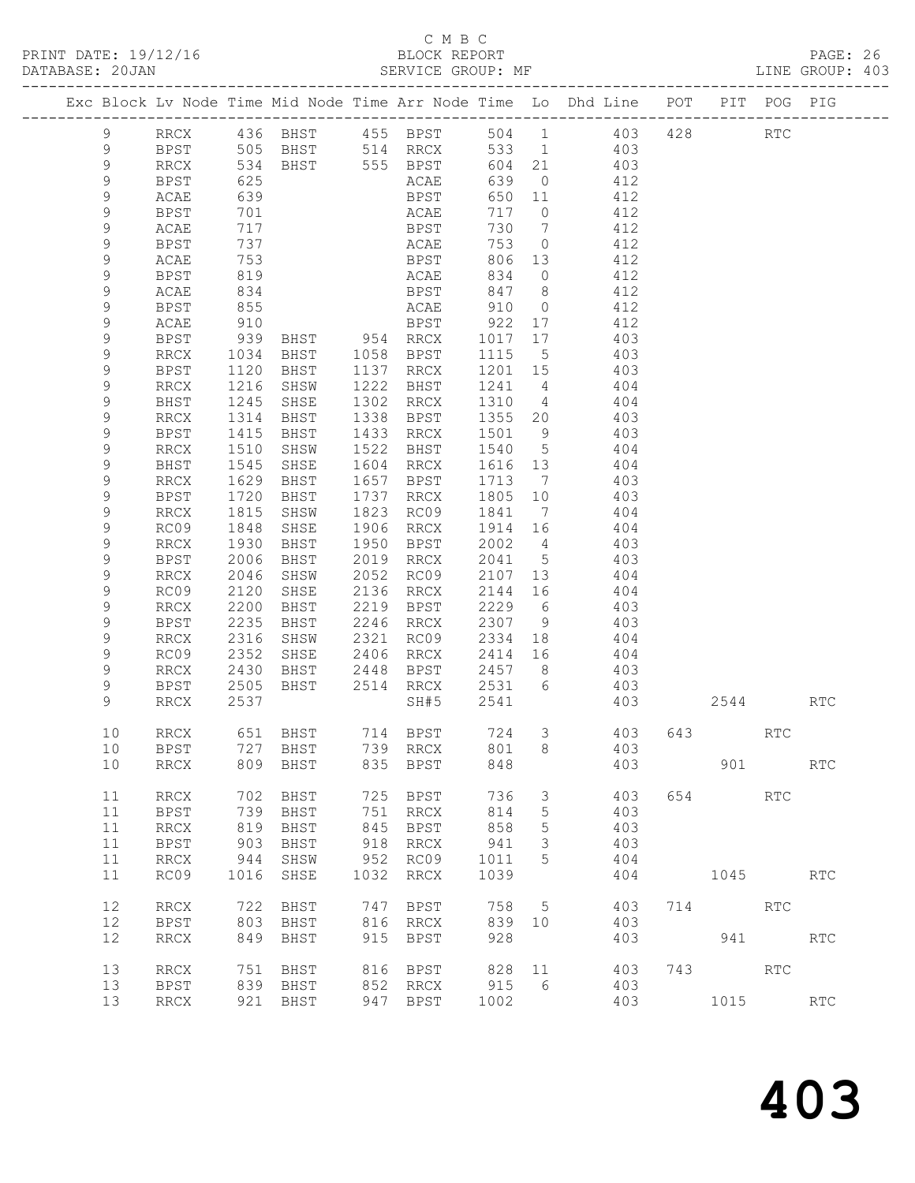C M B C
PRINT DATE: 19/12/16 BLOCK REPORT
DATABASE: 20JAN SERVICE GROUP: MF LINE GROUP: 403

| Exc | Block | Lv | Node | Time | Mid Node | Time | Arr Node | Time | Lo | Dhd Line | POT | PIT | POG | PIG |
|---|---|---|---|---|---|---|---|---|---|---|---|---|---|---|
| | 9 | | RRCX | 436 | BHST | 455 | BPST | 504 | 1 | 403 | 428 | | RTC | |
| | 9 | | BPST | 505 | BHST | 514 | RRCX | 533 | 1 | 403 | | | | |
| | 9 | | RRCX | 534 | BHST | 555 | BPST | 604 | 21 | 403 | | | | |
| | 9 | | BPST | 625 | | | ACAE | 639 | 0 | 412 | | | | |
| | 9 | | ACAE | 639 | | | BPST | 650 | 11 | 412 | | | | |
| | 9 | | BPST | 701 | | | ACAE | 717 | 0 | 412 | | | | |
| | 9 | | ACAE | 717 | | | BPST | 730 | 7 | 412 | | | | |
| | 9 | | BPST | 737 | | | ACAE | 753 | 0 | 412 | | | | |
| | 9 | | ACAE | 753 | | | BPST | 806 | 13 | 412 | | | | |
| | 9 | | BPST | 819 | | | ACAE | 834 | 0 | 412 | | | | |
| | 9 | | ACAE | 834 | | | BPST | 847 | 8 | 412 | | | | |
| | 9 | | BPST | 855 | | | ACAE | 910 | 0 | 412 | | | | |
| | 9 | | ACAE | 910 | | | BPST | 922 | 17 | 412 | | | | |
| | 9 | | BPST | 939 | BHST | 954 | RRCX | 1017 | 17 | 403 | | | | |
| | 9 | | RRCX | 1034 | BHST | 1058 | BPST | 1115 | 5 | 403 | | | | |
| | 9 | | BPST | 1120 | BHST | 1137 | RRCX | 1201 | 15 | 403 | | | | |
| | 9 | | RRCX | 1216 | SHSW | 1222 | BHST | 1241 | 4 | 404 | | | | |
| | 9 | | BHST | 1245 | SHSE | 1302 | RRCX | 1310 | 4 | 404 | | | | |
| | 9 | | RRCX | 1314 | BHST | 1338 | BPST | 1355 | 20 | 403 | | | | |
| | 9 | | BPST | 1415 | BHST | 1433 | RRCX | 1501 | 9 | 403 | | | | |
| | 9 | | RRCX | 1510 | SHSW | 1522 | BHST | 1540 | 5 | 404 | | | | |
| | 9 | | BHST | 1545 | SHSE | 1604 | RRCX | 1616 | 13 | 404 | | | | |
| | 9 | | RRCX | 1629 | BHST | 1657 | BPST | 1713 | 7 | 403 | | | | |
| | 9 | | BPST | 1720 | BHST | 1737 | RRCX | 1805 | 10 | 403 | | | | |
| | 9 | | RRCX | 1815 | SHSW | 1823 | RC09 | 1841 | 7 | 404 | | | | |
| | 9 | | RC09 | 1848 | SHSE | 1906 | RRCX | 1914 | 16 | 404 | | | | |
| | 9 | | RRCX | 1930 | BHST | 1950 | BPST | 2002 | 4 | 403 | | | | |
| | 9 | | BPST | 2006 | BHST | 2019 | RRCX | 2041 | 5 | 403 | | | | |
| | 9 | | RRCX | 2046 | SHSW | 2052 | RC09 | 2107 | 13 | 404 | | | | |
| | 9 | | RC09 | 2120 | SHSE | 2136 | RRCX | 2144 | 16 | 404 | | | | |
| | 9 | | RRCX | 2200 | BHST | 2219 | BPST | 2229 | 6 | 403 | | | | |
| | 9 | | BPST | 2235 | BHST | 2246 | RRCX | 2307 | 9 | 403 | | | | |
| | 9 | | RRCX | 2316 | SHSW | 2321 | RC09 | 2334 | 18 | 404 | | | | |
| | 9 | | RC09 | 2352 | SHSE | 2406 | RRCX | 2414 | 16 | 404 | | | | |
| | 9 | | RRCX | 2430 | BHST | 2448 | BPST | 2457 | 8 | 403 | | | | |
| | 9 | | BPST | 2505 | BHST | 2514 | RRCX | 2531 | 6 | 403 | | | | |
| | 9 | | RRCX | 2537 | | | SH#5 | 2541 | | 403 | | 2544 | | RTC |
| | 10 | | RRCX | 651 | BHST | 714 | BPST | 724 | 3 | 403 | 643 | | RTC | |
| | 10 | | BPST | 727 | BHST | 739 | RRCX | 801 | 8 | 403 | | | | |
| | 10 | | RRCX | 809 | BHST | 835 | BPST | 848 | | 403 | | 901 | | RTC |
| | 11 | | RRCX | 702 | BHST | 725 | BPST | 736 | 3 | 403 | 654 | | RTC | |
| | 11 | | BPST | 739 | BHST | 751 | RRCX | 814 | 5 | 403 | | | | |
| | 11 | | RRCX | 819 | BHST | 845 | BPST | 858 | 5 | 403 | | | | |
| | 11 | | BPST | 903 | BHST | 918 | RRCX | 941 | 3 | 403 | | | | |
| | 11 | | RRCX | 944 | SHSW | 952 | RC09 | 1011 | 5 | 404 | | | | |
| | 11 | | RC09 | 1016 | SHSE | 1032 | RRCX | 1039 | | 404 | | 1045 | | RTC |
| | 12 | | RRCX | 722 | BHST | 747 | BPST | 758 | 5 | 403 | 714 | | RTC | |
| | 12 | | BPST | 803 | BHST | 816 | RRCX | 839 | 10 | 403 | | | | |
| | 12 | | RRCX | 849 | BHST | 915 | BPST | 928 | | 403 | | 941 | | RTC |
| | 13 | | RRCX | 751 | BHST | 816 | BPST | 828 | 11 | 403 | 743 | | RTC | |
| | 13 | | BPST | 839 | BHST | 852 | RRCX | 915 | 6 | 403 | | | | |
| | 13 | | RRCX | 921 | BHST | 947 | BPST | 1002 | | 403 | | 1015 | | RTC |

403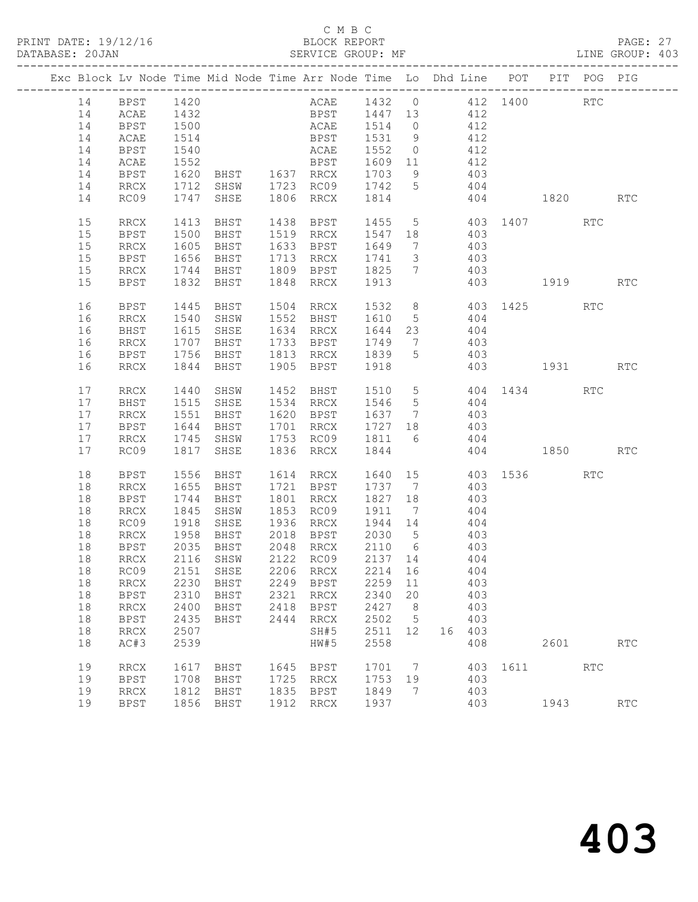C M B C

PRINT DATE: 19/12/16 BLOCK REPORT PAGE: 27
DATABASE: 20JAN SERVICE GROUP: MF LINE GROUP: 403

| Exc | Block | Lv | Node | Time | Mid Node | Time | Arr Node | Time | Lo | Dhd | Line | POT | PIT | POG | PIG |
|---|---|---|---|---|---|---|---|---|---|---|---|---|---|---|---|
| | 14 | | BPST | 1420 | | | ACAE | 1432 | 0 | | 412 | 1400 | | RTC | |
| | 14 | | ACAE | 1432 | | | BPST | 1447 | 13 | | 412 | | | | |
| | 14 | | BPST | 1500 | | | ACAE | 1514 | 0 | | 412 | | | | |
| | 14 | | ACAE | 1514 | | | BPST | 1531 | 9 | | 412 | | | | |
| | 14 | | BPST | 1540 | | | ACAE | 1552 | 0 | | 412 | | | | |
| | 14 | | ACAE | 1552 | | | BPST | 1609 | 11 | | 412 | | | | |
| | 14 | | BPST | 1620 | BHST | 1637 | RRCX | 1703 | 9 | | 403 | | | | |
| | 14 | | RRCX | 1712 | SHSW | 1723 | RC09 | 1742 | 5 | | 404 | | | | |
| | 14 | | RC09 | 1747 | SHSE | 1806 | RRCX | 1814 | | | 404 | | 1820 | | RTC |
| | 15 | | RRCX | 1413 | BHST | 1438 | BPST | 1455 | 5 | | 403 | 1407 | | RTC | |
| | 15 | | BPST | 1500 | BHST | 1519 | RRCX | 1547 | 18 | | 403 | | | | |
| | 15 | | RRCX | 1605 | BHST | 1633 | BPST | 1649 | 7 | | 403 | | | | |
| | 15 | | BPST | 1656 | BHST | 1713 | RRCX | 1741 | 3 | | 403 | | | | |
| | 15 | | RRCX | 1744 | BHST | 1809 | BPST | 1825 | 7 | | 403 | | | | |
| | 15 | | BPST | 1832 | BHST | 1848 | RRCX | 1913 | | | 403 | | 1919 | | RTC |
| | 16 | | BPST | 1445 | BHST | 1504 | RRCX | 1532 | 8 | | 403 | 1425 | | RTC | |
| | 16 | | RRCX | 1540 | SHSW | 1552 | BHST | 1610 | 5 | | 404 | | | | |
| | 16 | | BHST | 1615 | SHSE | 1634 | RRCX | 1644 | 23 | | 404 | | | | |
| | 16 | | RRCX | 1707 | BHST | 1733 | BPST | 1749 | 7 | | 403 | | | | |
| | 16 | | BPST | 1756 | BHST | 1813 | RRCX | 1839 | 5 | | 403 | | | | |
| | 16 | | RRCX | 1844 | BHST | 1905 | BPST | 1918 | | | 403 | | 1931 | | RTC |
| | 17 | | RRCX | 1440 | SHSW | 1452 | BHST | 1510 | 5 | | 404 | 1434 | | RTC | |
| | 17 | | BHST | 1515 | SHSE | 1534 | RRCX | 1546 | 5 | | 404 | | | | |
| | 17 | | RRCX | 1551 | BHST | 1620 | BPST | 1637 | 7 | | 403 | | | | |
| | 17 | | BPST | 1644 | BHST | 1701 | RRCX | 1727 | 18 | | 403 | | | | |
| | 17 | | RRCX | 1745 | SHSW | 1753 | RC09 | 1811 | 6 | | 404 | | | | |
| | 17 | | RC09 | 1817 | SHSE | 1836 | RRCX | 1844 | | | 404 | | 1850 | | RTC |
| | 18 | | BPST | 1556 | BHST | 1614 | RRCX | 1640 | 15 | | 403 | 1536 | | RTC | |
| | 18 | | RRCX | 1655 | BHST | 1721 | BPST | 1737 | 7 | | 403 | | | | |
| | 18 | | BPST | 1744 | BHST | 1801 | RRCX | 1827 | 18 | | 403 | | | | |
| | 18 | | RRCX | 1845 | SHSW | 1853 | RC09 | 1911 | 7 | | 404 | | | | |
| | 18 | | RC09 | 1918 | SHSE | 1936 | RRCX | 1944 | 14 | | 404 | | | | |
| | 18 | | RRCX | 1958 | BHST | 2018 | BPST | 2030 | 5 | | 403 | | | | |
| | 18 | | BPST | 2035 | BHST | 2048 | RRCX | 2110 | 6 | | 403 | | | | |
| | 18 | | RRCX | 2116 | SHSW | 2122 | RC09 | 2137 | 14 | | 404 | | | | |
| | 18 | | RC09 | 2151 | SHSE | 2206 | RRCX | 2214 | 16 | | 404 | | | | |
| | 18 | | RRCX | 2230 | BHST | 2249 | BPST | 2259 | 11 | | 403 | | | | |
| | 18 | | BPST | 2310 | BHST | 2321 | RRCX | 2340 | 20 | | 403 | | | | |
| | 18 | | RRCX | 2400 | BHST | 2418 | BPST | 2427 | 8 | | 403 | | | | |
| | 18 | | BPST | 2435 | BHST | 2444 | RRCX | 2502 | 5 | | 403 | | | | |
| | 18 | | RRCX | 2507 | | | SH#5 | 2511 | 12 | 16 | 403 | | | | |
| | 18 | | AC#3 | 2539 | | | HW#5 | 2558 | | | 408 | | 2601 | | RTC |
| | 19 | | RRCX | 1617 | BHST | 1645 | BPST | 1701 | 7 | | 403 | 1611 | | RTC | |
| | 19 | | BPST | 1708 | BHST | 1725 | RRCX | 1753 | 19 | | 403 | | | | |
| | 19 | | RRCX | 1812 | BHST | 1835 | BPST | 1849 | 7 | | 403 | | | | |
| | 19 | | BPST | 1856 | BHST | 1912 | RRCX | 1937 | | | 403 | | 1943 | | RTC |

# 403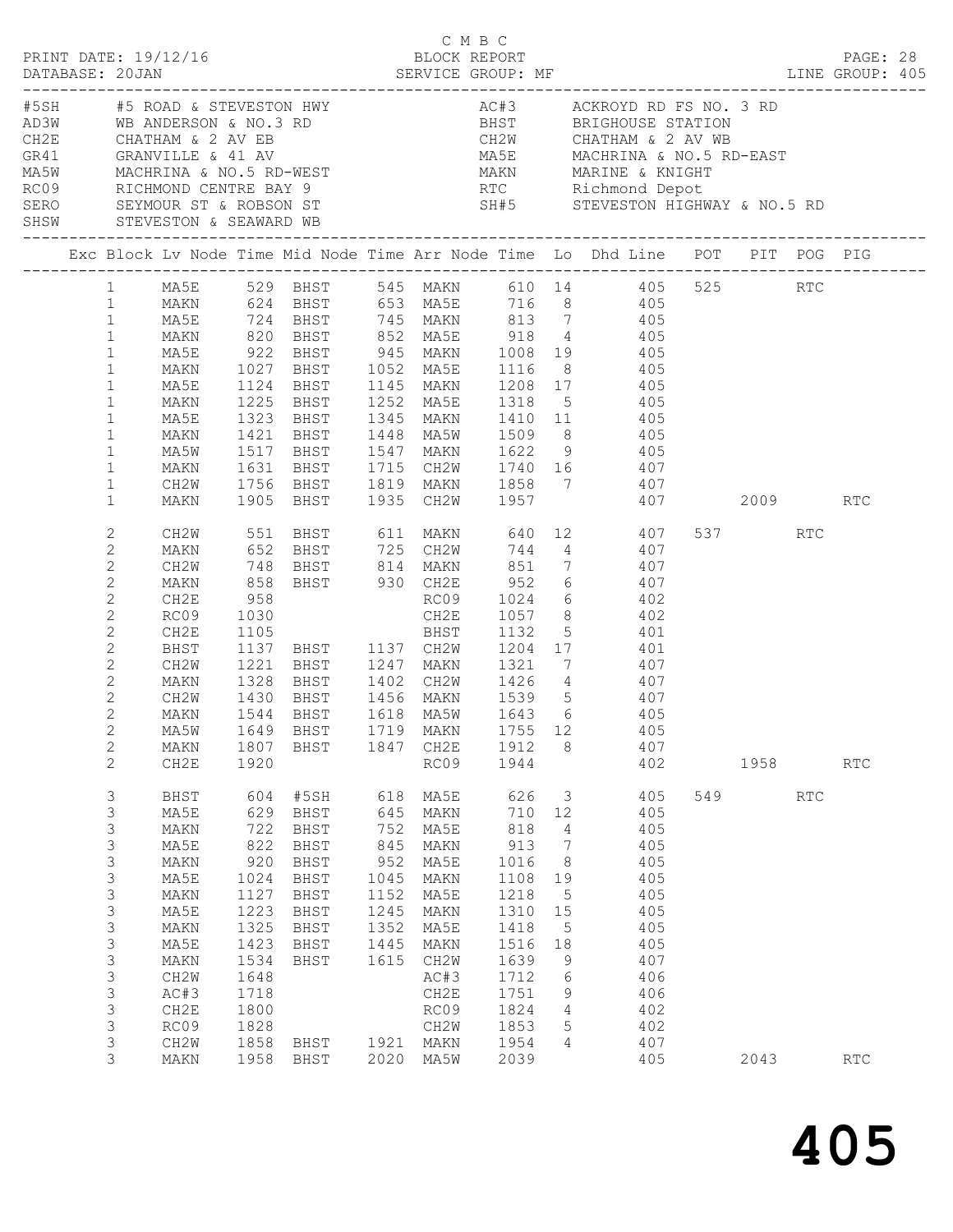C M B C

PRINT DATE: 19/12/16 BLOCK REPORT
DATABASE: 20JAN SERVICE GROUP: MF LINE GROUP: 405

| Code | Description | Code | Description |
|---|---|---|---|
| #5SH | #5 ROAD & STEVESTON HWY | AC#3 | ACKROYD RD FS NO. 3 RD |
| AD3W | WB ANDERSON & NO.3 RD | BHST | BRIGHOUSE STATION |
| CH2E | CHATHAM & 2 AV EB | CH2W | CHATHAM & 2 AV WB |
| GR41 | GRANVILLE & 41 AV | MA5E | MACHRINA & NO.5 RD-EAST |
| MA5W | MACHRINA & NO.5 RD-WEST | MAKN | MARINE & KNIGHT |
| RC09 | RICHMOND CENTRE BAY 9 | RTC | Richmond Depot |
| SERO | SEYMOUR ST & ROBSON ST | SH#5 | STEVESTON HIGHWAY & NO.5 RD |
| SHSW | STEVESTON & SEAWARD WB | | |

| Exc | Block | Lv Node | Time | Mid Node | Time | Arr Node | Time | Lo | Dhd Line | POT | PIT | POG | PIG |
|---|---|---|---|---|---|---|---|---|---|---|---|---|---|
| | 1 | MA5E | 529 | BHST | 545 | MAKN | 610 | 14 | 405 | 525 | | RTC | |
| | 1 | MAKN | 624 | BHST | 653 | MA5E | 716 | 8 | 405 | | | | |
| | 1 | MA5E | 724 | BHST | 745 | MAKN | 813 | 7 | 405 | | | | |
| | 1 | MAKN | 820 | BHST | 852 | MA5E | 918 | 4 | 405 | | | | |
| | 1 | MA5E | 922 | BHST | 945 | MAKN | 1008 | 19 | 405 | | | | |
| | 1 | MAKN | 1027 | BHST | 1052 | MA5E | 1116 | 8 | 405 | | | | |
| | 1 | MA5E | 1124 | BHST | 1145 | MAKN | 1208 | 17 | 405 | | | | |
| | 1 | MAKN | 1225 | BHST | 1252 | MA5E | 1318 | 5 | 405 | | | | |
| | 1 | MA5E | 1323 | BHST | 1345 | MAKN | 1410 | 11 | 405 | | | | |
| | 1 | MAKN | 1421 | BHST | 1448 | MA5W | 1509 | 8 | 405 | | | | |
| | 1 | MA5W | 1517 | BHST | 1547 | MAKN | 1622 | 9 | 405 | | | | |
| | 1 | MAKN | 1631 | BHST | 1715 | CH2W | 1740 | 16 | 407 | | | | |
| | 1 | CH2W | 1756 | BHST | 1819 | MAKN | 1858 | 7 | 407 | | | | |
| | 1 | MAKN | 1905 | BHST | 1935 | CH2W | 1957 | | 407 | | 2009 | | RTC |
| | 2 | CH2W | 551 | BHST | 611 | MAKN | 640 | 12 | 407 | 537 | | RTC | |
| | 2 | MAKN | 652 | BHST | 725 | CH2W | 744 | 4 | 407 | | | | |
| | 2 | CH2W | 748 | BHST | 814 | MAKN | 851 | 7 | 407 | | | | |
| | 2 | MAKN | 858 | BHST | 930 | CH2E | 952 | 6 | 407 | | | | |
| | 2 | CH2E | 958 | | | RC09 | 1024 | 6 | 402 | | | | |
| | 2 | RC09 | 1030 | | | CH2E | 1057 | 8 | 402 | | | | |
| | 2 | CH2E | 1105 | | | BHST | 1132 | 5 | 401 | | | | |
| | 2 | BHST | 1137 | BHST | 1137 | CH2W | 1204 | 17 | 401 | | | | |
| | 2 | CH2W | 1221 | BHST | 1247 | MAKN | 1321 | 7 | 407 | | | | |
| | 2 | MAKN | 1328 | BHST | 1402 | CH2W | 1426 | 4 | 407 | | | | |
| | 2 | CH2W | 1430 | BHST | 1456 | MAKN | 1539 | 5 | 407 | | | | |
| | 2 | MAKN | 1544 | BHST | 1618 | MA5W | 1643 | 6 | 405 | | | | |
| | 2 | MA5W | 1649 | BHST | 1719 | MAKN | 1755 | 12 | 405 | | | | |
| | 2 | MAKN | 1807 | BHST | 1847 | CH2E | 1912 | 8 | 407 | | | | |
| | 2 | CH2E | 1920 | | | RC09 | 1944 | | 402 | | 1958 | | RTC |
| | 3 | BHST | 604 | #5SH | 618 | MA5E | 626 | 3 | 405 | 549 | | RTC | |
| | 3 | MA5E | 629 | BHST | 645 | MAKN | 710 | 12 | 405 | | | | |
| | 3 | MAKN | 722 | BHST | 752 | MA5E | 818 | 4 | 405 | | | | |
| | 3 | MA5E | 822 | BHST | 845 | MAKN | 913 | 7 | 405 | | | | |
| | 3 | MAKN | 920 | BHST | 952 | MA5E | 1016 | 8 | 405 | | | | |
| | 3 | MA5E | 1024 | BHST | 1045 | MAKN | 1108 | 19 | 405 | | | | |
| | 3 | MAKN | 1127 | BHST | 1152 | MA5E | 1218 | 5 | 405 | | | | |
| | 3 | MA5E | 1223 | BHST | 1245 | MAKN | 1310 | 15 | 405 | | | | |
| | 3 | MAKN | 1325 | BHST | 1352 | MA5E | 1418 | 5 | 405 | | | | |
| | 3 | MA5E | 1423 | BHST | 1445 | MAKN | 1516 | 18 | 405 | | | | |
| | 3 | MAKN | 1534 | BHST | 1615 | CH2W | 1639 | 9 | 407 | | | | |
| | 3 | CH2W | 1648 | | | AC#3 | 1712 | 6 | 406 | | | | |
| | 3 | AC#3 | 1718 | | | CH2E | 1751 | 9 | 406 | | | | |
| | 3 | CH2E | 1800 | | | RC09 | 1824 | 4 | 402 | | | | |
| | 3 | RC09 | 1828 | | | CH2W | 1853 | 5 | 402 | | | | |
| | 3 | CH2W | 1858 | BHST | 1921 | MAKN | 1954 | 4 | 407 | | | | |
| | 3 | MAKN | 1958 | BHST | 2020 | MA5W | 2039 | | 405 | | 2043 | | RTC |

# 405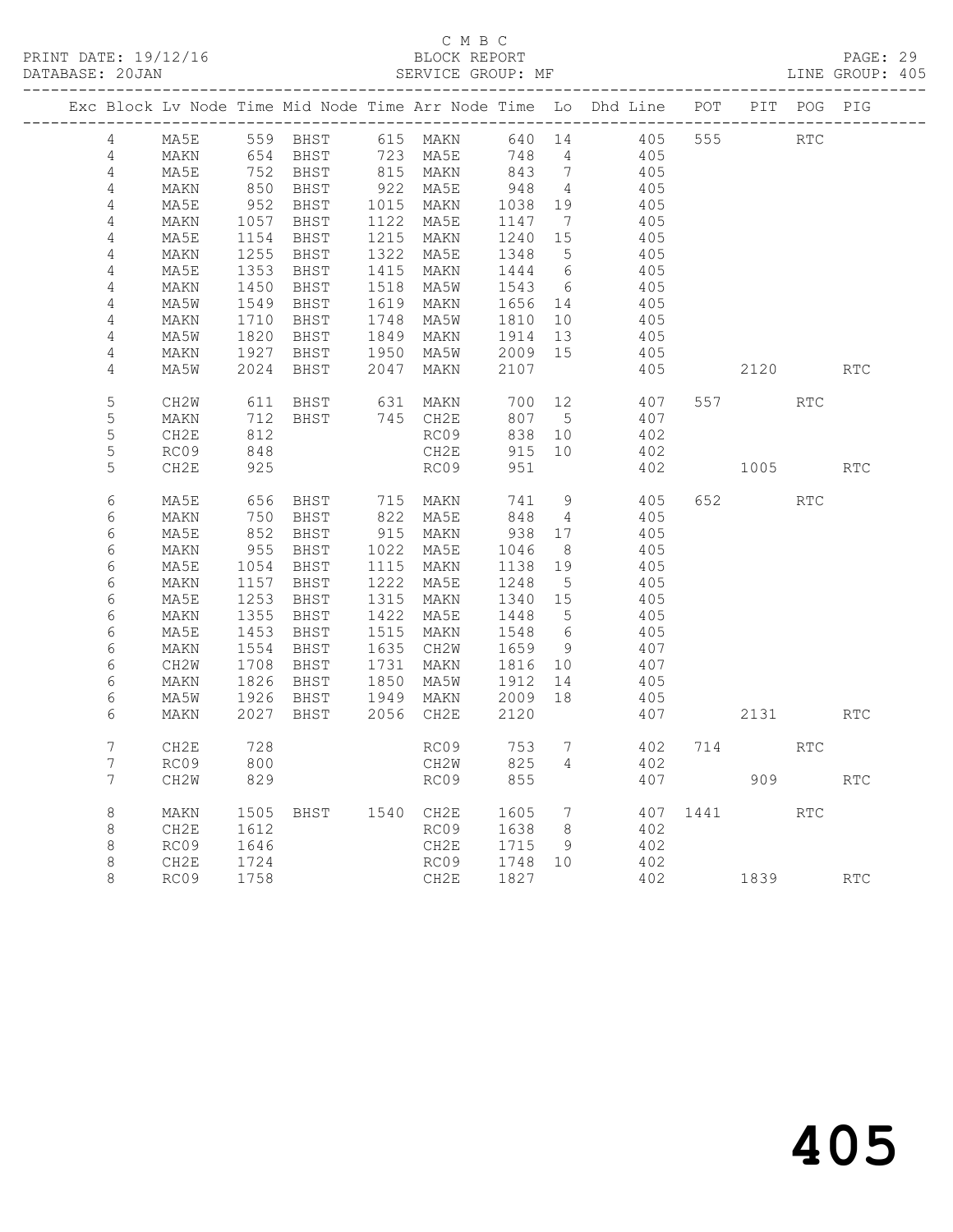C M B C

BLOCK REPORT

SERVICE GROUP: MF

PRINT DATE: 19/12/16

DATABASE: 20JAN

LINE GROUP: 405

| Exc | Block | Lv | Node | Time | Mid Node | Time | Arr Node | Time | Lo | Dhd Line | POT | PIT | POG | PIG |
|---|---|---|---|---|---|---|---|---|---|---|---|---|---|---|
| | 4 | | MA5E | 559 | BHST | 615 | MAKN | 640 | 14 | 405 | 555 | | RTC | |
| | 4 | | MAKN | 654 | BHST | 723 | MA5E | 748 | 4 | 405 | | | | |
| | 4 | | MA5E | 752 | BHST | 815 | MAKN | 843 | 7 | 405 | | | | |
| | 4 | | MAKN | 850 | BHST | 922 | MA5E | 948 | 4 | 405 | | | | |
| | 4 | | MA5E | 952 | BHST | 1015 | MAKN | 1038 | 19 | 405 | | | | |
| | 4 | | MAKN | 1057 | BHST | 1122 | MA5E | 1147 | 7 | 405 | | | | |
| | 4 | | MA5E | 1154 | BHST | 1215 | MAKN | 1240 | 15 | 405 | | | | |
| | 4 | | MAKN | 1255 | BHST | 1322 | MA5E | 1348 | 5 | 405 | | | | |
| | 4 | | MA5E | 1353 | BHST | 1415 | MAKN | 1444 | 6 | 405 | | | | |
| | 4 | | MAKN | 1450 | BHST | 1518 | MA5W | 1543 | 6 | 405 | | | | |
| | 4 | | MA5W | 1549 | BHST | 1619 | MAKN | 1656 | 14 | 405 | | | | |
| | 4 | | MAKN | 1710 | BHST | 1748 | MA5W | 1810 | 10 | 405 | | | | |
| | 4 | | MA5W | 1820 | BHST | 1849 | MAKN | 1914 | 13 | 405 | | | | |
| | 4 | | MAKN | 1927 | BHST | 1950 | MA5W | 2009 | 15 | 405 | | | | |
| | 4 | | MA5W | 2024 | BHST | 2047 | MAKN | 2107 | | 405 | | 2120 | | RTC |
| | 5 | | CH2W | 611 | BHST | 631 | MAKN | 700 | 12 | 407 | 557 | | RTC | |
| | 5 | | MAKN | 712 | BHST | 745 | CH2E | 807 | 5 | 407 | | | | |
| | 5 | | CH2E | 812 | | | RC09 | 838 | 10 | 402 | | | | |
| | 5 | | RC09 | 848 | | | CH2E | 915 | 10 | 402 | | | | |
| | 5 | | CH2E | 925 | | | RC09 | 951 | | 402 | | 1005 | | RTC |
| | 6 | | MA5E | 656 | BHST | 715 | MAKN | 741 | 9 | 405 | 652 | | RTC | |
| | 6 | | MAKN | 750 | BHST | 822 | MA5E | 848 | 4 | 405 | | | | |
| | 6 | | MA5E | 852 | BHST | 915 | MAKN | 938 | 17 | 405 | | | | |
| | 6 | | MAKN | 955 | BHST | 1022 | MA5E | 1046 | 8 | 405 | | | | |
| | 6 | | MA5E | 1054 | BHST | 1115 | MAKN | 1138 | 19 | 405 | | | | |
| | 6 | | MAKN | 1157 | BHST | 1222 | MA5E | 1248 | 5 | 405 | | | | |
| | 6 | | MA5E | 1253 | BHST | 1315 | MAKN | 1340 | 15 | 405 | | | | |
| | 6 | | MAKN | 1355 | BHST | 1422 | MA5E | 1448 | 5 | 405 | | | | |
| | 6 | | MA5E | 1453 | BHST | 1515 | MAKN | 1548 | 6 | 405 | | | | |
| | 6 | | MAKN | 1554 | BHST | 1635 | CH2W | 1659 | 9 | 407 | | | | |
| | 6 | | CH2W | 1708 | BHST | 1731 | MAKN | 1816 | 10 | 407 | | | | |
| | 6 | | MAKN | 1826 | BHST | 1850 | MA5W | 1912 | 14 | 405 | | | | |
| | 6 | | MA5W | 1926 | BHST | 1949 | MAKN | 2009 | 18 | 405 | | | | |
| | 6 | | MAKN | 2027 | BHST | 2056 | CH2E | 2120 | | 407 | | 2131 | | RTC |
| | 7 | | CH2E | 728 | | | RC09 | 753 | 7 | 402 | 714 | | RTC | |
| | 7 | | RC09 | 800 | | | CH2W | 825 | 4 | 402 | | | | |
| | 7 | | CH2W | 829 | | | RC09 | 855 | | 407 | | 909 | | RTC |
| | 8 | | MAKN | 1505 | BHST | 1540 | CH2E | 1605 | 7 | 407 | 1441 | | RTC | |
| | 8 | | CH2E | 1612 | | | RC09 | 1638 | 8 | 402 | | | | |
| | 8 | | RC09 | 1646 | | | CH2E | 1715 | 9 | 402 | | | | |
| | 8 | | CH2E | 1724 | | | RC09 | 1748 | 10 | 402 | | | | |
| | 8 | | RC09 | 1758 | | | CH2E | 1827 | | 402 | | 1839 | | RTC |

405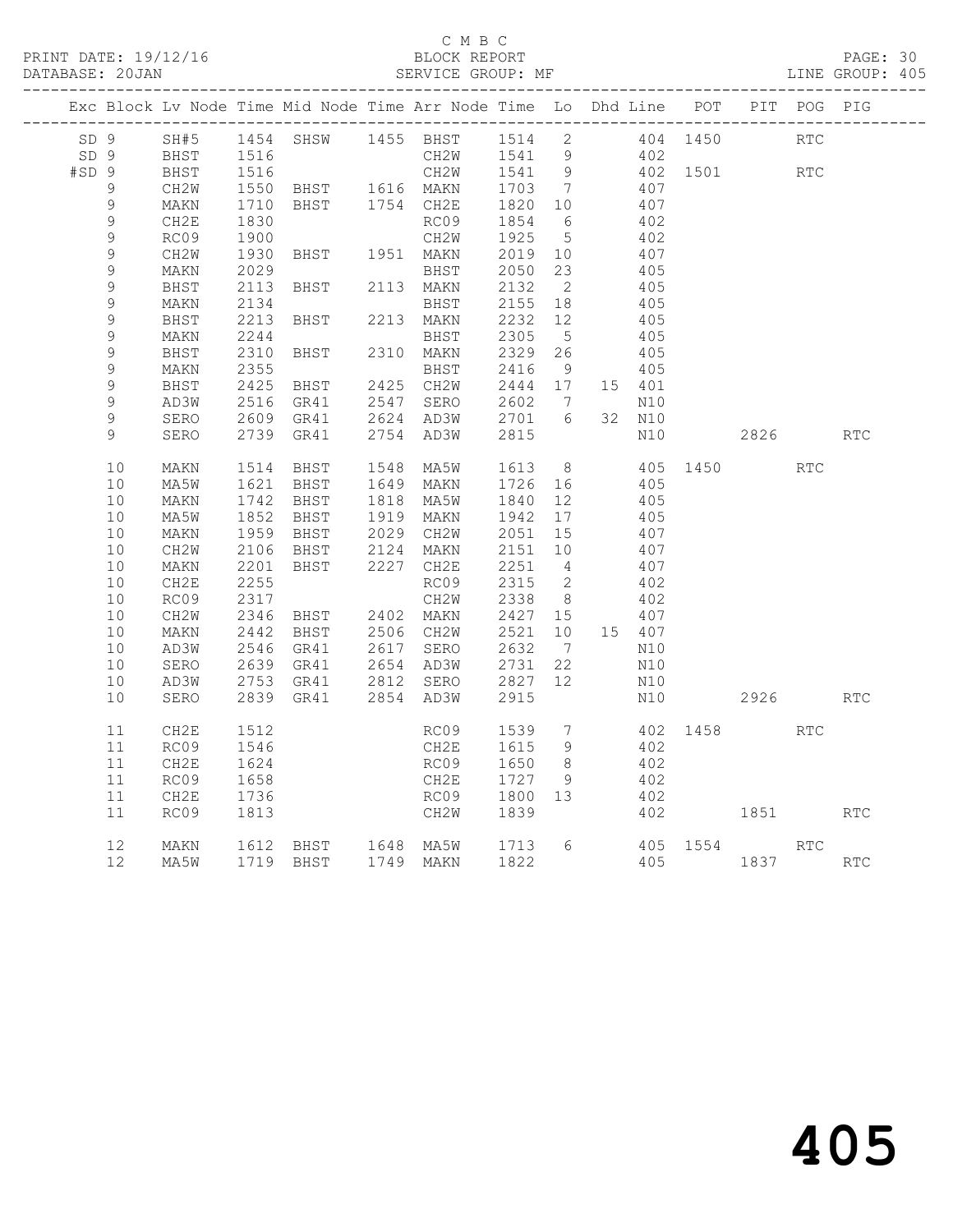C M B C

PRINT DATE: 19/12/16 BLOCK REPORT PAGE: 30
DATABASE: 20JAN SERVICE GROUP: MF LINE GROUP: 405

| Exc | Block | Lv | Node | Time | Mid Node | Time | Arr Node | Time | Lo | Dhd | Line | POT | PIT | POG | PIG |
|---|---|---|---|---|---|---|---|---|---|---|---|---|---|---|---|
| SD | 9 | | SH#5 | 1454 | SHSW | 1455 | BHST | 1514 | 2 | | 404 | 1450 | | RTC | |
| SD | 9 | | BHST | 1516 | | | CH2W | 1541 | 9 | | 402 | | | | |
| #SD | 9 | | BHST | 1516 | | | CH2W | 1541 | 9 | | 402 | 1501 | | RTC | |
| | 9 | | CH2W | 1550 | BHST | 1616 | MAKN | 1703 | 7 | | 407 | | | | |
| | 9 | | MAKN | 1710 | BHST | 1754 | CH2E | 1820 | 10 | | 407 | | | | |
| | 9 | | CH2E | 1830 | | | RC09 | 1854 | 6 | | 402 | | | | |
| | 9 | | RC09 | 1900 | | | CH2W | 1925 | 5 | | 402 | | | | |
| | 9 | | CH2W | 1930 | BHST | 1951 | MAKN | 2019 | 10 | | 407 | | | | |
| | 9 | | MAKN | 2029 | | | BHST | 2050 | 23 | | 405 | | | | |
| | 9 | | BHST | 2113 | BHST | 2113 | MAKN | 2132 | 2 | | 405 | | | | |
| | 9 | | MAKN | 2134 | | | BHST | 2155 | 18 | | 405 | | | | |
| | 9 | | BHST | 2213 | BHST | 2213 | MAKN | 2232 | 12 | | 405 | | | | |
| | 9 | | MAKN | 2244 | | | BHST | 2305 | 5 | | 405 | | | | |
| | 9 | | BHST | 2310 | BHST | 2310 | MAKN | 2329 | 26 | | 405 | | | | |
| | 9 | | MAKN | 2355 | | | BHST | 2416 | 9 | | 405 | | | | |
| | 9 | | BHST | 2425 | BHST | 2425 | CH2W | 2444 | 17 | 15 | 401 | | | | |
| | 9 | | AD3W | 2516 | GR41 | 2547 | SERO | 2602 | 7 | | N10 | | | | |
| | 9 | | SERO | 2609 | GR41 | 2624 | AD3W | 2701 | 6 | 32 | N10 | | | | |
| | 9 | | SERO | 2739 | GR41 | 2754 | AD3W | 2815 | | | N10 | | 2826 | | RTC |
| | 10 | | MAKN | 1514 | BHST | 1548 | MA5W | 1613 | 8 | | 405 | 1450 | | RTC | |
| | 10 | | MA5W | 1621 | BHST | 1649 | MAKN | 1726 | 16 | | 405 | | | | |
| | 10 | | MAKN | 1742 | BHST | 1818 | MA5W | 1840 | 12 | | 405 | | | | |
| | 10 | | MA5W | 1852 | BHST | 1919 | MAKN | 1942 | 17 | | 405 | | | | |
| | 10 | | MAKN | 1959 | BHST | 2029 | CH2W | 2051 | 15 | | 407 | | | | |
| | 10 | | CH2W | 2106 | BHST | 2124 | MAKN | 2151 | 10 | | 407 | | | | |
| | 10 | | MAKN | 2201 | BHST | 2227 | CH2E | 2251 | 4 | | 407 | | | | |
| | 10 | | CH2E | 2255 | | | RC09 | 2315 | 2 | | 402 | | | | |
| | 10 | | RC09 | 2317 | | | CH2W | 2338 | 8 | | 402 | | | | |
| | 10 | | CH2W | 2346 | BHST | 2402 | MAKN | 2427 | 15 | | 407 | | | | |
| | 10 | | MAKN | 2442 | BHST | 2506 | CH2W | 2521 | 10 | 15 | 407 | | | | |
| | 10 | | AD3W | 2546 | GR41 | 2617 | SERO | 2632 | 7 | | N10 | | | | |
| | 10 | | SERO | 2639 | GR41 | 2654 | AD3W | 2731 | 22 | | N10 | | | | |
| | 10 | | AD3W | 2753 | GR41 | 2812 | SERO | 2827 | 12 | | N10 | | | | |
| | 10 | | SERO | 2839 | GR41 | 2854 | AD3W | 2915 | | | N10 | | 2926 | | RTC |
| | 11 | | CH2E | 1512 | | | RC09 | 1539 | 7 | | 402 | 1458 | | RTC | |
| | 11 | | RC09 | 1546 | | | CH2E | 1615 | 9 | | 402 | | | | |
| | 11 | | CH2E | 1624 | | | RC09 | 1650 | 8 | | 402 | | | | |
| | 11 | | RC09 | 1658 | | | CH2E | 1727 | 9 | | 402 | | | | |
| | 11 | | CH2E | 1736 | | | RC09 | 1800 | 13 | | 402 | | | | |
| | 11 | | RC09 | 1813 | | | CH2W | 1839 | | | 402 | | 1851 | | RTC |
| | 12 | | MAKN | 1612 | BHST | 1648 | MA5W | 1713 | 6 | | 405 | 1554 | | RTC | |
| | 12 | | MA5W | 1719 | BHST | 1749 | MAKN | 1822 | | | 405 | | 1837 | | RTC |

405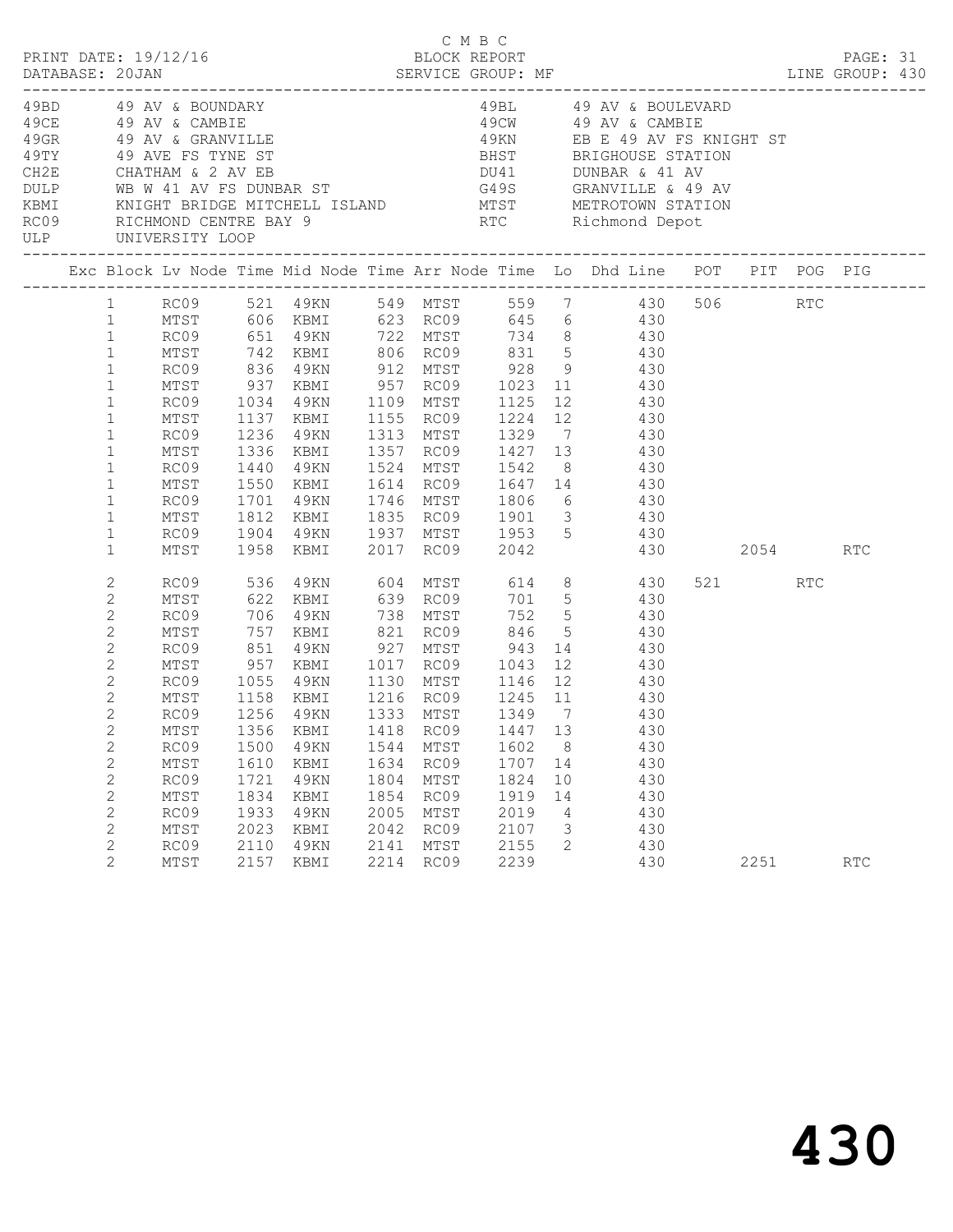C M B C
PRINT DATE: 19/12/16 BLOCK REPORT
DATABASE: 20JAN SERVICE GROUP: MF LINE GROUP: 430

| Code | Description | Code | Description |
|---|---|---|---|
| 49BD | 49 AV & BOUNDARY | 49BL | 49 AV & BOULEVARD |
| 49CE | 49 AV & CAMBIE | 49CW | 49 AV & CAMBIE |
| 49GR | 49 AV & GRANVILLE | 49KN | EB E 49 AV FS KNIGHT ST |
| 49TY | 49 AVE FS TYNE ST | BHST | BRIGHOUSE STATION |
| CH2E | CHATHAM & 2 AV EB | DU41 | DUNBAR & 41 AV |
| DULP | WB W 41 AV FS DUNBAR ST | G49S | GRANVILLE & 49 AV |
| KBMI | KNIGHT BRIDGE MITCHELL ISLAND | MTST | METROTOWN STATION |
| RC09 | RICHMOND CENTRE BAY 9 | RTC | Richmond Depot |
| ULP | UNIVERSITY LOOP | | |

| Exc | Block | Lv Node | Time | Mid Node | Time | Arr Node | Time | Lo | Dhd | Line | POT | PIT | POG | PIG |
|---|---|---|---|---|---|---|---|---|---|---|---|---|---|---|
| | 1 | RC09 | 521 | 49KN | 549 | MTST | 559 | 7 | | 430 | 506 | | RTC | |
| | 1 | MTST | 606 | KBMI | 623 | RC09 | 645 | 6 | | 430 | | | | |
| | 1 | RC09 | 651 | 49KN | 722 | MTST | 734 | 8 | | 430 | | | | |
| | 1 | MTST | 742 | KBMI | 806 | RC09 | 831 | 5 | | 430 | | | | |
| | 1 | RC09 | 836 | 49KN | 912 | MTST | 928 | 9 | | 430 | | | | |
| | 1 | MTST | 937 | KBMI | 957 | RC09 | 1023 | 11 | | 430 | | | | |
| | 1 | RC09 | 1034 | 49KN | 1109 | MTST | 1125 | 12 | | 430 | | | | |
| | 1 | MTST | 1137 | KBMI | 1155 | RC09 | 1224 | 12 | | 430 | | | | |
| | 1 | RC09 | 1236 | 49KN | 1313 | MTST | 1329 | 7 | | 430 | | | | |
| | 1 | MTST | 1336 | KBMI | 1357 | RC09 | 1427 | 13 | | 430 | | | | |
| | 1 | RC09 | 1440 | 49KN | 1524 | MTST | 1542 | 8 | | 430 | | | | |
| | 1 | MTST | 1550 | KBMI | 1614 | RC09 | 1647 | 14 | | 430 | | | | |
| | 1 | RC09 | 1701 | 49KN | 1746 | MTST | 1806 | 6 | | 430 | | | | |
| | 1 | MTST | 1812 | KBMI | 1835 | RC09 | 1901 | 3 | | 430 | | | | |
| | 1 | RC09 | 1904 | 49KN | 1937 | MTST | 1953 | 5 | | 430 | | | | |
| | 1 | MTST | 1958 | KBMI | 2017 | RC09 | 2042 | | | 430 | | 2054 | | RTC |
| | 2 | RC09 | 536 | 49KN | 604 | MTST | 614 | 8 | | 430 | 521 | | RTC | |
| | 2 | MTST | 622 | KBMI | 639 | RC09 | 701 | 5 | | 430 | | | | |
| | 2 | RC09 | 706 | 49KN | 738 | MTST | 752 | 5 | | 430 | | | | |
| | 2 | MTST | 757 | KBMI | 821 | RC09 | 846 | 5 | | 430 | | | | |
| | 2 | RC09 | 851 | 49KN | 927 | MTST | 943 | 14 | | 430 | | | | |
| | 2 | MTST | 957 | KBMI | 1017 | RC09 | 1043 | 12 | | 430 | | | | |
| | 2 | RC09 | 1055 | 49KN | 1130 | MTST | 1146 | 12 | | 430 | | | | |
| | 2 | MTST | 1158 | KBMI | 1216 | RC09 | 1245 | 11 | | 430 | | | | |
| | 2 | RC09 | 1256 | 49KN | 1333 | MTST | 1349 | 7 | | 430 | | | | |
| | 2 | MTST | 1356 | KBMI | 1418 | RC09 | 1447 | 13 | | 430 | | | | |
| | 2 | RC09 | 1500 | 49KN | 1544 | MTST | 1602 | 8 | | 430 | | | | |
| | 2 | MTST | 1610 | KBMI | 1634 | RC09 | 1707 | 14 | | 430 | | | | |
| | 2 | RC09 | 1721 | 49KN | 1804 | MTST | 1824 | 10 | | 430 | | | | |
| | 2 | MTST | 1834 | KBMI | 1854 | RC09 | 1919 | 14 | | 430 | | | | |
| | 2 | RC09 | 1933 | 49KN | 2005 | MTST | 2019 | 4 | | 430 | | | | |
| | 2 | MTST | 2023 | KBMI | 2042 | RC09 | 2107 | 3 | | 430 | | | | |
| | 2 | RC09 | 2110 | 49KN | 2141 | MTST | 2155 | 2 | | 430 | | | | |
| | 2 | MTST | 2157 | KBMI | 2214 | RC09 | 2239 | | | 430 | | 2251 | | RTC |

# 430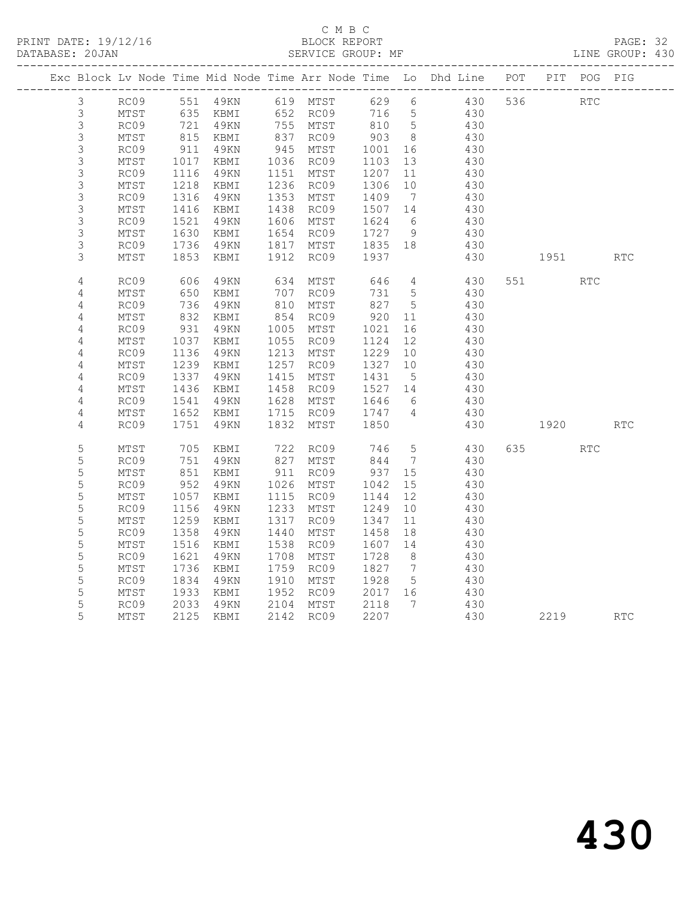C M B C

PRINT DATE: 19/12/16 BLOCK REPORT PAGE: 32
DATABASE: 20JAN SERVICE GROUP: MF LINE GROUP: 430

| Exc | Block | Lv | Node | Time | Mid Node | Time | Arr Node | Time | Lo | Dhd Line | POT | PIT | POG | PIG |
|---|---|---|---|---|---|---|---|---|---|---|---|---|---|---|
| | 3 | | RC09 | 551 | 49KN | 619 | MTST | 629 | 6 | 430 | 536 | | RTC | |
| | 3 | | MTST | 635 | KBMI | 652 | RC09 | 716 | 5 | 430 | | | | |
| | 3 | | RC09 | 721 | 49KN | 755 | MTST | 810 | 5 | 430 | | | | |
| | 3 | | MTST | 815 | KBMI | 837 | RC09 | 903 | 8 | 430 | | | | |
| | 3 | | RC09 | 911 | 49KN | 945 | MTST | 1001 | 16 | 430 | | | | |
| | 3 | | MTST | 1017 | KBMI | 1036 | RC09 | 1103 | 13 | 430 | | | | |
| | 3 | | RC09 | 1116 | 49KN | 1151 | MTST | 1207 | 11 | 430 | | | | |
| | 3 | | MTST | 1218 | KBMI | 1236 | RC09 | 1306 | 10 | 430 | | | | |
| | 3 | | RC09 | 1316 | 49KN | 1353 | MTST | 1409 | 7 | 430 | | | | |
| | 3 | | MTST | 1416 | KBMI | 1438 | RC09 | 1507 | 14 | 430 | | | | |
| | 3 | | RC09 | 1521 | 49KN | 1606 | MTST | 1624 | 6 | 430 | | | | |
| | 3 | | MTST | 1630 | KBMI | 1654 | RC09 | 1727 | 9 | 430 | | | | |
| | 3 | | RC09 | 1736 | 49KN | 1817 | MTST | 1835 | 18 | 430 | | | | |
| | 3 | | MTST | 1853 | KBMI | 1912 | RC09 | 1937 | | 430 | | 1951 | | RTC |
| | 4 | | RC09 | 606 | 49KN | 634 | MTST | 646 | 4 | 430 | 551 | | RTC | |
| | 4 | | MTST | 650 | KBMI | 707 | RC09 | 731 | 5 | 430 | | | | |
| | 4 | | RC09 | 736 | 49KN | 810 | MTST | 827 | 5 | 430 | | | | |
| | 4 | | MTST | 832 | KBMI | 854 | RC09 | 920 | 11 | 430 | | | | |
| | 4 | | RC09 | 931 | 49KN | 1005 | MTST | 1021 | 16 | 430 | | | | |
| | 4 | | MTST | 1037 | KBMI | 1055 | RC09 | 1124 | 12 | 430 | | | | |
| | 4 | | RC09 | 1136 | 49KN | 1213 | MTST | 1229 | 10 | 430 | | | | |
| | 4 | | MTST | 1239 | KBMI | 1257 | RC09 | 1327 | 10 | 430 | | | | |
| | 4 | | RC09 | 1337 | 49KN | 1415 | MTST | 1431 | 5 | 430 | | | | |
| | 4 | | MTST | 1436 | KBMI | 1458 | RC09 | 1527 | 14 | 430 | | | | |
| | 4 | | RC09 | 1541 | 49KN | 1628 | MTST | 1646 | 6 | 430 | | | | |
| | 4 | | MTST | 1652 | KBMI | 1715 | RC09 | 1747 | 4 | 430 | | | | |
| | 4 | | RC09 | 1751 | 49KN | 1832 | MTST | 1850 | | 430 | | 1920 | | RTC |
| | 5 | | MTST | 705 | KBMI | 722 | RC09 | 746 | 5 | 430 | 635 | | RTC | |
| | 5 | | RC09 | 751 | 49KN | 827 | MTST | 844 | 7 | 430 | | | | |
| | 5 | | MTST | 851 | KBMI | 911 | RC09 | 937 | 15 | 430 | | | | |
| | 5 | | RC09 | 952 | 49KN | 1026 | MTST | 1042 | 15 | 430 | | | | |
| | 5 | | MTST | 1057 | KBMI | 1115 | RC09 | 1144 | 12 | 430 | | | | |
| | 5 | | RC09 | 1156 | 49KN | 1233 | MTST | 1249 | 10 | 430 | | | | |
| | 5 | | MTST | 1259 | KBMI | 1317 | RC09 | 1347 | 11 | 430 | | | | |
| | 5 | | RC09 | 1358 | 49KN | 1440 | MTST | 1458 | 18 | 430 | | | | |
| | 5 | | MTST | 1516 | KBMI | 1538 | RC09 | 1607 | 14 | 430 | | | | |
| | 5 | | RC09 | 1621 | 49KN | 1708 | MTST | 1728 | 8 | 430 | | | | |
| | 5 | | MTST | 1736 | KBMI | 1759 | RC09 | 1827 | 7 | 430 | | | | |
| | 5 | | RC09 | 1834 | 49KN | 1910 | MTST | 1928 | 5 | 430 | | | | |
| | 5 | | MTST | 1933 | KBMI | 1952 | RC09 | 2017 | 16 | 430 | | | | |
| | 5 | | RC09 | 2033 | 49KN | 2104 | MTST | 2118 | 7 | 430 | | | | |
| | 5 | | MTST | 2125 | KBMI | 2142 | RC09 | 2207 | | 430 | | 2219 | | RTC |

430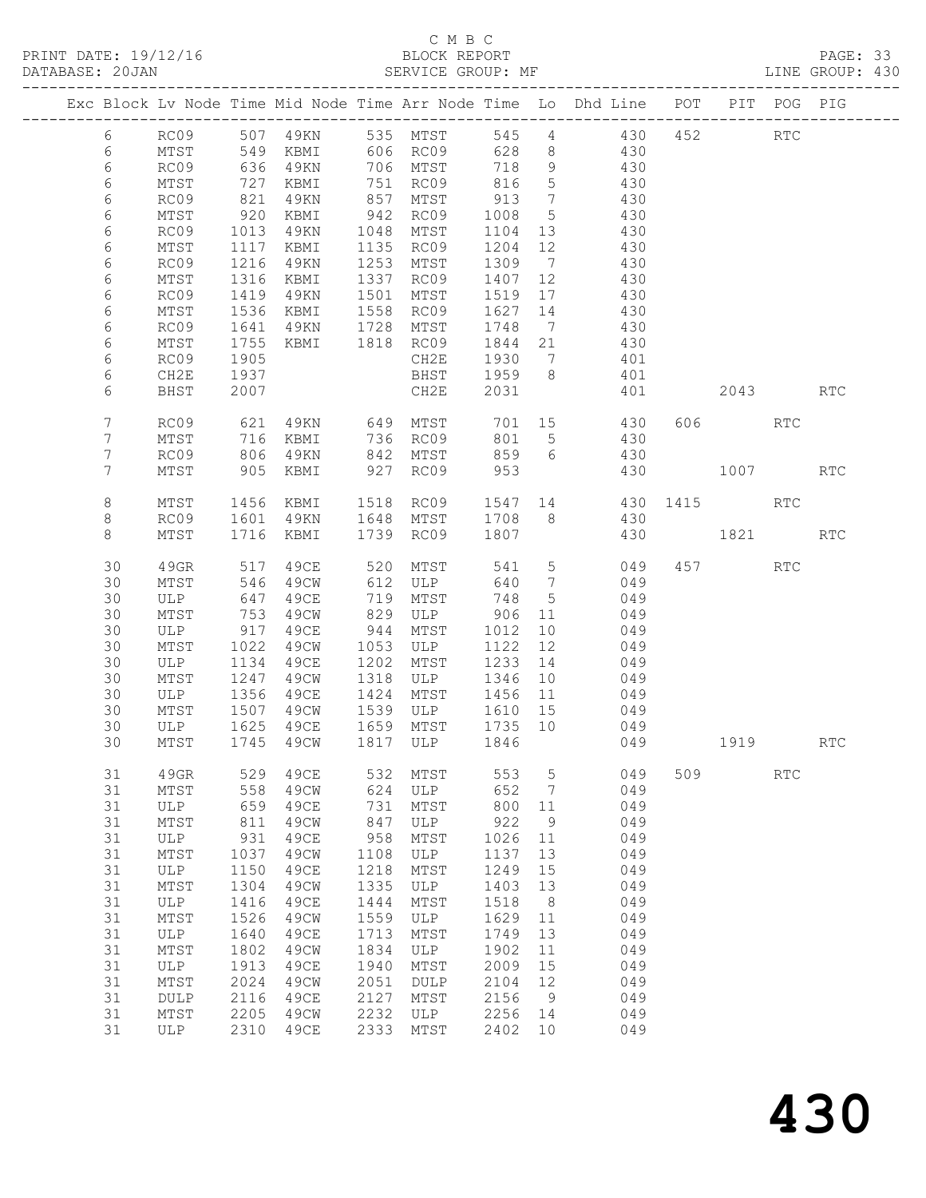C M B C

BLOCK REPORT

SERVICE GROUP: MF

PRINT DATE: 19/12/16
DATABASE: 20JAN

PAGE: 33
LINE GROUP: 430

| Exc | Block | Lv | Node | Time | Mid Node | Time | Arr Node | Time | Lo | Dhd Line | POT | PIT | POG | PIG |
|---|---|---|---|---|---|---|---|---|---|---|---|---|---|---|
| | 6 | | RC09 | 507 | 49KN | 535 | MTST | 545 | 4 | 430 | 452 | | RTC | |
| | 6 | | MTST | 549 | KBMI | 606 | RC09 | 628 | 8 | 430 | | | | |
| | 6 | | RC09 | 636 | 49KN | 706 | MTST | 718 | 9 | 430 | | | | |
| | 6 | | MTST | 727 | KBMI | 751 | RC09 | 816 | 5 | 430 | | | | |
| | 6 | | RC09 | 821 | 49KN | 857 | MTST | 913 | 7 | 430 | | | | |
| | 6 | | MTST | 920 | KBMI | 942 | RC09 | 1008 | 5 | 430 | | | | |
| | 6 | | RC09 | 1013 | 49KN | 1048 | MTST | 1104 | 13 | 430 | | | | |
| | 6 | | MTST | 1117 | KBMI | 1135 | RC09 | 1204 | 12 | 430 | | | | |
| | 6 | | RC09 | 1216 | 49KN | 1253 | MTST | 1309 | 7 | 430 | | | | |
| | 6 | | MTST | 1316 | KBMI | 1337 | RC09 | 1407 | 12 | 430 | | | | |
| | 6 | | RC09 | 1419 | 49KN | 1501 | MTST | 1519 | 17 | 430 | | | | |
| | 6 | | MTST | 1536 | KBMI | 1558 | RC09 | 1627 | 14 | 430 | | | | |
| | 6 | | RC09 | 1641 | 49KN | 1728 | MTST | 1748 | 7 | 430 | | | | |
| | 6 | | MTST | 1755 | KBMI | 1818 | RC09 | 1844 | 21 | 430 | | | | |
| | 6 | | RC09 | 1905 | | | CH2E | 1930 | 7 | 401 | | | | |
| | 6 | | CH2E | 1937 | | | BHST | 1959 | 8 | 401 | | | | |
| | 6 | | BHST | 2007 | | | CH2E | 2031 | | 401 | | 2043 | | RTC |
| | 7 | | RC09 | 621 | 49KN | 649 | MTST | 701 | 15 | 430 | 606 | | RTC | |
| | 7 | | MTST | 716 | KBMI | 736 | RC09 | 801 | 5 | 430 | | | | |
| | 7 | | RC09 | 806 | 49KN | 842 | MTST | 859 | 6 | 430 | | | | |
| | 7 | | MTST | 905 | KBMI | 927 | RC09 | 953 | | 430 | | 1007 | | RTC |
| | 8 | | MTST | 1456 | KBMI | 1518 | RC09 | 1547 | 14 | 430 | 1415 | | RTC | |
| | 8 | | RC09 | 1601 | 49KN | 1648 | MTST | 1708 | 8 | 430 | | | | |
| | 8 | | MTST | 1716 | KBMI | 1739 | RC09 | 1807 | | 430 | | 1821 | | RTC |
| | 30 | | 49GR | 517 | 49CE | 520 | MTST | 541 | 5 | 049 | 457 | | RTC | |
| | 30 | | MTST | 546 | 49CW | 612 | ULP | 640 | 7 | 049 | | | | |
| | 30 | | ULP | 647 | 49CE | 719 | MTST | 748 | 5 | 049 | | | | |
| | 30 | | MTST | 753 | 49CW | 829 | ULP | 906 | 11 | 049 | | | | |
| | 30 | | ULP | 917 | 49CE | 944 | MTST | 1012 | 10 | 049 | | | | |
| | 30 | | MTST | 1022 | 49CW | 1053 | ULP | 1122 | 12 | 049 | | | | |
| | 30 | | ULP | 1134 | 49CE | 1202 | MTST | 1233 | 14 | 049 | | | | |
| | 30 | | MTST | 1247 | 49CW | 1318 | ULP | 1346 | 10 | 049 | | | | |
| | 30 | | ULP | 1356 | 49CE | 1424 | MTST | 1456 | 11 | 049 | | | | |
| | 30 | | MTST | 1507 | 49CW | 1539 | ULP | 1610 | 15 | 049 | | | | |
| | 30 | | ULP | 1625 | 49CE | 1659 | MTST | 1735 | 10 | 049 | | | | |
| | 30 | | MTST | 1745 | 49CW | 1817 | ULP | 1846 | | 049 | | 1919 | | RTC |
| | 31 | | 49GR | 529 | 49CE | 532 | MTST | 553 | 5 | 049 | 509 | | RTC | |
| | 31 | | MTST | 558 | 49CW | 624 | ULP | 652 | 7 | 049 | | | | |
| | 31 | | ULP | 659 | 49CE | 731 | MTST | 800 | 11 | 049 | | | | |
| | 31 | | MTST | 811 | 49CW | 847 | ULP | 922 | 9 | 049 | | | | |
| | 31 | | ULP | 931 | 49CE | 958 | MTST | 1026 | 11 | 049 | | | | |
| | 31 | | MTST | 1037 | 49CW | 1108 | ULP | 1137 | 13 | 049 | | | | |
| | 31 | | ULP | 1150 | 49CE | 1218 | MTST | 1249 | 15 | 049 | | | | |
| | 31 | | MTST | 1304 | 49CW | 1335 | ULP | 1403 | 13 | 049 | | | | |
| | 31 | | ULP | 1416 | 49CE | 1444 | MTST | 1518 | 8 | 049 | | | | |
| | 31 | | MTST | 1526 | 49CW | 1559 | ULP | 1629 | 11 | 049 | | | | |
| | 31 | | ULP | 1640 | 49CE | 1713 | MTST | 1749 | 13 | 049 | | | | |
| | 31 | | MTST | 1802 | 49CW | 1834 | ULP | 1902 | 11 | 049 | | | | |
| | 31 | | ULP | 1913 | 49CE | 1940 | MTST | 2009 | 15 | 049 | | | | |
| | 31 | | MTST | 2024 | 49CW | 2051 | DULP | 2104 | 12 | 049 | | | | |
| | 31 | | DULP | 2116 | 49CE | 2127 | MTST | 2156 | 9 | 049 | | | | |
| | 31 | | MTST | 2205 | 49CW | 2232 | ULP | 2256 | 14 | 049 | | | | |
| | 31 | | ULP | 2310 | 49CE | 2333 | MTST | 2402 | 10 | 049 | | | | |

# 430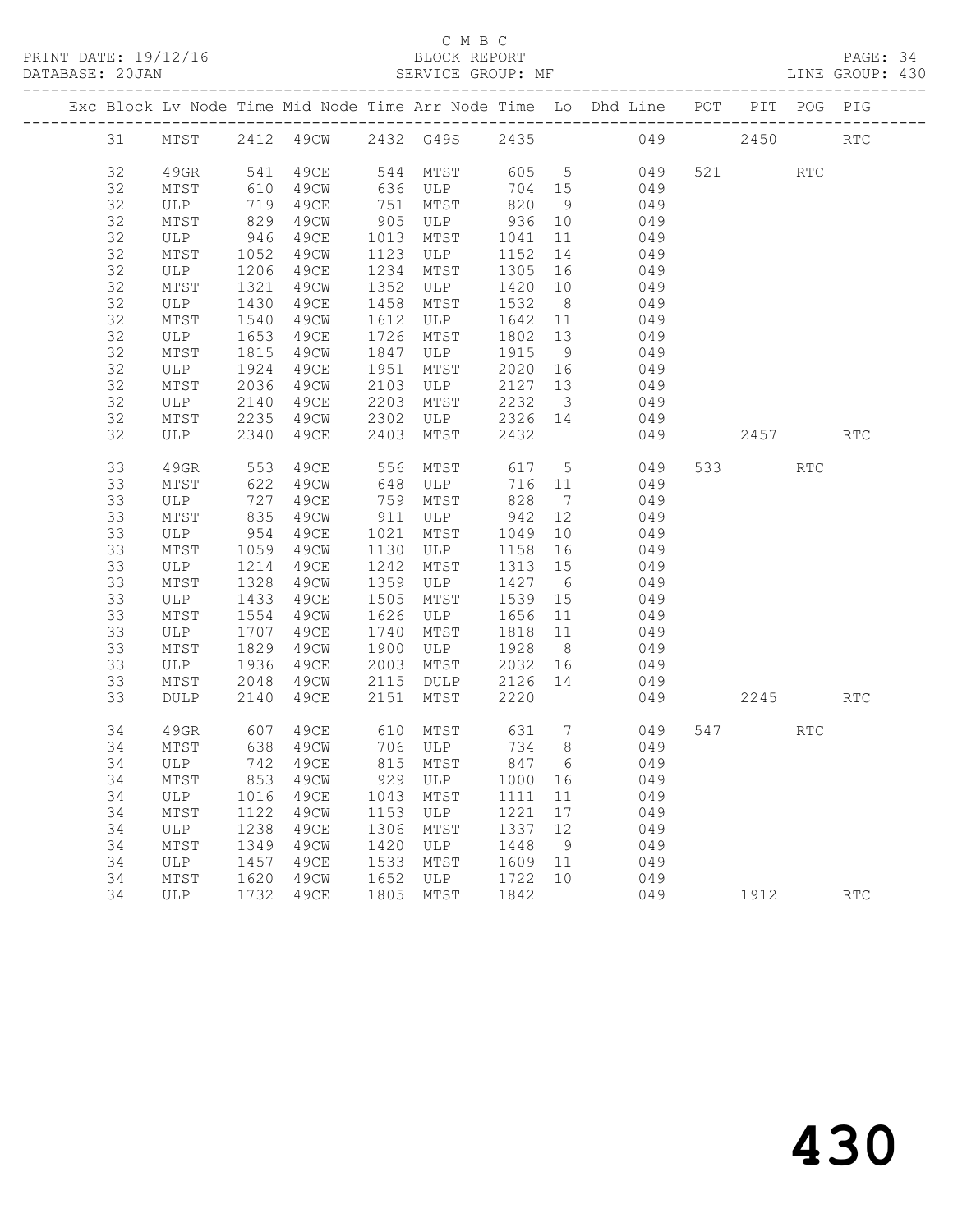C M B C
PRINT DATE: 19/12/16 BLOCK REPORT PAGE: 34
DATABASE: 20JAN SERVICE GROUP: MF LINE GROUP: 430

| Exc | Block | Lv | Node | Time | Mid Node | Time | Arr Node | Time | Lo | Dhd Line | POT | PIT | POG | PIG |
|---|---|---|---|---|---|---|---|---|---|---|---|---|---|---|
| | 31 | | MTST | 2412 | 49CW | 2432 | G49S | 2435 | | 049 | | 2450 | | RTC |
| | 32 | | 49GR | 541 | 49CE | 544 | MTST | 605 | 5 | 049 | 521 | | RTC | |
| | 32 | | MTST | 610 | 49CW | 636 | ULP | 704 | 15 | 049 | | | | |
| | 32 | | ULP | 719 | 49CE | 751 | MTST | 820 | 9 | 049 | | | | |
| | 32 | | MTST | 829 | 49CW | 905 | ULP | 936 | 10 | 049 | | | | |
| | 32 | | ULP | 946 | 49CE | 1013 | MTST | 1041 | 11 | 049 | | | | |
| | 32 | | MTST | 1052 | 49CW | 1123 | ULP | 1152 | 14 | 049 | | | | |
| | 32 | | ULP | 1206 | 49CE | 1234 | MTST | 1305 | 16 | 049 | | | | |
| | 32 | | MTST | 1321 | 49CW | 1352 | ULP | 1420 | 10 | 049 | | | | |
| | 32 | | ULP | 1430 | 49CE | 1458 | MTST | 1532 | 8 | 049 | | | | |
| | 32 | | MTST | 1540 | 49CW | 1612 | ULP | 1642 | 11 | 049 | | | | |
| | 32 | | ULP | 1653 | 49CE | 1726 | MTST | 1802 | 13 | 049 | | | | |
| | 32 | | MTST | 1815 | 49CW | 1847 | ULP | 1915 | 9 | 049 | | | | |
| | 32 | | ULP | 1924 | 49CE | 1951 | MTST | 2020 | 16 | 049 | | | | |
| | 32 | | MTST | 2036 | 49CW | 2103 | ULP | 2127 | 13 | 049 | | | | |
| | 32 | | ULP | 2140 | 49CE | 2203 | MTST | 2232 | 3 | 049 | | | | |
| | 32 | | MTST | 2235 | 49CW | 2302 | ULP | 2326 | 14 | 049 | | | | |
| | 32 | | ULP | 2340 | 49CE | 2403 | MTST | 2432 | | 049 | | 2457 | | RTC |
| | 33 | | 49GR | 553 | 49CE | 556 | MTST | 617 | 5 | 049 | 533 | | RTC | |
| | 33 | | MTST | 622 | 49CW | 648 | ULP | 716 | 11 | 049 | | | | |
| | 33 | | ULP | 727 | 49CE | 759 | MTST | 828 | 7 | 049 | | | | |
| | 33 | | MTST | 835 | 49CW | 911 | ULP | 942 | 12 | 049 | | | | |
| | 33 | | ULP | 954 | 49CE | 1021 | MTST | 1049 | 10 | 049 | | | | |
| | 33 | | MTST | 1059 | 49CW | 1130 | ULP | 1158 | 16 | 049 | | | | |
| | 33 | | ULP | 1214 | 49CE | 1242 | MTST | 1313 | 15 | 049 | | | | |
| | 33 | | MTST | 1328 | 49CW | 1359 | ULP | 1427 | 6 | 049 | | | | |
| | 33 | | ULP | 1433 | 49CE | 1505 | MTST | 1539 | 15 | 049 | | | | |
| | 33 | | MTST | 1554 | 49CW | 1626 | ULP | 1656 | 11 | 049 | | | | |
| | 33 | | ULP | 1707 | 49CE | 1740 | MTST | 1818 | 11 | 049 | | | | |
| | 33 | | MTST | 1829 | 49CW | 1900 | ULP | 1928 | 8 | 049 | | | | |
| | 33 | | ULP | 1936 | 49CE | 2003 | MTST | 2032 | 16 | 049 | | | | |
| | 33 | | MTST | 2048 | 49CW | 2115 | DULP | 2126 | 14 | 049 | | | | |
| | 33 | | DULP | 2140 | 49CE | 2151 | MTST | 2220 | | 049 | | 2245 | | RTC |
| | 34 | | 49GR | 607 | 49CE | 610 | MTST | 631 | 7 | 049 | 547 | | RTC | |
| | 34 | | MTST | 638 | 49CW | 706 | ULP | 734 | 8 | 049 | | | | |
| | 34 | | ULP | 742 | 49CE | 815 | MTST | 847 | 6 | 049 | | | | |
| | 34 | | MTST | 853 | 49CW | 929 | ULP | 1000 | 16 | 049 | | | | |
| | 34 | | ULP | 1016 | 49CE | 1043 | MTST | 1111 | 11 | 049 | | | | |
| | 34 | | MTST | 1122 | 49CW | 1153 | ULP | 1221 | 17 | 049 | | | | |
| | 34 | | ULP | 1238 | 49CE | 1306 | MTST | 1337 | 12 | 049 | | | | |
| | 34 | | MTST | 1349 | 49CW | 1420 | ULP | 1448 | 9 | 049 | | | | |
| | 34 | | ULP | 1457 | 49CE | 1533 | MTST | 1609 | 11 | 049 | | | | |
| | 34 | | MTST | 1620 | 49CW | 1652 | ULP | 1722 | 10 | 049 | | | | |
| | 34 | | ULP | 1732 | 49CE | 1805 | MTST | 1842 | | 049 | | 1912 | | RTC |

430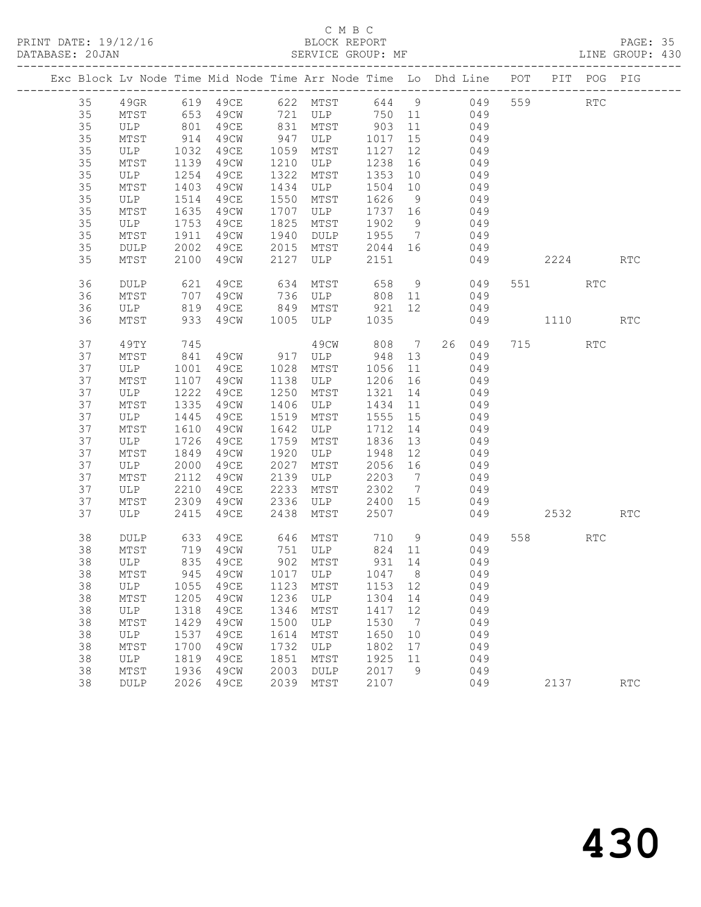C M B C

PRINT DATE: 19/12/16 BLOCK REPORT

DATABASE: 20JAN SERVICE GROUP: MF LINE GROUP: 430

| Exc | Block | Lv | Node | Time | Mid Node | Time | Arr Node | Time | Lo | Dhd | Line | POT | PIT | POG | PIG |
|---|---|---|---|---|---|---|---|---|---|---|---|---|---|---|---|
| | 35 | | 49GR | 619 | 49CE | 622 | MTST | 644 | 9 | | 049 | 559 | | RTC | |
| | 35 | | MTST | 653 | 49CW | 721 | ULP | 750 | 11 | | 049 | | | | |
| | 35 | | ULP | 801 | 49CE | 831 | MTST | 903 | 11 | | 049 | | | | |
| | 35 | | MTST | 914 | 49CW | 947 | ULP | 1017 | 15 | | 049 | | | | |
| | 35 | | ULP | 1032 | 49CE | 1059 | MTST | 1127 | 12 | | 049 | | | | |
| | 35 | | MTST | 1139 | 49CW | 1210 | ULP | 1238 | 16 | | 049 | | | | |
| | 35 | | ULP | 1254 | 49CE | 1322 | MTST | 1353 | 10 | | 049 | | | | |
| | 35 | | MTST | 1403 | 49CW | 1434 | ULP | 1504 | 10 | | 049 | | | | |
| | 35 | | ULP | 1514 | 49CE | 1550 | MTST | 1626 | 9 | | 049 | | | | |
| | 35 | | MTST | 1635 | 49CW | 1707 | ULP | 1737 | 16 | | 049 | | | | |
| | 35 | | ULP | 1753 | 49CE | 1825 | MTST | 1902 | 9 | | 049 | | | | |
| | 35 | | MTST | 1911 | 49CW | 1940 | DULP | 1955 | 7 | | 049 | | | | |
| | 35 | | DULP | 2002 | 49CE | 2015 | MTST | 2044 | 16 | | 049 | | | | |
| | 35 | | MTST | 2100 | 49CW | 2127 | ULP | 2151 | | | 049 | | 2224 | | RTC |
| | 36 | | DULP | 621 | 49CE | 634 | MTST | 658 | 9 | | 049 | 551 | | RTC | |
| | 36 | | MTST | 707 | 49CW | 736 | ULP | 808 | 11 | | 049 | | | | |
| | 36 | | ULP | 819 | 49CE | 849 | MTST | 921 | 12 | | 049 | | | | |
| | 36 | | MTST | 933 | 49CW | 1005 | ULP | 1035 | | | 049 | | 1110 | | RTC |
| | 37 | | 49TY | 745 | | | 49CW | 808 | 7 | 26 | 049 | 715 | | RTC | |
| | 37 | | MTST | 841 | 49CW | 917 | ULP | 948 | 13 | | 049 | | | | |
| | 37 | | ULP | 1001 | 49CE | 1028 | MTST | 1056 | 11 | | 049 | | | | |
| | 37 | | MTST | 1107 | 49CW | 1138 | ULP | 1206 | 16 | | 049 | | | | |
| | 37 | | ULP | 1222 | 49CE | 1250 | MTST | 1321 | 14 | | 049 | | | | |
| | 37 | | MTST | 1335 | 49CW | 1406 | ULP | 1434 | 11 | | 049 | | | | |
| | 37 | | ULP | 1445 | 49CE | 1519 | MTST | 1555 | 15 | | 049 | | | | |
| | 37 | | MTST | 1610 | 49CW | 1642 | ULP | 1712 | 14 | | 049 | | | | |
| | 37 | | ULP | 1726 | 49CE | 1759 | MTST | 1836 | 13 | | 049 | | | | |
| | 37 | | MTST | 1849 | 49CW | 1920 | ULP | 1948 | 12 | | 049 | | | | |
| | 37 | | ULP | 2000 | 49CE | 2027 | MTST | 2056 | 16 | | 049 | | | | |
| | 37 | | MTST | 2112 | 49CW | 2139 | ULP | 2203 | 7 | | 049 | | | | |
| | 37 | | ULP | 2210 | 49CE | 2233 | MTST | 2302 | 7 | | 049 | | | | |
| | 37 | | MTST | 2309 | 49CW | 2336 | ULP | 2400 | 15 | | 049 | | | | |
| | 37 | | ULP | 2415 | 49CE | 2438 | MTST | 2507 | | | 049 | | 2532 | | RTC |
| | 38 | | DULP | 633 | 49CE | 646 | MTST | 710 | 9 | | 049 | 558 | | RTC | |
| | 38 | | MTST | 719 | 49CW | 751 | ULP | 824 | 11 | | 049 | | | | |
| | 38 | | ULP | 835 | 49CE | 902 | MTST | 931 | 14 | | 049 | | | | |
| | 38 | | MTST | 945 | 49CW | 1017 | ULP | 1047 | 8 | | 049 | | | | |
| | 38 | | ULP | 1055 | 49CE | 1123 | MTST | 1153 | 12 | | 049 | | | | |
| | 38 | | MTST | 1205 | 49CW | 1236 | ULP | 1304 | 14 | | 049 | | | | |
| | 38 | | ULP | 1318 | 49CE | 1346 | MTST | 1417 | 12 | | 049 | | | | |
| | 38 | | MTST | 1429 | 49CW | 1500 | ULP | 1530 | 7 | | 049 | | | | |
| | 38 | | ULP | 1537 | 49CE | 1614 | MTST | 1650 | 10 | | 049 | | | | |
| | 38 | | MTST | 1700 | 49CW | 1732 | ULP | 1802 | 17 | | 049 | | | | |
| | 38 | | ULP | 1819 | 49CE | 1851 | MTST | 1925 | 11 | | 049 | | | | |
| | 38 | | MTST | 1936 | 49CW | 2003 | DULP | 2017 | 9 | | 049 | | | | |
| | 38 | | DULP | 2026 | 49CE | 2039 | MTST | 2107 | | | 049 | | 2137 | | RTC |

430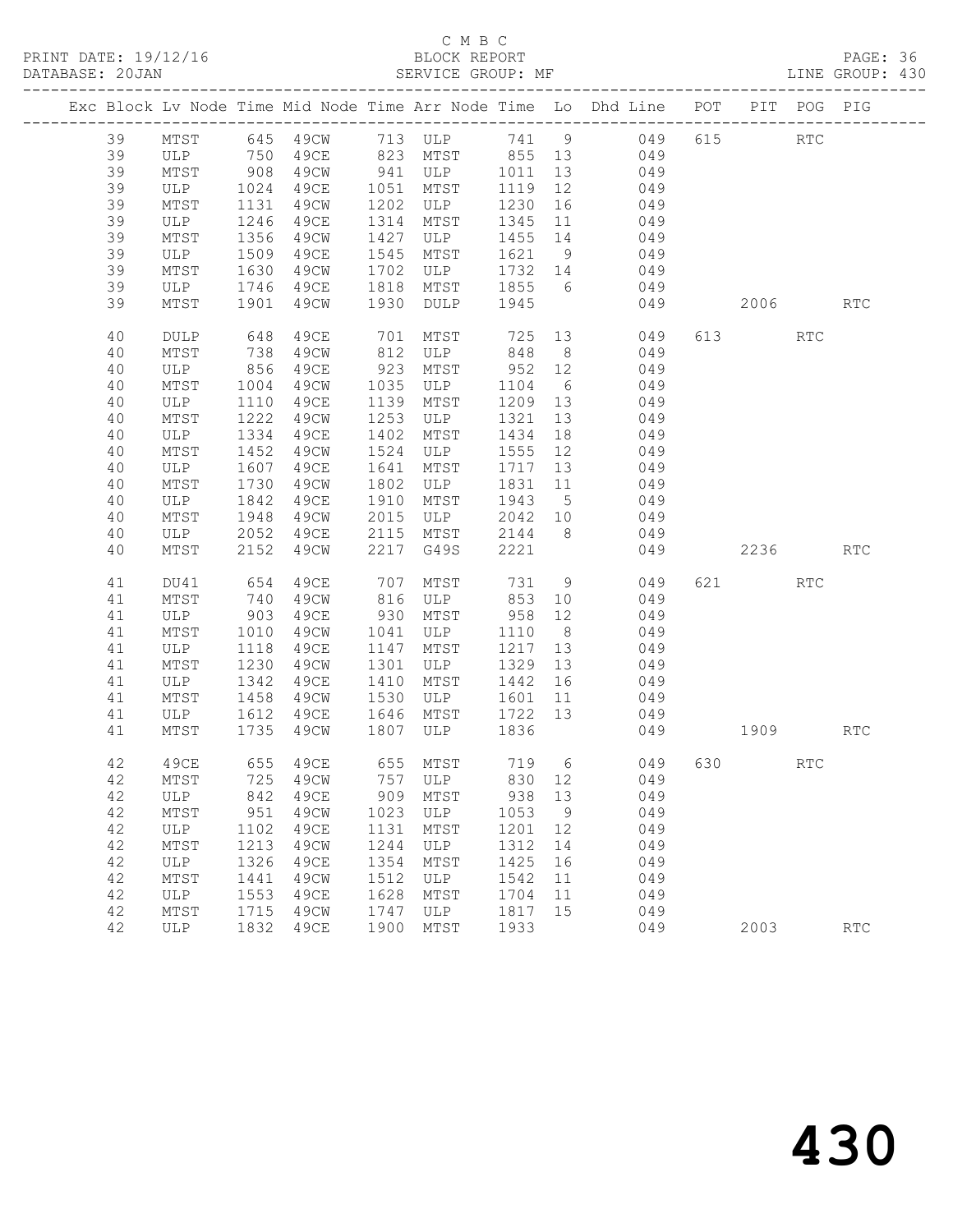C M B C

BLOCK REPORT

SERVICE GROUP: MF

PRINT DATE: 19/12/16
DATABASE: 20JAN

LINE GROUP: 430

| Exc | Block | Lv Node | Time | Mid Node | Time | Arr Node | Time | Lo | Dhd Line | POT | PIT | POG | PIG |
|---|---|---|---|---|---|---|---|---|---|---|---|---|---|
| | 39 | MTST | 645 | 49CW | 713 | ULP | 741 | 9 | 049 | 615 | | RTC | |
| | 39 | ULP | 750 | 49CE | 823 | MTST | 855 | 13 | 049 | | | | |
| | 39 | MTST | 908 | 49CW | 941 | ULP | 1011 | 13 | 049 | | | | |
| | 39 | ULP | 1024 | 49CE | 1051 | MTST | 1119 | 12 | 049 | | | | |
| | 39 | MTST | 1131 | 49CW | 1202 | ULP | 1230 | 16 | 049 | | | | |
| | 39 | ULP | 1246 | 49CE | 1314 | MTST | 1345 | 11 | 049 | | | | |
| | 39 | MTST | 1356 | 49CW | 1427 | ULP | 1455 | 14 | 049 | | | | |
| | 39 | ULP | 1509 | 49CE | 1545 | MTST | 1621 | 9 | 049 | | | | |
| | 39 | MTST | 1630 | 49CW | 1702 | ULP | 1732 | 14 | 049 | | | | |
| | 39 | ULP | 1746 | 49CE | 1818 | MTST | 1855 | 6 | 049 | | | | |
| | 39 | MTST | 1901 | 49CW | 1930 | DULP | 1945 | | 049 | | 2006 | | RTC |
| | 40 | DULP | 648 | 49CE | 701 | MTST | 725 | 13 | 049 | 613 | | RTC | |
| | 40 | MTST | 738 | 49CW | 812 | ULP | 848 | 8 | 049 | | | | |
| | 40 | ULP | 856 | 49CE | 923 | MTST | 952 | 12 | 049 | | | | |
| | 40 | MTST | 1004 | 49CW | 1035 | ULP | 1104 | 6 | 049 | | | | |
| | 40 | ULP | 1110 | 49CE | 1139 | MTST | 1209 | 13 | 049 | | | | |
| | 40 | MTST | 1222 | 49CW | 1253 | ULP | 1321 | 13 | 049 | | | | |
| | 40 | ULP | 1334 | 49CE | 1402 | MTST | 1434 | 18 | 049 | | | | |
| | 40 | MTST | 1452 | 49CW | 1524 | ULP | 1555 | 12 | 049 | | | | |
| | 40 | ULP | 1607 | 49CE | 1641 | MTST | 1717 | 13 | 049 | | | | |
| | 40 | MTST | 1730 | 49CW | 1802 | ULP | 1831 | 11 | 049 | | | | |
| | 40 | ULP | 1842 | 49CE | 1910 | MTST | 1943 | 5 | 049 | | | | |
| | 40 | MTST | 1948 | 49CW | 2015 | ULP | 2042 | 10 | 049 | | | | |
| | 40 | ULP | 2052 | 49CE | 2115 | MTST | 2144 | 8 | 049 | | | | |
| | 40 | MTST | 2152 | 49CW | 2217 | G49S | 2221 | | 049 | | 2236 | | RTC |
| | 41 | DU41 | 654 | 49CE | 707 | MTST | 731 | 9 | 049 | 621 | | RTC | |
| | 41 | MTST | 740 | 49CW | 816 | ULP | 853 | 10 | 049 | | | | |
| | 41 | ULP | 903 | 49CE | 930 | MTST | 958 | 12 | 049 | | | | |
| | 41 | MTST | 1010 | 49CW | 1041 | ULP | 1110 | 8 | 049 | | | | |
| | 41 | ULP | 1118 | 49CE | 1147 | MTST | 1217 | 13 | 049 | | | | |
| | 41 | MTST | 1230 | 49CW | 1301 | ULP | 1329 | 13 | 049 | | | | |
| | 41 | ULP | 1342 | 49CE | 1410 | MTST | 1442 | 16 | 049 | | | | |
| | 41 | MTST | 1458 | 49CW | 1530 | ULP | 1601 | 11 | 049 | | | | |
| | 41 | ULP | 1612 | 49CE | 1646 | MTST | 1722 | 13 | 049 | | | | |
| | 41 | MTST | 1735 | 49CW | 1807 | ULP | 1836 | | 049 | | 1909 | | RTC |
| | 42 | 49CE | 655 | 49CE | 655 | MTST | 719 | 6 | 049 | 630 | | RTC | |
| | 42 | MTST | 725 | 49CW | 757 | ULP | 830 | 12 | 049 | | | | |
| | 42 | ULP | 842 | 49CE | 909 | MTST | 938 | 13 | 049 | | | | |
| | 42 | MTST | 951 | 49CW | 1023 | ULP | 1053 | 9 | 049 | | | | |
| | 42 | ULP | 1102 | 49CE | 1131 | MTST | 1201 | 12 | 049 | | | | |
| | 42 | MTST | 1213 | 49CW | 1244 | ULP | 1312 | 14 | 049 | | | | |
| | 42 | ULP | 1326 | 49CE | 1354 | MTST | 1425 | 16 | 049 | | | | |
| | 42 | MTST | 1441 | 49CW | 1512 | ULP | 1542 | 11 | 049 | | | | |
| | 42 | ULP | 1553 | 49CE | 1628 | MTST | 1704 | 11 | 049 | | | | |
| | 42 | MTST | 1715 | 49CW | 1747 | ULP | 1817 | 15 | 049 | | | | |
| | 42 | ULP | 1832 | 49CE | 1900 | MTST | 1933 | | 049 | | 2003 | | RTC |

430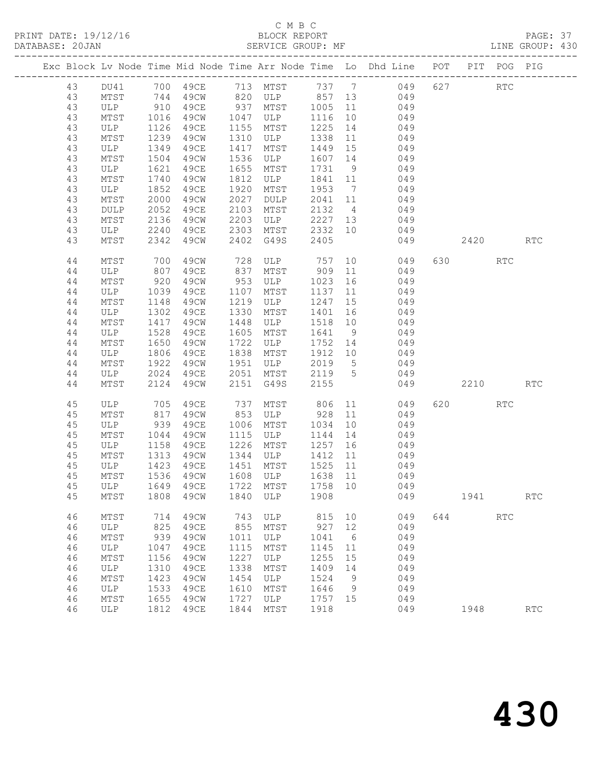C M B C

BLOCK REPORT

SERVICE GROUP: MF

PRINT DATE: 19/12/16

DATABASE: 20JAN

LINE GROUP: 430

| Exc | Block | Lv | Node | Time | Mid Node | Time | Arr Node | Time | Lo | Dhd Line | POT | PIT | POG | PIG |
|---|---|---|---|---|---|---|---|---|---|---|---|---|---|---|
| | 43 | | DU41 | 700 | 49CE | 713 | MTST | 737 | 7 | 049 | 627 | | RTC | |
| | 43 | | MTST | 744 | 49CW | 820 | ULP | 857 | 13 | 049 | | | | |
| | 43 | | ULP | 910 | 49CE | 937 | MTST | 1005 | 11 | 049 | | | | |
| | 43 | | MTST | 1016 | 49CW | 1047 | ULP | 1116 | 10 | 049 | | | | |
| | 43 | | ULP | 1126 | 49CE | 1155 | MTST | 1225 | 14 | 049 | | | | |
| | 43 | | MTST | 1239 | 49CW | 1310 | ULP | 1338 | 11 | 049 | | | | |
| | 43 | | ULP | 1349 | 49CE | 1417 | MTST | 1449 | 15 | 049 | | | | |
| | 43 | | MTST | 1504 | 49CW | 1536 | ULP | 1607 | 14 | 049 | | | | |
| | 43 | | ULP | 1621 | 49CE | 1655 | MTST | 1731 | 9 | 049 | | | | |
| | 43 | | MTST | 1740 | 49CW | 1812 | ULP | 1841 | 11 | 049 | | | | |
| | 43 | | ULP | 1852 | 49CE | 1920 | MTST | 1953 | 7 | 049 | | | | |
| | 43 | | MTST | 2000 | 49CW | 2027 | DULP | 2041 | 11 | 049 | | | | |
| | 43 | | DULP | 2052 | 49CE | 2103 | MTST | 2132 | 4 | 049 | | | | |
| | 43 | | MTST | 2136 | 49CW | 2203 | ULP | 2227 | 13 | 049 | | | | |
| | 43 | | ULP | 2240 | 49CE | 2303 | MTST | 2332 | 10 | 049 | | | | |
| | 43 | | MTST | 2342 | 49CW | 2402 | G49S | 2405 | | 049 | | 2420 | | RTC |
| | 44 | | MTST | 700 | 49CW | 728 | ULP | 757 | 10 | 049 | 630 | | RTC | |
| | 44 | | ULP | 807 | 49CE | 837 | MTST | 909 | 11 | 049 | | | | |
| | 44 | | MTST | 920 | 49CW | 953 | ULP | 1023 | 16 | 049 | | | | |
| | 44 | | ULP | 1039 | 49CE | 1107 | MTST | 1137 | 11 | 049 | | | | |
| | 44 | | MTST | 1148 | 49CW | 1219 | ULP | 1247 | 15 | 049 | | | | |
| | 44 | | ULP | 1302 | 49CE | 1330 | MTST | 1401 | 16 | 049 | | | | |
| | 44 | | MTST | 1417 | 49CW | 1448 | ULP | 1518 | 10 | 049 | | | | |
| | 44 | | ULP | 1528 | 49CE | 1605 | MTST | 1641 | 9 | 049 | | | | |
| | 44 | | MTST | 1650 | 49CW | 1722 | ULP | 1752 | 14 | 049 | | | | |
| | 44 | | ULP | 1806 | 49CE | 1838 | MTST | 1912 | 10 | 049 | | | | |
| | 44 | | MTST | 1922 | 49CW | 1951 | ULP | 2019 | 5 | 049 | | | | |
| | 44 | | ULP | 2024 | 49CE | 2051 | MTST | 2119 | 5 | 049 | | | | |
| | 44 | | MTST | 2124 | 49CW | 2151 | G49S | 2155 | | 049 | | 2210 | | RTC |
| | 45 | | ULP | 705 | 49CE | 737 | MTST | 806 | 11 | 049 | 620 | | RTC | |
| | 45 | | MTST | 817 | 49CW | 853 | ULP | 928 | 11 | 049 | | | | |
| | 45 | | ULP | 939 | 49CE | 1006 | MTST | 1034 | 10 | 049 | | | | |
| | 45 | | MTST | 1044 | 49CW | 1115 | ULP | 1144 | 14 | 049 | | | | |
| | 45 | | ULP | 1158 | 49CE | 1226 | MTST | 1257 | 16 | 049 | | | | |
| | 45 | | MTST | 1313 | 49CW | 1344 | ULP | 1412 | 11 | 049 | | | | |
| | 45 | | ULP | 1423 | 49CE | 1451 | MTST | 1525 | 11 | 049 | | | | |
| | 45 | | MTST | 1536 | 49CW | 1608 | ULP | 1638 | 11 | 049 | | | | |
| | 45 | | ULP | 1649 | 49CE | 1722 | MTST | 1758 | 10 | 049 | | | | |
| | 45 | | MTST | 1808 | 49CW | 1840 | ULP | 1908 | | 049 | | 1941 | | RTC |
| | 46 | | MTST | 714 | 49CW | 743 | ULP | 815 | 10 | 049 | 644 | | RTC | |
| | 46 | | ULP | 825 | 49CE | 855 | MTST | 927 | 12 | 049 | | | | |
| | 46 | | MTST | 939 | 49CW | 1011 | ULP | 1041 | 6 | 049 | | | | |
| | 46 | | ULP | 1047 | 49CE | 1115 | MTST | 1145 | 11 | 049 | | | | |
| | 46 | | MTST | 1156 | 49CW | 1227 | ULP | 1255 | 15 | 049 | | | | |
| | 46 | | ULP | 1310 | 49CE | 1338 | MTST | 1409 | 14 | 049 | | | | |
| | 46 | | MTST | 1423 | 49CW | 1454 | ULP | 1524 | 9 | 049 | | | | |
| | 46 | | ULP | 1533 | 49CE | 1610 | MTST | 1646 | 9 | 049 | | | | |
| | 46 | | MTST | 1655 | 49CW | 1727 | ULP | 1757 | 15 | 049 | | | | |
| | 46 | | ULP | 1812 | 49CE | 1844 | MTST | 1918 | | 049 | | 1948 | | RTC |

430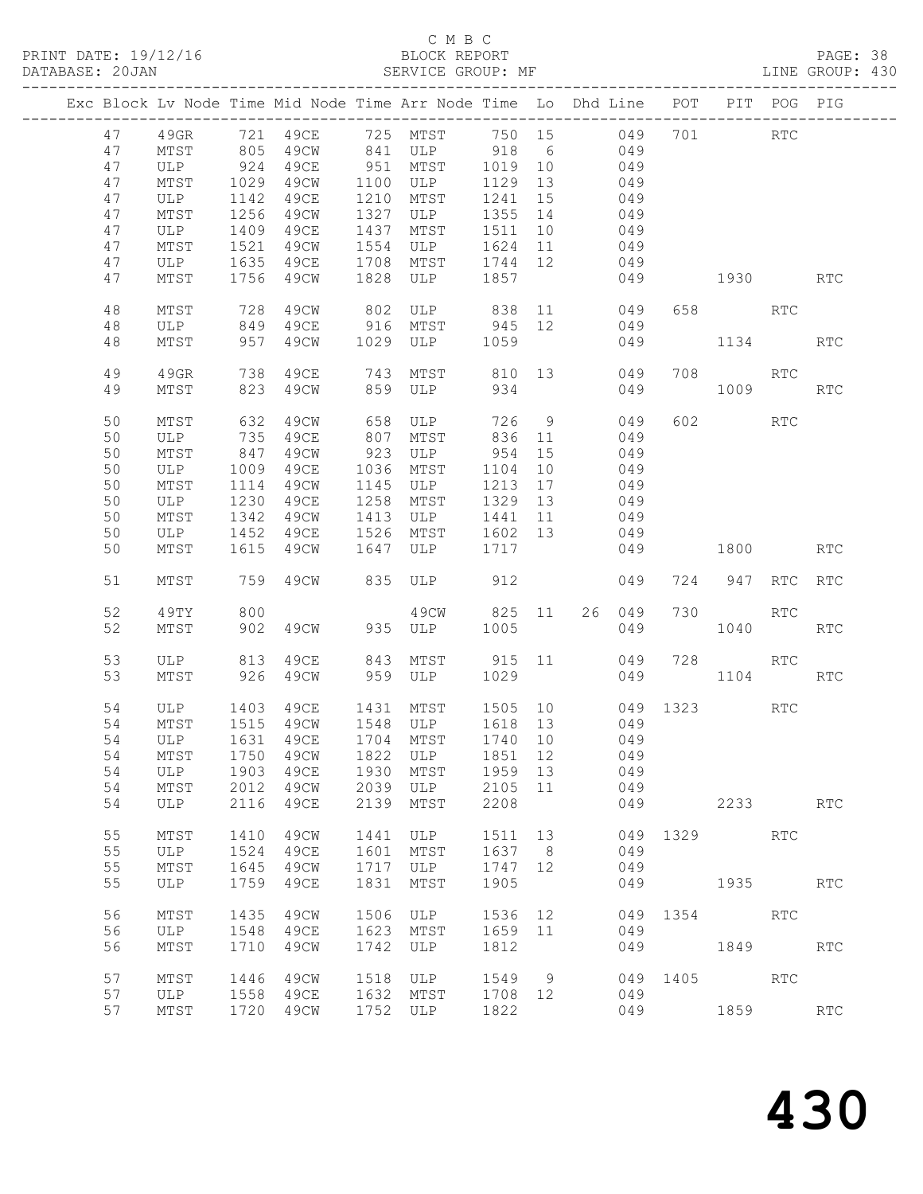C M B C
BLOCK REPORT
SERVICE GROUP: MF

PRINT DATE: 19/12/16
DATABASE: 20JAN
LINE GROUP: 430

| Exc | Block | Lv Node | Time | Mid Node | Time | Arr Node | Time | Lo | Dhd | Line | POT | PIT | POG | PIG |
|---|---|---|---|---|---|---|---|---|---|---|---|---|---|---|
| | 47 | 49GR | 721 | 49CE | 725 | MTST | 750 | 15 | | 049 | 701 | | RTC | |
| | 47 | MTST | 805 | 49CW | 841 | ULP | 918 | 6 | | 049 | | | | |
| | 47 | ULP | 924 | 49CE | 951 | MTST | 1019 | 10 | | 049 | | | | |
| | 47 | MTST | 1029 | 49CW | 1100 | ULP | 1129 | 13 | | 049 | | | | |
| | 47 | ULP | 1142 | 49CE | 1210 | MTST | 1241 | 15 | | 049 | | | | |
| | 47 | MTST | 1256 | 49CW | 1327 | ULP | 1355 | 14 | | 049 | | | | |
| | 47 | ULP | 1409 | 49CE | 1437 | MTST | 1511 | 10 | | 049 | | | | |
| | 47 | MTST | 1521 | 49CW | 1554 | ULP | 1624 | 11 | | 049 | | | | |
| | 47 | ULP | 1635 | 49CE | 1708 | MTST | 1744 | 12 | | 049 | | | | |
| | 47 | MTST | 1756 | 49CW | 1828 | ULP | 1857 | | | 049 | | 1930 | | RTC |
| | 48 | MTST | 728 | 49CW | 802 | ULP | 838 | 11 | | 049 | 658 | | RTC | |
| | 48 | ULP | 849 | 49CE | 916 | MTST | 945 | 12 | | 049 | | | | |
| | 48 | MTST | 957 | 49CW | 1029 | ULP | 1059 | | | 049 | | 1134 | | RTC |
| | 49 | 49GR | 738 | 49CE | 743 | MTST | 810 | 13 | | 049 | 708 | | RTC | |
| | 49 | MTST | 823 | 49CW | 859 | ULP | 934 | | | 049 | | 1009 | | RTC |
| | 50 | MTST | 632 | 49CW | 658 | ULP | 726 | 9 | | 049 | 602 | | RTC | |
| | 50 | ULP | 735 | 49CE | 807 | MTST | 836 | 11 | | 049 | | | | |
| | 50 | MTST | 847 | 49CW | 923 | ULP | 954 | 15 | | 049 | | | | |
| | 50 | ULP | 1009 | 49CE | 1036 | MTST | 1104 | 10 | | 049 | | | | |
| | 50 | MTST | 1114 | 49CW | 1145 | ULP | 1213 | 17 | | 049 | | | | |
| | 50 | ULP | 1230 | 49CE | 1258 | MTST | 1329 | 13 | | 049 | | | | |
| | 50 | MTST | 1342 | 49CW | 1413 | ULP | 1441 | 11 | | 049 | | | | |
| | 50 | ULP | 1452 | 49CE | 1526 | MTST | 1602 | 13 | | 049 | | | | |
| | 50 | MTST | 1615 | 49CW | 1647 | ULP | 1717 | | | 049 | | 1800 | | RTC |
| | 51 | MTST | 759 | 49CW | 835 | ULP | 912 | | | 049 | 724 | 947 | RTC | RTC |
| | 52 | 49TY | 800 | | | 49CW | 825 | 11 | 26 | 049 | 730 | | RTC | |
| | 52 | MTST | 902 | 49CW | 935 | ULP | 1005 | | | 049 | | 1040 | | RTC |
| | 53 | ULP | 813 | 49CE | 843 | MTST | 915 | 11 | | 049 | 728 | | RTC | |
| | 53 | MTST | 926 | 49CW | 959 | ULP | 1029 | | | 049 | | 1104 | | RTC |
| | 54 | ULP | 1403 | 49CE | 1431 | MTST | 1505 | 10 | | 049 | 1323 | | RTC | |
| | 54 | MTST | 1515 | 49CW | 1548 | ULP | 1618 | 13 | | 049 | | | | |
| | 54 | ULP | 1631 | 49CE | 1704 | MTST | 1740 | 10 | | 049 | | | | |
| | 54 | MTST | 1750 | 49CW | 1822 | ULP | 1851 | 12 | | 049 | | | | |
| | 54 | ULP | 1903 | 49CE | 1930 | MTST | 1959 | 13 | | 049 | | | | |
| | 54 | MTST | 2012 | 49CW | 2039 | ULP | 2105 | 11 | | 049 | | | | |
| | 54 | ULP | 2116 | 49CE | 2139 | MTST | 2208 | | | 049 | | 2233 | | RTC |
| | 55 | MTST | 1410 | 49CW | 1441 | ULP | 1511 | 13 | | 049 | 1329 | | RTC | |
| | 55 | ULP | 1524 | 49CE | 1601 | MTST | 1637 | 8 | | 049 | | | | |
| | 55 | MTST | 1645 | 49CW | 1717 | ULP | 1747 | 12 | | 049 | | | | |
| | 55 | ULP | 1759 | 49CE | 1831 | MTST | 1905 | | | 049 | | 1935 | | RTC |
| | 56 | MTST | 1435 | 49CW | 1506 | ULP | 1536 | 12 | | 049 | 1354 | | RTC | |
| | 56 | ULP | 1548 | 49CE | 1623 | MTST | 1659 | 11 | | 049 | | | | |
| | 56 | MTST | 1710 | 49CW | 1742 | ULP | 1812 | | | 049 | | 1849 | | RTC |
| | 57 | MTST | 1446 | 49CW | 1518 | ULP | 1549 | 9 | | 049 | 1405 | | RTC | |
| | 57 | ULP | 1558 | 49CE | 1632 | MTST | 1708 | 12 | | 049 | | | | |
| | 57 | MTST | 1720 | 49CW | 1752 | ULP | 1822 | | | 049 | | 1859 | | RTC |

430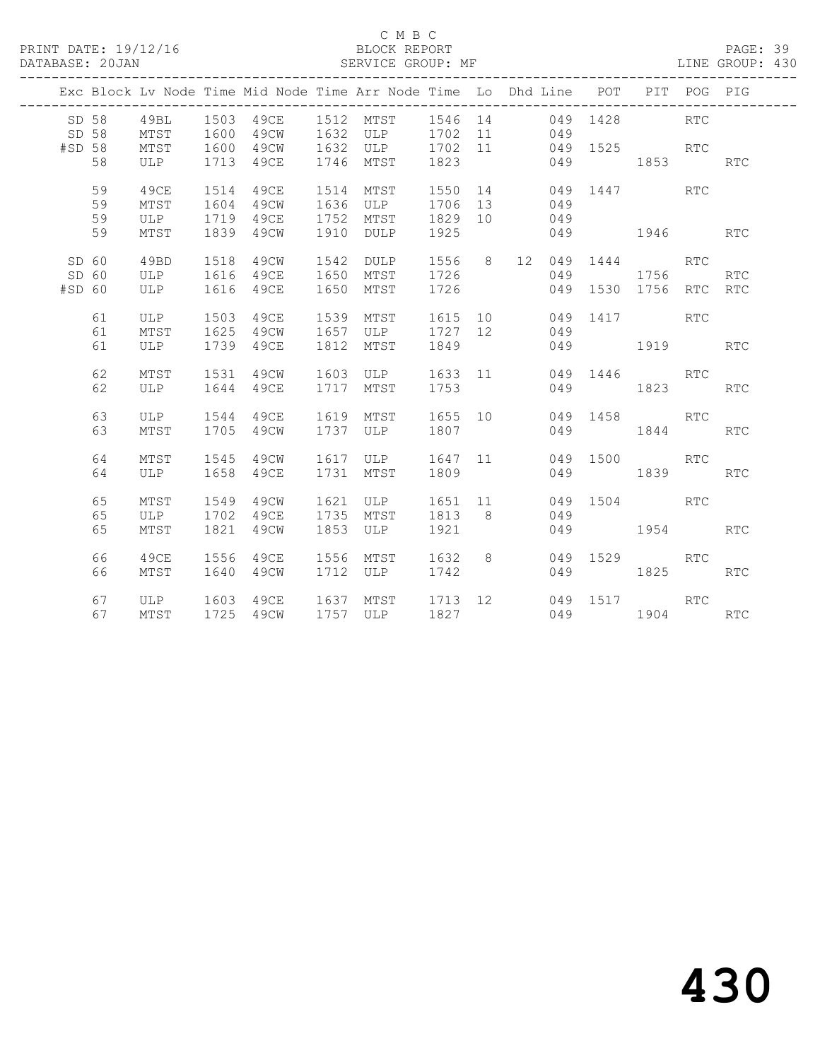C M B C

BLOCK REPORT

SERVICE GROUP: MF

PRINT DATE: 19/12/16
DATABASE: 20JAN
LINE GROUP: 430

| Exc | Block | Lv Node | Time | Mid Node | Time | Arr Node | Time | Lo | Dhd | Line | POT | PIT | POG | PIG |
|---|---|---|---|---|---|---|---|---|---|---|---|---|---|---|
| SD | 58 | 49BL | 1503 | 49CE | 1512 | MTST | 1546 | 14 | | 049 | 1428 | | RTC | |
| SD | 58 | MTST | 1600 | 49CW | 1632 | ULP | 1702 | 11 | | 049 | | | | |
| #SD | 58 | MTST | 1600 | 49CW | 1632 | ULP | 1702 | 11 | | 049 | 1525 | | RTC | |
| | 58 | ULP | 1713 | 49CE | 1746 | MTST | 1823 | | | 049 | | 1853 | | RTC |
| | 59 | 49CE | 1514 | 49CE | 1514 | MTST | 1550 | 14 | | 049 | 1447 | | RTC | |
| | 59 | MTST | 1604 | 49CW | 1636 | ULP | 1706 | 13 | | 049 | | | | |
| | 59 | ULP | 1719 | 49CE | 1752 | MTST | 1829 | 10 | | 049 | | | | |
| | 59 | MTST | 1839 | 49CW | 1910 | DULP | 1925 | | | 049 | | 1946 | | RTC |
| SD | 60 | 49BD | 1518 | 49CW | 1542 | DULP | 1556 | 8 | 12 | 049 | 1444 | | RTC | |
| SD | 60 | ULP | 1616 | 49CE | 1650 | MTST | 1726 | | | 049 | | 1756 | | RTC |
| #SD | 60 | ULP | 1616 | 49CE | 1650 | MTST | 1726 | | | 049 | 1530 | 1756 | RTC | RTC |
| | 61 | ULP | 1503 | 49CE | 1539 | MTST | 1615 | 10 | | 049 | 1417 | | RTC | |
| | 61 | MTST | 1625 | 49CW | 1657 | ULP | 1727 | 12 | | 049 | | | | |
| | 61 | ULP | 1739 | 49CE | 1812 | MTST | 1849 | | | 049 | | 1919 | | RTC |
| | 62 | MTST | 1531 | 49CW | 1603 | ULP | 1633 | 11 | | 049 | 1446 | | RTC | |
| | 62 | ULP | 1644 | 49CE | 1717 | MTST | 1753 | | | 049 | | 1823 | | RTC |
| | 63 | ULP | 1544 | 49CE | 1619 | MTST | 1655 | 10 | | 049 | 1458 | | RTC | |
| | 63 | MTST | 1705 | 49CW | 1737 | ULP | 1807 | | | 049 | | 1844 | | RTC |
| | 64 | MTST | 1545 | 49CW | 1617 | ULP | 1647 | 11 | | 049 | 1500 | | RTC | |
| | 64 | ULP | 1658 | 49CE | 1731 | MTST | 1809 | | | 049 | | 1839 | | RTC |
| | 65 | MTST | 1549 | 49CW | 1621 | ULP | 1651 | 11 | | 049 | 1504 | | RTC | |
| | 65 | ULP | 1702 | 49CE | 1735 | MTST | 1813 | 8 | | 049 | | | | |
| | 65 | MTST | 1821 | 49CW | 1853 | ULP | 1921 | | | 049 | | 1954 | | RTC |
| | 66 | 49CE | 1556 | 49CE | 1556 | MTST | 1632 | 8 | | 049 | 1529 | | RTC | |
| | 66 | MTST | 1640 | 49CW | 1712 | ULP | 1742 | | | 049 | | 1825 | | RTC |
| | 67 | ULP | 1603 | 49CE | 1637 | MTST | 1713 | 12 | | 049 | 1517 | | RTC | |
| | 67 | MTST | 1725 | 49CW | 1757 | ULP | 1827 | | | 049 | | 1904 | | RTC |

430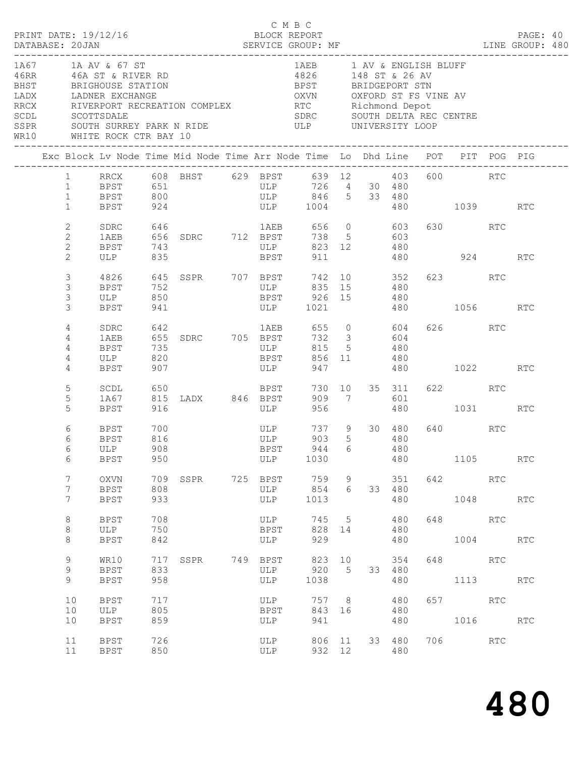C M B C

PRINT DATE: 19/12/16 BLOCK REPORT
DATABASE: 20JAN SERVICE GROUP: MF LINE GROUP: 480

| Code | Name | Code | Name |
|---|---|---|---|
| 1A67 | 1A AV & 67 ST | 1AEB | 1 AV & ENGLISH BLUFF |
| 46RR | 46A ST & RIVER RD | 4826 | 148 ST & 26 AV |
| BHST | BRIGHOUSE STATION | BPST | BRIDGEPORT STN |
| LADX | LADNER EXCHANGE | OXVN | OXFORD ST FS VINE AV |
| RRCX | RIVERPORT RECREATION COMPLEX | RTC | Richmond Depot |
| SCDL | SCOTTSDALE | SDRC | SOUTH DELTA REC CENTRE |
| SSPR | SOUTH SURREY PARK N RIDE | ULP | UNIVERSITY LOOP |
| WR10 | WHITE ROCK CTR BAY 10 | | |

| Exc | Block | Lv Node | Time | Mid Node | Time | Arr Node | Time | Lo | Dhd | Line | POT | PIT | POG | PIG |
|---|---|---|---|---|---|---|---|---|---|---|---|---|---|---|
| | 1 | RRCX | 608 | BHST | 629 | BPST | 639 | 12 | | 403 | 600 | | RTC | |
| | 1 | BPST | 651 | | | ULP | 726 | 4 | 30 | 480 | | | | |
| | 1 | BPST | 800 | | | ULP | 846 | 5 | 33 | 480 | | | | |
| | 1 | BPST | 924 | | | ULP | 1004 | | | 480 | | 1039 | | RTC |
| | 2 | SDRC | 646 | | | 1AEB | 656 | 0 | | 603 | 630 | | RTC | |
| | 2 | 1AEB | 656 | SDRC | 712 | BPST | 738 | 5 | | 603 | | | | |
| | 2 | BPST | 743 | | | ULP | 823 | 12 | | 480 | | | | |
| | 2 | ULP | 835 | | | BPST | 911 | | | 480 | | 924 | | RTC |
| | 3 | 4826 | 645 | SSPR | 707 | BPST | 742 | 10 | | 352 | 623 | | RTC | |
| | 3 | BPST | 752 | | | ULP | 835 | 15 | | 480 | | | | |
| | 3 | ULP | 850 | | | BPST | 926 | 15 | | 480 | | | | |
| | 3 | BPST | 941 | | | ULP | 1021 | | | 480 | | 1056 | | RTC |
| | 4 | SDRC | 642 | | | 1AEB | 655 | 0 | | 604 | 626 | | RTC | |
| | 4 | 1AEB | 655 | SDRC | 705 | BPST | 732 | 3 | | 604 | | | | |
| | 4 | BPST | 735 | | | ULP | 815 | 5 | | 480 | | | | |
| | 4 | ULP | 820 | | | BPST | 856 | 11 | | 480 | | | | |
| | 4 | BPST | 907 | | | ULP | 947 | | | 480 | | 1022 | | RTC |
| | 5 | SCDL | 650 | | | BPST | 730 | 10 | 35 | 311 | 622 | | RTC | |
| | 5 | 1A67 | 815 | LADX | 846 | BPST | 909 | 7 | | 601 | | | | |
| | 5 | BPST | 916 | | | ULP | 956 | | | 480 | | 1031 | | RTC |
| | 6 | BPST | 700 | | | ULP | 737 | 9 | 30 | 480 | 640 | | RTC | |
| | 6 | BPST | 816 | | | ULP | 903 | 5 | | 480 | | | | |
| | 6 | ULP | 908 | | | BPST | 944 | 6 | | 480 | | | | |
| | 6 | BPST | 950 | | | ULP | 1030 | | | 480 | | 1105 | | RTC |
| | 7 | OXVN | 709 | SSPR | 725 | BPST | 759 | 9 | | 351 | 642 | | RTC | |
| | 7 | BPST | 808 | | | ULP | 854 | 6 | 33 | 480 | | | | |
| | 7 | BPST | 933 | | | ULP | 1013 | | | 480 | | 1048 | | RTC |
| | 8 | BPST | 708 | | | ULP | 745 | 5 | | 480 | 648 | | RTC | |
| | 8 | ULP | 750 | | | BPST | 828 | 14 | | 480 | | | | |
| | 8 | BPST | 842 | | | ULP | 929 | | | 480 | | 1004 | | RTC |
| | 9 | WR10 | 717 | SSPR | 749 | BPST | 823 | 10 | | 354 | 648 | | RTC | |
| | 9 | BPST | 833 | | | ULP | 920 | 5 | 33 | 480 | | | | |
| | 9 | BPST | 958 | | | ULP | 1038 | | | 480 | | 1113 | | RTC |
| | 10 | BPST | 717 | | | ULP | 757 | 8 | | 480 | 657 | | RTC | |
| | 10 | ULP | 805 | | | BPST | 843 | 16 | | 480 | | | | |
| | 10 | BPST | 859 | | | ULP | 941 | | | 480 | | 1016 | | RTC |
| | 11 | BPST | 726 | | | ULP | 806 | 11 | 33 | 480 | 706 | | RTC | |
| | 11 | BPST | 850 | | | ULP | 932 | 12 | | 480 | | | | |

# 480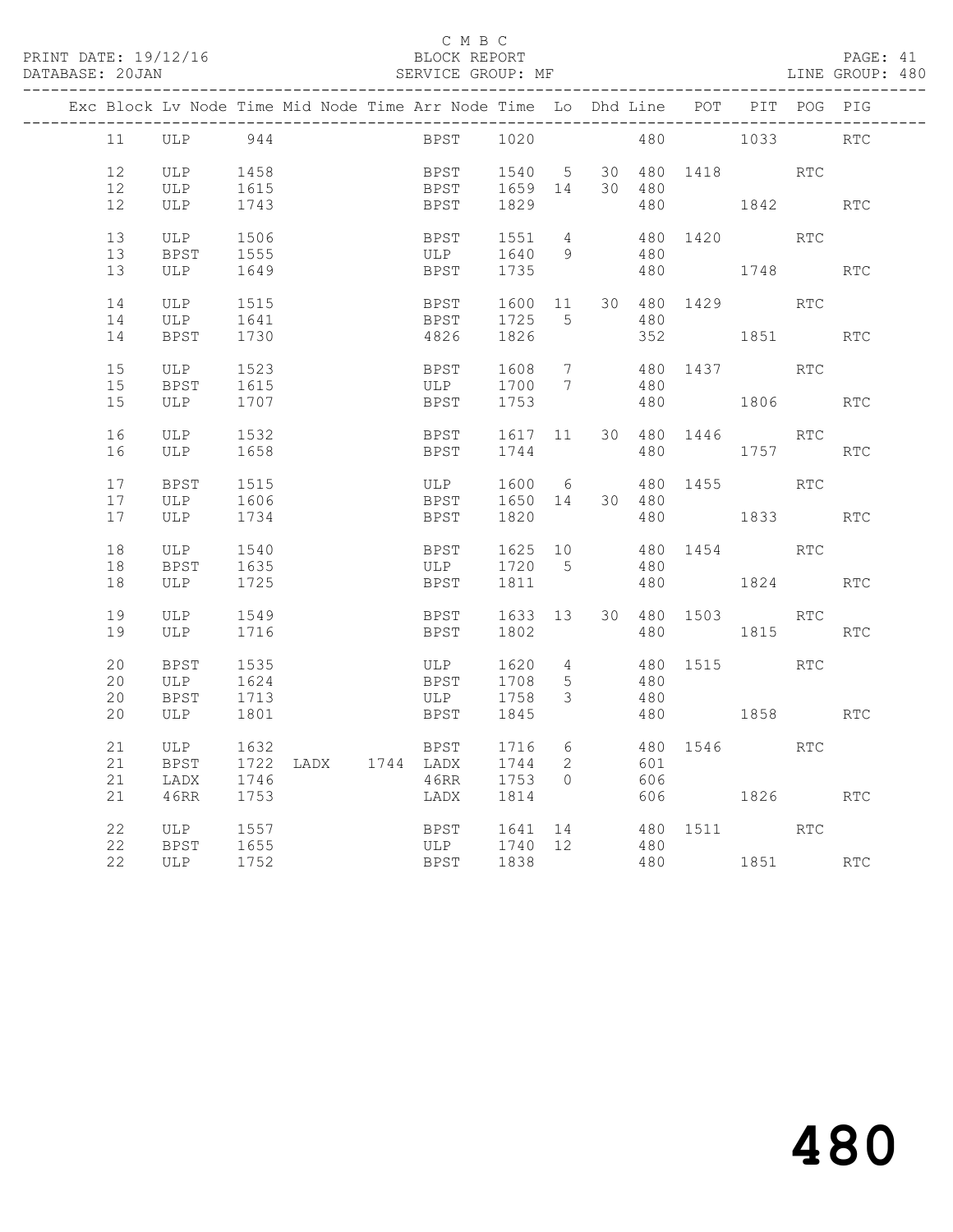C M B C

BLOCK REPORT

SERVICE GROUP: MF

LINE GROUP: 480

| Exc | Block | Lv Node | Time | Mid Node | Time | Arr Node | Time | Lo | Dhd | Line | POT | PIT | POG | PIG |
|---|---|---|---|---|---|---|---|---|---|---|---|---|---|---|
| | 11 | ULP | 944 | | | BPST | 1020 | | | 480 | | 1033 | | RTC |
| | 12 | ULP | 1458 | | | BPST | 1540 | 5 | 30 | 480 | 1418 | | RTC | |
| | 12 | ULP | 1615 | | | BPST | 1659 | 14 | 30 | 480 | | | | |
| | 12 | ULP | 1743 | | | BPST | 1829 | | | 480 | | 1842 | | RTC |
| | 13 | ULP | 1506 | | | BPST | 1551 | 4 | | 480 | 1420 | | RTC | |
| | 13 | BPST | 1555 | | | ULP | 1640 | 9 | | 480 | | | | |
| | 13 | ULP | 1649 | | | BPST | 1735 | | | 480 | | 1748 | | RTC |
| | 14 | ULP | 1515 | | | BPST | 1600 | 11 | 30 | 480 | 1429 | | RTC | |
| | 14 | ULP | 1641 | | | BPST | 1725 | 5 | | 480 | | | | |
| | 14 | BPST | 1730 | | | 4826 | 1826 | | | 352 | | 1851 | | RTC |
| | 15 | ULP | 1523 | | | BPST | 1608 | 7 | | 480 | 1437 | | RTC | |
| | 15 | BPST | 1615 | | | ULP | 1700 | 7 | | 480 | | | | |
| | 15 | ULP | 1707 | | | BPST | 1753 | | | 480 | | 1806 | | RTC |
| | 16 | ULP | 1532 | | | BPST | 1617 | 11 | 30 | 480 | 1446 | | RTC | |
| | 16 | ULP | 1658 | | | BPST | 1744 | | | 480 | | 1757 | | RTC |
| | 17 | BPST | 1515 | | | ULP | 1600 | 6 | | 480 | 1455 | | RTC | |
| | 17 | ULP | 1606 | | | BPST | 1650 | 14 | 30 | 480 | | | | |
| | 17 | ULP | 1734 | | | BPST | 1820 | | | 480 | | 1833 | | RTC |
| | 18 | ULP | 1540 | | | BPST | 1625 | 10 | | 480 | 1454 | | RTC | |
| | 18 | BPST | 1635 | | | ULP | 1720 | 5 | | 480 | | | | |
| | 18 | ULP | 1725 | | | BPST | 1811 | | | 480 | | 1824 | | RTC |
| | 19 | ULP | 1549 | | | BPST | 1633 | 13 | 30 | 480 | 1503 | | RTC | |
| | 19 | ULP | 1716 | | | BPST | 1802 | | | 480 | | 1815 | | RTC |
| | 20 | BPST | 1535 | | | ULP | 1620 | 4 | | 480 | 1515 | | RTC | |
| | 20 | ULP | 1624 | | | BPST | 1708 | 5 | | 480 | | | | |
| | 20 | BPST | 1713 | | | ULP | 1758 | 3 | | 480 | | | | |
| | 20 | ULP | 1801 | | | BPST | 1845 | | | 480 | | 1858 | | RTC |
| | 21 | ULP | 1632 | | | BPST | 1716 | 6 | | 480 | 1546 | | RTC | |
| | 21 | BPST | 1722 | LADX | 1744 | LADX | 1744 | 2 | | 601 | | | | |
| | 21 | LADX | 1746 | | | 46RR | 1753 | 0 | | 606 | | | | |
| | 21 | 46RR | 1753 | | | LADX | 1814 | | | 606 | | 1826 | | RTC |
| | 22 | ULP | 1557 | | | BPST | 1641 | 14 | | 480 | 1511 | | RTC | |
| | 22 | BPST | 1655 | | | ULP | 1740 | 12 | | 480 | | | | |
| | 22 | ULP | 1752 | | | BPST | 1838 | | | 480 | | 1851 | | RTC |

480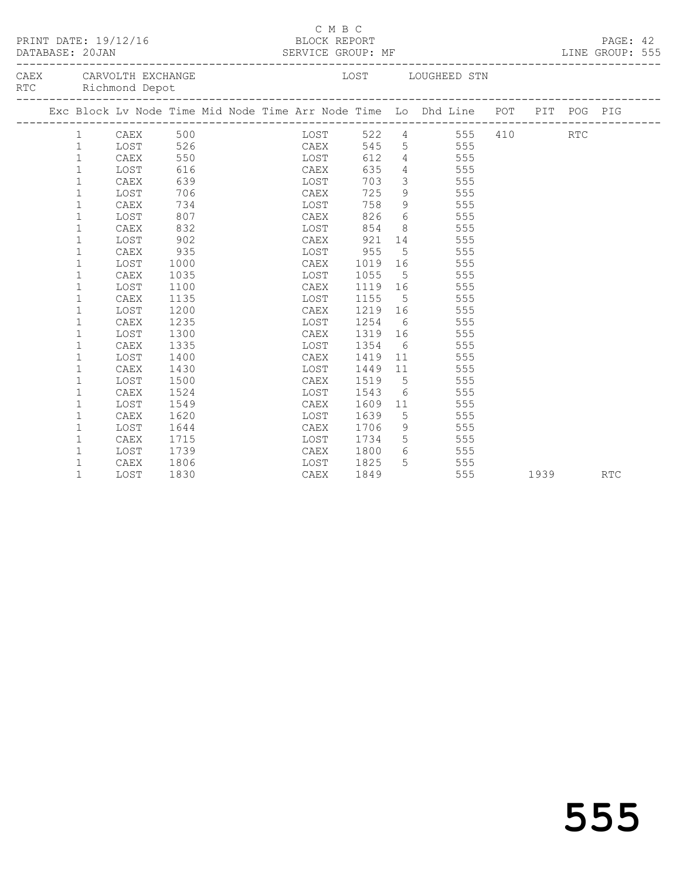C M B C
BLOCK REPORT
SERVICE GROUP: MF

PRINT DATE: 19/12/16
DATABASE: 20JAN

LINE GROUP: 555

CAEX CARVOLTH EXCHANGE    LOST LOUGHEED STN
RTC Richmond Depot

| Exc | Block | Lv | Node | Time | Mid | Node | Time | Arr | Node | Time | Lo | Dhd | Line | POT | PIT | POG | PIG |
|---|---|---|---|---|---|---|---|---|---|---|---|---|---|---|---|---|---|
| | 1 | | CAEX | 500 | | | | | LOST | 522 | 4 | | 555 | 410 | | RTC | |
| | 1 | | LOST | 526 | | | | | CAEX | 545 | 5 | | 555 | | | | |
| | 1 | | CAEX | 550 | | | | | LOST | 612 | 4 | | 555 | | | | |
| | 1 | | LOST | 616 | | | | | CAEX | 635 | 4 | | 555 | | | | |
| | 1 | | CAEX | 639 | | | | | LOST | 703 | 3 | | 555 | | | | |
| | 1 | | LOST | 706 | | | | | CAEX | 725 | 9 | | 555 | | | | |
| | 1 | | CAEX | 734 | | | | | LOST | 758 | 9 | | 555 | | | | |
| | 1 | | LOST | 807 | | | | | CAEX | 826 | 6 | | 555 | | | | |
| | 1 | | CAEX | 832 | | | | | LOST | 854 | 8 | | 555 | | | | |
| | 1 | | LOST | 902 | | | | | CAEX | 921 | 14 | | 555 | | | | |
| | 1 | | CAEX | 935 | | | | | LOST | 955 | 5 | | 555 | | | | |
| | 1 | | LOST | 1000 | | | | | CAEX | 1019 | 16 | | 555 | | | | |
| | 1 | | CAEX | 1035 | | | | | LOST | 1055 | 5 | | 555 | | | | |
| | 1 | | LOST | 1100 | | | | | CAEX | 1119 | 16 | | 555 | | | | |
| | 1 | | CAEX | 1135 | | | | | LOST | 1155 | 5 | | 555 | | | | |
| | 1 | | LOST | 1200 | | | | | CAEX | 1219 | 16 | | 555 | | | | |
| | 1 | | CAEX | 1235 | | | | | LOST | 1254 | 6 | | 555 | | | | |
| | 1 | | LOST | 1300 | | | | | CAEX | 1319 | 16 | | 555 | | | | |
| | 1 | | CAEX | 1335 | | | | | LOST | 1354 | 6 | | 555 | | | | |
| | 1 | | LOST | 1400 | | | | | CAEX | 1419 | 11 | | 555 | | | | |
| | 1 | | CAEX | 1430 | | | | | LOST | 1449 | 11 | | 555 | | | | |
| | 1 | | LOST | 1500 | | | | | CAEX | 1519 | 5 | | 555 | | | | |
| | 1 | | CAEX | 1524 | | | | | LOST | 1543 | 6 | | 555 | | | | |
| | 1 | | LOST | 1549 | | | | | CAEX | 1609 | 11 | | 555 | | | | |
| | 1 | | CAEX | 1620 | | | | | LOST | 1639 | 5 | | 555 | | | | |
| | 1 | | LOST | 1644 | | | | | CAEX | 1706 | 9 | | 555 | | | | |
| | 1 | | CAEX | 1715 | | | | | LOST | 1734 | 5 | | 555 | | | | |
| | 1 | | LOST | 1739 | | | | | CAEX | 1800 | 6 | | 555 | | | | |
| | 1 | | CAEX | 1806 | | | | | LOST | 1825 | 5 | | 555 | | | | |
| | 1 | | LOST | 1830 | | | | | CAEX | 1849 | | | 555 | | 1939 | | RTC |

555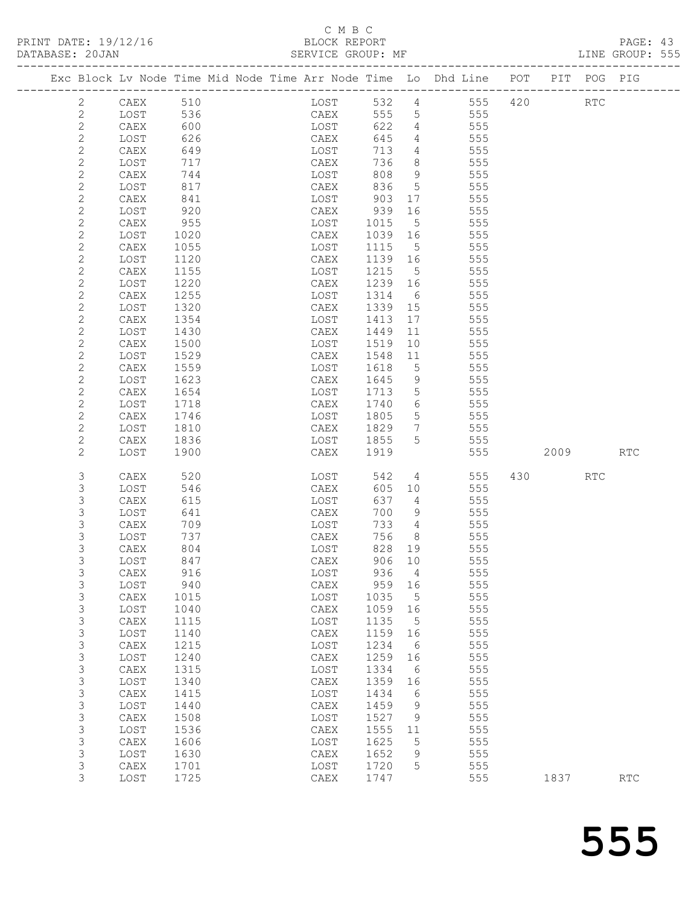C M B C
BLOCK REPORT
SERVICE GROUP: MF

PRINT DATE: 19/12/16
DATABASE: 20JAN

LINE GROUP: 555

| Exc | Block | Lv | Node | Time | Mid | Node | Time | Arr | Node | Time | Lo | Dhd | Line | POT | PIT | POG | PIG |
|---|---|---|---|---|---|---|---|---|---|---|---|---|---|---|---|---|---|
| | 2 | | CAEX | 510 | | | | | LOST | 532 | 4 | | 555 | 420 | | RTC | |
| | 2 | | LOST | 536 | | | | | CAEX | 555 | 5 | | 555 | | | | |
| | 2 | | CAEX | 600 | | | | | LOST | 622 | 4 | | 555 | | | | |
| | 2 | | LOST | 626 | | | | | CAEX | 645 | 4 | | 555 | | | | |
| | 2 | | CAEX | 649 | | | | | LOST | 713 | 4 | | 555 | | | | |
| | 2 | | LOST | 717 | | | | | CAEX | 736 | 8 | | 555 | | | | |
| | 2 | | CAEX | 744 | | | | | LOST | 808 | 9 | | 555 | | | | |
| | 2 | | LOST | 817 | | | | | CAEX | 836 | 5 | | 555 | | | | |
| | 2 | | CAEX | 841 | | | | | LOST | 903 | 17 | | 555 | | | | |
| | 2 | | LOST | 920 | | | | | CAEX | 939 | 16 | | 555 | | | | |
| | 2 | | CAEX | 955 | | | | | LOST | 1015 | 5 | | 555 | | | | |
| | 2 | | LOST | 1020 | | | | | CAEX | 1039 | 16 | | 555 | | | | |
| | 2 | | CAEX | 1055 | | | | | LOST | 1115 | 5 | | 555 | | | | |
| | 2 | | LOST | 1120 | | | | | CAEX | 1139 | 16 | | 555 | | | | |
| | 2 | | CAEX | 1155 | | | | | LOST | 1215 | 5 | | 555 | | | | |
| | 2 | | LOST | 1220 | | | | | CAEX | 1239 | 16 | | 555 | | | | |
| | 2 | | CAEX | 1255 | | | | | LOST | 1314 | 6 | | 555 | | | | |
| | 2 | | LOST | 1320 | | | | | CAEX | 1339 | 15 | | 555 | | | | |
| | 2 | | CAEX | 1354 | | | | | LOST | 1413 | 17 | | 555 | | | | |
| | 2 | | LOST | 1430 | | | | | CAEX | 1449 | 11 | | 555 | | | | |
| | 2 | | CAEX | 1500 | | | | | LOST | 1519 | 10 | | 555 | | | | |
| | 2 | | LOST | 1529 | | | | | CAEX | 1548 | 11 | | 555 | | | | |
| | 2 | | CAEX | 1559 | | | | | LOST | 1618 | 5 | | 555 | | | | |
| | 2 | | LOST | 1623 | | | | | CAEX | 1645 | 9 | | 555 | | | | |
| | 2 | | CAEX | 1654 | | | | | LOST | 1713 | 5 | | 555 | | | | |
| | 2 | | LOST | 1718 | | | | | CAEX | 1740 | 6 | | 555 | | | | |
| | 2 | | CAEX | 1746 | | | | | LOST | 1805 | 5 | | 555 | | | | |
| | 2 | | LOST | 1810 | | | | | CAEX | 1829 | 7 | | 555 | | | | |
| | 2 | | CAEX | 1836 | | | | | LOST | 1855 | 5 | | 555 | | | | |
| | 2 | | LOST | 1900 | | | | | CAEX | 1919 | | | 555 | | 2009 | | RTC |
| | 3 | | CAEX | 520 | | | | | LOST | 542 | 4 | | 555 | 430 | | RTC | |
| | 3 | | LOST | 546 | | | | | CAEX | 605 | 10 | | 555 | | | | |
| | 3 | | CAEX | 615 | | | | | LOST | 637 | 4 | | 555 | | | | |
| | 3 | | LOST | 641 | | | | | CAEX | 700 | 9 | | 555 | | | | |
| | 3 | | CAEX | 709 | | | | | LOST | 733 | 4 | | 555 | | | | |
| | 3 | | LOST | 737 | | | | | CAEX | 756 | 8 | | 555 | | | | |
| | 3 | | CAEX | 804 | | | | | LOST | 828 | 19 | | 555 | | | | |
| | 3 | | LOST | 847 | | | | | CAEX | 906 | 10 | | 555 | | | | |
| | 3 | | CAEX | 916 | | | | | LOST | 936 | 4 | | 555 | | | | |
| | 3 | | LOST | 940 | | | | | CAEX | 959 | 16 | | 555 | | | | |
| | 3 | | CAEX | 1015 | | | | | LOST | 1035 | 5 | | 555 | | | | |
| | 3 | | LOST | 1040 | | | | | CAEX | 1059 | 16 | | 555 | | | | |
| | 3 | | CAEX | 1115 | | | | | LOST | 1135 | 5 | | 555 | | | | |
| | 3 | | LOST | 1140 | | | | | CAEX | 1159 | 16 | | 555 | | | | |
| | 3 | | CAEX | 1215 | | | | | LOST | 1234 | 6 | | 555 | | | | |
| | 3 | | LOST | 1240 | | | | | CAEX | 1259 | 16 | | 555 | | | | |
| | 3 | | CAEX | 1315 | | | | | LOST | 1334 | 6 | | 555 | | | | |
| | 3 | | LOST | 1340 | | | | | CAEX | 1359 | 16 | | 555 | | | | |
| | 3 | | CAEX | 1415 | | | | | LOST | 1434 | 6 | | 555 | | | | |
| | 3 | | LOST | 1440 | | | | | CAEX | 1459 | 9 | | 555 | | | | |
| | 3 | | CAEX | 1508 | | | | | LOST | 1527 | 9 | | 555 | | | | |
| | 3 | | LOST | 1536 | | | | | CAEX | 1555 | 11 | | 555 | | | | |
| | 3 | | CAEX | 1606 | | | | | LOST | 1625 | 5 | | 555 | | | | |
| | 3 | | LOST | 1630 | | | | | CAEX | 1652 | 9 | | 555 | | | | |
| | 3 | | CAEX | 1701 | | | | | LOST | 1720 | 5 | | 555 | | | | |
| | 3 | | LOST | 1725 | | | | | CAEX | 1747 | | | 555 | | 1837 | | RTC |

555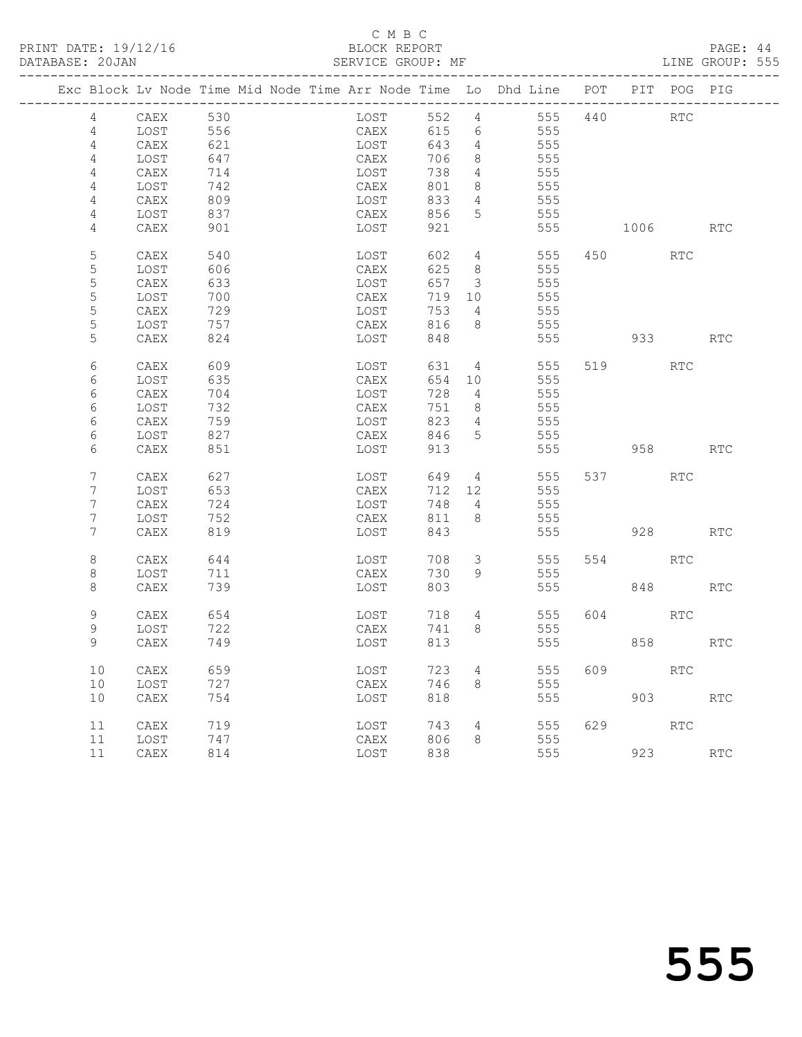C M B C

PRINT DATE: 19/12/16 BLOCK REPORT PAGE: 44
DATABASE: 20JAN SERVICE GROUP: MF LINE GROUP: 555

| Exc | Block | Lv | Node | Time | Mid Node | Time | Arr Node | Time | Lo | Dhd Line | POT | PIT | POG | PIG |
|---|---|---|---|---|---|---|---|---|---|---|---|---|---|---|
| | 4 | | CAEX | 530 | | | LOST | 552 | 4 | 555 | 440 | | RTC | |
| | 4 | | LOST | 556 | | | CAEX | 615 | 6 | 555 | | | | |
| | 4 | | CAEX | 621 | | | LOST | 643 | 4 | 555 | | | | |
| | 4 | | LOST | 647 | | | CAEX | 706 | 8 | 555 | | | | |
| | 4 | | CAEX | 714 | | | LOST | 738 | 4 | 555 | | | | |
| | 4 | | LOST | 742 | | | CAEX | 801 | 8 | 555 | | | | |
| | 4 | | CAEX | 809 | | | LOST | 833 | 4 | 555 | | | | |
| | 4 | | LOST | 837 | | | CAEX | 856 | 5 | 555 | | | | |
| | 4 | | CAEX | 901 | | | LOST | 921 | | 555 | | 1006 | | RTC |
| | 5 | | CAEX | 540 | | | LOST | 602 | 4 | 555 | 450 | | RTC | |
| | 5 | | LOST | 606 | | | CAEX | 625 | 8 | 555 | | | | |
| | 5 | | CAEX | 633 | | | LOST | 657 | 3 | 555 | | | | |
| | 5 | | LOST | 700 | | | CAEX | 719 | 10 | 555 | | | | |
| | 5 | | CAEX | 729 | | | LOST | 753 | 4 | 555 | | | | |
| | 5 | | LOST | 757 | | | CAEX | 816 | 8 | 555 | | | | |
| | 5 | | CAEX | 824 | | | LOST | 848 | | 555 | | 933 | | RTC |
| | 6 | | CAEX | 609 | | | LOST | 631 | 4 | 555 | 519 | | RTC | |
| | 6 | | LOST | 635 | | | CAEX | 654 | 10 | 555 | | | | |
| | 6 | | CAEX | 704 | | | LOST | 728 | 4 | 555 | | | | |
| | 6 | | LOST | 732 | | | CAEX | 751 | 8 | 555 | | | | |
| | 6 | | CAEX | 759 | | | LOST | 823 | 4 | 555 | | | | |
| | 6 | | LOST | 827 | | | CAEX | 846 | 5 | 555 | | | | |
| | 6 | | CAEX | 851 | | | LOST | 913 | | 555 | | 958 | | RTC |
| | 7 | | CAEX | 627 | | | LOST | 649 | 4 | 555 | 537 | | RTC | |
| | 7 | | LOST | 653 | | | CAEX | 712 | 12 | 555 | | | | |
| | 7 | | CAEX | 724 | | | LOST | 748 | 4 | 555 | | | | |
| | 7 | | LOST | 752 | | | CAEX | 811 | 8 | 555 | | | | |
| | 7 | | CAEX | 819 | | | LOST | 843 | | 555 | | 928 | | RTC |
| | 8 | | CAEX | 644 | | | LOST | 708 | 3 | 555 | 554 | | RTC | |
| | 8 | | LOST | 711 | | | CAEX | 730 | 9 | 555 | | | | |
| | 8 | | CAEX | 739 | | | LOST | 803 | | 555 | | 848 | | RTC |
| | 9 | | CAEX | 654 | | | LOST | 718 | 4 | 555 | 604 | | RTC | |
| | 9 | | LOST | 722 | | | CAEX | 741 | 8 | 555 | | | | |
| | 9 | | CAEX | 749 | | | LOST | 813 | | 555 | | 858 | | RTC |
| | 10 | | CAEX | 659 | | | LOST | 723 | 4 | 555 | 609 | | RTC | |
| | 10 | | LOST | 727 | | | CAEX | 746 | 8 | 555 | | | | |
| | 10 | | CAEX | 754 | | | LOST | 818 | | 555 | | 903 | | RTC |
| | 11 | | CAEX | 719 | | | LOST | 743 | 4 | 555 | 629 | | RTC | |
| | 11 | | LOST | 747 | | | CAEX | 806 | 8 | 555 | | | | |
| | 11 | | CAEX | 814 | | | LOST | 838 | | 555 | | 923 | | RTC |

555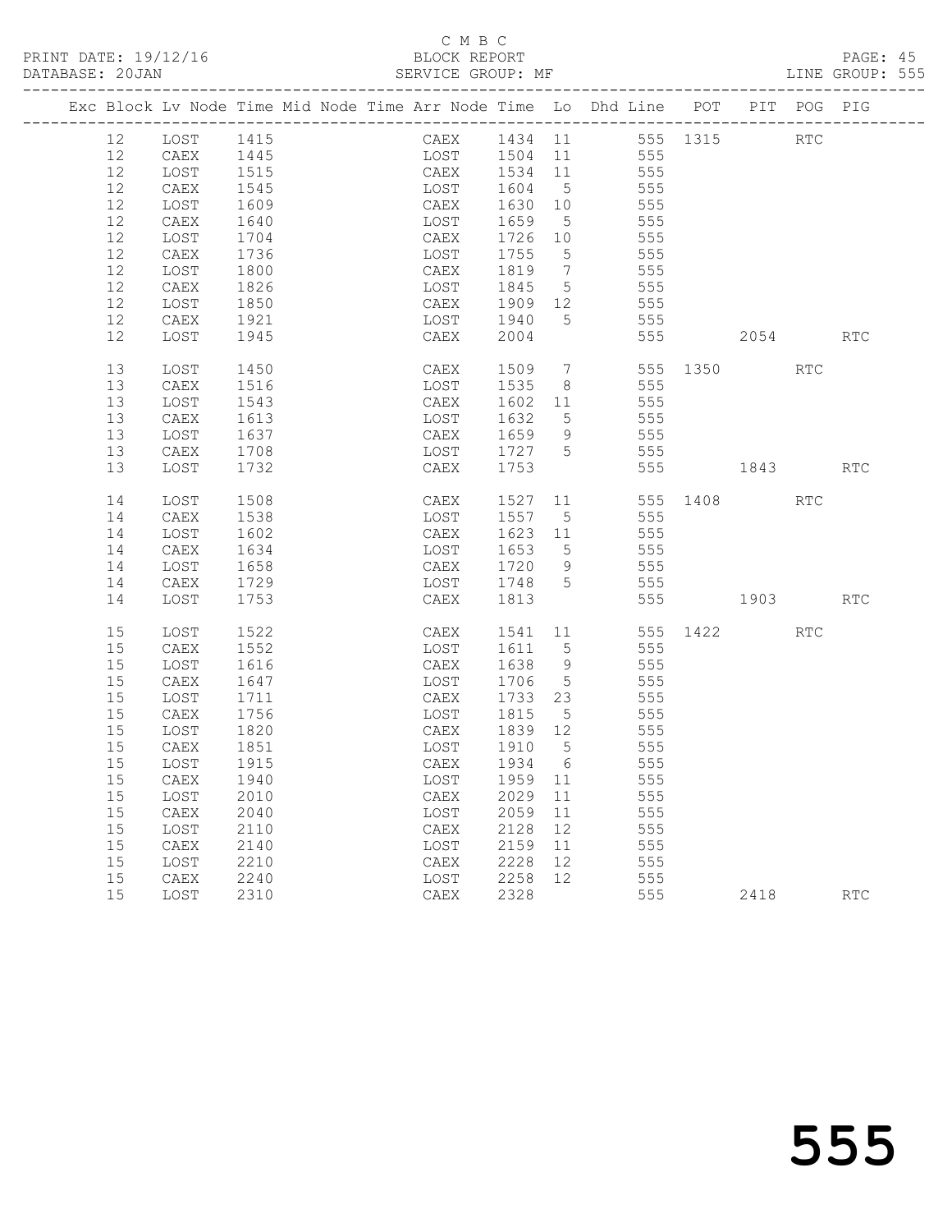C M B C

PRINT DATE: 19/12/16 BLOCK REPORT

DATABASE: 20JAN SERVICE GROUP: MF LINE GROUP: 555

| Exc | Block | Lv | Node | Time | Mid | Node | Time | Arr | Node | Time | Lo | Dhd | Line | POT | PIT | POG | PIG |
|---|---|---|---|---|---|---|---|---|---|---|---|---|---|---|---|---|---|
| | 12 | | LOST | 1415 | | | | | CAEX | 1434 | 11 | | 555 | 1315 | | RTC | |
| | 12 | | CAEX | 1445 | | | | | LOST | 1504 | 11 | | 555 | | | | |
| | 12 | | LOST | 1515 | | | | | CAEX | 1534 | 11 | | 555 | | | | |
| | 12 | | CAEX | 1545 | | | | | LOST | 1604 | 5 | | 555 | | | | |
| | 12 | | LOST | 1609 | | | | | CAEX | 1630 | 10 | | 555 | | | | |
| | 12 | | CAEX | 1640 | | | | | LOST | 1659 | 5 | | 555 | | | | |
| | 12 | | LOST | 1704 | | | | | CAEX | 1726 | 10 | | 555 | | | | |
| | 12 | | CAEX | 1736 | | | | | LOST | 1755 | 5 | | 555 | | | | |
| | 12 | | LOST | 1800 | | | | | CAEX | 1819 | 7 | | 555 | | | | |
| | 12 | | CAEX | 1826 | | | | | LOST | 1845 | 5 | | 555 | | | | |
| | 12 | | LOST | 1850 | | | | | CAEX | 1909 | 12 | | 555 | | | | |
| | 12 | | CAEX | 1921 | | | | | LOST | 1940 | 5 | | 555 | | | | |
| | 12 | | LOST | 1945 | | | | | CAEX | 2004 | | | 555 | | 2054 | | RTC |
| | 13 | | LOST | 1450 | | | | | CAEX | 1509 | 7 | | 555 | 1350 | | RTC | |
| | 13 | | CAEX | 1516 | | | | | LOST | 1535 | 8 | | 555 | | | | |
| | 13 | | LOST | 1543 | | | | | CAEX | 1602 | 11 | | 555 | | | | |
| | 13 | | CAEX | 1613 | | | | | LOST | 1632 | 5 | | 555 | | | | |
| | 13 | | LOST | 1637 | | | | | CAEX | 1659 | 9 | | 555 | | | | |
| | 13 | | CAEX | 1708 | | | | | LOST | 1727 | 5 | | 555 | | | | |
| | 13 | | LOST | 1732 | | | | | CAEX | 1753 | | | 555 | | 1843 | | RTC |
| | 14 | | LOST | 1508 | | | | | CAEX | 1527 | 11 | | 555 | 1408 | | RTC | |
| | 14 | | CAEX | 1538 | | | | | LOST | 1557 | 5 | | 555 | | | | |
| | 14 | | LOST | 1602 | | | | | CAEX | 1623 | 11 | | 555 | | | | |
| | 14 | | CAEX | 1634 | | | | | LOST | 1653 | 5 | | 555 | | | | |
| | 14 | | LOST | 1658 | | | | | CAEX | 1720 | 9 | | 555 | | | | |
| | 14 | | CAEX | 1729 | | | | | LOST | 1748 | 5 | | 555 | | | | |
| | 14 | | LOST | 1753 | | | | | CAEX | 1813 | | | 555 | | 1903 | | RTC |
| | 15 | | LOST | 1522 | | | | | CAEX | 1541 | 11 | | 555 | 1422 | | RTC | |
| | 15 | | CAEX | 1552 | | | | | LOST | 1611 | 5 | | 555 | | | | |
| | 15 | | LOST | 1616 | | | | | CAEX | 1638 | 9 | | 555 | | | | |
| | 15 | | CAEX | 1647 | | | | | LOST | 1706 | 5 | | 555 | | | | |
| | 15 | | LOST | 1711 | | | | | CAEX | 1733 | 23 | | 555 | | | | |
| | 15 | | CAEX | 1756 | | | | | LOST | 1815 | 5 | | 555 | | | | |
| | 15 | | LOST | 1820 | | | | | CAEX | 1839 | 12 | | 555 | | | | |
| | 15 | | CAEX | 1851 | | | | | LOST | 1910 | 5 | | 555 | | | | |
| | 15 | | LOST | 1915 | | | | | CAEX | 1934 | 6 | | 555 | | | | |
| | 15 | | CAEX | 1940 | | | | | LOST | 1959 | 11 | | 555 | | | | |
| | 15 | | LOST | 2010 | | | | | CAEX | 2029 | 11 | | 555 | | | | |
| | 15 | | CAEX | 2040 | | | | | LOST | 2059 | 11 | | 555 | | | | |
| | 15 | | LOST | 2110 | | | | | CAEX | 2128 | 12 | | 555 | | | | |
| | 15 | | CAEX | 2140 | | | | | LOST | 2159 | 11 | | 555 | | | | |
| | 15 | | LOST | 2210 | | | | | CAEX | 2228 | 12 | | 555 | | | | |
| | 15 | | CAEX | 2240 | | | | | LOST | 2258 | 12 | | 555 | | | | |
| | 15 | | LOST | 2310 | | | | | CAEX | 2328 | | | 555 | | 2418 | | RTC |

555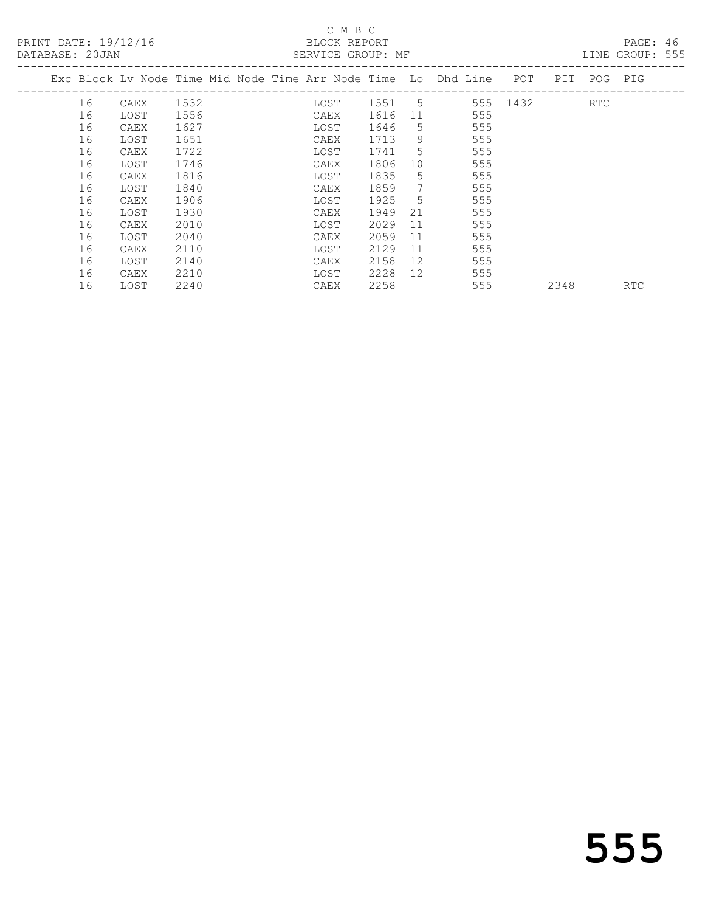C M B C

BLOCK REPORT

SERVICE GROUP: MF

PRINT DATE: 19/12/16

DATABASE: 20JAN

LINE GROUP: 555

| Exc | Block | Lv | Node | Time | Mid | Node | Time | Arr | Node | Time | Lo | Dhd | Line | POT | PIT | POG | PIG |
|---|---|---|---|---|---|---|---|---|---|---|---|---|---|---|---|---|---|
| | 16 | | CAEX | 1532 | | | | | LOST | 1551 | 5 | | 555 | 1432 | | RTC | |
| | 16 | | LOST | 1556 | | | | | CAEX | 1616 | 11 | | 555 | | | | |
| | 16 | | CAEX | 1627 | | | | | LOST | 1646 | 5 | | 555 | | | | |
| | 16 | | LOST | 1651 | | | | | CAEX | 1713 | 9 | | 555 | | | | |
| | 16 | | CAEX | 1722 | | | | | LOST | 1741 | 5 | | 555 | | | | |
| | 16 | | LOST | 1746 | | | | | CAEX | 1806 | 10 | | 555 | | | | |
| | 16 | | CAEX | 1816 | | | | | LOST | 1835 | 5 | | 555 | | | | |
| | 16 | | LOST | 1840 | | | | | CAEX | 1859 | 7 | | 555 | | | | |
| | 16 | | CAEX | 1906 | | | | | LOST | 1925 | 5 | | 555 | | | | |
| | 16 | | LOST | 1930 | | | | | CAEX | 1949 | 21 | | 555 | | | | |
| | 16 | | CAEX | 2010 | | | | | LOST | 2029 | 11 | | 555 | | | | |
| | 16 | | LOST | 2040 | | | | | CAEX | 2059 | 11 | | 555 | | | | |
| | 16 | | CAEX | 2110 | | | | | LOST | 2129 | 11 | | 555 | | | | |
| | 16 | | LOST | 2140 | | | | | CAEX | 2158 | 12 | | 555 | | | | |
| | 16 | | CAEX | 2210 | | | | | LOST | 2228 | 12 | | 555 | | | | |
| | 16 | | LOST | 2240 | | | | | CAEX | 2258 | | | 555 | | 2348 | | RTC |

555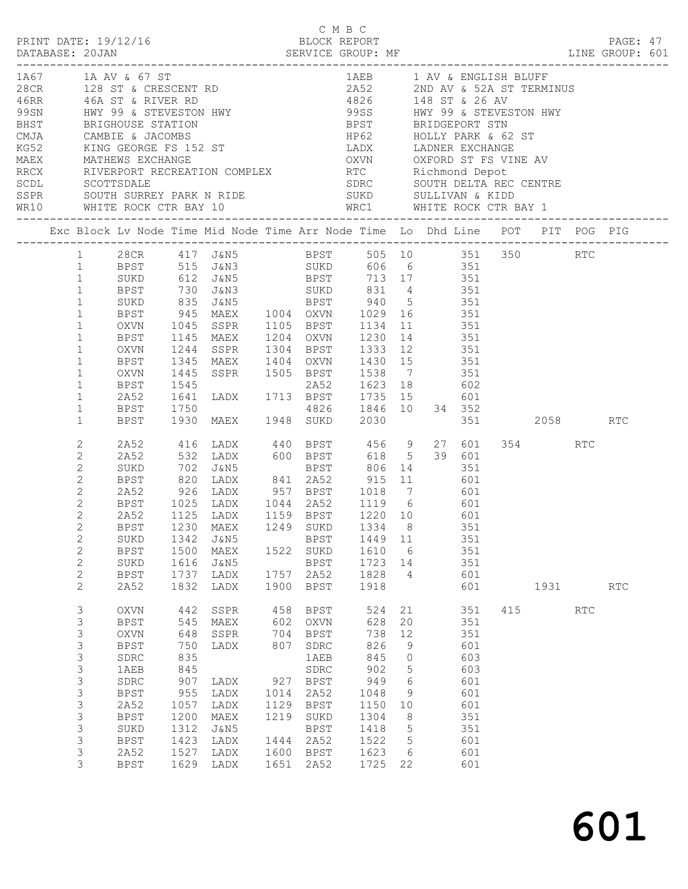C M B C

PRINT DATE: 19/12/16 BLOCK REPORT PAGE: 47
DATABASE: 20JAN SERVICE GROUP: MF LINE GROUP: 601

| Code | Location | Code | Location |
|---|---|---|---|
| 1A67 | 1A AV & 67 ST | 1AEB | 1 AV & ENGLISH BLUFF |
| 28CR | 128 ST & CRESCENT RD | 2A52 | 2ND AV & 52A ST TERMINUS |
| 46RR | 46A ST & RIVER RD | 4826 | 148 ST & 26 AV |
| 99SN | HWY 99 & STEVESTON HWY | 99SS | HWY 99 & STEVESTON HWY |
| BHST | BRIGHOUSE STATION | BPST | BRIDGEPORT STN |
| CMJA | CAMBIE & JACOMBS | HP62 | HOLLY PARK & 62 ST |
| KG52 | KING GEORGE FS 152 ST | LADX | LADNER EXCHANGE |
| MAEX | MATHEWS EXCHANGE | OXVN | OXFORD ST FS VINE AV |
| RRCX | RIVERPORT RECREATION COMPLEX | RTC | Richmond Depot |
| SCDL | SCOTTSDALE | SDRC | SOUTH DELTA REC CENTRE |
| SSPR | SOUTH SURREY PARK N RIDE | SUKD | SULLIVAN & KIDD |
| WR10 | WHITE ROCK CTR BAY 10 | WRC1 | WHITE ROCK CTR BAY 1 |

| Exc | Block | Lv Node | Time | Mid Node | Time | Arr Node | Time | Lo | Dhd | Line | POT | PIT | POG | PIG |
|---|---|---|---|---|---|---|---|---|---|---|---|---|---|---|
| | 1 | 28CR | 417 | J&N5 | | BPST | 505 | 10 | | 351 | 350 | | RTC | |
| | 1 | BPST | 515 | J&N3 | | SUKD | 606 | 6 | | 351 | | | | |
| | 1 | SUKD | 612 | J&N5 | | BPST | 713 | 17 | | 351 | | | | |
| | 1 | BPST | 730 | J&N3 | | SUKD | 831 | 4 | | 351 | | | | |
| | 1 | SUKD | 835 | J&N5 | | BPST | 940 | 5 | | 351 | | | | |
| | 1 | BPST | 945 | MAEX | 1004 | OXVN | 1029 | 16 | | 351 | | | | |
| | 1 | OXVN | 1045 | SSPR | 1105 | BPST | 1134 | 11 | | 351 | | | | |
| | 1 | BPST | 1145 | MAEX | 1204 | OXVN | 1230 | 14 | | 351 | | | | |
| | 1 | OXVN | 1244 | SSPR | 1304 | BPST | 1333 | 12 | | 351 | | | | |
| | 1 | BPST | 1345 | MAEX | 1404 | OXVN | 1430 | 15 | | 351 | | | | |
| | 1 | OXVN | 1445 | SSPR | 1505 | BPST | 1538 | 7 | | 351 | | | | |
| | 1 | BPST | 1545 | | | 2A52 | 1623 | 18 | | 602 | | | | |
| | 1 | 2A52 | 1641 | LADX | 1713 | BPST | 1735 | 15 | | 601 | | | | |
| | 1 | BPST | 1750 | | | 4826 | 1846 | 10 | 34 | 352 | | | | |
| | 1 | BPST | 1930 | MAEX | 1948 | SUKD | 2030 | | | 351 | | 2058 | | RTC |
| | 2 | 2A52 | 416 | LADX | 440 | BPST | 456 | 9 | 27 | 601 | 354 | | RTC | |
| | 2 | 2A52 | 532 | LADX | 600 | BPST | 618 | 5 | 39 | 601 | | | | |
| | 2 | SUKD | 702 | J&N5 | | BPST | 806 | 14 | | 351 | | | | |
| | 2 | BPST | 820 | LADX | 841 | 2A52 | 915 | 11 | | 601 | | | | |
| | 2 | 2A52 | 926 | LADX | 957 | BPST | 1018 | 7 | | 601 | | | | |
| | 2 | BPST | 1025 | LADX | 1044 | 2A52 | 1119 | 6 | | 601 | | | | |
| | 2 | 2A52 | 1125 | LADX | 1159 | BPST | 1220 | 10 | | 601 | | | | |
| | 2 | BPST | 1230 | MAEX | 1249 | SUKD | 1334 | 8 | | 351 | | | | |
| | 2 | SUKD | 1342 | J&N5 | | BPST | 1449 | 11 | | 351 | | | | |
| | 2 | BPST | 1500 | MAEX | 1522 | SUKD | 1610 | 6 | | 351 | | | | |
| | 2 | SUKD | 1616 | J&N5 | | BPST | 1723 | 14 | | 351 | | | | |
| | 2 | BPST | 1737 | LADX | 1757 | 2A52 | 1828 | 4 | | 601 | | | | |
| | 2 | 2A52 | 1832 | LADX | 1900 | BPST | 1918 | | | 601 | | 1931 | | RTC |
| | 3 | OXVN | 442 | SSPR | 458 | BPST | 524 | 21 | | 351 | 415 | | RTC | |
| | 3 | BPST | 545 | MAEX | 602 | OXVN | 628 | 20 | | 351 | | | | |
| | 3 | OXVN | 648 | SSPR | 704 | BPST | 738 | 12 | | 351 | | | | |
| | 3 | BPST | 750 | LADX | 807 | SDRC | 826 | 9 | | 601 | | | | |
| | 3 | SDRC | 835 | | | 1AEB | 845 | 0 | | 603 | | | | |
| | 3 | 1AEB | 845 | | | SDRC | 902 | 5 | | 603 | | | | |
| | 3 | SDRC | 907 | LADX | 927 | BPST | 949 | 6 | | 601 | | | | |
| | 3 | BPST | 955 | LADX | 1014 | 2A52 | 1048 | 9 | | 601 | | | | |
| | 3 | 2A52 | 1057 | LADX | 1129 | BPST | 1150 | 10 | | 601 | | | | |
| | 3 | BPST | 1200 | MAEX | 1219 | SUKD | 1304 | 8 | | 351 | | | | |
| | 3 | SUKD | 1312 | J&N5 | | BPST | 1418 | 5 | | 351 | | | | |
| | 3 | BPST | 1423 | LADX | 1444 | 2A52 | 1522 | 5 | | 601 | | | | |
| | 3 | 2A52 | 1527 | LADX | 1600 | BPST | 1623 | 6 | | 601 | | | | |
| | 3 | BPST | 1629 | LADX | 1651 | 2A52 | 1725 | 22 | | 601 | | | | |

601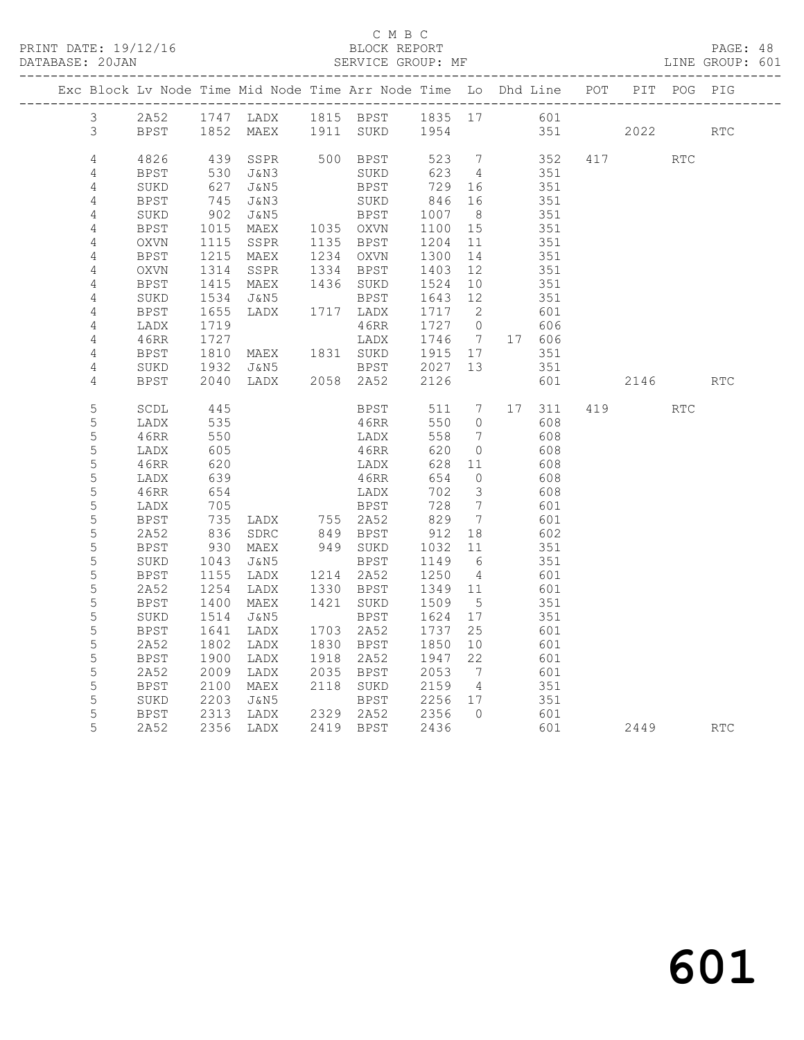C M B C
PRINT DATE: 19/12/16 BLOCK REPORT PAGE: 48
DATABASE: 20JAN SERVICE GROUP: MF LINE GROUP: 601

| Exc | Block | Lv | Node | Time | Mid Node | Time | Arr Node | Time | Lo | Dhd | Line | POT | PIT | POG | PIG |
|---|---|---|---|---|---|---|---|---|---|---|---|---|---|---|---|
| | 3 | | 2A52 | 1747 | LADX | 1815 | BPST | 1835 | 17 | | 601 | | | | |
| | 3 | | BPST | 1852 | MAEX | 1911 | SUKD | 1954 | | | 351 | | 2022 | | RTC |
| | 4 | | 4826 | 439 | SSPR | 500 | BPST | 523 | 7 | | 352 | 417 | | RTC | |
| | 4 | | BPST | 530 | J&N3 | | SUKD | 623 | 4 | | 351 | | | | |
| | 4 | | SUKD | 627 | J&N5 | | BPST | 729 | 16 | | 351 | | | | |
| | 4 | | BPST | 745 | J&N3 | | SUKD | 846 | 16 | | 351 | | | | |
| | 4 | | SUKD | 902 | J&N5 | | BPST | 1007 | 8 | | 351 | | | | |
| | 4 | | BPST | 1015 | MAEX | 1035 | OXVN | 1100 | 15 | | 351 | | | | |
| | 4 | | OXVN | 1115 | SSPR | 1135 | BPST | 1204 | 11 | | 351 | | | | |
| | 4 | | BPST | 1215 | MAEX | 1234 | OXVN | 1300 | 14 | | 351 | | | | |
| | 4 | | OXVN | 1314 | SSPR | 1334 | BPST | 1403 | 12 | | 351 | | | | |
| | 4 | | BPST | 1415 | MAEX | 1436 | SUKD | 1524 | 10 | | 351 | | | | |
| | 4 | | SUKD | 1534 | J&N5 | | BPST | 1643 | 12 | | 351 | | | | |
| | 4 | | BPST | 1655 | LADX | 1717 | LADX | 1717 | 2 | | 601 | | | | |
| | 4 | | LADX | 1719 | | | 46RR | 1727 | 0 | | 606 | | | | |
| | 4 | | 46RR | 1727 | | | LADX | 1746 | 7 | 17 | 606 | | | | |
| | 4 | | BPST | 1810 | MAEX | 1831 | SUKD | 1915 | 17 | | 351 | | | | |
| | 4 | | SUKD | 1932 | J&N5 | | BPST | 2027 | 13 | | 351 | | | | |
| | 4 | | BPST | 2040 | LADX | 2058 | 2A52 | 2126 | | | 601 | | 2146 | | RTC |
| | 5 | | SCDL | 445 | | | BPST | 511 | 7 | 17 | 311 | 419 | | RTC | |
| | 5 | | LADX | 535 | | | 46RR | 550 | 0 | | 608 | | | | |
| | 5 | | 46RR | 550 | | | LADX | 558 | 7 | | 608 | | | | |
| | 5 | | LADX | 605 | | | 46RR | 620 | 0 | | 608 | | | | |
| | 5 | | 46RR | 620 | | | LADX | 628 | 11 | | 608 | | | | |
| | 5 | | LADX | 639 | | | 46RR | 654 | 0 | | 608 | | | | |
| | 5 | | 46RR | 654 | | | LADX | 702 | 3 | | 608 | | | | |
| | 5 | | LADX | 705 | | | BPST | 728 | 7 | | 601 | | | | |
| | 5 | | BPST | 735 | LADX | 755 | 2A52 | 829 | 7 | | 601 | | | | |
| | 5 | | 2A52 | 836 | SDRC | 849 | BPST | 912 | 18 | | 602 | | | | |
| | 5 | | BPST | 930 | MAEX | 949 | SUKD | 1032 | 11 | | 351 | | | | |
| | 5 | | SUKD | 1043 | J&N5 | | BPST | 1149 | 6 | | 351 | | | | |
| | 5 | | BPST | 1155 | LADX | 1214 | 2A52 | 1250 | 4 | | 601 | | | | |
| | 5 | | 2A52 | 1254 | LADX | 1330 | BPST | 1349 | 11 | | 601 | | | | |
| | 5 | | BPST | 1400 | MAEX | 1421 | SUKD | 1509 | 5 | | 351 | | | | |
| | 5 | | SUKD | 1514 | J&N5 | | BPST | 1624 | 17 | | 351 | | | | |
| | 5 | | BPST | 1641 | LADX | 1703 | 2A52 | 1737 | 25 | | 601 | | | | |
| | 5 | | 2A52 | 1802 | LADX | 1830 | BPST | 1850 | 10 | | 601 | | | | |
| | 5 | | BPST | 1900 | LADX | 1918 | 2A52 | 1947 | 22 | | 601 | | | | |
| | 5 | | 2A52 | 2009 | LADX | 2035 | BPST | 2053 | 7 | | 601 | | | | |
| | 5 | | BPST | 2100 | MAEX | 2118 | SUKD | 2159 | 4 | | 351 | | | | |
| | 5 | | SUKD | 2203 | J&N5 | | BPST | 2256 | 17 | | 351 | | | | |
| | 5 | | BPST | 2313 | LADX | 2329 | 2A52 | 2356 | 0 | | 601 | | | | |
| | 5 | | 2A52 | 2356 | LADX | 2419 | BPST | 2436 | | | 601 | | 2449 | | RTC |

601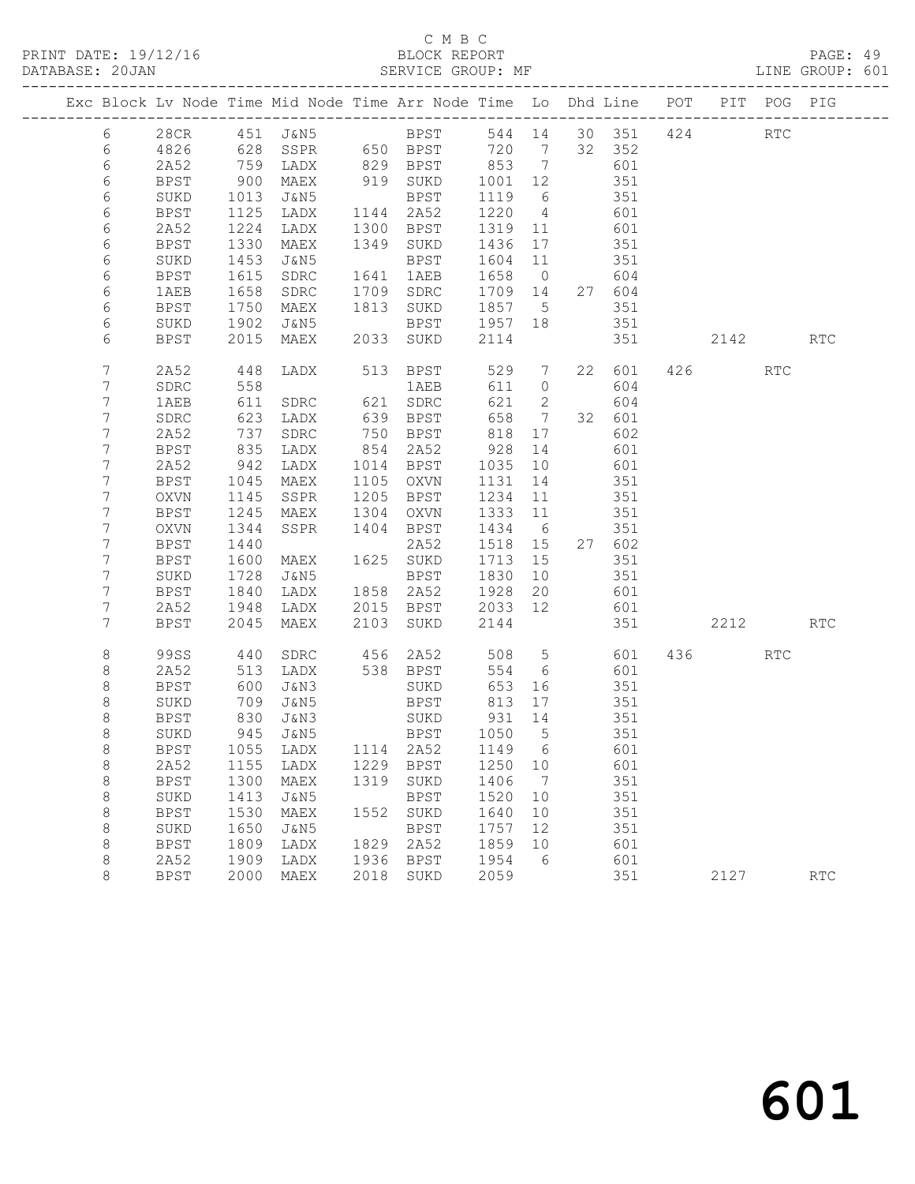C M B C
PRINT DATE: 19/12/16 BLOCK REPORT PAGE: 49
DATABASE: 20JAN SERVICE GROUP: MF LINE GROUP: 601

| Exc | Block | Lv | Node | Time | Mid Node | Time | Arr Node | Time | Lo | Dhd | Line | POT | PIT | POG | PIG |
|---|---|---|---|---|---|---|---|---|---|---|---|---|---|---|---|
| | 6 | | 28CR | 451 | J&N5 | | BPST | 544 | 14 | 30 | 351 | 424 | | RTC | |
| | 6 | | 4826 | 628 | SSPR | 650 | BPST | 720 | 7 | 32 | 352 | | | | |
| | 6 | | 2A52 | 759 | LADX | 829 | BPST | 853 | 7 | | 601 | | | | |
| | 6 | | BPST | 900 | MAEX | 919 | SUKD | 1001 | 12 | | 351 | | | | |
| | 6 | | SUKD | 1013 | J&N5 | | BPST | 1119 | 6 | | 351 | | | | |
| | 6 | | BPST | 1125 | LADX | 1144 | 2A52 | 1220 | 4 | | 601 | | | | |
| | 6 | | 2A52 | 1224 | LADX | 1300 | BPST | 1319 | 11 | | 601 | | | | |
| | 6 | | BPST | 1330 | MAEX | 1349 | SUKD | 1436 | 17 | | 351 | | | | |
| | 6 | | SUKD | 1453 | J&N5 | | BPST | 1604 | 11 | | 351 | | | | |
| | 6 | | BPST | 1615 | SDRC | 1641 | 1AEB | 1658 | 0 | | 604 | | | | |
| | 6 | | 1AEB | 1658 | SDRC | 1709 | SDRC | 1709 | 14 | 27 | 604 | | | | |
| | 6 | | BPST | 1750 | MAEX | 1813 | SUKD | 1857 | 5 | | 351 | | | | |
| | 6 | | SUKD | 1902 | J&N5 | | BPST | 1957 | 18 | | 351 | | | | |
| | 6 | | BPST | 2015 | MAEX | 2033 | SUKD | 2114 | | | 351 | | 2142 | | RTC |
| | 7 | | 2A52 | 448 | LADX | 513 | BPST | 529 | 7 | 22 | 601 | 426 | | RTC | |
| | 7 | | SDRC | 558 | | | 1AEB | 611 | 0 | | 604 | | | | |
| | 7 | | 1AEB | 611 | SDRC | 621 | SDRC | 621 | 2 | | 604 | | | | |
| | 7 | | SDRC | 623 | LADX | 639 | BPST | 658 | 7 | 32 | 601 | | | | |
| | 7 | | 2A52 | 737 | SDRC | 750 | BPST | 818 | 17 | | 602 | | | | |
| | 7 | | BPST | 835 | LADX | 854 | 2A52 | 928 | 14 | | 601 | | | | |
| | 7 | | 2A52 | 942 | LADX | 1014 | BPST | 1035 | 10 | | 601 | | | | |
| | 7 | | BPST | 1045 | MAEX | 1105 | OXVN | 1131 | 14 | | 351 | | | | |
| | 7 | | OXVN | 1145 | SSPR | 1205 | BPST | 1234 | 11 | | 351 | | | | |
| | 7 | | BPST | 1245 | MAEX | 1304 | OXVN | 1333 | 11 | | 351 | | | | |
| | 7 | | OXVN | 1344 | SSPR | 1404 | BPST | 1434 | 6 | | 351 | | | | |
| | 7 | | BPST | 1440 | | | 2A52 | 1518 | 15 | 27 | 602 | | | | |
| | 7 | | BPST | 1600 | MAEX | 1625 | SUKD | 1713 | 15 | | 351 | | | | |
| | 7 | | SUKD | 1728 | J&N5 | | BPST | 1830 | 10 | | 351 | | | | |
| | 7 | | BPST | 1840 | LADX | 1858 | 2A52 | 1928 | 20 | | 601 | | | | |
| | 7 | | 2A52 | 1948 | LADX | 2015 | BPST | 2033 | 12 | | 601 | | | | |
| | 7 | | BPST | 2045 | MAEX | 2103 | SUKD | 2144 | | | 351 | | 2212 | | RTC |
| | 8 | | 99SS | 440 | SDRC | 456 | 2A52 | 508 | 5 | | 601 | 436 | | RTC | |
| | 8 | | 2A52 | 513 | LADX | 538 | BPST | 554 | 6 | | 601 | | | | |
| | 8 | | BPST | 600 | J&N3 | | SUKD | 653 | 16 | | 351 | | | | |
| | 8 | | SUKD | 709 | J&N5 | | BPST | 813 | 17 | | 351 | | | | |
| | 8 | | BPST | 830 | J&N3 | | SUKD | 931 | 14 | | 351 | | | | |
| | 8 | | SUKD | 945 | J&N5 | | BPST | 1050 | 5 | | 351 | | | | |
| | 8 | | BPST | 1055 | LADX | 1114 | 2A52 | 1149 | 6 | | 601 | | | | |
| | 8 | | 2A52 | 1155 | LADX | 1229 | BPST | 1250 | 10 | | 601 | | | | |
| | 8 | | BPST | 1300 | MAEX | 1319 | SUKD | 1406 | 7 | | 351 | | | | |
| | 8 | | SUKD | 1413 | J&N5 | | BPST | 1520 | 10 | | 351 | | | | |
| | 8 | | BPST | 1530 | MAEX | 1552 | SUKD | 1640 | 10 | | 351 | | | | |
| | 8 | | SUKD | 1650 | J&N5 | | BPST | 1757 | 12 | | 351 | | | | |
| | 8 | | BPST | 1809 | LADX | 1829 | 2A52 | 1859 | 10 | | 601 | | | | |
| | 8 | | 2A52 | 1909 | LADX | 1936 | BPST | 1954 | 6 | | 601 | | | | |
| | 8 | | BPST | 2000 | MAEX | 2018 | SUKD | 2059 | | | 351 | | 2127 | | RTC |

# 601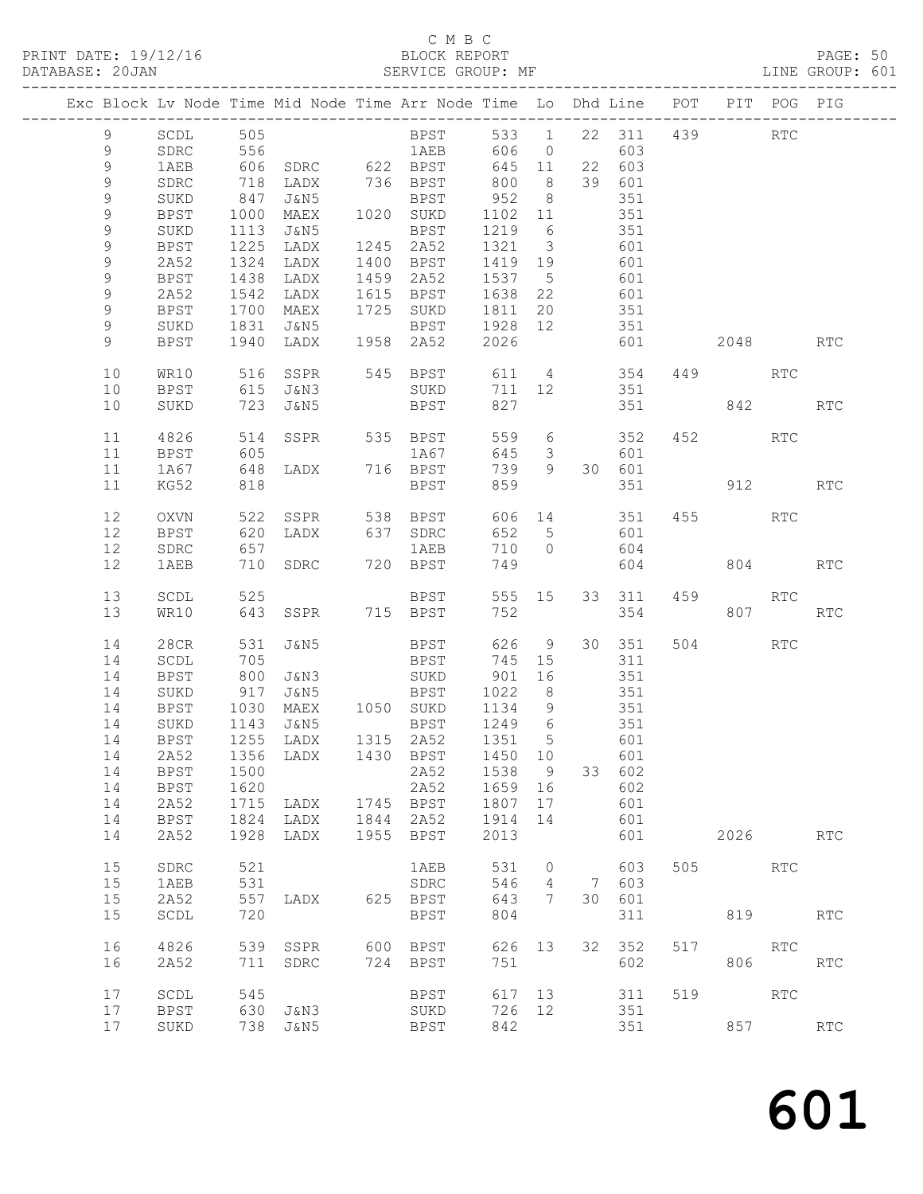C M B C

BLOCK REPORT

SERVICE GROUP: MF

PRINT DATE: 19/12/16
DATABASE: 20JAN
LINE GROUP: 601

| Exc | Block | Lv | Node | Time | Mid Node | Time | Arr Node | Time | Lo | Dhd | Line | POT | PIT | POG | PIG |
|---|---|---|---|---|---|---|---|---|---|---|---|---|---|---|---|
| | 9 | | SCDL | 505 | | | BPST | 533 | 1 | 22 | 311 | 439 | | RTC | |
| | 9 | | SDRC | 556 | | | 1AEB | 606 | 0 | | 603 | | | | |
| | 9 | | 1AEB | 606 | SDRC | 622 | BPST | 645 | 11 | 22 | 603 | | | | |
| | 9 | | SDRC | 718 | LADX | 736 | BPST | 800 | 8 | 39 | 601 | | | | |
| | 9 | | SUKD | 847 | J&N5 | | BPST | 952 | 8 | | 351 | | | | |
| | 9 | | BPST | 1000 | MAEX | 1020 | SUKD | 1102 | 11 | | 351 | | | | |
| | 9 | | SUKD | 1113 | J&N5 | | BPST | 1219 | 6 | | 351 | | | | |
| | 9 | | BPST | 1225 | LADX | 1245 | 2A52 | 1321 | 3 | | 601 | | | | |
| | 9 | | 2A52 | 1324 | LADX | 1400 | BPST | 1419 | 19 | | 601 | | | | |
| | 9 | | BPST | 1438 | LADX | 1459 | 2A52 | 1537 | 5 | | 601 | | | | |
| | 9 | | 2A52 | 1542 | LADX | 1615 | BPST | 1638 | 22 | | 601 | | | | |
| | 9 | | BPST | 1700 | MAEX | 1725 | SUKD | 1811 | 20 | | 351 | | | | |
| | 9 | | SUKD | 1831 | J&N5 | | BPST | 1928 | 12 | | 351 | | | | |
| | 9 | | BPST | 1940 | LADX | 1958 | 2A52 | 2026 | | | 601 | | 2048 | | RTC |
| | 10 | | WR10 | 516 | SSPR | 545 | BPST | 611 | 4 | | 354 | 449 | | RTC | |
| | 10 | | BPST | 615 | J&N3 | | SUKD | 711 | 12 | | 351 | | | | |
| | 10 | | SUKD | 723 | J&N5 | | BPST | 827 | | | 351 | | 842 | | RTC |
| | 11 | | 4826 | 514 | SSPR | 535 | BPST | 559 | 6 | | 352 | 452 | | RTC | |
| | 11 | | BPST | 605 | | | 1A67 | 645 | 3 | | 601 | | | | |
| | 11 | | 1A67 | 648 | LADX | 716 | BPST | 739 | 9 | 30 | 601 | | | | |
| | 11 | | KG52 | 818 | | | BPST | 859 | | | 351 | | 912 | | RTC |
| | 12 | | OXVN | 522 | SSPR | 538 | BPST | 606 | 14 | | 351 | 455 | | RTC | |
| | 12 | | BPST | 620 | LADX | 637 | SDRC | 652 | 5 | | 601 | | | | |
| | 12 | | SDRC | 657 | | | 1AEB | 710 | 0 | | 604 | | | | |
| | 12 | | 1AEB | 710 | SDRC | 720 | BPST | 749 | | | 604 | | 804 | | RTC |
| | 13 | | SCDL | 525 | | | BPST | 555 | 15 | 33 | 311 | 459 | | RTC | |
| | 13 | | WR10 | 643 | SSPR | 715 | BPST | 752 | | | 354 | | 807 | | RTC |
| | 14 | | 28CR | 531 | J&N5 | | BPST | 626 | 9 | 30 | 351 | 504 | | RTC | |
| | 14 | | SCDL | 705 | | | BPST | 745 | 15 | | 311 | | | | |
| | 14 | | BPST | 800 | J&N3 | | SUKD | 901 | 16 | | 351 | | | | |
| | 14 | | SUKD | 917 | J&N5 | | BPST | 1022 | 8 | | 351 | | | | |
| | 14 | | BPST | 1030 | MAEX | 1050 | SUKD | 1134 | 9 | | 351 | | | | |
| | 14 | | SUKD | 1143 | J&N5 | | BPST | 1249 | 6 | | 351 | | | | |
| | 14 | | BPST | 1255 | LADX | 1315 | 2A52 | 1351 | 5 | | 601 | | | | |
| | 14 | | 2A52 | 1356 | LADX | 1430 | BPST | 1450 | 10 | | 601 | | | | |
| | 14 | | BPST | 1500 | | | 2A52 | 1538 | 9 | 33 | 602 | | | | |
| | 14 | | BPST | 1620 | | | 2A52 | 1659 | 16 | | 602 | | | | |
| | 14 | | 2A52 | 1715 | LADX | 1745 | BPST | 1807 | 17 | | 601 | | | | |
| | 14 | | BPST | 1824 | LADX | 1844 | 2A52 | 1914 | 14 | | 601 | | | | |
| | 14 | | 2A52 | 1928 | LADX | 1955 | BPST | 2013 | | | 601 | | 2026 | | RTC |
| | 15 | | SDRC | 521 | | | 1AEB | 531 | 0 | | 603 | 505 | | RTC | |
| | 15 | | 1AEB | 531 | | | SDRC | 546 | 4 | 7 | 603 | | | | |
| | 15 | | 2A52 | 557 | LADX | 625 | BPST | 643 | 7 | 30 | 601 | | | | |
| | 15 | | SCDL | 720 | | | BPST | 804 | | | 311 | | 819 | | RTC |
| | 16 | | 4826 | 539 | SSPR | 600 | BPST | 626 | 13 | 32 | 352 | 517 | | RTC | |
| | 16 | | 2A52 | 711 | SDRC | 724 | BPST | 751 | | | 602 | | 806 | | RTC |
| | 17 | | SCDL | 545 | | | BPST | 617 | 13 | | 311 | 519 | | RTC | |
| | 17 | | BPST | 630 | J&N3 | | SUKD | 726 | 12 | | 351 | | | | |
| | 17 | | SUKD | 738 | J&N5 | | BPST | 842 | | | 351 | | 857 | | RTC |

601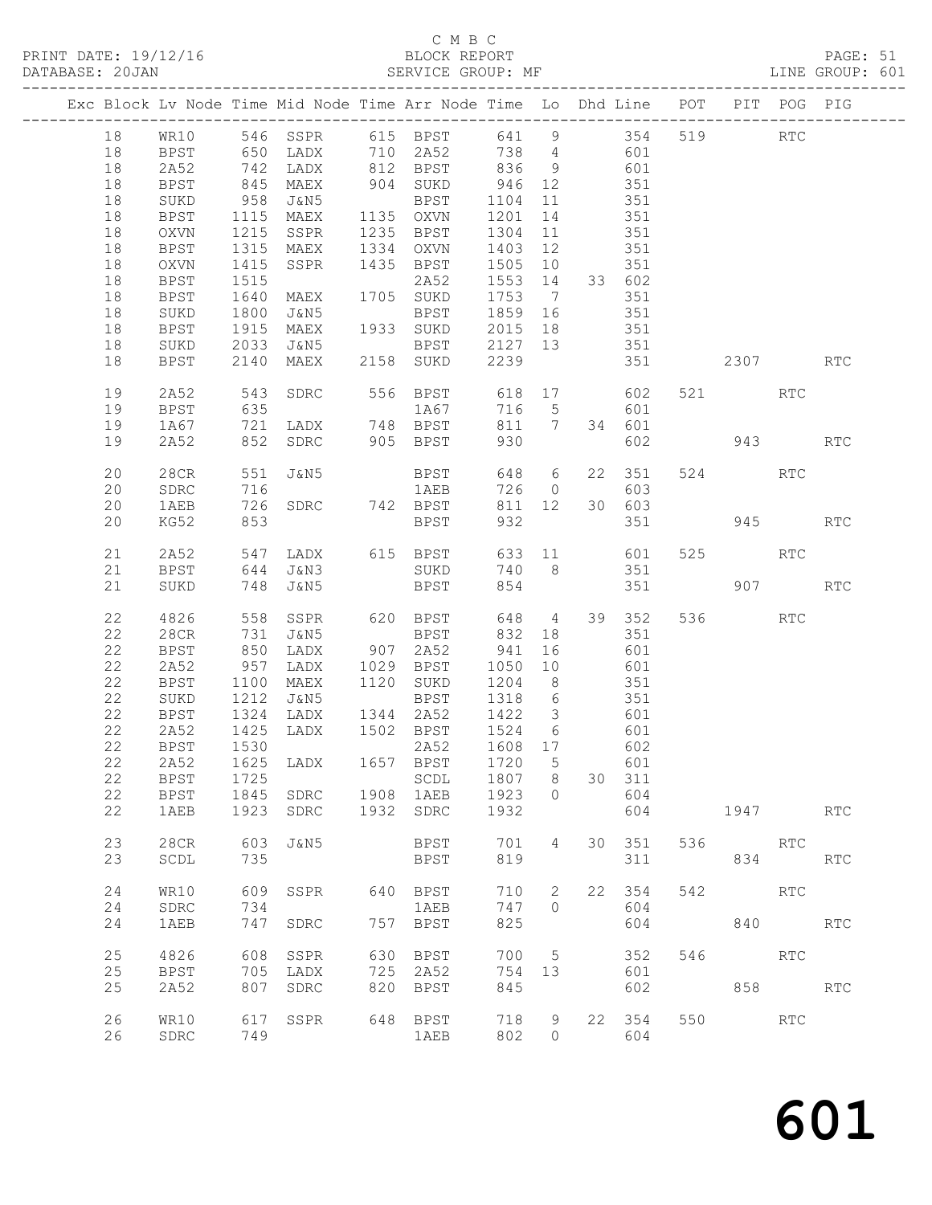C M B C

PRINT DATE: 19/12/16 BLOCK REPORT PAGE: 51
DATABASE: 20JAN SERVICE GROUP: MF LINE GROUP: 601

| Exc | Block | Lv | Node | Time | Mid Node | Time | Arr Node | Time | Lo | Dhd | Line | POT | PIT | POG | PIG |
|---|---|---|---|---|---|---|---|---|---|---|---|---|---|---|---|
| | 18 | | WR10 | 546 | SSPR | 615 | BPST | 641 | 9 | | 354 | 519 | | RTC | |
| | 18 | | BPST | 650 | LADX | 710 | 2A52 | 738 | 4 | | 601 | | | | |
| | 18 | | 2A52 | 742 | LADX | 812 | BPST | 836 | 9 | | 601 | | | | |
| | 18 | | BPST | 845 | MAEX | 904 | SUKD | 946 | 12 | | 351 | | | | |
| | 18 | | SUKD | 958 | J&N5 | | BPST | 1104 | 11 | | 351 | | | | |
| | 18 | | BPST | 1115 | MAEX | 1135 | OXVN | 1201 | 14 | | 351 | | | | |
| | 18 | | OXVN | 1215 | SSPR | 1235 | BPST | 1304 | 11 | | 351 | | | | |
| | 18 | | BPST | 1315 | MAEX | 1334 | OXVN | 1403 | 12 | | 351 | | | | |
| | 18 | | OXVN | 1415 | SSPR | 1435 | BPST | 1505 | 10 | | 351 | | | | |
| | 18 | | BPST | 1515 | | | 2A52 | 1553 | 14 | 33 | 602 | | | | |
| | 18 | | BPST | 1640 | MAEX | 1705 | SUKD | 1753 | 7 | | 351 | | | | |
| | 18 | | SUKD | 1800 | J&N5 | | BPST | 1859 | 16 | | 351 | | | | |
| | 18 | | BPST | 1915 | MAEX | 1933 | SUKD | 2015 | 18 | | 351 | | | | |
| | 18 | | SUKD | 2033 | J&N5 | | BPST | 2127 | 13 | | 351 | | | | |
| | 18 | | BPST | 2140 | MAEX | 2158 | SUKD | 2239 | | | 351 | | 2307 | | RTC |
| | 19 | | 2A52 | 543 | SDRC | 556 | BPST | 618 | 17 | | 602 | 521 | | RTC | |
| | 19 | | BPST | 635 | | | 1A67 | 716 | 5 | | 601 | | | | |
| | 19 | | 1A67 | 721 | LADX | 748 | BPST | 811 | 7 | 34 | 601 | | | | |
| | 19 | | 2A52 | 852 | SDRC | 905 | BPST | 930 | | | 602 | | 943 | | RTC |
| | 20 | | 28CR | 551 | J&N5 | | BPST | 648 | 6 | 22 | 351 | 524 | | RTC | |
| | 20 | | SDRC | 716 | | | 1AEB | 726 | 0 | | 603 | | | | |
| | 20 | | 1AEB | 726 | SDRC | 742 | BPST | 811 | 12 | 30 | 603 | | | | |
| | 20 | | KG52 | 853 | | | BPST | 932 | | | 351 | | 945 | | RTC |
| | 21 | | 2A52 | 547 | LADX | 615 | BPST | 633 | 11 | | 601 | 525 | | RTC | |
| | 21 | | BPST | 644 | J&N3 | | SUKD | 740 | 8 | | 351 | | | | |
| | 21 | | SUKD | 748 | J&N5 | | BPST | 854 | | | 351 | | 907 | | RTC |
| | 22 | | 4826 | 558 | SSPR | 620 | BPST | 648 | 4 | 39 | 352 | 536 | | RTC | |
| | 22 | | 28CR | 731 | J&N5 | | BPST | 832 | 18 | | 351 | | | | |
| | 22 | | BPST | 850 | LADX | 907 | 2A52 | 941 | 16 | | 601 | | | | |
| | 22 | | 2A52 | 957 | LADX | 1029 | BPST | 1050 | 10 | | 601 | | | | |
| | 22 | | BPST | 1100 | MAEX | 1120 | SUKD | 1204 | 8 | | 351 | | | | |
| | 22 | | SUKD | 1212 | J&N5 | | BPST | 1318 | 6 | | 351 | | | | |
| | 22 | | BPST | 1324 | LADX | 1344 | 2A52 | 1422 | 3 | | 601 | | | | |
| | 22 | | 2A52 | 1425 | LADX | 1502 | BPST | 1524 | 6 | | 601 | | | | |
| | 22 | | BPST | 1530 | | | 2A52 | 1608 | 17 | | 602 | | | | |
| | 22 | | 2A52 | 1625 | LADX | 1657 | BPST | 1720 | 5 | | 601 | | | | |
| | 22 | | BPST | 1725 | | | SCDL | 1807 | 8 | 30 | 311 | | | | |
| | 22 | | BPST | 1845 | SDRC | 1908 | 1AEB | 1923 | 0 | | 604 | | | | |
| | 22 | | 1AEB | 1923 | SDRC | 1932 | SDRC | 1932 | | | 604 | | 1947 | | RTC |
| | 23 | | 28CR | 603 | J&N5 | | BPST | 701 | 4 | 30 | 351 | 536 | | RTC | |
| | 23 | | SCDL | 735 | | | BPST | 819 | | | 311 | | 834 | | RTC |
| | 24 | | WR10 | 609 | SSPR | 640 | BPST | 710 | 2 | 22 | 354 | 542 | | RTC | |
| | 24 | | SDRC | 734 | | | 1AEB | 747 | 0 | | 604 | | | | |
| | 24 | | 1AEB | 747 | SDRC | 757 | BPST | 825 | | | 604 | | 840 | | RTC |
| | 25 | | 4826 | 608 | SSPR | 630 | BPST | 700 | 5 | | 352 | 546 | | RTC | |
| | 25 | | BPST | 705 | LADX | 725 | 2A52 | 754 | 13 | | 601 | | | | |
| | 25 | | 2A52 | 807 | SDRC | 820 | BPST | 845 | | | 602 | | 858 | | RTC |
| | 26 | | WR10 | 617 | SSPR | 648 | BPST | 718 | 9 | 22 | 354 | 550 | | RTC | |
| | 26 | | SDRC | 749 | | | 1AEB | 802 | 0 | | 604 | | | | |

# 601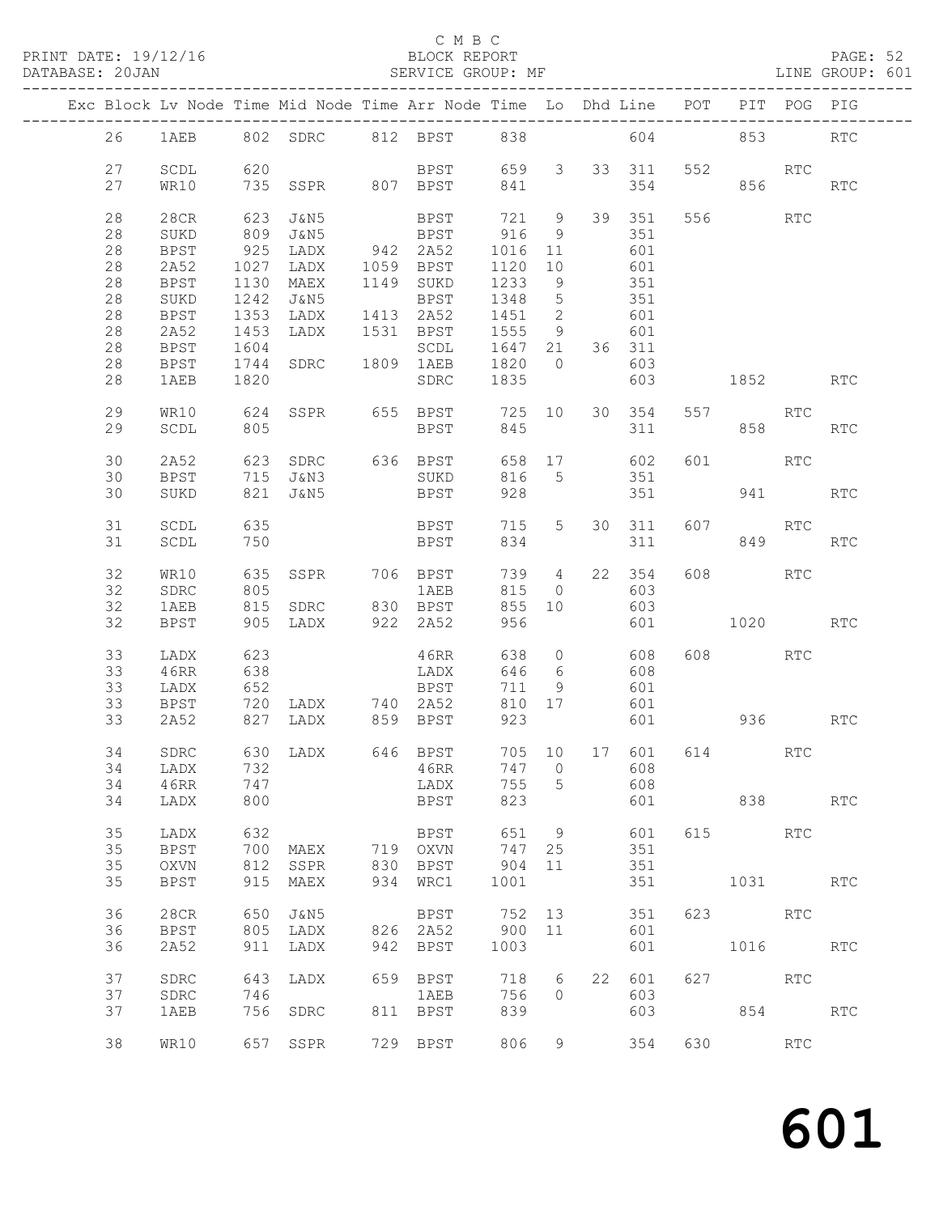C M B C

BLOCK REPORT

SERVICE GROUP: MF

LINE GROUP: 601

| Exc | Block | Lv | Node | Time | Mid Node | Time | Arr Node | Time | Lo | Dhd | Line | POT | PIT | POG | PIG |
|---|---|---|---|---|---|---|---|---|---|---|---|---|---|---|---|
| | 26 | | 1AEB | 802 | SDRC | 812 | BPST | 838 | | | 604 | | 853 | | RTC |
| | 27 | | SCDL | 620 | | | BPST | 659 | 3 | 33 | 311 | 552 | | RTC | |
| | 27 | | WR10 | 735 | SSPR | 807 | BPST | 841 | | | 354 | | 856 | | RTC |
| | 28 | | 28CR | 623 | J&N5 | | BPST | 721 | 9 | 39 | 351 | 556 | | RTC | |
| | 28 | | SUKD | 809 | J&N5 | | BPST | 916 | 9 | | 351 | | | | |
| | 28 | | BPST | 925 | LADX | 942 | 2A52 | 1016 | 11 | | 601 | | | | |
| | 28 | | 2A52 | 1027 | LADX | 1059 | BPST | 1120 | 10 | | 601 | | | | |
| | 28 | | BPST | 1130 | MAEX | 1149 | SUKD | 1233 | 9 | | 351 | | | | |
| | 28 | | SUKD | 1242 | J&N5 | | BPST | 1348 | 5 | | 351 | | | | |
| | 28 | | BPST | 1353 | LADX | 1413 | 2A52 | 1451 | 2 | | 601 | | | | |
| | 28 | | 2A52 | 1453 | LADX | 1531 | BPST | 1555 | 9 | | 601 | | | | |
| | 28 | | BPST | 1604 | | | SCDL | 1647 | 21 | 36 | 311 | | | | |
| | 28 | | BPST | 1744 | SDRC | 1809 | 1AEB | 1820 | 0 | | 603 | | | | |
| | 28 | | 1AEB | 1820 | | | SDRC | 1835 | | | 603 | | 1852 | | RTC |
| | 29 | | WR10 | 624 | SSPR | 655 | BPST | 725 | 10 | 30 | 354 | 557 | | RTC | |
| | 29 | | SCDL | 805 | | | BPST | 845 | | | 311 | | 858 | | RTC |
| | 30 | | 2A52 | 623 | SDRC | 636 | BPST | 658 | 17 | | 602 | 601 | | RTC | |
| | 30 | | BPST | 715 | J&N3 | | SUKD | 816 | 5 | | 351 | | | | |
| | 30 | | SUKD | 821 | J&N5 | | BPST | 928 | | | 351 | | 941 | | RTC |
| | 31 | | SCDL | 635 | | | BPST | 715 | 5 | 30 | 311 | 607 | | RTC | |
| | 31 | | SCDL | 750 | | | BPST | 834 | | | 311 | | 849 | | RTC |
| | 32 | | WR10 | 635 | SSPR | 706 | BPST | 739 | 4 | 22 | 354 | 608 | | RTC | |
| | 32 | | SDRC | 805 | | | 1AEB | 815 | 0 | | 603 | | | | |
| | 32 | | 1AEB | 815 | SDRC | 830 | BPST | 855 | 10 | | 603 | | | | |
| | 32 | | BPST | 905 | LADX | 922 | 2A52 | 956 | | | 601 | | 1020 | | RTC |
| | 33 | | LADX | 623 | | | 46RR | 638 | 0 | | 608 | 608 | | RTC | |
| | 33 | | 46RR | 638 | | | LADX | 646 | 6 | | 608 | | | | |
| | 33 | | LADX | 652 | | | BPST | 711 | 9 | | 601 | | | | |
| | 33 | | BPST | 720 | LADX | 740 | 2A52 | 810 | 17 | | 601 | | | | |
| | 33 | | 2A52 | 827 | LADX | 859 | BPST | 923 | | | 601 | | 936 | | RTC |
| | 34 | | SDRC | 630 | LADX | 646 | BPST | 705 | 10 | 17 | 601 | 614 | | RTC | |
| | 34 | | LADX | 732 | | | 46RR | 747 | 0 | | 608 | | | | |
| | 34 | | 46RR | 747 | | | LADX | 755 | 5 | | 608 | | | | |
| | 34 | | LADX | 800 | | | BPST | 823 | | | 601 | | 838 | | RTC |
| | 35 | | LADX | 632 | | | BPST | 651 | 9 | | 601 | 615 | | RTC | |
| | 35 | | BPST | 700 | MAEX | 719 | OXVN | 747 | 25 | | 351 | | | | |
| | 35 | | OXVN | 812 | SSPR | 830 | BPST | 904 | 11 | | 351 | | | | |
| | 35 | | BPST | 915 | MAEX | 934 | WRC1 | 1001 | | | 351 | | 1031 | | RTC |
| | 36 | | 28CR | 650 | J&N5 | | BPST | 752 | 13 | | 351 | 623 | | RTC | |
| | 36 | | BPST | 805 | LADX | 826 | 2A52 | 900 | 11 | | 601 | | | | |
| | 36 | | 2A52 | 911 | LADX | 942 | BPST | 1003 | | | 601 | | 1016 | | RTC |
| | 37 | | SDRC | 643 | LADX | 659 | BPST | 718 | 6 | 22 | 601 | 627 | | RTC | |
| | 37 | | SDRC | 746 | | | 1AEB | 756 | 0 | | 603 | | | | |
| | 37 | | 1AEB | 756 | SDRC | 811 | BPST | 839 | | | 603 | | 854 | | RTC |
| | 38 | | WR10 | 657 | SSPR | 729 | BPST | 806 | 9 | | 354 | 630 | | RTC | |

# 601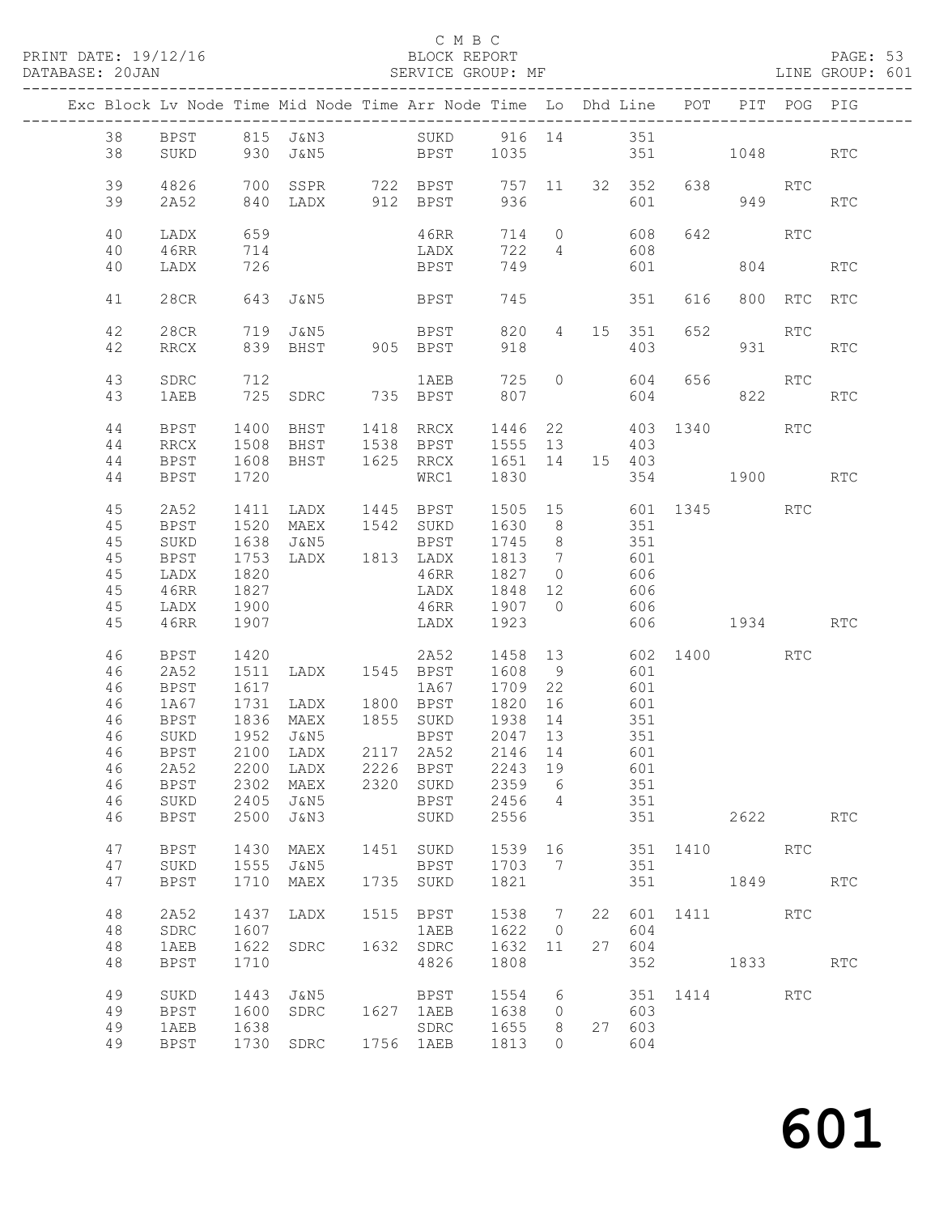C M B C

PRINT DATE: 19/12/16 BLOCK REPORT PAGE: 53
DATABASE: 20JAN SERVICE GROUP: MF LINE GROUP: 601

| Exc | Block | Lv | Node | Time | Mid Node | Time | Arr Node | Time | Lo | Dhd | Line | POT | PIT | POG | PIG |
|---|---|---|---|---|---|---|---|---|---|---|---|---|---|---|---|
| | 38 | | BPST | 815 | J&N3 | | SUKD | 916 | 14 | | 351 | | | | |
| | 38 | | SUKD | 930 | J&N5 | | BPST | 1035 | | | 351 | | 1048 | | RTC |
| | 39 | | 4826 | 700 | SSPR | 722 | BPST | 757 | 11 | 32 | 352 | 638 | | RTC | |
| | 39 | | 2A52 | 840 | LADX | 912 | BPST | 936 | | | 601 | | 949 | | RTC |
| | 40 | | LADX | 659 | | | 46RR | 714 | 0 | | 608 | 642 | | RTC | |
| | 40 | | 46RR | 714 | | | LADX | 722 | 4 | | 608 | | | | |
| | 40 | | LADX | 726 | | | BPST | 749 | | | 601 | | 804 | | RTC |
| | 41 | | 28CR | 643 | J&N5 | | BPST | 745 | | | 351 | 616 | 800 | RTC | RTC |
| | 42 | | 28CR | 719 | J&N5 | | BPST | 820 | 4 | 15 | 351 | 652 | | RTC | |
| | 42 | | RRCX | 839 | BHST | 905 | BPST | 918 | | | 403 | | 931 | | RTC |
| | 43 | | SDRC | 712 | | | 1AEB | 725 | 0 | | 604 | 656 | | RTC | |
| | 43 | | 1AEB | 725 | SDRC | 735 | BPST | 807 | | | 604 | | 822 | | RTC |
| | 44 | | BPST | 1400 | BHST | 1418 | RRCX | 1446 | 22 | | 403 | 1340 | | RTC | |
| | 44 | | RRCX | 1508 | BHST | 1538 | BPST | 1555 | 13 | | 403 | | | | |
| | 44 | | BPST | 1608 | BHST | 1625 | RRCX | 1651 | 14 | 15 | 403 | | | | |
| | 44 | | BPST | 1720 | | | WRC1 | 1830 | | | 354 | | 1900 | | RTC |
| | 45 | | 2A52 | 1411 | LADX | 1445 | BPST | 1505 | 15 | | 601 | 1345 | | RTC | |
| | 45 | | BPST | 1520 | MAEX | 1542 | SUKD | 1630 | 8 | | 351 | | | | |
| | 45 | | SUKD | 1638 | J&N5 | | BPST | 1745 | 8 | | 351 | | | | |
| | 45 | | BPST | 1753 | LADX | 1813 | LADX | 1813 | 7 | | 601 | | | | |
| | 45 | | LADX | 1820 | | | 46RR | 1827 | 0 | | 606 | | | | |
| | 45 | | 46RR | 1827 | | | LADX | 1848 | 12 | | 606 | | | | |
| | 45 | | LADX | 1900 | | | 46RR | 1907 | 0 | | 606 | | | | |
| | 45 | | 46RR | 1907 | | | LADX | 1923 | | | 606 | | 1934 | | RTC |
| | 46 | | BPST | 1420 | | | 2A52 | 1458 | 13 | | 602 | 1400 | | RTC | |
| | 46 | | 2A52 | 1511 | LADX | 1545 | BPST | 1608 | 9 | | 601 | | | | |
| | 46 | | BPST | 1617 | | | 1A67 | 1709 | 22 | | 601 | | | | |
| | 46 | | 1A67 | 1731 | LADX | 1800 | BPST | 1820 | 16 | | 601 | | | | |
| | 46 | | BPST | 1836 | MAEX | 1855 | SUKD | 1938 | 14 | | 351 | | | | |
| | 46 | | SUKD | 1952 | J&N5 | | BPST | 2047 | 13 | | 351 | | | | |
| | 46 | | BPST | 2100 | LADX | 2117 | 2A52 | 2146 | 14 | | 601 | | | | |
| | 46 | | 2A52 | 2200 | LADX | 2226 | BPST | 2243 | 19 | | 601 | | | | |
| | 46 | | BPST | 2302 | MAEX | 2320 | SUKD | 2359 | 6 | | 351 | | | | |
| | 46 | | SUKD | 2405 | J&N5 | | BPST | 2456 | 4 | | 351 | | | | |
| | 46 | | BPST | 2500 | J&N3 | | SUKD | 2556 | | | 351 | | 2622 | | RTC |
| | 47 | | BPST | 1430 | MAEX | 1451 | SUKD | 1539 | 16 | | 351 | 1410 | | RTC | |
| | 47 | | SUKD | 1555 | J&N5 | | BPST | 1703 | 7 | | 351 | | | | |
| | 47 | | BPST | 1710 | MAEX | 1735 | SUKD | 1821 | | | 351 | | 1849 | | RTC |
| | 48 | | 2A52 | 1437 | LADX | 1515 | BPST | 1538 | 7 | 22 | 601 | 1411 | | RTC | |
| | 48 | | SDRC | 1607 | | | 1AEB | 1622 | 0 | | 604 | | | | |
| | 48 | | 1AEB | 1622 | SDRC | 1632 | SDRC | 1632 | 11 | 27 | 604 | | | | |
| | 48 | | BPST | 1710 | | | 4826 | 1808 | | | 352 | | 1833 | | RTC |
| | 49 | | SUKD | 1443 | J&N5 | | BPST | 1554 | 6 | | 351 | 1414 | | RTC | |
| | 49 | | BPST | 1600 | SDRC | 1627 | 1AEB | 1638 | 0 | | 603 | | | | |
| | 49 | | 1AEB | 1638 | | | SDRC | 1655 | 8 | 27 | 603 | | | | |
| | 49 | | BPST | 1730 | SDRC | 1756 | 1AEB | 1813 | 0 | | 604 | | | | |

601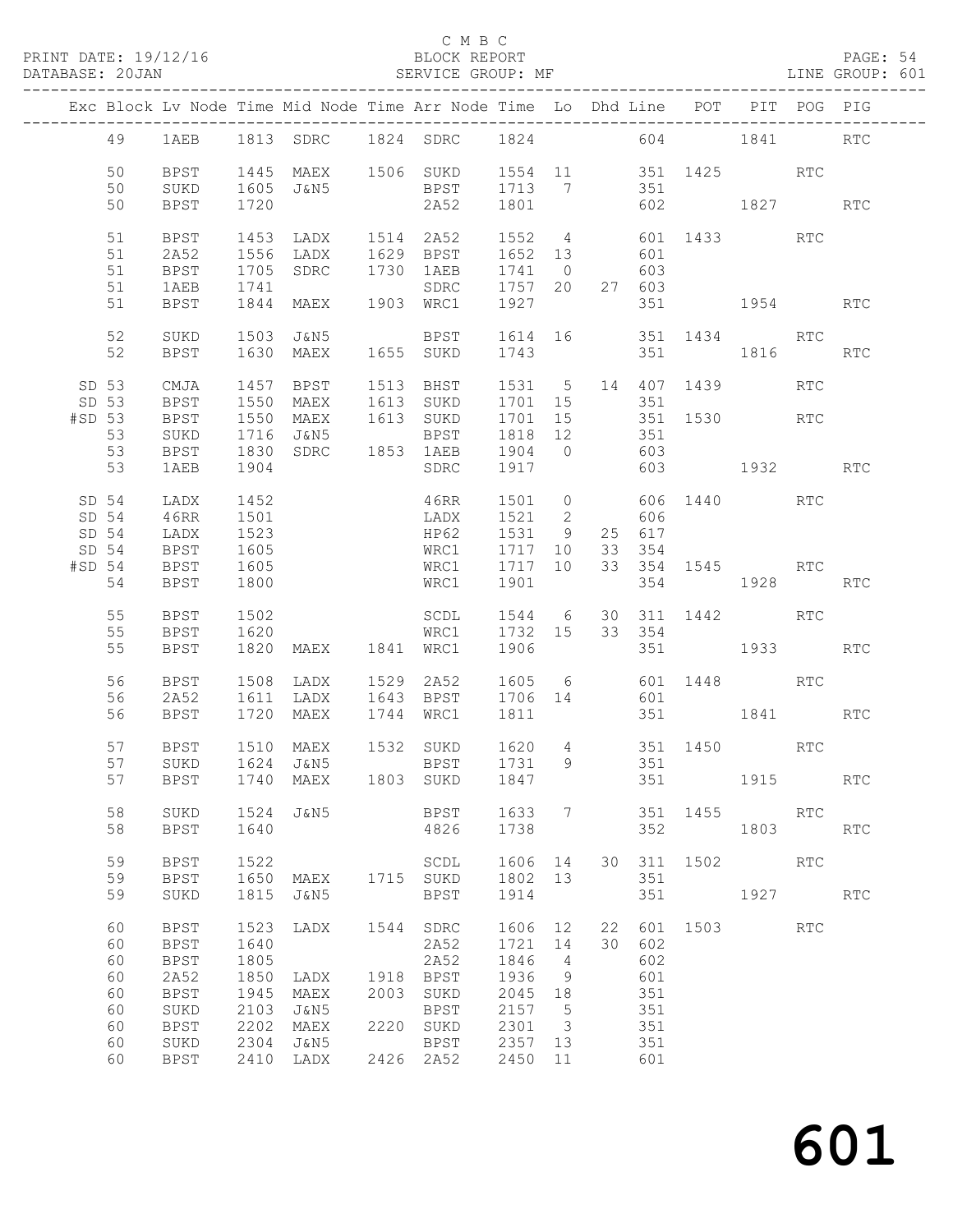C M B C
BLOCK REPORT
SERVICE GROUP: MF

PRINT DATE: 19/12/16
DATABASE: 20JAN
LINE GROUP: 601

| Exc | Block | Lv Node | Time | Mid Node | Time | Arr Node | Time | Lo | Dhd | Line | POT | PIT | POG | PIG |
|---|---|---|---|---|---|---|---|---|---|---|---|---|---|---|
| | 49 | 1AEB | 1813 | SDRC | 1824 | SDRC | 1824 | | | 604 | | 1841 | | RTC |
| | 50 | BPST | 1445 | MAEX | 1506 | SUKD | 1554 | 11 | | 351 | 1425 | | RTC | |
| | 50 | SUKD | 1605 | J&N5 | | BPST | 1713 | 7 | | 351 | | | | |
| | 50 | BPST | 1720 | | | 2A52 | 1801 | | | 602 | | 1827 | | RTC |
| | 51 | BPST | 1453 | LADX | 1514 | 2A52 | 1552 | 4 | | 601 | 1433 | | RTC | |
| | 51 | 2A52 | 1556 | LADX | 1629 | BPST | 1652 | 13 | | 601 | | | | |
| | 51 | BPST | 1705 | SDRC | 1730 | 1AEB | 1741 | 0 | | 603 | | | | |
| | 51 | 1AEB | 1741 | | | SDRC | 1757 | 20 | 27 | 603 | | | | |
| | 51 | BPST | 1844 | MAEX | 1903 | WRC1 | 1927 | | | 351 | | 1954 | | RTC |
| | 52 | SUKD | 1503 | J&N5 | | BPST | 1614 | 16 | | 351 | 1434 | | RTC | |
| | 52 | BPST | 1630 | MAEX | 1655 | SUKD | 1743 | | | 351 | | 1816 | | RTC |
| SD | 53 | CMJA | 1457 | BPST | 1513 | BHST | 1531 | 5 | 14 | 407 | 1439 | | RTC | |
| SD | 53 | BPST | 1550 | MAEX | 1613 | SUKD | 1701 | 15 | | 351 | | | | |
| #SD | 53 | BPST | 1550 | MAEX | 1613 | SUKD | 1701 | 15 | | 351 | 1530 | | RTC | |
| | 53 | SUKD | 1716 | J&N5 | | BPST | 1818 | 12 | | 351 | | | | |
| | 53 | BPST | 1830 | SDRC | 1853 | 1AEB | 1904 | 0 | | 603 | | | | |
| | 53 | 1AEB | 1904 | | | SDRC | 1917 | | | 603 | | 1932 | | RTC |
| SD | 54 | LADX | 1452 | | | 46RR | 1501 | 0 | | 606 | 1440 | | RTC | |
| SD | 54 | 46RR | 1501 | | | LADX | 1521 | 2 | | 606 | | | | |
| SD | 54 | LADX | 1523 | | | HP62 | 1531 | 9 | 25 | 617 | | | | |
| SD | 54 | BPST | 1605 | | | WRC1 | 1717 | 10 | 33 | 354 | | | | |
| #SD | 54 | BPST | 1605 | | | WRC1 | 1717 | 10 | 33 | 354 | 1545 | | RTC | |
| | 54 | BPST | 1800 | | | WRC1 | 1901 | | | 354 | | 1928 | | RTC |
| | 55 | BPST | 1502 | | | SCDL | 1544 | 6 | 30 | 311 | 1442 | | RTC | |
| | 55 | BPST | 1620 | | | WRC1 | 1732 | 15 | 33 | 354 | | | | |
| | 55 | BPST | 1820 | MAEX | 1841 | WRC1 | 1906 | | | 351 | | 1933 | | RTC |
| | 56 | BPST | 1508 | LADX | 1529 | 2A52 | 1605 | 6 | | 601 | 1448 | | RTC | |
| | 56 | 2A52 | 1611 | LADX | 1643 | BPST | 1706 | 14 | | 601 | | | | |
| | 56 | BPST | 1720 | MAEX | 1744 | WRC1 | 1811 | | | 351 | | 1841 | | RTC |
| | 57 | BPST | 1510 | MAEX | 1532 | SUKD | 1620 | 4 | | 351 | 1450 | | RTC | |
| | 57 | SUKD | 1624 | J&N5 | | BPST | 1731 | 9 | | 351 | | | | |
| | 57 | BPST | 1740 | MAEX | 1803 | SUKD | 1847 | | | 351 | | 1915 | | RTC |
| | 58 | SUKD | 1524 | J&N5 | | BPST | 1633 | 7 | | 351 | 1455 | | RTC | |
| | 58 | BPST | 1640 | | | 4826 | 1738 | | | 352 | | 1803 | | RTC |
| | 59 | BPST | 1522 | | | SCDL | 1606 | 14 | 30 | 311 | 1502 | | RTC | |
| | 59 | BPST | 1650 | MAEX | 1715 | SUKD | 1802 | 13 | | 351 | | | | |
| | 59 | SUKD | 1815 | J&N5 | | BPST | 1914 | | | 351 | | 1927 | | RTC |
| | 60 | BPST | 1523 | LADX | 1544 | SDRC | 1606 | 12 | 22 | 601 | 1503 | | RTC | |
| | 60 | BPST | 1640 | | | 2A52 | 1721 | 14 | 30 | 602 | | | | |
| | 60 | BPST | 1805 | | | 2A52 | 1846 | 4 | | 602 | | | | |
| | 60 | 2A52 | 1850 | LADX | 1918 | BPST | 1936 | 9 | | 601 | | | | |
| | 60 | BPST | 1945 | MAEX | 2003 | SUKD | 2045 | 18 | | 351 | | | | |
| | 60 | SUKD | 2103 | J&N5 | | BPST | 2157 | 5 | | 351 | | | | |
| | 60 | BPST | 2202 | MAEX | 2220 | SUKD | 2301 | 3 | | 351 | | | | |
| | 60 | SUKD | 2304 | J&N5 | | BPST | 2357 | 13 | | 351 | | | | |
| | 60 | BPST | 2410 | LADX | 2426 | 2A52 | 2450 | 11 | | 601 | | | | |

# 601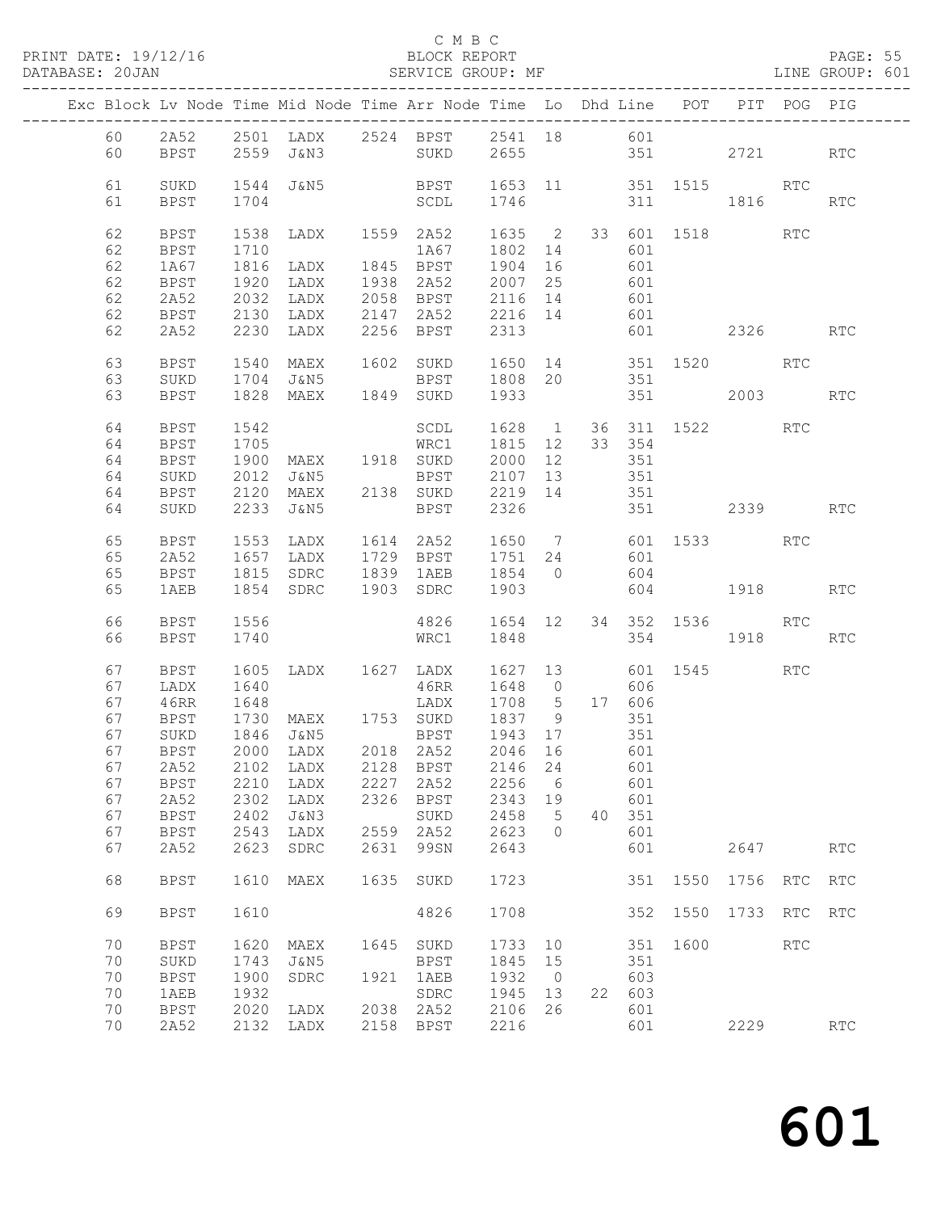C M B C
PRINT DATE: 19/12/16 BLOCK REPORT
DATABASE: 20JAN SERVICE GROUP: MF LINE GROUP: 601

| Exc | Block | Lv | Node | Time | Mid Node | Time | Arr Node | Time | Lo | Dhd | Line | POT | PIT | POG | PIG |
|---|---|---|---|---|---|---|---|---|---|---|---|---|---|---|---|
| | 60 | | 2A52 | 2501 | LADX | 2524 | BPST | 2541 | 18 | | 601 | | | | |
| | 60 | | BPST | 2559 | J&N3 | | SUKD | 2655 | | | 351 | | 2721 | | RTC |
| | 61 | | SUKD | 1544 | J&N5 | | BPST | 1653 | 11 | | 351 | 1515 | | RTC | |
| | 61 | | BPST | 1704 | | | SCDL | 1746 | | | 311 | | 1816 | | RTC |
| | 62 | | BPST | 1538 | LADX | 1559 | 2A52 | 1635 | 2 | 33 | 601 | 1518 | | RTC | |
| | 62 | | BPST | 1710 | | | 1A67 | 1802 | 14 | | 601 | | | | |
| | 62 | | 1A67 | 1816 | LADX | 1845 | BPST | 1904 | 16 | | 601 | | | | |
| | 62 | | BPST | 1920 | LADX | 1938 | 2A52 | 2007 | 25 | | 601 | | | | |
| | 62 | | 2A52 | 2032 | LADX | 2058 | BPST | 2116 | 14 | | 601 | | | | |
| | 62 | | BPST | 2130 | LADX | 2147 | 2A52 | 2216 | 14 | | 601 | | | | |
| | 62 | | 2A52 | 2230 | LADX | 2256 | BPST | 2313 | | | 601 | | 2326 | | RTC |
| | 63 | | BPST | 1540 | MAEX | 1602 | SUKD | 1650 | 14 | | 351 | 1520 | | RTC | |
| | 63 | | SUKD | 1704 | J&N5 | | BPST | 1808 | 20 | | 351 | | | | |
| | 63 | | BPST | 1828 | MAEX | 1849 | SUKD | 1933 | | | 351 | | 2003 | | RTC |
| | 64 | | BPST | 1542 | | | SCDL | 1628 | 1 | 36 | 311 | 1522 | | RTC | |
| | 64 | | BPST | 1705 | | | WRC1 | 1815 | 12 | 33 | 354 | | | | |
| | 64 | | BPST | 1900 | MAEX | 1918 | SUKD | 2000 | 12 | | 351 | | | | |
| | 64 | | SUKD | 2012 | J&N5 | | BPST | 2107 | 13 | | 351 | | | | |
| | 64 | | BPST | 2120 | MAEX | 2138 | SUKD | 2219 | 14 | | 351 | | | | |
| | 64 | | SUKD | 2233 | J&N5 | | BPST | 2326 | | | 351 | | 2339 | | RTC |
| | 65 | | BPST | 1553 | LADX | 1614 | 2A52 | 1650 | 7 | | 601 | 1533 | | RTC | |
| | 65 | | 2A52 | 1657 | LADX | 1729 | BPST | 1751 | 24 | | 601 | | | | |
| | 65 | | BPST | 1815 | SDRC | 1839 | 1AEB | 1854 | 0 | | 604 | | | | |
| | 65 | | 1AEB | 1854 | SDRC | 1903 | SDRC | 1903 | | | 604 | | 1918 | | RTC |
| | 66 | | BPST | 1556 | | | 4826 | 1654 | 12 | 34 | 352 | 1536 | | RTC | |
| | 66 | | BPST | 1740 | | | WRC1 | 1848 | | | 354 | | 1918 | | RTC |
| | 67 | | BPST | 1605 | LADX | 1627 | LADX | 1627 | 13 | | 601 | 1545 | | RTC | |
| | 67 | | LADX | 1640 | | | 46RR | 1648 | 0 | | 606 | | | | |
| | 67 | | 46RR | 1648 | | | LADX | 1708 | 5 | 17 | 606 | | | | |
| | 67 | | BPST | 1730 | MAEX | 1753 | SUKD | 1837 | 9 | | 351 | | | | |
| | 67 | | SUKD | 1846 | J&N5 | | BPST | 1943 | 17 | | 351 | | | | |
| | 67 | | BPST | 2000 | LADX | 2018 | 2A52 | 2046 | 16 | | 601 | | | | |
| | 67 | | 2A52 | 2102 | LADX | 2128 | BPST | 2146 | 24 | | 601 | | | | |
| | 67 | | BPST | 2210 | LADX | 2227 | 2A52 | 2256 | 6 | | 601 | | | | |
| | 67 | | 2A52 | 2302 | LADX | 2326 | BPST | 2343 | 19 | | 601 | | | | |
| | 67 | | BPST | 2402 | J&N3 | | SUKD | 2458 | 5 | 40 | 351 | | | | |
| | 67 | | BPST | 2543 | LADX | 2559 | 2A52 | 2623 | 0 | | 601 | | | | |
| | 67 | | 2A52 | 2623 | SDRC | 2631 | 99SN | 2643 | | | 601 | | 2647 | | RTC |
| | 68 | | BPST | 1610 | MAEX | 1635 | SUKD | 1723 | | | 351 | 1550 | 1756 | RTC | RTC |
| | 69 | | BPST | 1610 | | | 4826 | 1708 | | | 352 | 1550 | 1733 | RTC | RTC |
| | 70 | | BPST | 1620 | MAEX | 1645 | SUKD | 1733 | 10 | | 351 | 1600 | | RTC | |
| | 70 | | SUKD | 1743 | J&N5 | | BPST | 1845 | 15 | | 351 | | | | |
| | 70 | | BPST | 1900 | SDRC | 1921 | 1AEB | 1932 | 0 | | 603 | | | | |
| | 70 | | 1AEB | 1932 | | | SDRC | 1945 | 13 | 22 | 603 | | | | |
| | 70 | | BPST | 2020 | LADX | 2038 | 2A52 | 2106 | 26 | | 601 | | | | |
| | 70 | | 2A52 | 2132 | LADX | 2158 | BPST | 2216 | | | 601 | | 2229 | | RTC |

601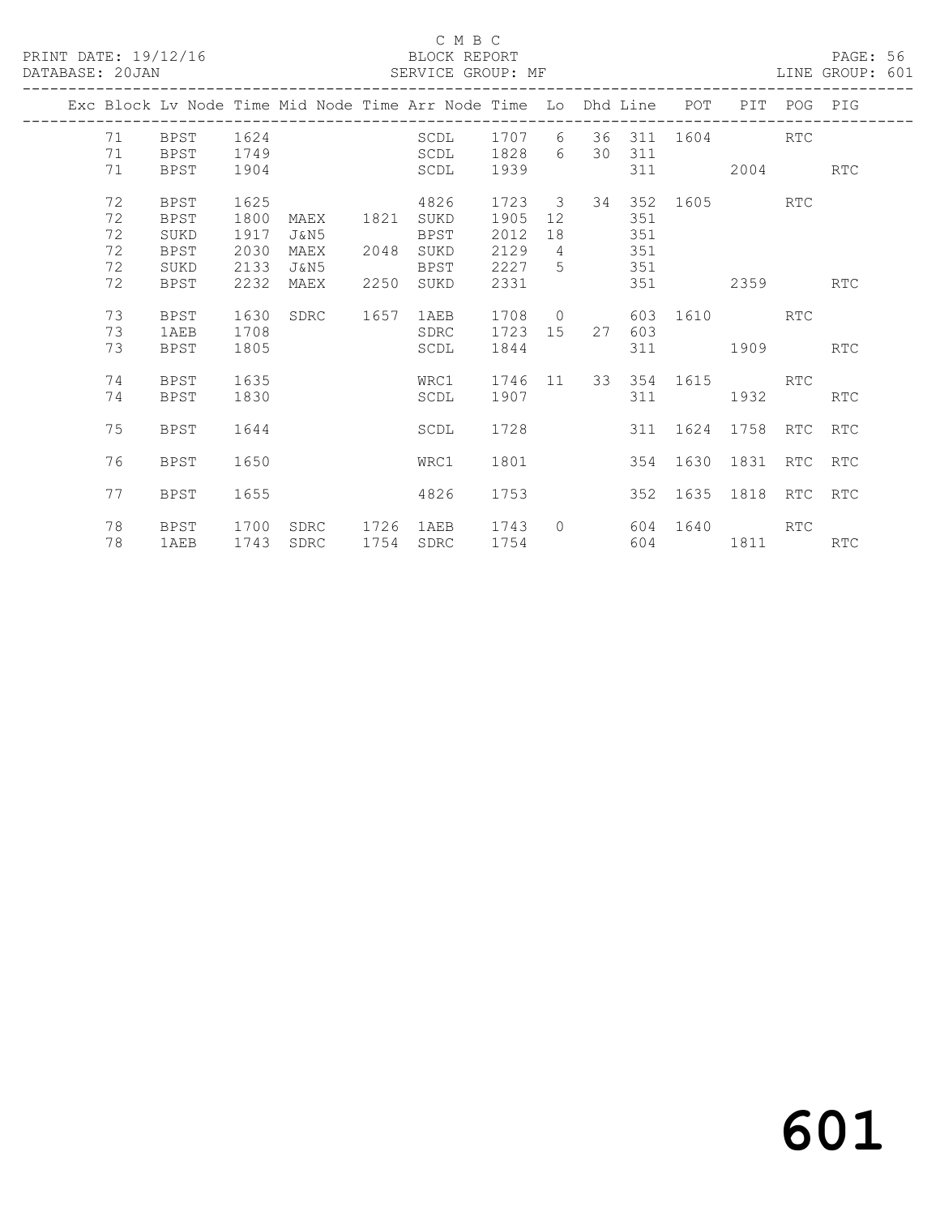C M B C
BLOCK REPORT
SERVICE GROUP: MF

PRINT DATE: 19/12/16
DATABASE: 20JAN
LINE GROUP: 601

| Exc | Block | Lv Node | Time | Mid Node | Time | Arr Node | Time | Lo | Dhd | Line | POT | PIT | POG | PIG |
|---|---|---|---|---|---|---|---|---|---|---|---|---|---|---|
| | 71 | BPST | 1624 | | | SCDL | 1707 | 6 | 36 | 311 | 1604 | | RTC | |
| | 71 | BPST | 1749 | | | SCDL | 1828 | 6 | 30 | 311 | | | | |
| | 71 | BPST | 1904 | | | SCDL | 1939 | | | 311 | | 2004 | | RTC |
| | 72 | BPST | 1625 | | | 4826 | 1723 | 3 | 34 | 352 | 1605 | | RTC | |
| | 72 | BPST | 1800 | MAEX | 1821 | SUKD | 1905 | 12 | | 351 | | | | |
| | 72 | SUKD | 1917 | J&N5 | | BPST | 2012 | 18 | | 351 | | | | |
| | 72 | BPST | 2030 | MAEX | 2048 | SUKD | 2129 | 4 | | 351 | | | | |
| | 72 | SUKD | 2133 | J&N5 | | BPST | 2227 | 5 | | 351 | | | | |
| | 72 | BPST | 2232 | MAEX | 2250 | SUKD | 2331 | | | 351 | | 2359 | | RTC |
| | 73 | BPST | 1630 | SDRC | 1657 | 1AEB | 1708 | 0 | | 603 | 1610 | | RTC | |
| | 73 | 1AEB | 1708 | | | SDRC | 1723 | 15 | 27 | 603 | | | | |
| | 73 | BPST | 1805 | | | SCDL | 1844 | | | 311 | | 1909 | | RTC |
| | 74 | BPST | 1635 | | | WRC1 | 1746 | 11 | 33 | 354 | 1615 | | RTC | |
| | 74 | BPST | 1830 | | | SCDL | 1907 | | | 311 | | 1932 | | RTC |
| | 75 | BPST | 1644 | | | SCDL | 1728 | | | 311 | 1624 | 1758 | RTC | RTC |
| | 76 | BPST | 1650 | | | WRC1 | 1801 | | | 354 | 1630 | 1831 | RTC | RTC |
| | 77 | BPST | 1655 | | | 4826 | 1753 | | | 352 | 1635 | 1818 | RTC | RTC |
| | 78 | BPST | 1700 | SDRC | 1726 | 1AEB | 1743 | 0 | | 604 | 1640 | | RTC | |
| | 78 | 1AEB | 1743 | SDRC | 1754 | SDRC | 1754 | | | 604 | | 1811 | | RTC |

601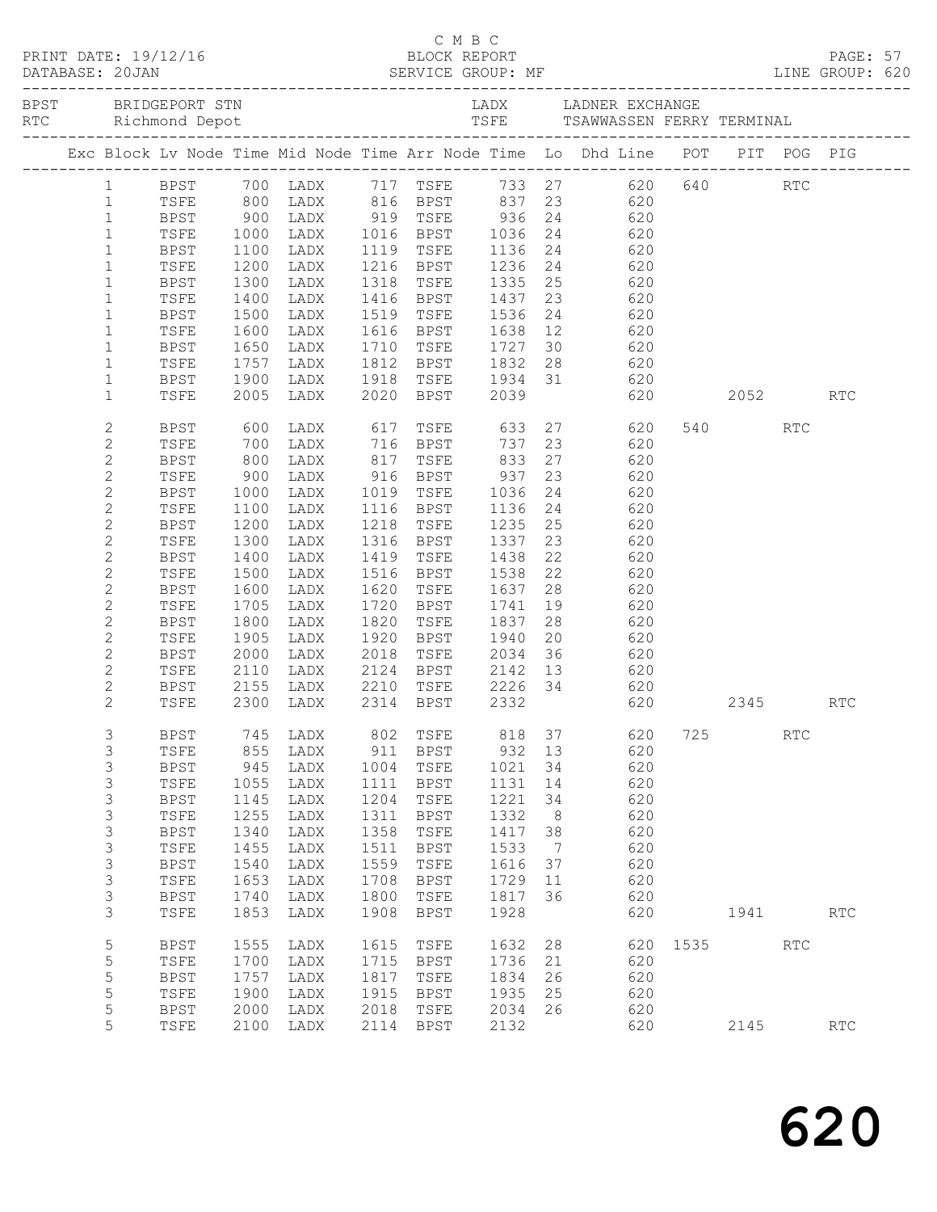C M B C

PRINT DATE: 19/12/16 BLOCK REPORT

DATABASE: 20JAN SERVICE GROUP: MF LINE GROUP: 620

BPST BRIDGEPORT STN LADX LADNER EXCHANGE
RTC Richmond Depot TSFE TSAWWASSEN FERRY TERMINAL

| Exc | Block | Lv | Node | Time | Mid Node | Time | Arr Node | Time | Lo | Dhd Line | POT | PIT | POG | PIG |
|---|---|---|---|---|---|---|---|---|---|---|---|---|---|---|
| | 1 | | BPST | 700 | LADX | 717 | TSFE | 733 | 27 | 620 | 640 | | RTC | |
| | 1 | | TSFE | 800 | LADX | 816 | BPST | 837 | 23 | 620 | | | | |
| | 1 | | BPST | 900 | LADX | 919 | TSFE | 936 | 24 | 620 | | | | |
| | 1 | | TSFE | 1000 | LADX | 1016 | BPST | 1036 | 24 | 620 | | | | |
| | 1 | | BPST | 1100 | LADX | 1119 | TSFE | 1136 | 24 | 620 | | | | |
| | 1 | | TSFE | 1200 | LADX | 1216 | BPST | 1236 | 24 | 620 | | | | |
| | 1 | | BPST | 1300 | LADX | 1318 | TSFE | 1335 | 25 | 620 | | | | |
| | 1 | | TSFE | 1400 | LADX | 1416 | BPST | 1437 | 23 | 620 | | | | |
| | 1 | | BPST | 1500 | LADX | 1519 | TSFE | 1536 | 24 | 620 | | | | |
| | 1 | | TSFE | 1600 | LADX | 1616 | BPST | 1638 | 12 | 620 | | | | |
| | 1 | | BPST | 1650 | LADX | 1710 | TSFE | 1727 | 30 | 620 | | | | |
| | 1 | | TSFE | 1757 | LADX | 1812 | BPST | 1832 | 28 | 620 | | | | |
| | 1 | | BPST | 1900 | LADX | 1918 | TSFE | 1934 | 31 | 620 | | | | |
| | 1 | | TSFE | 2005 | LADX | 2020 | BPST | 2039 | | 620 | | 2052 | | RTC |
| | 2 | | BPST | 600 | LADX | 617 | TSFE | 633 | 27 | 620 | 540 | | RTC | |
| | 2 | | TSFE | 700 | LADX | 716 | BPST | 737 | 23 | 620 | | | | |
| | 2 | | BPST | 800 | LADX | 817 | TSFE | 833 | 27 | 620 | | | | |
| | 2 | | TSFE | 900 | LADX | 916 | BPST | 937 | 23 | 620 | | | | |
| | 2 | | BPST | 1000 | LADX | 1019 | TSFE | 1036 | 24 | 620 | | | | |
| | 2 | | TSFE | 1100 | LADX | 1116 | BPST | 1136 | 24 | 620 | | | | |
| | 2 | | BPST | 1200 | LADX | 1218 | TSFE | 1235 | 25 | 620 | | | | |
| | 2 | | TSFE | 1300 | LADX | 1316 | BPST | 1337 | 23 | 620 | | | | |
| | 2 | | BPST | 1400 | LADX | 1419 | TSFE | 1438 | 22 | 620 | | | | |
| | 2 | | TSFE | 1500 | LADX | 1516 | BPST | 1538 | 22 | 620 | | | | |
| | 2 | | BPST | 1600 | LADX | 1620 | TSFE | 1637 | 28 | 620 | | | | |
| | 2 | | TSFE | 1705 | LADX | 1720 | BPST | 1741 | 19 | 620 | | | | |
| | 2 | | BPST | 1800 | LADX | 1820 | TSFE | 1837 | 28 | 620 | | | | |
| | 2 | | TSFE | 1905 | LADX | 1920 | BPST | 1940 | 20 | 620 | | | | |
| | 2 | | BPST | 2000 | LADX | 2018 | TSFE | 2034 | 36 | 620 | | | | |
| | 2 | | TSFE | 2110 | LADX | 2124 | BPST | 2142 | 13 | 620 | | | | |
| | 2 | | BPST | 2155 | LADX | 2210 | TSFE | 2226 | 34 | 620 | | | | |
| | 2 | | TSFE | 2300 | LADX | 2314 | BPST | 2332 | | 620 | | 2345 | | RTC |
| | 3 | | BPST | 745 | LADX | 802 | TSFE | 818 | 37 | 620 | 725 | | RTC | |
| | 3 | | TSFE | 855 | LADX | 911 | BPST | 932 | 13 | 620 | | | | |
| | 3 | | BPST | 945 | LADX | 1004 | TSFE | 1021 | 34 | 620 | | | | |
| | 3 | | TSFE | 1055 | LADX | 1111 | BPST | 1131 | 14 | 620 | | | | |
| | 3 | | BPST | 1145 | LADX | 1204 | TSFE | 1221 | 34 | 620 | | | | |
| | 3 | | TSFE | 1255 | LADX | 1311 | BPST | 1332 | 8 | 620 | | | | |
| | 3 | | BPST | 1340 | LADX | 1358 | TSFE | 1417 | 38 | 620 | | | | |
| | 3 | | TSFE | 1455 | LADX | 1511 | BPST | 1533 | 7 | 620 | | | | |
| | 3 | | BPST | 1540 | LADX | 1559 | TSFE | 1616 | 37 | 620 | | | | |
| | 3 | | TSFE | 1653 | LADX | 1708 | BPST | 1729 | 11 | 620 | | | | |
| | 3 | | BPST | 1740 | LADX | 1800 | TSFE | 1817 | 36 | 620 | | | | |
| | 3 | | TSFE | 1853 | LADX | 1908 | BPST | 1928 | | 620 | | 1941 | | RTC |
| | 5 | | BPST | 1555 | LADX | 1615 | TSFE | 1632 | 28 | 620 | 1535 | | RTC | |
| | 5 | | TSFE | 1700 | LADX | 1715 | BPST | 1736 | 21 | 620 | | | | |
| | 5 | | BPST | 1757 | LADX | 1817 | TSFE | 1834 | 26 | 620 | | | | |
| | 5 | | TSFE | 1900 | LADX | 1915 | BPST | 1935 | 25 | 620 | | | | |
| | 5 | | BPST | 2000 | LADX | 2018 | TSFE | 2034 | 26 | 620 | | | | |
| | 5 | | TSFE | 2100 | LADX | 2114 | BPST | 2132 | | 620 | | 2145 | | RTC |

# 620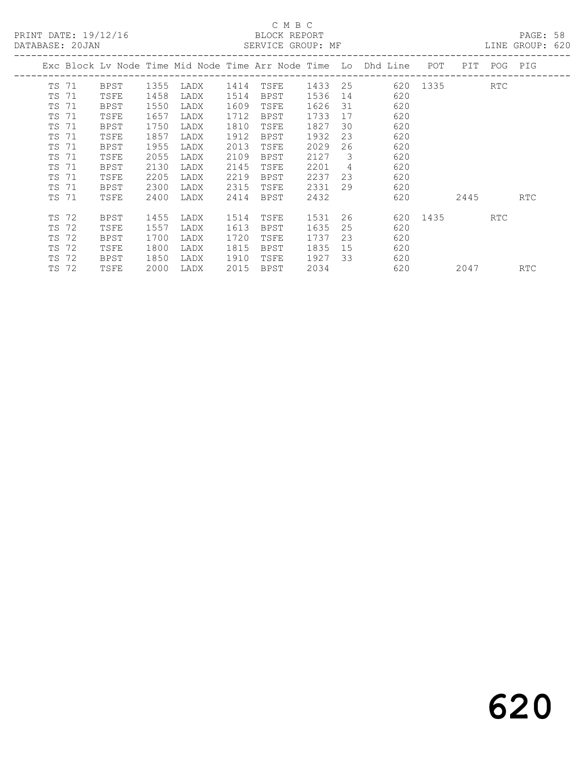C M B C

PRINT DATE: 19/12/16 BLOCK REPORT

DATABASE: 20JAN SERVICE GROUP: MF LINE GROUP: 620

| Exc | Block | Lv | Node | Time | Mid Node | Time | Arr Node | Time | Lo | Dhd Line | POT | PIT | POG | PIG |
|---|---|---|---|---|---|---|---|---|---|---|---|---|---|---|
| | TS 71 | | BPST | 1355 | LADX | 1414 | TSFE | 1433 | 25 | 620 | 1335 | | RTC | |
| | TS 71 | | TSFE | 1458 | LADX | 1514 | BPST | 1536 | 14 | 620 | | | | |
| | TS 71 | | BPST | 1550 | LADX | 1609 | TSFE | 1626 | 31 | 620 | | | | |
| | TS 71 | | TSFE | 1657 | LADX | 1712 | BPST | 1733 | 17 | 620 | | | | |
| | TS 71 | | BPST | 1750 | LADX | 1810 | TSFE | 1827 | 30 | 620 | | | | |
| | TS 71 | | TSFE | 1857 | LADX | 1912 | BPST | 1932 | 23 | 620 | | | | |
| | TS 71 | | BPST | 1955 | LADX | 2013 | TSFE | 2029 | 26 | 620 | | | | |
| | TS 71 | | TSFE | 2055 | LADX | 2109 | BPST | 2127 | 3 | 620 | | | | |
| | TS 71 | | BPST | 2130 | LADX | 2145 | TSFE | 2201 | 4 | 620 | | | | |
| | TS 71 | | TSFE | 2205 | LADX | 2219 | BPST | 2237 | 23 | 620 | | | | |
| | TS 71 | | BPST | 2300 | LADX | 2315 | TSFE | 2331 | 29 | 620 | | | | |
| | TS 71 | | TSFE | 2400 | LADX | 2414 | BPST | 2432 | | 620 | | 2445 | | RTC |
| | TS 72 | | BPST | 1455 | LADX | 1514 | TSFE | 1531 | 26 | 620 | 1435 | | RTC | |
| | TS 72 | | TSFE | 1557 | LADX | 1613 | BPST | 1635 | 25 | 620 | | | | |
| | TS 72 | | BPST | 1700 | LADX | 1720 | TSFE | 1737 | 23 | 620 | | | | |
| | TS 72 | | TSFE | 1800 | LADX | 1815 | BPST | 1835 | 15 | 620 | | | | |
| | TS 72 | | BPST | 1850 | LADX | 1910 | TSFE | 1927 | 33 | 620 | | | | |
| | TS 72 | | TSFE | 2000 | LADX | 2015 | BPST | 2034 | | 620 | | 2047 | | RTC |

620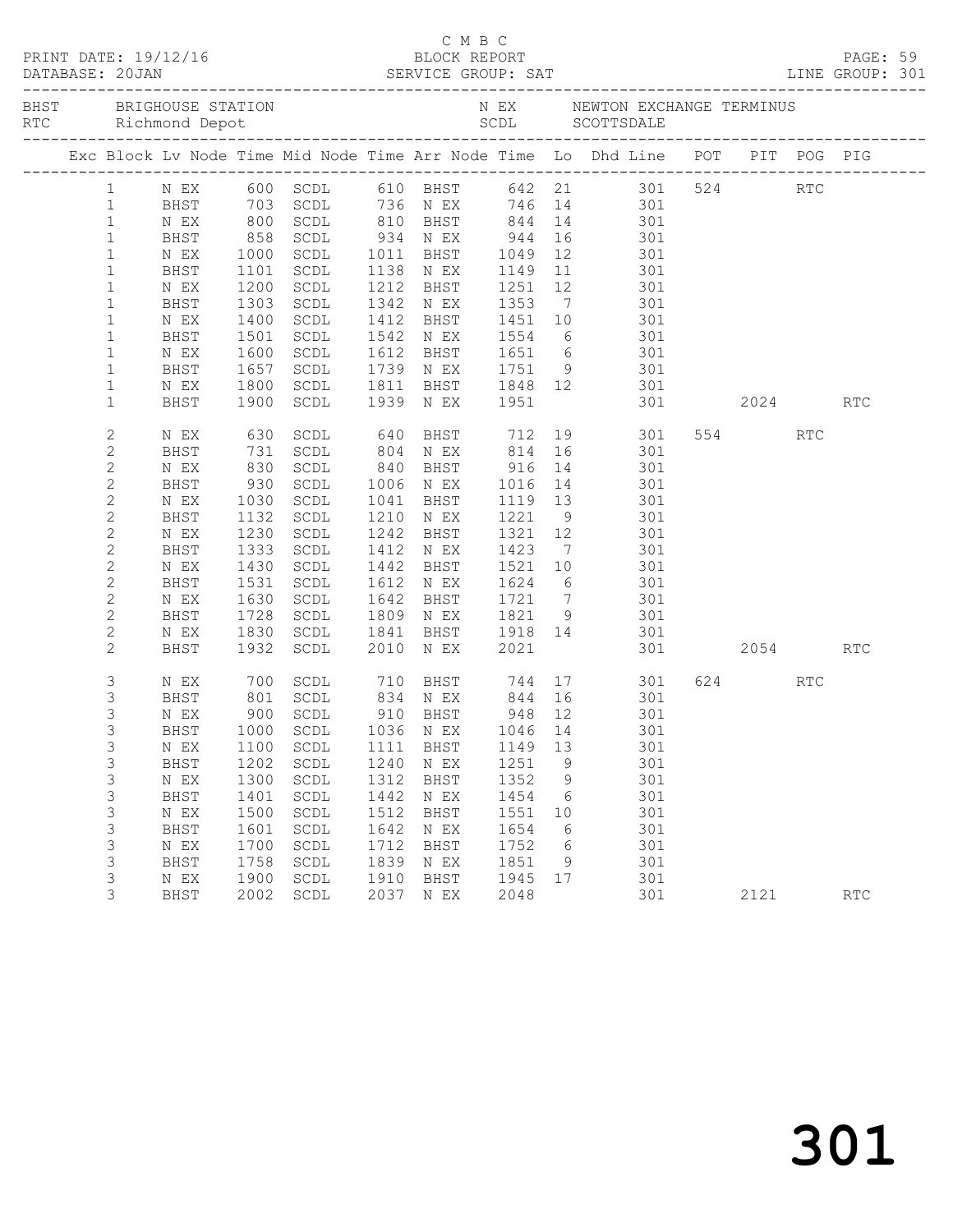C M B C

PRINT DATE: 19/12/16 BLOCK REPORT
DATABASE: 20JAN SERVICE GROUP: SAT LINE GROUP: 301

BHST BRIGHOUSE STATION N EX NEWTON EXCHANGE TERMINUS
RTC Richmond Depot SCDL SCOTTSDALE

| Exc | Block | Lv Node | Time | Mid Node | Time | Arr Node | Time | Lo | Dhd Line | POT | PIT | POG | PIG |
|---|---|---|---|---|---|---|---|---|---|---|---|---|---|
| | 1 | N EX | 600 | SCDL | 610 | BHST | 642 | 21 | 301 | 524 | | RTC | |
| | 1 | BHST | 703 | SCDL | 736 | N EX | 746 | 14 | 301 | | | | |
| | 1 | N EX | 800 | SCDL | 810 | BHST | 844 | 14 | 301 | | | | |
| | 1 | BHST | 858 | SCDL | 934 | N EX | 944 | 16 | 301 | | | | |
| | 1 | N EX | 1000 | SCDL | 1011 | BHST | 1049 | 12 | 301 | | | | |
| | 1 | BHST | 1101 | SCDL | 1138 | N EX | 1149 | 11 | 301 | | | | |
| | 1 | N EX | 1200 | SCDL | 1212 | BHST | 1251 | 12 | 301 | | | | |
| | 1 | BHST | 1303 | SCDL | 1342 | N EX | 1353 | 7 | 301 | | | | |
| | 1 | N EX | 1400 | SCDL | 1412 | BHST | 1451 | 10 | 301 | | | | |
| | 1 | BHST | 1501 | SCDL | 1542 | N EX | 1554 | 6 | 301 | | | | |
| | 1 | N EX | 1600 | SCDL | 1612 | BHST | 1651 | 6 | 301 | | | | |
| | 1 | BHST | 1657 | SCDL | 1739 | N EX | 1751 | 9 | 301 | | | | |
| | 1 | N EX | 1800 | SCDL | 1811 | BHST | 1848 | 12 | 301 | | | | |
| | 1 | BHST | 1900 | SCDL | 1939 | N EX | 1951 | | 301 | | 2024 | | RTC |
| | 2 | N EX | 630 | SCDL | 640 | BHST | 712 | 19 | 301 | 554 | | RTC | |
| | 2 | BHST | 731 | SCDL | 804 | N EX | 814 | 16 | 301 | | | | |
| | 2 | N EX | 830 | SCDL | 840 | BHST | 916 | 14 | 301 | | | | |
| | 2 | BHST | 930 | SCDL | 1006 | N EX | 1016 | 14 | 301 | | | | |
| | 2 | N EX | 1030 | SCDL | 1041 | BHST | 1119 | 13 | 301 | | | | |
| | 2 | BHST | 1132 | SCDL | 1210 | N EX | 1221 | 9 | 301 | | | | |
| | 2 | N EX | 1230 | SCDL | 1242 | BHST | 1321 | 12 | 301 | | | | |
| | 2 | BHST | 1333 | SCDL | 1412 | N EX | 1423 | 7 | 301 | | | | |
| | 2 | N EX | 1430 | SCDL | 1442 | BHST | 1521 | 10 | 301 | | | | |
| | 2 | BHST | 1531 | SCDL | 1612 | N EX | 1624 | 6 | 301 | | | | |
| | 2 | N EX | 1630 | SCDL | 1642 | BHST | 1721 | 7 | 301 | | | | |
| | 2 | BHST | 1728 | SCDL | 1809 | N EX | 1821 | 9 | 301 | | | | |
| | 2 | N EX | 1830 | SCDL | 1841 | BHST | 1918 | 14 | 301 | | | | |
| | 2 | BHST | 1932 | SCDL | 2010 | N EX | 2021 | | 301 | | 2054 | | RTC |
| | 3 | N EX | 700 | SCDL | 710 | BHST | 744 | 17 | 301 | 624 | | RTC | |
| | 3 | BHST | 801 | SCDL | 834 | N EX | 844 | 16 | 301 | | | | |
| | 3 | N EX | 900 | SCDL | 910 | BHST | 948 | 12 | 301 | | | | |
| | 3 | BHST | 1000 | SCDL | 1036 | N EX | 1046 | 14 | 301 | | | | |
| | 3 | N EX | 1100 | SCDL | 1111 | BHST | 1149 | 13 | 301 | | | | |
| | 3 | BHST | 1202 | SCDL | 1240 | N EX | 1251 | 9 | 301 | | | | |
| | 3 | N EX | 1300 | SCDL | 1312 | BHST | 1352 | 9 | 301 | | | | |
| | 3 | BHST | 1401 | SCDL | 1442 | N EX | 1454 | 6 | 301 | | | | |
| | 3 | N EX | 1500 | SCDL | 1512 | BHST | 1551 | 10 | 301 | | | | |
| | 3 | BHST | 1601 | SCDL | 1642 | N EX | 1654 | 6 | 301 | | | | |
| | 3 | N EX | 1700 | SCDL | 1712 | BHST | 1752 | 6 | 301 | | | | |
| | 3 | BHST | 1758 | SCDL | 1839 | N EX | 1851 | 9 | 301 | | | | |
| | 3 | N EX | 1900 | SCDL | 1910 | BHST | 1945 | 17 | 301 | | | | |
| | 3 | BHST | 2002 | SCDL | 2037 | N EX | 2048 | | 301 | | 2121 | | RTC |

301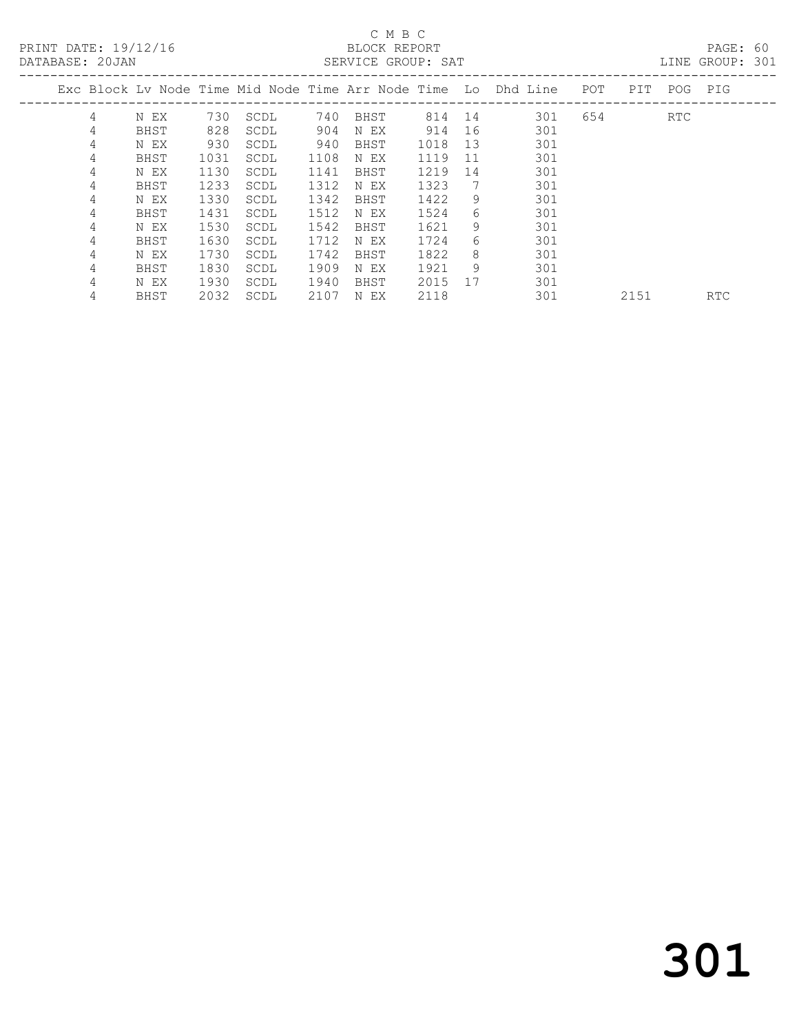C M B C

PRINT DATE: 19/12/16 BLOCK REPORT

DATABASE: 20JAN SERVICE GROUP: SAT LINE GROUP: 301

| Exc | Block | Lv | Node | Time | Mid Node | Time | Arr Node | Time | Lo | Dhd Line | POT | PIT | POG | PIG |
|---|---|---|---|---|---|---|---|---|---|---|---|---|---|---|
| | 4 | | N EX | 730 | SCDL | 740 | BHST | 814 | 14 | 301 | 654 | | RTC | |
| | 4 | | BHST | 828 | SCDL | 904 | N EX | 914 | 16 | 301 | | | | |
| | 4 | | N EX | 930 | SCDL | 940 | BHST | 1018 | 13 | 301 | | | | |
| | 4 | | BHST | 1031 | SCDL | 1108 | N EX | 1119 | 11 | 301 | | | | |
| | 4 | | N EX | 1130 | SCDL | 1141 | BHST | 1219 | 14 | 301 | | | | |
| | 4 | | BHST | 1233 | SCDL | 1312 | N EX | 1323 | 7 | 301 | | | | |
| | 4 | | N EX | 1330 | SCDL | 1342 | BHST | 1422 | 9 | 301 | | | | |
| | 4 | | BHST | 1431 | SCDL | 1512 | N EX | 1524 | 6 | 301 | | | | |
| | 4 | | N EX | 1530 | SCDL | 1542 | BHST | 1621 | 9 | 301 | | | | |
| | 4 | | BHST | 1630 | SCDL | 1712 | N EX | 1724 | 6 | 301 | | | | |
| | 4 | | N EX | 1730 | SCDL | 1742 | BHST | 1822 | 8 | 301 | | | | |
| | 4 | | BHST | 1830 | SCDL | 1909 | N EX | 1921 | 9 | 301 | | | | |
| | 4 | | N EX | 1930 | SCDL | 1940 | BHST | 2015 | 17 | 301 | | | | |
| | 4 | | BHST | 2032 | SCDL | 2107 | N EX | 2118 | | 301 | | 2151 | | RTC |

301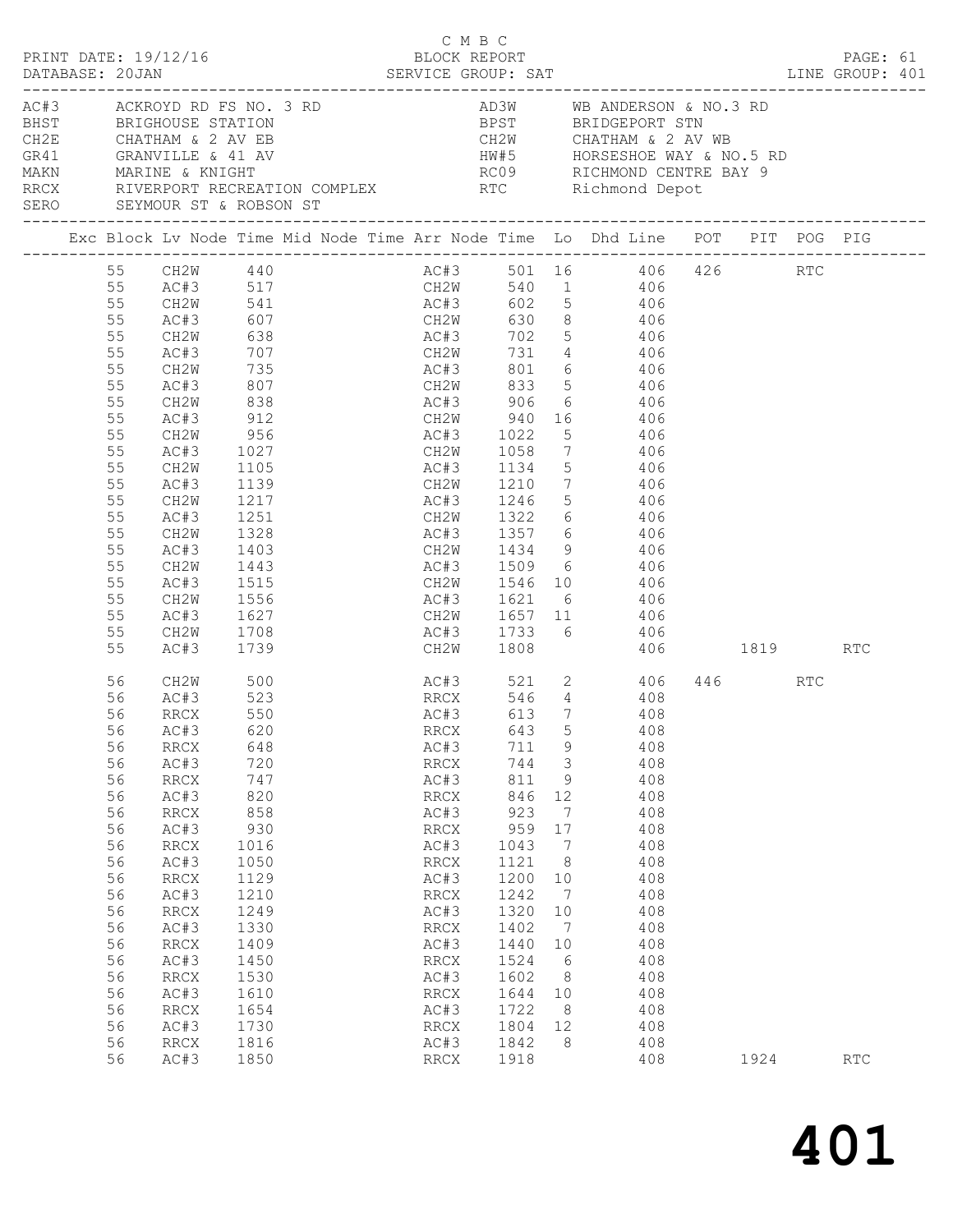C M B C

PRINT DATE: 19/12/16 BLOCK REPORT

DATABASE: 20JAN SERVICE GROUP: SAT LINE GROUP: 401

| Code | Name | Code | Name |
|---|---|---|---|
| AC#3 | ACKROYD RD FS NO. 3 RD | AD3W | WB ANDERSON & NO.3 RD |
| BHST | BRIGHOUSE STATION | BPST | BRIDGEPORT STN |
| CH2E | CHATHAM & 2 AV EB | CH2W | CHATHAM & 2 AV WB |
| GR41 | GRANVILLE & 41 AV | HW#5 | HORSESHOE WAY & NO.5 RD |
| MAKN | MARINE & KNIGHT | RC09 | RICHMOND CENTRE BAY 9 |
| RRCX | RIVERPORT RECREATION COMPLEX | RTC | Richmond Depot |
| SERO | SEYMOUR ST & ROBSON ST | | |

| Exc | Block | Lv Node | Time | Mid Node | Time | Arr Node | Time | Lo | Dhd Line | POT | PIT | POG | PIG |
|---|---|---|---|---|---|---|---|---|---|---|---|---|---|
| | 55 | CH2W | 440 | | | AC#3 | 501 | 16 | 406 | 426 | | RTC | |
| | 55 | AC#3 | 517 | | | CH2W | 540 | 1 | 406 | | | | |
| | 55 | CH2W | 541 | | | AC#3 | 602 | 5 | 406 | | | | |
| | 55 | AC#3 | 607 | | | CH2W | 630 | 8 | 406 | | | | |
| | 55 | CH2W | 638 | | | AC#3 | 702 | 5 | 406 | | | | |
| | 55 | AC#3 | 707 | | | CH2W | 731 | 4 | 406 | | | | |
| | 55 | CH2W | 735 | | | AC#3 | 801 | 6 | 406 | | | | |
| | 55 | AC#3 | 807 | | | CH2W | 833 | 5 | 406 | | | | |
| | 55 | CH2W | 838 | | | AC#3 | 906 | 6 | 406 | | | | |
| | 55 | AC#3 | 912 | | | CH2W | 940 | 16 | 406 | | | | |
| | 55 | CH2W | 956 | | | AC#3 | 1022 | 5 | 406 | | | | |
| | 55 | AC#3 | 1027 | | | CH2W | 1058 | 7 | 406 | | | | |
| | 55 | CH2W | 1105 | | | AC#3 | 1134 | 5 | 406 | | | | |
| | 55 | AC#3 | 1139 | | | CH2W | 1210 | 7 | 406 | | | | |
| | 55 | CH2W | 1217 | | | AC#3 | 1246 | 5 | 406 | | | | |
| | 55 | AC#3 | 1251 | | | CH2W | 1322 | 6 | 406 | | | | |
| | 55 | CH2W | 1328 | | | AC#3 | 1357 | 6 | 406 | | | | |
| | 55 | AC#3 | 1403 | | | CH2W | 1434 | 9 | 406 | | | | |
| | 55 | CH2W | 1443 | | | AC#3 | 1509 | 6 | 406 | | | | |
| | 55 | AC#3 | 1515 | | | CH2W | 1546 | 10 | 406 | | | | |
| | 55 | CH2W | 1556 | | | AC#3 | 1621 | 6 | 406 | | | | |
| | 55 | AC#3 | 1627 | | | CH2W | 1657 | 11 | 406 | | | | |
| | 55 | CH2W | 1708 | | | AC#3 | 1733 | 6 | 406 | | | | |
| | 55 | AC#3 | 1739 | | | CH2W | 1808 | | 406 | | 1819 | | RTC |
| | 56 | CH2W | 500 | | | AC#3 | 521 | 2 | 406 | 446 | | RTC | |
| | 56 | AC#3 | 523 | | | RRCX | 546 | 4 | 408 | | | | |
| | 56 | RRCX | 550 | | | AC#3 | 613 | 7 | 408 | | | | |
| | 56 | AC#3 | 620 | | | RRCX | 643 | 5 | 408 | | | | |
| | 56 | RRCX | 648 | | | AC#3 | 711 | 9 | 408 | | | | |
| | 56 | AC#3 | 720 | | | RRCX | 744 | 3 | 408 | | | | |
| | 56 | RRCX | 747 | | | AC#3 | 811 | 9 | 408 | | | | |
| | 56 | AC#3 | 820 | | | RRCX | 846 | 12 | 408 | | | | |
| | 56 | RRCX | 858 | | | AC#3 | 923 | 7 | 408 | | | | |
| | 56 | AC#3 | 930 | | | RRCX | 959 | 17 | 408 | | | | |
| | 56 | RRCX | 1016 | | | AC#3 | 1043 | 7 | 408 | | | | |
| | 56 | AC#3 | 1050 | | | RRCX | 1121 | 8 | 408 | | | | |
| | 56 | RRCX | 1129 | | | AC#3 | 1200 | 10 | 408 | | | | |
| | 56 | AC#3 | 1210 | | | RRCX | 1242 | 7 | 408 | | | | |
| | 56 | RRCX | 1249 | | | AC#3 | 1320 | 10 | 408 | | | | |
| | 56 | AC#3 | 1330 | | | RRCX | 1402 | 7 | 408 | | | | |
| | 56 | RRCX | 1409 | | | AC#3 | 1440 | 10 | 408 | | | | |
| | 56 | AC#3 | 1450 | | | RRCX | 1524 | 6 | 408 | | | | |
| | 56 | RRCX | 1530 | | | AC#3 | 1602 | 8 | 408 | | | | |
| | 56 | AC#3 | 1610 | | | RRCX | 1644 | 10 | 408 | | | | |
| | 56 | RRCX | 1654 | | | AC#3 | 1722 | 8 | 408 | | | | |
| | 56 | AC#3 | 1730 | | | RRCX | 1804 | 12 | 408 | | | | |
| | 56 | RRCX | 1816 | | | AC#3 | 1842 | 8 | 408 | | | | |
| | 56 | AC#3 | 1850 | | | RRCX | 1918 | | 408 | | 1924 | | RTC |

401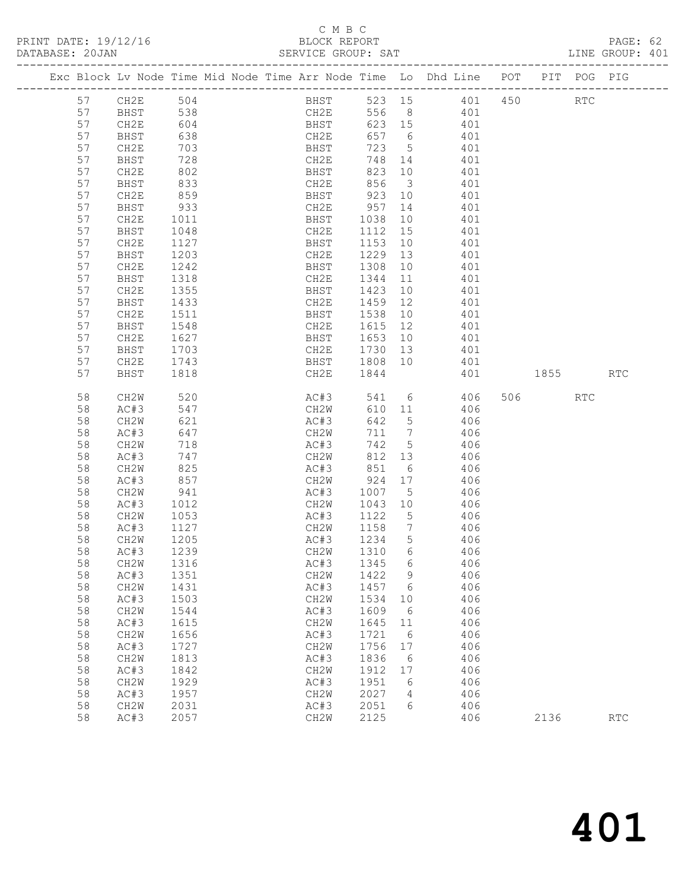C M B C

PRINT DATE: 19/12/16 BLOCK REPORT PAGE: 62
DATABASE: 20JAN SERVICE GROUP: SAT LINE GROUP: 401

| Exc | Block | Lv | Node | Time | Mid Node | Time | Arr Node | Time | Lo | Dhd Line | POT | PIT | POG | PIG |
|---|---|---|---|---|---|---|---|---|---|---|---|---|---|---|
| | 57 | | CH2E | 504 | | | BHST | 523 | 15 | 401 | 450 | | RTC | |
| | 57 | | BHST | 538 | | | CH2E | 556 | 8 | 401 | | | | |
| | 57 | | CH2E | 604 | | | BHST | 623 | 15 | 401 | | | | |
| | 57 | | BHST | 638 | | | CH2E | 657 | 6 | 401 | | | | |
| | 57 | | CH2E | 703 | | | BHST | 723 | 5 | 401 | | | | |
| | 57 | | BHST | 728 | | | CH2E | 748 | 14 | 401 | | | | |
| | 57 | | CH2E | 802 | | | BHST | 823 | 10 | 401 | | | | |
| | 57 | | BHST | 833 | | | CH2E | 856 | 3 | 401 | | | | |
| | 57 | | CH2E | 859 | | | BHST | 923 | 10 | 401 | | | | |
| | 57 | | BHST | 933 | | | CH2E | 957 | 14 | 401 | | | | |
| | 57 | | CH2E | 1011 | | | BHST | 1038 | 10 | 401 | | | | |
| | 57 | | BHST | 1048 | | | CH2E | 1112 | 15 | 401 | | | | |
| | 57 | | CH2E | 1127 | | | BHST | 1153 | 10 | 401 | | | | |
| | 57 | | BHST | 1203 | | | CH2E | 1229 | 13 | 401 | | | | |
| | 57 | | CH2E | 1242 | | | BHST | 1308 | 10 | 401 | | | | |
| | 57 | | BHST | 1318 | | | CH2E | 1344 | 11 | 401 | | | | |
| | 57 | | CH2E | 1355 | | | BHST | 1423 | 10 | 401 | | | | |
| | 57 | | BHST | 1433 | | | CH2E | 1459 | 12 | 401 | | | | |
| | 57 | | CH2E | 1511 | | | BHST | 1538 | 10 | 401 | | | | |
| | 57 | | BHST | 1548 | | | CH2E | 1615 | 12 | 401 | | | | |
| | 57 | | CH2E | 1627 | | | BHST | 1653 | 10 | 401 | | | | |
| | 57 | | BHST | 1703 | | | CH2E | 1730 | 13 | 401 | | | | |
| | 57 | | CH2E | 1743 | | | BHST | 1808 | 10 | 401 | | | | |
| | 57 | | BHST | 1818 | | | CH2E | 1844 | | 401 | | 1855 | | RTC |
| | 58 | | CH2W | 520 | | | AC#3 | 541 | 6 | 406 | 506 | | RTC | |
| | 58 | | AC#3 | 547 | | | CH2W | 610 | 11 | 406 | | | | |
| | 58 | | CH2W | 621 | | | AC#3 | 642 | 5 | 406 | | | | |
| | 58 | | AC#3 | 647 | | | CH2W | 711 | 7 | 406 | | | | |
| | 58 | | CH2W | 718 | | | AC#3 | 742 | 5 | 406 | | | | |
| | 58 | | AC#3 | 747 | | | CH2W | 812 | 13 | 406 | | | | |
| | 58 | | CH2W | 825 | | | AC#3 | 851 | 6 | 406 | | | | |
| | 58 | | AC#3 | 857 | | | CH2W | 924 | 17 | 406 | | | | |
| | 58 | | CH2W | 941 | | | AC#3 | 1007 | 5 | 406 | | | | |
| | 58 | | AC#3 | 1012 | | | CH2W | 1043 | 10 | 406 | | | | |
| | 58 | | CH2W | 1053 | | | AC#3 | 1122 | 5 | 406 | | | | |
| | 58 | | AC#3 | 1127 | | | CH2W | 1158 | 7 | 406 | | | | |
| | 58 | | CH2W | 1205 | | | AC#3 | 1234 | 5 | 406 | | | | |
| | 58 | | AC#3 | 1239 | | | CH2W | 1310 | 6 | 406 | | | | |
| | 58 | | CH2W | 1316 | | | AC#3 | 1345 | 6 | 406 | | | | |
| | 58 | | AC#3 | 1351 | | | CH2W | 1422 | 9 | 406 | | | | |
| | 58 | | CH2W | 1431 | | | AC#3 | 1457 | 6 | 406 | | | | |
| | 58 | | AC#3 | 1503 | | | CH2W | 1534 | 10 | 406 | | | | |
| | 58 | | CH2W | 1544 | | | AC#3 | 1609 | 6 | 406 | | | | |
| | 58 | | AC#3 | 1615 | | | CH2W | 1645 | 11 | 406 | | | | |
| | 58 | | CH2W | 1656 | | | AC#3 | 1721 | 6 | 406 | | | | |
| | 58 | | AC#3 | 1727 | | | CH2W | 1756 | 17 | 406 | | | | |
| | 58 | | CH2W | 1813 | | | AC#3 | 1836 | 6 | 406 | | | | |
| | 58 | | AC#3 | 1842 | | | CH2W | 1912 | 17 | 406 | | | | |
| | 58 | | CH2W | 1929 | | | AC#3 | 1951 | 6 | 406 | | | | |
| | 58 | | AC#3 | 1957 | | | CH2W | 2027 | 4 | 406 | | | | |
| | 58 | | CH2W | 2031 | | | AC#3 | 2051 | 6 | 406 | | | | |
| | 58 | | AC#3 | 2057 | | | CH2W | 2125 | | 406 | | 2136 | | RTC |

401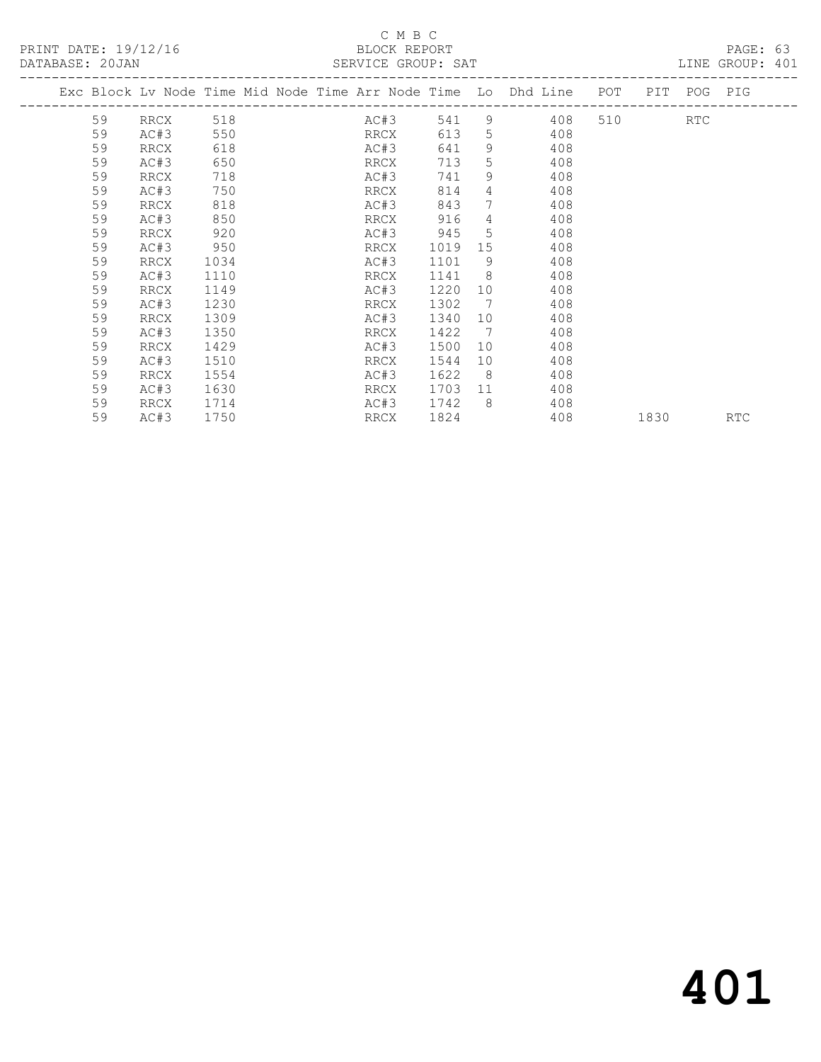C M B C

PRINT DATE: 19/12/16 BLOCK REPORT PAGE: 63
DATABASE: 20JAN SERVICE GROUP: SAT LINE GROUP: 401

| Exc | Block | Lv | Node | Time | Mid Node | Time | Arr Node | Time | Lo | Dhd Line | POT | PIT | POG | PIG |
|---|---|---|---|---|---|---|---|---|---|---|---|---|---|---|
| | 59 | | RRCX | 518 | | | AC#3 | 541 | 9 | 408 | 510 | | RTC | |
| | 59 | | AC#3 | 550 | | | RRCX | 613 | 5 | 408 | | | | |
| | 59 | | RRCX | 618 | | | AC#3 | 641 | 9 | 408 | | | | |
| | 59 | | AC#3 | 650 | | | RRCX | 713 | 5 | 408 | | | | |
| | 59 | | RRCX | 718 | | | AC#3 | 741 | 9 | 408 | | | | |
| | 59 | | AC#3 | 750 | | | RRCX | 814 | 4 | 408 | | | | |
| | 59 | | RRCX | 818 | | | AC#3 | 843 | 7 | 408 | | | | |
| | 59 | | AC#3 | 850 | | | RRCX | 916 | 4 | 408 | | | | |
| | 59 | | RRCX | 920 | | | AC#3 | 945 | 5 | 408 | | | | |
| | 59 | | AC#3 | 950 | | | RRCX | 1019 | 15 | 408 | | | | |
| | 59 | | RRCX | 1034 | | | AC#3 | 1101 | 9 | 408 | | | | |
| | 59 | | AC#3 | 1110 | | | RRCX | 1141 | 8 | 408 | | | | |
| | 59 | | RRCX | 1149 | | | AC#3 | 1220 | 10 | 408 | | | | |
| | 59 | | AC#3 | 1230 | | | RRCX | 1302 | 7 | 408 | | | | |
| | 59 | | RRCX | 1309 | | | AC#3 | 1340 | 10 | 408 | | | | |
| | 59 | | AC#3 | 1350 | | | RRCX | 1422 | 7 | 408 | | | | |
| | 59 | | RRCX | 1429 | | | AC#3 | 1500 | 10 | 408 | | | | |
| | 59 | | AC#3 | 1510 | | | RRCX | 1544 | 10 | 408 | | | | |
| | 59 | | RRCX | 1554 | | | AC#3 | 1622 | 8 | 408 | | | | |
| | 59 | | AC#3 | 1630 | | | RRCX | 1703 | 11 | 408 | | | | |
| | 59 | | RRCX | 1714 | | | AC#3 | 1742 | 8 | 408 | | | | |
| | 59 | | AC#3 | 1750 | | | RRCX | 1824 | | 408 | | 1830 | | RTC |

401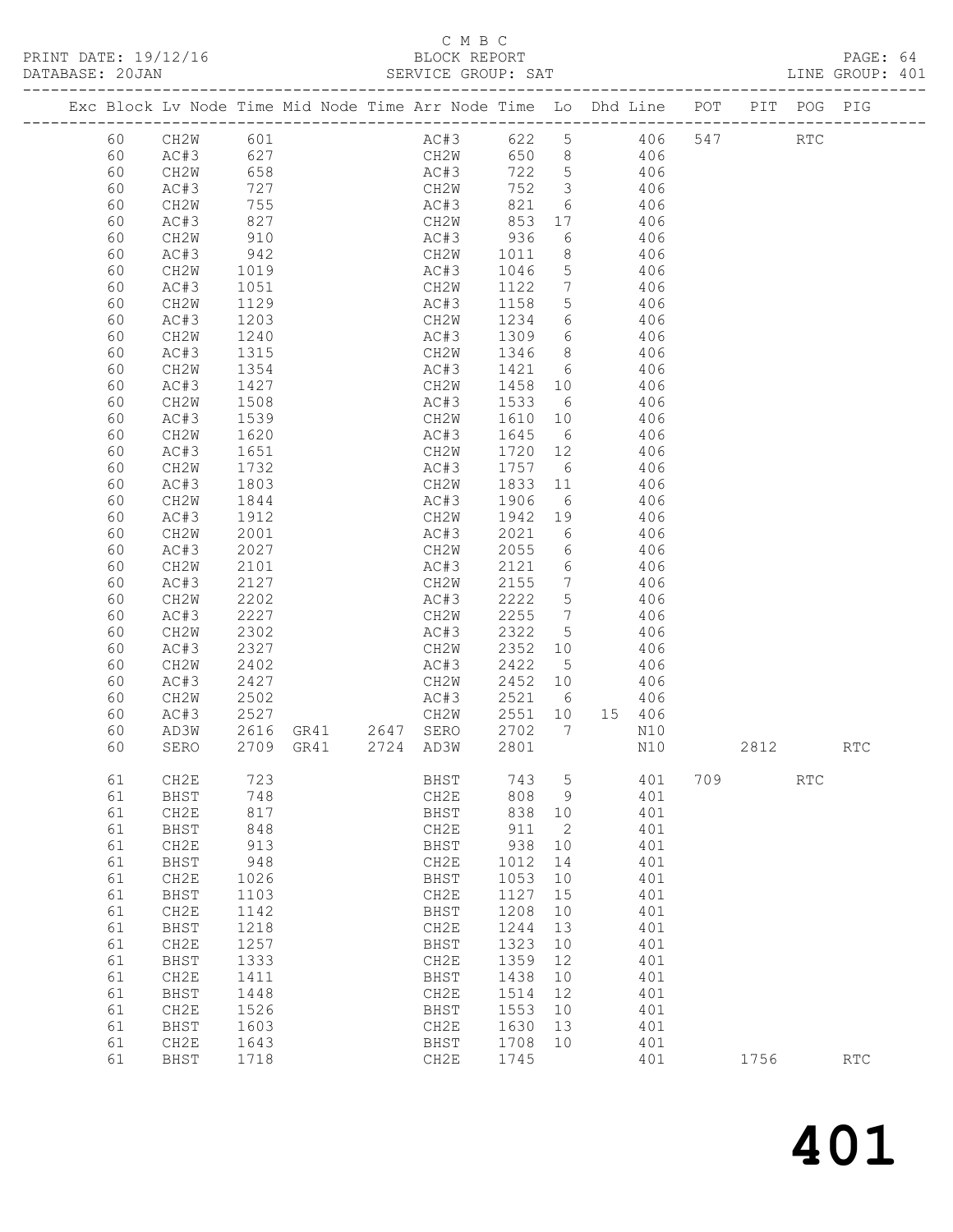C M B C
PRINT DATE: 19/12/16 BLOCK REPORT
DATABASE: 20JAN SERVICE GROUP: SAT LINE GROUP: 401

| Exc | Block | Lv | Node | Time | Mid Node | Time | Arr Node | Time | Lo | Dhd Line | POT | PIT | POG | PIG |
|---|---|---|---|---|---|---|---|---|---|---|---|---|---|---|
| | 60 | | CH2W | 601 | | | AC#3 | 622 | 5 | 406 | 547 | | RTC | |
| | 60 | | AC#3 | 627 | | | CH2W | 650 | 8 | 406 | | | | |
| | 60 | | CH2W | 658 | | | AC#3 | 722 | 5 | 406 | | | | |
| | 60 | | AC#3 | 727 | | | CH2W | 752 | 3 | 406 | | | | |
| | 60 | | CH2W | 755 | | | AC#3 | 821 | 6 | 406 | | | | |
| | 60 | | AC#3 | 827 | | | CH2W | 853 | 17 | 406 | | | | |
| | 60 | | CH2W | 910 | | | AC#3 | 936 | 6 | 406 | | | | |
| | 60 | | AC#3 | 942 | | | CH2W | 1011 | 8 | 406 | | | | |
| | 60 | | CH2W | 1019 | | | AC#3 | 1046 | 5 | 406 | | | | |
| | 60 | | AC#3 | 1051 | | | CH2W | 1122 | 7 | 406 | | | | |
| | 60 | | CH2W | 1129 | | | AC#3 | 1158 | 5 | 406 | | | | |
| | 60 | | AC#3 | 1203 | | | CH2W | 1234 | 6 | 406 | | | | |
| | 60 | | CH2W | 1240 | | | AC#3 | 1309 | 6 | 406 | | | | |
| | 60 | | AC#3 | 1315 | | | CH2W | 1346 | 8 | 406 | | | | |
| | 60 | | CH2W | 1354 | | | AC#3 | 1421 | 6 | 406 | | | | |
| | 60 | | AC#3 | 1427 | | | CH2W | 1458 | 10 | 406 | | | | |
| | 60 | | CH2W | 1508 | | | AC#3 | 1533 | 6 | 406 | | | | |
| | 60 | | AC#3 | 1539 | | | CH2W | 1610 | 10 | 406 | | | | |
| | 60 | | CH2W | 1620 | | | AC#3 | 1645 | 6 | 406 | | | | |
| | 60 | | AC#3 | 1651 | | | CH2W | 1720 | 12 | 406 | | | | |
| | 60 | | CH2W | 1732 | | | AC#3 | 1757 | 6 | 406 | | | | |
| | 60 | | AC#3 | 1803 | | | CH2W | 1833 | 11 | 406 | | | | |
| | 60 | | CH2W | 1844 | | | AC#3 | 1906 | 6 | 406 | | | | |
| | 60 | | AC#3 | 1912 | | | CH2W | 1942 | 19 | 406 | | | | |
| | 60 | | CH2W | 2001 | | | AC#3 | 2021 | 6 | 406 | | | | |
| | 60 | | AC#3 | 2027 | | | CH2W | 2055 | 6 | 406 | | | | |
| | 60 | | CH2W | 2101 | | | AC#3 | 2121 | 6 | 406 | | | | |
| | 60 | | AC#3 | 2127 | | | CH2W | 2155 | 7 | 406 | | | | |
| | 60 | | CH2W | 2202 | | | AC#3 | 2222 | 5 | 406 | | | | |
| | 60 | | AC#3 | 2227 | | | CH2W | 2255 | 7 | 406 | | | | |
| | 60 | | CH2W | 2302 | | | AC#3 | 2322 | 5 | 406 | | | | |
| | 60 | | AC#3 | 2327 | | | CH2W | 2352 | 10 | 406 | | | | |
| | 60 | | CH2W | 2402 | | | AC#3 | 2422 | 5 | 406 | | | | |
| | 60 | | AC#3 | 2427 | | | CH2W | 2452 | 10 | 406 | | | | |
| | 60 | | CH2W | 2502 | | | AC#3 | 2521 | 6 | 406 | | | | |
| | 60 | | AC#3 | 2527 | | | CH2W | 2551 | 10 | 15 406 | | | | |
| | 60 | | AD3W | 2616 | GR41 | 2647 | SERO | 2702 | 7 | N10 | | | | |
| | 60 | | SERO | 2709 | GR41 | 2724 | AD3W | 2801 | | N10 | | 2812 | | RTC |
| | 61 | | CH2E | 723 | | | BHST | 743 | 5 | 401 | 709 | | RTC | |
| | 61 | | BHST | 748 | | | CH2E | 808 | 9 | 401 | | | | |
| | 61 | | CH2E | 817 | | | BHST | 838 | 10 | 401 | | | | |
| | 61 | | BHST | 848 | | | CH2E | 911 | 2 | 401 | | | | |
| | 61 | | CH2E | 913 | | | BHST | 938 | 10 | 401 | | | | |
| | 61 | | BHST | 948 | | | CH2E | 1012 | 14 | 401 | | | | |
| | 61 | | CH2E | 1026 | | | BHST | 1053 | 10 | 401 | | | | |
| | 61 | | BHST | 1103 | | | CH2E | 1127 | 15 | 401 | | | | |
| | 61 | | CH2E | 1142 | | | BHST | 1208 | 10 | 401 | | | | |
| | 61 | | BHST | 1218 | | | CH2E | 1244 | 13 | 401 | | | | |
| | 61 | | CH2E | 1257 | | | BHST | 1323 | 10 | 401 | | | | |
| | 61 | | BHST | 1333 | | | CH2E | 1359 | 12 | 401 | | | | |
| | 61 | | CH2E | 1411 | | | BHST | 1438 | 10 | 401 | | | | |
| | 61 | | BHST | 1448 | | | CH2E | 1514 | 12 | 401 | | | | |
| | 61 | | CH2E | 1526 | | | BHST | 1553 | 10 | 401 | | | | |
| | 61 | | BHST | 1603 | | | CH2E | 1630 | 13 | 401 | | | | |
| | 61 | | CH2E | 1643 | | | BHST | 1708 | 10 | 401 | | | | |
| | 61 | | BHST | 1718 | | | CH2E | 1745 | | 401 | | 1756 | | RTC |

401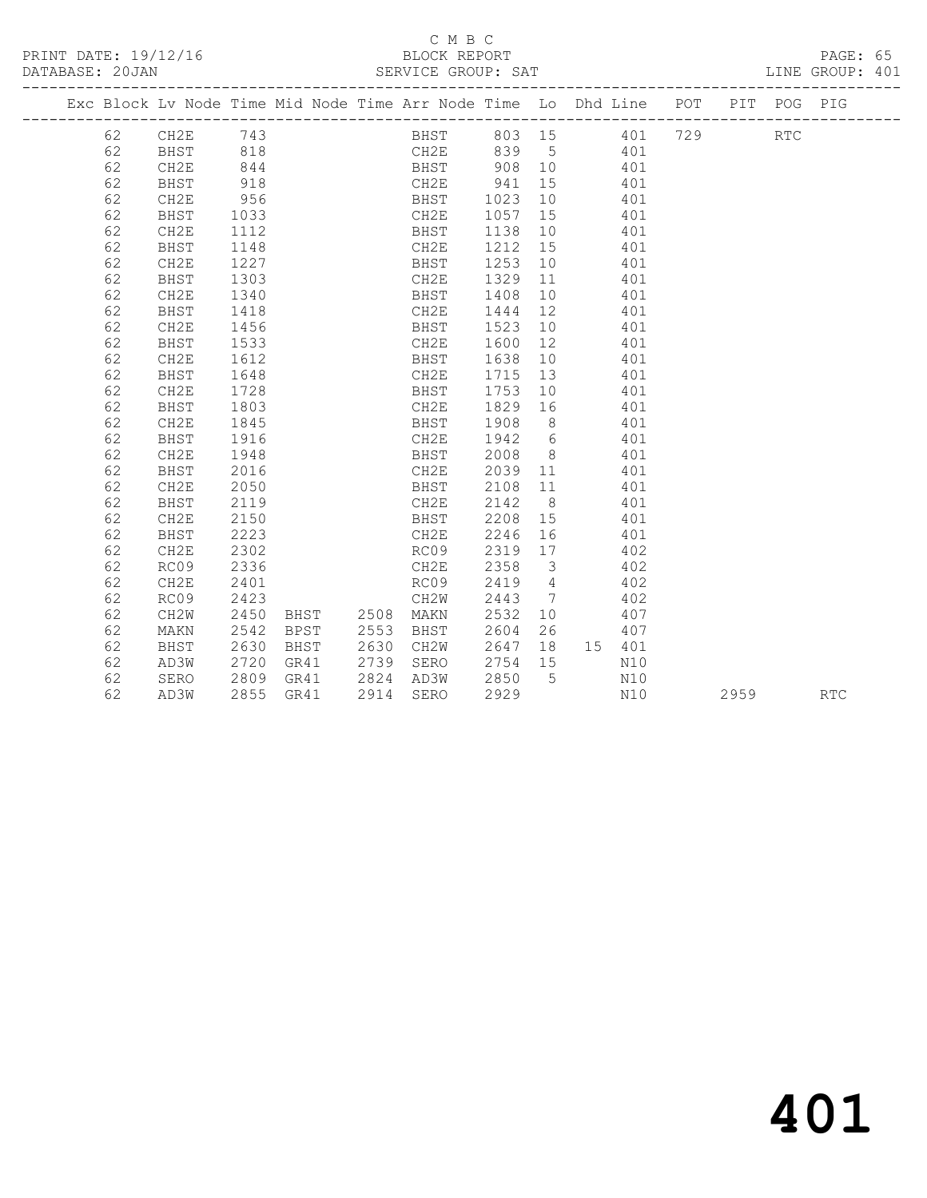C M B C

BLOCK REPORT

PRINT DATE: 19/12/16 DATABASE: 20JAN SERVICE GROUP: SAT LINE GROUP: 401

| Exc | Block | Lv | Node | Time | Mid Node | Time | Arr Node | Time | Lo | Dhd Line | POT | PIT | POG | PIG |
|---|---|---|---|---|---|---|---|---|---|---|---|---|---|---|
| | 62 | | CH2E | 743 | | | BHST | 803 | 15 | 401 | 729 | | RTC | |
| | 62 | | BHST | 818 | | | CH2E | 839 | 5 | 401 | | | | |
| | 62 | | CH2E | 844 | | | BHST | 908 | 10 | 401 | | | | |
| | 62 | | BHST | 918 | | | CH2E | 941 | 15 | 401 | | | | |
| | 62 | | CH2E | 956 | | | BHST | 1023 | 10 | 401 | | | | |
| | 62 | | BHST | 1033 | | | CH2E | 1057 | 15 | 401 | | | | |
| | 62 | | CH2E | 1112 | | | BHST | 1138 | 10 | 401 | | | | |
| | 62 | | BHST | 1148 | | | CH2E | 1212 | 15 | 401 | | | | |
| | 62 | | CH2E | 1227 | | | BHST | 1253 | 10 | 401 | | | | |
| | 62 | | BHST | 1303 | | | CH2E | 1329 | 11 | 401 | | | | |
| | 62 | | CH2E | 1340 | | | BHST | 1408 | 10 | 401 | | | | |
| | 62 | | BHST | 1418 | | | CH2E | 1444 | 12 | 401 | | | | |
| | 62 | | CH2E | 1456 | | | BHST | 1523 | 10 | 401 | | | | |
| | 62 | | BHST | 1533 | | | CH2E | 1600 | 12 | 401 | | | | |
| | 62 | | CH2E | 1612 | | | BHST | 1638 | 10 | 401 | | | | |
| | 62 | | BHST | 1648 | | | CH2E | 1715 | 13 | 401 | | | | |
| | 62 | | CH2E | 1728 | | | BHST | 1753 | 10 | 401 | | | | |
| | 62 | | BHST | 1803 | | | CH2E | 1829 | 16 | 401 | | | | |
| | 62 | | CH2E | 1845 | | | BHST | 1908 | 8 | 401 | | | | |
| | 62 | | BHST | 1916 | | | CH2E | 1942 | 6 | 401 | | | | |
| | 62 | | CH2E | 1948 | | | BHST | 2008 | 8 | 401 | | | | |
| | 62 | | BHST | 2016 | | | CH2E | 2039 | 11 | 401 | | | | |
| | 62 | | CH2E | 2050 | | | BHST | 2108 | 11 | 401 | | | | |
| | 62 | | BHST | 2119 | | | CH2E | 2142 | 8 | 401 | | | | |
| | 62 | | CH2E | 2150 | | | BHST | 2208 | 15 | 401 | | | | |
| | 62 | | BHST | 2223 | | | CH2E | 2246 | 16 | 401 | | | | |
| | 62 | | CH2E | 2302 | | | RC09 | 2319 | 17 | 402 | | | | |
| | 62 | | RC09 | 2336 | | | CH2E | 2358 | 3 | 402 | | | | |
| | 62 | | CH2E | 2401 | | | RC09 | 2419 | 4 | 402 | | | | |
| | 62 | | RC09 | 2423 | | | CH2W | 2443 | 7 | 402 | | | | |
| | 62 | | CH2W | 2450 | BHST | 2508 | MAKN | 2532 | 10 | 407 | | | | |
| | 62 | | MAKN | 2542 | BPST | 2553 | BHST | 2604 | 26 | 407 | | | | |
| | 62 | | BHST | 2630 | BHST | 2630 | CH2W | 2647 | 18 | 15 401 | | | | |
| | 62 | | AD3W | 2720 | GR41 | 2739 | SERO | 2754 | 15 | N10 | | | | |
| | 62 | | SERO | 2809 | GR41 | 2824 | AD3W | 2850 | 5 | N10 | | | | |
| | 62 | | AD3W | 2855 | GR41 | 2914 | SERO | 2929 | | N10 | | 2959 | | RTC |

401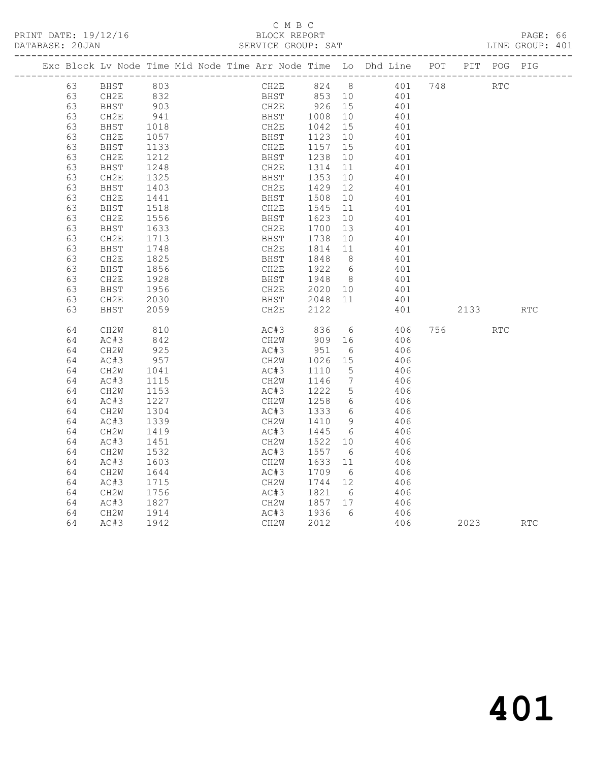C M B C

PRINT DATE: 19/12/16 BLOCK REPORT

DATABASE: 20JAN SERVICE GROUP: SAT LINE GROUP: 401

| Exc | Block | Lv | Node | Time | Mid Node | Time | Arr Node | Time | Lo | Dhd Line | POT | PIT | POG | PIG |
|---|---|---|---|---|---|---|---|---|---|---|---|---|---|---|
| | 63 | | BHST | 803 | | | CH2E | 824 | 8 | 401 | 748 | | RTC | |
| | 63 | | CH2E | 832 | | | BHST | 853 | 10 | 401 | | | | |
| | 63 | | BHST | 903 | | | CH2E | 926 | 15 | 401 | | | | |
| | 63 | | CH2E | 941 | | | BHST | 1008 | 10 | 401 | | | | |
| | 63 | | BHST | 1018 | | | CH2E | 1042 | 15 | 401 | | | | |
| | 63 | | CH2E | 1057 | | | BHST | 1123 | 10 | 401 | | | | |
| | 63 | | BHST | 1133 | | | CH2E | 1157 | 15 | 401 | | | | |
| | 63 | | CH2E | 1212 | | | BHST | 1238 | 10 | 401 | | | | |
| | 63 | | BHST | 1248 | | | CH2E | 1314 | 11 | 401 | | | | |
| | 63 | | CH2E | 1325 | | | BHST | 1353 | 10 | 401 | | | | |
| | 63 | | BHST | 1403 | | | CH2E | 1429 | 12 | 401 | | | | |
| | 63 | | CH2E | 1441 | | | BHST | 1508 | 10 | 401 | | | | |
| | 63 | | BHST | 1518 | | | CH2E | 1545 | 11 | 401 | | | | |
| | 63 | | CH2E | 1556 | | | BHST | 1623 | 10 | 401 | | | | |
| | 63 | | BHST | 1633 | | | CH2E | 1700 | 13 | 401 | | | | |
| | 63 | | CH2E | 1713 | | | BHST | 1738 | 10 | 401 | | | | |
| | 63 | | BHST | 1748 | | | CH2E | 1814 | 11 | 401 | | | | |
| | 63 | | CH2E | 1825 | | | BHST | 1848 | 8 | 401 | | | | |
| | 63 | | BHST | 1856 | | | CH2E | 1922 | 6 | 401 | | | | |
| | 63 | | CH2E | 1928 | | | BHST | 1948 | 8 | 401 | | | | |
| | 63 | | BHST | 1956 | | | CH2E | 2020 | 10 | 401 | | | | |
| | 63 | | CH2E | 2030 | | | BHST | 2048 | 11 | 401 | | | | |
| | 63 | | BHST | 2059 | | | CH2E | 2122 | | 401 | | 2133 | | RTC |
| | 64 | | CH2W | 810 | | | AC#3 | 836 | 6 | 406 | 756 | | RTC | |
| | 64 | | AC#3 | 842 | | | CH2W | 909 | 16 | 406 | | | | |
| | 64 | | CH2W | 925 | | | AC#3 | 951 | 6 | 406 | | | | |
| | 64 | | AC#3 | 957 | | | CH2W | 1026 | 15 | 406 | | | | |
| | 64 | | CH2W | 1041 | | | AC#3 | 1110 | 5 | 406 | | | | |
| | 64 | | AC#3 | 1115 | | | CH2W | 1146 | 7 | 406 | | | | |
| | 64 | | CH2W | 1153 | | | AC#3 | 1222 | 5 | 406 | | | | |
| | 64 | | AC#3 | 1227 | | | CH2W | 1258 | 6 | 406 | | | | |
| | 64 | | CH2W | 1304 | | | AC#3 | 1333 | 6 | 406 | | | | |
| | 64 | | AC#3 | 1339 | | | CH2W | 1410 | 9 | 406 | | | | |
| | 64 | | CH2W | 1419 | | | AC#3 | 1445 | 6 | 406 | | | | |
| | 64 | | AC#3 | 1451 | | | CH2W | 1522 | 10 | 406 | | | | |
| | 64 | | CH2W | 1532 | | | AC#3 | 1557 | 6 | 406 | | | | |
| | 64 | | AC#3 | 1603 | | | CH2W | 1633 | 11 | 406 | | | | |
| | 64 | | CH2W | 1644 | | | AC#3 | 1709 | 6 | 406 | | | | |
| | 64 | | AC#3 | 1715 | | | CH2W | 1744 | 12 | 406 | | | | |
| | 64 | | CH2W | 1756 | | | AC#3 | 1821 | 6 | 406 | | | | |
| | 64 | | AC#3 | 1827 | | | CH2W | 1857 | 17 | 406 | | | | |
| | 64 | | CH2W | 1914 | | | AC#3 | 1936 | 6 | 406 | | | | |
| | 64 | | AC#3 | 1942 | | | CH2W | 2012 | | 406 | | 2023 | | RTC |

# 401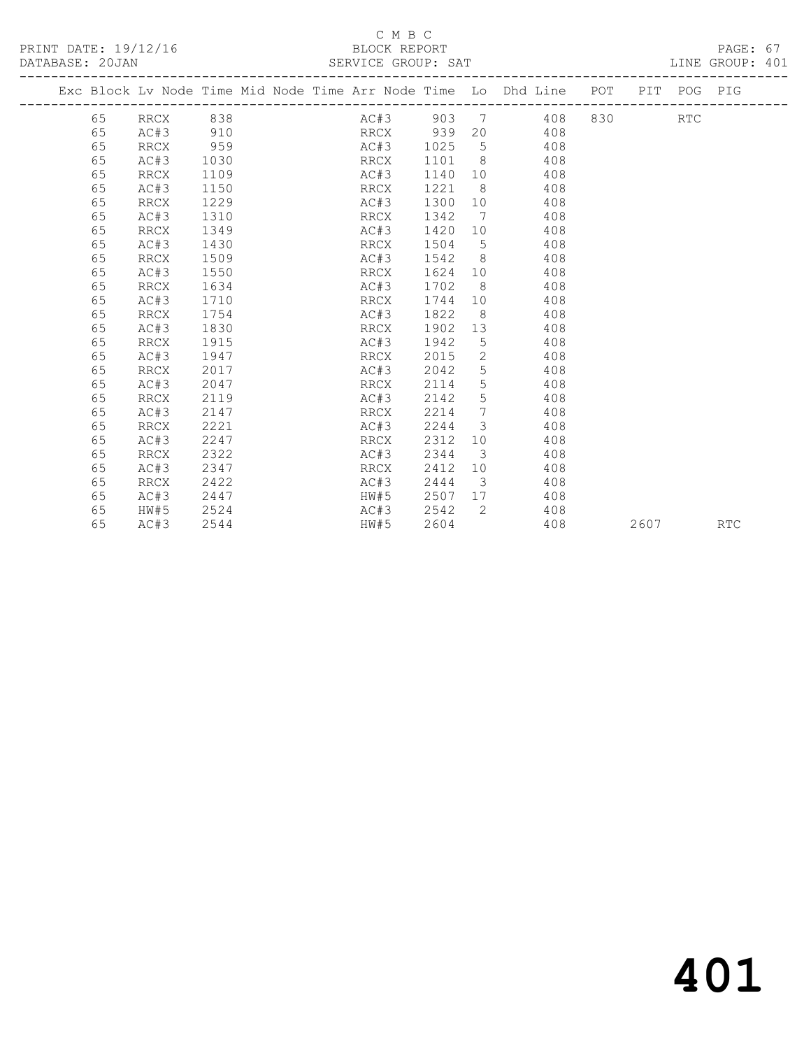C M B C

PRINT DATE: 19/12/16 BLOCK REPORT

DATABASE: 20JAN SERVICE GROUP: SAT LINE GROUP: 401

| Exc | Block | Lv | Node | Time | Mid Node | Time | Arr Node | Time | Lo | Dhd Line | POT | PIT | POG | PIG |
|---|---|---|---|---|---|---|---|---|---|---|---|---|---|---|
| | 65 | | RRCX | 838 | | | AC#3 | 903 | 7 | 408 | 830 | | RTC | |
| | 65 | | AC#3 | 910 | | | RRCX | 939 | 20 | 408 | | | | |
| | 65 | | RRCX | 959 | | | AC#3 | 1025 | 5 | 408 | | | | |
| | 65 | | AC#3 | 1030 | | | RRCX | 1101 | 8 | 408 | | | | |
| | 65 | | RRCX | 1109 | | | AC#3 | 1140 | 10 | 408 | | | | |
| | 65 | | AC#3 | 1150 | | | RRCX | 1221 | 8 | 408 | | | | |
| | 65 | | RRCX | 1229 | | | AC#3 | 1300 | 10 | 408 | | | | |
| | 65 | | AC#3 | 1310 | | | RRCX | 1342 | 7 | 408 | | | | |
| | 65 | | RRCX | 1349 | | | AC#3 | 1420 | 10 | 408 | | | | |
| | 65 | | AC#3 | 1430 | | | RRCX | 1504 | 5 | 408 | | | | |
| | 65 | | RRCX | 1509 | | | AC#3 | 1542 | 8 | 408 | | | | |
| | 65 | | AC#3 | 1550 | | | RRCX | 1624 | 10 | 408 | | | | |
| | 65 | | RRCX | 1634 | | | AC#3 | 1702 | 8 | 408 | | | | |
| | 65 | | AC#3 | 1710 | | | RRCX | 1744 | 10 | 408 | | | | |
| | 65 | | RRCX | 1754 | | | AC#3 | 1822 | 8 | 408 | | | | |
| | 65 | | AC#3 | 1830 | | | RRCX | 1902 | 13 | 408 | | | | |
| | 65 | | RRCX | 1915 | | | AC#3 | 1942 | 5 | 408 | | | | |
| | 65 | | AC#3 | 1947 | | | RRCX | 2015 | 2 | 408 | | | | |
| | 65 | | RRCX | 2017 | | | AC#3 | 2042 | 5 | 408 | | | | |
| | 65 | | AC#3 | 2047 | | | RRCX | 2114 | 5 | 408 | | | | |
| | 65 | | RRCX | 2119 | | | AC#3 | 2142 | 5 | 408 | | | | |
| | 65 | | AC#3 | 2147 | | | RRCX | 2214 | 7 | 408 | | | | |
| | 65 | | RRCX | 2221 | | | AC#3 | 2244 | 3 | 408 | | | | |
| | 65 | | AC#3 | 2247 | | | RRCX | 2312 | 10 | 408 | | | | |
| | 65 | | RRCX | 2322 | | | AC#3 | 2344 | 3 | 408 | | | | |
| | 65 | | AC#3 | 2347 | | | RRCX | 2412 | 10 | 408 | | | | |
| | 65 | | RRCX | 2422 | | | AC#3 | 2444 | 3 | 408 | | | | |
| | 65 | | AC#3 | 2447 | | | HW#5 | 2507 | 17 | 408 | | | | |
| | 65 | | HW#5 | 2524 | | | AC#3 | 2542 | 2 | 408 | | | | |
| | 65 | | AC#3 | 2544 | | | HW#5 | 2604 | | 408 | | 2607 | | RTC |

# 401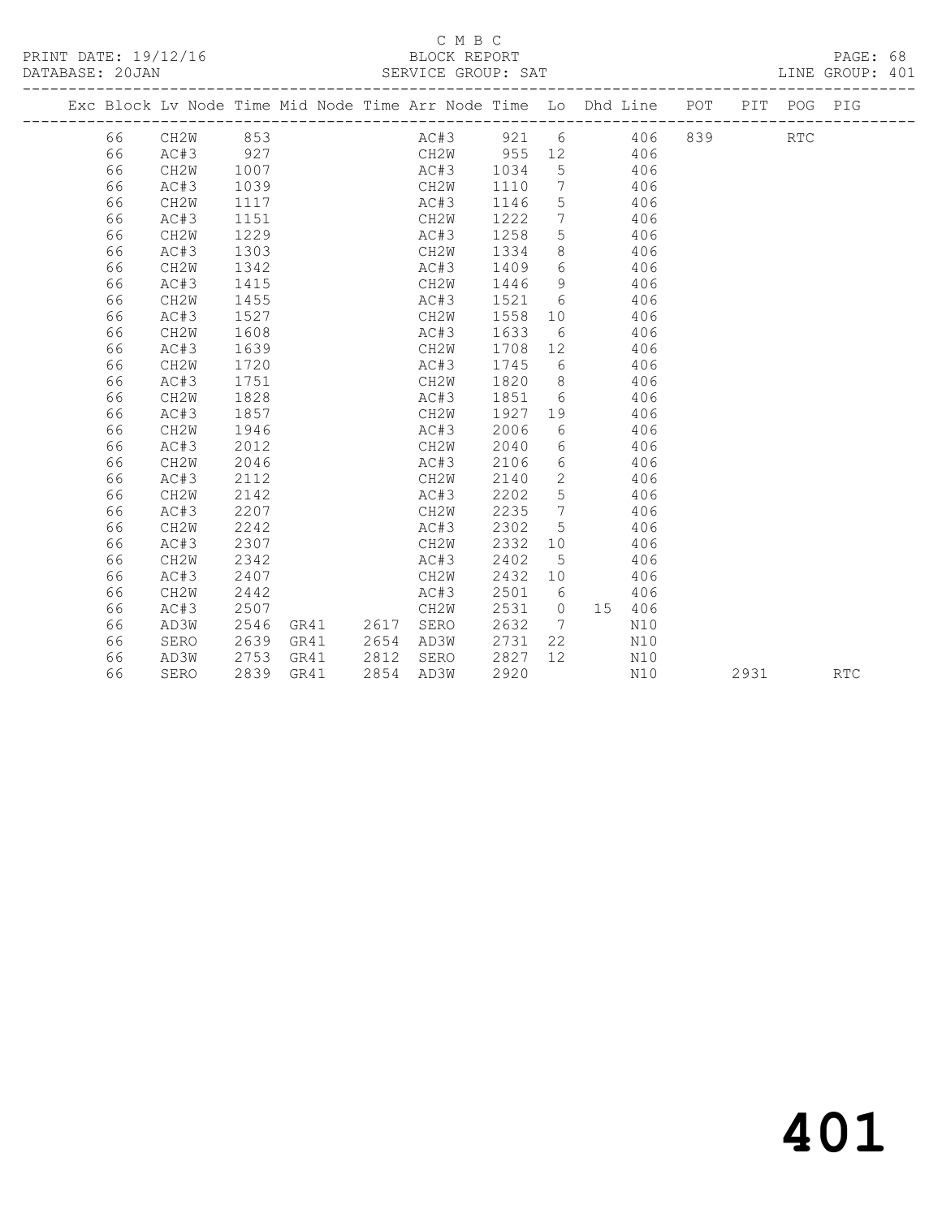C M B C

PRINT DATE: 19/12/16 BLOCK REPORT

DATABASE: 20JAN SERVICE GROUP: SAT LINE GROUP: 401

| Exc | Block | Lv | Node | Time | Mid Node | Time | Arr Node | Time | Lo | Dhd Line | POT | PIT | POG | PIG |
|---|---|---|---|---|---|---|---|---|---|---|---|---|---|---|
| | 66 | | CH2W | 853 | | | AC#3 | 921 | 6 | 406 | 839 | | RTC | |
| | 66 | | AC#3 | 927 | | | CH2W | 955 | 12 | 406 | | | | |
| | 66 | | CH2W | 1007 | | | AC#3 | 1034 | 5 | 406 | | | | |
| | 66 | | AC#3 | 1039 | | | CH2W | 1110 | 7 | 406 | | | | |
| | 66 | | CH2W | 1117 | | | AC#3 | 1146 | 5 | 406 | | | | |
| | 66 | | AC#3 | 1151 | | | CH2W | 1222 | 7 | 406 | | | | |
| | 66 | | CH2W | 1229 | | | AC#3 | 1258 | 5 | 406 | | | | |
| | 66 | | AC#3 | 1303 | | | CH2W | 1334 | 8 | 406 | | | | |
| | 66 | | CH2W | 1342 | | | AC#3 | 1409 | 6 | 406 | | | | |
| | 66 | | AC#3 | 1415 | | | CH2W | 1446 | 9 | 406 | | | | |
| | 66 | | CH2W | 1455 | | | AC#3 | 1521 | 6 | 406 | | | | |
| | 66 | | AC#3 | 1527 | | | CH2W | 1558 | 10 | 406 | | | | |
| | 66 | | CH2W | 1608 | | | AC#3 | 1633 | 6 | 406 | | | | |
| | 66 | | AC#3 | 1639 | | | CH2W | 1708 | 12 | 406 | | | | |
| | 66 | | CH2W | 1720 | | | AC#3 | 1745 | 6 | 406 | | | | |
| | 66 | | AC#3 | 1751 | | | CH2W | 1820 | 8 | 406 | | | | |
| | 66 | | CH2W | 1828 | | | AC#3 | 1851 | 6 | 406 | | | | |
| | 66 | | AC#3 | 1857 | | | CH2W | 1927 | 19 | 406 | | | | |
| | 66 | | CH2W | 1946 | | | AC#3 | 2006 | 6 | 406 | | | | |
| | 66 | | AC#3 | 2012 | | | CH2W | 2040 | 6 | 406 | | | | |
| | 66 | | CH2W | 2046 | | | AC#3 | 2106 | 6 | 406 | | | | |
| | 66 | | AC#3 | 2112 | | | CH2W | 2140 | 2 | 406 | | | | |
| | 66 | | CH2W | 2142 | | | AC#3 | 2202 | 5 | 406 | | | | |
| | 66 | | AC#3 | 2207 | | | CH2W | 2235 | 7 | 406 | | | | |
| | 66 | | CH2W | 2242 | | | AC#3 | 2302 | 5 | 406 | | | | |
| | 66 | | AC#3 | 2307 | | | CH2W | 2332 | 10 | 406 | | | | |
| | 66 | | CH2W | 2342 | | | AC#3 | 2402 | 5 | 406 | | | | |
| | 66 | | AC#3 | 2407 | | | CH2W | 2432 | 10 | 406 | | | | |
| | 66 | | CH2W | 2442 | | | AC#3 | 2501 | 6 | 406 | | | | |
| | 66 | | AC#3 | 2507 | | | CH2W | 2531 | 0 | 15 406 | | | | |
| | 66 | | AD3W | 2546 | GR41 | 2617 | SERO | 2632 | 7 | N10 | | | | |
| | 66 | | SERO | 2639 | GR41 | 2654 | AD3W | 2731 | 22 | N10 | | | | |
| | 66 | | AD3W | 2753 | GR41 | 2812 | SERO | 2827 | 12 | N10 | | | | |
| | 66 | | SERO | 2839 | GR41 | 2854 | AD3W | 2920 | | N10 | | 2931 | | RTC |

401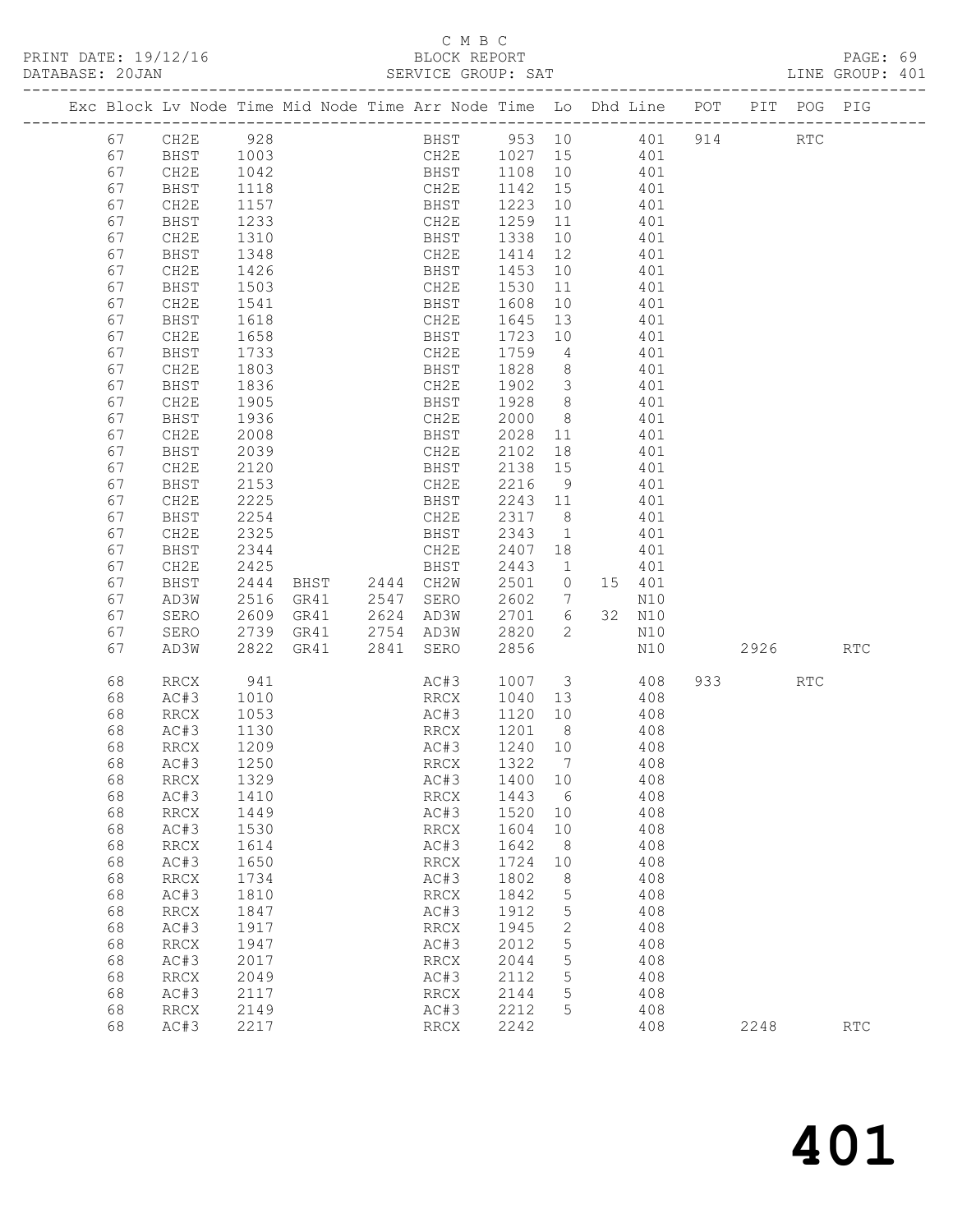C M B C
PRINT DATE: 19/12/16 BLOCK REPORT PAGE: 69
DATABASE: 20JAN SERVICE GROUP: SAT LINE GROUP: 401

| Exc | Block | Lv | Node | Time | Mid Node | Time | Arr Node | Time | Lo | Dhd Line | POT | PIT | POG | PIG |
|---|---|---|---|---|---|---|---|---|---|---|---|---|---|---|
| | 67 | | CH2E | 928 | | | BHST | 953 | 10 | 401 | 914 | | RTC | |
| | 67 | | BHST | 1003 | | | CH2E | 1027 | 15 | 401 | | | | |
| | 67 | | CH2E | 1042 | | | BHST | 1108 | 10 | 401 | | | | |
| | 67 | | BHST | 1118 | | | CH2E | 1142 | 15 | 401 | | | | |
| | 67 | | CH2E | 1157 | | | BHST | 1223 | 10 | 401 | | | | |
| | 67 | | BHST | 1233 | | | CH2E | 1259 | 11 | 401 | | | | |
| | 67 | | CH2E | 1310 | | | BHST | 1338 | 10 | 401 | | | | |
| | 67 | | BHST | 1348 | | | CH2E | 1414 | 12 | 401 | | | | |
| | 67 | | CH2E | 1426 | | | BHST | 1453 | 10 | 401 | | | | |
| | 67 | | BHST | 1503 | | | CH2E | 1530 | 11 | 401 | | | | |
| | 67 | | CH2E | 1541 | | | BHST | 1608 | 10 | 401 | | | | |
| | 67 | | BHST | 1618 | | | CH2E | 1645 | 13 | 401 | | | | |
| | 67 | | CH2E | 1658 | | | BHST | 1723 | 10 | 401 | | | | |
| | 67 | | BHST | 1733 | | | CH2E | 1759 | 4 | 401 | | | | |
| | 67 | | CH2E | 1803 | | | BHST | 1828 | 8 | 401 | | | | |
| | 67 | | BHST | 1836 | | | CH2E | 1902 | 3 | 401 | | | | |
| | 67 | | CH2E | 1905 | | | BHST | 1928 | 8 | 401 | | | | |
| | 67 | | BHST | 1936 | | | CH2E | 2000 | 8 | 401 | | | | |
| | 67 | | CH2E | 2008 | | | BHST | 2028 | 11 | 401 | | | | |
| | 67 | | BHST | 2039 | | | CH2E | 2102 | 18 | 401 | | | | |
| | 67 | | CH2E | 2120 | | | BHST | 2138 | 15 | 401 | | | | |
| | 67 | | BHST | 2153 | | | CH2E | 2216 | 9 | 401 | | | | |
| | 67 | | CH2E | 2225 | | | BHST | 2243 | 11 | 401 | | | | |
| | 67 | | BHST | 2254 | | | CH2E | 2317 | 8 | 401 | | | | |
| | 67 | | CH2E | 2325 | | | BHST | 2343 | 1 | 401 | | | | |
| | 67 | | BHST | 2344 | | | CH2E | 2407 | 18 | 401 | | | | |
| | 67 | | CH2E | 2425 | | | BHST | 2443 | 1 | 401 | | | | |
| | 67 | | BHST | 2444 | BHST | 2444 | CH2W | 2501 | 0 | 15 401 | | | | |
| | 67 | | AD3W | 2516 | GR41 | 2547 | SERO | 2602 | 7 | N10 | | | | |
| | 67 | | SERO | 2609 | GR41 | 2624 | AD3W | 2701 | 6 | 32 N10 | | | | |
| | 67 | | SERO | 2739 | GR41 | 2754 | AD3W | 2820 | 2 | N10 | | | | |
| | 67 | | AD3W | 2822 | GR41 | 2841 | SERO | 2856 | | N10 | | 2926 | | RTC |
| | 68 | | RRCX | 941 | | | AC#3 | 1007 | 3 | 408 | 933 | | RTC | |
| | 68 | | AC#3 | 1010 | | | RRCX | 1040 | 13 | 408 | | | | |
| | 68 | | RRCX | 1053 | | | AC#3 | 1120 | 10 | 408 | | | | |
| | 68 | | AC#3 | 1130 | | | RRCX | 1201 | 8 | 408 | | | | |
| | 68 | | RRCX | 1209 | | | AC#3 | 1240 | 10 | 408 | | | | |
| | 68 | | AC#3 | 1250 | | | RRCX | 1322 | 7 | 408 | | | | |
| | 68 | | RRCX | 1329 | | | AC#3 | 1400 | 10 | 408 | | | | |
| | 68 | | AC#3 | 1410 | | | RRCX | 1443 | 6 | 408 | | | | |
| | 68 | | RRCX | 1449 | | | AC#3 | 1520 | 10 | 408 | | | | |
| | 68 | | AC#3 | 1530 | | | RRCX | 1604 | 10 | 408 | | | | |
| | 68 | | RRCX | 1614 | | | AC#3 | 1642 | 8 | 408 | | | | |
| | 68 | | AC#3 | 1650 | | | RRCX | 1724 | 10 | 408 | | | | |
| | 68 | | RRCX | 1734 | | | AC#3 | 1802 | 8 | 408 | | | | |
| | 68 | | AC#3 | 1810 | | | RRCX | 1842 | 5 | 408 | | | | |
| | 68 | | RRCX | 1847 | | | AC#3 | 1912 | 5 | 408 | | | | |
| | 68 | | AC#3 | 1917 | | | RRCX | 1945 | 2 | 408 | | | | |
| | 68 | | RRCX | 1947 | | | AC#3 | 2012 | 5 | 408 | | | | |
| | 68 | | AC#3 | 2017 | | | RRCX | 2044 | 5 | 408 | | | | |
| | 68 | | RRCX | 2049 | | | AC#3 | 2112 | 5 | 408 | | | | |
| | 68 | | AC#3 | 2117 | | | RRCX | 2144 | 5 | 408 | | | | |
| | 68 | | RRCX | 2149 | | | AC#3 | 2212 | 5 | 408 | | | | |
| | 68 | | AC#3 | 2217 | | | RRCX | 2242 | | 408 | | 2248 | | RTC |

401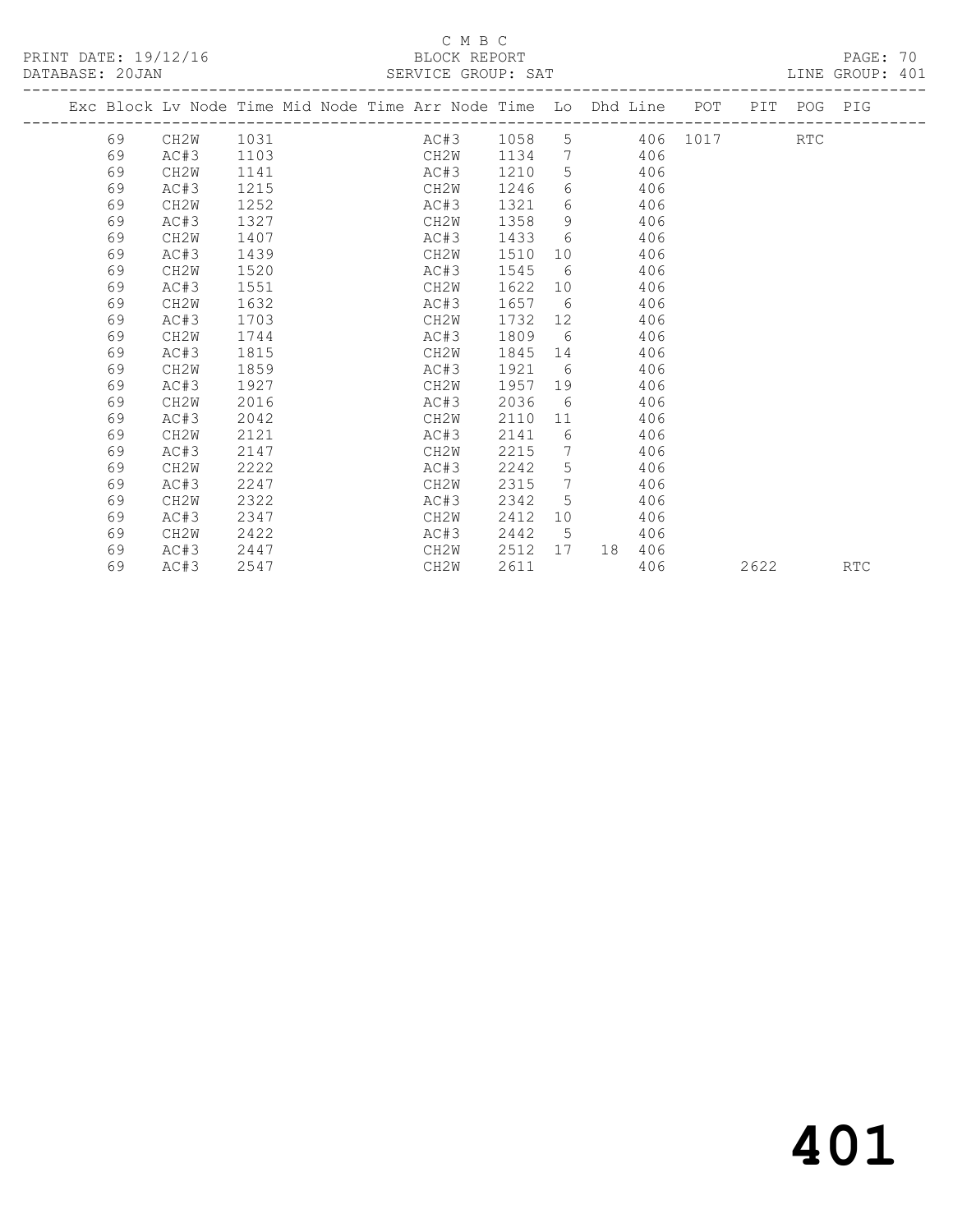C M B C

PRINT DATE: 19/12/16 BLOCK REPORT PAGE: 70
DATABASE: 20JAN SERVICE GROUP: SAT LINE GROUP: 401

| Exc | Block | Lv Node | Time | Mid Node | Time | Arr Node | Time | Lo | Dhd | Line | POT | PIT | POG | PIG |
|---|---|---|---|---|---|---|---|---|---|---|---|---|---|---|
| | 69 | CH2W | 1031 | | | AC#3 | 1058 | 5 | | 406 | 1017 | | RTC | |
| | 69 | AC#3 | 1103 | | | CH2W | 1134 | 7 | | 406 | | | | |
| | 69 | CH2W | 1141 | | | AC#3 | 1210 | 5 | | 406 | | | | |
| | 69 | AC#3 | 1215 | | | CH2W | 1246 | 6 | | 406 | | | | |
| | 69 | CH2W | 1252 | | | AC#3 | 1321 | 6 | | 406 | | | | |
| | 69 | AC#3 | 1327 | | | CH2W | 1358 | 9 | | 406 | | | | |
| | 69 | CH2W | 1407 | | | AC#3 | 1433 | 6 | | 406 | | | | |
| | 69 | AC#3 | 1439 | | | CH2W | 1510 | 10 | | 406 | | | | |
| | 69 | CH2W | 1520 | | | AC#3 | 1545 | 6 | | 406 | | | | |
| | 69 | AC#3 | 1551 | | | CH2W | 1622 | 10 | | 406 | | | | |
| | 69 | CH2W | 1632 | | | AC#3 | 1657 | 6 | | 406 | | | | |
| | 69 | AC#3 | 1703 | | | CH2W | 1732 | 12 | | 406 | | | | |
| | 69 | CH2W | 1744 | | | AC#3 | 1809 | 6 | | 406 | | | | |
| | 69 | AC#3 | 1815 | | | CH2W | 1845 | 14 | | 406 | | | | |
| | 69 | CH2W | 1859 | | | AC#3 | 1921 | 6 | | 406 | | | | |
| | 69 | AC#3 | 1927 | | | CH2W | 1957 | 19 | | 406 | | | | |
| | 69 | CH2W | 2016 | | | AC#3 | 2036 | 6 | | 406 | | | | |
| | 69 | AC#3 | 2042 | | | CH2W | 2110 | 11 | | 406 | | | | |
| | 69 | CH2W | 2121 | | | AC#3 | 2141 | 6 | | 406 | | | | |
| | 69 | AC#3 | 2147 | | | CH2W | 2215 | 7 | | 406 | | | | |
| | 69 | CH2W | 2222 | | | AC#3 | 2242 | 5 | | 406 | | | | |
| | 69 | AC#3 | 2247 | | | CH2W | 2315 | 7 | | 406 | | | | |
| | 69 | CH2W | 2322 | | | AC#3 | 2342 | 5 | | 406 | | | | |
| | 69 | AC#3 | 2347 | | | CH2W | 2412 | 10 | | 406 | | | | |
| | 69 | CH2W | 2422 | | | AC#3 | 2442 | 5 | | 406 | | | | |
| | 69 | AC#3 | 2447 | | | CH2W | 2512 | 17 | 18 | 406 | | | | |
| | 69 | AC#3 | 2547 | | | CH2W | 2611 | | | 406 | | 2622 | | RTC |

401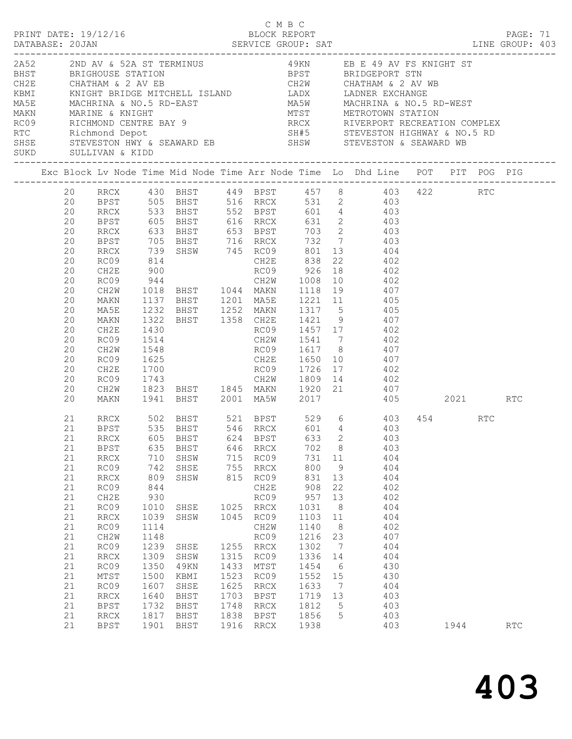C M B C

PRINT DATE: 19/12/16 BLOCK REPORT

DATABASE: 20JAN SERVICE GROUP: SAT LINE GROUP: 403

| Code | Description | Code | Description |
|---|---|---|---|
| 2A52 | 2ND AV & 52A ST TERMINUS | 49KN | EB E 49 AV FS KNIGHT ST |
| BHST | BRIGHOUSE STATION | BPST | BRIDGEPORT STN |
| CH2E | CHATHAM & 2 AV EB | CH2W | CHATHAM & 2 AV WB |
| KBMI | KNIGHT BRIDGE MITCHELL ISLAND | LADX | LADNER EXCHANGE |
| MA5E | MACHRINA & NO.5 RD-EAST | MA5W | MACHRINA & NO.5 RD-WEST |
| MAKN | MARINE & KNIGHT | MTST | METROTOWN STATION |
| RC09 | RICHMOND CENTRE BAY 9 | RRCX | RIVERPORT RECREATION COMPLEX |
| RTC | Richmond Depot | SH#5 | STEVESTON HIGHWAY & NO.5 RD |
| SHSE | STEVESTON HWY & SEAWARD EB | SHSW | STEVESTON & SEAWARD WB |
| SUKD | SULLIVAN & KIDD | | |

| Exc | Block | Lv Node | Time | Mid Node | Time | Arr Node | Time | Lo | Dhd Line | POT | PIT | POG | PIG |
|---|---|---|---|---|---|---|---|---|---|---|---|---|---|
| | 20 | RRCX | 430 | BHST | 449 | BPST | 457 | 8 | 403 | 422 | | RTC | |
| | 20 | BPST | 505 | BHST | 516 | RRCX | 531 | 2 | 403 | | | | |
| | 20 | RRCX | 533 | BHST | 552 | BPST | 601 | 4 | 403 | | | | |
| | 20 | BPST | 605 | BHST | 616 | RRCX | 631 | 2 | 403 | | | | |
| | 20 | RRCX | 633 | BHST | 653 | BPST | 703 | 2 | 403 | | | | |
| | 20 | BPST | 705 | BHST | 716 | RRCX | 732 | 7 | 403 | | | | |
| | 20 | RRCX | 739 | SHSW | 745 | RC09 | 801 | 13 | 404 | | | | |
| | 20 | RC09 | 814 | | | CH2E | 838 | 22 | 402 | | | | |
| | 20 | CH2E | 900 | | | RC09 | 926 | 18 | 402 | | | | |
| | 20 | RC09 | 944 | | | CH2W | 1008 | 10 | 402 | | | | |
| | 20 | CH2W | 1018 | BHST | 1044 | MAKN | 1118 | 19 | 407 | | | | |
| | 20 | MAKN | 1137 | BHST | 1201 | MA5E | 1221 | 11 | 405 | | | | |
| | 20 | MA5E | 1232 | BHST | 1252 | MAKN | 1317 | 5 | 405 | | | | |
| | 20 | MAKN | 1322 | BHST | 1358 | CH2E | 1421 | 9 | 407 | | | | |
| | 20 | CH2E | 1430 | | | RC09 | 1457 | 17 | 402 | | | | |
| | 20 | RC09 | 1514 | | | CH2W | 1541 | 7 | 402 | | | | |
| | 20 | CH2W | 1548 | | | RC09 | 1617 | 8 | 407 | | | | |
| | 20 | RC09 | 1625 | | | CH2E | 1650 | 10 | 407 | | | | |
| | 20 | CH2E | 1700 | | | RC09 | 1726 | 17 | 402 | | | | |
| | 20 | RC09 | 1743 | | | CH2W | 1809 | 14 | 402 | | | | |
| | 20 | CH2W | 1823 | BHST | 1845 | MAKN | 1920 | 21 | 407 | | | | |
| | 20 | MAKN | 1941 | BHST | 2001 | MA5W | 2017 | | 405 | | 2021 | | RTC |
| | 21 | RRCX | 502 | BHST | 521 | BPST | 529 | 6 | 403 | 454 | | RTC | |
| | 21 | BPST | 535 | BHST | 546 | RRCX | 601 | 4 | 403 | | | | |
| | 21 | RRCX | 605 | BHST | 624 | BPST | 633 | 2 | 403 | | | | |
| | 21 | BPST | 635 | BHST | 646 | RRCX | 702 | 8 | 403 | | | | |
| | 21 | RRCX | 710 | SHSW | 715 | RC09 | 731 | 11 | 404 | | | | |
| | 21 | RC09 | 742 | SHSE | 755 | RRCX | 800 | 9 | 404 | | | | |
| | 21 | RRCX | 809 | SHSW | 815 | RC09 | 831 | 13 | 404 | | | | |
| | 21 | RC09 | 844 | | | CH2E | 908 | 22 | 402 | | | | |
| | 21 | CH2E | 930 | | | RC09 | 957 | 13 | 402 | | | | |
| | 21 | RC09 | 1010 | SHSE | 1025 | RRCX | 1031 | 8 | 404 | | | | |
| | 21 | RRCX | 1039 | SHSW | 1045 | RC09 | 1103 | 11 | 404 | | | | |
| | 21 | RC09 | 1114 | | | CH2W | 1140 | 8 | 402 | | | | |
| | 21 | CH2W | 1148 | | | RC09 | 1216 | 23 | 407 | | | | |
| | 21 | RC09 | 1239 | SHSE | 1255 | RRCX | 1302 | 7 | 404 | | | | |
| | 21 | RRCX | 1309 | SHSW | 1315 | RC09 | 1336 | 14 | 404 | | | | |
| | 21 | RC09 | 1350 | 49KN | 1433 | MTST | 1454 | 6 | 430 | | | | |
| | 21 | MTST | 1500 | KBMI | 1523 | RC09 | 1552 | 15 | 430 | | | | |
| | 21 | RC09 | 1607 | SHSE | 1625 | RRCX | 1633 | 7 | 404 | | | | |
| | 21 | RRCX | 1640 | BHST | 1703 | BPST | 1719 | 13 | 403 | | | | |
| | 21 | BPST | 1732 | BHST | 1748 | RRCX | 1812 | 5 | 403 | | | | |
| | 21 | RRCX | 1817 | BHST | 1838 | BPST | 1856 | 5 | 403 | | | | |
| | 21 | BPST | 1901 | BHST | 1916 | RRCX | 1938 | | 403 | | 1944 | | RTC |

# 403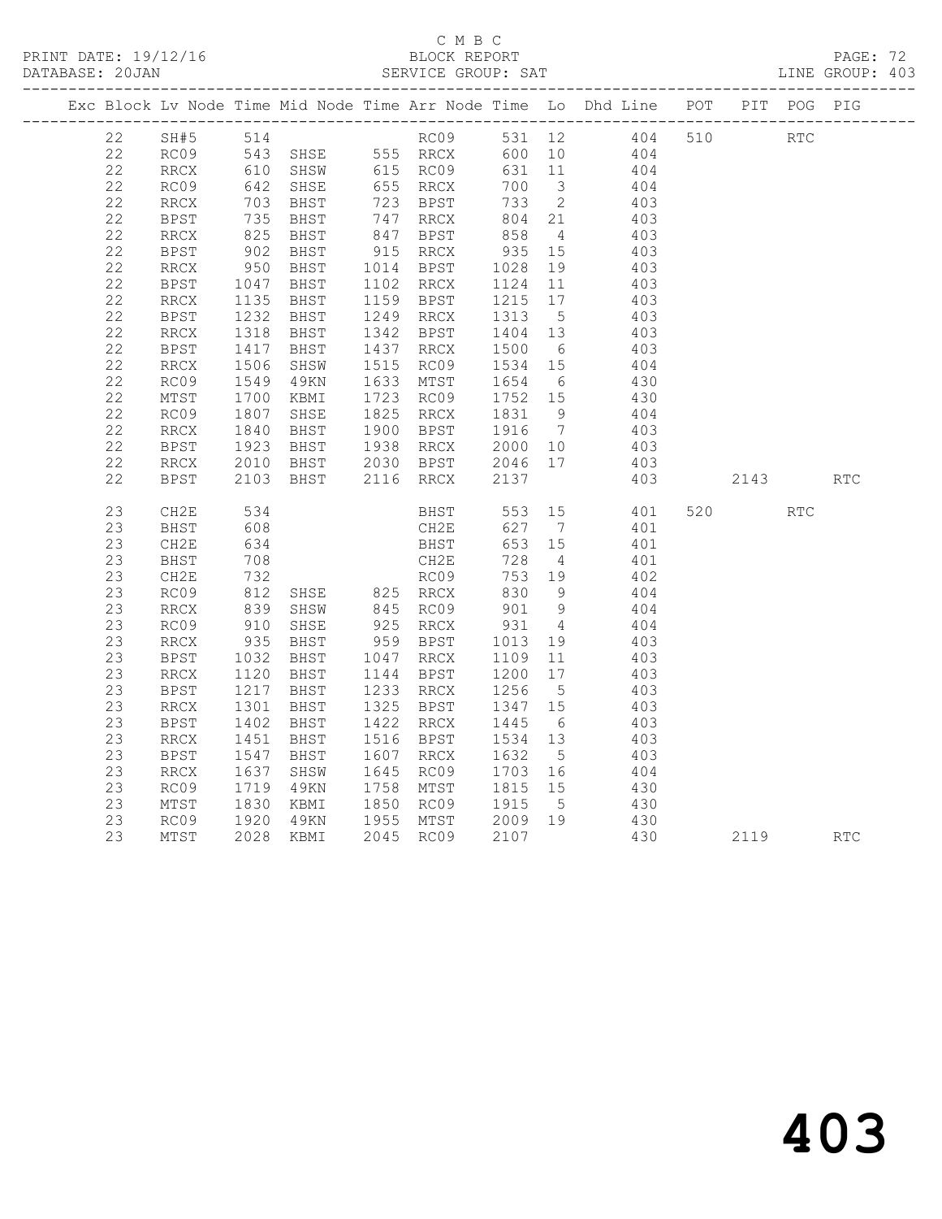C M B C

PRINT DATE: 19/12/16 BLOCK REPORT PAGE: 72
DATABASE: 20JAN SERVICE GROUP: SAT LINE GROUP: 403

| Exc | Block | Lv | Node | Time | Mid Node | Time | Arr Node | Time | Lo | Dhd Line | POT | PIT | POG | PIG |
|---|---|---|---|---|---|---|---|---|---|---|---|---|---|---|
| | 22 | | SH#5 | 514 | | | RC09 | 531 | 12 | 404 | 510 | | RTC | |
| | 22 | | RC09 | 543 | SHSE | 555 | RRCX | 600 | 10 | 404 | | | | |
| | 22 | | RRCX | 610 | SHSW | 615 | RC09 | 631 | 11 | 404 | | | | |
| | 22 | | RC09 | 642 | SHSE | 655 | RRCX | 700 | 3 | 404 | | | | |
| | 22 | | RRCX | 703 | BHST | 723 | BPST | 733 | 2 | 403 | | | | |
| | 22 | | BPST | 735 | BHST | 747 | RRCX | 804 | 21 | 403 | | | | |
| | 22 | | RRCX | 825 | BHST | 847 | BPST | 858 | 4 | 403 | | | | |
| | 22 | | BPST | 902 | BHST | 915 | RRCX | 935 | 15 | 403 | | | | |
| | 22 | | RRCX | 950 | BHST | 1014 | BPST | 1028 | 19 | 403 | | | | |
| | 22 | | BPST | 1047 | BHST | 1102 | RRCX | 1124 | 11 | 403 | | | | |
| | 22 | | RRCX | 1135 | BHST | 1159 | BPST | 1215 | 17 | 403 | | | | |
| | 22 | | BPST | 1232 | BHST | 1249 | RRCX | 1313 | 5 | 403 | | | | |
| | 22 | | RRCX | 1318 | BHST | 1342 | BPST | 1404 | 13 | 403 | | | | |
| | 22 | | BPST | 1417 | BHST | 1437 | RRCX | 1500 | 6 | 403 | | | | |
| | 22 | | RRCX | 1506 | SHSW | 1515 | RC09 | 1534 | 15 | 404 | | | | |
| | 22 | | RC09 | 1549 | 49KN | 1633 | MTST | 1654 | 6 | 430 | | | | |
| | 22 | | MTST | 1700 | KBMI | 1723 | RC09 | 1752 | 15 | 430 | | | | |
| | 22 | | RC09 | 1807 | SHSE | 1825 | RRCX | 1831 | 9 | 404 | | | | |
| | 22 | | RRCX | 1840 | BHST | 1900 | BPST | 1916 | 7 | 403 | | | | |
| | 22 | | BPST | 1923 | BHST | 1938 | RRCX | 2000 | 10 | 403 | | | | |
| | 22 | | RRCX | 2010 | BHST | 2030 | BPST | 2046 | 17 | 403 | | | | |
| | 22 | | BPST | 2103 | BHST | 2116 | RRCX | 2137 | | 403 | | 2143 | | RTC |
| | 23 | | CH2E | 534 | | | BHST | 553 | 15 | 401 | 520 | | RTC | |
| | 23 | | BHST | 608 | | | CH2E | 627 | 7 | 401 | | | | |
| | 23 | | CH2E | 634 | | | BHST | 653 | 15 | 401 | | | | |
| | 23 | | BHST | 708 | | | CH2E | 728 | 4 | 401 | | | | |
| | 23 | | CH2E | 732 | | | RC09 | 753 | 19 | 402 | | | | |
| | 23 | | RC09 | 812 | SHSE | 825 | RRCX | 830 | 9 | 404 | | | | |
| | 23 | | RRCX | 839 | SHSW | 845 | RC09 | 901 | 9 | 404 | | | | |
| | 23 | | RC09 | 910 | SHSE | 925 | RRCX | 931 | 4 | 404 | | | | |
| | 23 | | RRCX | 935 | BHST | 959 | BPST | 1013 | 19 | 403 | | | | |
| | 23 | | BPST | 1032 | BHST | 1047 | RRCX | 1109 | 11 | 403 | | | | |
| | 23 | | RRCX | 1120 | BHST | 1144 | BPST | 1200 | 17 | 403 | | | | |
| | 23 | | BPST | 1217 | BHST | 1233 | RRCX | 1256 | 5 | 403 | | | | |
| | 23 | | RRCX | 1301 | BHST | 1325 | BPST | 1347 | 15 | 403 | | | | |
| | 23 | | BPST | 1402 | BHST | 1422 | RRCX | 1445 | 6 | 403 | | | | |
| | 23 | | RRCX | 1451 | BHST | 1516 | BPST | 1534 | 13 | 403 | | | | |
| | 23 | | BPST | 1547 | BHST | 1607 | RRCX | 1632 | 5 | 403 | | | | |
| | 23 | | RRCX | 1637 | SHSW | 1645 | RC09 | 1703 | 16 | 404 | | | | |
| | 23 | | RC09 | 1719 | 49KN | 1758 | MTST | 1815 | 15 | 430 | | | | |
| | 23 | | MTST | 1830 | KBMI | 1850 | RC09 | 1915 | 5 | 430 | | | | |
| | 23 | | RC09 | 1920 | 49KN | 1955 | MTST | 2009 | 19 | 430 | | | | |
| | 23 | | MTST | 2028 | KBMI | 2045 | RC09 | 2107 | | 430 | | 2119 | | RTC |

403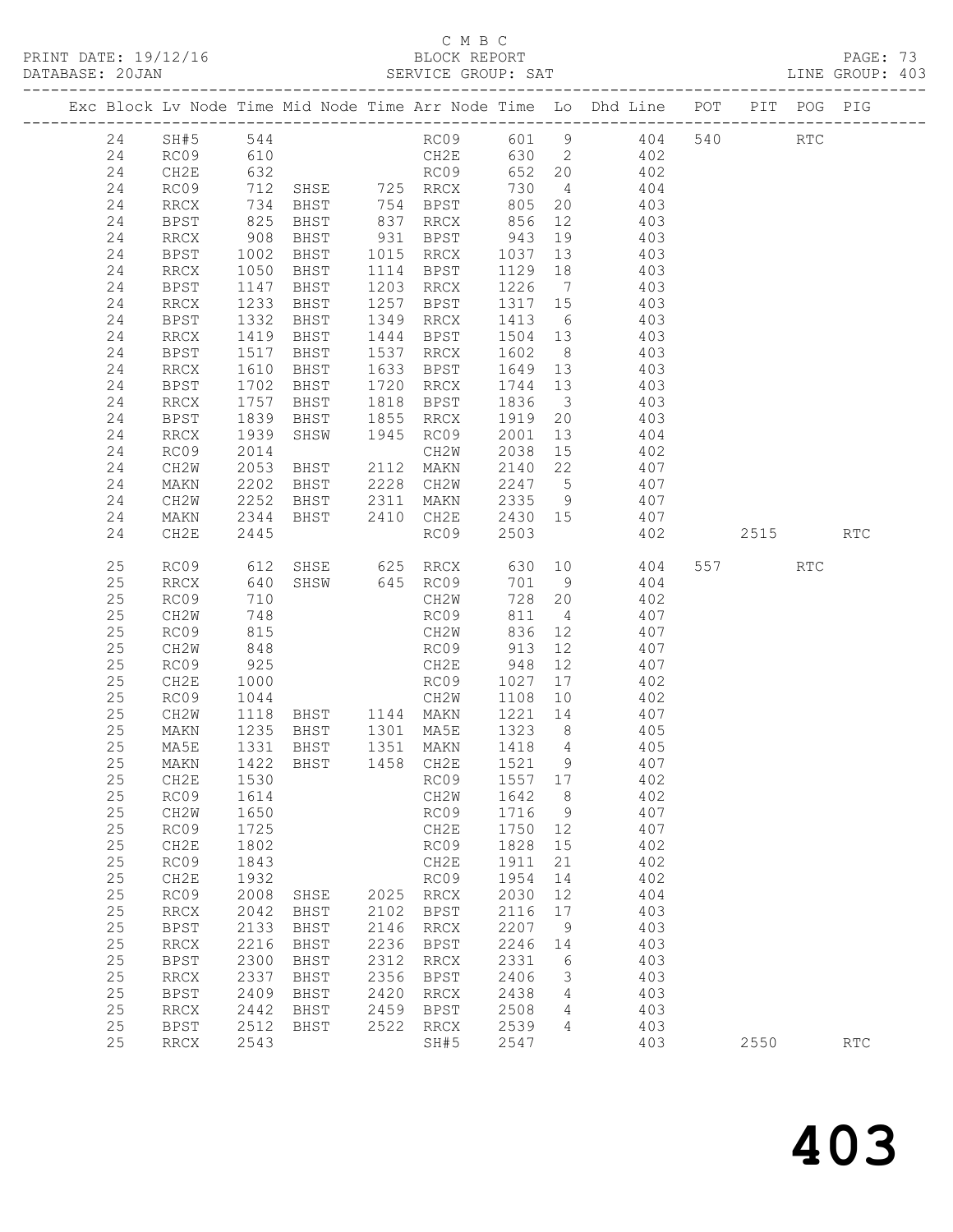C M B C

PRINT DATE: 19/12/16 BLOCK REPORT PAGE: 73
DATABASE: 20JAN SERVICE GROUP: SAT LINE GROUP: 403

| Exc | Block | Lv | Node | Time | Mid Node | Time | Arr Node | Time | Lo | Dhd Line | POT | PIT | POG | PIG |
|---|---|---|---|---|---|---|---|---|---|---|---|---|---|---|
| | 24 | | SH#5 | 544 | | | RC09 | 601 | 9 | 404 | 540 | | RTC | |
| | 24 | | RC09 | 610 | | | CH2E | 630 | 2 | 402 | | | | |
| | 24 | | CH2E | 632 | | | RC09 | 652 | 20 | 402 | | | | |
| | 24 | | RC09 | 712 | SHSE | 725 | RRCX | 730 | 4 | 404 | | | | |
| | 24 | | RRCX | 734 | BHST | 754 | BPST | 805 | 20 | 403 | | | | |
| | 24 | | BPST | 825 | BHST | 837 | RRCX | 856 | 12 | 403 | | | | |
| | 24 | | RRCX | 908 | BHST | 931 | BPST | 943 | 19 | 403 | | | | |
| | 24 | | BPST | 1002 | BHST | 1015 | RRCX | 1037 | 13 | 403 | | | | |
| | 24 | | RRCX | 1050 | BHST | 1114 | BPST | 1129 | 18 | 403 | | | | |
| | 24 | | BPST | 1147 | BHST | 1203 | RRCX | 1226 | 7 | 403 | | | | |
| | 24 | | RRCX | 1233 | BHST | 1257 | BPST | 1317 | 15 | 403 | | | | |
| | 24 | | BPST | 1332 | BHST | 1349 | RRCX | 1413 | 6 | 403 | | | | |
| | 24 | | RRCX | 1419 | BHST | 1444 | BPST | 1504 | 13 | 403 | | | | |
| | 24 | | BPST | 1517 | BHST | 1537 | RRCX | 1602 | 8 | 403 | | | | |
| | 24 | | RRCX | 1610 | BHST | 1633 | BPST | 1649 | 13 | 403 | | | | |
| | 24 | | BPST | 1702 | BHST | 1720 | RRCX | 1744 | 13 | 403 | | | | |
| | 24 | | RRCX | 1757 | BHST | 1818 | BPST | 1836 | 3 | 403 | | | | |
| | 24 | | BPST | 1839 | BHST | 1855 | RRCX | 1919 | 20 | 403 | | | | |
| | 24 | | RRCX | 1939 | SHSW | 1945 | RC09 | 2001 | 13 | 404 | | | | |
| | 24 | | RC09 | 2014 | | | CH2W | 2038 | 15 | 402 | | | | |
| | 24 | | CH2W | 2053 | BHST | 2112 | MAKN | 2140 | 22 | 407 | | | | |
| | 24 | | MAKN | 2202 | BHST | 2228 | CH2W | 2247 | 5 | 407 | | | | |
| | 24 | | CH2W | 2252 | BHST | 2311 | MAKN | 2335 | 9 | 407 | | | | |
| | 24 | | MAKN | 2344 | BHST | 2410 | CH2E | 2430 | 15 | 407 | | | | |
| | 24 | | CH2E | 2445 | | | RC09 | 2503 | | 402 | | 2515 | | RTC |
| | 25 | | RC09 | 612 | SHSE | 625 | RRCX | 630 | 10 | 404 | 557 | | RTC | |
| | 25 | | RRCX | 640 | SHSW | 645 | RC09 | 701 | 9 | 404 | | | | |
| | 25 | | RC09 | 710 | | | CH2W | 728 | 20 | 402 | | | | |
| | 25 | | CH2W | 748 | | | RC09 | 811 | 4 | 407 | | | | |
| | 25 | | RC09 | 815 | | | CH2W | 836 | 12 | 407 | | | | |
| | 25 | | CH2W | 848 | | | RC09 | 913 | 12 | 407 | | | | |
| | 25 | | RC09 | 925 | | | CH2E | 948 | 12 | 407 | | | | |
| | 25 | | CH2E | 1000 | | | RC09 | 1027 | 17 | 402 | | | | |
| | 25 | | RC09 | 1044 | | | CH2W | 1108 | 10 | 402 | | | | |
| | 25 | | CH2W | 1118 | BHST | 1144 | MAKN | 1221 | 14 | 407 | | | | |
| | 25 | | MAKN | 1235 | BHST | 1301 | MA5E | 1323 | 8 | 405 | | | | |
| | 25 | | MA5E | 1331 | BHST | 1351 | MAKN | 1418 | 4 | 405 | | | | |
| | 25 | | MAKN | 1422 | BHST | 1458 | CH2E | 1521 | 9 | 407 | | | | |
| | 25 | | CH2E | 1530 | | | RC09 | 1557 | 17 | 402 | | | | |
| | 25 | | RC09 | 1614 | | | CH2W | 1642 | 8 | 402 | | | | |
| | 25 | | CH2W | 1650 | | | RC09 | 1716 | 9 | 407 | | | | |
| | 25 | | RC09 | 1725 | | | CH2E | 1750 | 12 | 407 | | | | |
| | 25 | | CH2E | 1802 | | | RC09 | 1828 | 15 | 402 | | | | |
| | 25 | | RC09 | 1843 | | | CH2E | 1911 | 21 | 402 | | | | |
| | 25 | | CH2E | 1932 | | | RC09 | 1954 | 14 | 402 | | | | |
| | 25 | | RC09 | 2008 | SHSE | 2025 | RRCX | 2030 | 12 | 404 | | | | |
| | 25 | | RRCX | 2042 | BHST | 2102 | BPST | 2116 | 17 | 403 | | | | |
| | 25 | | BPST | 2133 | BHST | 2146 | RRCX | 2207 | 9 | 403 | | | | |
| | 25 | | RRCX | 2216 | BHST | 2236 | BPST | 2246 | 14 | 403 | | | | |
| | 25 | | BPST | 2300 | BHST | 2312 | RRCX | 2331 | 6 | 403 | | | | |
| | 25 | | RRCX | 2337 | BHST | 2356 | BPST | 2406 | 3 | 403 | | | | |
| | 25 | | BPST | 2409 | BHST | 2420 | RRCX | 2438 | 4 | 403 | | | | |
| | 25 | | RRCX | 2442 | BHST | 2459 | BPST | 2508 | 4 | 403 | | | | |
| | 25 | | BPST | 2512 | BHST | 2522 | RRCX | 2539 | 4 | 403 | | | | |
| | 25 | | RRCX | 2543 | | | SH#5 | 2547 | | 403 | | 2550 | | RTC |

403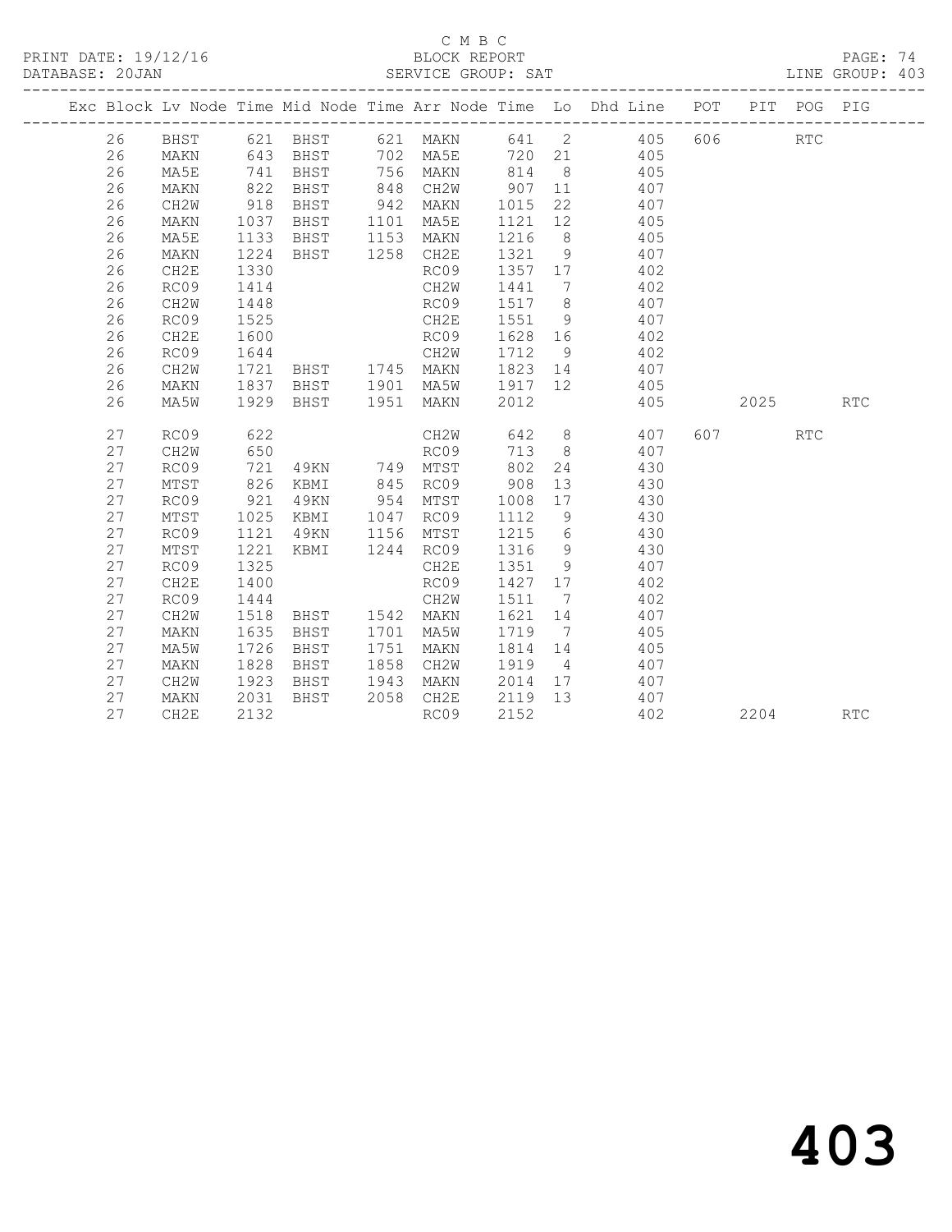C M B C

BLOCK REPORT

SERVICE GROUP: SAT

| Exc | Block | Lv | Node | Time | Mid Node | Time | Arr Node | Time | Lo | Dhd Line | POT | PIT | POG | PIG |
|---|---|---|---|---|---|---|---|---|---|---|---|---|---|---|
| | 26 | | BHST | 621 | BHST | 621 | MAKN | 641 | 2 | 405 | 606 | | RTC | |
| | 26 | | MAKN | 643 | BHST | 702 | MA5E | 720 | 21 | 405 | | | | |
| | 26 | | MA5E | 741 | BHST | 756 | MAKN | 814 | 8 | 405 | | | | |
| | 26 | | MAKN | 822 | BHST | 848 | CH2W | 907 | 11 | 407 | | | | |
| | 26 | | CH2W | 918 | BHST | 942 | MAKN | 1015 | 22 | 407 | | | | |
| | 26 | | MAKN | 1037 | BHST | 1101 | MA5E | 1121 | 12 | 405 | | | | |
| | 26 | | MA5E | 1133 | BHST | 1153 | MAKN | 1216 | 8 | 405 | | | | |
| | 26 | | MAKN | 1224 | BHST | 1258 | CH2E | 1321 | 9 | 407 | | | | |
| | 26 | | CH2E | 1330 | | | RC09 | 1357 | 17 | 402 | | | | |
| | 26 | | RC09 | 1414 | | | CH2W | 1441 | 7 | 402 | | | | |
| | 26 | | CH2W | 1448 | | | RC09 | 1517 | 8 | 407 | | | | |
| | 26 | | RC09 | 1525 | | | CH2E | 1551 | 9 | 407 | | | | |
| | 26 | | CH2E | 1600 | | | RC09 | 1628 | 16 | 402 | | | | |
| | 26 | | RC09 | 1644 | | | CH2W | 1712 | 9 | 402 | | | | |
| | 26 | | CH2W | 1721 | BHST | 1745 | MAKN | 1823 | 14 | 407 | | | | |
| | 26 | | MAKN | 1837 | BHST | 1901 | MA5W | 1917 | 12 | 405 | | | | |
| | 26 | | MA5W | 1929 | BHST | 1951 | MAKN | 2012 | | 405 | | 2025 | | RTC |
| | 27 | | RC09 | 622 | | | CH2W | 642 | 8 | 407 | 607 | | RTC | |
| | 27 | | CH2W | 650 | | | RC09 | 713 | 8 | 407 | | | | |
| | 27 | | RC09 | 721 | 49KN | 749 | MTST | 802 | 24 | 430 | | | | |
| | 27 | | MTST | 826 | KBMI | 845 | RC09 | 908 | 13 | 430 | | | | |
| | 27 | | RC09 | 921 | 49KN | 954 | MTST | 1008 | 17 | 430 | | | | |
| | 27 | | MTST | 1025 | KBMI | 1047 | RC09 | 1112 | 9 | 430 | | | | |
| | 27 | | RC09 | 1121 | 49KN | 1156 | MTST | 1215 | 6 | 430 | | | | |
| | 27 | | MTST | 1221 | KBMI | 1244 | RC09 | 1316 | 9 | 430 | | | | |
| | 27 | | RC09 | 1325 | | | CH2E | 1351 | 9 | 407 | | | | |
| | 27 | | CH2E | 1400 | | | RC09 | 1427 | 17 | 402 | | | | |
| | 27 | | RC09 | 1444 | | | CH2W | 1511 | 7 | 402 | | | | |
| | 27 | | CH2W | 1518 | BHST | 1542 | MAKN | 1621 | 14 | 407 | | | | |
| | 27 | | MAKN | 1635 | BHST | 1701 | MA5W | 1719 | 7 | 405 | | | | |
| | 27 | | MA5W | 1726 | BHST | 1751 | MAKN | 1814 | 14 | 405 | | | | |
| | 27 | | MAKN | 1828 | BHST | 1858 | CH2W | 1919 | 4 | 407 | | | | |
| | 27 | | CH2W | 1923 | BHST | 1943 | MAKN | 2014 | 17 | 407 | | | | |
| | 27 | | MAKN | 2031 | BHST | 2058 | CH2E | 2119 | 13 | 407 | | | | |
| | 27 | | CH2E | 2132 | | | RC09 | 2152 | | 402 | | 2204 | | RTC |

403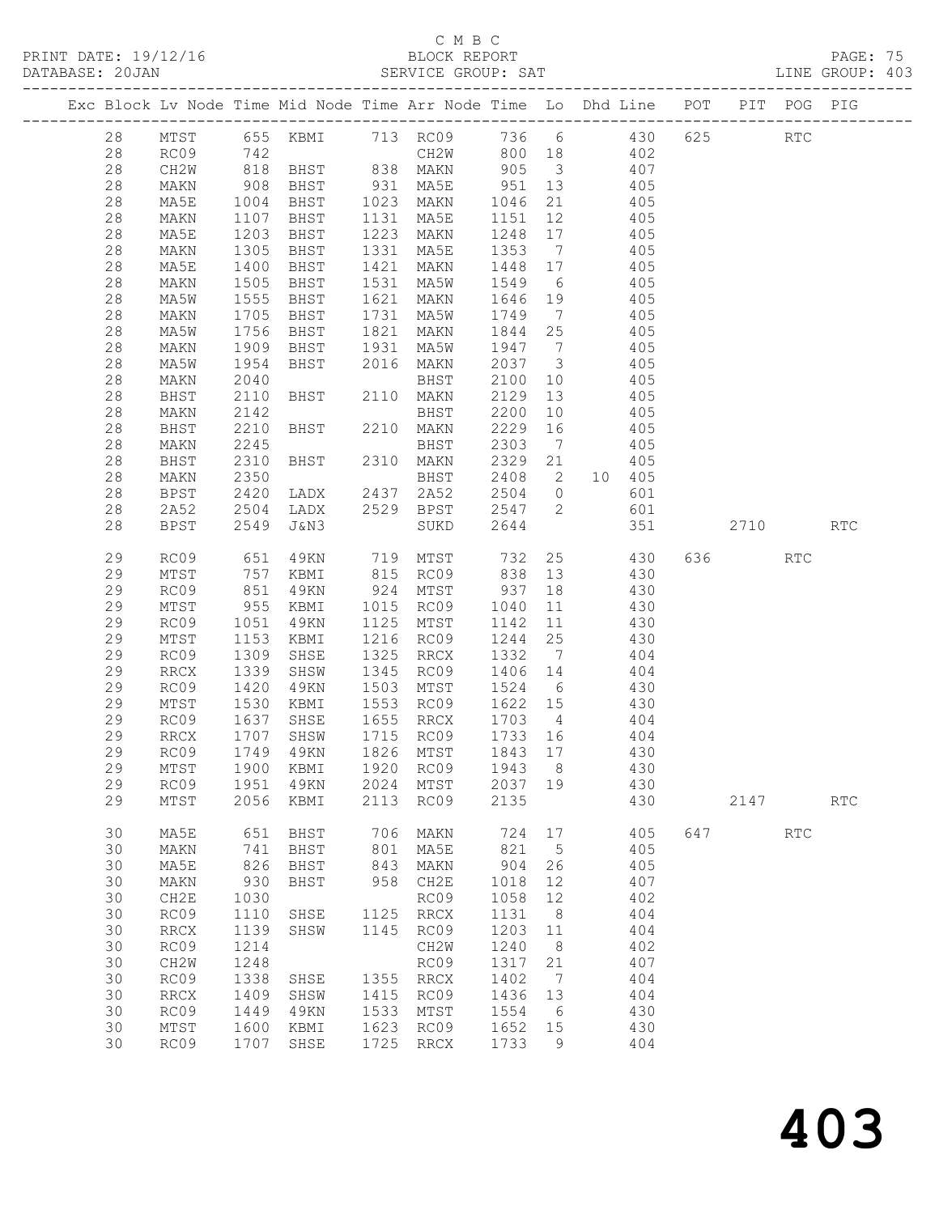C M B C

PRINT DATE: 19/12/16 BLOCK REPORT PAGE: 75
DATABASE: 20JAN SERVICE GROUP: SAT LINE GROUP: 403

| Exc | Block | Lv | Node | Time | Mid Node | Time | Arr Node | Time | Lo | Dhd | Line | POT | PIT | POG | PIG |
|---|---|---|---|---|---|---|---|---|---|---|---|---|---|---|---|
| | 28 | | MTST | 655 | KBMI | 713 | RC09 | 736 | 6 | | 430 | 625 | | RTC | |
| | 28 | | RC09 | 742 | | | CH2W | 800 | 18 | | 402 | | | | |
| | 28 | | CH2W | 818 | BHST | 838 | MAKN | 905 | 3 | | 407 | | | | |
| | 28 | | MAKN | 908 | BHST | 931 | MA5E | 951 | 13 | | 405 | | | | |
| | 28 | | MA5E | 1004 | BHST | 1023 | MAKN | 1046 | 21 | | 405 | | | | |
| | 28 | | MAKN | 1107 | BHST | 1131 | MA5E | 1151 | 12 | | 405 | | | | |
| | 28 | | MA5E | 1203 | BHST | 1223 | MAKN | 1248 | 17 | | 405 | | | | |
| | 28 | | MAKN | 1305 | BHST | 1331 | MA5E | 1353 | 7 | | 405 | | | | |
| | 28 | | MA5E | 1400 | BHST | 1421 | MAKN | 1448 | 17 | | 405 | | | | |
| | 28 | | MAKN | 1505 | BHST | 1531 | MA5W | 1549 | 6 | | 405 | | | | |
| | 28 | | MA5W | 1555 | BHST | 1621 | MAKN | 1646 | 19 | | 405 | | | | |
| | 28 | | MAKN | 1705 | BHST | 1731 | MA5W | 1749 | 7 | | 405 | | | | |
| | 28 | | MA5W | 1756 | BHST | 1821 | MAKN | 1844 | 25 | | 405 | | | | |
| | 28 | | MAKN | 1909 | BHST | 1931 | MA5W | 1947 | 7 | | 405 | | | | |
| | 28 | | MA5W | 1954 | BHST | 2016 | MAKN | 2037 | 3 | | 405 | | | | |
| | 28 | | MAKN | 2040 | | | BHST | 2100 | 10 | | 405 | | | | |
| | 28 | | BHST | 2110 | BHST | 2110 | MAKN | 2129 | 13 | | 405 | | | | |
| | 28 | | MAKN | 2142 | | | BHST | 2200 | 10 | | 405 | | | | |
| | 28 | | BHST | 2210 | BHST | 2210 | MAKN | 2229 | 16 | | 405 | | | | |
| | 28 | | MAKN | 2245 | | | BHST | 2303 | 7 | | 405 | | | | |
| | 28 | | BHST | 2310 | BHST | 2310 | MAKN | 2329 | 21 | | 405 | | | | |
| | 28 | | MAKN | 2350 | | | BHST | 2408 | 2 | 10 | 405 | | | | |
| | 28 | | BPST | 2420 | LADX | 2437 | 2A52 | 2504 | 0 | | 601 | | | | |
| | 28 | | 2A52 | 2504 | LADX | 2529 | BPST | 2547 | 2 | | 601 | | | | |
| | 28 | | BPST | 2549 | J&N3 | | SUKD | 2644 | | | 351 | | 2710 | | RTC |
| | 29 | | RC09 | 651 | 49KN | 719 | MTST | 732 | 25 | | 430 | 636 | | RTC | |
| | 29 | | MTST | 757 | KBMI | 815 | RC09 | 838 | 13 | | 430 | | | | |
| | 29 | | RC09 | 851 | 49KN | 924 | MTST | 937 | 18 | | 430 | | | | |
| | 29 | | MTST | 955 | KBMI | 1015 | RC09 | 1040 | 11 | | 430 | | | | |
| | 29 | | RC09 | 1051 | 49KN | 1125 | MTST | 1142 | 11 | | 430 | | | | |
| | 29 | | MTST | 1153 | KBMI | 1216 | RC09 | 1244 | 25 | | 430 | | | | |
| | 29 | | RC09 | 1309 | SHSE | 1325 | RRCX | 1332 | 7 | | 404 | | | | |
| | 29 | | RRCX | 1339 | SHSW | 1345 | RC09 | 1406 | 14 | | 404 | | | | |
| | 29 | | RC09 | 1420 | 49KN | 1503 | MTST | 1524 | 6 | | 430 | | | | |
| | 29 | | MTST | 1530 | KBMI | 1553 | RC09 | 1622 | 15 | | 430 | | | | |
| | 29 | | RC09 | 1637 | SHSE | 1655 | RRCX | 1703 | 4 | | 404 | | | | |
| | 29 | | RRCX | 1707 | SHSW | 1715 | RC09 | 1733 | 16 | | 404 | | | | |
| | 29 | | RC09 | 1749 | 49KN | 1826 | MTST | 1843 | 17 | | 430 | | | | |
| | 29 | | MTST | 1900 | KBMI | 1920 | RC09 | 1943 | 8 | | 430 | | | | |
| | 29 | | RC09 | 1951 | 49KN | 2024 | MTST | 2037 | 19 | | 430 | | | | |
| | 29 | | MTST | 2056 | KBMI | 2113 | RC09 | 2135 | | | 430 | | 2147 | | RTC |
| | 30 | | MA5E | 651 | BHST | 706 | MAKN | 724 | 17 | | 405 | 647 | | RTC | |
| | 30 | | MAKN | 741 | BHST | 801 | MA5E | 821 | 5 | | 405 | | | | |
| | 30 | | MA5E | 826 | BHST | 843 | MAKN | 904 | 26 | | 405 | | | | |
| | 30 | | MAKN | 930 | BHST | 958 | CH2E | 1018 | 12 | | 407 | | | | |
| | 30 | | CH2E | 1030 | | | RC09 | 1058 | 12 | | 402 | | | | |
| | 30 | | RC09 | 1110 | SHSE | 1125 | RRCX | 1131 | 8 | | 404 | | | | |
| | 30 | | RRCX | 1139 | SHSW | 1145 | RC09 | 1203 | 11 | | 404 | | | | |
| | 30 | | RC09 | 1214 | | | CH2W | 1240 | 8 | | 402 | | | | |
| | 30 | | CH2W | 1248 | | | RC09 | 1317 | 21 | | 407 | | | | |
| | 30 | | RC09 | 1338 | SHSE | 1355 | RRCX | 1402 | 7 | | 404 | | | | |
| | 30 | | RRCX | 1409 | SHSW | 1415 | RC09 | 1436 | 13 | | 404 | | | | |
| | 30 | | RC09 | 1449 | 49KN | 1533 | MTST | 1554 | 6 | | 430 | | | | |
| | 30 | | MTST | 1600 | KBMI | 1623 | RC09 | 1652 | 15 | | 430 | | | | |
| | 30 | | RC09 | 1707 | SHSE | 1725 | RRCX | 1733 | 9 | | 404 | | | | |

403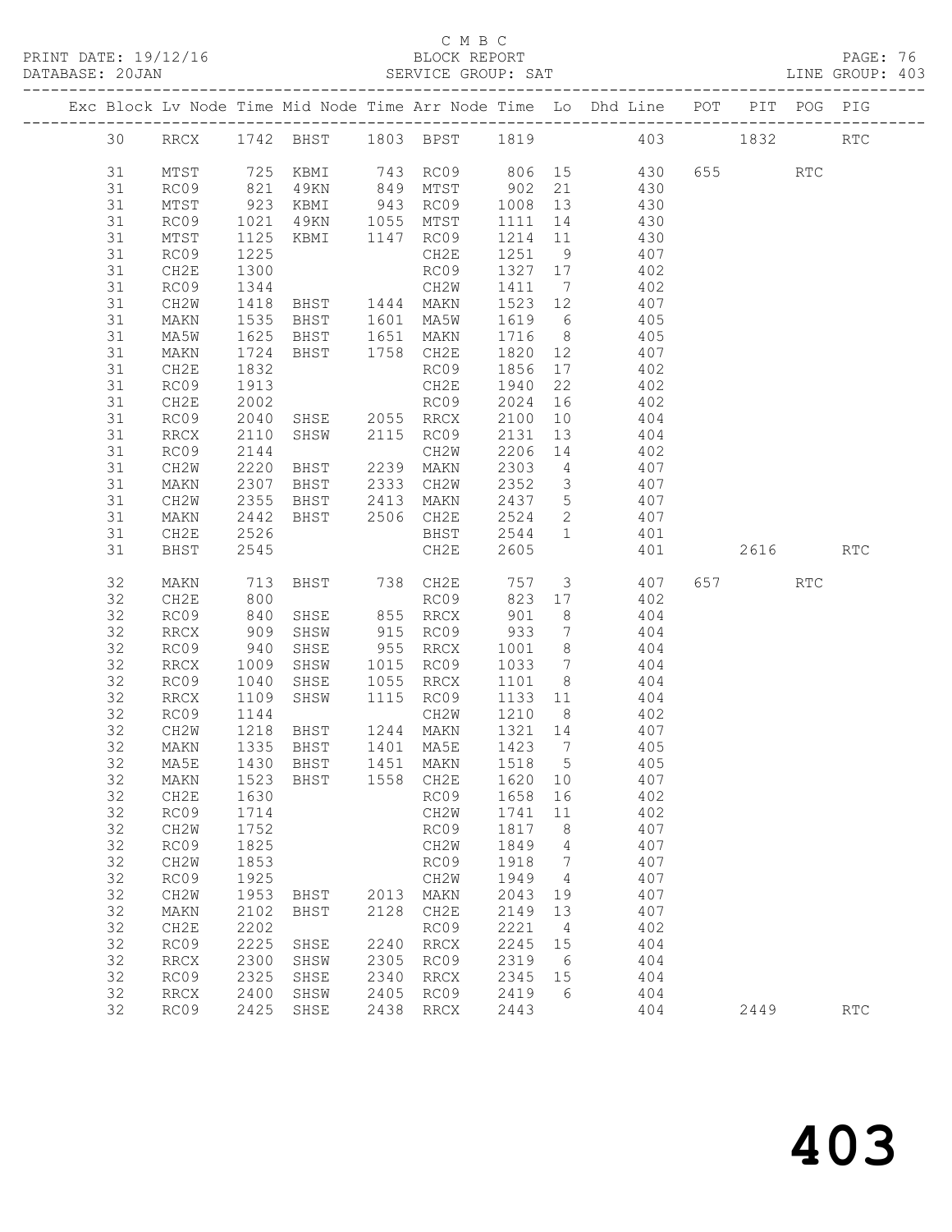C M B C
BLOCK REPORT
SERVICE GROUP: SAT

PRINT DATE: 19/12/16
DATABASE: 20JAN
LINE GROUP: 403

| Exc | Block | Lv | Node | Time | Mid Node | Time | Arr Node | Time | Lo | Dhd Line | POT | PIT | POG | PIG |
|---|---|---|---|---|---|---|---|---|---|---|---|---|---|---|
| | 30 | | RRCX | 1742 | BHST | 1803 | BPST | 1819 | | 403 | | 1832 | | RTC |
| | 31 | | MTST | 725 | KBMI | 743 | RC09 | 806 | 15 | 430 | 655 | | RTC | |
| | 31 | | RC09 | 821 | 49KN | 849 | MTST | 902 | 21 | 430 | | | | |
| | 31 | | MTST | 923 | KBMI | 943 | RC09 | 1008 | 13 | 430 | | | | |
| | 31 | | RC09 | 1021 | 49KN | 1055 | MTST | 1111 | 14 | 430 | | | | |
| | 31 | | MTST | 1125 | KBMI | 1147 | RC09 | 1214 | 11 | 430 | | | | |
| | 31 | | RC09 | 1225 | | | CH2E | 1251 | 9 | 407 | | | | |
| | 31 | | CH2E | 1300 | | | RC09 | 1327 | 17 | 402 | | | | |
| | 31 | | RC09 | 1344 | | | CH2W | 1411 | 7 | 402 | | | | |
| | 31 | | CH2W | 1418 | BHST | 1444 | MAKN | 1523 | 12 | 407 | | | | |
| | 31 | | MAKN | 1535 | BHST | 1601 | MA5W | 1619 | 6 | 405 | | | | |
| | 31 | | MA5W | 1625 | BHST | 1651 | MAKN | 1716 | 8 | 405 | | | | |
| | 31 | | MAKN | 1724 | BHST | 1758 | CH2E | 1820 | 12 | 407 | | | | |
| | 31 | | CH2E | 1832 | | | RC09 | 1856 | 17 | 402 | | | | |
| | 31 | | RC09 | 1913 | | | CH2E | 1940 | 22 | 402 | | | | |
| | 31 | | CH2E | 2002 | | | RC09 | 2024 | 16 | 402 | | | | |
| | 31 | | RC09 | 2040 | SHSE | 2055 | RRCX | 2100 | 10 | 404 | | | | |
| | 31 | | RRCX | 2110 | SHSW | 2115 | RC09 | 2131 | 13 | 404 | | | | |
| | 31 | | RC09 | 2144 | | | CH2W | 2206 | 14 | 402 | | | | |
| | 31 | | CH2W | 2220 | BHST | 2239 | MAKN | 2303 | 4 | 407 | | | | |
| | 31 | | MAKN | 2307 | BHST | 2333 | CH2W | 2352 | 3 | 407 | | | | |
| | 31 | | CH2W | 2355 | BHST | 2413 | MAKN | 2437 | 5 | 407 | | | | |
| | 31 | | MAKN | 2442 | BHST | 2506 | CH2E | 2524 | 2 | 407 | | | | |
| | 31 | | CH2E | 2526 | | | BHST | 2544 | 1 | 401 | | | | |
| | 31 | | BHST | 2545 | | | CH2E | 2605 | | 401 | | 2616 | | RTC |
| | 32 | | MAKN | 713 | BHST | 738 | CH2E | 757 | 3 | 407 | 657 | | RTC | |
| | 32 | | CH2E | 800 | | | RC09 | 823 | 17 | 402 | | | | |
| | 32 | | RC09 | 840 | SHSE | 855 | RRCX | 901 | 8 | 404 | | | | |
| | 32 | | RRCX | 909 | SHSW | 915 | RC09 | 933 | 7 | 404 | | | | |
| | 32 | | RC09 | 940 | SHSE | 955 | RRCX | 1001 | 8 | 404 | | | | |
| | 32 | | RRCX | 1009 | SHSW | 1015 | RC09 | 1033 | 7 | 404 | | | | |
| | 32 | | RC09 | 1040 | SHSE | 1055 | RRCX | 1101 | 8 | 404 | | | | |
| | 32 | | RRCX | 1109 | SHSW | 1115 | RC09 | 1133 | 11 | 404 | | | | |
| | 32 | | RC09 | 1144 | | | CH2W | 1210 | 8 | 402 | | | | |
| | 32 | | CH2W | 1218 | BHST | 1244 | MAKN | 1321 | 14 | 407 | | | | |
| | 32 | | MAKN | 1335 | BHST | 1401 | MA5E | 1423 | 7 | 405 | | | | |
| | 32 | | MA5E | 1430 | BHST | 1451 | MAKN | 1518 | 5 | 405 | | | | |
| | 32 | | MAKN | 1523 | BHST | 1558 | CH2E | 1620 | 10 | 407 | | | | |
| | 32 | | CH2E | 1630 | | | RC09 | 1658 | 16 | 402 | | | | |
| | 32 | | RC09 | 1714 | | | CH2W | 1741 | 11 | 402 | | | | |
| | 32 | | CH2W | 1752 | | | RC09 | 1817 | 8 | 407 | | | | |
| | 32 | | RC09 | 1825 | | | CH2W | 1849 | 4 | 407 | | | | |
| | 32 | | CH2W | 1853 | | | RC09 | 1918 | 7 | 407 | | | | |
| | 32 | | RC09 | 1925 | | | CH2W | 1949 | 4 | 407 | | | | |
| | 32 | | CH2W | 1953 | BHST | 2013 | MAKN | 2043 | 19 | 407 | | | | |
| | 32 | | MAKN | 2102 | BHST | 2128 | CH2E | 2149 | 13 | 407 | | | | |
| | 32 | | CH2E | 2202 | | | RC09 | 2221 | 4 | 402 | | | | |
| | 32 | | RC09 | 2225 | SHSE | 2240 | RRCX | 2245 | 15 | 404 | | | | |
| | 32 | | RRCX | 2300 | SHSW | 2305 | RC09 | 2319 | 6 | 404 | | | | |
| | 32 | | RC09 | 2325 | SHSE | 2340 | RRCX | 2345 | 15 | 404 | | | | |
| | 32 | | RRCX | 2400 | SHSW | 2405 | RC09 | 2419 | 6 | 404 | | | | |
| | 32 | | RC09 | 2425 | SHSE | 2438 | RRCX | 2443 | | 404 | | 2449 | | RTC |

# 403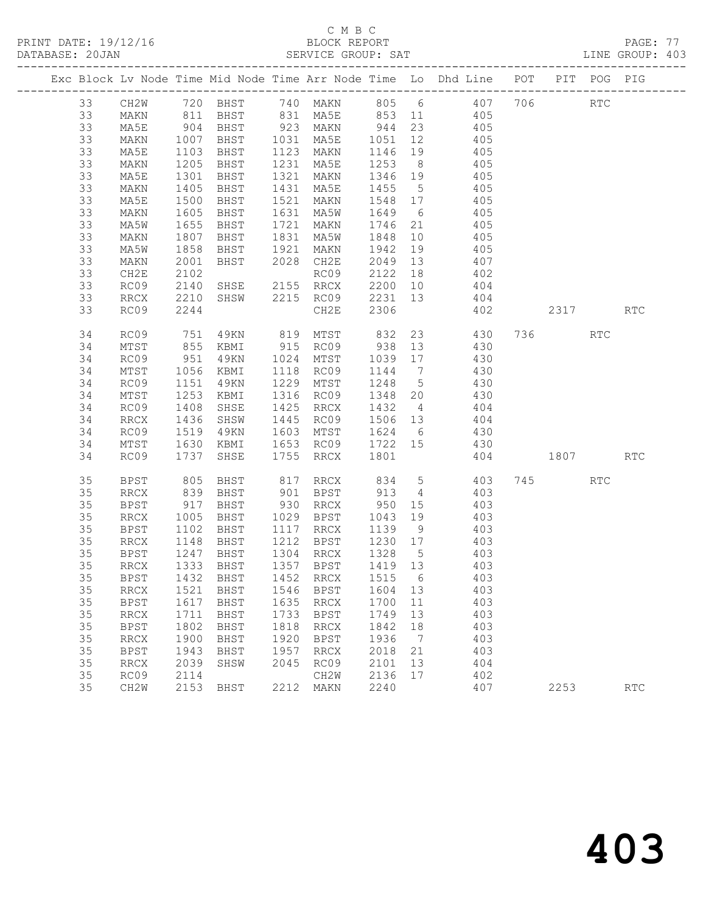C M B C
PRINT DATE: 19/12/16 BLOCK REPORT
DATABASE: 20JAN SERVICE GROUP: SAT LINE GROUP: 403

| Exc | Block | Lv | Node | Time | Mid Node | Time | Arr Node | Time | Lo | Dhd Line | POT | PIT | POG | PIG |
|---|---|---|---|---|---|---|---|---|---|---|---|---|---|---|
| | 33 | | CH2W | 720 | BHST | 740 | MAKN | 805 | 6 | 407 | 706 | | RTC | |
| | 33 | | MAKN | 811 | BHST | 831 | MA5E | 853 | 11 | 405 | | | | |
| | 33 | | MA5E | 904 | BHST | 923 | MAKN | 944 | 23 | 405 | | | | |
| | 33 | | MAKN | 1007 | BHST | 1031 | MA5E | 1051 | 12 | 405 | | | | |
| | 33 | | MA5E | 1103 | BHST | 1123 | MAKN | 1146 | 19 | 405 | | | | |
| | 33 | | MAKN | 1205 | BHST | 1231 | MA5E | 1253 | 8 | 405 | | | | |
| | 33 | | MA5E | 1301 | BHST | 1321 | MAKN | 1346 | 19 | 405 | | | | |
| | 33 | | MAKN | 1405 | BHST | 1431 | MA5E | 1455 | 5 | 405 | | | | |
| | 33 | | MA5E | 1500 | BHST | 1521 | MAKN | 1548 | 17 | 405 | | | | |
| | 33 | | MAKN | 1605 | BHST | 1631 | MA5W | 1649 | 6 | 405 | | | | |
| | 33 | | MA5W | 1655 | BHST | 1721 | MAKN | 1746 | 21 | 405 | | | | |
| | 33 | | MAKN | 1807 | BHST | 1831 | MA5W | 1848 | 10 | 405 | | | | |
| | 33 | | MA5W | 1858 | BHST | 1921 | MAKN | 1942 | 19 | 405 | | | | |
| | 33 | | MAKN | 2001 | BHST | 2028 | CH2E | 2049 | 13 | 407 | | | | |
| | 33 | | CH2E | 2102 | | | RC09 | 2122 | 18 | 402 | | | | |
| | 33 | | RC09 | 2140 | SHSE | 2155 | RRCX | 2200 | 10 | 404 | | | | |
| | 33 | | RRCX | 2210 | SHSW | 2215 | RC09 | 2231 | 13 | 404 | | | | |
| | 33 | | RC09 | 2244 | | | CH2E | 2306 | | 402 | | 2317 | | RTC |
| | 34 | | RC09 | 751 | 49KN | 819 | MTST | 832 | 23 | 430 | 736 | | RTC | |
| | 34 | | MTST | 855 | KBMI | 915 | RC09 | 938 | 13 | 430 | | | | |
| | 34 | | RC09 | 951 | 49KN | 1024 | MTST | 1039 | 17 | 430 | | | | |
| | 34 | | MTST | 1056 | KBMI | 1118 | RC09 | 1144 | 7 | 430 | | | | |
| | 34 | | RC09 | 1151 | 49KN | 1229 | MTST | 1248 | 5 | 430 | | | | |
| | 34 | | MTST | 1253 | KBMI | 1316 | RC09 | 1348 | 20 | 430 | | | | |
| | 34 | | RC09 | 1408 | SHSE | 1425 | RRCX | 1432 | 4 | 404 | | | | |
| | 34 | | RRCX | 1436 | SHSW | 1445 | RC09 | 1506 | 13 | 404 | | | | |
| | 34 | | RC09 | 1519 | 49KN | 1603 | MTST | 1624 | 6 | 430 | | | | |
| | 34 | | MTST | 1630 | KBMI | 1653 | RC09 | 1722 | 15 | 430 | | | | |
| | 34 | | RC09 | 1737 | SHSE | 1755 | RRCX | 1801 | | 404 | | 1807 | | RTC |
| | 35 | | BPST | 805 | BHST | 817 | RRCX | 834 | 5 | 403 | 745 | | RTC | |
| | 35 | | RRCX | 839 | BHST | 901 | BPST | 913 | 4 | 403 | | | | |
| | 35 | | BPST | 917 | BHST | 930 | RRCX | 950 | 15 | 403 | | | | |
| | 35 | | RRCX | 1005 | BHST | 1029 | BPST | 1043 | 19 | 403 | | | | |
| | 35 | | BPST | 1102 | BHST | 1117 | RRCX | 1139 | 9 | 403 | | | | |
| | 35 | | RRCX | 1148 | BHST | 1212 | BPST | 1230 | 17 | 403 | | | | |
| | 35 | | BPST | 1247 | BHST | 1304 | RRCX | 1328 | 5 | 403 | | | | |
| | 35 | | RRCX | 1333 | BHST | 1357 | BPST | 1419 | 13 | 403 | | | | |
| | 35 | | BPST | 1432 | BHST | 1452 | RRCX | 1515 | 6 | 403 | | | | |
| | 35 | | RRCX | 1521 | BHST | 1546 | BPST | 1604 | 13 | 403 | | | | |
| | 35 | | BPST | 1617 | BHST | 1635 | RRCX | 1700 | 11 | 403 | | | | |
| | 35 | | RRCX | 1711 | BHST | 1733 | BPST | 1749 | 13 | 403 | | | | |
| | 35 | | BPST | 1802 | BHST | 1818 | RRCX | 1842 | 18 | 403 | | | | |
| | 35 | | RRCX | 1900 | BHST | 1920 | BPST | 1936 | 7 | 403 | | | | |
| | 35 | | BPST | 1943 | BHST | 1957 | RRCX | 2018 | 21 | 403 | | | | |
| | 35 | | RRCX | 2039 | SHSW | 2045 | RC09 | 2101 | 13 | 404 | | | | |
| | 35 | | RC09 | 2114 | | | CH2W | 2136 | 17 | 402 | | | | |
| | 35 | | CH2W | 2153 | BHST | 2212 | MAKN | 2240 | | 407 | | 2253 | | RTC |

# 403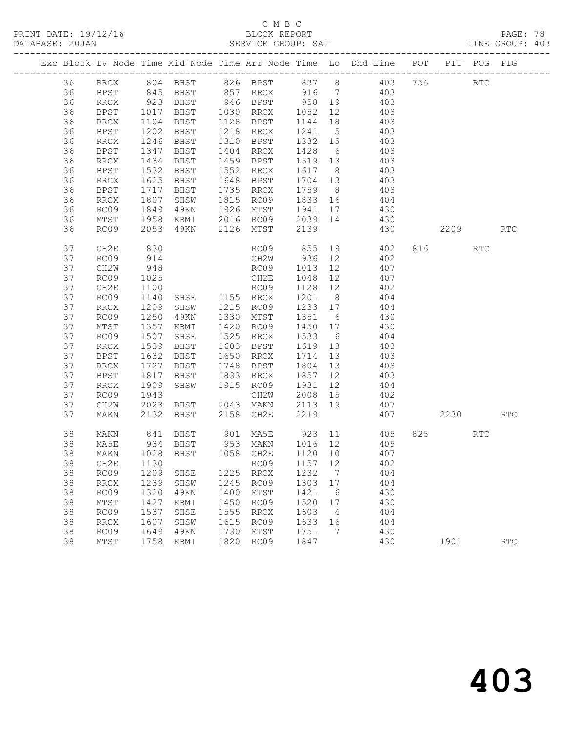C M B C
PRINT DATE: 19/12/16 BLOCK REPORT
DATABASE: 20JAN SERVICE GROUP: SAT LINE GROUP: 403

| Exc | Block | Lv | Node | Time | Mid Node | Time | Arr Node | Time | Lo | Dhd Line | POT | PIT | POG | PIG |
|---|---|---|---|---|---|---|---|---|---|---|---|---|---|---|
| | 36 | | RRCX | 804 | BHST | 826 | BPST | 837 | 8 | 403 | 756 | | RTC | |
| | 36 | | BPST | 845 | BHST | 857 | RRCX | 916 | 7 | 403 | | | | |
| | 36 | | RRCX | 923 | BHST | 946 | BPST | 958 | 19 | 403 | | | | |
| | 36 | | BPST | 1017 | BHST | 1030 | RRCX | 1052 | 12 | 403 | | | | |
| | 36 | | RRCX | 1104 | BHST | 1128 | BPST | 1144 | 18 | 403 | | | | |
| | 36 | | BPST | 1202 | BHST | 1218 | RRCX | 1241 | 5 | 403 | | | | |
| | 36 | | RRCX | 1246 | BHST | 1310 | BPST | 1332 | 15 | 403 | | | | |
| | 36 | | BPST | 1347 | BHST | 1404 | RRCX | 1428 | 6 | 403 | | | | |
| | 36 | | RRCX | 1434 | BHST | 1459 | BPST | 1519 | 13 | 403 | | | | |
| | 36 | | BPST | 1532 | BHST | 1552 | RRCX | 1617 | 8 | 403 | | | | |
| | 36 | | RRCX | 1625 | BHST | 1648 | BPST | 1704 | 13 | 403 | | | | |
| | 36 | | BPST | 1717 | BHST | 1735 | RRCX | 1759 | 8 | 403 | | | | |
| | 36 | | RRCX | 1807 | SHSW | 1815 | RC09 | 1833 | 16 | 404 | | | | |
| | 36 | | RC09 | 1849 | 49KN | 1926 | MTST | 1941 | 17 | 430 | | | | |
| | 36 | | MTST | 1958 | KBMI | 2016 | RC09 | 2039 | 14 | 430 | | | | |
| | 36 | | RC09 | 2053 | 49KN | 2126 | MTST | 2139 | | 430 | | 2209 | | RTC |
| | 37 | | CH2E | 830 | | | RC09 | 855 | 19 | 402 | 816 | | RTC | |
| | 37 | | RC09 | 914 | | | CH2W | 936 | 12 | 402 | | | | |
| | 37 | | CH2W | 948 | | | RC09 | 1013 | 12 | 407 | | | | |
| | 37 | | RC09 | 1025 | | | CH2E | 1048 | 12 | 407 | | | | |
| | 37 | | CH2E | 1100 | | | RC09 | 1128 | 12 | 402 | | | | |
| | 37 | | RC09 | 1140 | SHSE | 1155 | RRCX | 1201 | 8 | 404 | | | | |
| | 37 | | RRCX | 1209 | SHSW | 1215 | RC09 | 1233 | 17 | 404 | | | | |
| | 37 | | RC09 | 1250 | 49KN | 1330 | MTST | 1351 | 6 | 430 | | | | |
| | 37 | | MTST | 1357 | KBMI | 1420 | RC09 | 1450 | 17 | 430 | | | | |
| | 37 | | RC09 | 1507 | SHSE | 1525 | RRCX | 1533 | 6 | 404 | | | | |
| | 37 | | RRCX | 1539 | BHST | 1603 | BPST | 1619 | 13 | 403 | | | | |
| | 37 | | BPST | 1632 | BHST | 1650 | RRCX | 1714 | 13 | 403 | | | | |
| | 37 | | RRCX | 1727 | BHST | 1748 | BPST | 1804 | 13 | 403 | | | | |
| | 37 | | BPST | 1817 | BHST | 1833 | RRCX | 1857 | 12 | 403 | | | | |
| | 37 | | RRCX | 1909 | SHSW | 1915 | RC09 | 1931 | 12 | 404 | | | | |
| | 37 | | RC09 | 1943 | | | CH2W | 2008 | 15 | 402 | | | | |
| | 37 | | CH2W | 2023 | BHST | 2043 | MAKN | 2113 | 19 | 407 | | | | |
| | 37 | | MAKN | 2132 | BHST | 2158 | CH2E | 2219 | | 407 | | 2230 | | RTC |
| | 38 | | MAKN | 841 | BHST | 901 | MA5E | 923 | 11 | 405 | 825 | | RTC | |
| | 38 | | MA5E | 934 | BHST | 953 | MAKN | 1016 | 12 | 405 | | | | |
| | 38 | | MAKN | 1028 | BHST | 1058 | CH2E | 1120 | 10 | 407 | | | | |
| | 38 | | CH2E | 1130 | | | RC09 | 1157 | 12 | 402 | | | | |
| | 38 | | RC09 | 1209 | SHSE | 1225 | RRCX | 1232 | 7 | 404 | | | | |
| | 38 | | RRCX | 1239 | SHSW | 1245 | RC09 | 1303 | 17 | 404 | | | | |
| | 38 | | RC09 | 1320 | 49KN | 1400 | MTST | 1421 | 6 | 430 | | | | |
| | 38 | | MTST | 1427 | KBMI | 1450 | RC09 | 1520 | 17 | 430 | | | | |
| | 38 | | RC09 | 1537 | SHSE | 1555 | RRCX | 1603 | 4 | 404 | | | | |
| | 38 | | RRCX | 1607 | SHSW | 1615 | RC09 | 1633 | 16 | 404 | | | | |
| | 38 | | RC09 | 1649 | 49KN | 1730 | MTST | 1751 | 7 | 430 | | | | |
| | 38 | | MTST | 1758 | KBMI | 1820 | RC09 | 1847 | | 430 | | 1901 | | RTC |

403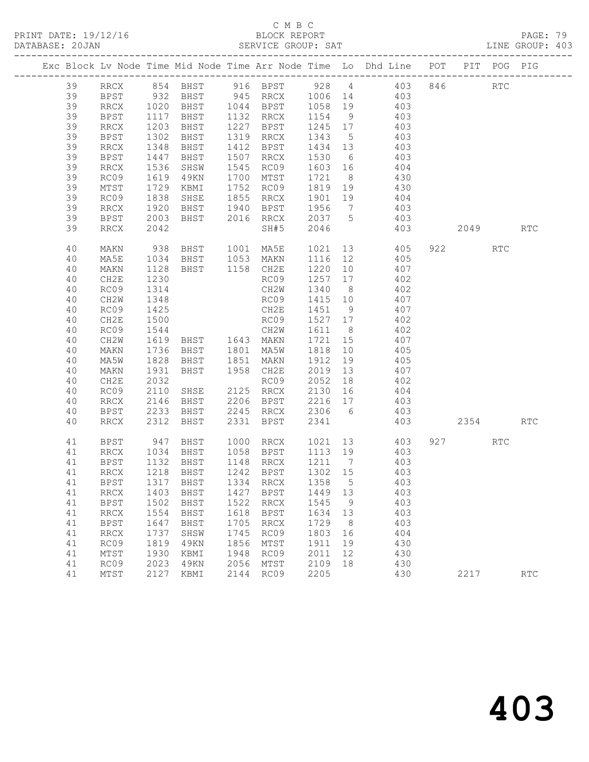C M B C

BLOCK REPORT

SERVICE GROUP: SAT

PRINT DATE: 19/12/16

DATABASE: 20JAN

LINE GROUP: 403

| Exc | Block | Lv | Node | Time | Mid Node | Time | Arr Node | Time | Lo | Dhd Line | POT | PIT | POG | PIG |
|---|---|---|---|---|---|---|---|---|---|---|---|---|---|---|
| | 39 | | RRCX | 854 | BHST | 916 | BPST | 928 | 4 | 403 | 846 | | RTC | |
| | 39 | | BPST | 932 | BHST | 945 | RRCX | 1006 | 14 | 403 | | | | |
| | 39 | | RRCX | 1020 | BHST | 1044 | BPST | 1058 | 19 | 403 | | | | |
| | 39 | | BPST | 1117 | BHST | 1132 | RRCX | 1154 | 9 | 403 | | | | |
| | 39 | | RRCX | 1203 | BHST | 1227 | BPST | 1245 | 17 | 403 | | | | |
| | 39 | | BPST | 1302 | BHST | 1319 | RRCX | 1343 | 5 | 403 | | | | |
| | 39 | | RRCX | 1348 | BHST | 1412 | BPST | 1434 | 13 | 403 | | | | |
| | 39 | | BPST | 1447 | BHST | 1507 | RRCX | 1530 | 6 | 403 | | | | |
| | 39 | | RRCX | 1536 | SHSW | 1545 | RC09 | 1603 | 16 | 404 | | | | |
| | 39 | | RC09 | 1619 | 49KN | 1700 | MTST | 1721 | 8 | 430 | | | | |
| | 39 | | MTST | 1729 | KBMI | 1752 | RC09 | 1819 | 19 | 430 | | | | |
| | 39 | | RC09 | 1838 | SHSE | 1855 | RRCX | 1901 | 19 | 404 | | | | |
| | 39 | | RRCX | 1920 | BHST | 1940 | BPST | 1956 | 7 | 403 | | | | |
| | 39 | | BPST | 2003 | BHST | 2016 | RRCX | 2037 | 5 | 403 | | | | |
| | 39 | | RRCX | 2042 | | | SH#5 | 2046 | | 403 | | 2049 | | RTC |
| | 40 | | MAKN | 938 | BHST | 1001 | MA5E | 1021 | 13 | 405 | 922 | | RTC | |
| | 40 | | MA5E | 1034 | BHST | 1053 | MAKN | 1116 | 12 | 405 | | | | |
| | 40 | | MAKN | 1128 | BHST | 1158 | CH2E | 1220 | 10 | 407 | | | | |
| | 40 | | CH2E | 1230 | | | RC09 | 1257 | 17 | 402 | | | | |
| | 40 | | RC09 | 1314 | | | CH2W | 1340 | 8 | 402 | | | | |
| | 40 | | CH2W | 1348 | | | RC09 | 1415 | 10 | 407 | | | | |
| | 40 | | RC09 | 1425 | | | CH2E | 1451 | 9 | 407 | | | | |
| | 40 | | CH2E | 1500 | | | RC09 | 1527 | 17 | 402 | | | | |
| | 40 | | RC09 | 1544 | | | CH2W | 1611 | 8 | 402 | | | | |
| | 40 | | CH2W | 1619 | BHST | 1643 | MAKN | 1721 | 15 | 407 | | | | |
| | 40 | | MAKN | 1736 | BHST | 1801 | MA5W | 1818 | 10 | 405 | | | | |
| | 40 | | MA5W | 1828 | BHST | 1851 | MAKN | 1912 | 19 | 405 | | | | |
| | 40 | | MAKN | 1931 | BHST | 1958 | CH2E | 2019 | 13 | 407 | | | | |
| | 40 | | CH2E | 2032 | | | RC09 | 2052 | 18 | 402 | | | | |
| | 40 | | RC09 | 2110 | SHSE | 2125 | RRCX | 2130 | 16 | 404 | | | | |
| | 40 | | RRCX | 2146 | BHST | 2206 | BPST | 2216 | 17 | 403 | | | | |
| | 40 | | BPST | 2233 | BHST | 2245 | RRCX | 2306 | 6 | 403 | | | | |
| | 40 | | RRCX | 2312 | BHST | 2331 | BPST | 2341 | | 403 | | 2354 | | RTC |
| | 41 | | BPST | 947 | BHST | 1000 | RRCX | 1021 | 13 | 403 | 927 | | RTC | |
| | 41 | | RRCX | 1034 | BHST | 1058 | BPST | 1113 | 19 | 403 | | | | |
| | 41 | | BPST | 1132 | BHST | 1148 | RRCX | 1211 | 7 | 403 | | | | |
| | 41 | | RRCX | 1218 | BHST | 1242 | BPST | 1302 | 15 | 403 | | | | |
| | 41 | | BPST | 1317 | BHST | 1334 | RRCX | 1358 | 5 | 403 | | | | |
| | 41 | | RRCX | 1403 | BHST | 1427 | BPST | 1449 | 13 | 403 | | | | |
| | 41 | | BPST | 1502 | BHST | 1522 | RRCX | 1545 | 9 | 403 | | | | |
| | 41 | | RRCX | 1554 | BHST | 1618 | BPST | 1634 | 13 | 403 | | | | |
| | 41 | | BPST | 1647 | BHST | 1705 | RRCX | 1729 | 8 | 403 | | | | |
| | 41 | | RRCX | 1737 | SHSW | 1745 | RC09 | 1803 | 16 | 404 | | | | |
| | 41 | | RC09 | 1819 | 49KN | 1856 | MTST | 1911 | 19 | 430 | | | | |
| | 41 | | MTST | 1930 | KBMI | 1948 | RC09 | 2011 | 12 | 430 | | | | |
| | 41 | | RC09 | 2023 | 49KN | 2056 | MTST | 2109 | 18 | 430 | | | | |
| | 41 | | MTST | 2127 | KBMI | 2144 | RC09 | 2205 | | 430 | | 2217 | | RTC |

403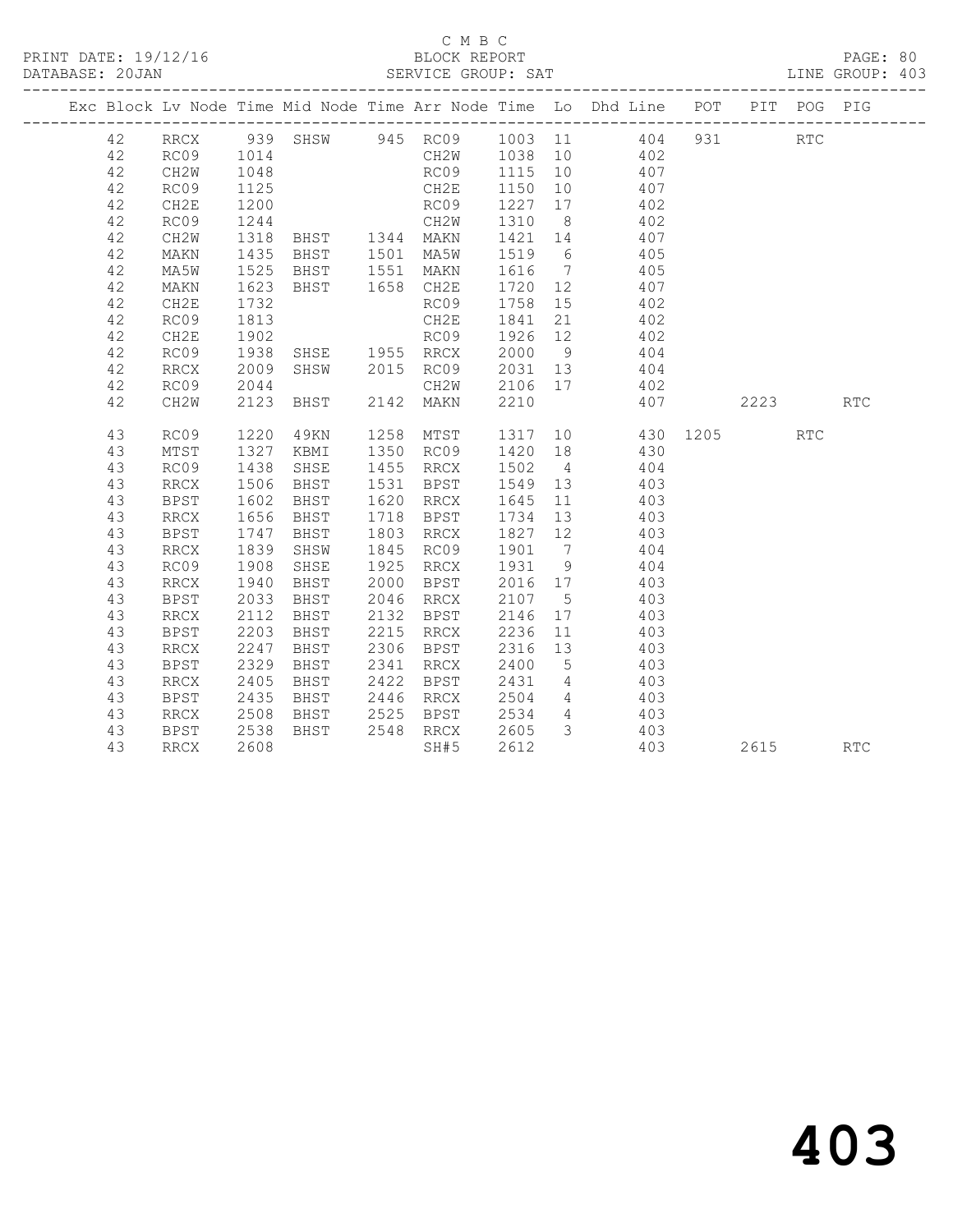C M B C

PRINT DATE: 19/12/16 BLOCK REPORT

DATABASE: 20JAN SERVICE GROUP: SAT LINE GROUP: 403

| Exc | Block | Lv | Node | Time | Mid Node | Time | Arr Node | Time | Lo | Dhd Line | POT | PIT | POG | PIG |
|---|---|---|---|---|---|---|---|---|---|---|---|---|---|---|
| | 42 | | RRCX | 939 | SHSW | 945 | RC09 | 1003 | 11 | 404 | 931 | | RTC | |
| | 42 | | RC09 | 1014 | | | CH2W | 1038 | 10 | 402 | | | | |
| | 42 | | CH2W | 1048 | | | RC09 | 1115 | 10 | 407 | | | | |
| | 42 | | RC09 | 1125 | | | CH2E | 1150 | 10 | 407 | | | | |
| | 42 | | CH2E | 1200 | | | RC09 | 1227 | 17 | 402 | | | | |
| | 42 | | RC09 | 1244 | | | CH2W | 1310 | 8 | 402 | | | | |
| | 42 | | CH2W | 1318 | BHST | 1344 | MAKN | 1421 | 14 | 407 | | | | |
| | 42 | | MAKN | 1435 | BHST | 1501 | MA5W | 1519 | 6 | 405 | | | | |
| | 42 | | MA5W | 1525 | BHST | 1551 | MAKN | 1616 | 7 | 405 | | | | |
| | 42 | | MAKN | 1623 | BHST | 1658 | CH2E | 1720 | 12 | 407 | | | | |
| | 42 | | CH2E | 1732 | | | RC09 | 1758 | 15 | 402 | | | | |
| | 42 | | RC09 | 1813 | | | CH2E | 1841 | 21 | 402 | | | | |
| | 42 | | CH2E | 1902 | | | RC09 | 1926 | 12 | 402 | | | | |
| | 42 | | RC09 | 1938 | SHSE | 1955 | RRCX | 2000 | 9 | 404 | | | | |
| | 42 | | RRCX | 2009 | SHSW | 2015 | RC09 | 2031 | 13 | 404 | | | | |
| | 42 | | RC09 | 2044 | | | CH2W | 2106 | 17 | 402 | | | | |
| | 42 | | CH2W | 2123 | BHST | 2142 | MAKN | 2210 | | 407 | | 2223 | | RTC |
| | 43 | | RC09 | 1220 | 49KN | 1258 | MTST | 1317 | 10 | 430 | 1205 | | RTC | |
| | 43 | | MTST | 1327 | KBMI | 1350 | RC09 | 1420 | 18 | 430 | | | | |
| | 43 | | RC09 | 1438 | SHSE | 1455 | RRCX | 1502 | 4 | 404 | | | | |
| | 43 | | RRCX | 1506 | BHST | 1531 | BPST | 1549 | 13 | 403 | | | | |
| | 43 | | BPST | 1602 | BHST | 1620 | RRCX | 1645 | 11 | 403 | | | | |
| | 43 | | RRCX | 1656 | BHST | 1718 | BPST | 1734 | 13 | 403 | | | | |
| | 43 | | BPST | 1747 | BHST | 1803 | RRCX | 1827 | 12 | 403 | | | | |
| | 43 | | RRCX | 1839 | SHSW | 1845 | RC09 | 1901 | 7 | 404 | | | | |
| | 43 | | RC09 | 1908 | SHSE | 1925 | RRCX | 1931 | 9 | 404 | | | | |
| | 43 | | RRCX | 1940 | BHST | 2000 | BPST | 2016 | 17 | 403 | | | | |
| | 43 | | BPST | 2033 | BHST | 2046 | RRCX | 2107 | 5 | 403 | | | | |
| | 43 | | RRCX | 2112 | BHST | 2132 | BPST | 2146 | 17 | 403 | | | | |
| | 43 | | BPST | 2203 | BHST | 2215 | RRCX | 2236 | 11 | 403 | | | | |
| | 43 | | RRCX | 2247 | BHST | 2306 | BPST | 2316 | 13 | 403 | | | | |
| | 43 | | BPST | 2329 | BHST | 2341 | RRCX | 2400 | 5 | 403 | | | | |
| | 43 | | RRCX | 2405 | BHST | 2422 | BPST | 2431 | 4 | 403 | | | | |
| | 43 | | BPST | 2435 | BHST | 2446 | RRCX | 2504 | 4 | 403 | | | | |
| | 43 | | RRCX | 2508 | BHST | 2525 | BPST | 2534 | 4 | 403 | | | | |
| | 43 | | BPST | 2538 | BHST | 2548 | RRCX | 2605 | 3 | 403 | | | | |
| | 43 | | RRCX | 2608 | | | SH#5 | 2612 | | 403 | | 2615 | | RTC |

403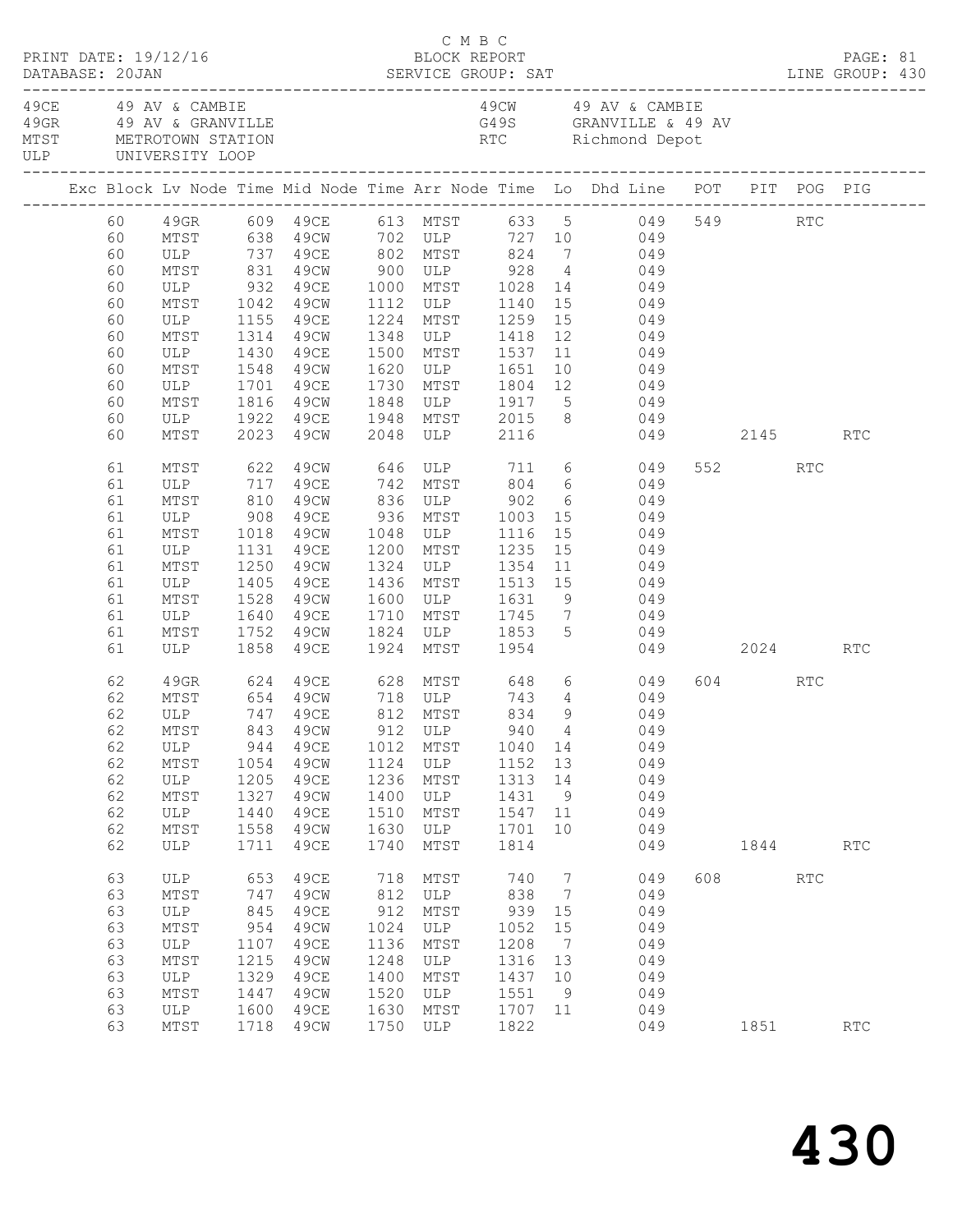C M B C

PRINT DATE: 19/12/16 BLOCK REPORT PAGE: 81
DATABASE: 20JAN SERVICE GROUP: SAT LINE GROUP: 430

| Code | Description | Code | Description |
|---|---|---|---|
| 49CE | 49 AV & CAMBIE | 49CW | 49 AV & CAMBIE |
| 49GR | 49 AV & GRANVILLE | G49S | GRANVILLE & 49 AV |
| MTST | METROTOWN STATION | RTC | Richmond Depot |
| ULP | UNIVERSITY LOOP | | |

| Exc | Block | Lv Node | Time | Mid Node | Time | Arr Node | Time | Lo | Dhd Line | POT | PIT | POG | PIG |
|---|---|---|---|---|---|---|---|---|---|---|---|---|---|
| | 60 | 49GR | 609 | 49CE | 613 | MTST | 633 | 5 | 049 | 549 | | RTC | |
| | 60 | MTST | 638 | 49CW | 702 | ULP | 727 | 10 | 049 | | | | |
| | 60 | ULP | 737 | 49CE | 802 | MTST | 824 | 7 | 049 | | | | |
| | 60 | MTST | 831 | 49CW | 900 | ULP | 928 | 4 | 049 | | | | |
| | 60 | ULP | 932 | 49CE | 1000 | MTST | 1028 | 14 | 049 | | | | |
| | 60 | MTST | 1042 | 49CW | 1112 | ULP | 1140 | 15 | 049 | | | | |
| | 60 | ULP | 1155 | 49CE | 1224 | MTST | 1259 | 15 | 049 | | | | |
| | 60 | MTST | 1314 | 49CW | 1348 | ULP | 1418 | 12 | 049 | | | | |
| | 60 | ULP | 1430 | 49CE | 1500 | MTST | 1537 | 11 | 049 | | | | |
| | 60 | MTST | 1548 | 49CW | 1620 | ULP | 1651 | 10 | 049 | | | | |
| | 60 | ULP | 1701 | 49CE | 1730 | MTST | 1804 | 12 | 049 | | | | |
| | 60 | MTST | 1816 | 49CW | 1848 | ULP | 1917 | 5 | 049 | | | | |
| | 60 | ULP | 1922 | 49CE | 1948 | MTST | 2015 | 8 | 049 | | | | |
| | 60 | MTST | 2023 | 49CW | 2048 | ULP | 2116 | | 049 | | 2145 | | RTC |
| | 61 | MTST | 622 | 49CW | 646 | ULP | 711 | 6 | 049 | 552 | | RTC | |
| | 61 | ULP | 717 | 49CE | 742 | MTST | 804 | 6 | 049 | | | | |
| | 61 | MTST | 810 | 49CW | 836 | ULP | 902 | 6 | 049 | | | | |
| | 61 | ULP | 908 | 49CE | 936 | MTST | 1003 | 15 | 049 | | | | |
| | 61 | MTST | 1018 | 49CW | 1048 | ULP | 1116 | 15 | 049 | | | | |
| | 61 | ULP | 1131 | 49CE | 1200 | MTST | 1235 | 15 | 049 | | | | |
| | 61 | MTST | 1250 | 49CW | 1324 | ULP | 1354 | 11 | 049 | | | | |
| | 61 | ULP | 1405 | 49CE | 1436 | MTST | 1513 | 15 | 049 | | | | |
| | 61 | MTST | 1528 | 49CW | 1600 | ULP | 1631 | 9 | 049 | | | | |
| | 61 | ULP | 1640 | 49CE | 1710 | MTST | 1745 | 7 | 049 | | | | |
| | 61 | MTST | 1752 | 49CW | 1824 | ULP | 1853 | 5 | 049 | | | | |
| | 61 | ULP | 1858 | 49CE | 1924 | MTST | 1954 | | 049 | | 2024 | | RTC |
| | 62 | 49GR | 624 | 49CE | 628 | MTST | 648 | 6 | 049 | 604 | | RTC | |
| | 62 | MTST | 654 | 49CW | 718 | ULP | 743 | 4 | 049 | | | | |
| | 62 | ULP | 747 | 49CE | 812 | MTST | 834 | 9 | 049 | | | | |
| | 62 | MTST | 843 | 49CW | 912 | ULP | 940 | 4 | 049 | | | | |
| | 62 | ULP | 944 | 49CE | 1012 | MTST | 1040 | 14 | 049 | | | | |
| | 62 | MTST | 1054 | 49CW | 1124 | ULP | 1152 | 13 | 049 | | | | |
| | 62 | ULP | 1205 | 49CE | 1236 | MTST | 1313 | 14 | 049 | | | | |
| | 62 | MTST | 1327 | 49CW | 1400 | ULP | 1431 | 9 | 049 | | | | |
| | 62 | ULP | 1440 | 49CE | 1510 | MTST | 1547 | 11 | 049 | | | | |
| | 62 | MTST | 1558 | 49CW | 1630 | ULP | 1701 | 10 | 049 | | | | |
| | 62 | ULP | 1711 | 49CE | 1740 | MTST | 1814 | | 049 | | 1844 | | RTC |
| | 63 | ULP | 653 | 49CE | 718 | MTST | 740 | 7 | 049 | 608 | | RTC | |
| | 63 | MTST | 747 | 49CW | 812 | ULP | 838 | 7 | 049 | | | | |
| | 63 | ULP | 845 | 49CE | 912 | MTST | 939 | 15 | 049 | | | | |
| | 63 | MTST | 954 | 49CW | 1024 | ULP | 1052 | 15 | 049 | | | | |
| | 63 | ULP | 1107 | 49CE | 1136 | MTST | 1208 | 7 | 049 | | | | |
| | 63 | MTST | 1215 | 49CW | 1248 | ULP | 1316 | 13 | 049 | | | | |
| | 63 | ULP | 1329 | 49CE | 1400 | MTST | 1437 | 10 | 049 | | | | |
| | 63 | MTST | 1447 | 49CW | 1520 | ULP | 1551 | 9 | 049 | | | | |
| | 63 | ULP | 1600 | 49CE | 1630 | MTST | 1707 | 11 | 049 | | | | |
| | 63 | MTST | 1718 | 49CW | 1750 | ULP | 1822 | | 049 | | 1851 | | RTC |

# 430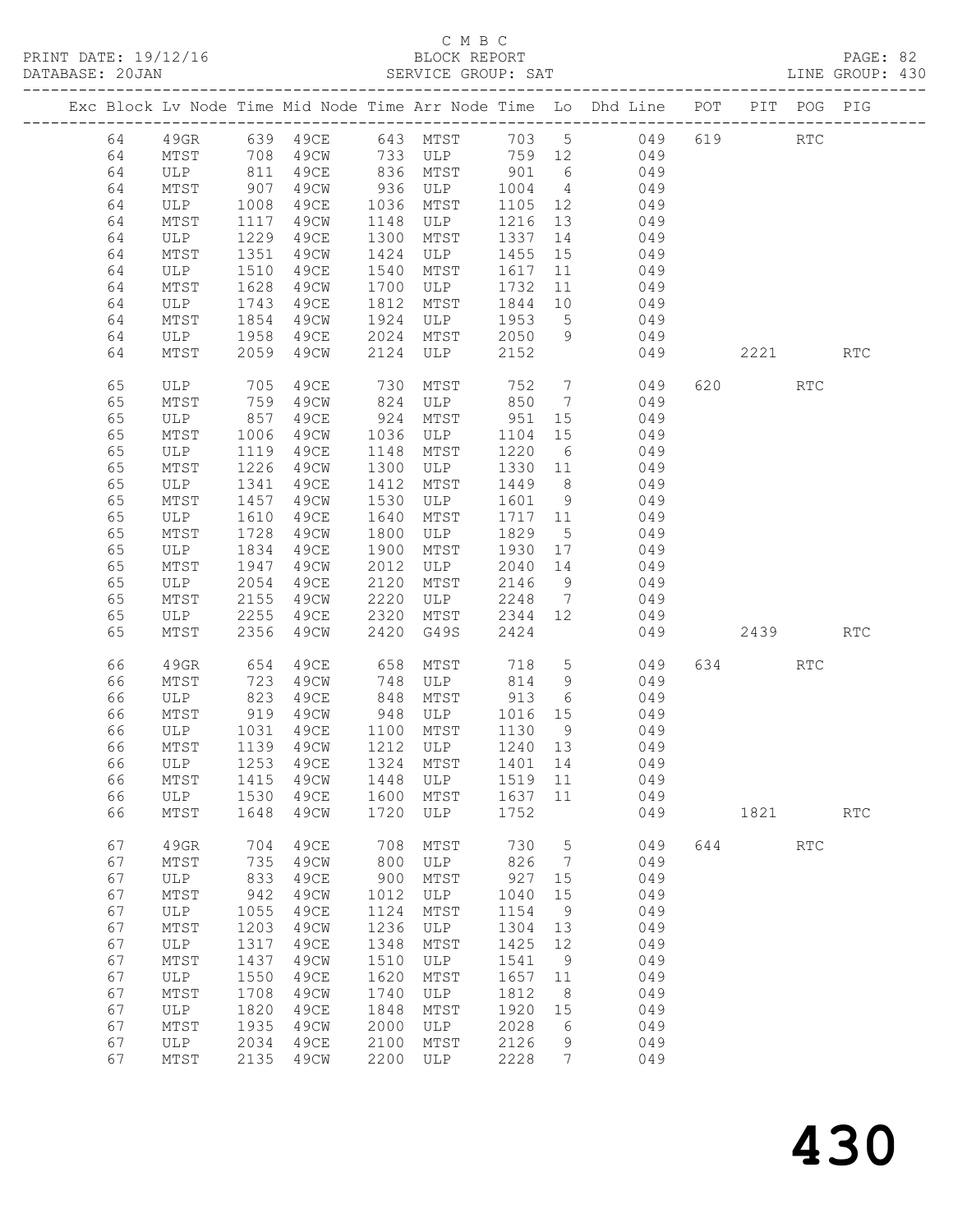C M B C

PRINT DATE: 19/12/16 BLOCK REPORT PAGE: 82
DATABASE: 20JAN SERVICE GROUP: SAT LINE GROUP: 430

| Exc | Block | Lv Node | Time | Mid Node | Time | Arr Node | Time | Lo | Dhd Line | POT | PIT | POG | PIG |
|---|---|---|---|---|---|---|---|---|---|---|---|---|---|
| | 64 | 49GR | 639 | 49CE | 643 | MTST | 703 | 5 | 049 | 619 | | RTC | |
| | 64 | MTST | 708 | 49CW | 733 | ULP | 759 | 12 | 049 | | | | |
| | 64 | ULP | 811 | 49CE | 836 | MTST | 901 | 6 | 049 | | | | |
| | 64 | MTST | 907 | 49CW | 936 | ULP | 1004 | 4 | 049 | | | | |
| | 64 | ULP | 1008 | 49CE | 1036 | MTST | 1105 | 12 | 049 | | | | |
| | 64 | MTST | 1117 | 49CW | 1148 | ULP | 1216 | 13 | 049 | | | | |
| | 64 | ULP | 1229 | 49CE | 1300 | MTST | 1337 | 14 | 049 | | | | |
| | 64 | MTST | 1351 | 49CW | 1424 | ULP | 1455 | 15 | 049 | | | | |
| | 64 | ULP | 1510 | 49CE | 1540 | MTST | 1617 | 11 | 049 | | | | |
| | 64 | MTST | 1628 | 49CW | 1700 | ULP | 1732 | 11 | 049 | | | | |
| | 64 | ULP | 1743 | 49CE | 1812 | MTST | 1844 | 10 | 049 | | | | |
| | 64 | MTST | 1854 | 49CW | 1924 | ULP | 1953 | 5 | 049 | | | | |
| | 64 | ULP | 1958 | 49CE | 2024 | MTST | 2050 | 9 | 049 | | | | |
| | 64 | MTST | 2059 | 49CW | 2124 | ULP | 2152 | | 049 | | 2221 | | RTC |
| | 65 | ULP | 705 | 49CE | 730 | MTST | 752 | 7 | 049 | 620 | | RTC | |
| | 65 | MTST | 759 | 49CW | 824 | ULP | 850 | 7 | 049 | | | | |
| | 65 | ULP | 857 | 49CE | 924 | MTST | 951 | 15 | 049 | | | | |
| | 65 | MTST | 1006 | 49CW | 1036 | ULP | 1104 | 15 | 049 | | | | |
| | 65 | ULP | 1119 | 49CE | 1148 | MTST | 1220 | 6 | 049 | | | | |
| | 65 | MTST | 1226 | 49CW | 1300 | ULP | 1330 | 11 | 049 | | | | |
| | 65 | ULP | 1341 | 49CE | 1412 | MTST | 1449 | 8 | 049 | | | | |
| | 65 | MTST | 1457 | 49CW | 1530 | ULP | 1601 | 9 | 049 | | | | |
| | 65 | ULP | 1610 | 49CE | 1640 | MTST | 1717 | 11 | 049 | | | | |
| | 65 | MTST | 1728 | 49CW | 1800 | ULP | 1829 | 5 | 049 | | | | |
| | 65 | ULP | 1834 | 49CE | 1900 | MTST | 1930 | 17 | 049 | | | | |
| | 65 | MTST | 1947 | 49CW | 2012 | ULP | 2040 | 14 | 049 | | | | |
| | 65 | ULP | 2054 | 49CE | 2120 | MTST | 2146 | 9 | 049 | | | | |
| | 65 | MTST | 2155 | 49CW | 2220 | ULP | 2248 | 7 | 049 | | | | |
| | 65 | ULP | 2255 | 49CE | 2320 | MTST | 2344 | 12 | 049 | | | | |
| | 65 | MTST | 2356 | 49CW | 2420 | G49S | 2424 | | 049 | | 2439 | | RTC |
| | 66 | 49GR | 654 | 49CE | 658 | MTST | 718 | 5 | 049 | 634 | | RTC | |
| | 66 | MTST | 723 | 49CW | 748 | ULP | 814 | 9 | 049 | | | | |
| | 66 | ULP | 823 | 49CE | 848 | MTST | 913 | 6 | 049 | | | | |
| | 66 | MTST | 919 | 49CW | 948 | ULP | 1016 | 15 | 049 | | | | |
| | 66 | ULP | 1031 | 49CE | 1100 | MTST | 1130 | 9 | 049 | | | | |
| | 66 | MTST | 1139 | 49CW | 1212 | ULP | 1240 | 13 | 049 | | | | |
| | 66 | ULP | 1253 | 49CE | 1324 | MTST | 1401 | 14 | 049 | | | | |
| | 66 | MTST | 1415 | 49CW | 1448 | ULP | 1519 | 11 | 049 | | | | |
| | 66 | ULP | 1530 | 49CE | 1600 | MTST | 1637 | 11 | 049 | | | | |
| | 66 | MTST | 1648 | 49CW | 1720 | ULP | 1752 | | 049 | | 1821 | | RTC |
| | 67 | 49GR | 704 | 49CE | 708 | MTST | 730 | 5 | 049 | 644 | | RTC | |
| | 67 | MTST | 735 | 49CW | 800 | ULP | 826 | 7 | 049 | | | | |
| | 67 | ULP | 833 | 49CE | 900 | MTST | 927 | 15 | 049 | | | | |
| | 67 | MTST | 942 | 49CW | 1012 | ULP | 1040 | 15 | 049 | | | | |
| | 67 | ULP | 1055 | 49CE | 1124 | MTST | 1154 | 9 | 049 | | | | |
| | 67 | MTST | 1203 | 49CW | 1236 | ULP | 1304 | 13 | 049 | | | | |
| | 67 | ULP | 1317 | 49CE | 1348 | MTST | 1425 | 12 | 049 | | | | |
| | 67 | MTST | 1437 | 49CW | 1510 | ULP | 1541 | 9 | 049 | | | | |
| | 67 | ULP | 1550 | 49CE | 1620 | MTST | 1657 | 11 | 049 | | | | |
| | 67 | MTST | 1708 | 49CW | 1740 | ULP | 1812 | 8 | 049 | | | | |
| | 67 | ULP | 1820 | 49CE | 1848 | MTST | 1920 | 15 | 049 | | | | |
| | 67 | MTST | 1935 | 49CW | 2000 | ULP | 2028 | 6 | 049 | | | | |
| | 67 | ULP | 2034 | 49CE | 2100 | MTST | 2126 | 9 | 049 | | | | |
| | 67 | MTST | 2135 | 49CW | 2200 | ULP | 2228 | 7 | 049 | | | | |

430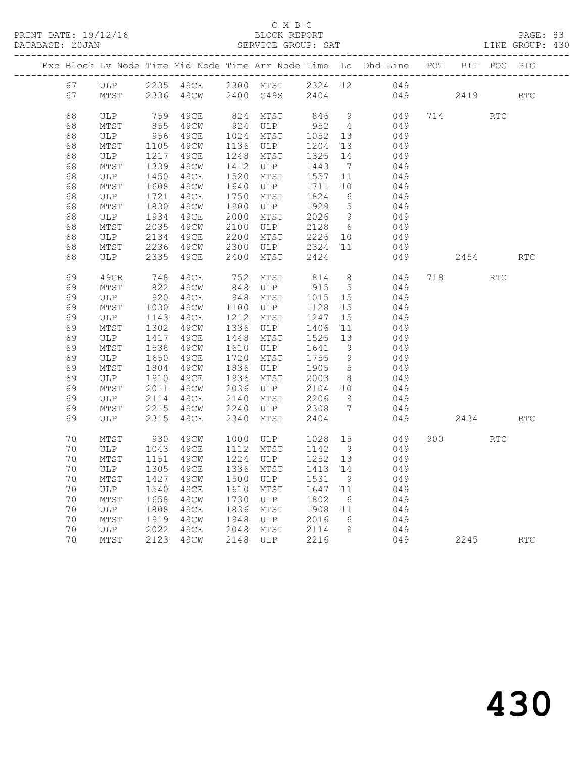C M B C
BLOCK REPORT
SERVICE GROUP: SAT

PRINT DATE: 19/12/16
DATABASE: 20JAN
LINE GROUP: 430

| Exc | Block | Lv | Node | Time | Mid Node | Time | Arr Node | Time | Lo | Dhd Line | POT | PIT | POG | PIG |
|---|---|---|---|---|---|---|---|---|---|---|---|---|---|---|
| | 67 | | ULP | 2235 | 49CE | 2300 | MTST | 2324 | 12 | 049 | | | | |
| | 67 | | MTST | 2336 | 49CW | 2400 | G49S | 2404 | | 049 | | 2419 | | RTC |
| | 68 | | ULP | 759 | 49CE | 824 | MTST | 846 | 9 | 049 | 714 | | RTC | |
| | 68 | | MTST | 855 | 49CW | 924 | ULP | 952 | 4 | 049 | | | | |
| | 68 | | ULP | 956 | 49CE | 1024 | MTST | 1052 | 13 | 049 | | | | |
| | 68 | | MTST | 1105 | 49CW | 1136 | ULP | 1204 | 13 | 049 | | | | |
| | 68 | | ULP | 1217 | 49CE | 1248 | MTST | 1325 | 14 | 049 | | | | |
| | 68 | | MTST | 1339 | 49CW | 1412 | ULP | 1443 | 7 | 049 | | | | |
| | 68 | | ULP | 1450 | 49CE | 1520 | MTST | 1557 | 11 | 049 | | | | |
| | 68 | | MTST | 1608 | 49CW | 1640 | ULP | 1711 | 10 | 049 | | | | |
| | 68 | | ULP | 1721 | 49CE | 1750 | MTST | 1824 | 6 | 049 | | | | |
| | 68 | | MTST | 1830 | 49CW | 1900 | ULP | 1929 | 5 | 049 | | | | |
| | 68 | | ULP | 1934 | 49CE | 2000 | MTST | 2026 | 9 | 049 | | | | |
| | 68 | | MTST | 2035 | 49CW | 2100 | ULP | 2128 | 6 | 049 | | | | |
| | 68 | | ULP | 2134 | 49CE | 2200 | MTST | 2226 | 10 | 049 | | | | |
| | 68 | | MTST | 2236 | 49CW | 2300 | ULP | 2324 | 11 | 049 | | | | |
| | 68 | | ULP | 2335 | 49CE | 2400 | MTST | 2424 | | 049 | | 2454 | | RTC |
| | 69 | | 49GR | 748 | 49CE | 752 | MTST | 814 | 8 | 049 | 718 | | RTC | |
| | 69 | | MTST | 822 | 49CW | 848 | ULP | 915 | 5 | 049 | | | | |
| | 69 | | ULP | 920 | 49CE | 948 | MTST | 1015 | 15 | 049 | | | | |
| | 69 | | MTST | 1030 | 49CW | 1100 | ULP | 1128 | 15 | 049 | | | | |
| | 69 | | ULP | 1143 | 49CE | 1212 | MTST | 1247 | 15 | 049 | | | | |
| | 69 | | MTST | 1302 | 49CW | 1336 | ULP | 1406 | 11 | 049 | | | | |
| | 69 | | ULP | 1417 | 49CE | 1448 | MTST | 1525 | 13 | 049 | | | | |
| | 69 | | MTST | 1538 | 49CW | 1610 | ULP | 1641 | 9 | 049 | | | | |
| | 69 | | ULP | 1650 | 49CE | 1720 | MTST | 1755 | 9 | 049 | | | | |
| | 69 | | MTST | 1804 | 49CW | 1836 | ULP | 1905 | 5 | 049 | | | | |
| | 69 | | ULP | 1910 | 49CE | 1936 | MTST | 2003 | 8 | 049 | | | | |
| | 69 | | MTST | 2011 | 49CW | 2036 | ULP | 2104 | 10 | 049 | | | | |
| | 69 | | ULP | 2114 | 49CE | 2140 | MTST | 2206 | 9 | 049 | | | | |
| | 69 | | MTST | 2215 | 49CW | 2240 | ULP | 2308 | 7 | 049 | | | | |
| | 69 | | ULP | 2315 | 49CE | 2340 | MTST | 2404 | | 049 | | 2434 | | RTC |
| | 70 | | MTST | 930 | 49CW | 1000 | ULP | 1028 | 15 | 049 | 900 | | RTC | |
| | 70 | | ULP | 1043 | 49CE | 1112 | MTST | 1142 | 9 | 049 | | | | |
| | 70 | | MTST | 1151 | 49CW | 1224 | ULP | 1252 | 13 | 049 | | | | |
| | 70 | | ULP | 1305 | 49CE | 1336 | MTST | 1413 | 14 | 049 | | | | |
| | 70 | | MTST | 1427 | 49CW | 1500 | ULP | 1531 | 9 | 049 | | | | |
| | 70 | | ULP | 1540 | 49CE | 1610 | MTST | 1647 | 11 | 049 | | | | |
| | 70 | | MTST | 1658 | 49CW | 1730 | ULP | 1802 | 6 | 049 | | | | |
| | 70 | | ULP | 1808 | 49CE | 1836 | MTST | 1908 | 11 | 049 | | | | |
| | 70 | | MTST | 1919 | 49CW | 1948 | ULP | 2016 | 6 | 049 | | | | |
| | 70 | | ULP | 2022 | 49CE | 2048 | MTST | 2114 | 9 | 049 | | | | |
| | 70 | | MTST | 2123 | 49CW | 2148 | ULP | 2216 | | 049 | | 2245 | | RTC |

430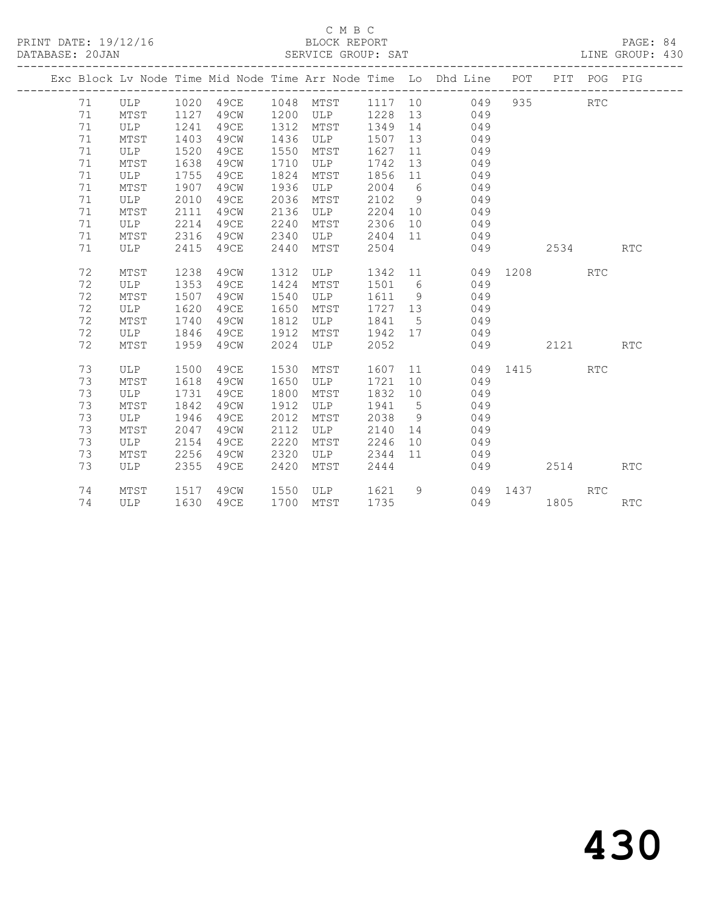C M B C
BLOCK REPORT
SERVICE GROUP: SAT

PRINT DATE: 19/12/16
DATABASE: 20JAN
LINE GROUP: 430

| Exc | Block | Lv Node | Time | Mid Node | Time | Arr Node | Time | Lo | Dhd Line | POT | PIT | POG | PIG |
|---|---|---|---|---|---|---|---|---|---|---|---|---|---|
| | 71 | ULP | 1020 | 49CE | 1048 | MTST | 1117 | 10 | 049 | 935 | | RTC | |
| | 71 | MTST | 1127 | 49CW | 1200 | ULP | 1228 | 13 | 049 | | | | |
| | 71 | ULP | 1241 | 49CE | 1312 | MTST | 1349 | 14 | 049 | | | | |
| | 71 | MTST | 1403 | 49CW | 1436 | ULP | 1507 | 13 | 049 | | | | |
| | 71 | ULP | 1520 | 49CE | 1550 | MTST | 1627 | 11 | 049 | | | | |
| | 71 | MTST | 1638 | 49CW | 1710 | ULP | 1742 | 13 | 049 | | | | |
| | 71 | ULP | 1755 | 49CE | 1824 | MTST | 1856 | 11 | 049 | | | | |
| | 71 | MTST | 1907 | 49CW | 1936 | ULP | 2004 | 6 | 049 | | | | |
| | 71 | ULP | 2010 | 49CE | 2036 | MTST | 2102 | 9 | 049 | | | | |
| | 71 | MTST | 2111 | 49CW | 2136 | ULP | 2204 | 10 | 049 | | | | |
| | 71 | ULP | 2214 | 49CE | 2240 | MTST | 2306 | 10 | 049 | | | | |
| | 71 | MTST | 2316 | 49CW | 2340 | ULP | 2404 | 11 | 049 | | | | |
| | 71 | ULP | 2415 | 49CE | 2440 | MTST | 2504 | | 049 | | 2534 | | RTC |
| | 72 | MTST | 1238 | 49CW | 1312 | ULP | 1342 | 11 | 049 | 1208 | | RTC | |
| | 72 | ULP | 1353 | 49CE | 1424 | MTST | 1501 | 6 | 049 | | | | |
| | 72 | MTST | 1507 | 49CW | 1540 | ULP | 1611 | 9 | 049 | | | | |
| | 72 | ULP | 1620 | 49CE | 1650 | MTST | 1727 | 13 | 049 | | | | |
| | 72 | MTST | 1740 | 49CW | 1812 | ULP | 1841 | 5 | 049 | | | | |
| | 72 | ULP | 1846 | 49CE | 1912 | MTST | 1942 | 17 | 049 | | | | |
| | 72 | MTST | 1959 | 49CW | 2024 | ULP | 2052 | | 049 | | 2121 | | RTC |
| | 73 | ULP | 1500 | 49CE | 1530 | MTST | 1607 | 11 | 049 | 1415 | | RTC | |
| | 73 | MTST | 1618 | 49CW | 1650 | ULP | 1721 | 10 | 049 | | | | |
| | 73 | ULP | 1731 | 49CE | 1800 | MTST | 1832 | 10 | 049 | | | | |
| | 73 | MTST | 1842 | 49CW | 1912 | ULP | 1941 | 5 | 049 | | | | |
| | 73 | ULP | 1946 | 49CE | 2012 | MTST | 2038 | 9 | 049 | | | | |
| | 73 | MTST | 2047 | 49CW | 2112 | ULP | 2140 | 14 | 049 | | | | |
| | 73 | ULP | 2154 | 49CE | 2220 | MTST | 2246 | 10 | 049 | | | | |
| | 73 | MTST | 2256 | 49CW | 2320 | ULP | 2344 | 11 | 049 | | | | |
| | 73 | ULP | 2355 | 49CE | 2420 | MTST | 2444 | | 049 | | 2514 | | RTC |
| | 74 | MTST | 1517 | 49CW | 1550 | ULP | 1621 | 9 | 049 | 1437 | | RTC | |
| | 74 | ULP | 1630 | 49CE | 1700 | MTST | 1735 | | 049 | | 1805 | | RTC |

430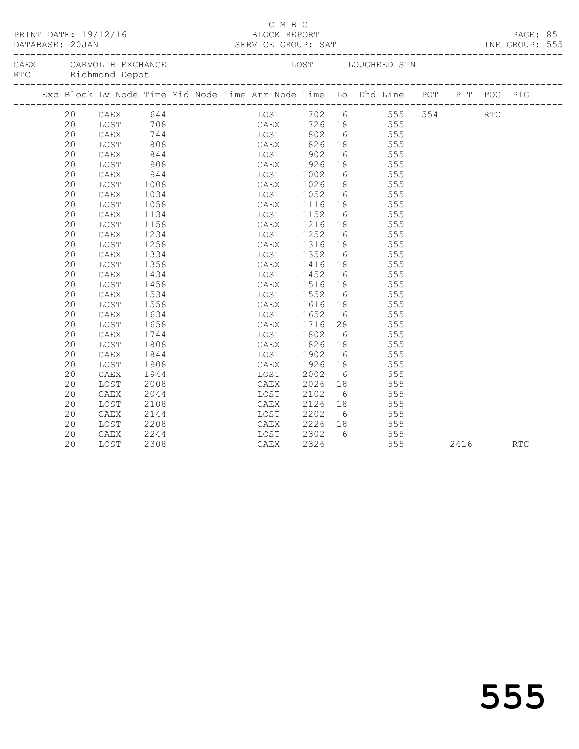C M B C

PRINT DATE: 19/12/16 BLOCK REPORT

DATABASE: 20JAN SERVICE GROUP: SAT LINE GROUP: 555

CAEX CARVOLTH EXCHANGE LOST LOUGHEED STN
RTC Richmond Depot

| Exc | Block | Lv Node | Time | Mid Node | Time | Arr Node | Time | Lo | Dhd Line | POT | PIT | POG | PIG |
|---|---|---|---|---|---|---|---|---|---|---|---|---|---|
| | 20 | CAEX | 644 | | | LOST | 702 | 6 | 555 | 554 | | RTC | |
| | 20 | LOST | 708 | | | CAEX | 726 | 18 | 555 | | | | |
| | 20 | CAEX | 744 | | | LOST | 802 | 6 | 555 | | | | |
| | 20 | LOST | 808 | | | CAEX | 826 | 18 | 555 | | | | |
| | 20 | CAEX | 844 | | | LOST | 902 | 6 | 555 | | | | |
| | 20 | LOST | 908 | | | CAEX | 926 | 18 | 555 | | | | |
| | 20 | CAEX | 944 | | | LOST | 1002 | 6 | 555 | | | | |
| | 20 | LOST | 1008 | | | CAEX | 1026 | 8 | 555 | | | | |
| | 20 | CAEX | 1034 | | | LOST | 1052 | 6 | 555 | | | | |
| | 20 | LOST | 1058 | | | CAEX | 1116 | 18 | 555 | | | | |
| | 20 | CAEX | 1134 | | | LOST | 1152 | 6 | 555 | | | | |
| | 20 | LOST | 1158 | | | CAEX | 1216 | 18 | 555 | | | | |
| | 20 | CAEX | 1234 | | | LOST | 1252 | 6 | 555 | | | | |
| | 20 | LOST | 1258 | | | CAEX | 1316 | 18 | 555 | | | | |
| | 20 | CAEX | 1334 | | | LOST | 1352 | 6 | 555 | | | | |
| | 20 | LOST | 1358 | | | CAEX | 1416 | 18 | 555 | | | | |
| | 20 | CAEX | 1434 | | | LOST | 1452 | 6 | 555 | | | | |
| | 20 | LOST | 1458 | | | CAEX | 1516 | 18 | 555 | | | | |
| | 20 | CAEX | 1534 | | | LOST | 1552 | 6 | 555 | | | | |
| | 20 | LOST | 1558 | | | CAEX | 1616 | 18 | 555 | | | | |
| | 20 | CAEX | 1634 | | | LOST | 1652 | 6 | 555 | | | | |
| | 20 | LOST | 1658 | | | CAEX | 1716 | 28 | 555 | | | | |
| | 20 | CAEX | 1744 | | | LOST | 1802 | 6 | 555 | | | | |
| | 20 | LOST | 1808 | | | CAEX | 1826 | 18 | 555 | | | | |
| | 20 | CAEX | 1844 | | | LOST | 1902 | 6 | 555 | | | | |
| | 20 | LOST | 1908 | | | CAEX | 1926 | 18 | 555 | | | | |
| | 20 | CAEX | 1944 | | | LOST | 2002 | 6 | 555 | | | | |
| | 20 | LOST | 2008 | | | CAEX | 2026 | 18 | 555 | | | | |
| | 20 | CAEX | 2044 | | | LOST | 2102 | 6 | 555 | | | | |
| | 20 | LOST | 2108 | | | CAEX | 2126 | 18 | 555 | | | | |
| | 20 | CAEX | 2144 | | | LOST | 2202 | 6 | 555 | | | | |
| | 20 | LOST | 2208 | | | CAEX | 2226 | 18 | 555 | | | | |
| | 20 | CAEX | 2244 | | | LOST | 2302 | 6 | 555 | | | | |
| | 20 | LOST | 2308 | | | CAEX | 2326 | | 555 | | 2416 | | RTC |

555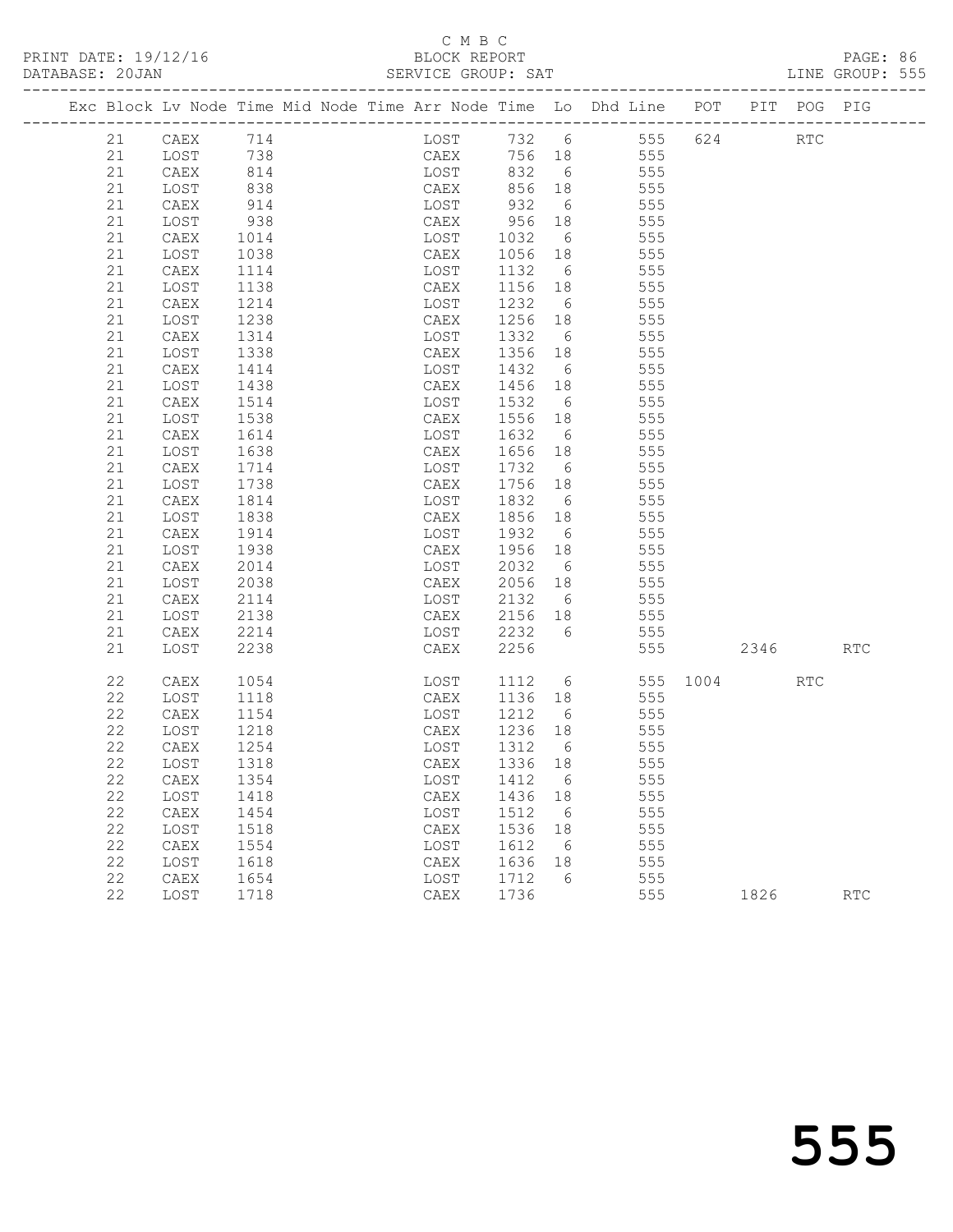C M B C

PRINT DATE: 19/12/16 BLOCK REPORT

DATABASE: 20JAN SERVICE GROUP: SAT LINE GROUP: 555

| Exc | Block | Lv | Node | Time | Mid Node | Time | Arr Node | Time | Lo | Dhd Line | POT | PIT | POG | PIG |
|---|---|---|---|---|---|---|---|---|---|---|---|---|---|---|
| | 21 | | CAEX | 714 | | | LOST | 732 | 6 | 555 | 624 | | RTC | |
| | 21 | | LOST | 738 | | | CAEX | 756 | 18 | 555 | | | | |
| | 21 | | CAEX | 814 | | | LOST | 832 | 6 | 555 | | | | |
| | 21 | | LOST | 838 | | | CAEX | 856 | 18 | 555 | | | | |
| | 21 | | CAEX | 914 | | | LOST | 932 | 6 | 555 | | | | |
| | 21 | | LOST | 938 | | | CAEX | 956 | 18 | 555 | | | | |
| | 21 | | CAEX | 1014 | | | LOST | 1032 | 6 | 555 | | | | |
| | 21 | | LOST | 1038 | | | CAEX | 1056 | 18 | 555 | | | | |
| | 21 | | CAEX | 1114 | | | LOST | 1132 | 6 | 555 | | | | |
| | 21 | | LOST | 1138 | | | CAEX | 1156 | 18 | 555 | | | | |
| | 21 | | CAEX | 1214 | | | LOST | 1232 | 6 | 555 | | | | |
| | 21 | | LOST | 1238 | | | CAEX | 1256 | 18 | 555 | | | | |
| | 21 | | CAEX | 1314 | | | LOST | 1332 | 6 | 555 | | | | |
| | 21 | | LOST | 1338 | | | CAEX | 1356 | 18 | 555 | | | | |
| | 21 | | CAEX | 1414 | | | LOST | 1432 | 6 | 555 | | | | |
| | 21 | | LOST | 1438 | | | CAEX | 1456 | 18 | 555 | | | | |
| | 21 | | CAEX | 1514 | | | LOST | 1532 | 6 | 555 | | | | |
| | 21 | | LOST | 1538 | | | CAEX | 1556 | 18 | 555 | | | | |
| | 21 | | CAEX | 1614 | | | LOST | 1632 | 6 | 555 | | | | |
| | 21 | | LOST | 1638 | | | CAEX | 1656 | 18 | 555 | | | | |
| | 21 | | CAEX | 1714 | | | LOST | 1732 | 6 | 555 | | | | |
| | 21 | | LOST | 1738 | | | CAEX | 1756 | 18 | 555 | | | | |
| | 21 | | CAEX | 1814 | | | LOST | 1832 | 6 | 555 | | | | |
| | 21 | | LOST | 1838 | | | CAEX | 1856 | 18 | 555 | | | | |
| | 21 | | CAEX | 1914 | | | LOST | 1932 | 6 | 555 | | | | |
| | 21 | | LOST | 1938 | | | CAEX | 1956 | 18 | 555 | | | | |
| | 21 | | CAEX | 2014 | | | LOST | 2032 | 6 | 555 | | | | |
| | 21 | | LOST | 2038 | | | CAEX | 2056 | 18 | 555 | | | | |
| | 21 | | CAEX | 2114 | | | LOST | 2132 | 6 | 555 | | | | |
| | 21 | | LOST | 2138 | | | CAEX | 2156 | 18 | 555 | | | | |
| | 21 | | CAEX | 2214 | | | LOST | 2232 | 6 | 555 | | | | |
| | 21 | | LOST | 2238 | | | CAEX | 2256 | | 555 | | 2346 | | RTC |
| | 22 | | CAEX | 1054 | | | LOST | 1112 | 6 | 555 | 1004 | | RTC | |
| | 22 | | LOST | 1118 | | | CAEX | 1136 | 18 | 555 | | | | |
| | 22 | | CAEX | 1154 | | | LOST | 1212 | 6 | 555 | | | | |
| | 22 | | LOST | 1218 | | | CAEX | 1236 | 18 | 555 | | | | |
| | 22 | | CAEX | 1254 | | | LOST | 1312 | 6 | 555 | | | | |
| | 22 | | LOST | 1318 | | | CAEX | 1336 | 18 | 555 | | | | |
| | 22 | | CAEX | 1354 | | | LOST | 1412 | 6 | 555 | | | | |
| | 22 | | LOST | 1418 | | | CAEX | 1436 | 18 | 555 | | | | |
| | 22 | | CAEX | 1454 | | | LOST | 1512 | 6 | 555 | | | | |
| | 22 | | LOST | 1518 | | | CAEX | 1536 | 18 | 555 | | | | |
| | 22 | | CAEX | 1554 | | | LOST | 1612 | 6 | 555 | | | | |
| | 22 | | LOST | 1618 | | | CAEX | 1636 | 18 | 555 | | | | |
| | 22 | | CAEX | 1654 | | | LOST | 1712 | 6 | 555 | | | | |
| | 22 | | LOST | 1718 | | | CAEX | 1736 | | 555 | | 1826 | | RTC |

555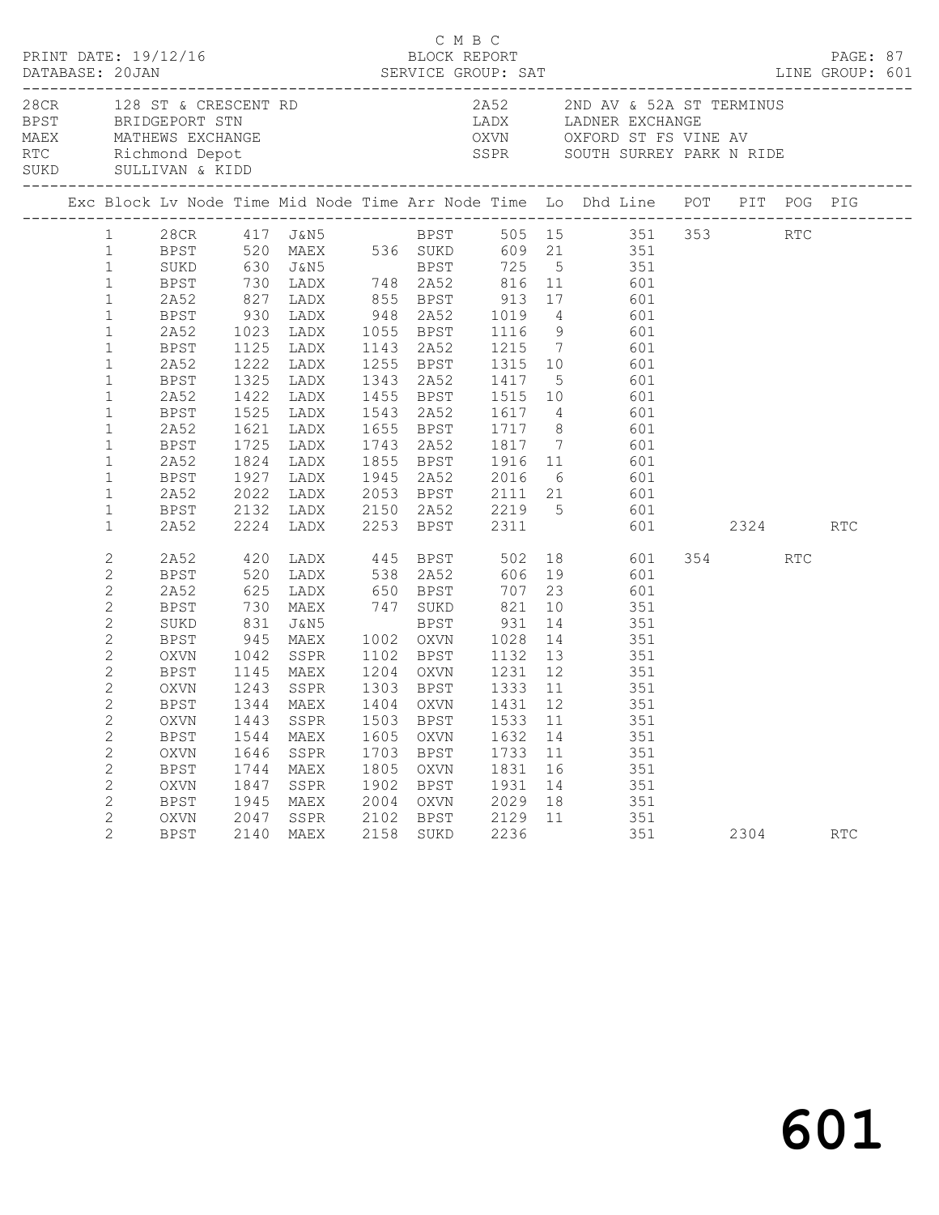C M B C

PRINT DATE: 19/12/16 — BLOCK REPORT — PAGE: 87

DATABASE: 20JAN — SERVICE GROUP: SAT — LINE GROUP: 601

| Code | Name | Code | Name |
|---|---|---|---|
| 28CR | 128 ST & CRESCENT RD | 2A52 | 2ND AV & 52A ST TERMINUS |
| BPST | BRIDGEPORT STN | LADX | LADNER EXCHANGE |
| MAEX | MATHEWS EXCHANGE | OXVN | OXFORD ST FS VINE AV |
| RTC | Richmond Depot | SSPR | SOUTH SURREY PARK N RIDE |
| SUKD | SULLIVAN & KIDD | | |

| Exc | Block | Lv Node | Time | Mid Node | Time | Arr Node | Time | Lo | Dhd Line | POT | PIT | POG | PIG |
|---|---|---|---|---|---|---|---|---|---|---|---|---|---|
| | 1 | 28CR | 417 | J&N5 | | BPST | 505 | 15 | 351 | 353 | | RTC | |
| | 1 | BPST | 520 | MAEX | 536 | SUKD | 609 | 21 | 351 | | | | |
| | 1 | SUKD | 630 | J&N5 | | BPST | 725 | 5 | 351 | | | | |
| | 1 | BPST | 730 | LADX | 748 | 2A52 | 816 | 11 | 601 | | | | |
| | 1 | 2A52 | 827 | LADX | 855 | BPST | 913 | 17 | 601 | | | | |
| | 1 | BPST | 930 | LADX | 948 | 2A52 | 1019 | 4 | 601 | | | | |
| | 1 | 2A52 | 1023 | LADX | 1055 | BPST | 1116 | 9 | 601 | | | | |
| | 1 | BPST | 1125 | LADX | 1143 | 2A52 | 1215 | 7 | 601 | | | | |
| | 1 | 2A52 | 1222 | LADX | 1255 | BPST | 1315 | 10 | 601 | | | | |
| | 1 | BPST | 1325 | LADX | 1343 | 2A52 | 1417 | 5 | 601 | | | | |
| | 1 | 2A52 | 1422 | LADX | 1455 | BPST | 1515 | 10 | 601 | | | | |
| | 1 | BPST | 1525 | LADX | 1543 | 2A52 | 1617 | 4 | 601 | | | | |
| | 1 | 2A52 | 1621 | LADX | 1655 | BPST | 1717 | 8 | 601 | | | | |
| | 1 | BPST | 1725 | LADX | 1743 | 2A52 | 1817 | 7 | 601 | | | | |
| | 1 | 2A52 | 1824 | LADX | 1855 | BPST | 1916 | 11 | 601 | | | | |
| | 1 | BPST | 1927 | LADX | 1945 | 2A52 | 2016 | 6 | 601 | | | | |
| | 1 | 2A52 | 2022 | LADX | 2053 | BPST | 2111 | 21 | 601 | | | | |
| | 1 | BPST | 2132 | LADX | 2150 | 2A52 | 2219 | 5 | 601 | | | | |
| | 1 | 2A52 | 2224 | LADX | 2253 | BPST | 2311 | | 601 | | 2324 | | RTC |
| | 2 | 2A52 | 420 | LADX | 445 | BPST | 502 | 18 | 601 | 354 | | RTC | |
| | 2 | BPST | 520 | LADX | 538 | 2A52 | 606 | 19 | 601 | | | | |
| | 2 | 2A52 | 625 | LADX | 650 | BPST | 707 | 23 | 601 | | | | |
| | 2 | BPST | 730 | MAEX | 747 | SUKD | 821 | 10 | 351 | | | | |
| | 2 | SUKD | 831 | J&N5 | | BPST | 931 | 14 | 351 | | | | |
| | 2 | BPST | 945 | MAEX | 1002 | OXVN | 1028 | 14 | 351 | | | | |
| | 2 | OXVN | 1042 | SSPR | 1102 | BPST | 1132 | 13 | 351 | | | | |
| | 2 | BPST | 1145 | MAEX | 1204 | OXVN | 1231 | 12 | 351 | | | | |
| | 2 | OXVN | 1243 | SSPR | 1303 | BPST | 1333 | 11 | 351 | | | | |
| | 2 | BPST | 1344 | MAEX | 1404 | OXVN | 1431 | 12 | 351 | | | | |
| | 2 | OXVN | 1443 | SSPR | 1503 | BPST | 1533 | 11 | 351 | | | | |
| | 2 | BPST | 1544 | MAEX | 1605 | OXVN | 1632 | 14 | 351 | | | | |
| | 2 | OXVN | 1646 | SSPR | 1703 | BPST | 1733 | 11 | 351 | | | | |
| | 2 | BPST | 1744 | MAEX | 1805 | OXVN | 1831 | 16 | 351 | | | | |
| | 2 | OXVN | 1847 | SSPR | 1902 | BPST | 1931 | 14 | 351 | | | | |
| | 2 | BPST | 1945 | MAEX | 2004 | OXVN | 2029 | 18 | 351 | | | | |
| | 2 | OXVN | 2047 | SSPR | 2102 | BPST | 2129 | 11 | 351 | | | | |
| | 2 | BPST | 2140 | MAEX | 2158 | SUKD | 2236 | | 351 | | 2304 | | RTC |

601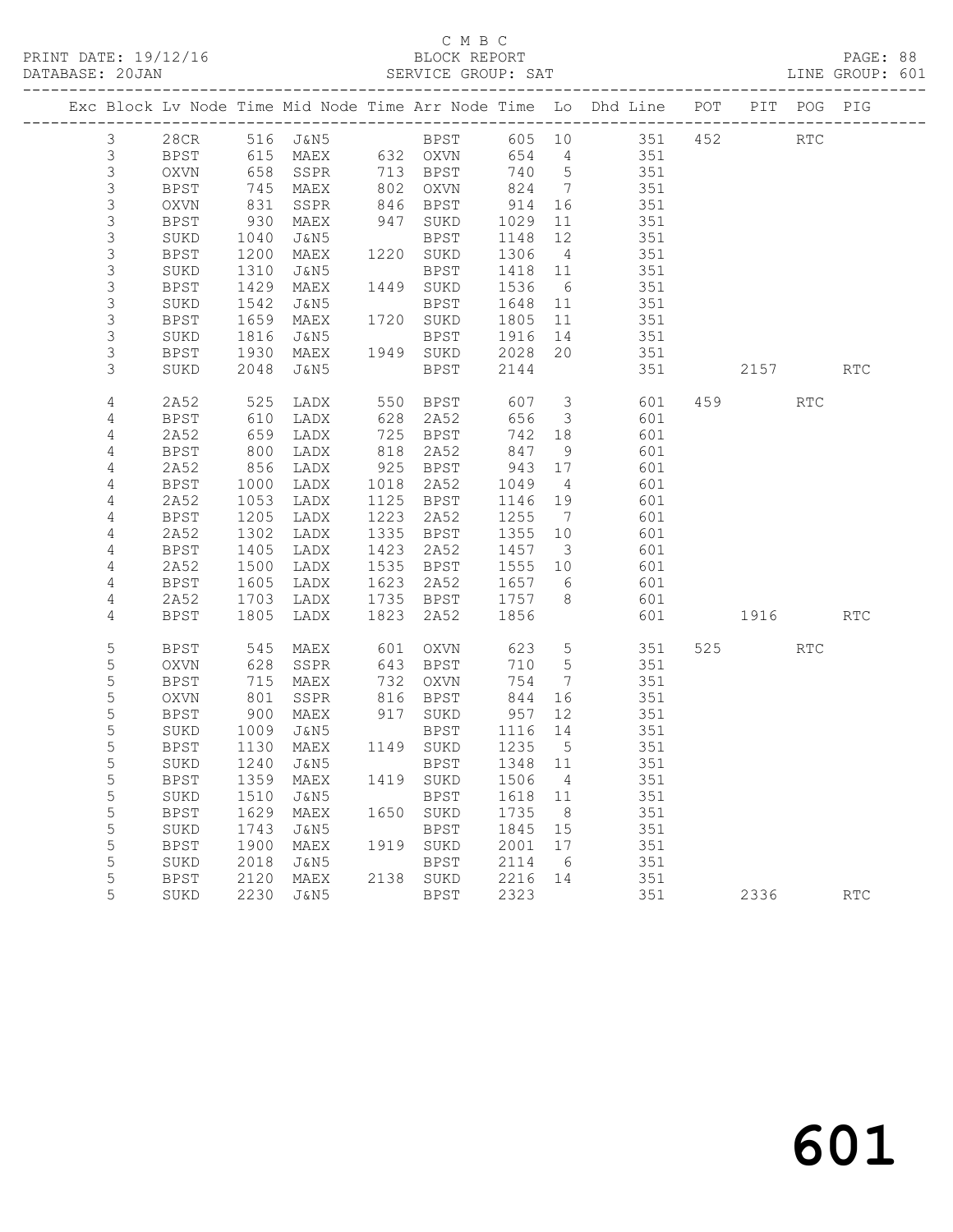C M B C

PRINT DATE: 19/12/16 BLOCK REPORT PAGE: 88
DATABASE: 20JAN SERVICE GROUP: SAT LINE GROUP: 601

| Exc | Block | Lv | Node | Time | Mid Node | Time | Arr Node | Time | Lo | Dhd Line | POT | PIT | POG | PIG |
|---|---|---|---|---|---|---|---|---|---|---|---|---|---|---|
| | 3 | | 28CR | 516 | J&N5 | | BPST | 605 | 10 | 351 | 452 | | RTC | |
| | 3 | | BPST | 615 | MAEX | 632 | OXVN | 654 | 4 | 351 | | | | |
| | 3 | | OXVN | 658 | SSPR | 713 | BPST | 740 | 5 | 351 | | | | |
| | 3 | | BPST | 745 | MAEX | 802 | OXVN | 824 | 7 | 351 | | | | |
| | 3 | | OXVN | 831 | SSPR | 846 | BPST | 914 | 16 | 351 | | | | |
| | 3 | | BPST | 930 | MAEX | 947 | SUKD | 1029 | 11 | 351 | | | | |
| | 3 | | SUKD | 1040 | J&N5 | | BPST | 1148 | 12 | 351 | | | | |
| | 3 | | BPST | 1200 | MAEX | 1220 | SUKD | 1306 | 4 | 351 | | | | |
| | 3 | | SUKD | 1310 | J&N5 | | BPST | 1418 | 11 | 351 | | | | |
| | 3 | | BPST | 1429 | MAEX | 1449 | SUKD | 1536 | 6 | 351 | | | | |
| | 3 | | SUKD | 1542 | J&N5 | | BPST | 1648 | 11 | 351 | | | | |
| | 3 | | BPST | 1659 | MAEX | 1720 | SUKD | 1805 | 11 | 351 | | | | |
| | 3 | | SUKD | 1816 | J&N5 | | BPST | 1916 | 14 | 351 | | | | |
| | 3 | | BPST | 1930 | MAEX | 1949 | SUKD | 2028 | 20 | 351 | | | | |
| | 3 | | SUKD | 2048 | J&N5 | | BPST | 2144 | | 351 | | 2157 | | RTC |
| | 4 | | 2A52 | 525 | LADX | 550 | BPST | 607 | 3 | 601 | 459 | | RTC | |
| | 4 | | BPST | 610 | LADX | 628 | 2A52 | 656 | 3 | 601 | | | | |
| | 4 | | 2A52 | 659 | LADX | 725 | BPST | 742 | 18 | 601 | | | | |
| | 4 | | BPST | 800 | LADX | 818 | 2A52 | 847 | 9 | 601 | | | | |
| | 4 | | 2A52 | 856 | LADX | 925 | BPST | 943 | 17 | 601 | | | | |
| | 4 | | BPST | 1000 | LADX | 1018 | 2A52 | 1049 | 4 | 601 | | | | |
| | 4 | | 2A52 | 1053 | LADX | 1125 | BPST | 1146 | 19 | 601 | | | | |
| | 4 | | BPST | 1205 | LADX | 1223 | 2A52 | 1255 | 7 | 601 | | | | |
| | 4 | | 2A52 | 1302 | LADX | 1335 | BPST | 1355 | 10 | 601 | | | | |
| | 4 | | BPST | 1405 | LADX | 1423 | 2A52 | 1457 | 3 | 601 | | | | |
| | 4 | | 2A52 | 1500 | LADX | 1535 | BPST | 1555 | 10 | 601 | | | | |
| | 4 | | BPST | 1605 | LADX | 1623 | 2A52 | 1657 | 6 | 601 | | | | |
| | 4 | | 2A52 | 1703 | LADX | 1735 | BPST | 1757 | 8 | 601 | | | | |
| | 4 | | BPST | 1805 | LADX | 1823 | 2A52 | 1856 | | 601 | | 1916 | | RTC |
| | 5 | | BPST | 545 | MAEX | 601 | OXVN | 623 | 5 | 351 | 525 | | RTC | |
| | 5 | | OXVN | 628 | SSPR | 643 | BPST | 710 | 5 | 351 | | | | |
| | 5 | | BPST | 715 | MAEX | 732 | OXVN | 754 | 7 | 351 | | | | |
| | 5 | | OXVN | 801 | SSPR | 816 | BPST | 844 | 16 | 351 | | | | |
| | 5 | | BPST | 900 | MAEX | 917 | SUKD | 957 | 12 | 351 | | | | |
| | 5 | | SUKD | 1009 | J&N5 | | BPST | 1116 | 14 | 351 | | | | |
| | 5 | | BPST | 1130 | MAEX | 1149 | SUKD | 1235 | 5 | 351 | | | | |
| | 5 | | SUKD | 1240 | J&N5 | | BPST | 1348 | 11 | 351 | | | | |
| | 5 | | BPST | 1359 | MAEX | 1419 | SUKD | 1506 | 4 | 351 | | | | |
| | 5 | | SUKD | 1510 | J&N5 | | BPST | 1618 | 11 | 351 | | | | |
| | 5 | | BPST | 1629 | MAEX | 1650 | SUKD | 1735 | 8 | 351 | | | | |
| | 5 | | SUKD | 1743 | J&N5 | | BPST | 1845 | 15 | 351 | | | | |
| | 5 | | BPST | 1900 | MAEX | 1919 | SUKD | 2001 | 17 | 351 | | | | |
| | 5 | | SUKD | 2018 | J&N5 | | BPST | 2114 | 6 | 351 | | | | |
| | 5 | | BPST | 2120 | MAEX | 2138 | SUKD | 2216 | 14 | 351 | | | | |
| | 5 | | SUKD | 2230 | J&N5 | | BPST | 2323 | | 351 | | 2336 | | RTC |

601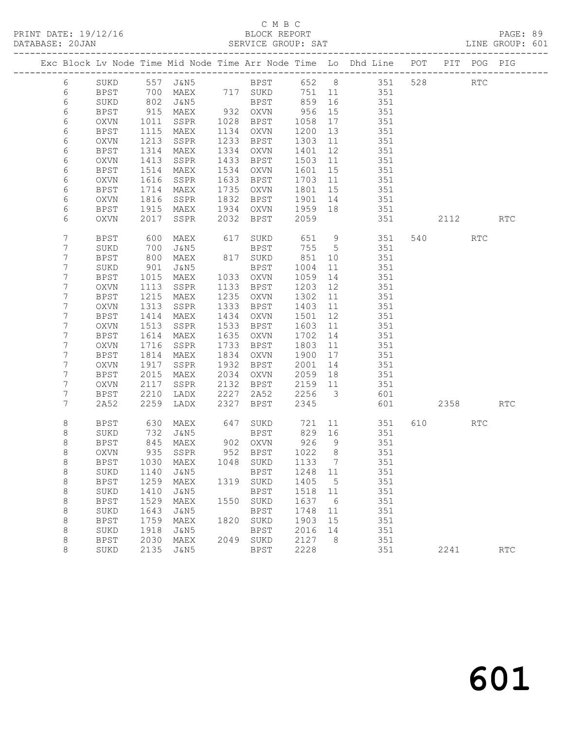C M B C
BLOCK REPORT
SERVICE GROUP: SAT

PRINT DATE: 19/12/16
DATABASE: 20JAN
LINE GROUP: 601

| Exc | Block | Lv | Node | Time | Mid Node | Time | Arr Node | Time | Lo | Dhd Line | POT | PIT | POG | PIG |
|---|---|---|---|---|---|---|---|---|---|---|---|---|---|---|
| | 6 | | SUKD | 557 | J&N5 | | BPST | 652 | 8 | 351 | 528 | | RTC | |
| | 6 | | BPST | 700 | MAEX | 717 | SUKD | 751 | 11 | 351 | | | | |
| | 6 | | SUKD | 802 | J&N5 | | BPST | 859 | 16 | 351 | | | | |
| | 6 | | BPST | 915 | MAEX | 932 | OXVN | 956 | 15 | 351 | | | | |
| | 6 | | OXVN | 1011 | SSPR | 1028 | BPST | 1058 | 17 | 351 | | | | |
| | 6 | | BPST | 1115 | MAEX | 1134 | OXVN | 1200 | 13 | 351 | | | | |
| | 6 | | OXVN | 1213 | SSPR | 1233 | BPST | 1303 | 11 | 351 | | | | |
| | 6 | | BPST | 1314 | MAEX | 1334 | OXVN | 1401 | 12 | 351 | | | | |
| | 6 | | OXVN | 1413 | SSPR | 1433 | BPST | 1503 | 11 | 351 | | | | |
| | 6 | | BPST | 1514 | MAEX | 1534 | OXVN | 1601 | 15 | 351 | | | | |
| | 6 | | OXVN | 1616 | SSPR | 1633 | BPST | 1703 | 11 | 351 | | | | |
| | 6 | | BPST | 1714 | MAEX | 1735 | OXVN | 1801 | 15 | 351 | | | | |
| | 6 | | OXVN | 1816 | SSPR | 1832 | BPST | 1901 | 14 | 351 | | | | |
| | 6 | | BPST | 1915 | MAEX | 1934 | OXVN | 1959 | 18 | 351 | | | | |
| | 6 | | OXVN | 2017 | SSPR | 2032 | BPST | 2059 | | 351 | | 2112 | | RTC |
| | 7 | | BPST | 600 | MAEX | 617 | SUKD | 651 | 9 | 351 | 540 | | RTC | |
| | 7 | | SUKD | 700 | J&N5 | | BPST | 755 | 5 | 351 | | | | |
| | 7 | | BPST | 800 | MAEX | 817 | SUKD | 851 | 10 | 351 | | | | |
| | 7 | | SUKD | 901 | J&N5 | | BPST | 1004 | 11 | 351 | | | | |
| | 7 | | BPST | 1015 | MAEX | 1033 | OXVN | 1059 | 14 | 351 | | | | |
| | 7 | | OXVN | 1113 | SSPR | 1133 | BPST | 1203 | 12 | 351 | | | | |
| | 7 | | BPST | 1215 | MAEX | 1235 | OXVN | 1302 | 11 | 351 | | | | |
| | 7 | | OXVN | 1313 | SSPR | 1333 | BPST | 1403 | 11 | 351 | | | | |
| | 7 | | BPST | 1414 | MAEX | 1434 | OXVN | 1501 | 12 | 351 | | | | |
| | 7 | | OXVN | 1513 | SSPR | 1533 | BPST | 1603 | 11 | 351 | | | | |
| | 7 | | BPST | 1614 | MAEX | 1635 | OXVN | 1702 | 14 | 351 | | | | |
| | 7 | | OXVN | 1716 | SSPR | 1733 | BPST | 1803 | 11 | 351 | | | | |
| | 7 | | BPST | 1814 | MAEX | 1834 | OXVN | 1900 | 17 | 351 | | | | |
| | 7 | | OXVN | 1917 | SSPR | 1932 | BPST | 2001 | 14 | 351 | | | | |
| | 7 | | BPST | 2015 | MAEX | 2034 | OXVN | 2059 | 18 | 351 | | | | |
| | 7 | | OXVN | 2117 | SSPR | 2132 | BPST | 2159 | 11 | 351 | | | | |
| | 7 | | BPST | 2210 | LADX | 2227 | 2A52 | 2256 | 3 | 601 | | | | |
| | 7 | | 2A52 | 2259 | LADX | 2327 | BPST | 2345 | | 601 | | 2358 | | RTC |
| | 8 | | BPST | 630 | MAEX | 647 | SUKD | 721 | 11 | 351 | 610 | | RTC | |
| | 8 | | SUKD | 732 | J&N5 | | BPST | 829 | 16 | 351 | | | | |
| | 8 | | BPST | 845 | MAEX | 902 | OXVN | 926 | 9 | 351 | | | | |
| | 8 | | OXVN | 935 | SSPR | 952 | BPST | 1022 | 8 | 351 | | | | |
| | 8 | | BPST | 1030 | MAEX | 1048 | SUKD | 1133 | 7 | 351 | | | | |
| | 8 | | SUKD | 1140 | J&N5 | | BPST | 1248 | 11 | 351 | | | | |
| | 8 | | BPST | 1259 | MAEX | 1319 | SUKD | 1405 | 5 | 351 | | | | |
| | 8 | | SUKD | 1410 | J&N5 | | BPST | 1518 | 11 | 351 | | | | |
| | 8 | | BPST | 1529 | MAEX | 1550 | SUKD | 1637 | 6 | 351 | | | | |
| | 8 | | SUKD | 1643 | J&N5 | | BPST | 1748 | 11 | 351 | | | | |
| | 8 | | BPST | 1759 | MAEX | 1820 | SUKD | 1903 | 15 | 351 | | | | |
| | 8 | | SUKD | 1918 | J&N5 | | BPST | 2016 | 14 | 351 | | | | |
| | 8 | | BPST | 2030 | MAEX | 2049 | SUKD | 2127 | 8 | 351 | | | | |
| | 8 | | SUKD | 2135 | J&N5 | | BPST | 2228 | | 351 | | 2241 | | RTC |

601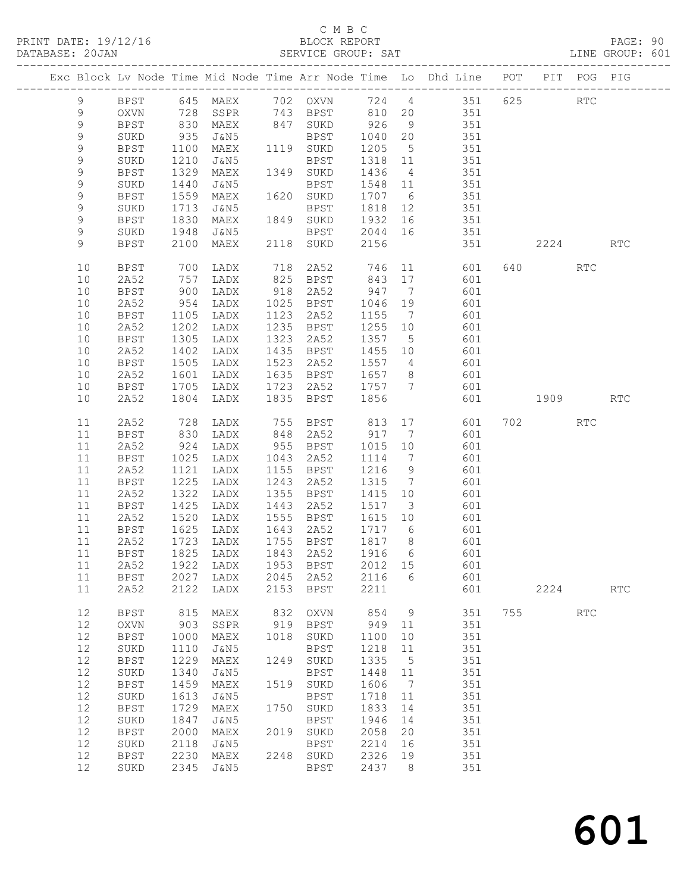C M B C

BLOCK REPORT

SERVICE GROUP: SAT

LINE GROUP: 601

| Exc | Block | Lv | Node | Time | Mid Node | Time | Arr Node | Time | Lo | Dhd Line | POT | PIT | POG | PIG |
|---|---|---|---|---|---|---|---|---|---|---|---|---|---|---|
| | 9 | | BPST | 645 | MAEX | 702 | OXVN | 724 | 4 | 351 | 625 | | RTC | |
| | 9 | | OXVN | 728 | SSPR | 743 | BPST | 810 | 20 | 351 | | | | |
| | 9 | | BPST | 830 | MAEX | 847 | SUKD | 926 | 9 | 351 | | | | |
| | 9 | | SUKD | 935 | J&N5 | | BPST | 1040 | 20 | 351 | | | | |
| | 9 | | BPST | 1100 | MAEX | 1119 | SUKD | 1205 | 5 | 351 | | | | |
| | 9 | | SUKD | 1210 | J&N5 | | BPST | 1318 | 11 | 351 | | | | |
| | 9 | | BPST | 1329 | MAEX | 1349 | SUKD | 1436 | 4 | 351 | | | | |
| | 9 | | SUKD | 1440 | J&N5 | | BPST | 1548 | 11 | 351 | | | | |
| | 9 | | BPST | 1559 | MAEX | 1620 | SUKD | 1707 | 6 | 351 | | | | |
| | 9 | | SUKD | 1713 | J&N5 | | BPST | 1818 | 12 | 351 | | | | |
| | 9 | | BPST | 1830 | MAEX | 1849 | SUKD | 1932 | 16 | 351 | | | | |
| | 9 | | SUKD | 1948 | J&N5 | | BPST | 2044 | 16 | 351 | | | | |
| | 9 | | BPST | 2100 | MAEX | 2118 | SUKD | 2156 | | 351 | | 2224 | | RTC |
| | 10 | | BPST | 700 | LADX | 718 | 2A52 | 746 | 11 | 601 | 640 | | RTC | |
| | 10 | | 2A52 | 757 | LADX | 825 | BPST | 843 | 17 | 601 | | | | |
| | 10 | | BPST | 900 | LADX | 918 | 2A52 | 947 | 7 | 601 | | | | |
| | 10 | | 2A52 | 954 | LADX | 1025 | BPST | 1046 | 19 | 601 | | | | |
| | 10 | | BPST | 1105 | LADX | 1123 | 2A52 | 1155 | 7 | 601 | | | | |
| | 10 | | 2A52 | 1202 | LADX | 1235 | BPST | 1255 | 10 | 601 | | | | |
| | 10 | | BPST | 1305 | LADX | 1323 | 2A52 | 1357 | 5 | 601 | | | | |
| | 10 | | 2A52 | 1402 | LADX | 1435 | BPST | 1455 | 10 | 601 | | | | |
| | 10 | | BPST | 1505 | LADX | 1523 | 2A52 | 1557 | 4 | 601 | | | | |
| | 10 | | 2A52 | 1601 | LADX | 1635 | BPST | 1657 | 8 | 601 | | | | |
| | 10 | | BPST | 1705 | LADX | 1723 | 2A52 | 1757 | 7 | 601 | | | | |
| | 10 | | 2A52 | 1804 | LADX | 1835 | BPST | 1856 | | 601 | | 1909 | | RTC |
| | 11 | | 2A52 | 728 | LADX | 755 | BPST | 813 | 17 | 601 | 702 | | RTC | |
| | 11 | | BPST | 830 | LADX | 848 | 2A52 | 917 | 7 | 601 | | | | |
| | 11 | | 2A52 | 924 | LADX | 955 | BPST | 1015 | 10 | 601 | | | | |
| | 11 | | BPST | 1025 | LADX | 1043 | 2A52 | 1114 | 7 | 601 | | | | |
| | 11 | | 2A52 | 1121 | LADX | 1155 | BPST | 1216 | 9 | 601 | | | | |
| | 11 | | BPST | 1225 | LADX | 1243 | 2A52 | 1315 | 7 | 601 | | | | |
| | 11 | | 2A52 | 1322 | LADX | 1355 | BPST | 1415 | 10 | 601 | | | | |
| | 11 | | BPST | 1425 | LADX | 1443 | 2A52 | 1517 | 3 | 601 | | | | |
| | 11 | | 2A52 | 1520 | LADX | 1555 | BPST | 1615 | 10 | 601 | | | | |
| | 11 | | BPST | 1625 | LADX | 1643 | 2A52 | 1717 | 6 | 601 | | | | |
| | 11 | | 2A52 | 1723 | LADX | 1755 | BPST | 1817 | 8 | 601 | | | | |
| | 11 | | BPST | 1825 | LADX | 1843 | 2A52 | 1916 | 6 | 601 | | | | |
| | 11 | | 2A52 | 1922 | LADX | 1953 | BPST | 2012 | 15 | 601 | | | | |
| | 11 | | BPST | 2027 | LADX | 2045 | 2A52 | 2116 | 6 | 601 | | | | |
| | 11 | | 2A52 | 2122 | LADX | 2153 | BPST | 2211 | | 601 | | 2224 | | RTC |
| | 12 | | BPST | 815 | MAEX | 832 | OXVN | 854 | 9 | 351 | 755 | | RTC | |
| | 12 | | OXVN | 903 | SSPR | 919 | BPST | 949 | 11 | 351 | | | | |
| | 12 | | BPST | 1000 | MAEX | 1018 | SUKD | 1100 | 10 | 351 | | | | |
| | 12 | | SUKD | 1110 | J&N5 | | BPST | 1218 | 11 | 351 | | | | |
| | 12 | | BPST | 1229 | MAEX | 1249 | SUKD | 1335 | 5 | 351 | | | | |
| | 12 | | SUKD | 1340 | J&N5 | | BPST | 1448 | 11 | 351 | | | | |
| | 12 | | BPST | 1459 | MAEX | 1519 | SUKD | 1606 | 7 | 351 | | | | |
| | 12 | | SUKD | 1613 | J&N5 | | BPST | 1718 | 11 | 351 | | | | |
| | 12 | | BPST | 1729 | MAEX | 1750 | SUKD | 1833 | 14 | 351 | | | | |
| | 12 | | SUKD | 1847 | J&N5 | | BPST | 1946 | 14 | 351 | | | | |
| | 12 | | BPST | 2000 | MAEX | 2019 | SUKD | 2058 | 20 | 351 | | | | |
| | 12 | | SUKD | 2118 | J&N5 | | BPST | 2214 | 16 | 351 | | | | |
| | 12 | | BPST | 2230 | MAEX | 2248 | SUKD | 2326 | 19 | 351 | | | | |
| | 12 | | SUKD | 2345 | J&N5 | | BPST | 2437 | 8 | 351 | | | | |

# 601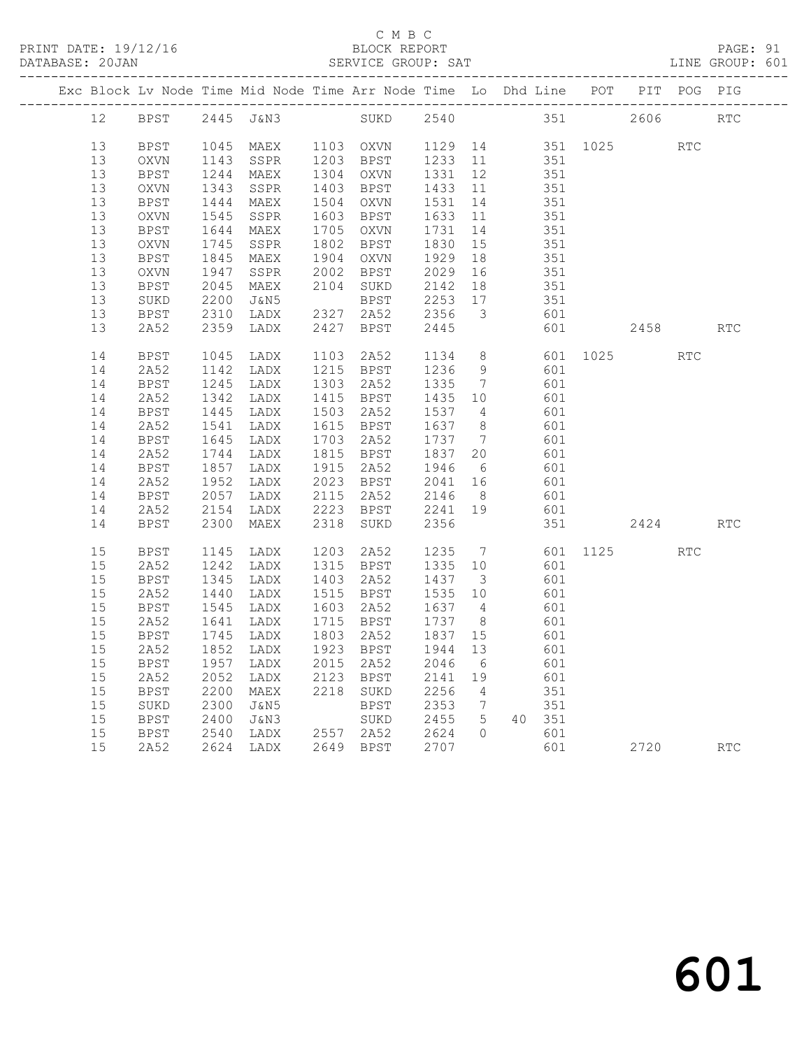C M B C

PRINT DATE: 19/12/16 BLOCK REPORT

DATABASE: 20JAN SERVICE GROUP: SAT LINE GROUP: 601

| Exc | Block | Lv | Node | Time | Mid Node | Time | Arr Node | Time | Lo | Dhd | Line | POT | PIT | POG | PIG |
|---|---|---|---|---|---|---|---|---|---|---|---|---|---|---|---|
| | 12 | | BPST | 2445 | J&N3 | | SUKD | 2540 | | | 351 | | 2606 | | RTC |
| | 13 | | BPST | 1045 | MAEX | 1103 | OXVN | 1129 | 14 | | 351 | 1025 | | RTC | |
| | 13 | | OXVN | 1143 | SSPR | 1203 | BPST | 1233 | 11 | | 351 | | | | |
| | 13 | | BPST | 1244 | MAEX | 1304 | OXVN | 1331 | 12 | | 351 | | | | |
| | 13 | | OXVN | 1343 | SSPR | 1403 | BPST | 1433 | 11 | | 351 | | | | |
| | 13 | | BPST | 1444 | MAEX | 1504 | OXVN | 1531 | 14 | | 351 | | | | |
| | 13 | | OXVN | 1545 | SSPR | 1603 | BPST | 1633 | 11 | | 351 | | | | |
| | 13 | | BPST | 1644 | MAEX | 1705 | OXVN | 1731 | 14 | | 351 | | | | |
| | 13 | | OXVN | 1745 | SSPR | 1802 | BPST | 1830 | 15 | | 351 | | | | |
| | 13 | | BPST | 1845 | MAEX | 1904 | OXVN | 1929 | 18 | | 351 | | | | |
| | 13 | | OXVN | 1947 | SSPR | 2002 | BPST | 2029 | 16 | | 351 | | | | |
| | 13 | | BPST | 2045 | MAEX | 2104 | SUKD | 2142 | 18 | | 351 | | | | |
| | 13 | | SUKD | 2200 | J&N5 | | BPST | 2253 | 17 | | 351 | | | | |
| | 13 | | BPST | 2310 | LADX | 2327 | 2A52 | 2356 | 3 | | 601 | | | | |
| | 13 | | 2A52 | 2359 | LADX | 2427 | BPST | 2445 | | | 601 | | 2458 | | RTC |
| | 14 | | BPST | 1045 | LADX | 1103 | 2A52 | 1134 | 8 | | 601 | 1025 | | RTC | |
| | 14 | | 2A52 | 1142 | LADX | 1215 | BPST | 1236 | 9 | | 601 | | | | |
| | 14 | | BPST | 1245 | LADX | 1303 | 2A52 | 1335 | 7 | | 601 | | | | |
| | 14 | | 2A52 | 1342 | LADX | 1415 | BPST | 1435 | 10 | | 601 | | | | |
| | 14 | | BPST | 1445 | LADX | 1503 | 2A52 | 1537 | 4 | | 601 | | | | |
| | 14 | | 2A52 | 1541 | LADX | 1615 | BPST | 1637 | 8 | | 601 | | | | |
| | 14 | | BPST | 1645 | LADX | 1703 | 2A52 | 1737 | 7 | | 601 | | | | |
| | 14 | | 2A52 | 1744 | LADX | 1815 | BPST | 1837 | 20 | | 601 | | | | |
| | 14 | | BPST | 1857 | LADX | 1915 | 2A52 | 1946 | 6 | | 601 | | | | |
| | 14 | | 2A52 | 1952 | LADX | 2023 | BPST | 2041 | 16 | | 601 | | | | |
| | 14 | | BPST | 2057 | LADX | 2115 | 2A52 | 2146 | 8 | | 601 | | | | |
| | 14 | | 2A52 | 2154 | LADX | 2223 | BPST | 2241 | 19 | | 601 | | | | |
| | 14 | | BPST | 2300 | MAEX | 2318 | SUKD | 2356 | | | 351 | | 2424 | | RTC |
| | 15 | | BPST | 1145 | LADX | 1203 | 2A52 | 1235 | 7 | | 601 | 1125 | | RTC | |
| | 15 | | 2A52 | 1242 | LADX | 1315 | BPST | 1335 | 10 | | 601 | | | | |
| | 15 | | BPST | 1345 | LADX | 1403 | 2A52 | 1437 | 3 | | 601 | | | | |
| | 15 | | 2A52 | 1440 | LADX | 1515 | BPST | 1535 | 10 | | 601 | | | | |
| | 15 | | BPST | 1545 | LADX | 1603 | 2A52 | 1637 | 4 | | 601 | | | | |
| | 15 | | 2A52 | 1641 | LADX | 1715 | BPST | 1737 | 8 | | 601 | | | | |
| | 15 | | BPST | 1745 | LADX | 1803 | 2A52 | 1837 | 15 | | 601 | | | | |
| | 15 | | 2A52 | 1852 | LADX | 1923 | BPST | 1944 | 13 | | 601 | | | | |
| | 15 | | BPST | 1957 | LADX | 2015 | 2A52 | 2046 | 6 | | 601 | | | | |
| | 15 | | 2A52 | 2052 | LADX | 2123 | BPST | 2141 | 19 | | 601 | | | | |
| | 15 | | BPST | 2200 | MAEX | 2218 | SUKD | 2256 | 4 | | 351 | | | | |
| | 15 | | SUKD | 2300 | J&N5 | | BPST | 2353 | 7 | | 351 | | | | |
| | 15 | | BPST | 2400 | J&N3 | | SUKD | 2455 | 5 | 40 | 351 | | | | |
| | 15 | | BPST | 2540 | LADX | 2557 | 2A52 | 2624 | 0 | | 601 | | | | |
| | 15 | | 2A52 | 2624 | LADX | 2649 | BPST | 2707 | | | 601 | | 2720 | | RTC |

601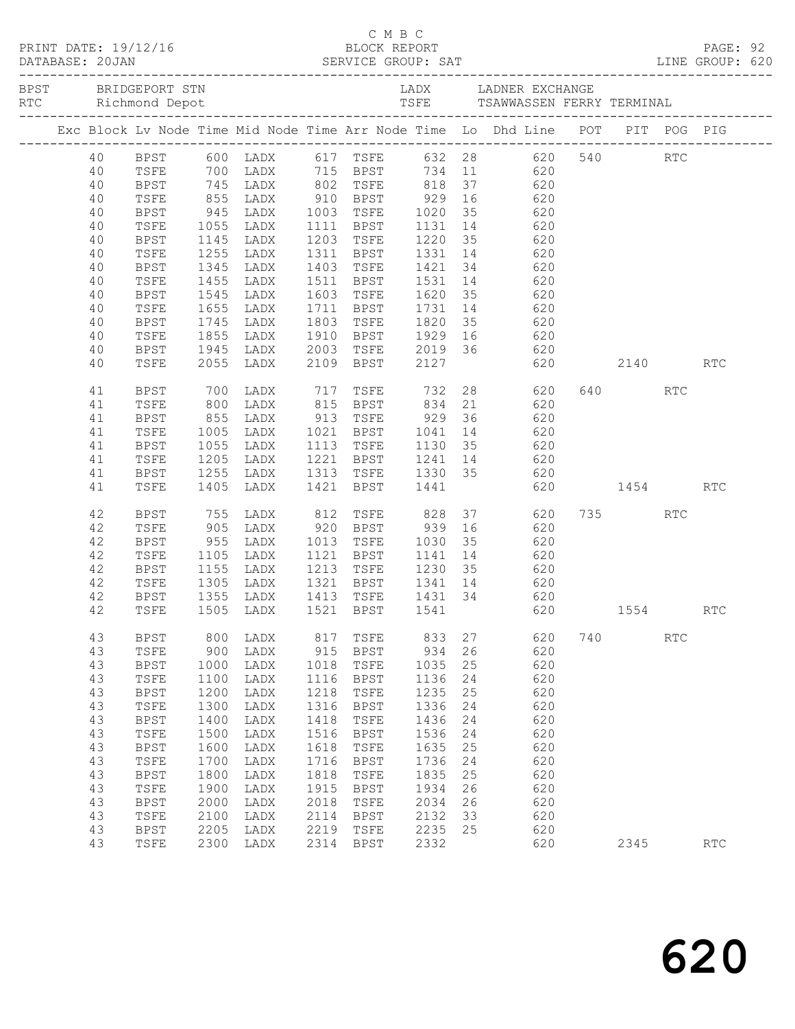C M B C

PRINT DATE: 19/12/16 BLOCK REPORT PAGE: 92
DATABASE: 20JAN SERVICE GROUP: SAT LINE GROUP: 620

BPST BRIDGEPORT STN LADX LADNER EXCHANGE
RTC Richmond Depot TSFE TSAWWASSEN FERRY TERMINAL

| Exc | Block | Lv Node | Time | Mid Node | Time | Arr Node | Time | Lo | Dhd Line | POT | PIT | POG | PIG |
|---|---|---|---|---|---|---|---|---|---|---|---|---|---|
| | 40 | BPST | 600 | LADX | 617 | TSFE | 632 | 28 | 620 | 540 | | RTC | |
| | 40 | TSFE | 700 | LADX | 715 | BPST | 734 | 11 | 620 | | | | |
| | 40 | BPST | 745 | LADX | 802 | TSFE | 818 | 37 | 620 | | | | |
| | 40 | TSFE | 855 | LADX | 910 | BPST | 929 | 16 | 620 | | | | |
| | 40 | BPST | 945 | LADX | 1003 | TSFE | 1020 | 35 | 620 | | | | |
| | 40 | TSFE | 1055 | LADX | 1111 | BPST | 1131 | 14 | 620 | | | | |
| | 40 | BPST | 1145 | LADX | 1203 | TSFE | 1220 | 35 | 620 | | | | |
| | 40 | TSFE | 1255 | LADX | 1311 | BPST | 1331 | 14 | 620 | | | | |
| | 40 | BPST | 1345 | LADX | 1403 | TSFE | 1421 | 34 | 620 | | | | |
| | 40 | TSFE | 1455 | LADX | 1511 | BPST | 1531 | 14 | 620 | | | | |
| | 40 | BPST | 1545 | LADX | 1603 | TSFE | 1620 | 35 | 620 | | | | |
| | 40 | TSFE | 1655 | LADX | 1711 | BPST | 1731 | 14 | 620 | | | | |
| | 40 | BPST | 1745 | LADX | 1803 | TSFE | 1820 | 35 | 620 | | | | |
| | 40 | TSFE | 1855 | LADX | 1910 | BPST | 1929 | 16 | 620 | | | | |
| | 40 | BPST | 1945 | LADX | 2003 | TSFE | 2019 | 36 | 620 | | | | |
| | 40 | TSFE | 2055 | LADX | 2109 | BPST | 2127 | | 620 | | 2140 | | RTC |
| | 41 | BPST | 700 | LADX | 717 | TSFE | 732 | 28 | 620 | 640 | | RTC | |
| | 41 | TSFE | 800 | LADX | 815 | BPST | 834 | 21 | 620 | | | | |
| | 41 | BPST | 855 | LADX | 913 | TSFE | 929 | 36 | 620 | | | | |
| | 41 | TSFE | 1005 | LADX | 1021 | BPST | 1041 | 14 | 620 | | | | |
| | 41 | BPST | 1055 | LADX | 1113 | TSFE | 1130 | 35 | 620 | | | | |
| | 41 | TSFE | 1205 | LADX | 1221 | BPST | 1241 | 14 | 620 | | | | |
| | 41 | BPST | 1255 | LADX | 1313 | TSFE | 1330 | 35 | 620 | | | | |
| | 41 | TSFE | 1405 | LADX | 1421 | BPST | 1441 | | 620 | | 1454 | | RTC |
| | 42 | BPST | 755 | LADX | 812 | TSFE | 828 | 37 | 620 | 735 | | RTC | |
| | 42 | TSFE | 905 | LADX | 920 | BPST | 939 | 16 | 620 | | | | |
| | 42 | BPST | 955 | LADX | 1013 | TSFE | 1030 | 35 | 620 | | | | |
| | 42 | TSFE | 1105 | LADX | 1121 | BPST | 1141 | 14 | 620 | | | | |
| | 42 | BPST | 1155 | LADX | 1213 | TSFE | 1230 | 35 | 620 | | | | |
| | 42 | TSFE | 1305 | LADX | 1321 | BPST | 1341 | 14 | 620 | | | | |
| | 42 | BPST | 1355 | LADX | 1413 | TSFE | 1431 | 34 | 620 | | | | |
| | 42 | TSFE | 1505 | LADX | 1521 | BPST | 1541 | | 620 | | 1554 | | RTC |
| | 43 | BPST | 800 | LADX | 817 | TSFE | 833 | 27 | 620 | 740 | | RTC | |
| | 43 | TSFE | 900 | LADX | 915 | BPST | 934 | 26 | 620 | | | | |
| | 43 | BPST | 1000 | LADX | 1018 | TSFE | 1035 | 25 | 620 | | | | |
| | 43 | TSFE | 1100 | LADX | 1116 | BPST | 1136 | 24 | 620 | | | | |
| | 43 | BPST | 1200 | LADX | 1218 | TSFE | 1235 | 25 | 620 | | | | |
| | 43 | TSFE | 1300 | LADX | 1316 | BPST | 1336 | 24 | 620 | | | | |
| | 43 | BPST | 1400 | LADX | 1418 | TSFE | 1436 | 24 | 620 | | | | |
| | 43 | TSFE | 1500 | LADX | 1516 | BPST | 1536 | 24 | 620 | | | | |
| | 43 | BPST | 1600 | LADX | 1618 | TSFE | 1635 | 25 | 620 | | | | |
| | 43 | TSFE | 1700 | LADX | 1716 | BPST | 1736 | 24 | 620 | | | | |
| | 43 | BPST | 1800 | LADX | 1818 | TSFE | 1835 | 25 | 620 | | | | |
| | 43 | TSFE | 1900 | LADX | 1915 | BPST | 1934 | 26 | 620 | | | | |
| | 43 | BPST | 2000 | LADX | 2018 | TSFE | 2034 | 26 | 620 | | | | |
| | 43 | TSFE | 2100 | LADX | 2114 | BPST | 2132 | 33 | 620 | | | | |
| | 43 | BPST | 2205 | LADX | 2219 | TSFE | 2235 | 25 | 620 | | | | |
| | 43 | TSFE | 2300 | LADX | 2314 | BPST | 2332 | | 620 | | 2345 | | RTC |

620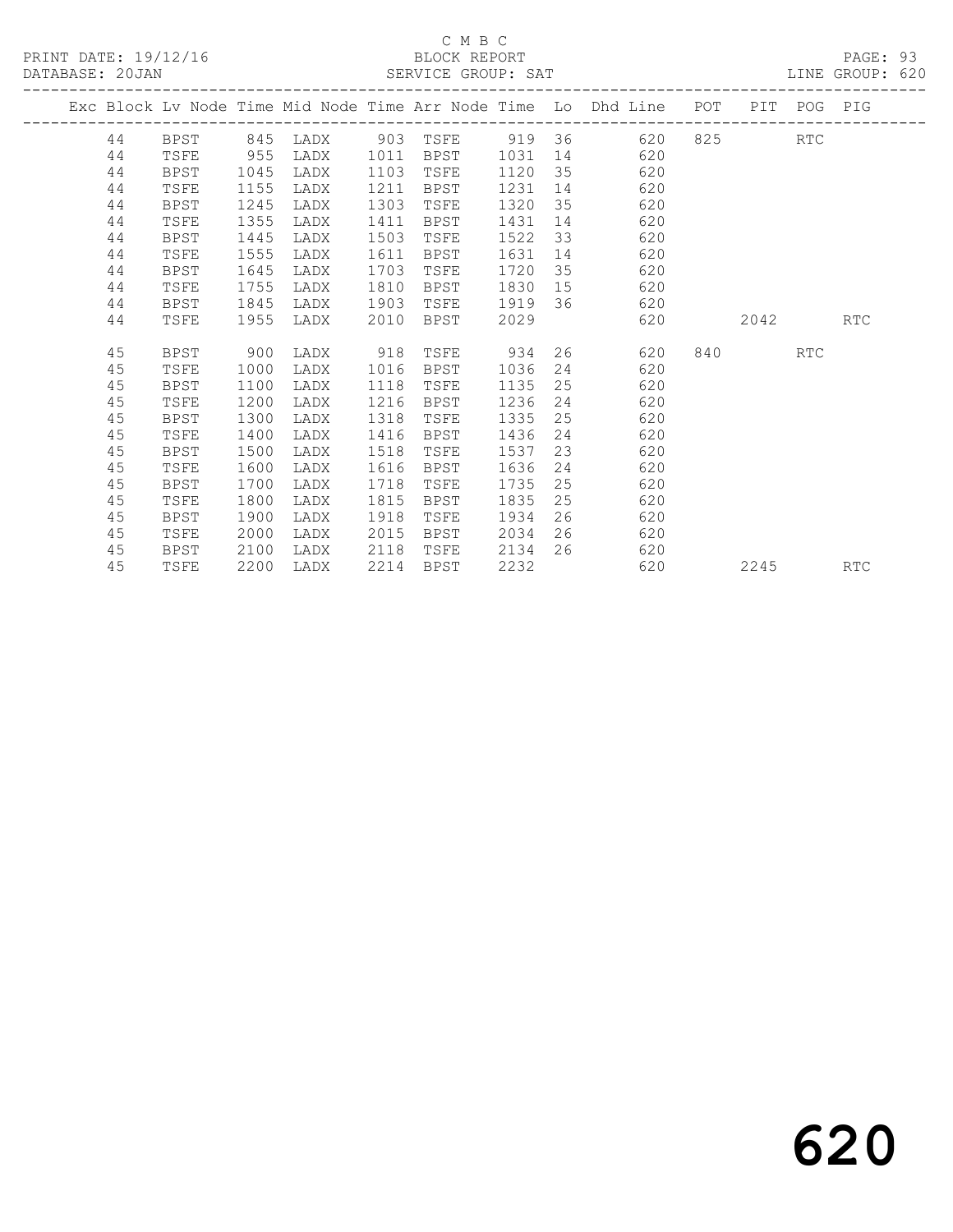C M B C
BLOCK REPORT
SERVICE GROUP: SAT

PRINT DATE: 19/12/16
DATABASE: 20JAN
LINE GROUP: 620

| Exc | Block | Lv | Node | Time | Mid Node | Time | Arr Node | Time | Lo | Dhd Line | POT | PIT | POG | PIG |
|---|---|---|---|---|---|---|---|---|---|---|---|---|---|---|
| | 44 | | BPST | 845 | LADX | 903 | TSFE | 919 | 36 | 620 | 825 | | RTC | |
| | 44 | | TSFE | 955 | LADX | 1011 | BPST | 1031 | 14 | 620 | | | | |
| | 44 | | BPST | 1045 | LADX | 1103 | TSFE | 1120 | 35 | 620 | | | | |
| | 44 | | TSFE | 1155 | LADX | 1211 | BPST | 1231 | 14 | 620 | | | | |
| | 44 | | BPST | 1245 | LADX | 1303 | TSFE | 1320 | 35 | 620 | | | | |
| | 44 | | TSFE | 1355 | LADX | 1411 | BPST | 1431 | 14 | 620 | | | | |
| | 44 | | BPST | 1445 | LADX | 1503 | TSFE | 1522 | 33 | 620 | | | | |
| | 44 | | TSFE | 1555 | LADX | 1611 | BPST | 1631 | 14 | 620 | | | | |
| | 44 | | BPST | 1645 | LADX | 1703 | TSFE | 1720 | 35 | 620 | | | | |
| | 44 | | TSFE | 1755 | LADX | 1810 | BPST | 1830 | 15 | 620 | | | | |
| | 44 | | BPST | 1845 | LADX | 1903 | TSFE | 1919 | 36 | 620 | | | | |
| | 44 | | TSFE | 1955 | LADX | 2010 | BPST | 2029 | | 620 | | 2042 | | RTC |
| | 45 | | BPST | 900 | LADX | 918 | TSFE | 934 | 26 | 620 | 840 | | RTC | |
| | 45 | | TSFE | 1000 | LADX | 1016 | BPST | 1036 | 24 | 620 | | | | |
| | 45 | | BPST | 1100 | LADX | 1118 | TSFE | 1135 | 25 | 620 | | | | |
| | 45 | | TSFE | 1200 | LADX | 1216 | BPST | 1236 | 24 | 620 | | | | |
| | 45 | | BPST | 1300 | LADX | 1318 | TSFE | 1335 | 25 | 620 | | | | |
| | 45 | | TSFE | 1400 | LADX | 1416 | BPST | 1436 | 24 | 620 | | | | |
| | 45 | | BPST | 1500 | LADX | 1518 | TSFE | 1537 | 23 | 620 | | | | |
| | 45 | | TSFE | 1600 | LADX | 1616 | BPST | 1636 | 24 | 620 | | | | |
| | 45 | | BPST | 1700 | LADX | 1718 | TSFE | 1735 | 25 | 620 | | | | |
| | 45 | | TSFE | 1800 | LADX | 1815 | BPST | 1835 | 25 | 620 | | | | |
| | 45 | | BPST | 1900 | LADX | 1918 | TSFE | 1934 | 26 | 620 | | | | |
| | 45 | | TSFE | 2000 | LADX | 2015 | BPST | 2034 | 26 | 620 | | | | |
| | 45 | | BPST | 2100 | LADX | 2118 | TSFE | 2134 | 26 | 620 | | | | |
| | 45 | | TSFE | 2200 | LADX | 2214 | BPST | 2232 | | 620 | | 2245 | | RTC |

620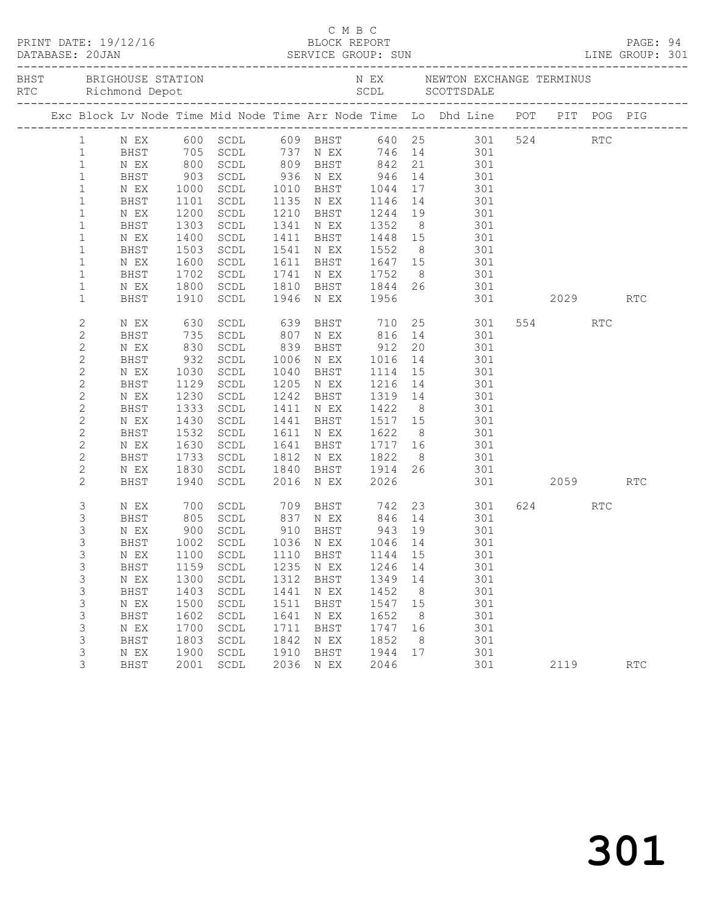C M B C

PRINT DATE: 19/12/16 BLOCK REPORT
DATABASE: 20JAN SERVICE GROUP: SUN LINE GROUP: 301

BHST BRIGHOUSE STATION N EX NEWTON EXCHANGE TERMINUS
RTC Richmond Depot SCDL SCOTTSDALE

| Exc | Block | Lv Node | Time | Mid Node | Time | Arr Node | Time | Lo | Dhd Line | POT | PIT | POG | PIG |
|---|---|---|---|---|---|---|---|---|---|---|---|---|---|
| | 1 | N EX | 600 | SCDL | 609 | BHST | 640 | 25 | 301 | 524 | | RTC | |
| | 1 | BHST | 705 | SCDL | 737 | N EX | 746 | 14 | 301 | | | | |
| | 1 | N EX | 800 | SCDL | 809 | BHST | 842 | 21 | 301 | | | | |
| | 1 | BHST | 903 | SCDL | 936 | N EX | 946 | 14 | 301 | | | | |
| | 1 | N EX | 1000 | SCDL | 1010 | BHST | 1044 | 17 | 301 | | | | |
| | 1 | BHST | 1101 | SCDL | 1135 | N EX | 1146 | 14 | 301 | | | | |
| | 1 | N EX | 1200 | SCDL | 1210 | BHST | 1244 | 19 | 301 | | | | |
| | 1 | BHST | 1303 | SCDL | 1341 | N EX | 1352 | 8 | 301 | | | | |
| | 1 | N EX | 1400 | SCDL | 1411 | BHST | 1448 | 15 | 301 | | | | |
| | 1 | BHST | 1503 | SCDL | 1541 | N EX | 1552 | 8 | 301 | | | | |
| | 1 | N EX | 1600 | SCDL | 1611 | BHST | 1647 | 15 | 301 | | | | |
| | 1 | BHST | 1702 | SCDL | 1741 | N EX | 1752 | 8 | 301 | | | | |
| | 1 | N EX | 1800 | SCDL | 1810 | BHST | 1844 | 26 | 301 | | | | |
| | 1 | BHST | 1910 | SCDL | 1946 | N EX | 1956 | | 301 | | 2029 | | RTC |
| | 2 | N EX | 630 | SCDL | 639 | BHST | 710 | 25 | 301 | 554 | | RTC | |
| | 2 | BHST | 735 | SCDL | 807 | N EX | 816 | 14 | 301 | | | | |
| | 2 | N EX | 830 | SCDL | 839 | BHST | 912 | 20 | 301 | | | | |
| | 2 | BHST | 932 | SCDL | 1006 | N EX | 1016 | 14 | 301 | | | | |
| | 2 | N EX | 1030 | SCDL | 1040 | BHST | 1114 | 15 | 301 | | | | |
| | 2 | BHST | 1129 | SCDL | 1205 | N EX | 1216 | 14 | 301 | | | | |
| | 2 | N EX | 1230 | SCDL | 1242 | BHST | 1319 | 14 | 301 | | | | |
| | 2 | BHST | 1333 | SCDL | 1411 | N EX | 1422 | 8 | 301 | | | | |
| | 2 | N EX | 1430 | SCDL | 1441 | BHST | 1517 | 15 | 301 | | | | |
| | 2 | BHST | 1532 | SCDL | 1611 | N EX | 1622 | 8 | 301 | | | | |
| | 2 | N EX | 1630 | SCDL | 1641 | BHST | 1717 | 16 | 301 | | | | |
| | 2 | BHST | 1733 | SCDL | 1812 | N EX | 1822 | 8 | 301 | | | | |
| | 2 | N EX | 1830 | SCDL | 1840 | BHST | 1914 | 26 | 301 | | | | |
| | 2 | BHST | 1940 | SCDL | 2016 | N EX | 2026 | | 301 | | 2059 | | RTC |
| | 3 | N EX | 700 | SCDL | 709 | BHST | 742 | 23 | 301 | 624 | | RTC | |
| | 3 | BHST | 805 | SCDL | 837 | N EX | 846 | 14 | 301 | | | | |
| | 3 | N EX | 900 | SCDL | 910 | BHST | 943 | 19 | 301 | | | | |
| | 3 | BHST | 1002 | SCDL | 1036 | N EX | 1046 | 14 | 301 | | | | |
| | 3 | N EX | 1100 | SCDL | 1110 | BHST | 1144 | 15 | 301 | | | | |
| | 3 | BHST | 1159 | SCDL | 1235 | N EX | 1246 | 14 | 301 | | | | |
| | 3 | N EX | 1300 | SCDL | 1312 | BHST | 1349 | 14 | 301 | | | | |
| | 3 | BHST | 1403 | SCDL | 1441 | N EX | 1452 | 8 | 301 | | | | |
| | 3 | N EX | 1500 | SCDL | 1511 | BHST | 1547 | 15 | 301 | | | | |
| | 3 | BHST | 1602 | SCDL | 1641 | N EX | 1652 | 8 | 301 | | | | |
| | 3 | N EX | 1700 | SCDL | 1711 | BHST | 1747 | 16 | 301 | | | | |
| | 3 | BHST | 1803 | SCDL | 1842 | N EX | 1852 | 8 | 301 | | | | |
| | 3 | N EX | 1900 | SCDL | 1910 | BHST | 1944 | 17 | 301 | | | | |
| | 3 | BHST | 2001 | SCDL | 2036 | N EX | 2046 | | 301 | | 2119 | | RTC |

301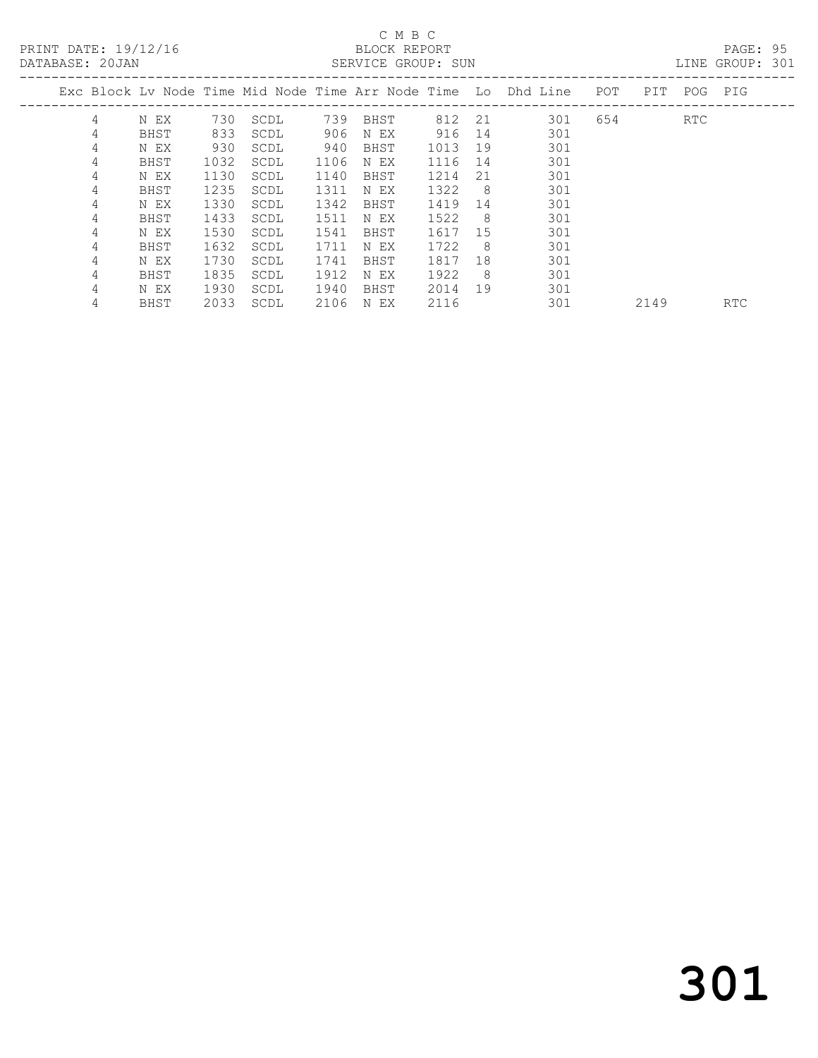C M B C

BLOCK REPORT

SERVICE GROUP: SUN

PRINT DATE: 19/12/16

DATABASE: 20JAN

LINE GROUP: 301

| Exc | Block | Lv | Node | Time | Mid Node | Time | Arr Node | Time | Lo | Dhd Line | POT | PIT | POG | PIG |
|---|---|---|---|---|---|---|---|---|---|---|---|---|---|---|
| | 4 | | N EX | 730 | SCDL | 739 | BHST | 812 | 21 | 301 | 654 | | RTC | |
| | 4 | | BHST | 833 | SCDL | 906 | N EX | 916 | 14 | 301 | | | | |
| | 4 | | N EX | 930 | SCDL | 940 | BHST | 1013 | 19 | 301 | | | | |
| | 4 | | BHST | 1032 | SCDL | 1106 | N EX | 1116 | 14 | 301 | | | | |
| | 4 | | N EX | 1130 | SCDL | 1140 | BHST | 1214 | 21 | 301 | | | | |
| | 4 | | BHST | 1235 | SCDL | 1311 | N EX | 1322 | 8 | 301 | | | | |
| | 4 | | N EX | 1330 | SCDL | 1342 | BHST | 1419 | 14 | 301 | | | | |
| | 4 | | BHST | 1433 | SCDL | 1511 | N EX | 1522 | 8 | 301 | | | | |
| | 4 | | N EX | 1530 | SCDL | 1541 | BHST | 1617 | 15 | 301 | | | | |
| | 4 | | BHST | 1632 | SCDL | 1711 | N EX | 1722 | 8 | 301 | | | | |
| | 4 | | N EX | 1730 | SCDL | 1741 | BHST | 1817 | 18 | 301 | | | | |
| | 4 | | BHST | 1835 | SCDL | 1912 | N EX | 1922 | 8 | 301 | | | | |
| | 4 | | N EX | 1930 | SCDL | 1940 | BHST | 2014 | 19 | 301 | | | | |
| | 4 | | BHST | 2033 | SCDL | 2106 | N EX | 2116 | | 301 | | 2149 | | RTC |

# 301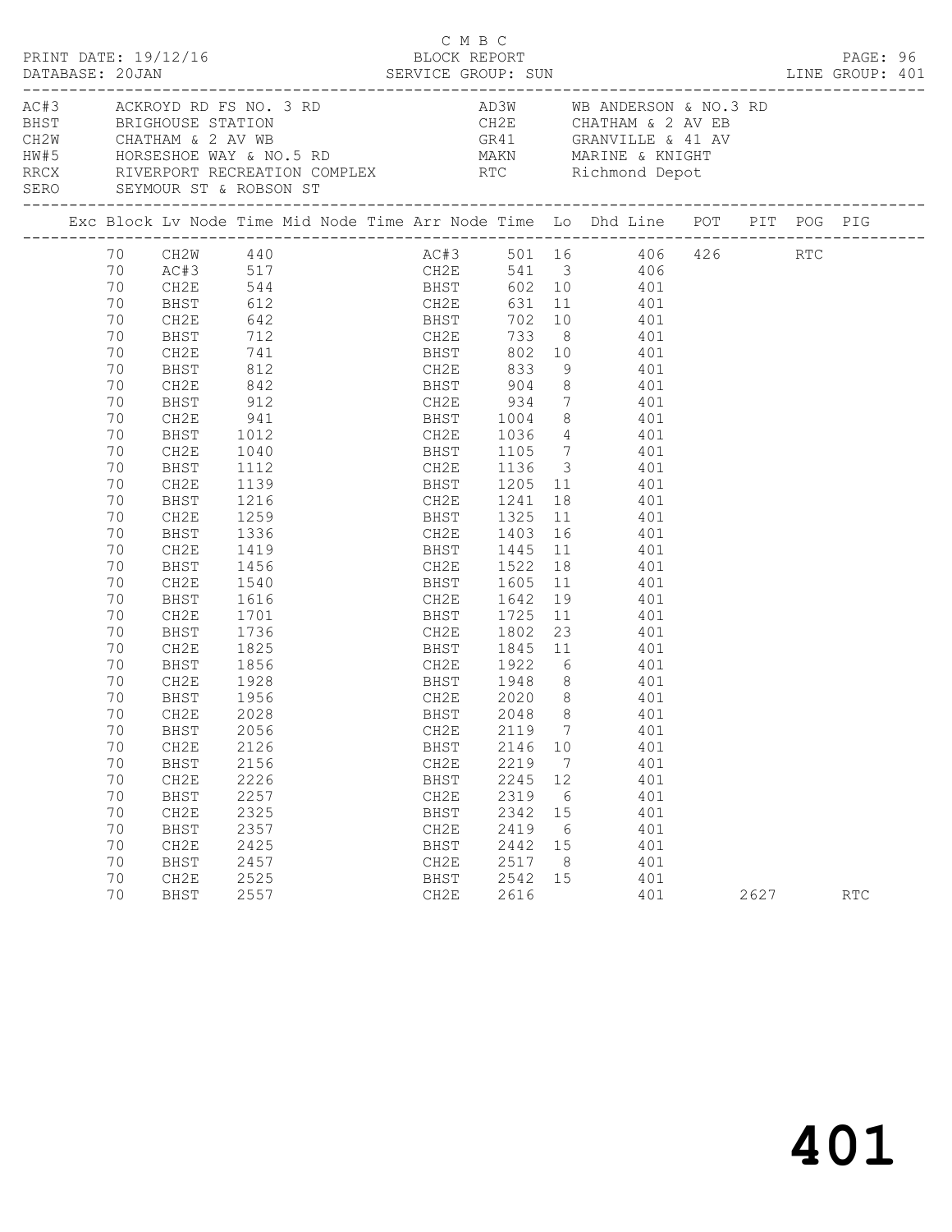C M B C

PRINT DATE: 19/12/16 BLOCK REPORT

DATABASE: 20JAN SERVICE GROUP: SUN LINE GROUP: 401

| Code | Description | Code | Description |
|---|---|---|---|
| AC#3 | ACKROYD RD FS NO. 3 RD | AD3W | WB ANDERSON & NO.3 RD |
| BHST | BRIGHOUSE STATION | CH2E | CHATHAM & 2 AV EB |
| CH2W | CHATHAM & 2 AV WB | GR41 | GRANVILLE & 41 AV |
| HW#5 | HORSESHOE WAY & NO.5 RD | MAKN | MARINE & KNIGHT |
| RRCX | RIVERPORT RECREATION COMPLEX | RTC | Richmond Depot |
| SERO | SEYMOUR ST & ROBSON ST | | |

| Exc | Block | Lv Node | Time | Mid Node | Time | Arr Node | Time | Lo | Dhd Line | POT | PIT | POG | PIG |
|---|---|---|---|---|---|---|---|---|---|---|---|---|---|
| | 70 | CH2W | 440 | | | AC#3 | 501 | 16 | 406 | 426 | | RTC | |
| | 70 | AC#3 | 517 | | | CH2E | 541 | 3 | 406 | | | | |
| | 70 | CH2E | 544 | | | BHST | 602 | 10 | 401 | | | | |
| | 70 | BHST | 612 | | | CH2E | 631 | 11 | 401 | | | | |
| | 70 | CH2E | 642 | | | BHST | 702 | 10 | 401 | | | | |
| | 70 | BHST | 712 | | | CH2E | 733 | 8 | 401 | | | | |
| | 70 | CH2E | 741 | | | BHST | 802 | 10 | 401 | | | | |
| | 70 | BHST | 812 | | | CH2E | 833 | 9 | 401 | | | | |
| | 70 | CH2E | 842 | | | BHST | 904 | 8 | 401 | | | | |
| | 70 | BHST | 912 | | | CH2E | 934 | 7 | 401 | | | | |
| | 70 | CH2E | 941 | | | BHST | 1004 | 8 | 401 | | | | |
| | 70 | BHST | 1012 | | | CH2E | 1036 | 4 | 401 | | | | |
| | 70 | CH2E | 1040 | | | BHST | 1105 | 7 | 401 | | | | |
| | 70 | BHST | 1112 | | | CH2E | 1136 | 3 | 401 | | | | |
| | 70 | CH2E | 1139 | | | BHST | 1205 | 11 | 401 | | | | |
| | 70 | BHST | 1216 | | | CH2E | 1241 | 18 | 401 | | | | |
| | 70 | CH2E | 1259 | | | BHST | 1325 | 11 | 401 | | | | |
| | 70 | BHST | 1336 | | | CH2E | 1403 | 16 | 401 | | | | |
| | 70 | CH2E | 1419 | | | BHST | 1445 | 11 | 401 | | | | |
| | 70 | BHST | 1456 | | | CH2E | 1522 | 18 | 401 | | | | |
| | 70 | CH2E | 1540 | | | BHST | 1605 | 11 | 401 | | | | |
| | 70 | BHST | 1616 | | | CH2E | 1642 | 19 | 401 | | | | |
| | 70 | CH2E | 1701 | | | BHST | 1725 | 11 | 401 | | | | |
| | 70 | BHST | 1736 | | | CH2E | 1802 | 23 | 401 | | | | |
| | 70 | CH2E | 1825 | | | BHST | 1845 | 11 | 401 | | | | |
| | 70 | BHST | 1856 | | | CH2E | 1922 | 6 | 401 | | | | |
| | 70 | CH2E | 1928 | | | BHST | 1948 | 8 | 401 | | | | |
| | 70 | BHST | 1956 | | | CH2E | 2020 | 8 | 401 | | | | |
| | 70 | CH2E | 2028 | | | BHST | 2048 | 8 | 401 | | | | |
| | 70 | BHST | 2056 | | | CH2E | 2119 | 7 | 401 | | | | |
| | 70 | CH2E | 2126 | | | BHST | 2146 | 10 | 401 | | | | |
| | 70 | BHST | 2156 | | | CH2E | 2219 | 7 | 401 | | | | |
| | 70 | CH2E | 2226 | | | BHST | 2245 | 12 | 401 | | | | |
| | 70 | BHST | 2257 | | | CH2E | 2319 | 6 | 401 | | | | |
| | 70 | CH2E | 2325 | | | BHST | 2342 | 15 | 401 | | | | |
| | 70 | BHST | 2357 | | | CH2E | 2419 | 6 | 401 | | | | |
| | 70 | CH2E | 2425 | | | BHST | 2442 | 15 | 401 | | | | |
| | 70 | BHST | 2457 | | | CH2E | 2517 | 8 | 401 | | | | |
| | 70 | CH2E | 2525 | | | BHST | 2542 | 15 | 401 | | | | |
| | 70 | BHST | 2557 | | | CH2E | 2616 | | 401 | | 2627 | | RTC |

401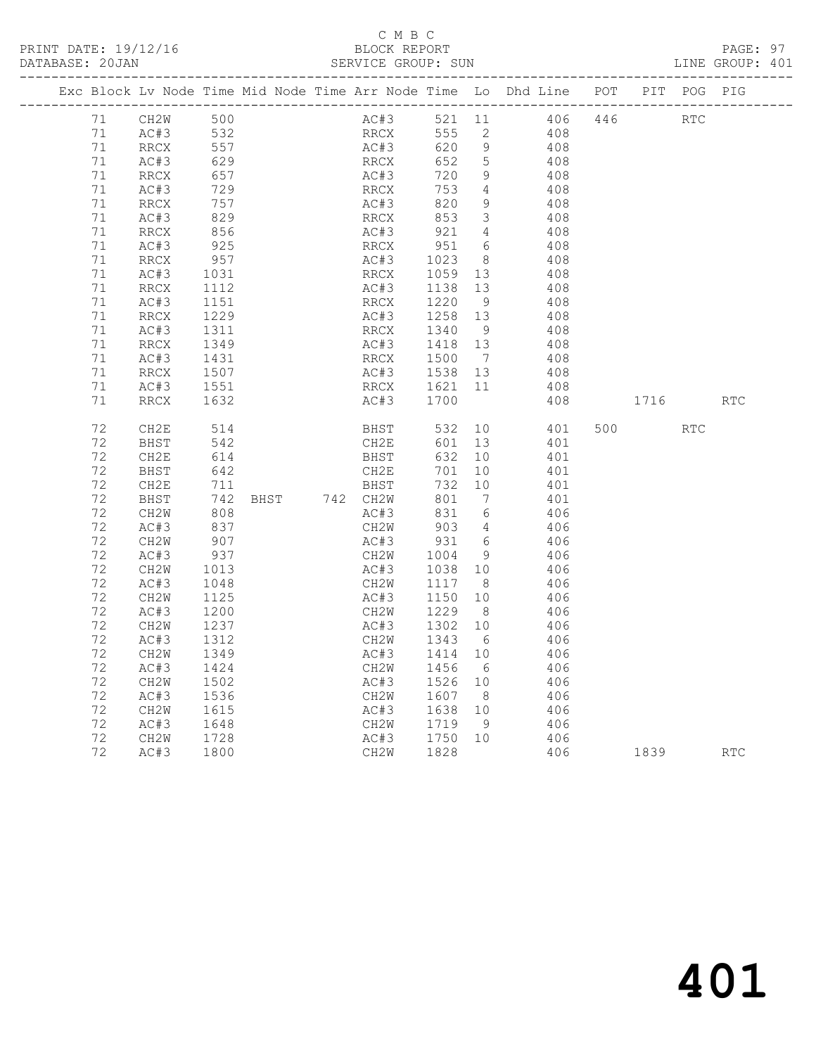C M B C
PRINT DATE: 19/12/16 BLOCK REPORT
DATABASE: 20JAN SERVICE GROUP: SUN LINE GROUP: 401

| Exc | Block | Lv | Node | Time | Mid Node | Time | Arr Node | Time | Lo | Dhd Line | POT | PIT | POG | PIG |
|---|---|---|---|---|---|---|---|---|---|---|---|---|---|---|
| | 71 | | CH2W | 500 | | | AC#3 | 521 | 11 | 406 | 446 | | RTC | |
| | 71 | | AC#3 | 532 | | | RRCX | 555 | 2 | 408 | | | | |
| | 71 | | RRCX | 557 | | | AC#3 | 620 | 9 | 408 | | | | |
| | 71 | | AC#3 | 629 | | | RRCX | 652 | 5 | 408 | | | | |
| | 71 | | RRCX | 657 | | | AC#3 | 720 | 9 | 408 | | | | |
| | 71 | | AC#3 | 729 | | | RRCX | 753 | 4 | 408 | | | | |
| | 71 | | RRCX | 757 | | | AC#3 | 820 | 9 | 408 | | | | |
| | 71 | | AC#3 | 829 | | | RRCX | 853 | 3 | 408 | | | | |
| | 71 | | RRCX | 856 | | | AC#3 | 921 | 4 | 408 | | | | |
| | 71 | | AC#3 | 925 | | | RRCX | 951 | 6 | 408 | | | | |
| | 71 | | RRCX | 957 | | | AC#3 | 1023 | 8 | 408 | | | | |
| | 71 | | AC#3 | 1031 | | | RRCX | 1059 | 13 | 408 | | | | |
| | 71 | | RRCX | 1112 | | | AC#3 | 1138 | 13 | 408 | | | | |
| | 71 | | AC#3 | 1151 | | | RRCX | 1220 | 9 | 408 | | | | |
| | 71 | | RRCX | 1229 | | | AC#3 | 1258 | 13 | 408 | | | | |
| | 71 | | AC#3 | 1311 | | | RRCX | 1340 | 9 | 408 | | | | |
| | 71 | | RRCX | 1349 | | | AC#3 | 1418 | 13 | 408 | | | | |
| | 71 | | AC#3 | 1431 | | | RRCX | 1500 | 7 | 408 | | | | |
| | 71 | | RRCX | 1507 | | | AC#3 | 1538 | 13 | 408 | | | | |
| | 71 | | AC#3 | 1551 | | | RRCX | 1621 | 11 | 408 | | | | |
| | 71 | | RRCX | 1632 | | | AC#3 | 1700 | | 408 | | 1716 | | RTC |
| | 72 | | CH2E | 514 | | | BHST | 532 | 10 | 401 | 500 | | RTC | |
| | 72 | | BHST | 542 | | | CH2E | 601 | 13 | 401 | | | | |
| | 72 | | CH2E | 614 | | | BHST | 632 | 10 | 401 | | | | |
| | 72 | | BHST | 642 | | | CH2E | 701 | 10 | 401 | | | | |
| | 72 | | CH2E | 711 | | | BHST | 732 | 10 | 401 | | | | |
| | 72 | | BHST | 742 | BHST | 742 | CH2W | 801 | 7 | 401 | | | | |
| | 72 | | CH2W | 808 | | | AC#3 | 831 | 6 | 406 | | | | |
| | 72 | | AC#3 | 837 | | | CH2W | 903 | 4 | 406 | | | | |
| | 72 | | CH2W | 907 | | | AC#3 | 931 | 6 | 406 | | | | |
| | 72 | | AC#3 | 937 | | | CH2W | 1004 | 9 | 406 | | | | |
| | 72 | | CH2W | 1013 | | | AC#3 | 1038 | 10 | 406 | | | | |
| | 72 | | AC#3 | 1048 | | | CH2W | 1117 | 8 | 406 | | | | |
| | 72 | | CH2W | 1125 | | | AC#3 | 1150 | 10 | 406 | | | | |
| | 72 | | AC#3 | 1200 | | | CH2W | 1229 | 8 | 406 | | | | |
| | 72 | | CH2W | 1237 | | | AC#3 | 1302 | 10 | 406 | | | | |
| | 72 | | AC#3 | 1312 | | | CH2W | 1343 | 6 | 406 | | | | |
| | 72 | | CH2W | 1349 | | | AC#3 | 1414 | 10 | 406 | | | | |
| | 72 | | AC#3 | 1424 | | | CH2W | 1456 | 6 | 406 | | | | |
| | 72 | | CH2W | 1502 | | | AC#3 | 1526 | 10 | 406 | | | | |
| | 72 | | AC#3 | 1536 | | | CH2W | 1607 | 8 | 406 | | | | |
| | 72 | | CH2W | 1615 | | | AC#3 | 1638 | 10 | 406 | | | | |
| | 72 | | AC#3 | 1648 | | | CH2W | 1719 | 9 | 406 | | | | |
| | 72 | | CH2W | 1728 | | | AC#3 | 1750 | 10 | 406 | | | | |
| | 72 | | AC#3 | 1800 | | | CH2W | 1828 | | 406 | | 1839 | | RTC |

401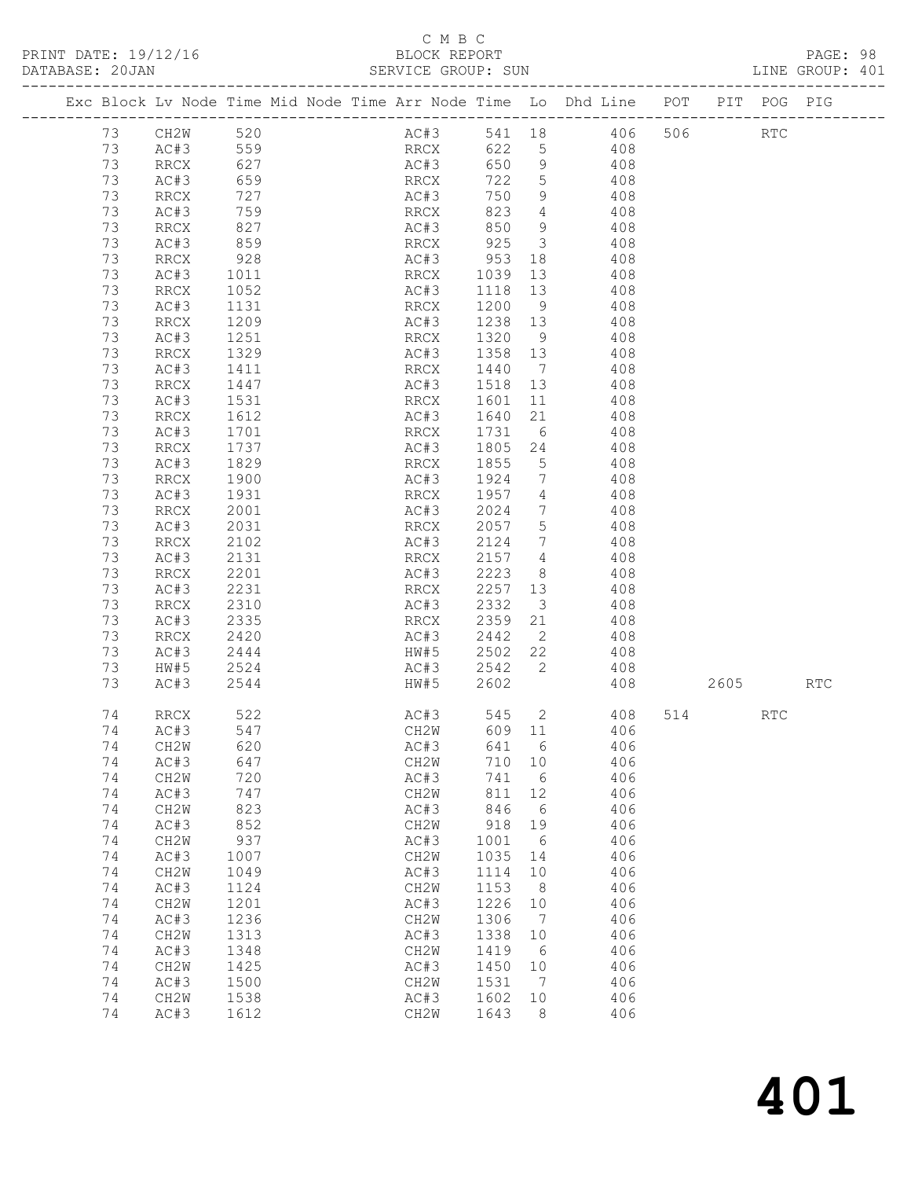C M B C
PRINT DATE: 19/12/16 BLOCK REPORT
DATABASE: 20JAN SERVICE GROUP: SUN LINE GROUP: 401

| Exc | Block | Lv | Node | Time | Mid Node | Time | Arr Node | Time | Lo | Dhd Line | POT | PIT | POG | PIG |
|---|---|---|---|---|---|---|---|---|---|---|---|---|---|---|
| | 73 | | CH2W | 520 | | | AC#3 | 541 | 18 | 406 | 506 | | RTC | |
| | 73 | | AC#3 | 559 | | | RRCX | 622 | 5 | 408 | | | | |
| | 73 | | RRCX | 627 | | | AC#3 | 650 | 9 | 408 | | | | |
| | 73 | | AC#3 | 659 | | | RRCX | 722 | 5 | 408 | | | | |
| | 73 | | RRCX | 727 | | | AC#3 | 750 | 9 | 408 | | | | |
| | 73 | | AC#3 | 759 | | | RRCX | 823 | 4 | 408 | | | | |
| | 73 | | RRCX | 827 | | | AC#3 | 850 | 9 | 408 | | | | |
| | 73 | | AC#3 | 859 | | | RRCX | 925 | 3 | 408 | | | | |
| | 73 | | RRCX | 928 | | | AC#3 | 953 | 18 | 408 | | | | |
| | 73 | | AC#3 | 1011 | | | RRCX | 1039 | 13 | 408 | | | | |
| | 73 | | RRCX | 1052 | | | AC#3 | 1118 | 13 | 408 | | | | |
| | 73 | | AC#3 | 1131 | | | RRCX | 1200 | 9 | 408 | | | | |
| | 73 | | RRCX | 1209 | | | AC#3 | 1238 | 13 | 408 | | | | |
| | 73 | | AC#3 | 1251 | | | RRCX | 1320 | 9 | 408 | | | | |
| | 73 | | RRCX | 1329 | | | AC#3 | 1358 | 13 | 408 | | | | |
| | 73 | | AC#3 | 1411 | | | RRCX | 1440 | 7 | 408 | | | | |
| | 73 | | RRCX | 1447 | | | AC#3 | 1518 | 13 | 408 | | | | |
| | 73 | | AC#3 | 1531 | | | RRCX | 1601 | 11 | 408 | | | | |
| | 73 | | RRCX | 1612 | | | AC#3 | 1640 | 21 | 408 | | | | |
| | 73 | | AC#3 | 1701 | | | RRCX | 1731 | 6 | 408 | | | | |
| | 73 | | RRCX | 1737 | | | AC#3 | 1805 | 24 | 408 | | | | |
| | 73 | | AC#3 | 1829 | | | RRCX | 1855 | 5 | 408 | | | | |
| | 73 | | RRCX | 1900 | | | AC#3 | 1924 | 7 | 408 | | | | |
| | 73 | | AC#3 | 1931 | | | RRCX | 1957 | 4 | 408 | | | | |
| | 73 | | RRCX | 2001 | | | AC#3 | 2024 | 7 | 408 | | | | |
| | 73 | | AC#3 | 2031 | | | RRCX | 2057 | 5 | 408 | | | | |
| | 73 | | RRCX | 2102 | | | AC#3 | 2124 | 7 | 408 | | | | |
| | 73 | | AC#3 | 2131 | | | RRCX | 2157 | 4 | 408 | | | | |
| | 73 | | RRCX | 2201 | | | AC#3 | 2223 | 8 | 408 | | | | |
| | 73 | | AC#3 | 2231 | | | RRCX | 2257 | 13 | 408 | | | | |
| | 73 | | RRCX | 2310 | | | AC#3 | 2332 | 3 | 408 | | | | |
| | 73 | | AC#3 | 2335 | | | RRCX | 2359 | 21 | 408 | | | | |
| | 73 | | RRCX | 2420 | | | AC#3 | 2442 | 2 | 408 | | | | |
| | 73 | | AC#3 | 2444 | | | HW#5 | 2502 | 22 | 408 | | | | |
| | 73 | | HW#5 | 2524 | | | AC#3 | 2542 | 2 | 408 | | | | |
| | 73 | | AC#3 | 2544 | | | HW#5 | 2602 | | 408 | | 2605 | | RTC |
| | 74 | | RRCX | 522 | | | AC#3 | 545 | 2 | 408 | 514 | | RTC | |
| | 74 | | AC#3 | 547 | | | CH2W | 609 | 11 | 406 | | | | |
| | 74 | | CH2W | 620 | | | AC#3 | 641 | 6 | 406 | | | | |
| | 74 | | AC#3 | 647 | | | CH2W | 710 | 10 | 406 | | | | |
| | 74 | | CH2W | 720 | | | AC#3 | 741 | 6 | 406 | | | | |
| | 74 | | AC#3 | 747 | | | CH2W | 811 | 12 | 406 | | | | |
| | 74 | | CH2W | 823 | | | AC#3 | 846 | 6 | 406 | | | | |
| | 74 | | AC#3 | 852 | | | CH2W | 918 | 19 | 406 | | | | |
| | 74 | | CH2W | 937 | | | AC#3 | 1001 | 6 | 406 | | | | |
| | 74 | | AC#3 | 1007 | | | CH2W | 1035 | 14 | 406 | | | | |
| | 74 | | CH2W | 1049 | | | AC#3 | 1114 | 10 | 406 | | | | |
| | 74 | | AC#3 | 1124 | | | CH2W | 1153 | 8 | 406 | | | | |
| | 74 | | CH2W | 1201 | | | AC#3 | 1226 | 10 | 406 | | | | |
| | 74 | | AC#3 | 1236 | | | CH2W | 1306 | 7 | 406 | | | | |
| | 74 | | CH2W | 1313 | | | AC#3 | 1338 | 10 | 406 | | | | |
| | 74 | | AC#3 | 1348 | | | CH2W | 1419 | 6 | 406 | | | | |
| | 74 | | CH2W | 1425 | | | AC#3 | 1450 | 10 | 406 | | | | |
| | 74 | | AC#3 | 1500 | | | CH2W | 1531 | 7 | 406 | | | | |
| | 74 | | CH2W | 1538 | | | AC#3 | 1602 | 10 | 406 | | | | |
| | 74 | | AC#3 | 1612 | | | CH2W | 1643 | 8 | 406 | | | | |

401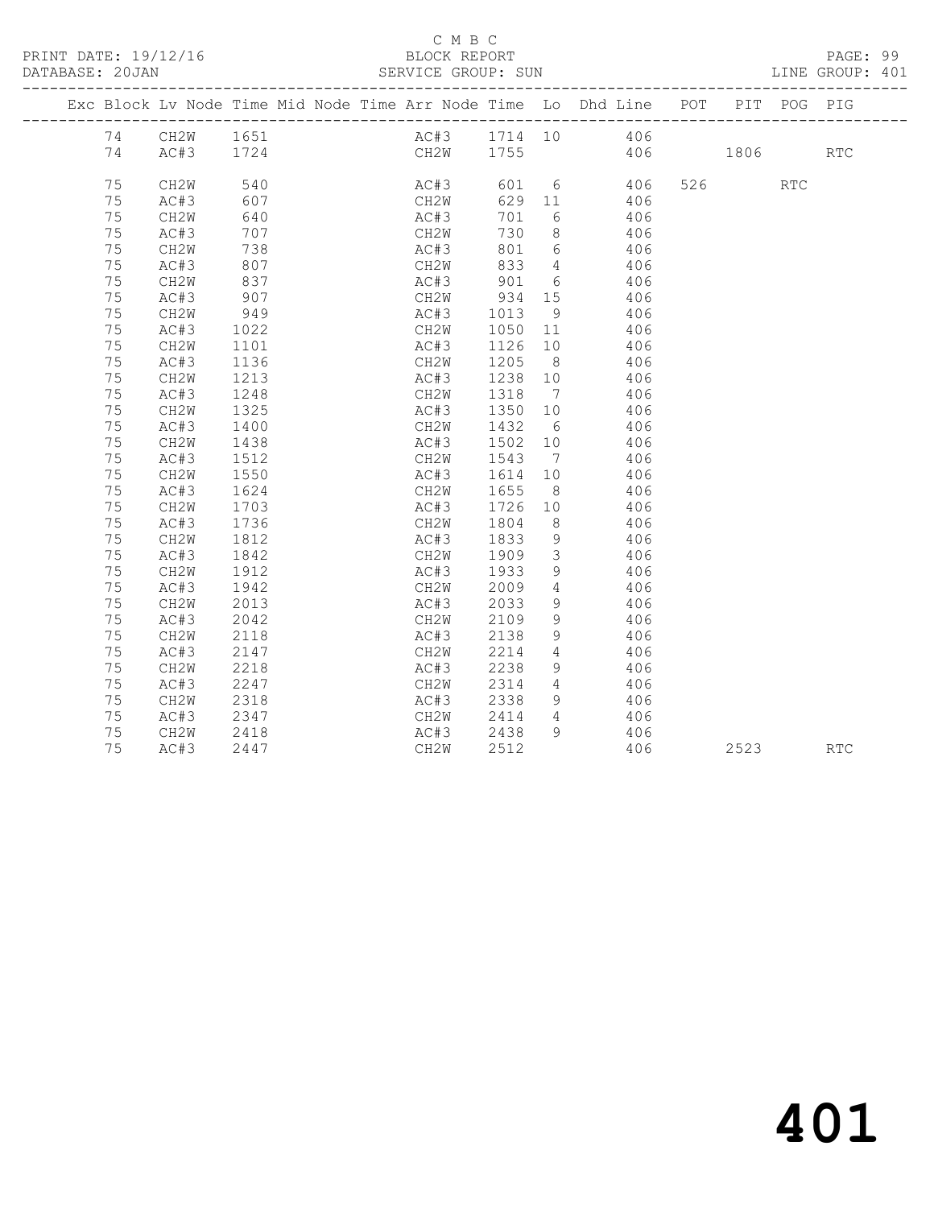C M B C

BLOCK REPORT

SERVICE GROUP: SUN

PRINT DATE: 19/12/16

DATABASE: 20JAN

LINE GROUP: 401

| Exc | Block | Lv | Node | Time | Mid Node | Time | Arr Node | Time | Lo | Dhd Line | POT | PIT | POG | PIG |
|---|---|---|---|---|---|---|---|---|---|---|---|---|---|---|
| | 74 | | CH2W | 1651 | | | AC#3 | 1714 | 10 | 406 | | | | |
| | 74 | | AC#3 | 1724 | | | CH2W | 1755 | | 406 | | 1806 | | RTC |
| | 75 | | CH2W | 540 | | | AC#3 | 601 | 6 | 406 | 526 | | RTC | |
| | 75 | | AC#3 | 607 | | | CH2W | 629 | 11 | 406 | | | | |
| | 75 | | CH2W | 640 | | | AC#3 | 701 | 6 | 406 | | | | |
| | 75 | | AC#3 | 707 | | | CH2W | 730 | 8 | 406 | | | | |
| | 75 | | CH2W | 738 | | | AC#3 | 801 | 6 | 406 | | | | |
| | 75 | | AC#3 | 807 | | | CH2W | 833 | 4 | 406 | | | | |
| | 75 | | CH2W | 837 | | | AC#3 | 901 | 6 | 406 | | | | |
| | 75 | | AC#3 | 907 | | | CH2W | 934 | 15 | 406 | | | | |
| | 75 | | CH2W | 949 | | | AC#3 | 1013 | 9 | 406 | | | | |
| | 75 | | AC#3 | 1022 | | | CH2W | 1050 | 11 | 406 | | | | |
| | 75 | | CH2W | 1101 | | | AC#3 | 1126 | 10 | 406 | | | | |
| | 75 | | AC#3 | 1136 | | | CH2W | 1205 | 8 | 406 | | | | |
| | 75 | | CH2W | 1213 | | | AC#3 | 1238 | 10 | 406 | | | | |
| | 75 | | AC#3 | 1248 | | | CH2W | 1318 | 7 | 406 | | | | |
| | 75 | | CH2W | 1325 | | | AC#3 | 1350 | 10 | 406 | | | | |
| | 75 | | AC#3 | 1400 | | | CH2W | 1432 | 6 | 406 | | | | |
| | 75 | | CH2W | 1438 | | | AC#3 | 1502 | 10 | 406 | | | | |
| | 75 | | AC#3 | 1512 | | | CH2W | 1543 | 7 | 406 | | | | |
| | 75 | | CH2W | 1550 | | | AC#3 | 1614 | 10 | 406 | | | | |
| | 75 | | AC#3 | 1624 | | | CH2W | 1655 | 8 | 406 | | | | |
| | 75 | | CH2W | 1703 | | | AC#3 | 1726 | 10 | 406 | | | | |
| | 75 | | AC#3 | 1736 | | | CH2W | 1804 | 8 | 406 | | | | |
| | 75 | | CH2W | 1812 | | | AC#3 | 1833 | 9 | 406 | | | | |
| | 75 | | AC#3 | 1842 | | | CH2W | 1909 | 3 | 406 | | | | |
| | 75 | | CH2W | 1912 | | | AC#3 | 1933 | 9 | 406 | | | | |
| | 75 | | AC#3 | 1942 | | | CH2W | 2009 | 4 | 406 | | | | |
| | 75 | | CH2W | 2013 | | | AC#3 | 2033 | 9 | 406 | | | | |
| | 75 | | AC#3 | 2042 | | | CH2W | 2109 | 9 | 406 | | | | |
| | 75 | | CH2W | 2118 | | | AC#3 | 2138 | 9 | 406 | | | | |
| | 75 | | AC#3 | 2147 | | | CH2W | 2214 | 4 | 406 | | | | |
| | 75 | | CH2W | 2218 | | | AC#3 | 2238 | 9 | 406 | | | | |
| | 75 | | AC#3 | 2247 | | | CH2W | 2314 | 4 | 406 | | | | |
| | 75 | | CH2W | 2318 | | | AC#3 | 2338 | 9 | 406 | | | | |
| | 75 | | AC#3 | 2347 | | | CH2W | 2414 | 4 | 406 | | | | |
| | 75 | | CH2W | 2418 | | | AC#3 | 2438 | 9 | 406 | | | | |
| | 75 | | AC#3 | 2447 | | | CH2W | 2512 | | 406 | | 2523 | | RTC |

# 401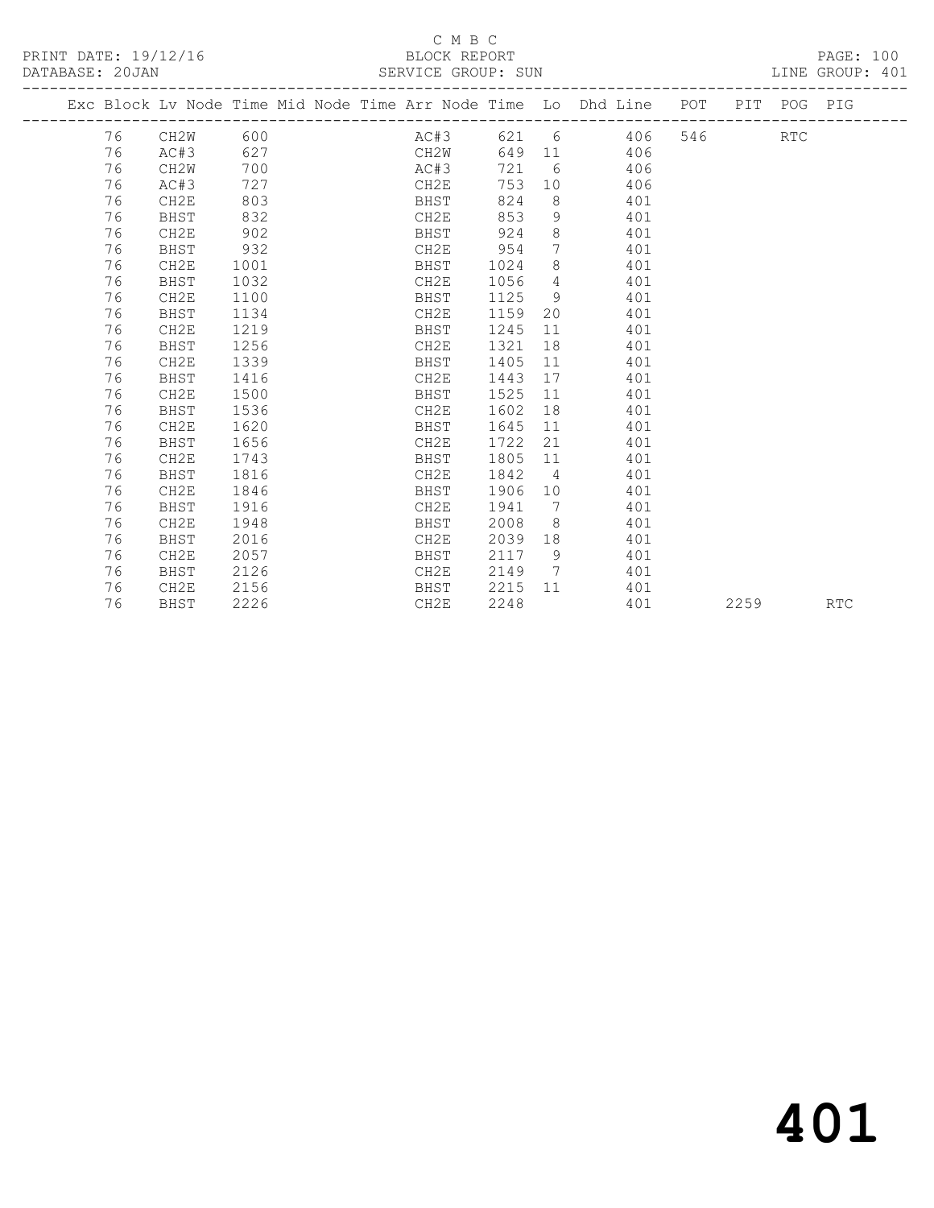C M B C

PRINT DATE: 19/12/16 BLOCK REPORT

DATABASE: 20JAN SERVICE GROUP: SUN LINE GROUP: 401

| Exc | Block | Lv | Node | Time | Mid Node | Time | Arr Node | Time | Lo | Dhd | Line | POT | PIT | POG | PIG |
|---|---|---|---|---|---|---|---|---|---|---|---|---|---|---|---|
| | 76 | | CH2W | 600 | | | AC#3 | 621 | 6 | | 406 | 546 | | RTC | |
| | 76 | | AC#3 | 627 | | | CH2W | 649 | 11 | | 406 | | | | |
| | 76 | | CH2W | 700 | | | AC#3 | 721 | 6 | | 406 | | | | |
| | 76 | | AC#3 | 727 | | | CH2E | 753 | 10 | | 406 | | | | |
| | 76 | | CH2E | 803 | | | BHST | 824 | 8 | | 401 | | | | |
| | 76 | | BHST | 832 | | | CH2E | 853 | 9 | | 401 | | | | |
| | 76 | | CH2E | 902 | | | BHST | 924 | 8 | | 401 | | | | |
| | 76 | | BHST | 932 | | | CH2E | 954 | 7 | | 401 | | | | |
| | 76 | | CH2E | 1001 | | | BHST | 1024 | 8 | | 401 | | | | |
| | 76 | | BHST | 1032 | | | CH2E | 1056 | 4 | | 401 | | | | |
| | 76 | | CH2E | 1100 | | | BHST | 1125 | 9 | | 401 | | | | |
| | 76 | | BHST | 1134 | | | CH2E | 1159 | 20 | | 401 | | | | |
| | 76 | | CH2E | 1219 | | | BHST | 1245 | 11 | | 401 | | | | |
| | 76 | | BHST | 1256 | | | CH2E | 1321 | 18 | | 401 | | | | |
| | 76 | | CH2E | 1339 | | | BHST | 1405 | 11 | | 401 | | | | |
| | 76 | | BHST | 1416 | | | CH2E | 1443 | 17 | | 401 | | | | |
| | 76 | | CH2E | 1500 | | | BHST | 1525 | 11 | | 401 | | | | |
| | 76 | | BHST | 1536 | | | CH2E | 1602 | 18 | | 401 | | | | |
| | 76 | | CH2E | 1620 | | | BHST | 1645 | 11 | | 401 | | | | |
| | 76 | | BHST | 1656 | | | CH2E | 1722 | 21 | | 401 | | | | |
| | 76 | | CH2E | 1743 | | | BHST | 1805 | 11 | | 401 | | | | |
| | 76 | | BHST | 1816 | | | CH2E | 1842 | 4 | | 401 | | | | |
| | 76 | | CH2E | 1846 | | | BHST | 1906 | 10 | | 401 | | | | |
| | 76 | | BHST | 1916 | | | CH2E | 1941 | 7 | | 401 | | | | |
| | 76 | | CH2E | 1948 | | | BHST | 2008 | 8 | | 401 | | | | |
| | 76 | | BHST | 2016 | | | CH2E | 2039 | 18 | | 401 | | | | |
| | 76 | | CH2E | 2057 | | | BHST | 2117 | 9 | | 401 | | | | |
| | 76 | | BHST | 2126 | | | CH2E | 2149 | 7 | | 401 | | | | |
| | 76 | | CH2E | 2156 | | | BHST | 2215 | 11 | | 401 | | | | |
| | 76 | | BHST | 2226 | | | CH2E | 2248 | | | 401 | | 2259 | | RTC |

# 401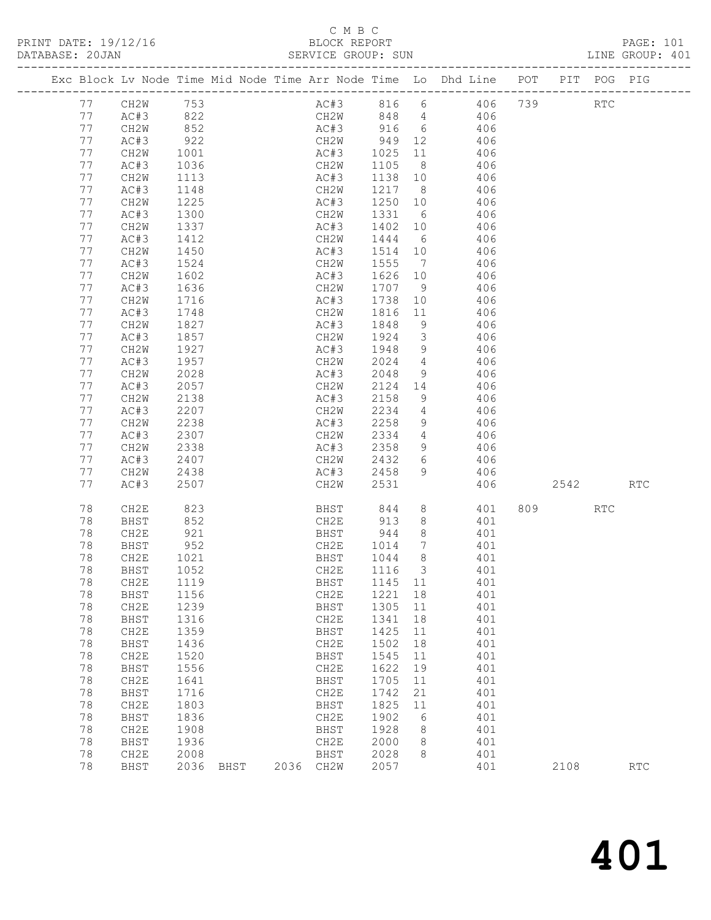C M B C
PRINT DATE: 19/12/16 BLOCK REPORT
DATABASE: 20JAN SERVICE GROUP: SUN LINE GROUP: 401

| Exc | Block | Lv | Node | Time | Mid Node | Time | Arr Node | Time | Lo | Dhd Line | POT | PIT | POG | PIG |
|---|---|---|---|---|---|---|---|---|---|---|---|---|---|---|
| | 77 | | CH2W | 753 | | | AC#3 | 816 | 6 | 406 | 739 | | RTC | |
| | 77 | | AC#3 | 822 | | | CH2W | 848 | 4 | 406 | | | | |
| | 77 | | CH2W | 852 | | | AC#3 | 916 | 6 | 406 | | | | |
| | 77 | | AC#3 | 922 | | | CH2W | 949 | 12 | 406 | | | | |
| | 77 | | CH2W | 1001 | | | AC#3 | 1025 | 11 | 406 | | | | |
| | 77 | | AC#3 | 1036 | | | CH2W | 1105 | 8 | 406 | | | | |
| | 77 | | CH2W | 1113 | | | AC#3 | 1138 | 10 | 406 | | | | |
| | 77 | | AC#3 | 1148 | | | CH2W | 1217 | 8 | 406 | | | | |
| | 77 | | CH2W | 1225 | | | AC#3 | 1250 | 10 | 406 | | | | |
| | 77 | | AC#3 | 1300 | | | CH2W | 1331 | 6 | 406 | | | | |
| | 77 | | CH2W | 1337 | | | AC#3 | 1402 | 10 | 406 | | | | |
| | 77 | | AC#3 | 1412 | | | CH2W | 1444 | 6 | 406 | | | | |
| | 77 | | CH2W | 1450 | | | AC#3 | 1514 | 10 | 406 | | | | |
| | 77 | | AC#3 | 1524 | | | CH2W | 1555 | 7 | 406 | | | | |
| | 77 | | CH2W | 1602 | | | AC#3 | 1626 | 10 | 406 | | | | |
| | 77 | | AC#3 | 1636 | | | CH2W | 1707 | 9 | 406 | | | | |
| | 77 | | CH2W | 1716 | | | AC#3 | 1738 | 10 | 406 | | | | |
| | 77 | | AC#3 | 1748 | | | CH2W | 1816 | 11 | 406 | | | | |
| | 77 | | CH2W | 1827 | | | AC#3 | 1848 | 9 | 406 | | | | |
| | 77 | | AC#3 | 1857 | | | CH2W | 1924 | 3 | 406 | | | | |
| | 77 | | CH2W | 1927 | | | AC#3 | 1948 | 9 | 406 | | | | |
| | 77 | | AC#3 | 1957 | | | CH2W | 2024 | 4 | 406 | | | | |
| | 77 | | CH2W | 2028 | | | AC#3 | 2048 | 9 | 406 | | | | |
| | 77 | | AC#3 | 2057 | | | CH2W | 2124 | 14 | 406 | | | | |
| | 77 | | CH2W | 2138 | | | AC#3 | 2158 | 9 | 406 | | | | |
| | 77 | | AC#3 | 2207 | | | CH2W | 2234 | 4 | 406 | | | | |
| | 77 | | CH2W | 2238 | | | AC#3 | 2258 | 9 | 406 | | | | |
| | 77 | | AC#3 | 2307 | | | CH2W | 2334 | 4 | 406 | | | | |
| | 77 | | CH2W | 2338 | | | AC#3 | 2358 | 9 | 406 | | | | |
| | 77 | | AC#3 | 2407 | | | CH2W | 2432 | 6 | 406 | | | | |
| | 77 | | CH2W | 2438 | | | AC#3 | 2458 | 9 | 406 | | | | |
| | 77 | | AC#3 | 2507 | | | CH2W | 2531 | | 406 | | 2542 | | RTC |
| | 78 | | CH2E | 823 | | | BHST | 844 | 8 | 401 | 809 | | RTC | |
| | 78 | | BHST | 852 | | | CH2E | 913 | 8 | 401 | | | | |
| | 78 | | CH2E | 921 | | | BHST | 944 | 8 | 401 | | | | |
| | 78 | | BHST | 952 | | | CH2E | 1014 | 7 | 401 | | | | |
| | 78 | | CH2E | 1021 | | | BHST | 1044 | 8 | 401 | | | | |
| | 78 | | BHST | 1052 | | | CH2E | 1116 | 3 | 401 | | | | |
| | 78 | | CH2E | 1119 | | | BHST | 1145 | 11 | 401 | | | | |
| | 78 | | BHST | 1156 | | | CH2E | 1221 | 18 | 401 | | | | |
| | 78 | | CH2E | 1239 | | | BHST | 1305 | 11 | 401 | | | | |
| | 78 | | BHST | 1316 | | | CH2E | 1341 | 18 | 401 | | | | |
| | 78 | | CH2E | 1359 | | | BHST | 1425 | 11 | 401 | | | | |
| | 78 | | BHST | 1436 | | | CH2E | 1502 | 18 | 401 | | | | |
| | 78 | | CH2E | 1520 | | | BHST | 1545 | 11 | 401 | | | | |
| | 78 | | BHST | 1556 | | | CH2E | 1622 | 19 | 401 | | | | |
| | 78 | | CH2E | 1641 | | | BHST | 1705 | 11 | 401 | | | | |
| | 78 | | BHST | 1716 | | | CH2E | 1742 | 21 | 401 | | | | |
| | 78 | | CH2E | 1803 | | | BHST | 1825 | 11 | 401 | | | | |
| | 78 | | BHST | 1836 | | | CH2E | 1902 | 6 | 401 | | | | |
| | 78 | | CH2E | 1908 | | | BHST | 1928 | 8 | 401 | | | | |
| | 78 | | BHST | 1936 | | | CH2E | 2000 | 8 | 401 | | | | |
| | 78 | | CH2E | 2008 | | | BHST | 2028 | 8 | 401 | | | | |
| | 78 | | BHST | 2036 | BHST | 2036 | CH2W | 2057 | | 401 | | 2108 | | RTC |

401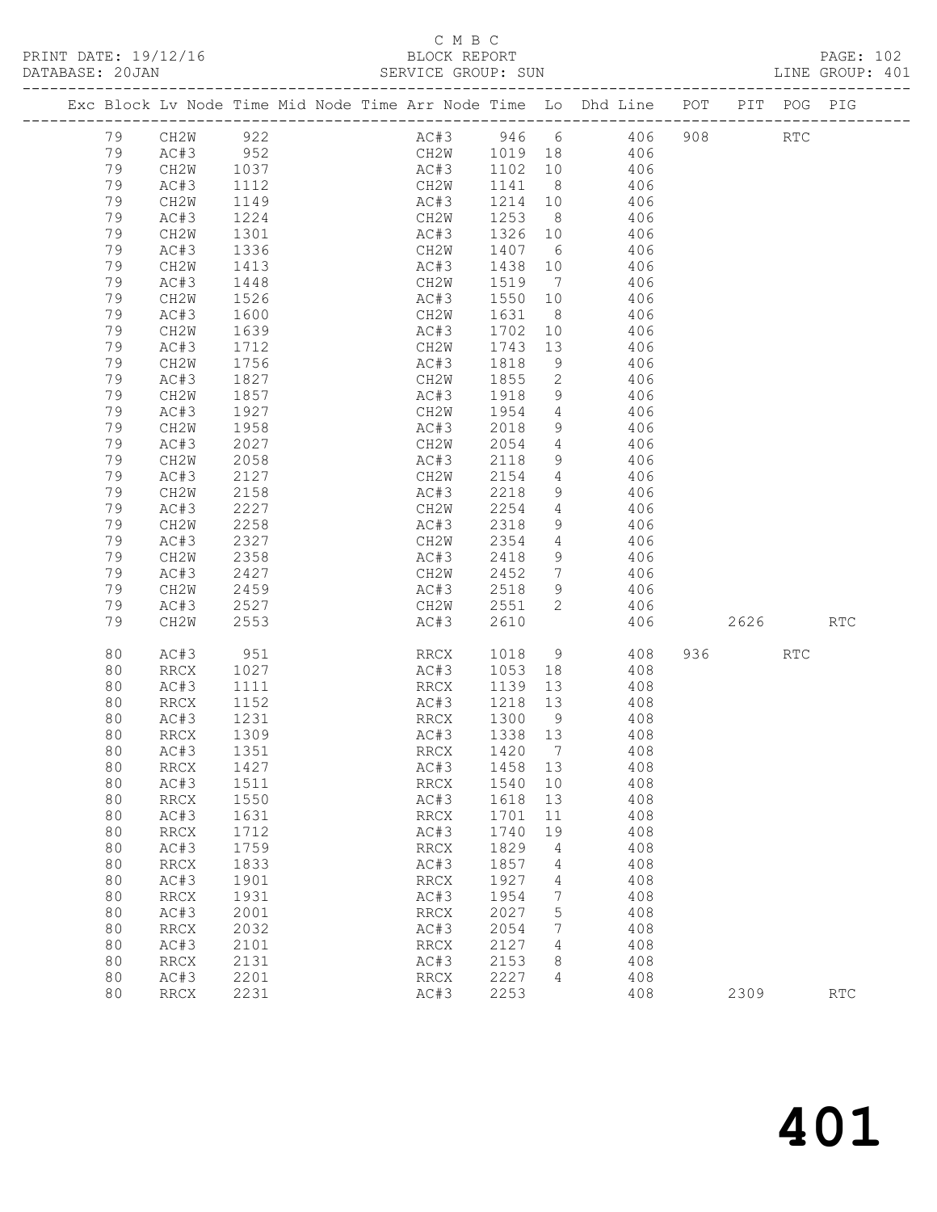C M B C

BLOCK REPORT

SERVICE GROUP: SUN

LINE GROUP: 401

| Exc | Block | Lv | Node | Time | Mid Node | Time | Arr Node | Time | Lo | Dhd Line | POT | PIT | POG | PIG |
|---|---|---|---|---|---|---|---|---|---|---|---|---|---|---|
| | 79 | | CH2W | 922 | | | AC#3 | 946 | 6 | 406 | 908 | | RTC | |
| | 79 | | AC#3 | 952 | | | CH2W | 1019 | 18 | 406 | | | | |
| | 79 | | CH2W | 1037 | | | AC#3 | 1102 | 10 | 406 | | | | |
| | 79 | | AC#3 | 1112 | | | CH2W | 1141 | 8 | 406 | | | | |
| | 79 | | CH2W | 1149 | | | AC#3 | 1214 | 10 | 406 | | | | |
| | 79 | | AC#3 | 1224 | | | CH2W | 1253 | 8 | 406 | | | | |
| | 79 | | CH2W | 1301 | | | AC#3 | 1326 | 10 | 406 | | | | |
| | 79 | | AC#3 | 1336 | | | CH2W | 1407 | 6 | 406 | | | | |
| | 79 | | CH2W | 1413 | | | AC#3 | 1438 | 10 | 406 | | | | |
| | 79 | | AC#3 | 1448 | | | CH2W | 1519 | 7 | 406 | | | | |
| | 79 | | CH2W | 1526 | | | AC#3 | 1550 | 10 | 406 | | | | |
| | 79 | | AC#3 | 1600 | | | CH2W | 1631 | 8 | 406 | | | | |
| | 79 | | CH2W | 1639 | | | AC#3 | 1702 | 10 | 406 | | | | |
| | 79 | | AC#3 | 1712 | | | CH2W | 1743 | 13 | 406 | | | | |
| | 79 | | CH2W | 1756 | | | AC#3 | 1818 | 9 | 406 | | | | |
| | 79 | | AC#3 | 1827 | | | CH2W | 1855 | 2 | 406 | | | | |
| | 79 | | CH2W | 1857 | | | AC#3 | 1918 | 9 | 406 | | | | |
| | 79 | | AC#3 | 1927 | | | CH2W | 1954 | 4 | 406 | | | | |
| | 79 | | CH2W | 1958 | | | AC#3 | 2018 | 9 | 406 | | | | |
| | 79 | | AC#3 | 2027 | | | CH2W | 2054 | 4 | 406 | | | | |
| | 79 | | CH2W | 2058 | | | AC#3 | 2118 | 9 | 406 | | | | |
| | 79 | | AC#3 | 2127 | | | CH2W | 2154 | 4 | 406 | | | | |
| | 79 | | CH2W | 2158 | | | AC#3 | 2218 | 9 | 406 | | | | |
| | 79 | | AC#3 | 2227 | | | CH2W | 2254 | 4 | 406 | | | | |
| | 79 | | CH2W | 2258 | | | AC#3 | 2318 | 9 | 406 | | | | |
| | 79 | | AC#3 | 2327 | | | CH2W | 2354 | 4 | 406 | | | | |
| | 79 | | CH2W | 2358 | | | AC#3 | 2418 | 9 | 406 | | | | |
| | 79 | | AC#3 | 2427 | | | CH2W | 2452 | 7 | 406 | | | | |
| | 79 | | CH2W | 2459 | | | AC#3 | 2518 | 9 | 406 | | | | |
| | 79 | | AC#3 | 2527 | | | CH2W | 2551 | 2 | 406 | | | | |
| | 79 | | CH2W | 2553 | | | AC#3 | 2610 | | 406 | | 2626 | | RTC |
| | 80 | | AC#3 | 951 | | | RRCX | 1018 | 9 | 408 | 936 | | RTC | |
| | 80 | | RRCX | 1027 | | | AC#3 | 1053 | 18 | 408 | | | | |
| | 80 | | AC#3 | 1111 | | | RRCX | 1139 | 13 | 408 | | | | |
| | 80 | | RRCX | 1152 | | | AC#3 | 1218 | 13 | 408 | | | | |
| | 80 | | AC#3 | 1231 | | | RRCX | 1300 | 9 | 408 | | | | |
| | 80 | | RRCX | 1309 | | | AC#3 | 1338 | 13 | 408 | | | | |
| | 80 | | AC#3 | 1351 | | | RRCX | 1420 | 7 | 408 | | | | |
| | 80 | | RRCX | 1427 | | | AC#3 | 1458 | 13 | 408 | | | | |
| | 80 | | AC#3 | 1511 | | | RRCX | 1540 | 10 | 408 | | | | |
| | 80 | | RRCX | 1550 | | | AC#3 | 1618 | 13 | 408 | | | | |
| | 80 | | AC#3 | 1631 | | | RRCX | 1701 | 11 | 408 | | | | |
| | 80 | | RRCX | 1712 | | | AC#3 | 1740 | 19 | 408 | | | | |
| | 80 | | AC#3 | 1759 | | | RRCX | 1829 | 4 | 408 | | | | |
| | 80 | | RRCX | 1833 | | | AC#3 | 1857 | 4 | 408 | | | | |
| | 80 | | AC#3 | 1901 | | | RRCX | 1927 | 4 | 408 | | | | |
| | 80 | | RRCX | 1931 | | | AC#3 | 1954 | 7 | 408 | | | | |
| | 80 | | AC#3 | 2001 | | | RRCX | 2027 | 5 | 408 | | | | |
| | 80 | | RRCX | 2032 | | | AC#3 | 2054 | 7 | 408 | | | | |
| | 80 | | AC#3 | 2101 | | | RRCX | 2127 | 4 | 408 | | | | |
| | 80 | | RRCX | 2131 | | | AC#3 | 2153 | 8 | 408 | | | | |
| | 80 | | AC#3 | 2201 | | | RRCX | 2227 | 4 | 408 | | | | |
| | 80 | | RRCX | 2231 | | | AC#3 | 2253 | | 408 | | 2309 | | RTC |

# 401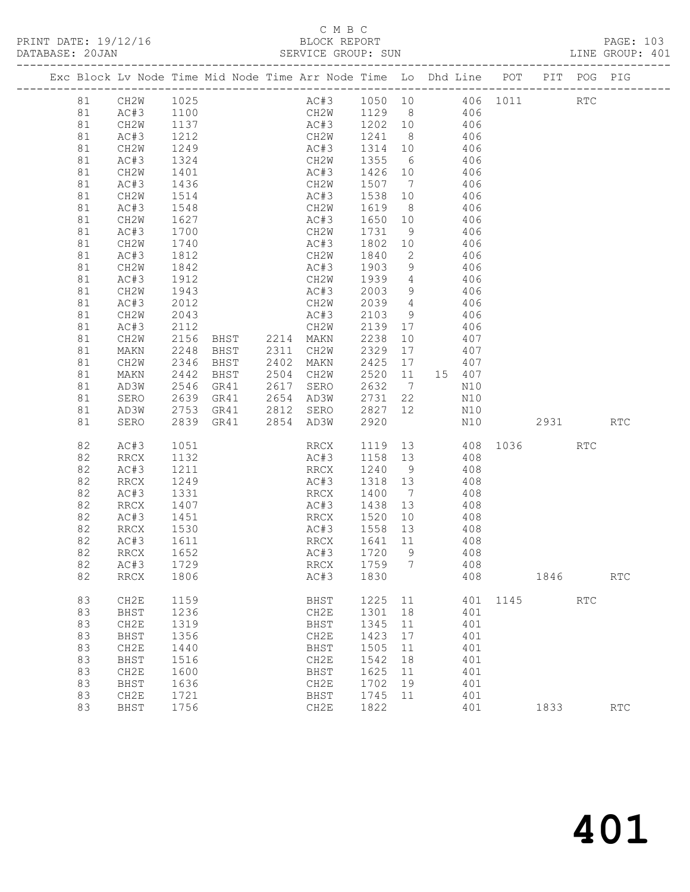C M B C

PRINT DATE: 19/12/16 BLOCK REPORT PAGE: 103
DATABASE: 20JAN SERVICE GROUP: SUN LINE GROUP: 401

| Exc | Block | Lv | Node | Time | Mid Node | Time | Arr Node | Time | Lo | Dhd | Line | POT | PIT | POG | PIG |
|---|---|---|---|---|---|---|---|---|---|---|---|---|---|---|---|
| | 81 | | CH2W | 1025 | | | AC#3 | 1050 | 10 | | 406 | 1011 | | RTC | |
| | 81 | | AC#3 | 1100 | | | CH2W | 1129 | 8 | | 406 | | | | |
| | 81 | | CH2W | 1137 | | | AC#3 | 1202 | 10 | | 406 | | | | |
| | 81 | | AC#3 | 1212 | | | CH2W | 1241 | 8 | | 406 | | | | |
| | 81 | | CH2W | 1249 | | | AC#3 | 1314 | 10 | | 406 | | | | |
| | 81 | | AC#3 | 1324 | | | CH2W | 1355 | 6 | | 406 | | | | |
| | 81 | | CH2W | 1401 | | | AC#3 | 1426 | 10 | | 406 | | | | |
| | 81 | | AC#3 | 1436 | | | CH2W | 1507 | 7 | | 406 | | | | |
| | 81 | | CH2W | 1514 | | | AC#3 | 1538 | 10 | | 406 | | | | |
| | 81 | | AC#3 | 1548 | | | CH2W | 1619 | 8 | | 406 | | | | |
| | 81 | | CH2W | 1627 | | | AC#3 | 1650 | 10 | | 406 | | | | |
| | 81 | | AC#3 | 1700 | | | CH2W | 1731 | 9 | | 406 | | | | |
| | 81 | | CH2W | 1740 | | | AC#3 | 1802 | 10 | | 406 | | | | |
| | 81 | | AC#3 | 1812 | | | CH2W | 1840 | 2 | | 406 | | | | |
| | 81 | | CH2W | 1842 | | | AC#3 | 1903 | 9 | | 406 | | | | |
| | 81 | | AC#3 | 1912 | | | CH2W | 1939 | 4 | | 406 | | | | |
| | 81 | | CH2W | 1943 | | | AC#3 | 2003 | 9 | | 406 | | | | |
| | 81 | | AC#3 | 2012 | | | CH2W | 2039 | 4 | | 406 | | | | |
| | 81 | | CH2W | 2043 | | | AC#3 | 2103 | 9 | | 406 | | | | |
| | 81 | | AC#3 | 2112 | | | CH2W | 2139 | 17 | | 406 | | | | |
| | 81 | | CH2W | 2156 | BHST | 2214 | MAKN | 2238 | 10 | | 407 | | | | |
| | 81 | | MAKN | 2248 | BHST | 2311 | CH2W | 2329 | 17 | | 407 | | | | |
| | 81 | | CH2W | 2346 | BHST | 2402 | MAKN | 2425 | 17 | | 407 | | | | |
| | 81 | | MAKN | 2442 | BHST | 2504 | CH2W | 2520 | 11 | 15 | 407 | | | | |
| | 81 | | AD3W | 2546 | GR41 | 2617 | SERO | 2632 | 7 | | N10 | | | | |
| | 81 | | SERO | 2639 | GR41 | 2654 | AD3W | 2731 | 22 | | N10 | | | | |
| | 81 | | AD3W | 2753 | GR41 | 2812 | SERO | 2827 | 12 | | N10 | | | | |
| | 81 | | SERO | 2839 | GR41 | 2854 | AD3W | 2920 | | | N10 | | 2931 | | RTC |
| | 82 | | AC#3 | 1051 | | | RRCX | 1119 | 13 | | 408 | 1036 | | RTC | |
| | 82 | | RRCX | 1132 | | | AC#3 | 1158 | 13 | | 408 | | | | |
| | 82 | | AC#3 | 1211 | | | RRCX | 1240 | 9 | | 408 | | | | |
| | 82 | | RRCX | 1249 | | | AC#3 | 1318 | 13 | | 408 | | | | |
| | 82 | | AC#3 | 1331 | | | RRCX | 1400 | 7 | | 408 | | | | |
| | 82 | | RRCX | 1407 | | | AC#3 | 1438 | 13 | | 408 | | | | |
| | 82 | | AC#3 | 1451 | | | RRCX | 1520 | 10 | | 408 | | | | |
| | 82 | | RRCX | 1530 | | | AC#3 | 1558 | 13 | | 408 | | | | |
| | 82 | | AC#3 | 1611 | | | RRCX | 1641 | 11 | | 408 | | | | |
| | 82 | | RRCX | 1652 | | | AC#3 | 1720 | 9 | | 408 | | | | |
| | 82 | | AC#3 | 1729 | | | RRCX | 1759 | 7 | | 408 | | | | |
| | 82 | | RRCX | 1806 | | | AC#3 | 1830 | | | 408 | | 1846 | | RTC |
| | 83 | | CH2E | 1159 | | | BHST | 1225 | 11 | | 401 | 1145 | | RTC | |
| | 83 | | BHST | 1236 | | | CH2E | 1301 | 18 | | 401 | | | | |
| | 83 | | CH2E | 1319 | | | BHST | 1345 | 11 | | 401 | | | | |
| | 83 | | BHST | 1356 | | | CH2E | 1423 | 17 | | 401 | | | | |
| | 83 | | CH2E | 1440 | | | BHST | 1505 | 11 | | 401 | | | | |
| | 83 | | BHST | 1516 | | | CH2E | 1542 | 18 | | 401 | | | | |
| | 83 | | CH2E | 1600 | | | BHST | 1625 | 11 | | 401 | | | | |
| | 83 | | BHST | 1636 | | | CH2E | 1702 | 19 | | 401 | | | | |
| | 83 | | CH2E | 1721 | | | BHST | 1745 | 11 | | 401 | | | | |
| | 83 | | BHST | 1756 | | | CH2E | 1822 | | | 401 | | 1833 | | RTC |

# 401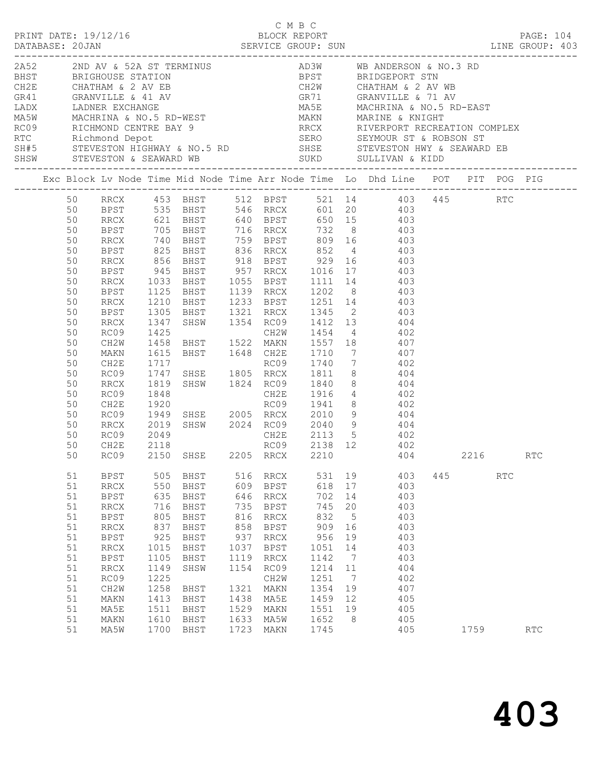C M B C

PRINT DATE: 19/12/16 BLOCK REPORT PAGE: 104
DATABASE: 20JAN SERVICE GROUP: SUN LINE GROUP: 403

| Code | Description | Code | Description |
|---|---|---|---|
| 2A52 | 2ND AV & 52A ST TERMINUS | AD3W | WB ANDERSON & NO.3 RD |
| BHST | BRIGHOUSE STATION | BPST | BRIDGEPORT STN |
| CH2E | CHATHAM & 2 AV EB | CH2W | CHATHAM & 2 AV WB |
| GR41 | GRANVILLE & 41 AV | GR71 | GRANVILLE & 71 AV |
| LADX | LADNER EXCHANGE | MA5E | MACHRINA & NO.5 RD-EAST |
| MA5W | MACHRINA & NO.5 RD-WEST | MAKN | MARINE & KNIGHT |
| RC09 | RICHMOND CENTRE BAY 9 | RRCX | RIVERPORT RECREATION COMPLEX |
| RTC | Richmond Depot | SERO | SEYMOUR ST & ROBSON ST |
| SH#5 | STEVESTON HIGHWAY & NO.5 RD | SHSE | STEVESTON HWY & SEAWARD EB |
| SHSW | STEVESTON & SEAWARD WB | SUKD | SULLIVAN & KIDD |

| Exc | Block | Lv Node | Time | Mid Node | Time | Arr Node | Time | Lo | Dhd Line | POT | PIT | POG | PIG |
|---|---|---|---|---|---|---|---|---|---|---|---|---|---|
| | 50 | RRCX | 453 | BHST | 512 | BPST | 521 | 14 | 403 | 445 | | RTC | |
| | 50 | BPST | 535 | BHST | 546 | RRCX | 601 | 20 | 403 | | | | |
| | 50 | RRCX | 621 | BHST | 640 | BPST | 650 | 15 | 403 | | | | |
| | 50 | BPST | 705 | BHST | 716 | RRCX | 732 | 8 | 403 | | | | |
| | 50 | RRCX | 740 | BHST | 759 | BPST | 809 | 16 | 403 | | | | |
| | 50 | BPST | 825 | BHST | 836 | RRCX | 852 | 4 | 403 | | | | |
| | 50 | RRCX | 856 | BHST | 918 | BPST | 929 | 16 | 403 | | | | |
| | 50 | BPST | 945 | BHST | 957 | RRCX | 1016 | 17 | 403 | | | | |
| | 50 | RRCX | 1033 | BHST | 1055 | BPST | 1111 | 14 | 403 | | | | |
| | 50 | BPST | 1125 | BHST | 1139 | RRCX | 1202 | 8 | 403 | | | | |
| | 50 | RRCX | 1210 | BHST | 1233 | BPST | 1251 | 14 | 403 | | | | |
| | 50 | BPST | 1305 | BHST | 1321 | RRCX | 1345 | 2 | 403 | | | | |
| | 50 | RRCX | 1347 | SHSW | 1354 | RC09 | 1412 | 13 | 404 | | | | |
| | 50 | RC09 | 1425 | | | CH2W | 1454 | 4 | 402 | | | | |
| | 50 | CH2W | 1458 | BHST | 1522 | MAKN | 1557 | 18 | 407 | | | | |
| | 50 | MAKN | 1615 | BHST | 1648 | CH2E | 1710 | 7 | 407 | | | | |
| | 50 | CH2E | 1717 | | | RC09 | 1740 | 7 | 402 | | | | |
| | 50 | RC09 | 1747 | SHSE | 1805 | RRCX | 1811 | 8 | 404 | | | | |
| | 50 | RRCX | 1819 | SHSW | 1824 | RC09 | 1840 | 8 | 404 | | | | |
| | 50 | RC09 | 1848 | | | CH2E | 1916 | 4 | 402 | | | | |
| | 50 | CH2E | 1920 | | | RC09 | 1941 | 8 | 402 | | | | |
| | 50 | RC09 | 1949 | SHSE | 2005 | RRCX | 2010 | 9 | 404 | | | | |
| | 50 | RRCX | 2019 | SHSW | 2024 | RC09 | 2040 | 9 | 404 | | | | |
| | 50 | RC09 | 2049 | | | CH2E | 2113 | 5 | 402 | | | | |
| | 50 | CH2E | 2118 | | | RC09 | 2138 | 12 | 402 | | | | |
| | 50 | RC09 | 2150 | SHSE | 2205 | RRCX | 2210 | | 404 | | 2216 | | RTC |
| | 51 | BPST | 505 | BHST | 516 | RRCX | 531 | 19 | 403 | 445 | | RTC | |
| | 51 | RRCX | 550 | BHST | 609 | BPST | 618 | 17 | 403 | | | | |
| | 51 | BPST | 635 | BHST | 646 | RRCX | 702 | 14 | 403 | | | | |
| | 51 | RRCX | 716 | BHST | 735 | BPST | 745 | 20 | 403 | | | | |
| | 51 | BPST | 805 | BHST | 816 | RRCX | 832 | 5 | 403 | | | | |
| | 51 | RRCX | 837 | BHST | 858 | BPST | 909 | 16 | 403 | | | | |
| | 51 | BPST | 925 | BHST | 937 | RRCX | 956 | 19 | 403 | | | | |
| | 51 | RRCX | 1015 | BHST | 1037 | BPST | 1051 | 14 | 403 | | | | |
| | 51 | BPST | 1105 | BHST | 1119 | RRCX | 1142 | 7 | 403 | | | | |
| | 51 | RRCX | 1149 | SHSW | 1154 | RC09 | 1214 | 11 | 404 | | | | |
| | 51 | RC09 | 1225 | | | CH2W | 1251 | 7 | 402 | | | | |
| | 51 | CH2W | 1258 | BHST | 1321 | MAKN | 1354 | 19 | 407 | | | | |
| | 51 | MAKN | 1413 | BHST | 1438 | MA5E | 1459 | 12 | 405 | | | | |
| | 51 | MA5E | 1511 | BHST | 1529 | MAKN | 1551 | 19 | 405 | | | | |
| | 51 | MAKN | 1610 | BHST | 1633 | MA5W | 1652 | 8 | 405 | | | | |
| | 51 | MA5W | 1700 | BHST | 1723 | MAKN | 1745 | | 405 | | 1759 | | RTC |

403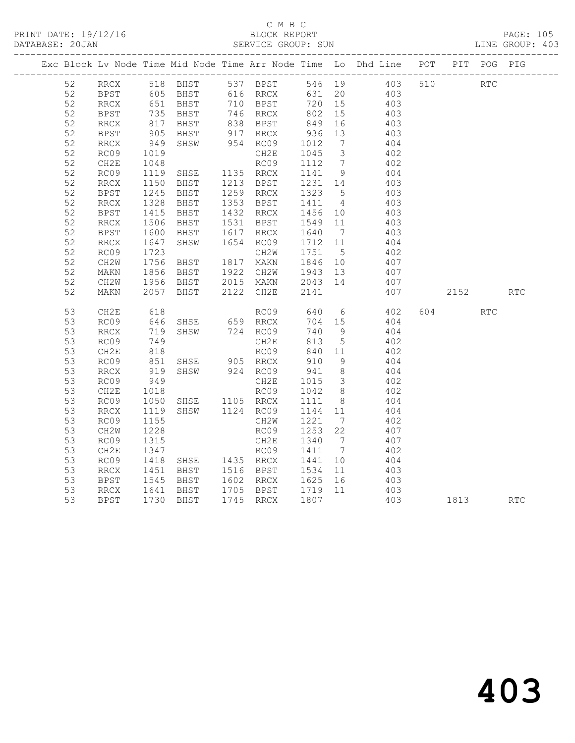C M B C

PRINT DATE: 19/12/16 BLOCK REPORT PAGE: 105
DATABASE: 20JAN SERVICE GROUP: SUN LINE GROUP: 403

| Exc | Block | Lv | Node | Time | Mid Node | Time | Arr Node | Time | Lo | Dhd Line | POT | PIT | POG | PIG |
|---|---|---|---|---|---|---|---|---|---|---|---|---|---|---|
| | 52 | | RRCX | 518 | BHST | 537 | BPST | 546 | 19 | 403 | 510 | | RTC | |
| | 52 | | BPST | 605 | BHST | 616 | RRCX | 631 | 20 | 403 | | | | |
| | 52 | | RRCX | 651 | BHST | 710 | BPST | 720 | 15 | 403 | | | | |
| | 52 | | BPST | 735 | BHST | 746 | RRCX | 802 | 15 | 403 | | | | |
| | 52 | | RRCX | 817 | BHST | 838 | BPST | 849 | 16 | 403 | | | | |
| | 52 | | BPST | 905 | BHST | 917 | RRCX | 936 | 13 | 403 | | | | |
| | 52 | | RRCX | 949 | SHSW | 954 | RC09 | 1012 | 7 | 404 | | | | |
| | 52 | | RC09 | 1019 | | | CH2E | 1045 | 3 | 402 | | | | |
| | 52 | | CH2E | 1048 | | | RC09 | 1112 | 7 | 402 | | | | |
| | 52 | | RC09 | 1119 | SHSE | 1135 | RRCX | 1141 | 9 | 404 | | | | |
| | 52 | | RRCX | 1150 | BHST | 1213 | BPST | 1231 | 14 | 403 | | | | |
| | 52 | | BPST | 1245 | BHST | 1259 | RRCX | 1323 | 5 | 403 | | | | |
| | 52 | | RRCX | 1328 | BHST | 1353 | BPST | 1411 | 4 | 403 | | | | |
| | 52 | | BPST | 1415 | BHST | 1432 | RRCX | 1456 | 10 | 403 | | | | |
| | 52 | | RRCX | 1506 | BHST | 1531 | BPST | 1549 | 11 | 403 | | | | |
| | 52 | | BPST | 1600 | BHST | 1617 | RRCX | 1640 | 7 | 403 | | | | |
| | 52 | | RRCX | 1647 | SHSW | 1654 | RC09 | 1712 | 11 | 404 | | | | |
| | 52 | | RC09 | 1723 | | | CH2W | 1751 | 5 | 402 | | | | |
| | 52 | | CH2W | 1756 | BHST | 1817 | MAKN | 1846 | 10 | 407 | | | | |
| | 52 | | MAKN | 1856 | BHST | 1922 | CH2W | 1943 | 13 | 407 | | | | |
| | 52 | | CH2W | 1956 | BHST | 2015 | MAKN | 2043 | 14 | 407 | | | | |
| | 52 | | MAKN | 2057 | BHST | 2122 | CH2E | 2141 | | 407 | | 2152 | | RTC |
| | 53 | | CH2E | 618 | | | RC09 | 640 | 6 | 402 | 604 | | RTC | |
| | 53 | | RC09 | 646 | SHSE | 659 | RRCX | 704 | 15 | 404 | | | | |
| | 53 | | RRCX | 719 | SHSW | 724 | RC09 | 740 | 9 | 404 | | | | |
| | 53 | | RC09 | 749 | | | CH2E | 813 | 5 | 402 | | | | |
| | 53 | | CH2E | 818 | | | RC09 | 840 | 11 | 402 | | | | |
| | 53 | | RC09 | 851 | SHSE | 905 | RRCX | 910 | 9 | 404 | | | | |
| | 53 | | RRCX | 919 | SHSW | 924 | RC09 | 941 | 8 | 404 | | | | |
| | 53 | | RC09 | 949 | | | CH2E | 1015 | 3 | 402 | | | | |
| | 53 | | CH2E | 1018 | | | RC09 | 1042 | 8 | 402 | | | | |
| | 53 | | RC09 | 1050 | SHSE | 1105 | RRCX | 1111 | 8 | 404 | | | | |
| | 53 | | RRCX | 1119 | SHSW | 1124 | RC09 | 1144 | 11 | 404 | | | | |
| | 53 | | RC09 | 1155 | | | CH2W | 1221 | 7 | 402 | | | | |
| | 53 | | CH2W | 1228 | | | RC09 | 1253 | 22 | 407 | | | | |
| | 53 | | RC09 | 1315 | | | CH2E | 1340 | 7 | 407 | | | | |
| | 53 | | CH2E | 1347 | | | RC09 | 1411 | 7 | 402 | | | | |
| | 53 | | RC09 | 1418 | SHSE | 1435 | RRCX | 1441 | 10 | 404 | | | | |
| | 53 | | RRCX | 1451 | BHST | 1516 | BPST | 1534 | 11 | 403 | | | | |
| | 53 | | BPST | 1545 | BHST | 1602 | RRCX | 1625 | 16 | 403 | | | | |
| | 53 | | RRCX | 1641 | BHST | 1705 | BPST | 1719 | 11 | 403 | | | | |
| | 53 | | BPST | 1730 | BHST | 1745 | RRCX | 1807 | | 403 | | 1813 | | RTC |

403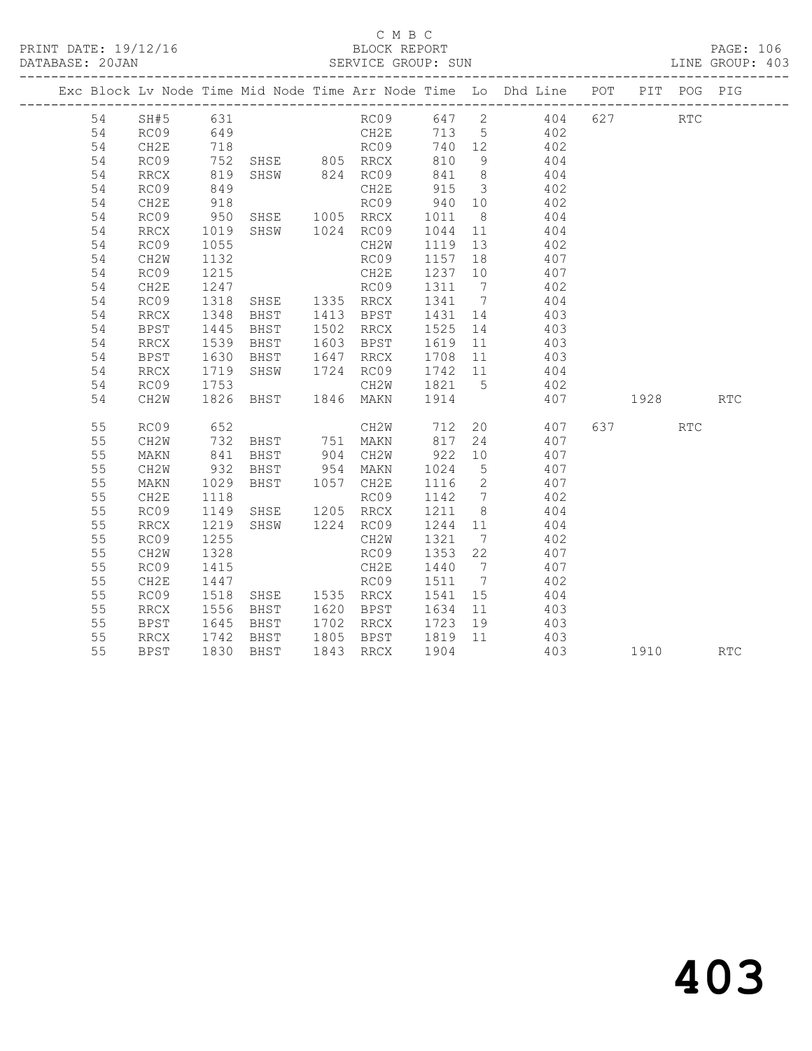C M B C

BLOCK REPORT

PRINT DATE: 19/12/16 DATABASE: 20JAN SERVICE GROUP: SUN LINE GROUP: 403

| Exc | Block | Lv | Node | Time | Mid Node | Time | Arr Node | Time | Lo | Dhd Line | POT | PIT | POG | PIG |
|---|---|---|---|---|---|---|---|---|---|---|---|---|---|---|
| | 54 | | SH#5 | 631 | | | RC09 | 647 | 2 | 404 | 627 | | RTC | |
| | 54 | | RC09 | 649 | | | CH2E | 713 | 5 | 402 | | | | |
| | 54 | | CH2E | 718 | | | RC09 | 740 | 12 | 402 | | | | |
| | 54 | | RC09 | 752 | SHSE | 805 | RRCX | 810 | 9 | 404 | | | | |
| | 54 | | RRCX | 819 | SHSW | 824 | RC09 | 841 | 8 | 404 | | | | |
| | 54 | | RC09 | 849 | | | CH2E | 915 | 3 | 402 | | | | |
| | 54 | | CH2E | 918 | | | RC09 | 940 | 10 | 402 | | | | |
| | 54 | | RC09 | 950 | SHSE | 1005 | RRCX | 1011 | 8 | 404 | | | | |
| | 54 | | RRCX | 1019 | SHSW | 1024 | RC09 | 1044 | 11 | 404 | | | | |
| | 54 | | RC09 | 1055 | | | CH2W | 1119 | 13 | 402 | | | | |
| | 54 | | CH2W | 1132 | | | RC09 | 1157 | 18 | 407 | | | | |
| | 54 | | RC09 | 1215 | | | CH2E | 1237 | 10 | 407 | | | | |
| | 54 | | CH2E | 1247 | | | RC09 | 1311 | 7 | 402 | | | | |
| | 54 | | RC09 | 1318 | SHSE | 1335 | RRCX | 1341 | 7 | 404 | | | | |
| | 54 | | RRCX | 1348 | BHST | 1413 | BPST | 1431 | 14 | 403 | | | | |
| | 54 | | BPST | 1445 | BHST | 1502 | RRCX | 1525 | 14 | 403 | | | | |
| | 54 | | RRCX | 1539 | BHST | 1603 | BPST | 1619 | 11 | 403 | | | | |
| | 54 | | BPST | 1630 | BHST | 1647 | RRCX | 1708 | 11 | 403 | | | | |
| | 54 | | RRCX | 1719 | SHSW | 1724 | RC09 | 1742 | 11 | 404 | | | | |
| | 54 | | RC09 | 1753 | | | CH2W | 1821 | 5 | 402 | | | | |
| | 54 | | CH2W | 1826 | BHST | 1846 | MAKN | 1914 | | 407 | | 1928 | | RTC |
| | 55 | | RC09 | 652 | | | CH2W | 712 | 20 | 407 | 637 | | RTC | |
| | 55 | | CH2W | 732 | BHST | 751 | MAKN | 817 | 24 | 407 | | | | |
| | 55 | | MAKN | 841 | BHST | 904 | CH2W | 922 | 10 | 407 | | | | |
| | 55 | | CH2W | 932 | BHST | 954 | MAKN | 1024 | 5 | 407 | | | | |
| | 55 | | MAKN | 1029 | BHST | 1057 | CH2E | 1116 | 2 | 407 | | | | |
| | 55 | | CH2E | 1118 | | | RC09 | 1142 | 7 | 402 | | | | |
| | 55 | | RC09 | 1149 | SHSE | 1205 | RRCX | 1211 | 8 | 404 | | | | |
| | 55 | | RRCX | 1219 | SHSW | 1224 | RC09 | 1244 | 11 | 404 | | | | |
| | 55 | | RC09 | 1255 | | | CH2W | 1321 | 7 | 402 | | | | |
| | 55 | | CH2W | 1328 | | | RC09 | 1353 | 22 | 407 | | | | |
| | 55 | | RC09 | 1415 | | | CH2E | 1440 | 7 | 407 | | | | |
| | 55 | | CH2E | 1447 | | | RC09 | 1511 | 7 | 402 | | | | |
| | 55 | | RC09 | 1518 | SHSE | 1535 | RRCX | 1541 | 15 | 404 | | | | |
| | 55 | | RRCX | 1556 | BHST | 1620 | BPST | 1634 | 11 | 403 | | | | |
| | 55 | | BPST | 1645 | BHST | 1702 | RRCX | 1723 | 19 | 403 | | | | |
| | 55 | | RRCX | 1742 | BHST | 1805 | BPST | 1819 | 11 | 403 | | | | |
| | 55 | | BPST | 1830 | BHST | 1843 | RRCX | 1904 | | 403 | | 1910 | | RTC |

# 403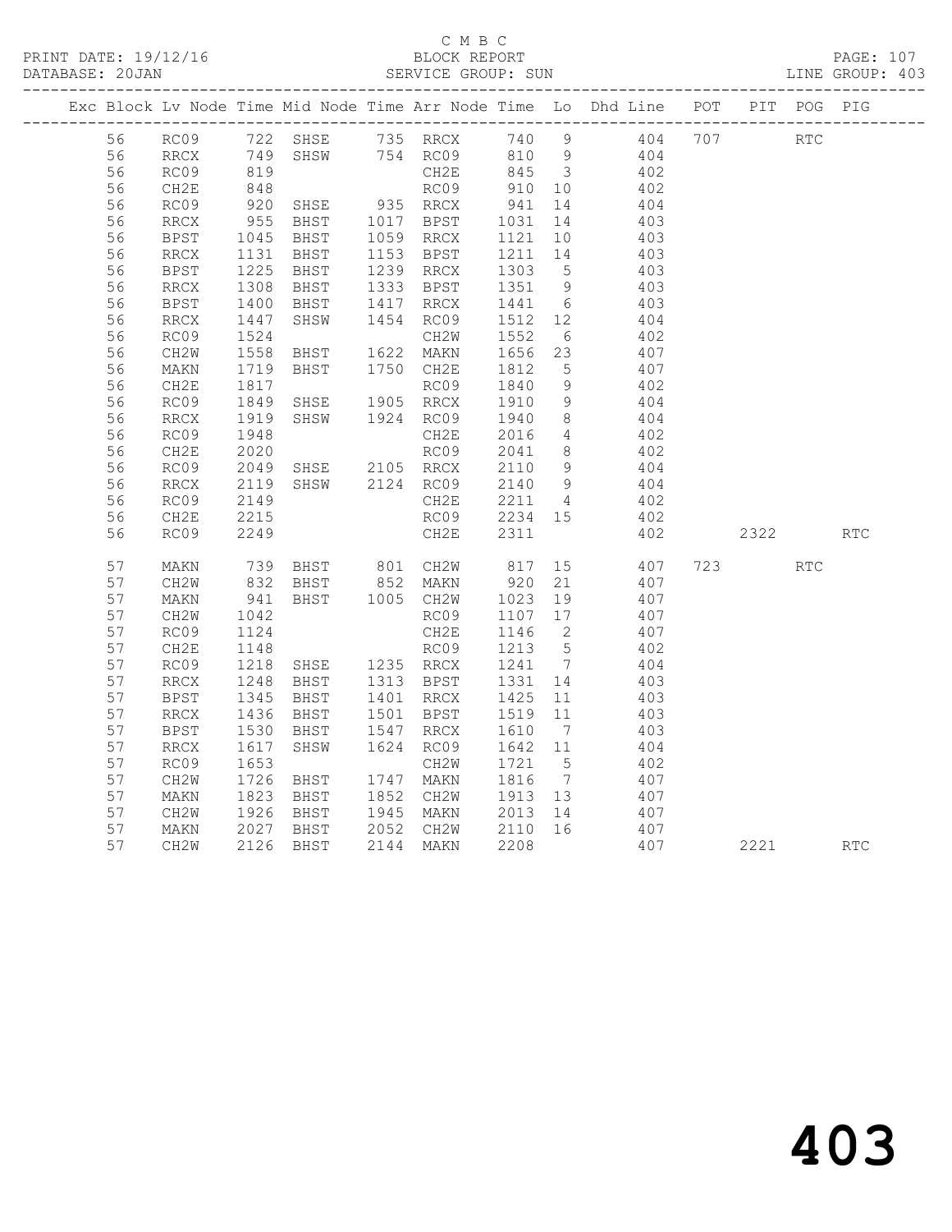C M B C
PRINT DATE: 19/12/16 BLOCK REPORT
DATABASE: 20JAN SERVICE GROUP: SUN LINE GROUP: 403

| Exc | Block | Lv | Node | Time | Mid Node | Time | Arr Node | Time | Lo | Dhd Line | POT | PIT | POG | PIG |
|---|---|---|---|---|---|---|---|---|---|---|---|---|---|---|
| | 56 | | RC09 | 722 | SHSE | 735 | RRCX | 740 | 9 | 404 | 707 | | RTC | |
| | 56 | | RRCX | 749 | SHSW | 754 | RC09 | 810 | 9 | 404 | | | | |
| | 56 | | RC09 | 819 | | | CH2E | 845 | 3 | 402 | | | | |
| | 56 | | CH2E | 848 | | | RC09 | 910 | 10 | 402 | | | | |
| | 56 | | RC09 | 920 | SHSE | 935 | RRCX | 941 | 14 | 404 | | | | |
| | 56 | | RRCX | 955 | BHST | 1017 | BPST | 1031 | 14 | 403 | | | | |
| | 56 | | BPST | 1045 | BHST | 1059 | RRCX | 1121 | 10 | 403 | | | | |
| | 56 | | RRCX | 1131 | BHST | 1153 | BPST | 1211 | 14 | 403 | | | | |
| | 56 | | BPST | 1225 | BHST | 1239 | RRCX | 1303 | 5 | 403 | | | | |
| | 56 | | RRCX | 1308 | BHST | 1333 | BPST | 1351 | 9 | 403 | | | | |
| | 56 | | BPST | 1400 | BHST | 1417 | RRCX | 1441 | 6 | 403 | | | | |
| | 56 | | RRCX | 1447 | SHSW | 1454 | RC09 | 1512 | 12 | 404 | | | | |
| | 56 | | RC09 | 1524 | | | CH2W | 1552 | 6 | 402 | | | | |
| | 56 | | CH2W | 1558 | BHST | 1622 | MAKN | 1656 | 23 | 407 | | | | |
| | 56 | | MAKN | 1719 | BHST | 1750 | CH2E | 1812 | 5 | 407 | | | | |
| | 56 | | CH2E | 1817 | | | RC09 | 1840 | 9 | 402 | | | | |
| | 56 | | RC09 | 1849 | SHSE | 1905 | RRCX | 1910 | 9 | 404 | | | | |
| | 56 | | RRCX | 1919 | SHSW | 1924 | RC09 | 1940 | 8 | 404 | | | | |
| | 56 | | RC09 | 1948 | | | CH2E | 2016 | 4 | 402 | | | | |
| | 56 | | CH2E | 2020 | | | RC09 | 2041 | 8 | 402 | | | | |
| | 56 | | RC09 | 2049 | SHSE | 2105 | RRCX | 2110 | 9 | 404 | | | | |
| | 56 | | RRCX | 2119 | SHSW | 2124 | RC09 | 2140 | 9 | 404 | | | | |
| | 56 | | RC09 | 2149 | | | CH2E | 2211 | 4 | 402 | | | | |
| | 56 | | CH2E | 2215 | | | RC09 | 2234 | 15 | 402 | | | | |
| | 56 | | RC09 | 2249 | | | CH2E | 2311 | | 402 | | 2322 | | RTC |
| | 57 | | MAKN | 739 | BHST | 801 | CH2W | 817 | 15 | 407 | 723 | | RTC | |
| | 57 | | CH2W | 832 | BHST | 852 | MAKN | 920 | 21 | 407 | | | | |
| | 57 | | MAKN | 941 | BHST | 1005 | CH2W | 1023 | 19 | 407 | | | | |
| | 57 | | CH2W | 1042 | | | RC09 | 1107 | 17 | 407 | | | | |
| | 57 | | RC09 | 1124 | | | CH2E | 1146 | 2 | 407 | | | | |
| | 57 | | CH2E | 1148 | | | RC09 | 1213 | 5 | 402 | | | | |
| | 57 | | RC09 | 1218 | SHSE | 1235 | RRCX | 1241 | 7 | 404 | | | | |
| | 57 | | RRCX | 1248 | BHST | 1313 | BPST | 1331 | 14 | 403 | | | | |
| | 57 | | BPST | 1345 | BHST | 1401 | RRCX | 1425 | 11 | 403 | | | | |
| | 57 | | RRCX | 1436 | BHST | 1501 | BPST | 1519 | 11 | 403 | | | | |
| | 57 | | BPST | 1530 | BHST | 1547 | RRCX | 1610 | 7 | 403 | | | | |
| | 57 | | RRCX | 1617 | SHSW | 1624 | RC09 | 1642 | 11 | 404 | | | | |
| | 57 | | RC09 | 1653 | | | CH2W | 1721 | 5 | 402 | | | | |
| | 57 | | CH2W | 1726 | BHST | 1747 | MAKN | 1816 | 7 | 407 | | | | |
| | 57 | | MAKN | 1823 | BHST | 1852 | CH2W | 1913 | 13 | 407 | | | | |
| | 57 | | CH2W | 1926 | BHST | 1945 | MAKN | 2013 | 14 | 407 | | | | |
| | 57 | | MAKN | 2027 | BHST | 2052 | CH2W | 2110 | 16 | 407 | | | | |
| | 57 | | CH2W | 2126 | BHST | 2144 | MAKN | 2208 | | 407 | | 2221 | | RTC |

# 403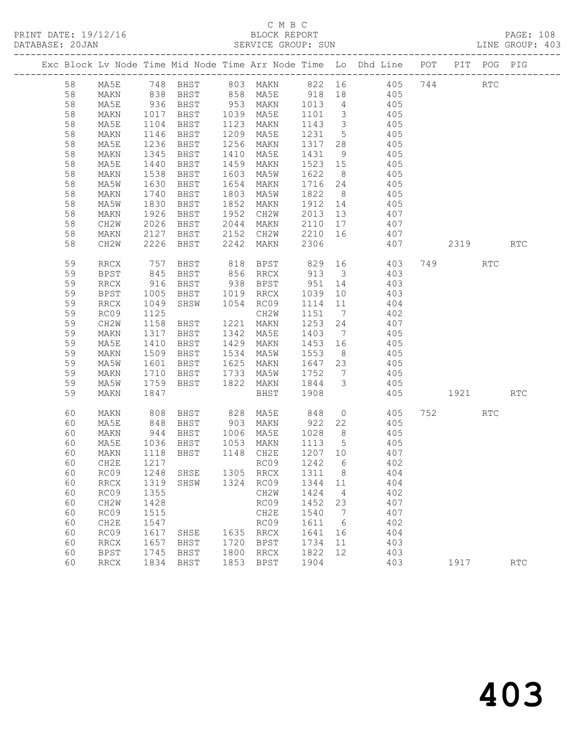C M B C

PRINT DATE: 19/12/16 BLOCK REPORT

DATABASE: 20JAN SERVICE GROUP: SUN LINE GROUP: 403

| Exc | Block | Lv | Node | Time | Mid Node | Time | Arr Node | Time | Lo | Dhd Line | POT | PIT | POG | PIG |
|---|---|---|---|---|---|---|---|---|---|---|---|---|---|---|
| | 58 | | MA5E | 748 | BHST | 803 | MAKN | 822 | 16 | 405 | 744 | | RTC | |
| | 58 | | MAKN | 838 | BHST | 858 | MA5E | 918 | 18 | 405 | | | | |
| | 58 | | MA5E | 936 | BHST | 953 | MAKN | 1013 | 4 | 405 | | | | |
| | 58 | | MAKN | 1017 | BHST | 1039 | MA5E | 1101 | 3 | 405 | | | | |
| | 58 | | MA5E | 1104 | BHST | 1123 | MAKN | 1143 | 3 | 405 | | | | |
| | 58 | | MAKN | 1146 | BHST | 1209 | MA5E | 1231 | 5 | 405 | | | | |
| | 58 | | MA5E | 1236 | BHST | 1256 | MAKN | 1317 | 28 | 405 | | | | |
| | 58 | | MAKN | 1345 | BHST | 1410 | MA5E | 1431 | 9 | 405 | | | | |
| | 58 | | MA5E | 1440 | BHST | 1459 | MAKN | 1523 | 15 | 405 | | | | |
| | 58 | | MAKN | 1538 | BHST | 1603 | MA5W | 1622 | 8 | 405 | | | | |
| | 58 | | MA5W | 1630 | BHST | 1654 | MAKN | 1716 | 24 | 405 | | | | |
| | 58 | | MAKN | 1740 | BHST | 1803 | MA5W | 1822 | 8 | 405 | | | | |
| | 58 | | MA5W | 1830 | BHST | 1852 | MAKN | 1912 | 14 | 405 | | | | |
| | 58 | | MAKN | 1926 | BHST | 1952 | CH2W | 2013 | 13 | 407 | | | | |
| | 58 | | CH2W | 2026 | BHST | 2044 | MAKN | 2110 | 17 | 407 | | | | |
| | 58 | | MAKN | 2127 | BHST | 2152 | CH2W | 2210 | 16 | 407 | | | | |
| | 58 | | CH2W | 2226 | BHST | 2242 | MAKN | 2306 | | 407 | | 2319 | | RTC |
| | 59 | | RRCX | 757 | BHST | 818 | BPST | 829 | 16 | 403 | 749 | | RTC | |
| | 59 | | BPST | 845 | BHST | 856 | RRCX | 913 | 3 | 403 | | | | |
| | 59 | | RRCX | 916 | BHST | 938 | BPST | 951 | 14 | 403 | | | | |
| | 59 | | BPST | 1005 | BHST | 1019 | RRCX | 1039 | 10 | 403 | | | | |
| | 59 | | RRCX | 1049 | SHSW | 1054 | RC09 | 1114 | 11 | 404 | | | | |
| | 59 | | RC09 | 1125 | | | CH2W | 1151 | 7 | 402 | | | | |
| | 59 | | CH2W | 1158 | BHST | 1221 | MAKN | 1253 | 24 | 407 | | | | |
| | 59 | | MAKN | 1317 | BHST | 1342 | MA5E | 1403 | 7 | 405 | | | | |
| | 59 | | MA5E | 1410 | BHST | 1429 | MAKN | 1453 | 16 | 405 | | | | |
| | 59 | | MAKN | 1509 | BHST | 1534 | MA5W | 1553 | 8 | 405 | | | | |
| | 59 | | MA5W | 1601 | BHST | 1625 | MAKN | 1647 | 23 | 405 | | | | |
| | 59 | | MAKN | 1710 | BHST | 1733 | MA5W | 1752 | 7 | 405 | | | | |
| | 59 | | MA5W | 1759 | BHST | 1822 | MAKN | 1844 | 3 | 405 | | | | |
| | 59 | | MAKN | 1847 | | | BHST | 1908 | | 405 | | 1921 | | RTC |
| | 60 | | MAKN | 808 | BHST | 828 | MA5E | 848 | 0 | 405 | 752 | | RTC | |
| | 60 | | MA5E | 848 | BHST | 903 | MAKN | 922 | 22 | 405 | | | | |
| | 60 | | MAKN | 944 | BHST | 1006 | MA5E | 1028 | 8 | 405 | | | | |
| | 60 | | MA5E | 1036 | BHST | 1053 | MAKN | 1113 | 5 | 405 | | | | |
| | 60 | | MAKN | 1118 | BHST | 1148 | CH2E | 1207 | 10 | 407 | | | | |
| | 60 | | CH2E | 1217 | | | RC09 | 1242 | 6 | 402 | | | | |
| | 60 | | RC09 | 1248 | SHSE | 1305 | RRCX | 1311 | 8 | 404 | | | | |
| | 60 | | RRCX | 1319 | SHSW | 1324 | RC09 | 1344 | 11 | 404 | | | | |
| | 60 | | RC09 | 1355 | | | CH2W | 1424 | 4 | 402 | | | | |
| | 60 | | CH2W | 1428 | | | RC09 | 1452 | 23 | 407 | | | | |
| | 60 | | RC09 | 1515 | | | CH2E | 1540 | 7 | 407 | | | | |
| | 60 | | CH2E | 1547 | | | RC09 | 1611 | 6 | 402 | | | | |
| | 60 | | RC09 | 1617 | SHSE | 1635 | RRCX | 1641 | 16 | 404 | | | | |
| | 60 | | RRCX | 1657 | BHST | 1720 | BPST | 1734 | 11 | 403 | | | | |
| | 60 | | BPST | 1745 | BHST | 1800 | RRCX | 1822 | 12 | 403 | | | | |
| | 60 | | RRCX | 1834 | BHST | 1853 | BPST | 1904 | | 403 | | 1917 | | RTC |

# 403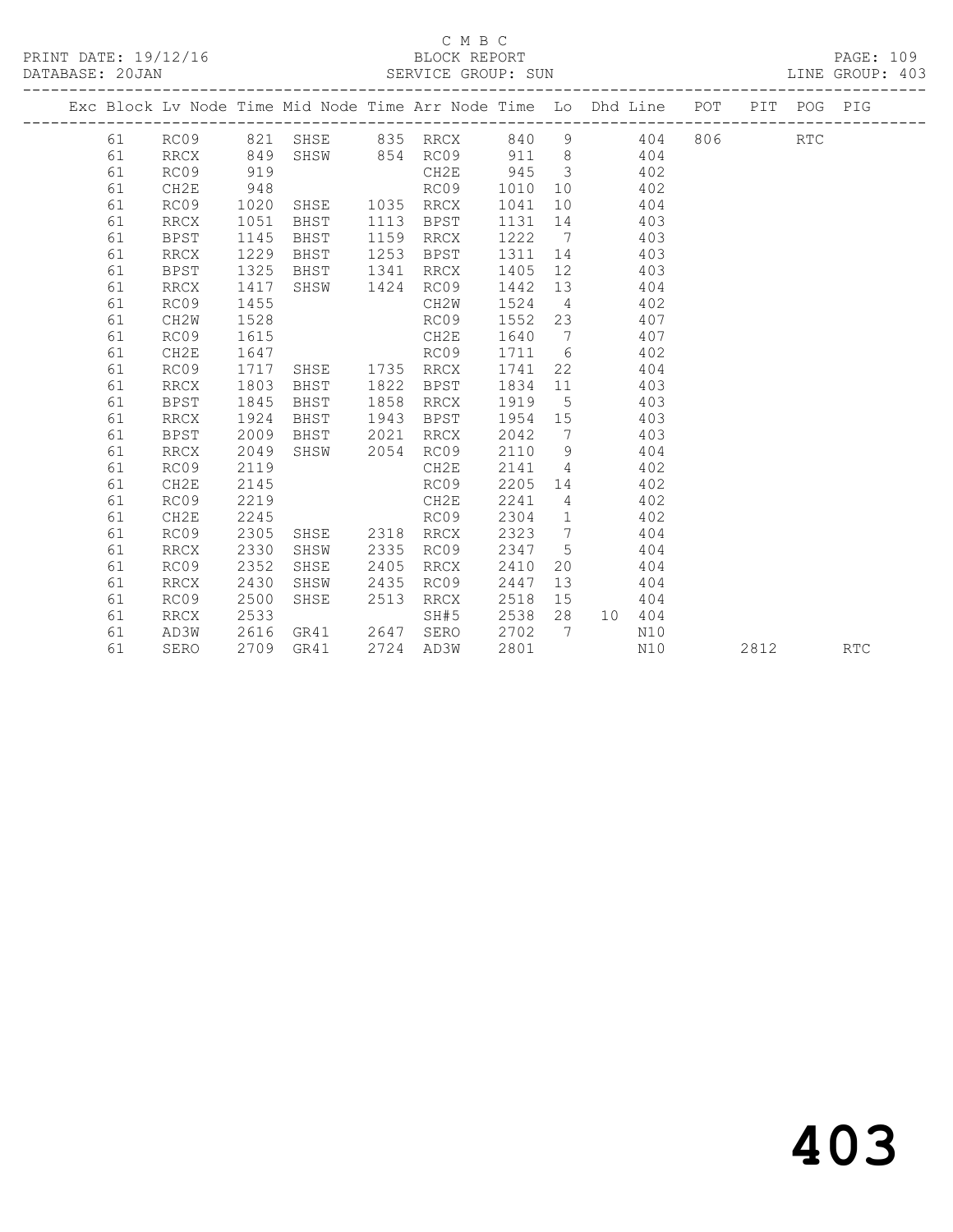C M B C

BLOCK REPORT

SERVICE GROUP: SUN

| Exc | Block | Lv | Node | Time | Mid Node | Time | Arr Node | Time | Lo | Dhd | Line | POT | PIT | POG | PIG |
|---|---|---|---|---|---|---|---|---|---|---|---|---|---|---|---|
| | 61 | | RC09 | 821 | SHSE | 835 | RRCX | 840 | 9 | | 404 | 806 | | RTC | |
| | 61 | | RRCX | 849 | SHSW | 854 | RC09 | 911 | 8 | | 404 | | | | |
| | 61 | | RC09 | 919 | | | CH2E | 945 | 3 | | 402 | | | | |
| | 61 | | CH2E | 948 | | | RC09 | 1010 | 10 | | 402 | | | | |
| | 61 | | RC09 | 1020 | SHSE | 1035 | RRCX | 1041 | 10 | | 404 | | | | |
| | 61 | | RRCX | 1051 | BHST | 1113 | BPST | 1131 | 14 | | 403 | | | | |
| | 61 | | BPST | 1145 | BHST | 1159 | RRCX | 1222 | 7 | | 403 | | | | |
| | 61 | | RRCX | 1229 | BHST | 1253 | BPST | 1311 | 14 | | 403 | | | | |
| | 61 | | BPST | 1325 | BHST | 1341 | RRCX | 1405 | 12 | | 403 | | | | |
| | 61 | | RRCX | 1417 | SHSW | 1424 | RC09 | 1442 | 13 | | 404 | | | | |
| | 61 | | RC09 | 1455 | | | CH2W | 1524 | 4 | | 402 | | | | |
| | 61 | | CH2W | 1528 | | | RC09 | 1552 | 23 | | 407 | | | | |
| | 61 | | RC09 | 1615 | | | CH2E | 1640 | 7 | | 407 | | | | |
| | 61 | | CH2E | 1647 | | | RC09 | 1711 | 6 | | 402 | | | | |
| | 61 | | RC09 | 1717 | SHSE | 1735 | RRCX | 1741 | 22 | | 404 | | | | |
| | 61 | | RRCX | 1803 | BHST | 1822 | BPST | 1834 | 11 | | 403 | | | | |
| | 61 | | BPST | 1845 | BHST | 1858 | RRCX | 1919 | 5 | | 403 | | | | |
| | 61 | | RRCX | 1924 | BHST | 1943 | BPST | 1954 | 15 | | 403 | | | | |
| | 61 | | BPST | 2009 | BHST | 2021 | RRCX | 2042 | 7 | | 403 | | | | |
| | 61 | | RRCX | 2049 | SHSW | 2054 | RC09 | 2110 | 9 | | 404 | | | | |
| | 61 | | RC09 | 2119 | | | CH2E | 2141 | 4 | | 402 | | | | |
| | 61 | | CH2E | 2145 | | | RC09 | 2205 | 14 | | 402 | | | | |
| | 61 | | RC09 | 2219 | | | CH2E | 2241 | 4 | | 402 | | | | |
| | 61 | | CH2E | 2245 | | | RC09 | 2304 | 1 | | 402 | | | | |
| | 61 | | RC09 | 2305 | SHSE | 2318 | RRCX | 2323 | 7 | | 404 | | | | |
| | 61 | | RRCX | 2330 | SHSW | 2335 | RC09 | 2347 | 5 | | 404 | | | | |
| | 61 | | RC09 | 2352 | SHSE | 2405 | RRCX | 2410 | 20 | | 404 | | | | |
| | 61 | | RRCX | 2430 | SHSW | 2435 | RC09 | 2447 | 13 | | 404 | | | | |
| | 61 | | RC09 | 2500 | SHSE | 2513 | RRCX | 2518 | 15 | | 404 | | | | |
| | 61 | | RRCX | 2533 | | | SH#5 | 2538 | 28 | 10 | 404 | | | | |
| | 61 | | AD3W | 2616 | GR41 | 2647 | SERO | 2702 | 7 | | N10 | | | | |
| | 61 | | SERO | 2709 | GR41 | 2724 | AD3W | 2801 | | | N10 | | 2812 | | RTC |

# 403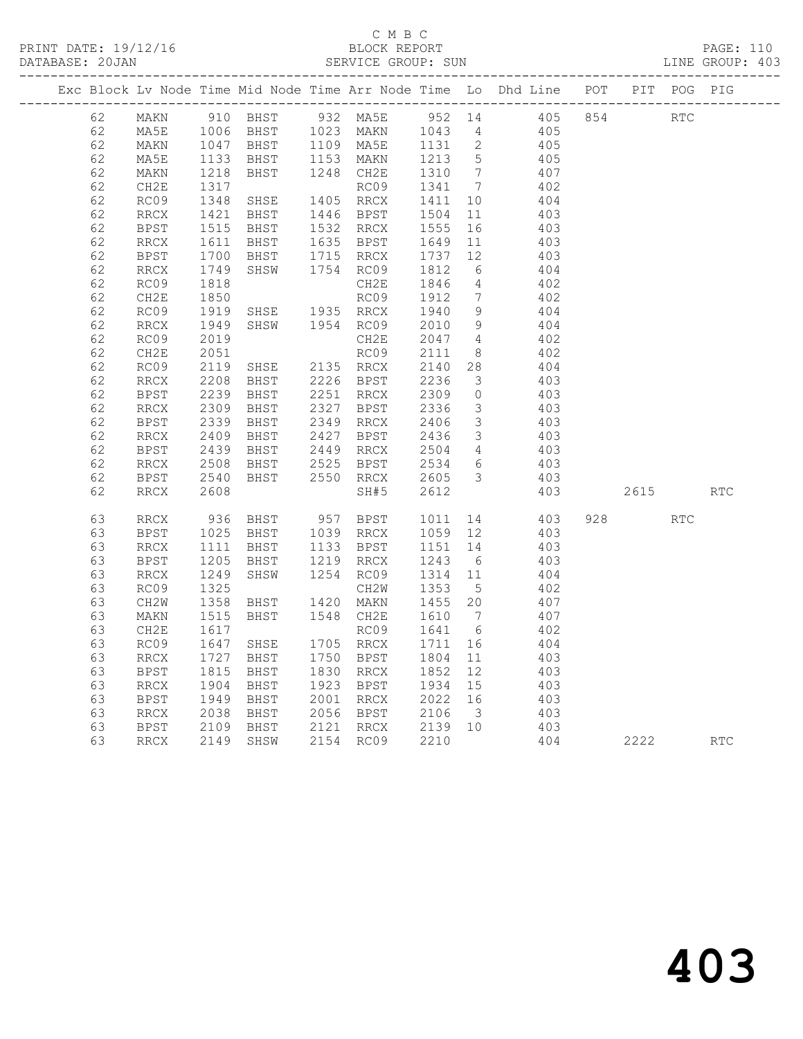C M B C

PRINT DATE: 19/12/16 BLOCK REPORT

DATABASE: 20JAN SERVICE GROUP: SUN LINE GROUP: 403

| Exc | Block | Lv | Node | Time | Mid Node | Time | Arr Node | Time | Lo | Dhd Line | POT | PIT | POG | PIG |
|---|---|---|---|---|---|---|---|---|---|---|---|---|---|---|
| | 62 | | MAKN | 910 | BHST | 932 | MA5E | 952 | 14 | 405 | 854 | | RTC | |
| | 62 | | MA5E | 1006 | BHST | 1023 | MAKN | 1043 | 4 | 405 | | | | |
| | 62 | | MAKN | 1047 | BHST | 1109 | MA5E | 1131 | 2 | 405 | | | | |
| | 62 | | MA5E | 1133 | BHST | 1153 | MAKN | 1213 | 5 | 405 | | | | |
| | 62 | | MAKN | 1218 | BHST | 1248 | CH2E | 1310 | 7 | 407 | | | | |
| | 62 | | CH2E | 1317 | | | RC09 | 1341 | 7 | 402 | | | | |
| | 62 | | RC09 | 1348 | SHSE | 1405 | RRCX | 1411 | 10 | 404 | | | | |
| | 62 | | RRCX | 1421 | BHST | 1446 | BPST | 1504 | 11 | 403 | | | | |
| | 62 | | BPST | 1515 | BHST | 1532 | RRCX | 1555 | 16 | 403 | | | | |
| | 62 | | RRCX | 1611 | BHST | 1635 | BPST | 1649 | 11 | 403 | | | | |
| | 62 | | BPST | 1700 | BHST | 1715 | RRCX | 1737 | 12 | 403 | | | | |
| | 62 | | RRCX | 1749 | SHSW | 1754 | RC09 | 1812 | 6 | 404 | | | | |
| | 62 | | RC09 | 1818 | | | CH2E | 1846 | 4 | 402 | | | | |
| | 62 | | CH2E | 1850 | | | RC09 | 1912 | 7 | 402 | | | | |
| | 62 | | RC09 | 1919 | SHSE | 1935 | RRCX | 1940 | 9 | 404 | | | | |
| | 62 | | RRCX | 1949 | SHSW | 1954 | RC09 | 2010 | 9 | 404 | | | | |
| | 62 | | RC09 | 2019 | | | CH2E | 2047 | 4 | 402 | | | | |
| | 62 | | CH2E | 2051 | | | RC09 | 2111 | 8 | 402 | | | | |
| | 62 | | RC09 | 2119 | SHSE | 2135 | RRCX | 2140 | 28 | 404 | | | | |
| | 62 | | RRCX | 2208 | BHST | 2226 | BPST | 2236 | 3 | 403 | | | | |
| | 62 | | BPST | 2239 | BHST | 2251 | RRCX | 2309 | 0 | 403 | | | | |
| | 62 | | RRCX | 2309 | BHST | 2327 | BPST | 2336 | 3 | 403 | | | | |
| | 62 | | BPST | 2339 | BHST | 2349 | RRCX | 2406 | 3 | 403 | | | | |
| | 62 | | RRCX | 2409 | BHST | 2427 | BPST | 2436 | 3 | 403 | | | | |
| | 62 | | BPST | 2439 | BHST | 2449 | RRCX | 2504 | 4 | 403 | | | | |
| | 62 | | RRCX | 2508 | BHST | 2525 | BPST | 2534 | 6 | 403 | | | | |
| | 62 | | BPST | 2540 | BHST | 2550 | RRCX | 2605 | 3 | 403 | | | | |
| | 62 | | RRCX | 2608 | | | SH#5 | 2612 | | 403 | | 2615 | | RTC |
| | 63 | | RRCX | 936 | BHST | 957 | BPST | 1011 | 14 | 403 | 928 | | RTC | |
| | 63 | | BPST | 1025 | BHST | 1039 | RRCX | 1059 | 12 | 403 | | | | |
| | 63 | | RRCX | 1111 | BHST | 1133 | BPST | 1151 | 14 | 403 | | | | |
| | 63 | | BPST | 1205 | BHST | 1219 | RRCX | 1243 | 6 | 403 | | | | |
| | 63 | | RRCX | 1249 | SHSW | 1254 | RC09 | 1314 | 11 | 404 | | | | |
| | 63 | | RC09 | 1325 | | | CH2W | 1353 | 5 | 402 | | | | |
| | 63 | | CH2W | 1358 | BHST | 1420 | MAKN | 1455 | 20 | 407 | | | | |
| | 63 | | MAKN | 1515 | BHST | 1548 | CH2E | 1610 | 7 | 407 | | | | |
| | 63 | | CH2E | 1617 | | | RC09 | 1641 | 6 | 402 | | | | |
| | 63 | | RC09 | 1647 | SHSE | 1705 | RRCX | 1711 | 16 | 404 | | | | |
| | 63 | | RRCX | 1727 | BHST | 1750 | BPST | 1804 | 11 | 403 | | | | |
| | 63 | | BPST | 1815 | BHST | 1830 | RRCX | 1852 | 12 | 403 | | | | |
| | 63 | | RRCX | 1904 | BHST | 1923 | BPST | 1934 | 15 | 403 | | | | |
| | 63 | | BPST | 1949 | BHST | 2001 | RRCX | 2022 | 16 | 403 | | | | |
| | 63 | | RRCX | 2038 | BHST | 2056 | BPST | 2106 | 3 | 403 | | | | |
| | 63 | | BPST | 2109 | BHST | 2121 | RRCX | 2139 | 10 | 403 | | | | |
| | 63 | | RRCX | 2149 | SHSW | 2154 | RC09 | 2210 | | 404 | | 2222 | | RTC |

403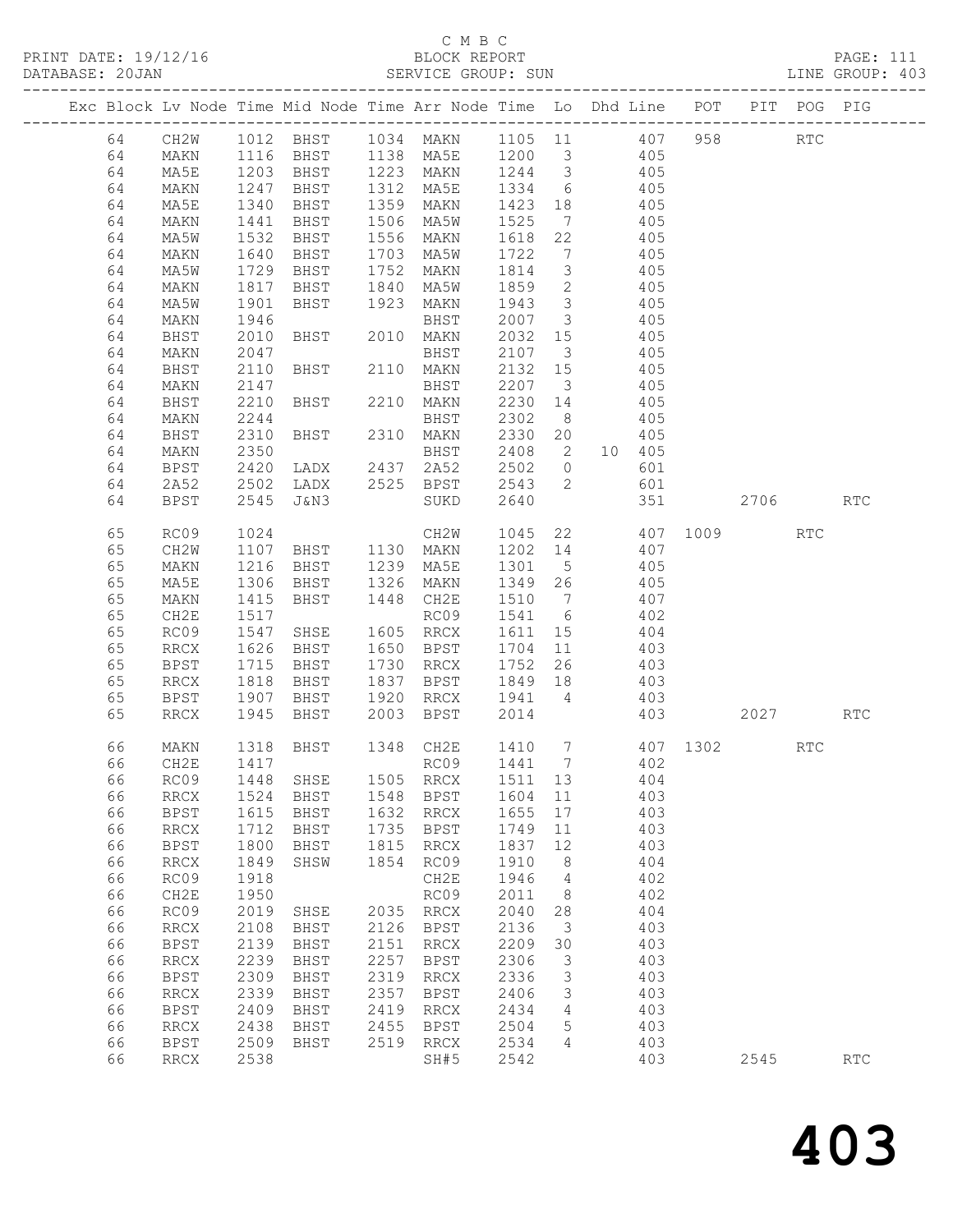C M B C

PRINT DATE: 19/12/16 BLOCK REPORT

DATABASE: 20JAN SERVICE GROUP: SUN LINE GROUP: 403

| Exc | Block | Lv | Node | Time | Mid Node | Time | Arr Node | Time | Lo | Dhd Line | POT | PIT | POG | PIG |
|---|---|---|---|---|---|---|---|---|---|---|---|---|---|---|
| | 64 | | CH2W | 1012 | BHST | 1034 | MAKN | 1105 | 11 | 407 | 958 | | RTC | |
| | 64 | | MAKN | 1116 | BHST | 1138 | MA5E | 1200 | 3 | 405 | | | | |
| | 64 | | MA5E | 1203 | BHST | 1223 | MAKN | 1244 | 3 | 405 | | | | |
| | 64 | | MAKN | 1247 | BHST | 1312 | MA5E | 1334 | 6 | 405 | | | | |
| | 64 | | MA5E | 1340 | BHST | 1359 | MAKN | 1423 | 18 | 405 | | | | |
| | 64 | | MAKN | 1441 | BHST | 1506 | MA5W | 1525 | 7 | 405 | | | | |
| | 64 | | MA5W | 1532 | BHST | 1556 | MAKN | 1618 | 22 | 405 | | | | |
| | 64 | | MAKN | 1640 | BHST | 1703 | MA5W | 1722 | 7 | 405 | | | | |
| | 64 | | MA5W | 1729 | BHST | 1752 | MAKN | 1814 | 3 | 405 | | | | |
| | 64 | | MAKN | 1817 | BHST | 1840 | MA5W | 1859 | 2 | 405 | | | | |
| | 64 | | MA5W | 1901 | BHST | 1923 | MAKN | 1943 | 3 | 405 | | | | |
| | 64 | | MAKN | 1946 | | | BHST | 2007 | 3 | 405 | | | | |
| | 64 | | BHST | 2010 | BHST | 2010 | MAKN | 2032 | 15 | 405 | | | | |
| | 64 | | MAKN | 2047 | | | BHST | 2107 | 3 | 405 | | | | |
| | 64 | | BHST | 2110 | BHST | 2110 | MAKN | 2132 | 15 | 405 | | | | |
| | 64 | | MAKN | 2147 | | | BHST | 2207 | 3 | 405 | | | | |
| | 64 | | BHST | 2210 | BHST | 2210 | MAKN | 2230 | 14 | 405 | | | | |
| | 64 | | MAKN | 2244 | | | BHST | 2302 | 8 | 405 | | | | |
| | 64 | | BHST | 2310 | BHST | 2310 | MAKN | 2330 | 20 | 405 | | | | |
| | 64 | | MAKN | 2350 | | | BHST | 2408 | 2 | 10 405 | | | | |
| | 64 | | BPST | 2420 | LADX | 2437 | 2A52 | 2502 | 0 | 601 | | | | |
| | 64 | | 2A52 | 2502 | LADX | 2525 | BPST | 2543 | 2 | 601 | | | | |
| | 64 | | BPST | 2545 | J&N3 | | SUKD | 2640 | | 351 | | 2706 | | RTC |
| | 65 | | RC09 | 1024 | | | CH2W | 1045 | 22 | 407 | 1009 | | RTC | |
| | 65 | | CH2W | 1107 | BHST | 1130 | MAKN | 1202 | 14 | 407 | | | | |
| | 65 | | MAKN | 1216 | BHST | 1239 | MA5E | 1301 | 5 | 405 | | | | |
| | 65 | | MA5E | 1306 | BHST | 1326 | MAKN | 1349 | 26 | 405 | | | | |
| | 65 | | MAKN | 1415 | BHST | 1448 | CH2E | 1510 | 7 | 407 | | | | |
| | 65 | | CH2E | 1517 | | | RC09 | 1541 | 6 | 402 | | | | |
| | 65 | | RC09 | 1547 | SHSE | 1605 | RRCX | 1611 | 15 | 404 | | | | |
| | 65 | | RRCX | 1626 | BHST | 1650 | BPST | 1704 | 11 | 403 | | | | |
| | 65 | | BPST | 1715 | BHST | 1730 | RRCX | 1752 | 26 | 403 | | | | |
| | 65 | | RRCX | 1818 | BHST | 1837 | BPST | 1849 | 18 | 403 | | | | |
| | 65 | | BPST | 1907 | BHST | 1920 | RRCX | 1941 | 4 | 403 | | | | |
| | 65 | | RRCX | 1945 | BHST | 2003 | BPST | 2014 | | 403 | | 2027 | | RTC |
| | 66 | | MAKN | 1318 | BHST | 1348 | CH2E | 1410 | 7 | 407 | 1302 | | RTC | |
| | 66 | | CH2E | 1417 | | | RC09 | 1441 | 7 | 402 | | | | |
| | 66 | | RC09 | 1448 | SHSE | 1505 | RRCX | 1511 | 13 | 404 | | | | |
| | 66 | | RRCX | 1524 | BHST | 1548 | BPST | 1604 | 11 | 403 | | | | |
| | 66 | | BPST | 1615 | BHST | 1632 | RRCX | 1655 | 17 | 403 | | | | |
| | 66 | | RRCX | 1712 | BHST | 1735 | BPST | 1749 | 11 | 403 | | | | |
| | 66 | | BPST | 1800 | BHST | 1815 | RRCX | 1837 | 12 | 403 | | | | |
| | 66 | | RRCX | 1849 | SHSW | 1854 | RC09 | 1910 | 8 | 404 | | | | |
| | 66 | | RC09 | 1918 | | | CH2E | 1946 | 4 | 402 | | | | |
| | 66 | | CH2E | 1950 | | | RC09 | 2011 | 8 | 402 | | | | |
| | 66 | | RC09 | 2019 | SHSE | 2035 | RRCX | 2040 | 28 | 404 | | | | |
| | 66 | | RRCX | 2108 | BHST | 2126 | BPST | 2136 | 3 | 403 | | | | |
| | 66 | | BPST | 2139 | BHST | 2151 | RRCX | 2209 | 30 | 403 | | | | |
| | 66 | | RRCX | 2239 | BHST | 2257 | BPST | 2306 | 3 | 403 | | | | |
| | 66 | | BPST | 2309 | BHST | 2319 | RRCX | 2336 | 3 | 403 | | | | |
| | 66 | | RRCX | 2339 | BHST | 2357 | BPST | 2406 | 3 | 403 | | | | |
| | 66 | | BPST | 2409 | BHST | 2419 | RRCX | 2434 | 4 | 403 | | | | |
| | 66 | | RRCX | 2438 | BHST | 2455 | BPST | 2504 | 5 | 403 | | | | |
| | 66 | | BPST | 2509 | BHST | 2519 | RRCX | 2534 | 4 | 403 | | | | |
| | 66 | | RRCX | 2538 | | | SH#5 | 2542 | | 403 | | 2545 | | RTC |

# 403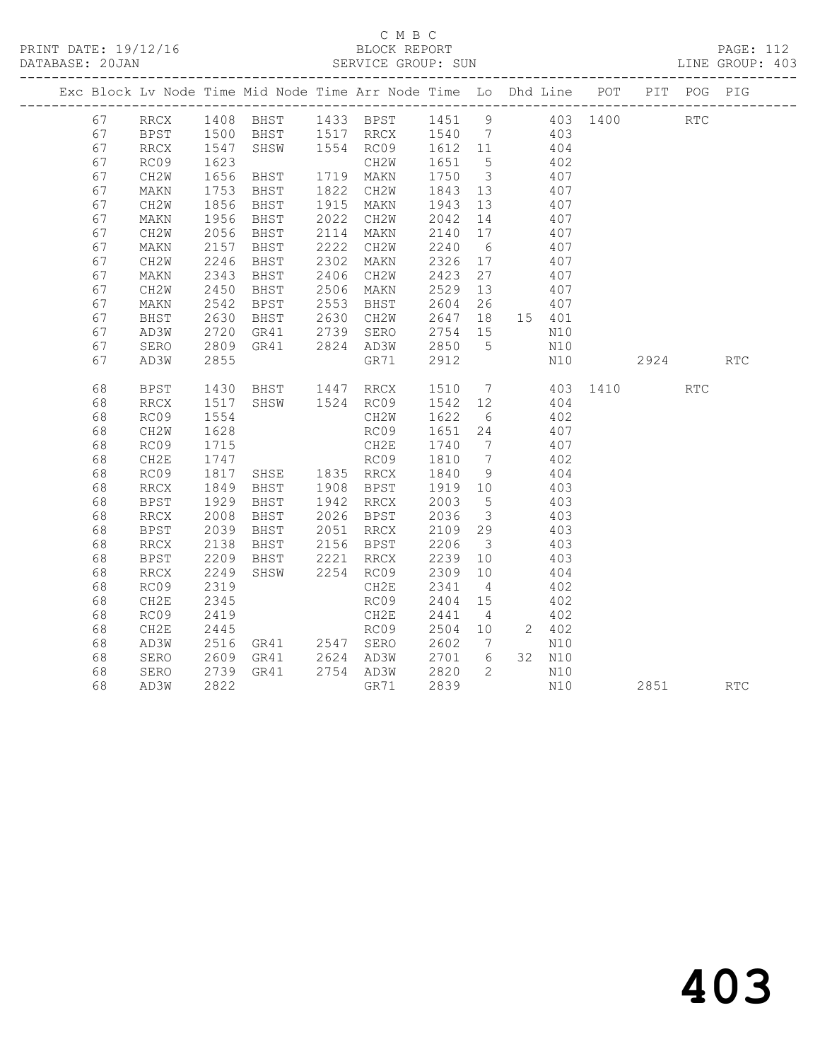C M B C

PRINT DATE: 19/12/16 BLOCK REPORT

DATABASE: 20JAN SERVICE GROUP: SUN LINE GROUP: 403

| Exc | Block | Lv | Node | Time | Mid Node | Time | Arr Node | Time | Lo | Dhd | Line | POT | PIT | POG | PIG |
|---|---|---|---|---|---|---|---|---|---|---|---|---|---|---|---|
| | 67 | | RRCX | 1408 | BHST | 1433 | BPST | 1451 | 9 | | 403 | 1400 | | RTC | |
| | 67 | | BPST | 1500 | BHST | 1517 | RRCX | 1540 | 7 | | 403 | | | | |
| | 67 | | RRCX | 1547 | SHSW | 1554 | RC09 | 1612 | 11 | | 404 | | | | |
| | 67 | | RC09 | 1623 | | | CH2W | 1651 | 5 | | 402 | | | | |
| | 67 | | CH2W | 1656 | BHST | 1719 | MAKN | 1750 | 3 | | 407 | | | | |
| | 67 | | MAKN | 1753 | BHST | 1822 | CH2W | 1843 | 13 | | 407 | | | | |
| | 67 | | CH2W | 1856 | BHST | 1915 | MAKN | 1943 | 13 | | 407 | | | | |
| | 67 | | MAKN | 1956 | BHST | 2022 | CH2W | 2042 | 14 | | 407 | | | | |
| | 67 | | CH2W | 2056 | BHST | 2114 | MAKN | 2140 | 17 | | 407 | | | | |
| | 67 | | MAKN | 2157 | BHST | 2222 | CH2W | 2240 | 6 | | 407 | | | | |
| | 67 | | CH2W | 2246 | BHST | 2302 | MAKN | 2326 | 17 | | 407 | | | | |
| | 67 | | MAKN | 2343 | BHST | 2406 | CH2W | 2423 | 27 | | 407 | | | | |
| | 67 | | CH2W | 2450 | BHST | 2506 | MAKN | 2529 | 13 | | 407 | | | | |
| | 67 | | MAKN | 2542 | BPST | 2553 | BHST | 2604 | 26 | | 407 | | | | |
| | 67 | | BHST | 2630 | BHST | 2630 | CH2W | 2647 | 18 | 15 | 401 | | | | |
| | 67 | | AD3W | 2720 | GR41 | 2739 | SERO | 2754 | 15 | | N10 | | | | |
| | 67 | | SERO | 2809 | GR41 | 2824 | AD3W | 2850 | 5 | | N10 | | | | |
| | 67 | | AD3W | 2855 | | | GR71 | 2912 | | | N10 | | 2924 | | RTC |
| | 68 | | BPST | 1430 | BHST | 1447 | RRCX | 1510 | 7 | | 403 | 1410 | | RTC | |
| | 68 | | RRCX | 1517 | SHSW | 1524 | RC09 | 1542 | 12 | | 404 | | | | |
| | 68 | | RC09 | 1554 | | | CH2W | 1622 | 6 | | 402 | | | | |
| | 68 | | CH2W | 1628 | | | RC09 | 1651 | 24 | | 407 | | | | |
| | 68 | | RC09 | 1715 | | | CH2E | 1740 | 7 | | 407 | | | | |
| | 68 | | CH2E | 1747 | | | RC09 | 1810 | 7 | | 402 | | | | |
| | 68 | | RC09 | 1817 | SHSE | 1835 | RRCX | 1840 | 9 | | 404 | | | | |
| | 68 | | RRCX | 1849 | BHST | 1908 | BPST | 1919 | 10 | | 403 | | | | |
| | 68 | | BPST | 1929 | BHST | 1942 | RRCX | 2003 | 5 | | 403 | | | | |
| | 68 | | RRCX | 2008 | BHST | 2026 | BPST | 2036 | 3 | | 403 | | | | |
| | 68 | | BPST | 2039 | BHST | 2051 | RRCX | 2109 | 29 | | 403 | | | | |
| | 68 | | RRCX | 2138 | BHST | 2156 | BPST | 2206 | 3 | | 403 | | | | |
| | 68 | | BPST | 2209 | BHST | 2221 | RRCX | 2239 | 10 | | 403 | | | | |
| | 68 | | RRCX | 2249 | SHSW | 2254 | RC09 | 2309 | 10 | | 404 | | | | |
| | 68 | | RC09 | 2319 | | | CH2E | 2341 | 4 | | 402 | | | | |
| | 68 | | CH2E | 2345 | | | RC09 | 2404 | 15 | | 402 | | | | |
| | 68 | | RC09 | 2419 | | | CH2E | 2441 | 4 | | 402 | | | | |
| | 68 | | CH2E | 2445 | | | RC09 | 2504 | 10 | 2 | 402 | | | | |
| | 68 | | AD3W | 2516 | GR41 | 2547 | SERO | 2602 | 7 | | N10 | | | | |
| | 68 | | SERO | 2609 | GR41 | 2624 | AD3W | 2701 | 6 | 32 | N10 | | | | |
| | 68 | | SERO | 2739 | GR41 | 2754 | AD3W | 2820 | 2 | | N10 | | | | |
| | 68 | | AD3W | 2822 | | | GR71 | 2839 | | | N10 | | 2851 | | RTC |

403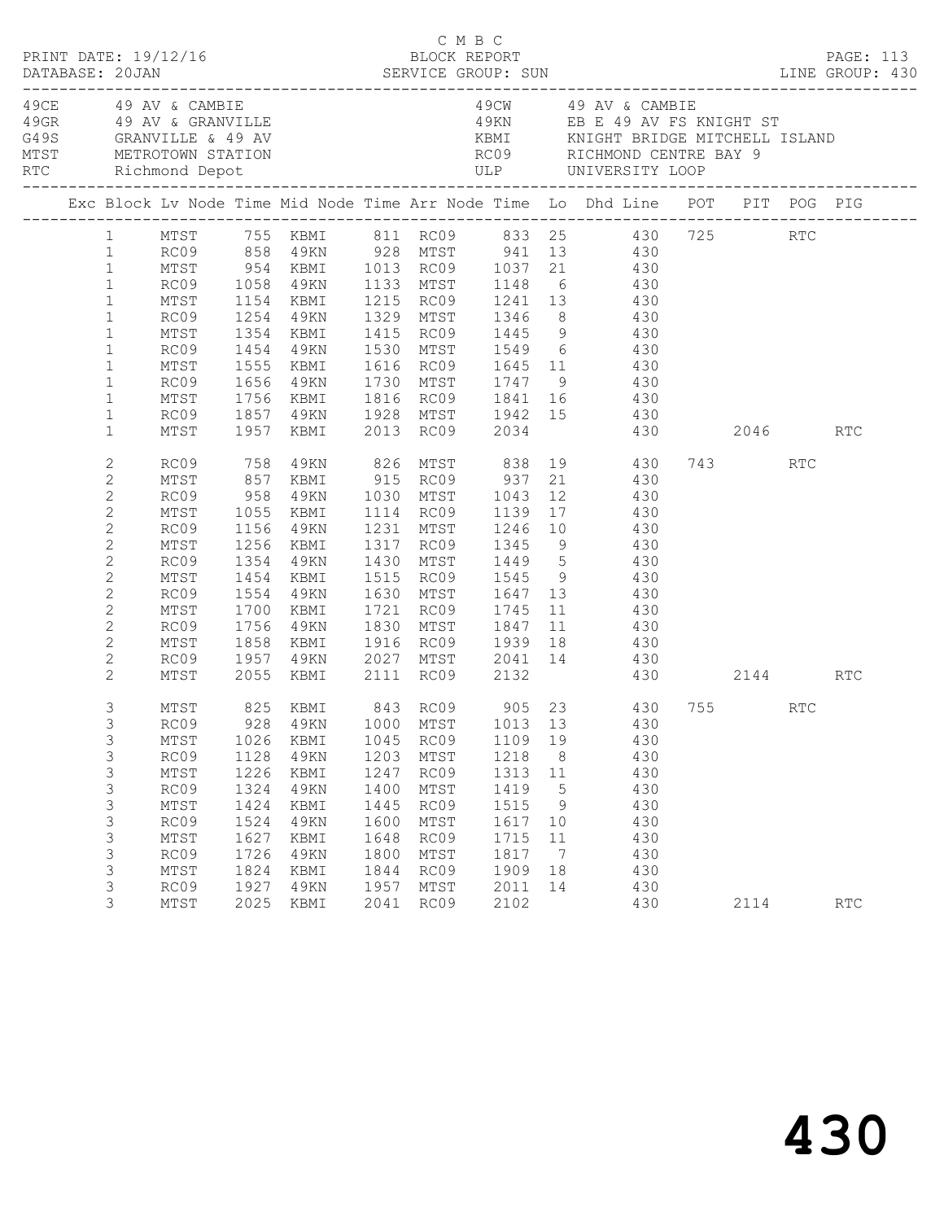C M B C
BLOCK REPORT
SERVICE GROUP: SUN

PRINT DATE: 19/12/16
DATABASE: 20JAN

PAGE: 113
LINE GROUP: 430

| Code | Description | Code | Description |
|---|---|---|---|
| 49CE | 49 AV & CAMBIE | 49CW | 49 AV & CAMBIE |
| 49GR | 49 AV & GRANVILLE | 49KN | EB E 49 AV FS KNIGHT ST |
| G49S | GRANVILLE & 49 AV | KBMI | KNIGHT BRIDGE MITCHELL ISLAND |
| MTST | METROTOWN STATION | RC09 | RICHMOND CENTRE BAY 9 |
| RTC | Richmond Depot | ULP | UNIVERSITY LOOP |

| Exc | Block | Lv Node | Time | Mid Node | Time | Arr Node | Time | Lo | Dhd Line | POT | PIT | POG | PIG |
|---|---|---|---|---|---|---|---|---|---|---|---|---|---|
| | 1 | MTST | 755 | KBMI | 811 | RC09 | 833 | 25 | 430 | 725 | | RTC | |
| | 1 | RC09 | 858 | 49KN | 928 | MTST | 941 | 13 | 430 | | | | |
| | 1 | MTST | 954 | KBMI | 1013 | RC09 | 1037 | 21 | 430 | | | | |
| | 1 | RC09 | 1058 | 49KN | 1133 | MTST | 1148 | 6 | 430 | | | | |
| | 1 | MTST | 1154 | KBMI | 1215 | RC09 | 1241 | 13 | 430 | | | | |
| | 1 | RC09 | 1254 | 49KN | 1329 | MTST | 1346 | 8 | 430 | | | | |
| | 1 | MTST | 1354 | KBMI | 1415 | RC09 | 1445 | 9 | 430 | | | | |
| | 1 | RC09 | 1454 | 49KN | 1530 | MTST | 1549 | 6 | 430 | | | | |
| | 1 | MTST | 1555 | KBMI | 1616 | RC09 | 1645 | 11 | 430 | | | | |
| | 1 | RC09 | 1656 | 49KN | 1730 | MTST | 1747 | 9 | 430 | | | | |
| | 1 | MTST | 1756 | KBMI | 1816 | RC09 | 1841 | 16 | 430 | | | | |
| | 1 | RC09 | 1857 | 49KN | 1928 | MTST | 1942 | 15 | 430 | | | | |
| | 1 | MTST | 1957 | KBMI | 2013 | RC09 | 2034 | | 430 | | 2046 | | RTC |
| | 2 | RC09 | 758 | 49KN | 826 | MTST | 838 | 19 | 430 | 743 | | RTC | |
| | 2 | MTST | 857 | KBMI | 915 | RC09 | 937 | 21 | 430 | | | | |
| | 2 | RC09 | 958 | 49KN | 1030 | MTST | 1043 | 12 | 430 | | | | |
| | 2 | MTST | 1055 | KBMI | 1114 | RC09 | 1139 | 17 | 430 | | | | |
| | 2 | RC09 | 1156 | 49KN | 1231 | MTST | 1246 | 10 | 430 | | | | |
| | 2 | MTST | 1256 | KBMI | 1317 | RC09 | 1345 | 9 | 430 | | | | |
| | 2 | RC09 | 1354 | 49KN | 1430 | MTST | 1449 | 5 | 430 | | | | |
| | 2 | MTST | 1454 | KBMI | 1515 | RC09 | 1545 | 9 | 430 | | | | |
| | 2 | RC09 | 1554 | 49KN | 1630 | MTST | 1647 | 13 | 430 | | | | |
| | 2 | MTST | 1700 | KBMI | 1721 | RC09 | 1745 | 11 | 430 | | | | |
| | 2 | RC09 | 1756 | 49KN | 1830 | MTST | 1847 | 11 | 430 | | | | |
| | 2 | MTST | 1858 | KBMI | 1916 | RC09 | 1939 | 18 | 430 | | | | |
| | 2 | RC09 | 1957 | 49KN | 2027 | MTST | 2041 | 14 | 430 | | | | |
| | 2 | MTST | 2055 | KBMI | 2111 | RC09 | 2132 | | 430 | | 2144 | | RTC |
| | 3 | MTST | 825 | KBMI | 843 | RC09 | 905 | 23 | 430 | 755 | | RTC | |
| | 3 | RC09 | 928 | 49KN | 1000 | MTST | 1013 | 13 | 430 | | | | |
| | 3 | MTST | 1026 | KBMI | 1045 | RC09 | 1109 | 19 | 430 | | | | |
| | 3 | RC09 | 1128 | 49KN | 1203 | MTST | 1218 | 8 | 430 | | | | |
| | 3 | MTST | 1226 | KBMI | 1247 | RC09 | 1313 | 11 | 430 | | | | |
| | 3 | RC09 | 1324 | 49KN | 1400 | MTST | 1419 | 5 | 430 | | | | |
| | 3 | MTST | 1424 | KBMI | 1445 | RC09 | 1515 | 9 | 430 | | | | |
| | 3 | RC09 | 1524 | 49KN | 1600 | MTST | 1617 | 10 | 430 | | | | |
| | 3 | MTST | 1627 | KBMI | 1648 | RC09 | 1715 | 11 | 430 | | | | |
| | 3 | RC09 | 1726 | 49KN | 1800 | MTST | 1817 | 7 | 430 | | | | |
| | 3 | MTST | 1824 | KBMI | 1844 | RC09 | 1909 | 18 | 430 | | | | |
| | 3 | RC09 | 1927 | 49KN | 1957 | MTST | 2011 | 14 | 430 | | | | |
| | 3 | MTST | 2025 | KBMI | 2041 | RC09 | 2102 | | 430 | | 2114 | | RTC |

# 430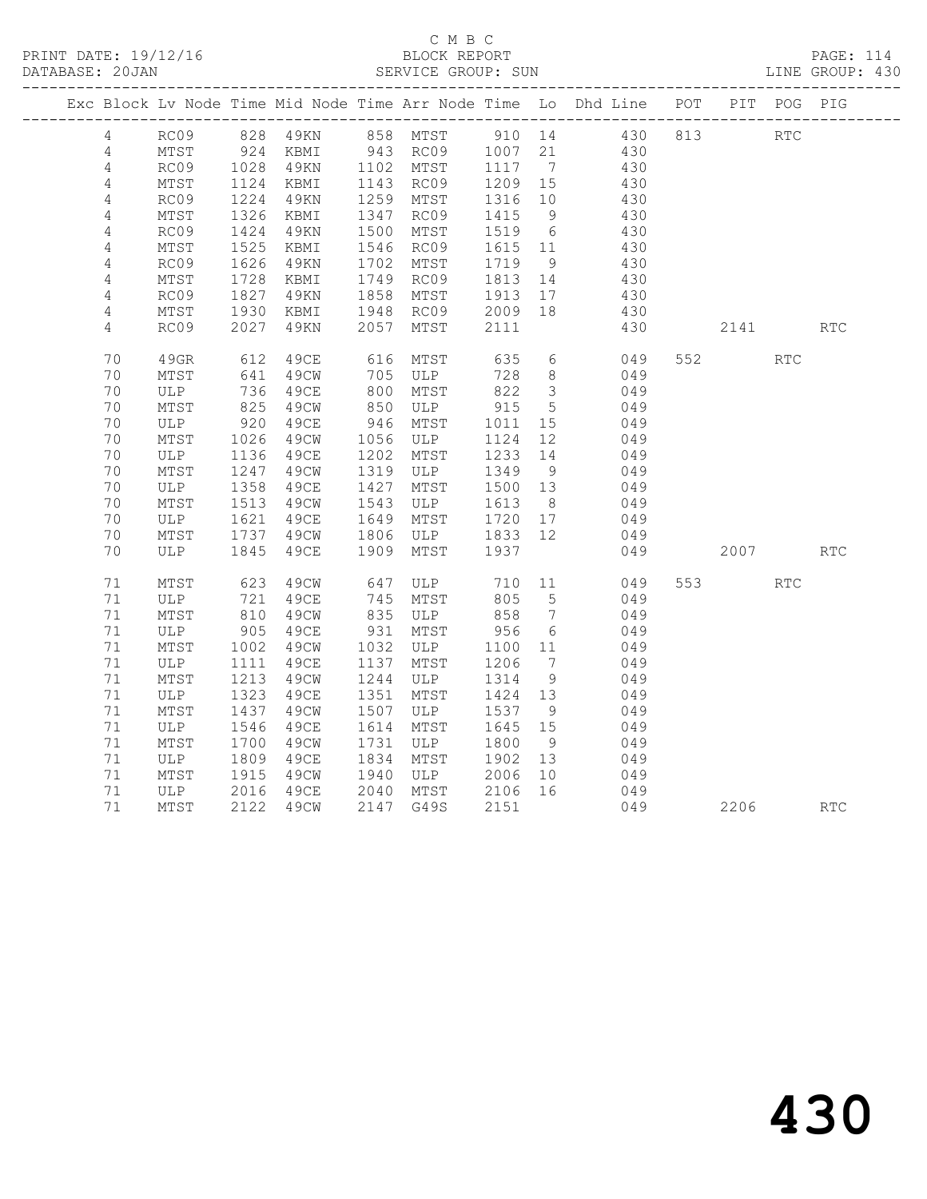C M B C

PRINT DATE: 19/12/16 BLOCK REPORT PAGE: 114
DATABASE: 20JAN SERVICE GROUP: SUN LINE GROUP: 430

| Exc | Block | Lv | Node | Time | Mid Node | Time | Arr Node | Time | Lo | Dhd Line | POT | PIT | POG | PIG |
|---|---|---|---|---|---|---|---|---|---|---|---|---|---|---|
| | 4 | | RC09 | 828 | 49KN | 858 | MTST | 910 | 14 | 430 | 813 | | RTC | |
| | 4 | | MTST | 924 | KBMI | 943 | RC09 | 1007 | 21 | 430 | | | | |
| | 4 | | RC09 | 1028 | 49KN | 1102 | MTST | 1117 | 7 | 430 | | | | |
| | 4 | | MTST | 1124 | KBMI | 1143 | RC09 | 1209 | 15 | 430 | | | | |
| | 4 | | RC09 | 1224 | 49KN | 1259 | MTST | 1316 | 10 | 430 | | | | |
| | 4 | | MTST | 1326 | KBMI | 1347 | RC09 | 1415 | 9 | 430 | | | | |
| | 4 | | RC09 | 1424 | 49KN | 1500 | MTST | 1519 | 6 | 430 | | | | |
| | 4 | | MTST | 1525 | KBMI | 1546 | RC09 | 1615 | 11 | 430 | | | | |
| | 4 | | RC09 | 1626 | 49KN | 1702 | MTST | 1719 | 9 | 430 | | | | |
| | 4 | | MTST | 1728 | KBMI | 1749 | RC09 | 1813 | 14 | 430 | | | | |
| | 4 | | RC09 | 1827 | 49KN | 1858 | MTST | 1913 | 17 | 430 | | | | |
| | 4 | | MTST | 1930 | KBMI | 1948 | RC09 | 2009 | 18 | 430 | | | | |
| | 4 | | RC09 | 2027 | 49KN | 2057 | MTST | 2111 | | 430 | | 2141 | | RTC |
| | 70 | | 49GR | 612 | 49CE | 616 | MTST | 635 | 6 | 049 | 552 | | RTC | |
| | 70 | | MTST | 641 | 49CW | 705 | ULP | 728 | 8 | 049 | | | | |
| | 70 | | ULP | 736 | 49CE | 800 | MTST | 822 | 3 | 049 | | | | |
| | 70 | | MTST | 825 | 49CW | 850 | ULP | 915 | 5 | 049 | | | | |
| | 70 | | ULP | 920 | 49CE | 946 | MTST | 1011 | 15 | 049 | | | | |
| | 70 | | MTST | 1026 | 49CW | 1056 | ULP | 1124 | 12 | 049 | | | | |
| | 70 | | ULP | 1136 | 49CE | 1202 | MTST | 1233 | 14 | 049 | | | | |
| | 70 | | MTST | 1247 | 49CW | 1319 | ULP | 1349 | 9 | 049 | | | | |
| | 70 | | ULP | 1358 | 49CE | 1427 | MTST | 1500 | 13 | 049 | | | | |
| | 70 | | MTST | 1513 | 49CW | 1543 | ULP | 1613 | 8 | 049 | | | | |
| | 70 | | ULP | 1621 | 49CE | 1649 | MTST | 1720 | 17 | 049 | | | | |
| | 70 | | MTST | 1737 | 49CW | 1806 | ULP | 1833 | 12 | 049 | | | | |
| | 70 | | ULP | 1845 | 49CE | 1909 | MTST | 1937 | | 049 | | 2007 | | RTC |
| | 71 | | MTST | 623 | 49CW | 647 | ULP | 710 | 11 | 049 | 553 | | RTC | |
| | 71 | | ULP | 721 | 49CE | 745 | MTST | 805 | 5 | 049 | | | | |
| | 71 | | MTST | 810 | 49CW | 835 | ULP | 858 | 7 | 049 | | | | |
| | 71 | | ULP | 905 | 49CE | 931 | MTST | 956 | 6 | 049 | | | | |
| | 71 | | MTST | 1002 | 49CW | 1032 | ULP | 1100 | 11 | 049 | | | | |
| | 71 | | ULP | 1111 | 49CE | 1137 | MTST | 1206 | 7 | 049 | | | | |
| | 71 | | MTST | 1213 | 49CW | 1244 | ULP | 1314 | 9 | 049 | | | | |
| | 71 | | ULP | 1323 | 49CE | 1351 | MTST | 1424 | 13 | 049 | | | | |
| | 71 | | MTST | 1437 | 49CW | 1507 | ULP | 1537 | 9 | 049 | | | | |
| | 71 | | ULP | 1546 | 49CE | 1614 | MTST | 1645 | 15 | 049 | | | | |
| | 71 | | MTST | 1700 | 49CW | 1731 | ULP | 1800 | 9 | 049 | | | | |
| | 71 | | ULP | 1809 | 49CE | 1834 | MTST | 1902 | 13 | 049 | | | | |
| | 71 | | MTST | 1915 | 49CW | 1940 | ULP | 2006 | 10 | 049 | | | | |
| | 71 | | ULP | 2016 | 49CE | 2040 | MTST | 2106 | 16 | 049 | | | | |
| | 71 | | MTST | 2122 | 49CW | 2147 | G49S | 2151 | | 049 | | 2206 | | RTC |

# 430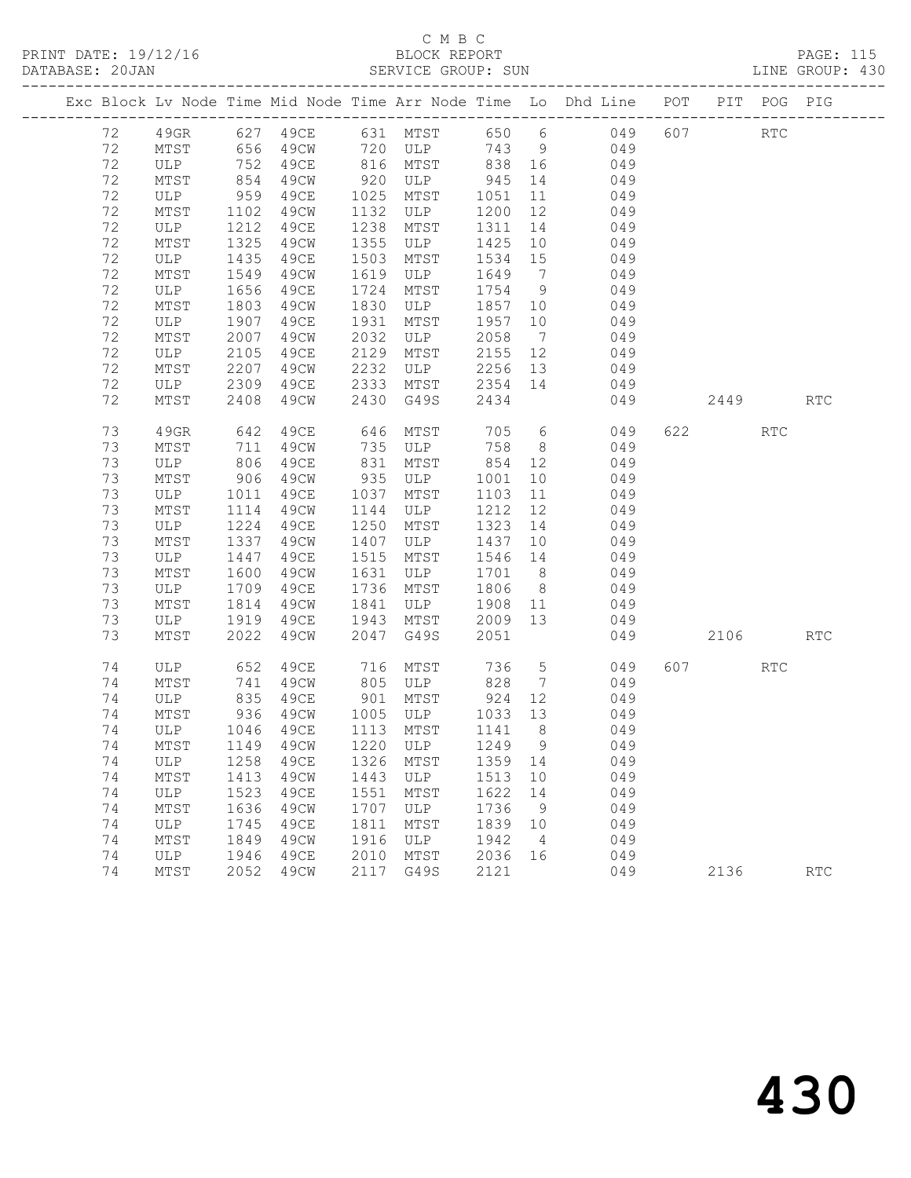C M B C
PRINT DATE: 19/12/16 BLOCK REPORT
DATABASE: 20JAN SERVICE GROUP: SUN LINE GROUP: 430

| Exc | Block | Lv | Node | Time | Mid Node | Time | Arr Node | Time | Lo | Dhd Line | POT | PIT | POG | PIG |
|---|---|---|---|---|---|---|---|---|---|---|---|---|---|---|
| | 72 | | 49GR | 627 | 49CE | 631 | MTST | 650 | 6 | 049 | 607 | | RTC | |
| | 72 | | MTST | 656 | 49CW | 720 | ULP | 743 | 9 | 049 | | | | |
| | 72 | | ULP | 752 | 49CE | 816 | MTST | 838 | 16 | 049 | | | | |
| | 72 | | MTST | 854 | 49CW | 920 | ULP | 945 | 14 | 049 | | | | |
| | 72 | | ULP | 959 | 49CE | 1025 | MTST | 1051 | 11 | 049 | | | | |
| | 72 | | MTST | 1102 | 49CW | 1132 | ULP | 1200 | 12 | 049 | | | | |
| | 72 | | ULP | 1212 | 49CE | 1238 | MTST | 1311 | 14 | 049 | | | | |
| | 72 | | MTST | 1325 | 49CW | 1355 | ULP | 1425 | 10 | 049 | | | | |
| | 72 | | ULP | 1435 | 49CE | 1503 | MTST | 1534 | 15 | 049 | | | | |
| | 72 | | MTST | 1549 | 49CW | 1619 | ULP | 1649 | 7 | 049 | | | | |
| | 72 | | ULP | 1656 | 49CE | 1724 | MTST | 1754 | 9 | 049 | | | | |
| | 72 | | MTST | 1803 | 49CW | 1830 | ULP | 1857 | 10 | 049 | | | | |
| | 72 | | ULP | 1907 | 49CE | 1931 | MTST | 1957 | 10 | 049 | | | | |
| | 72 | | MTST | 2007 | 49CW | 2032 | ULP | 2058 | 7 | 049 | | | | |
| | 72 | | ULP | 2105 | 49CE | 2129 | MTST | 2155 | 12 | 049 | | | | |
| | 72 | | MTST | 2207 | 49CW | 2232 | ULP | 2256 | 13 | 049 | | | | |
| | 72 | | ULP | 2309 | 49CE | 2333 | MTST | 2354 | 14 | 049 | | | | |
| | 72 | | MTST | 2408 | 49CW | 2430 | G49S | 2434 | | 049 | | 2449 | | RTC |
| | 73 | | 49GR | 642 | 49CE | 646 | MTST | 705 | 6 | 049 | 622 | | RTC | |
| | 73 | | MTST | 711 | 49CW | 735 | ULP | 758 | 8 | 049 | | | | |
| | 73 | | ULP | 806 | 49CE | 831 | MTST | 854 | 12 | 049 | | | | |
| | 73 | | MTST | 906 | 49CW | 935 | ULP | 1001 | 10 | 049 | | | | |
| | 73 | | ULP | 1011 | 49CE | 1037 | MTST | 1103 | 11 | 049 | | | | |
| | 73 | | MTST | 1114 | 49CW | 1144 | ULP | 1212 | 12 | 049 | | | | |
| | 73 | | ULP | 1224 | 49CE | 1250 | MTST | 1323 | 14 | 049 | | | | |
| | 73 | | MTST | 1337 | 49CW | 1407 | ULP | 1437 | 10 | 049 | | | | |
| | 73 | | ULP | 1447 | 49CE | 1515 | MTST | 1546 | 14 | 049 | | | | |
| | 73 | | MTST | 1600 | 49CW | 1631 | ULP | 1701 | 8 | 049 | | | | |
| | 73 | | ULP | 1709 | 49CE | 1736 | MTST | 1806 | 8 | 049 | | | | |
| | 73 | | MTST | 1814 | 49CW | 1841 | ULP | 1908 | 11 | 049 | | | | |
| | 73 | | ULP | 1919 | 49CE | 1943 | MTST | 2009 | 13 | 049 | | | | |
| | 73 | | MTST | 2022 | 49CW | 2047 | G49S | 2051 | | 049 | | 2106 | | RTC |
| | 74 | | ULP | 652 | 49CE | 716 | MTST | 736 | 5 | 049 | 607 | | RTC | |
| | 74 | | MTST | 741 | 49CW | 805 | ULP | 828 | 7 | 049 | | | | |
| | 74 | | ULP | 835 | 49CE | 901 | MTST | 924 | 12 | 049 | | | | |
| | 74 | | MTST | 936 | 49CW | 1005 | ULP | 1033 | 13 | 049 | | | | |
| | 74 | | ULP | 1046 | 49CE | 1113 | MTST | 1141 | 8 | 049 | | | | |
| | 74 | | MTST | 1149 | 49CW | 1220 | ULP | 1249 | 9 | 049 | | | | |
| | 74 | | ULP | 1258 | 49CE | 1326 | MTST | 1359 | 14 | 049 | | | | |
| | 74 | | MTST | 1413 | 49CW | 1443 | ULP | 1513 | 10 | 049 | | | | |
| | 74 | | ULP | 1523 | 49CE | 1551 | MTST | 1622 | 14 | 049 | | | | |
| | 74 | | MTST | 1636 | 49CW | 1707 | ULP | 1736 | 9 | 049 | | | | |
| | 74 | | ULP | 1745 | 49CE | 1811 | MTST | 1839 | 10 | 049 | | | | |
| | 74 | | MTST | 1849 | 49CW | 1916 | ULP | 1942 | 4 | 049 | | | | |
| | 74 | | ULP | 1946 | 49CE | 2010 | MTST | 2036 | 16 | 049 | | | | |
| | 74 | | MTST | 2052 | 49CW | 2117 | G49S | 2121 | | 049 | | 2136 | | RTC |

430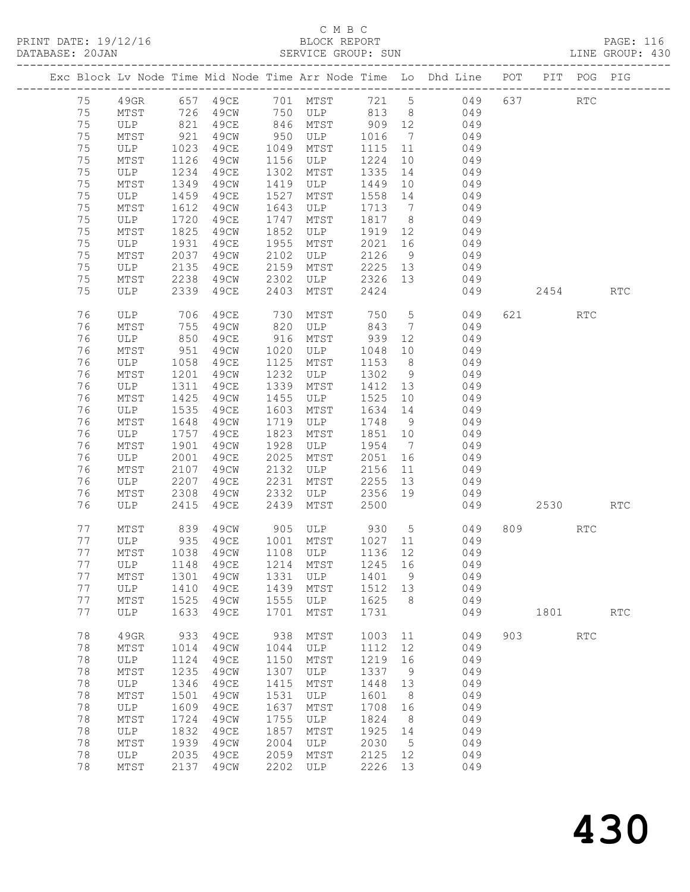C M B C

BLOCK REPORT

SERVICE GROUP: SUN

LINE GROUP: 430

| Exc | Block | Lv Node | Time | Mid Node | Time | Arr Node | Time | Lo | Dhd Line | POT | PIT | POG | PIG |
|---|---|---|---|---|---|---|---|---|---|---|---|---|---|
| | 75 | 49GR | 657 | 49CE | 701 | MTST | 721 | 5 | 049 | 637 | | RTC | |
| | 75 | MTST | 726 | 49CW | 750 | ULP | 813 | 8 | 049 | | | | |
| | 75 | ULP | 821 | 49CE | 846 | MTST | 909 | 12 | 049 | | | | |
| | 75 | MTST | 921 | 49CW | 950 | ULP | 1016 | 7 | 049 | | | | |
| | 75 | ULP | 1023 | 49CE | 1049 | MTST | 1115 | 11 | 049 | | | | |
| | 75 | MTST | 1126 | 49CW | 1156 | ULP | 1224 | 10 | 049 | | | | |
| | 75 | ULP | 1234 | 49CE | 1302 | MTST | 1335 | 14 | 049 | | | | |
| | 75 | MTST | 1349 | 49CW | 1419 | ULP | 1449 | 10 | 049 | | | | |
| | 75 | ULP | 1459 | 49CE | 1527 | MTST | 1558 | 14 | 049 | | | | |
| | 75 | MTST | 1612 | 49CW | 1643 | ULP | 1713 | 7 | 049 | | | | |
| | 75 | ULP | 1720 | 49CE | 1747 | MTST | 1817 | 8 | 049 | | | | |
| | 75 | MTST | 1825 | 49CW | 1852 | ULP | 1919 | 12 | 049 | | | | |
| | 75 | ULP | 1931 | 49CE | 1955 | MTST | 2021 | 16 | 049 | | | | |
| | 75 | MTST | 2037 | 49CW | 2102 | ULP | 2126 | 9 | 049 | | | | |
| | 75 | ULP | 2135 | 49CE | 2159 | MTST | 2225 | 13 | 049 | | | | |
| | 75 | MTST | 2238 | 49CW | 2302 | ULP | 2326 | 13 | 049 | | | | |
| | 75 | ULP | 2339 | 49CE | 2403 | MTST | 2424 | | 049 | | 2454 | | RTC |
| | 76 | ULP | 706 | 49CE | 730 | MTST | 750 | 5 | 049 | 621 | | RTC | |
| | 76 | MTST | 755 | 49CW | 820 | ULP | 843 | 7 | 049 | | | | |
| | 76 | ULP | 850 | 49CE | 916 | MTST | 939 | 12 | 049 | | | | |
| | 76 | MTST | 951 | 49CW | 1020 | ULP | 1048 | 10 | 049 | | | | |
| | 76 | ULP | 1058 | 49CE | 1125 | MTST | 1153 | 8 | 049 | | | | |
| | 76 | MTST | 1201 | 49CW | 1232 | ULP | 1302 | 9 | 049 | | | | |
| | 76 | ULP | 1311 | 49CE | 1339 | MTST | 1412 | 13 | 049 | | | | |
| | 76 | MTST | 1425 | 49CW | 1455 | ULP | 1525 | 10 | 049 | | | | |
| | 76 | ULP | 1535 | 49CE | 1603 | MTST | 1634 | 14 | 049 | | | | |
| | 76 | MTST | 1648 | 49CW | 1719 | ULP | 1748 | 9 | 049 | | | | |
| | 76 | ULP | 1757 | 49CE | 1823 | MTST | 1851 | 10 | 049 | | | | |
| | 76 | MTST | 1901 | 49CW | 1928 | ULP | 1954 | 7 | 049 | | | | |
| | 76 | ULP | 2001 | 49CE | 2025 | MTST | 2051 | 16 | 049 | | | | |
| | 76 | MTST | 2107 | 49CW | 2132 | ULP | 2156 | 11 | 049 | | | | |
| | 76 | ULP | 2207 | 49CE | 2231 | MTST | 2255 | 13 | 049 | | | | |
| | 76 | MTST | 2308 | 49CW | 2332 | ULP | 2356 | 19 | 049 | | | | |
| | 76 | ULP | 2415 | 49CE | 2439 | MTST | 2500 | | 049 | | 2530 | | RTC |
| | 77 | MTST | 839 | 49CW | 905 | ULP | 930 | 5 | 049 | 809 | | RTC | |
| | 77 | ULP | 935 | 49CE | 1001 | MTST | 1027 | 11 | 049 | | | | |
| | 77 | MTST | 1038 | 49CW | 1108 | ULP | 1136 | 12 | 049 | | | | |
| | 77 | ULP | 1148 | 49CE | 1214 | MTST | 1245 | 16 | 049 | | | | |
| | 77 | MTST | 1301 | 49CW | 1331 | ULP | 1401 | 9 | 049 | | | | |
| | 77 | ULP | 1410 | 49CE | 1439 | MTST | 1512 | 13 | 049 | | | | |
| | 77 | MTST | 1525 | 49CW | 1555 | ULP | 1625 | 8 | 049 | | | | |
| | 77 | ULP | 1633 | 49CE | 1701 | MTST | 1731 | | 049 | | 1801 | | RTC |
| | 78 | 49GR | 933 | 49CE | 938 | MTST | 1003 | 11 | 049 | 903 | | RTC | |
| | 78 | MTST | 1014 | 49CW | 1044 | ULP | 1112 | 12 | 049 | | | | |
| | 78 | ULP | 1124 | 49CE | 1150 | MTST | 1219 | 16 | 049 | | | | |
| | 78 | MTST | 1235 | 49CW | 1307 | ULP | 1337 | 9 | 049 | | | | |
| | 78 | ULP | 1346 | 49CE | 1415 | MTST | 1448 | 13 | 049 | | | | |
| | 78 | MTST | 1501 | 49CW | 1531 | ULP | 1601 | 8 | 049 | | | | |
| | 78 | ULP | 1609 | 49CE | 1637 | MTST | 1708 | 16 | 049 | | | | |
| | 78 | MTST | 1724 | 49CW | 1755 | ULP | 1824 | 8 | 049 | | | | |
| | 78 | ULP | 1832 | 49CE | 1857 | MTST | 1925 | 14 | 049 | | | | |
| | 78 | MTST | 1939 | 49CW | 2004 | ULP | 2030 | 5 | 049 | | | | |
| | 78 | ULP | 2035 | 49CE | 2059 | MTST | 2125 | 12 | 049 | | | | |
| | 78 | MTST | 2137 | 49CW | 2202 | ULP | 2226 | 13 | 049 | | | | |

# 430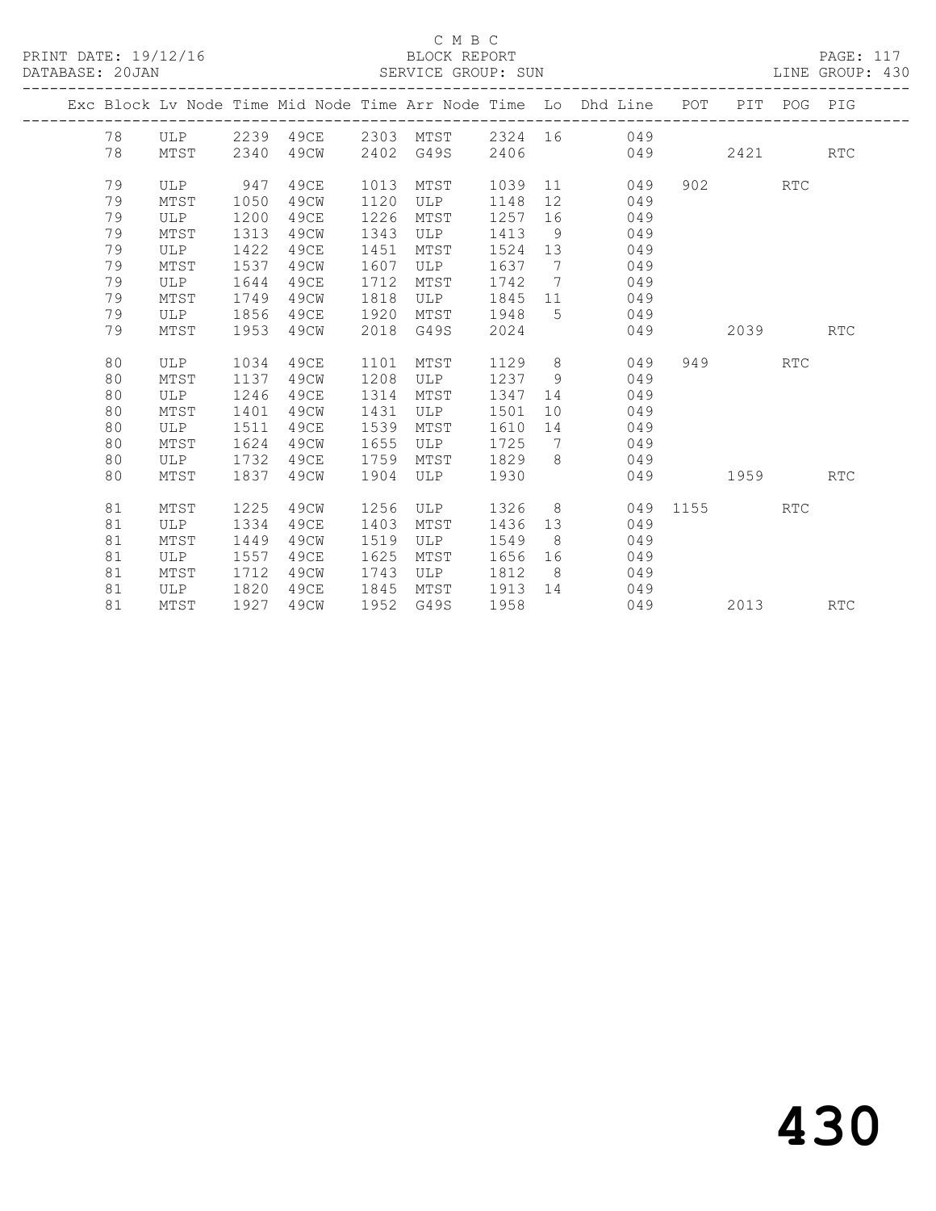C M B C

BLOCK REPORT

SERVICE GROUP: SUN

PRINT DATE: 19/12/16

DATABASE: 20JAN

PAGE: 117

LINE GROUP: 430

| Exc | Block | Lv Node | Time | Mid Node | Time | Arr Node | Time | Lo | Dhd Line | POT | PIT | POG | PIG |
|---|---|---|---|---|---|---|---|---|---|---|---|---|---|
| | 78 | ULP | 2239 | 49CE | 2303 | MTST | 2324 | 16 | 049 | | | | |
| | 78 | MTST | 2340 | 49CW | 2402 | G49S | 2406 | | 049 | | 2421 | | RTC |
| | 79 | ULP | 947 | 49CE | 1013 | MTST | 1039 | 11 | 049 | 902 | | RTC | |
| | 79 | MTST | 1050 | 49CW | 1120 | ULP | 1148 | 12 | 049 | | | | |
| | 79 | ULP | 1200 | 49CE | 1226 | MTST | 1257 | 16 | 049 | | | | |
| | 79 | MTST | 1313 | 49CW | 1343 | ULP | 1413 | 9 | 049 | | | | |
| | 79 | ULP | 1422 | 49CE | 1451 | MTST | 1524 | 13 | 049 | | | | |
| | 79 | MTST | 1537 | 49CW | 1607 | ULP | 1637 | 7 | 049 | | | | |
| | 79 | ULP | 1644 | 49CE | 1712 | MTST | 1742 | 7 | 049 | | | | |
| | 79 | MTST | 1749 | 49CW | 1818 | ULP | 1845 | 11 | 049 | | | | |
| | 79 | ULP | 1856 | 49CE | 1920 | MTST | 1948 | 5 | 049 | | | | |
| | 79 | MTST | 1953 | 49CW | 2018 | G49S | 2024 | | 049 | | 2039 | | RTC |
| | 80 | ULP | 1034 | 49CE | 1101 | MTST | 1129 | 8 | 049 | 949 | | RTC | |
| | 80 | MTST | 1137 | 49CW | 1208 | ULP | 1237 | 9 | 049 | | | | |
| | 80 | ULP | 1246 | 49CE | 1314 | MTST | 1347 | 14 | 049 | | | | |
| | 80 | MTST | 1401 | 49CW | 1431 | ULP | 1501 | 10 | 049 | | | | |
| | 80 | ULP | 1511 | 49CE | 1539 | MTST | 1610 | 14 | 049 | | | | |
| | 80 | MTST | 1624 | 49CW | 1655 | ULP | 1725 | 7 | 049 | | | | |
| | 80 | ULP | 1732 | 49CE | 1759 | MTST | 1829 | 8 | 049 | | | | |
| | 80 | MTST | 1837 | 49CW | 1904 | ULP | 1930 | | 049 | | 1959 | | RTC |
| | 81 | MTST | 1225 | 49CW | 1256 | ULP | 1326 | 8 | 049 | 1155 | | RTC | |
| | 81 | ULP | 1334 | 49CE | 1403 | MTST | 1436 | 13 | 049 | | | | |
| | 81 | MTST | 1449 | 49CW | 1519 | ULP | 1549 | 8 | 049 | | | | |
| | 81 | ULP | 1557 | 49CE | 1625 | MTST | 1656 | 16 | 049 | | | | |
| | 81 | MTST | 1712 | 49CW | 1743 | ULP | 1812 | 8 | 049 | | | | |
| | 81 | ULP | 1820 | 49CE | 1845 | MTST | 1913 | 14 | 049 | | | | |
| | 81 | MTST | 1927 | 49CW | 1952 | G49S | 1958 | | 049 | | 2013 | | RTC |

430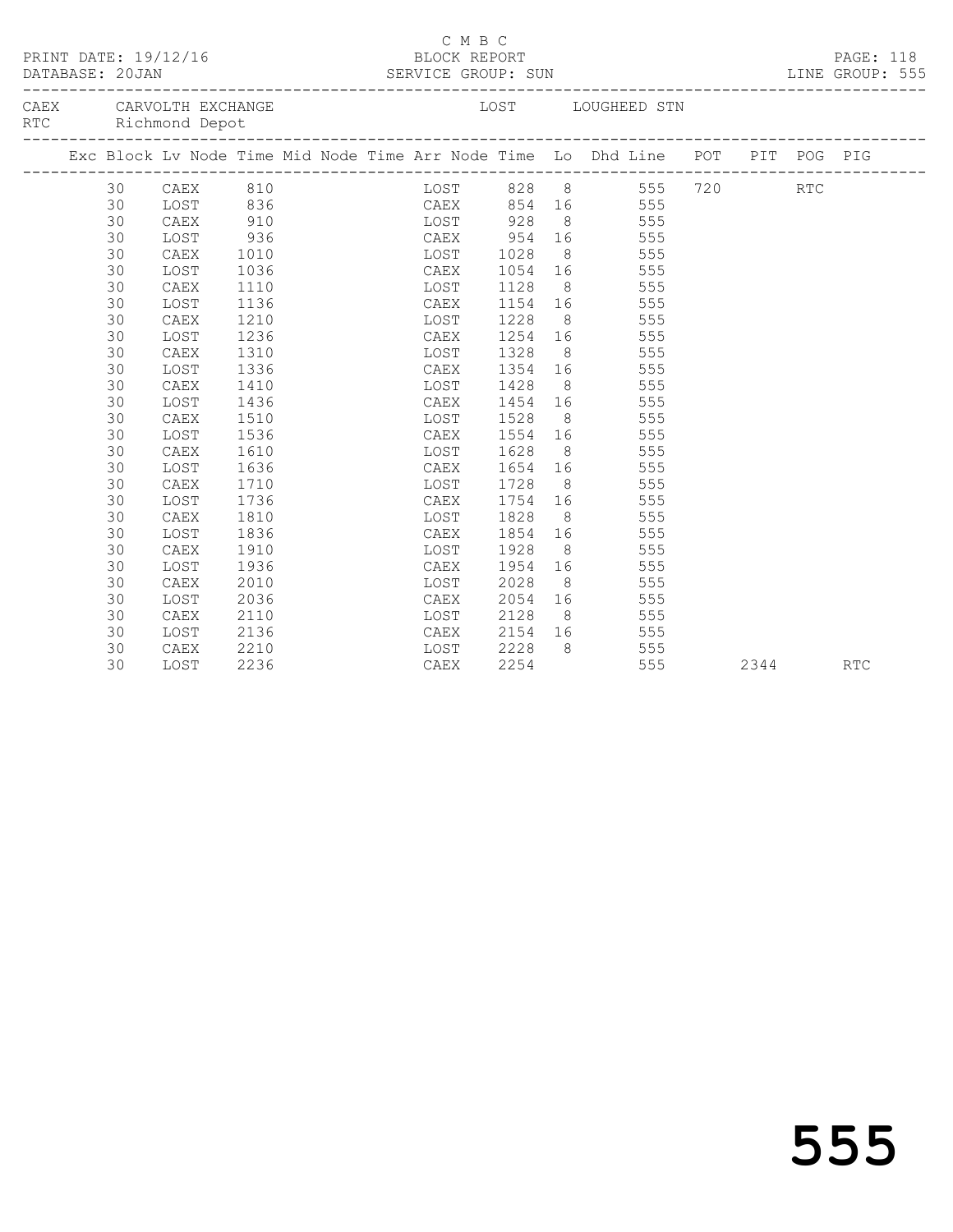C M B C

PRINT DATE: 19/12/16 BLOCK REPORT

DATABASE: 20JAN SERVICE GROUP: SUN LINE GROUP: 555

CAEX CARVOLTH EXCHANGE LOST LOUGHEED STN
RTC Richmond Depot

| Exc | Block | Lv Node | Time | Mid Node | Time | Arr Node | Time | Lo | Dhd Line | POT | PIT | POG | PIG |
|---|---|---|---|---|---|---|---|---|---|---|---|---|---|
| | 30 | CAEX | 810 | | | LOST | 828 | 8 | 555 | 720 | | RTC | |
| | 30 | LOST | 836 | | | CAEX | 854 | 16 | 555 | | | | |
| | 30 | CAEX | 910 | | | LOST | 928 | 8 | 555 | | | | |
| | 30 | LOST | 936 | | | CAEX | 954 | 16 | 555 | | | | |
| | 30 | CAEX | 1010 | | | LOST | 1028 | 8 | 555 | | | | |
| | 30 | LOST | 1036 | | | CAEX | 1054 | 16 | 555 | | | | |
| | 30 | CAEX | 1110 | | | LOST | 1128 | 8 | 555 | | | | |
| | 30 | LOST | 1136 | | | CAEX | 1154 | 16 | 555 | | | | |
| | 30 | CAEX | 1210 | | | LOST | 1228 | 8 | 555 | | | | |
| | 30 | LOST | 1236 | | | CAEX | 1254 | 16 | 555 | | | | |
| | 30 | CAEX | 1310 | | | LOST | 1328 | 8 | 555 | | | | |
| | 30 | LOST | 1336 | | | CAEX | 1354 | 16 | 555 | | | | |
| | 30 | CAEX | 1410 | | | LOST | 1428 | 8 | 555 | | | | |
| | 30 | LOST | 1436 | | | CAEX | 1454 | 16 | 555 | | | | |
| | 30 | CAEX | 1510 | | | LOST | 1528 | 8 | 555 | | | | |
| | 30 | LOST | 1536 | | | CAEX | 1554 | 16 | 555 | | | | |
| | 30 | CAEX | 1610 | | | LOST | 1628 | 8 | 555 | | | | |
| | 30 | LOST | 1636 | | | CAEX | 1654 | 16 | 555 | | | | |
| | 30 | CAEX | 1710 | | | LOST | 1728 | 8 | 555 | | | | |
| | 30 | LOST | 1736 | | | CAEX | 1754 | 16 | 555 | | | | |
| | 30 | CAEX | 1810 | | | LOST | 1828 | 8 | 555 | | | | |
| | 30 | LOST | 1836 | | | CAEX | 1854 | 16 | 555 | | | | |
| | 30 | CAEX | 1910 | | | LOST | 1928 | 8 | 555 | | | | |
| | 30 | LOST | 1936 | | | CAEX | 1954 | 16 | 555 | | | | |
| | 30 | CAEX | 2010 | | | LOST | 2028 | 8 | 555 | | | | |
| | 30 | LOST | 2036 | | | CAEX | 2054 | 16 | 555 | | | | |
| | 30 | CAEX | 2110 | | | LOST | 2128 | 8 | 555 | | | | |
| | 30 | LOST | 2136 | | | CAEX | 2154 | 16 | 555 | | | | |
| | 30 | CAEX | 2210 | | | LOST | 2228 | 8 | 555 | | | | |
| | 30 | LOST | 2236 | | | CAEX | 2254 | | 555 | | 2344 | | RTC |

555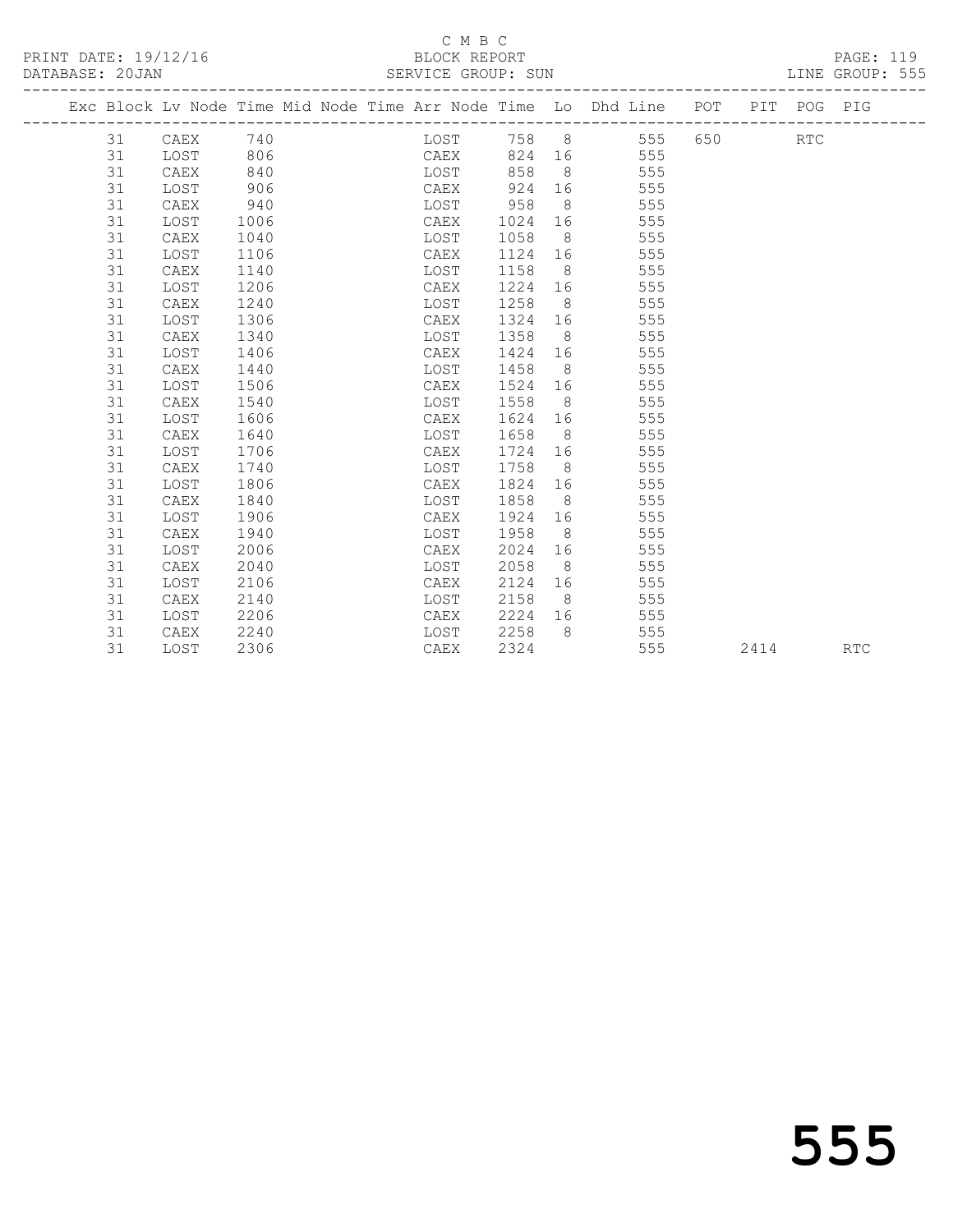C M B C

PRINT DATE: 19/12/16 BLOCK REPORT PAGE: 119

DATABASE: 20JAN SERVICE GROUP: SUN LINE GROUP: 555

| Exc | Block | Lv | Node | Time | Mid Node | Time | Arr Node | Time | Lo | Dhd Line | POT | PIT | POG | PIG |
|---|---|---|---|---|---|---|---|---|---|---|---|---|---|---|
| | 31 | | CAEX | 740 | | | LOST | 758 | 8 | 555 | 650 | | RTC | |
| | 31 | | LOST | 806 | | | CAEX | 824 | 16 | 555 | | | | |
| | 31 | | CAEX | 840 | | | LOST | 858 | 8 | 555 | | | | |
| | 31 | | LOST | 906 | | | CAEX | 924 | 16 | 555 | | | | |
| | 31 | | CAEX | 940 | | | LOST | 958 | 8 | 555 | | | | |
| | 31 | | LOST | 1006 | | | CAEX | 1024 | 16 | 555 | | | | |
| | 31 | | CAEX | 1040 | | | LOST | 1058 | 8 | 555 | | | | |
| | 31 | | LOST | 1106 | | | CAEX | 1124 | 16 | 555 | | | | |
| | 31 | | CAEX | 1140 | | | LOST | 1158 | 8 | 555 | | | | |
| | 31 | | LOST | 1206 | | | CAEX | 1224 | 16 | 555 | | | | |
| | 31 | | CAEX | 1240 | | | LOST | 1258 | 8 | 555 | | | | |
| | 31 | | LOST | 1306 | | | CAEX | 1324 | 16 | 555 | | | | |
| | 31 | | CAEX | 1340 | | | LOST | 1358 | 8 | 555 | | | | |
| | 31 | | LOST | 1406 | | | CAEX | 1424 | 16 | 555 | | | | |
| | 31 | | CAEX | 1440 | | | LOST | 1458 | 8 | 555 | | | | |
| | 31 | | LOST | 1506 | | | CAEX | 1524 | 16 | 555 | | | | |
| | 31 | | CAEX | 1540 | | | LOST | 1558 | 8 | 555 | | | | |
| | 31 | | LOST | 1606 | | | CAEX | 1624 | 16 | 555 | | | | |
| | 31 | | CAEX | 1640 | | | LOST | 1658 | 8 | 555 | | | | |
| | 31 | | LOST | 1706 | | | CAEX | 1724 | 16 | 555 | | | | |
| | 31 | | CAEX | 1740 | | | LOST | 1758 | 8 | 555 | | | | |
| | 31 | | LOST | 1806 | | | CAEX | 1824 | 16 | 555 | | | | |
| | 31 | | CAEX | 1840 | | | LOST | 1858 | 8 | 555 | | | | |
| | 31 | | LOST | 1906 | | | CAEX | 1924 | 16 | 555 | | | | |
| | 31 | | CAEX | 1940 | | | LOST | 1958 | 8 | 555 | | | | |
| | 31 | | LOST | 2006 | | | CAEX | 2024 | 16 | 555 | | | | |
| | 31 | | CAEX | 2040 | | | LOST | 2058 | 8 | 555 | | | | |
| | 31 | | LOST | 2106 | | | CAEX | 2124 | 16 | 555 | | | | |
| | 31 | | CAEX | 2140 | | | LOST | 2158 | 8 | 555 | | | | |
| | 31 | | LOST | 2206 | | | CAEX | 2224 | 16 | 555 | | | | |
| | 31 | | CAEX | 2240 | | | LOST | 2258 | 8 | 555 | | | | |
| | 31 | | LOST | 2306 | | | CAEX | 2324 | | 555 | | 2414 | | RTC |

555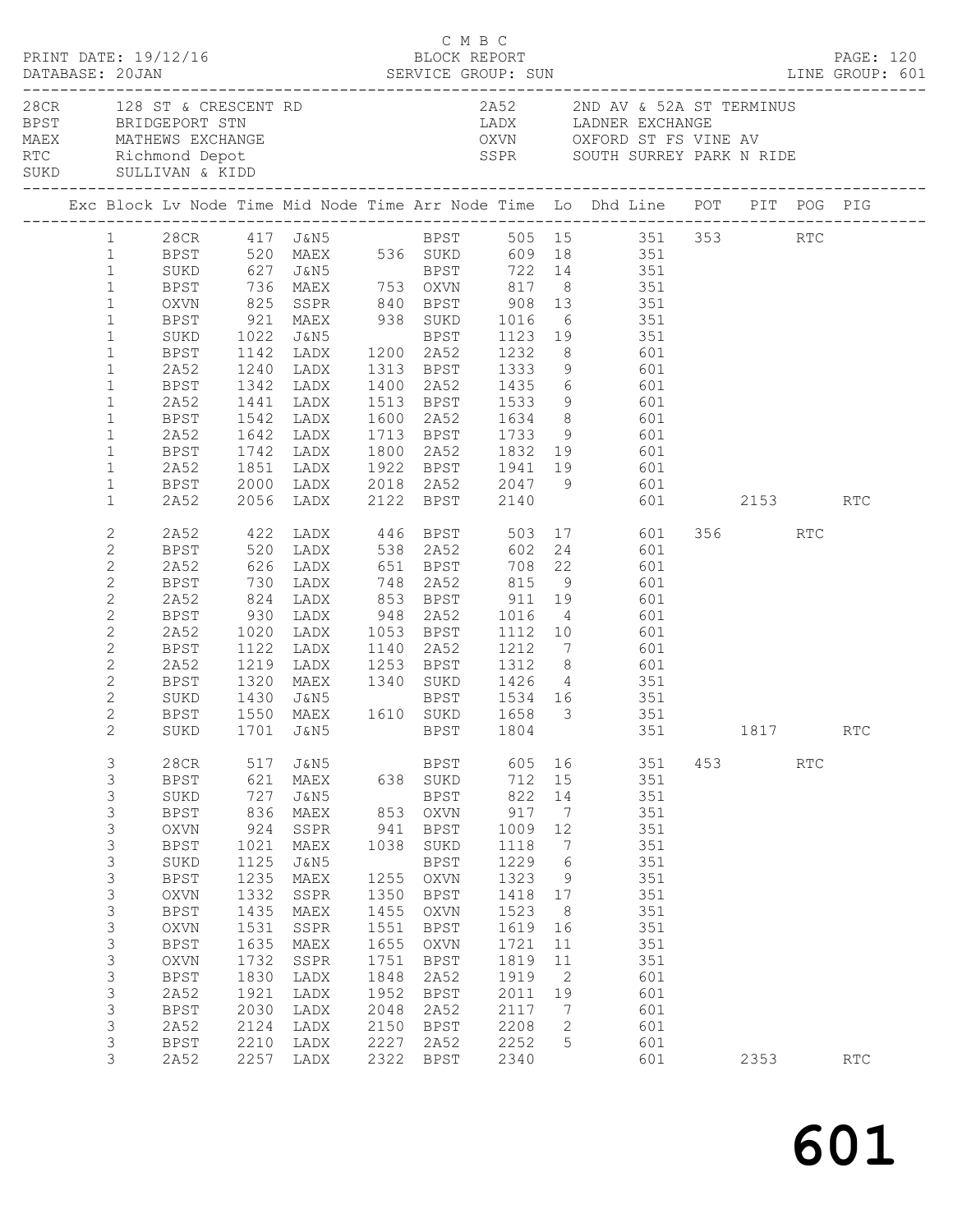C M B C

PRINT DATE: 19/12/16 BLOCK REPORT PAGE: 120
DATABASE: 20JAN SERVICE GROUP: SUN LINE GROUP: 601

| Code | Location | Code | Location |
|---|---|---|---|
| 28CR | 128 ST & CRESCENT RD | 2A52 | 2ND AV & 52A ST TERMINUS |
| BPST | BRIDGEPORT STN | LADX | LADNER EXCHANGE |
| MAEX | MATHEWS EXCHANGE | OXVN | OXFORD ST FS VINE AV |
| RTC | Richmond Depot | SSPR | SOUTH SURREY PARK N RIDE |
| SUKD | SULLIVAN & KIDD | | |

| Exc | Block | Lv Node | Time | Mid Node | Time | Arr Node | Time | Lo | Dhd Line | POT | PIT | POG | PIG |
|---|---|---|---|---|---|---|---|---|---|---|---|---|---|
| | 1 | 28CR | 417 | J&N5 | | BPST | 505 | 15 | 351 | 353 | | RTC | |
| | 1 | BPST | 520 | MAEX | 536 | SUKD | 609 | 18 | 351 | | | | |
| | 1 | SUKD | 627 | J&N5 | | BPST | 722 | 14 | 351 | | | | |
| | 1 | BPST | 736 | MAEX | 753 | OXVN | 817 | 8 | 351 | | | | |
| | 1 | OXVN | 825 | SSPR | 840 | BPST | 908 | 13 | 351 | | | | |
| | 1 | BPST | 921 | MAEX | 938 | SUKD | 1016 | 6 | 351 | | | | |
| | 1 | SUKD | 1022 | J&N5 | | BPST | 1123 | 19 | 351 | | | | |
| | 1 | BPST | 1142 | LADX | 1200 | 2A52 | 1232 | 8 | 601 | | | | |
| | 1 | 2A52 | 1240 | LADX | 1313 | BPST | 1333 | 9 | 601 | | | | |
| | 1 | BPST | 1342 | LADX | 1400 | 2A52 | 1435 | 6 | 601 | | | | |
| | 1 | 2A52 | 1441 | LADX | 1513 | BPST | 1533 | 9 | 601 | | | | |
| | 1 | BPST | 1542 | LADX | 1600 | 2A52 | 1634 | 8 | 601 | | | | |
| | 1 | 2A52 | 1642 | LADX | 1713 | BPST | 1733 | 9 | 601 | | | | |
| | 1 | BPST | 1742 | LADX | 1800 | 2A52 | 1832 | 19 | 601 | | | | |
| | 1 | 2A52 | 1851 | LADX | 1922 | BPST | 1941 | 19 | 601 | | | | |
| | 1 | BPST | 2000 | LADX | 2018 | 2A52 | 2047 | 9 | 601 | | | | |
| | 1 | 2A52 | 2056 | LADX | 2122 | BPST | 2140 | | 601 | | 2153 | | RTC |
| | 2 | 2A52 | 422 | LADX | 446 | BPST | 503 | 17 | 601 | 356 | | RTC | |
| | 2 | BPST | 520 | LADX | 538 | 2A52 | 602 | 24 | 601 | | | | |
| | 2 | 2A52 | 626 | LADX | 651 | BPST | 708 | 22 | 601 | | | | |
| | 2 | BPST | 730 | LADX | 748 | 2A52 | 815 | 9 | 601 | | | | |
| | 2 | 2A52 | 824 | LADX | 853 | BPST | 911 | 19 | 601 | | | | |
| | 2 | BPST | 930 | LADX | 948 | 2A52 | 1016 | 4 | 601 | | | | |
| | 2 | 2A52 | 1020 | LADX | 1053 | BPST | 1112 | 10 | 601 | | | | |
| | 2 | BPST | 1122 | LADX | 1140 | 2A52 | 1212 | 7 | 601 | | | | |
| | 2 | 2A52 | 1219 | LADX | 1253 | BPST | 1312 | 8 | 601 | | | | |
| | 2 | BPST | 1320 | MAEX | 1340 | SUKD | 1426 | 4 | 351 | | | | |
| | 2 | SUKD | 1430 | J&N5 | | BPST | 1534 | 16 | 351 | | | | |
| | 2 | BPST | 1550 | MAEX | 1610 | SUKD | 1658 | 3 | 351 | | | | |
| | 2 | SUKD | 1701 | J&N5 | | BPST | 1804 | | 351 | | 1817 | | RTC |
| | 3 | 28CR | 517 | J&N5 | | BPST | 605 | 16 | 351 | 453 | | RTC | |
| | 3 | BPST | 621 | MAEX | 638 | SUKD | 712 | 15 | 351 | | | | |
| | 3 | SUKD | 727 | J&N5 | | BPST | 822 | 14 | 351 | | | | |
| | 3 | BPST | 836 | MAEX | 853 | OXVN | 917 | 7 | 351 | | | | |
| | 3 | OXVN | 924 | SSPR | 941 | BPST | 1009 | 12 | 351 | | | | |
| | 3 | BPST | 1021 | MAEX | 1038 | SUKD | 1118 | 7 | 351 | | | | |
| | 3 | SUKD | 1125 | J&N5 | | BPST | 1229 | 6 | 351 | | | | |
| | 3 | BPST | 1235 | MAEX | 1255 | OXVN | 1323 | 9 | 351 | | | | |
| | 3 | OXVN | 1332 | SSPR | 1350 | BPST | 1418 | 17 | 351 | | | | |
| | 3 | BPST | 1435 | MAEX | 1455 | OXVN | 1523 | 8 | 351 | | | | |
| | 3 | OXVN | 1531 | SSPR | 1551 | BPST | 1619 | 16 | 351 | | | | |
| | 3 | BPST | 1635 | MAEX | 1655 | OXVN | 1721 | 11 | 351 | | | | |
| | 3 | OXVN | 1732 | SSPR | 1751 | BPST | 1819 | 11 | 351 | | | | |
| | 3 | BPST | 1830 | LADX | 1848 | 2A52 | 1919 | 2 | 601 | | | | |
| | 3 | 2A52 | 1921 | LADX | 1952 | BPST | 2011 | 19 | 601 | | | | |
| | 3 | BPST | 2030 | LADX | 2048 | 2A52 | 2117 | 7 | 601 | | | | |
| | 3 | 2A52 | 2124 | LADX | 2150 | BPST | 2208 | 2 | 601 | | | | |
| | 3 | BPST | 2210 | LADX | 2227 | 2A52 | 2252 | 5 | 601 | | | | |
| | 3 | 2A52 | 2257 | LADX | 2322 | BPST | 2340 | | 601 | | 2353 | | RTC |

# 601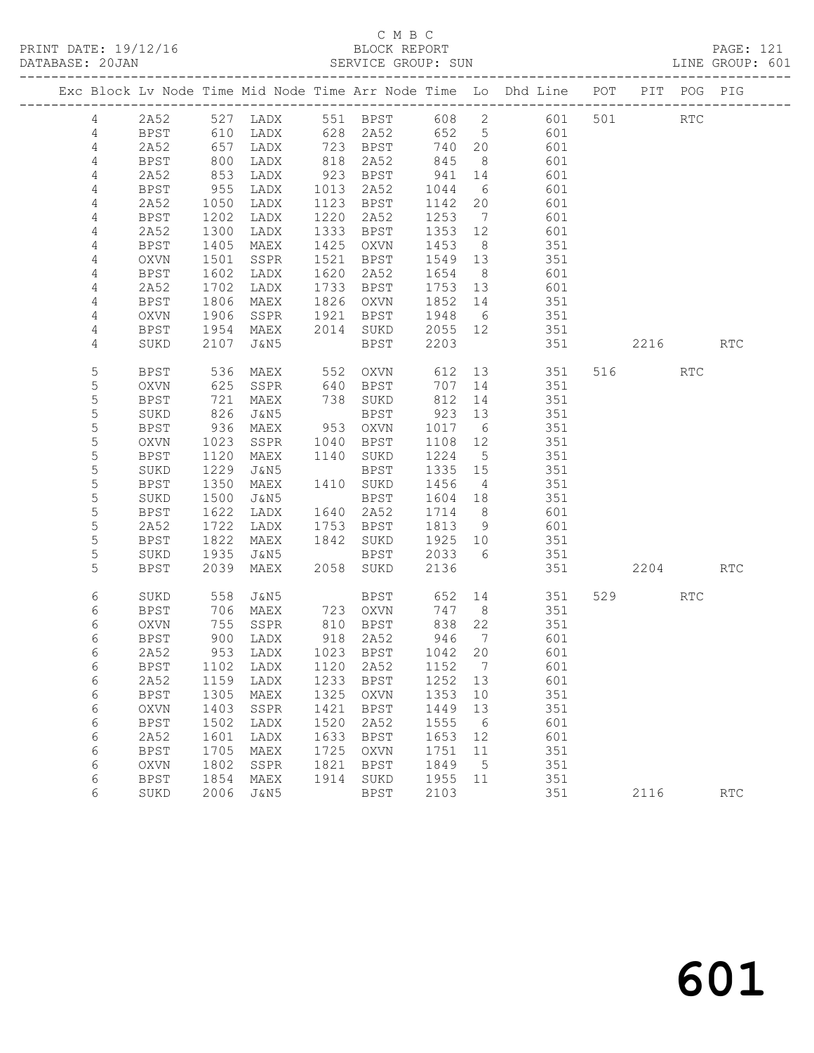C M B C
BLOCK REPORT
SERVICE GROUP: SUN

PRINT DATE: 19/12/16
DATABASE: 20JAN
LINE GROUP: 601

| Exc | Block | Lv | Node | Time | Mid Node | Time | Arr Node | Time | Lo | Dhd Line | POT | PIT | POG | PIG |
|---|---|---|---|---|---|---|---|---|---|---|---|---|---|---|
| | 4 | | 2A52 | 527 | LADX | 551 | BPST | 608 | 2 | 601 | 501 | | RTC | |
| | 4 | | BPST | 610 | LADX | 628 | 2A52 | 652 | 5 | 601 | | | | |
| | 4 | | 2A52 | 657 | LADX | 723 | BPST | 740 | 20 | 601 | | | | |
| | 4 | | BPST | 800 | LADX | 818 | 2A52 | 845 | 8 | 601 | | | | |
| | 4 | | 2A52 | 853 | LADX | 923 | BPST | 941 | 14 | 601 | | | | |
| | 4 | | BPST | 955 | LADX | 1013 | 2A52 | 1044 | 6 | 601 | | | | |
| | 4 | | 2A52 | 1050 | LADX | 1123 | BPST | 1142 | 20 | 601 | | | | |
| | 4 | | BPST | 1202 | LADX | 1220 | 2A52 | 1253 | 7 | 601 | | | | |
| | 4 | | 2A52 | 1300 | LADX | 1333 | BPST | 1353 | 12 | 601 | | | | |
| | 4 | | BPST | 1405 | MAEX | 1425 | OXVN | 1453 | 8 | 351 | | | | |
| | 4 | | OXVN | 1501 | SSPR | 1521 | BPST | 1549 | 13 | 351 | | | | |
| | 4 | | BPST | 1602 | LADX | 1620 | 2A52 | 1654 | 8 | 601 | | | | |
| | 4 | | 2A52 | 1702 | LADX | 1733 | BPST | 1753 | 13 | 601 | | | | |
| | 4 | | BPST | 1806 | MAEX | 1826 | OXVN | 1852 | 14 | 351 | | | | |
| | 4 | | OXVN | 1906 | SSPR | 1921 | BPST | 1948 | 6 | 351 | | | | |
| | 4 | | BPST | 1954 | MAEX | 2014 | SUKD | 2055 | 12 | 351 | | | | |
| | 4 | | SUKD | 2107 | J&N5 | | BPST | 2203 | | 351 | | 2216 | | RTC |
| | 5 | | BPST | 536 | MAEX | 552 | OXVN | 612 | 13 | 351 | 516 | | RTC | |
| | 5 | | OXVN | 625 | SSPR | 640 | BPST | 707 | 14 | 351 | | | | |
| | 5 | | BPST | 721 | MAEX | 738 | SUKD | 812 | 14 | 351 | | | | |
| | 5 | | SUKD | 826 | J&N5 | | BPST | 923 | 13 | 351 | | | | |
| | 5 | | BPST | 936 | MAEX | 953 | OXVN | 1017 | 6 | 351 | | | | |
| | 5 | | OXVN | 1023 | SSPR | 1040 | BPST | 1108 | 12 | 351 | | | | |
| | 5 | | BPST | 1120 | MAEX | 1140 | SUKD | 1224 | 5 | 351 | | | | |
| | 5 | | SUKD | 1229 | J&N5 | | BPST | 1335 | 15 | 351 | | | | |
| | 5 | | BPST | 1350 | MAEX | 1410 | SUKD | 1456 | 4 | 351 | | | | |
| | 5 | | SUKD | 1500 | J&N5 | | BPST | 1604 | 18 | 351 | | | | |
| | 5 | | BPST | 1622 | LADX | 1640 | 2A52 | 1714 | 8 | 601 | | | | |
| | 5 | | 2A52 | 1722 | LADX | 1753 | BPST | 1813 | 9 | 601 | | | | |
| | 5 | | BPST | 1822 | MAEX | 1842 | SUKD | 1925 | 10 | 351 | | | | |
| | 5 | | SUKD | 1935 | J&N5 | | BPST | 2033 | 6 | 351 | | | | |
| | 5 | | BPST | 2039 | MAEX | 2058 | SUKD | 2136 | | 351 | | 2204 | | RTC |
| | 6 | | SUKD | 558 | J&N5 | | BPST | 652 | 14 | 351 | 529 | | RTC | |
| | 6 | | BPST | 706 | MAEX | 723 | OXVN | 747 | 8 | 351 | | | | |
| | 6 | | OXVN | 755 | SSPR | 810 | BPST | 838 | 22 | 351 | | | | |
| | 6 | | BPST | 900 | LADX | 918 | 2A52 | 946 | 7 | 601 | | | | |
| | 6 | | 2A52 | 953 | LADX | 1023 | BPST | 1042 | 20 | 601 | | | | |
| | 6 | | BPST | 1102 | LADX | 1120 | 2A52 | 1152 | 7 | 601 | | | | |
| | 6 | | 2A52 | 1159 | LADX | 1233 | BPST | 1252 | 13 | 601 | | | | |
| | 6 | | BPST | 1305 | MAEX | 1325 | OXVN | 1353 | 10 | 351 | | | | |
| | 6 | | OXVN | 1403 | SSPR | 1421 | BPST | 1449 | 13 | 351 | | | | |
| | 6 | | BPST | 1502 | LADX | 1520 | 2A52 | 1555 | 6 | 601 | | | | |
| | 6 | | 2A52 | 1601 | LADX | 1633 | BPST | 1653 | 12 | 601 | | | | |
| | 6 | | BPST | 1705 | MAEX | 1725 | OXVN | 1751 | 11 | 351 | | | | |
| | 6 | | OXVN | 1802 | SSPR | 1821 | BPST | 1849 | 5 | 351 | | | | |
| | 6 | | BPST | 1854 | MAEX | 1914 | SUKD | 1955 | 11 | 351 | | | | |
| | 6 | | SUKD | 2006 | J&N5 | | BPST | 2103 | | 351 | | 2116 | | RTC |

601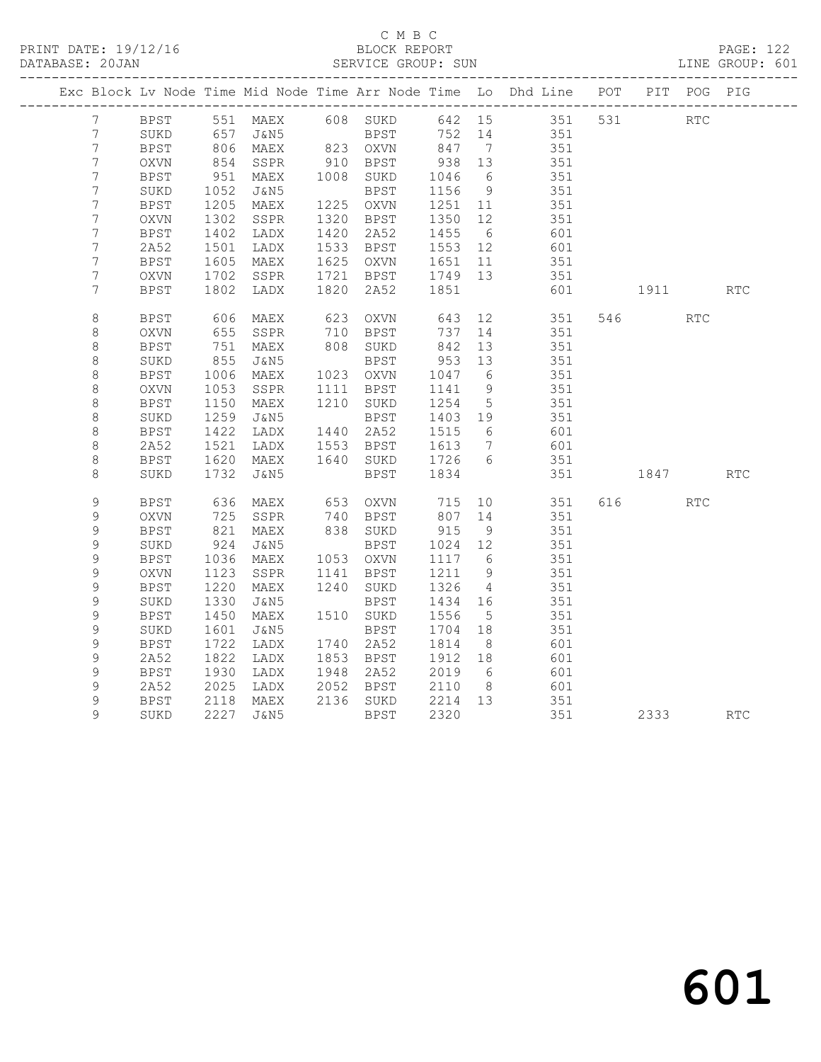C M B C
BLOCK REPORT
SERVICE GROUP: SUN

PRINT DATE: 19/12/16
DATABASE: 20JAN
LINE GROUP: 601

| Exc | Block | Lv | Node | Time | Mid Node | Time | Arr Node | Time | Lo | Dhd Line | POT | PIT | POG | PIG |
|---|---|---|---|---|---|---|---|---|---|---|---|---|---|---|
| | 7 | | BPST | 551 | MAEX | 608 | SUKD | 642 | 15 | 351 | 531 | | RTC | |
| | 7 | | SUKD | 657 | J&N5 | | BPST | 752 | 14 | 351 | | | | |
| | 7 | | BPST | 806 | MAEX | 823 | OXVN | 847 | 7 | 351 | | | | |
| | 7 | | OXVN | 854 | SSPR | 910 | BPST | 938 | 13 | 351 | | | | |
| | 7 | | BPST | 951 | MAEX | 1008 | SUKD | 1046 | 6 | 351 | | | | |
| | 7 | | SUKD | 1052 | J&N5 | | BPST | 1156 | 9 | 351 | | | | |
| | 7 | | BPST | 1205 | MAEX | 1225 | OXVN | 1251 | 11 | 351 | | | | |
| | 7 | | OXVN | 1302 | SSPR | 1320 | BPST | 1350 | 12 | 351 | | | | |
| | 7 | | BPST | 1402 | LADX | 1420 | 2A52 | 1455 | 6 | 601 | | | | |
| | 7 | | 2A52 | 1501 | LADX | 1533 | BPST | 1553 | 12 | 601 | | | | |
| | 7 | | BPST | 1605 | MAEX | 1625 | OXVN | 1651 | 11 | 351 | | | | |
| | 7 | | OXVN | 1702 | SSPR | 1721 | BPST | 1749 | 13 | 351 | | | | |
| | 7 | | BPST | 1802 | LADX | 1820 | 2A52 | 1851 | | 601 | | 1911 | | RTC |
| | 8 | | BPST | 606 | MAEX | 623 | OXVN | 643 | 12 | 351 | 546 | | RTC | |
| | 8 | | OXVN | 655 | SSPR | 710 | BPST | 737 | 14 | 351 | | | | |
| | 8 | | BPST | 751 | MAEX | 808 | SUKD | 842 | 13 | 351 | | | | |
| | 8 | | SUKD | 855 | J&N5 | | BPST | 953 | 13 | 351 | | | | |
| | 8 | | BPST | 1006 | MAEX | 1023 | OXVN | 1047 | 6 | 351 | | | | |
| | 8 | | OXVN | 1053 | SSPR | 1111 | BPST | 1141 | 9 | 351 | | | | |
| | 8 | | BPST | 1150 | MAEX | 1210 | SUKD | 1254 | 5 | 351 | | | | |
| | 8 | | SUKD | 1259 | J&N5 | | BPST | 1403 | 19 | 351 | | | | |
| | 8 | | BPST | 1422 | LADX | 1440 | 2A52 | 1515 | 6 | 601 | | | | |
| | 8 | | 2A52 | 1521 | LADX | 1553 | BPST | 1613 | 7 | 601 | | | | |
| | 8 | | BPST | 1620 | MAEX | 1640 | SUKD | 1726 | 6 | 351 | | | | |
| | 8 | | SUKD | 1732 | J&N5 | | BPST | 1834 | | 351 | | 1847 | | RTC |
| | 9 | | BPST | 636 | MAEX | 653 | OXVN | 715 | 10 | 351 | 616 | | RTC | |
| | 9 | | OXVN | 725 | SSPR | 740 | BPST | 807 | 14 | 351 | | | | |
| | 9 | | BPST | 821 | MAEX | 838 | SUKD | 915 | 9 | 351 | | | | |
| | 9 | | SUKD | 924 | J&N5 | | BPST | 1024 | 12 | 351 | | | | |
| | 9 | | BPST | 1036 | MAEX | 1053 | OXVN | 1117 | 6 | 351 | | | | |
| | 9 | | OXVN | 1123 | SSPR | 1141 | BPST | 1211 | 9 | 351 | | | | |
| | 9 | | BPST | 1220 | MAEX | 1240 | SUKD | 1326 | 4 | 351 | | | | |
| | 9 | | SUKD | 1330 | J&N5 | | BPST | 1434 | 16 | 351 | | | | |
| | 9 | | BPST | 1450 | MAEX | 1510 | SUKD | 1556 | 5 | 351 | | | | |
| | 9 | | SUKD | 1601 | J&N5 | | BPST | 1704 | 18 | 351 | | | | |
| | 9 | | BPST | 1722 | LADX | 1740 | 2A52 | 1814 | 8 | 601 | | | | |
| | 9 | | 2A52 | 1822 | LADX | 1853 | BPST | 1912 | 18 | 601 | | | | |
| | 9 | | BPST | 1930 | LADX | 1948 | 2A52 | 2019 | 6 | 601 | | | | |
| | 9 | | 2A52 | 2025 | LADX | 2052 | BPST | 2110 | 8 | 601 | | | | |
| | 9 | | BPST | 2118 | MAEX | 2136 | SUKD | 2214 | 13 | 351 | | | | |
| | 9 | | SUKD | 2227 | J&N5 | | BPST | 2320 | | 351 | | 2333 | | RTC |

601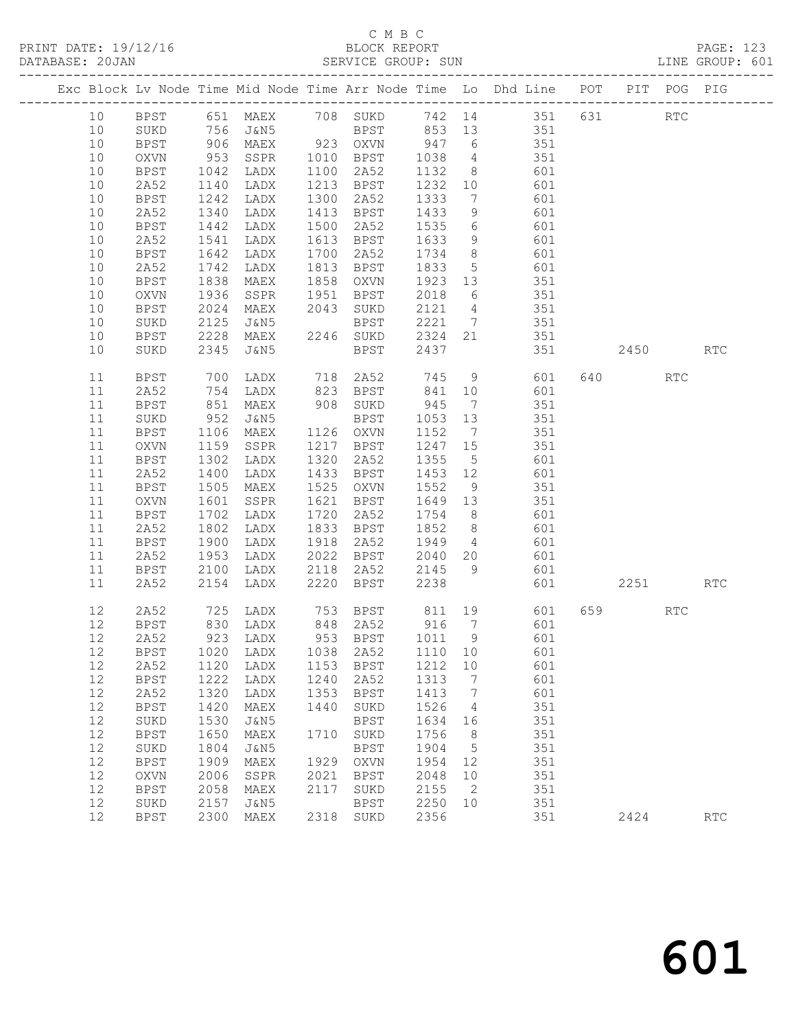C M B C
BLOCK REPORT
SERVICE GROUP: SUN

PRINT DATE: 19/12/16
DATABASE: 20JAN
LINE GROUP: 601

| Exc | Block | Lv | Node | Time | Mid Node | Time | Arr Node | Time | Lo | Dhd Line | POT | PIT | POG | PIG |
|---|---|---|---|---|---|---|---|---|---|---|---|---|---|---|
| | 10 | | BPST | 651 | MAEX | 708 | SUKD | 742 | 14 | 351 | 631 | | RTC | |
| | 10 | | SUKD | 756 | J&N5 | | BPST | 853 | 13 | 351 | | | | |
| | 10 | | BPST | 906 | MAEX | 923 | OXVN | 947 | 6 | 351 | | | | |
| | 10 | | OXVN | 953 | SSPR | 1010 | BPST | 1038 | 4 | 351 | | | | |
| | 10 | | BPST | 1042 | LADX | 1100 | 2A52 | 1132 | 8 | 601 | | | | |
| | 10 | | 2A52 | 1140 | LADX | 1213 | BPST | 1232 | 10 | 601 | | | | |
| | 10 | | BPST | 1242 | LADX | 1300 | 2A52 | 1333 | 7 | 601 | | | | |
| | 10 | | 2A52 | 1340 | LADX | 1413 | BPST | 1433 | 9 | 601 | | | | |
| | 10 | | BPST | 1442 | LADX | 1500 | 2A52 | 1535 | 6 | 601 | | | | |
| | 10 | | 2A52 | 1541 | LADX | 1613 | BPST | 1633 | 9 | 601 | | | | |
| | 10 | | BPST | 1642 | LADX | 1700 | 2A52 | 1734 | 8 | 601 | | | | |
| | 10 | | 2A52 | 1742 | LADX | 1813 | BPST | 1833 | 5 | 601 | | | | |
| | 10 | | BPST | 1838 | MAEX | 1858 | OXVN | 1923 | 13 | 351 | | | | |
| | 10 | | OXVN | 1936 | SSPR | 1951 | BPST | 2018 | 6 | 351 | | | | |
| | 10 | | BPST | 2024 | MAEX | 2043 | SUKD | 2121 | 4 | 351 | | | | |
| | 10 | | SUKD | 2125 | J&N5 | | BPST | 2221 | 7 | 351 | | | | |
| | 10 | | BPST | 2228 | MAEX | 2246 | SUKD | 2324 | 21 | 351 | | | | |
| | 10 | | SUKD | 2345 | J&N5 | | BPST | 2437 | | 351 | | 2450 | | RTC |
| | 11 | | BPST | 700 | LADX | 718 | 2A52 | 745 | 9 | 601 | 640 | | RTC | |
| | 11 | | 2A52 | 754 | LADX | 823 | BPST | 841 | 10 | 601 | | | | |
| | 11 | | BPST | 851 | MAEX | 908 | SUKD | 945 | 7 | 351 | | | | |
| | 11 | | SUKD | 952 | J&N5 | | BPST | 1053 | 13 | 351 | | | | |
| | 11 | | BPST | 1106 | MAEX | 1126 | OXVN | 1152 | 7 | 351 | | | | |
| | 11 | | OXVN | 1159 | SSPR | 1217 | BPST | 1247 | 15 | 351 | | | | |
| | 11 | | BPST | 1302 | LADX | 1320 | 2A52 | 1355 | 5 | 601 | | | | |
| | 11 | | 2A52 | 1400 | LADX | 1433 | BPST | 1453 | 12 | 601 | | | | |
| | 11 | | BPST | 1505 | MAEX | 1525 | OXVN | 1552 | 9 | 351 | | | | |
| | 11 | | OXVN | 1601 | SSPR | 1621 | BPST | 1649 | 13 | 351 | | | | |
| | 11 | | BPST | 1702 | LADX | 1720 | 2A52 | 1754 | 8 | 601 | | | | |
| | 11 | | 2A52 | 1802 | LADX | 1833 | BPST | 1852 | 8 | 601 | | | | |
| | 11 | | BPST | 1900 | LADX | 1918 | 2A52 | 1949 | 4 | 601 | | | | |
| | 11 | | 2A52 | 1953 | LADX | 2022 | BPST | 2040 | 20 | 601 | | | | |
| | 11 | | BPST | 2100 | LADX | 2118 | 2A52 | 2145 | 9 | 601 | | | | |
| | 11 | | 2A52 | 2154 | LADX | 2220 | BPST | 2238 | | 601 | | 2251 | | RTC |
| | 12 | | 2A52 | 725 | LADX | 753 | BPST | 811 | 19 | 601 | 659 | | RTC | |
| | 12 | | BPST | 830 | LADX | 848 | 2A52 | 916 | 7 | 601 | | | | |
| | 12 | | 2A52 | 923 | LADX | 953 | BPST | 1011 | 9 | 601 | | | | |
| | 12 | | BPST | 1020 | LADX | 1038 | 2A52 | 1110 | 10 | 601 | | | | |
| | 12 | | 2A52 | 1120 | LADX | 1153 | BPST | 1212 | 10 | 601 | | | | |
| | 12 | | BPST | 1222 | LADX | 1240 | 2A52 | 1313 | 7 | 601 | | | | |
| | 12 | | 2A52 | 1320 | LADX | 1353 | BPST | 1413 | 7 | 601 | | | | |
| | 12 | | BPST | 1420 | MAEX | 1440 | SUKD | 1526 | 4 | 351 | | | | |
| | 12 | | SUKD | 1530 | J&N5 | | BPST | 1634 | 16 | 351 | | | | |
| | 12 | | BPST | 1650 | MAEX | 1710 | SUKD | 1756 | 8 | 351 | | | | |
| | 12 | | SUKD | 1804 | J&N5 | | BPST | 1904 | 5 | 351 | | | | |
| | 12 | | BPST | 1909 | MAEX | 1929 | OXVN | 1954 | 12 | 351 | | | | |
| | 12 | | OXVN | 2006 | SSPR | 2021 | BPST | 2048 | 10 | 351 | | | | |
| | 12 | | BPST | 2058 | MAEX | 2117 | SUKD | 2155 | 2 | 351 | | | | |
| | 12 | | SUKD | 2157 | J&N5 | | BPST | 2250 | 10 | 351 | | | | |
| | 12 | | BPST | 2300 | MAEX | 2318 | SUKD | 2356 | | 351 | | 2424 | | RTC |

601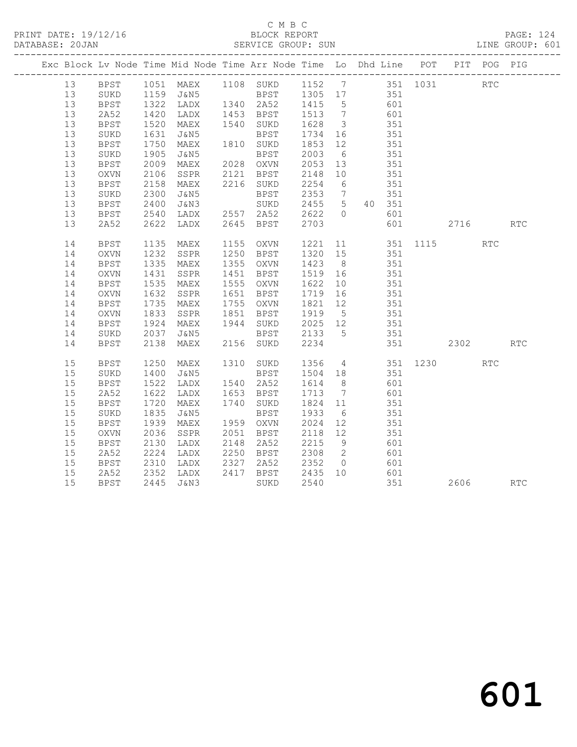C M B C

PRINT DATE: 19/12/16 BLOCK REPORT PAGE: 124
DATABASE: 20JAN SERVICE GROUP: SUN LINE GROUP: 601

| Exc | Block | Lv | Node | Time | Mid Node | Time | Arr Node | Time | Lo | Dhd | Line | POT | PIT | POG | PIG |
|---|---|---|---|---|---|---|---|---|---|---|---|---|---|---|---|
| | 13 | | BPST | 1051 | MAEX | 1108 | SUKD | 1152 | 7 | | 351 | 1031 | | RTC | |
| | 13 | | SUKD | 1159 | J&N5 | | BPST | 1305 | 17 | | 351 | | | | |
| | 13 | | BPST | 1322 | LADX | 1340 | 2A52 | 1415 | 5 | | 601 | | | | |
| | 13 | | 2A52 | 1420 | LADX | 1453 | BPST | 1513 | 7 | | 601 | | | | |
| | 13 | | BPST | 1520 | MAEX | 1540 | SUKD | 1628 | 3 | | 351 | | | | |
| | 13 | | SUKD | 1631 | J&N5 | | BPST | 1734 | 16 | | 351 | | | | |
| | 13 | | BPST | 1750 | MAEX | 1810 | SUKD | 1853 | 12 | | 351 | | | | |
| | 13 | | SUKD | 1905 | J&N5 | | BPST | 2003 | 6 | | 351 | | | | |
| | 13 | | BPST | 2009 | MAEX | 2028 | OXVN | 2053 | 13 | | 351 | | | | |
| | 13 | | OXVN | 2106 | SSPR | 2121 | BPST | 2148 | 10 | | 351 | | | | |
| | 13 | | BPST | 2158 | MAEX | 2216 | SUKD | 2254 | 6 | | 351 | | | | |
| | 13 | | SUKD | 2300 | J&N5 | | BPST | 2353 | 7 | | 351 | | | | |
| | 13 | | BPST | 2400 | J&N3 | | SUKD | 2455 | 5 | 40 | 351 | | | | |
| | 13 | | BPST | 2540 | LADX | 2557 | 2A52 | 2622 | 0 | | 601 | | | | |
| | 13 | | 2A52 | 2622 | LADX | 2645 | BPST | 2703 | | | 601 | | 2716 | | RTC |
| | 14 | | BPST | 1135 | MAEX | 1155 | OXVN | 1221 | 11 | | 351 | 1115 | | RTC | |
| | 14 | | OXVN | 1232 | SSPR | 1250 | BPST | 1320 | 15 | | 351 | | | | |
| | 14 | | BPST | 1335 | MAEX | 1355 | OXVN | 1423 | 8 | | 351 | | | | |
| | 14 | | OXVN | 1431 | SSPR | 1451 | BPST | 1519 | 16 | | 351 | | | | |
| | 14 | | BPST | 1535 | MAEX | 1555 | OXVN | 1622 | 10 | | 351 | | | | |
| | 14 | | OXVN | 1632 | SSPR | 1651 | BPST | 1719 | 16 | | 351 | | | | |
| | 14 | | BPST | 1735 | MAEX | 1755 | OXVN | 1821 | 12 | | 351 | | | | |
| | 14 | | OXVN | 1833 | SSPR | 1851 | BPST | 1919 | 5 | | 351 | | | | |
| | 14 | | BPST | 1924 | MAEX | 1944 | SUKD | 2025 | 12 | | 351 | | | | |
| | 14 | | SUKD | 2037 | J&N5 | | BPST | 2133 | 5 | | 351 | | | | |
| | 14 | | BPST | 2138 | MAEX | 2156 | SUKD | 2234 | | | 351 | | 2302 | | RTC |
| | 15 | | BPST | 1250 | MAEX | 1310 | SUKD | 1356 | 4 | | 351 | 1230 | | RTC | |
| | 15 | | SUKD | 1400 | J&N5 | | BPST | 1504 | 18 | | 351 | | | | |
| | 15 | | BPST | 1522 | LADX | 1540 | 2A52 | 1614 | 8 | | 601 | | | | |
| | 15 | | 2A52 | 1622 | LADX | 1653 | BPST | 1713 | 7 | | 601 | | | | |
| | 15 | | BPST | 1720 | MAEX | 1740 | SUKD | 1824 | 11 | | 351 | | | | |
| | 15 | | SUKD | 1835 | J&N5 | | BPST | 1933 | 6 | | 351 | | | | |
| | 15 | | BPST | 1939 | MAEX | 1959 | OXVN | 2024 | 12 | | 351 | | | | |
| | 15 | | OXVN | 2036 | SSPR | 2051 | BPST | 2118 | 12 | | 351 | | | | |
| | 15 | | BPST | 2130 | LADX | 2148 | 2A52 | 2215 | 9 | | 601 | | | | |
| | 15 | | 2A52 | 2224 | LADX | 2250 | BPST | 2308 | 2 | | 601 | | | | |
| | 15 | | BPST | 2310 | LADX | 2327 | 2A52 | 2352 | 0 | | 601 | | | | |
| | 15 | | 2A52 | 2352 | LADX | 2417 | BPST | 2435 | 10 | | 601 | | | | |
| | 15 | | BPST | 2445 | J&N3 | | SUKD | 2540 | | | 351 | | 2606 | | RTC |

601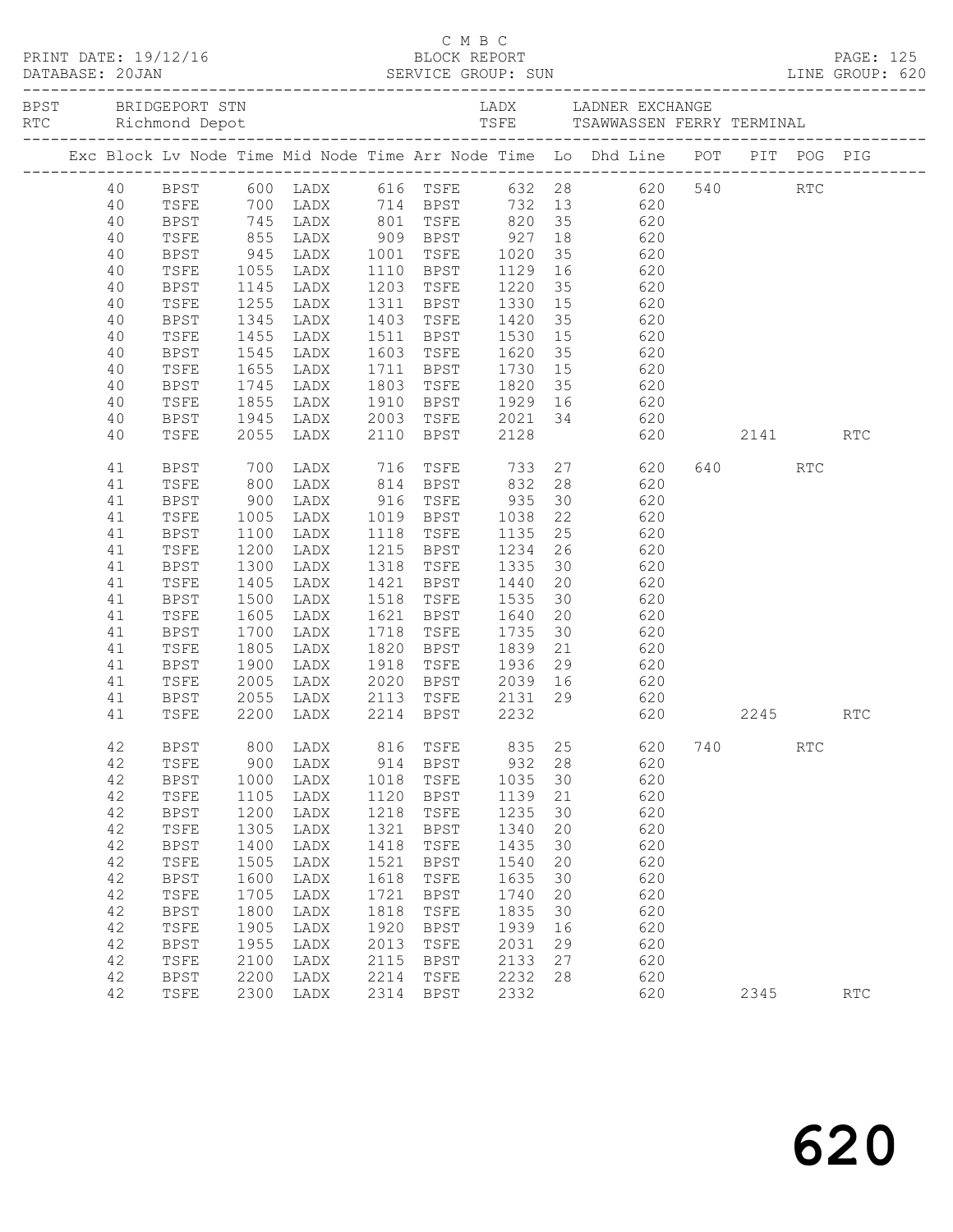C M B C

PRINT DATE: 19/12/16 BLOCK REPORT
DATABASE: 20JAN SERVICE GROUP: SUN LINE GROUP: 620

BPST BRIDGEPORT STN LADX LADNER EXCHANGE
RTC Richmond Depot TSFE TSAWWASSEN FERRY TERMINAL

| Exc | Block | Lv | Node | Time | Mid Node | Time | Arr Node | Time | Lo | Dhd Line | POT | PIT | POG | PIG |
|---|---|---|---|---|---|---|---|---|---|---|---|---|---|---|
| | 40 | | BPST | 600 | LADX | 616 | TSFE | 632 | 28 | 620 | 540 | | RTC | |
| | 40 | | TSFE | 700 | LADX | 714 | BPST | 732 | 13 | 620 | | | | |
| | 40 | | BPST | 745 | LADX | 801 | TSFE | 820 | 35 | 620 | | | | |
| | 40 | | TSFE | 855 | LADX | 909 | BPST | 927 | 18 | 620 | | | | |
| | 40 | | BPST | 945 | LADX | 1001 | TSFE | 1020 | 35 | 620 | | | | |
| | 40 | | TSFE | 1055 | LADX | 1110 | BPST | 1129 | 16 | 620 | | | | |
| | 40 | | BPST | 1145 | LADX | 1203 | TSFE | 1220 | 35 | 620 | | | | |
| | 40 | | TSFE | 1255 | LADX | 1311 | BPST | 1330 | 15 | 620 | | | | |
| | 40 | | BPST | 1345 | LADX | 1403 | TSFE | 1420 | 35 | 620 | | | | |
| | 40 | | TSFE | 1455 | LADX | 1511 | BPST | 1530 | 15 | 620 | | | | |
| | 40 | | BPST | 1545 | LADX | 1603 | TSFE | 1620 | 35 | 620 | | | | |
| | 40 | | TSFE | 1655 | LADX | 1711 | BPST | 1730 | 15 | 620 | | | | |
| | 40 | | BPST | 1745 | LADX | 1803 | TSFE | 1820 | 35 | 620 | | | | |
| | 40 | | TSFE | 1855 | LADX | 1910 | BPST | 1929 | 16 | 620 | | | | |
| | 40 | | BPST | 1945 | LADX | 2003 | TSFE | 2021 | 34 | 620 | | | | |
| | 40 | | TSFE | 2055 | LADX | 2110 | BPST | 2128 | | 620 | | 2141 | | RTC |
| | 41 | | BPST | 700 | LADX | 716 | TSFE | 733 | 27 | 620 | 640 | | RTC | |
| | 41 | | TSFE | 800 | LADX | 814 | BPST | 832 | 28 | 620 | | | | |
| | 41 | | BPST | 900 | LADX | 916 | TSFE | 935 | 30 | 620 | | | | |
| | 41 | | TSFE | 1005 | LADX | 1019 | BPST | 1038 | 22 | 620 | | | | |
| | 41 | | BPST | 1100 | LADX | 1118 | TSFE | 1135 | 25 | 620 | | | | |
| | 41 | | TSFE | 1200 | LADX | 1215 | BPST | 1234 | 26 | 620 | | | | |
| | 41 | | BPST | 1300 | LADX | 1318 | TSFE | 1335 | 30 | 620 | | | | |
| | 41 | | TSFE | 1405 | LADX | 1421 | BPST | 1440 | 20 | 620 | | | | |
| | 41 | | BPST | 1500 | LADX | 1518 | TSFE | 1535 | 30 | 620 | | | | |
| | 41 | | TSFE | 1605 | LADX | 1621 | BPST | 1640 | 20 | 620 | | | | |
| | 41 | | BPST | 1700 | LADX | 1718 | TSFE | 1735 | 30 | 620 | | | | |
| | 41 | | TSFE | 1805 | LADX | 1820 | BPST | 1839 | 21 | 620 | | | | |
| | 41 | | BPST | 1900 | LADX | 1918 | TSFE | 1936 | 29 | 620 | | | | |
| | 41 | | TSFE | 2005 | LADX | 2020 | BPST | 2039 | 16 | 620 | | | | |
| | 41 | | BPST | 2055 | LADX | 2113 | TSFE | 2131 | 29 | 620 | | | | |
| | 41 | | TSFE | 2200 | LADX | 2214 | BPST | 2232 | | 620 | | 2245 | | RTC |
| | 42 | | BPST | 800 | LADX | 816 | TSFE | 835 | 25 | 620 | 740 | | RTC | |
| | 42 | | TSFE | 900 | LADX | 914 | BPST | 932 | 28 | 620 | | | | |
| | 42 | | BPST | 1000 | LADX | 1018 | TSFE | 1035 | 30 | 620 | | | | |
| | 42 | | TSFE | 1105 | LADX | 1120 | BPST | 1139 | 21 | 620 | | | | |
| | 42 | | BPST | 1200 | LADX | 1218 | TSFE | 1235 | 30 | 620 | | | | |
| | 42 | | TSFE | 1305 | LADX | 1321 | BPST | 1340 | 20 | 620 | | | | |
| | 42 | | BPST | 1400 | LADX | 1418 | TSFE | 1435 | 30 | 620 | | | | |
| | 42 | | TSFE | 1505 | LADX | 1521 | BPST | 1540 | 20 | 620 | | | | |
| | 42 | | BPST | 1600 | LADX | 1618 | TSFE | 1635 | 30 | 620 | | | | |
| | 42 | | TSFE | 1705 | LADX | 1721 | BPST | 1740 | 20 | 620 | | | | |
| | 42 | | BPST | 1800 | LADX | 1818 | TSFE | 1835 | 30 | 620 | | | | |
| | 42 | | TSFE | 1905 | LADX | 1920 | BPST | 1939 | 16 | 620 | | | | |
| | 42 | | BPST | 1955 | LADX | 2013 | TSFE | 2031 | 29 | 620 | | | | |
| | 42 | | TSFE | 2100 | LADX | 2115 | BPST | 2133 | 27 | 620 | | | | |
| | 42 | | BPST | 2200 | LADX | 2214 | TSFE | 2232 | 28 | 620 | | | | |
| | 42 | | TSFE | 2300 | LADX | 2314 | BPST | 2332 | | 620 | | 2345 | | RTC |

620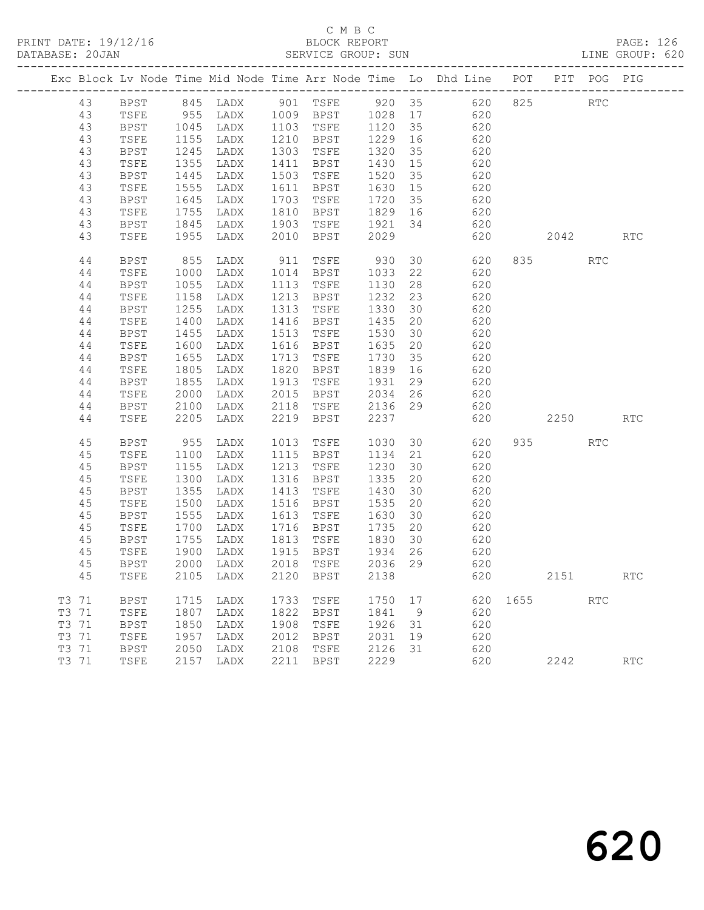C M B C

BLOCK REPORT

SERVICE GROUP: SUN

PRINT DATE: 19/12/16
DATABASE: 20JAN
LINE GROUP: 620

| Exc | Block | Lv | Node | Time | Mid Node | Time | Arr Node | Time | Lo | Dhd Line | POT | PIT | POG | PIG |
|---|---|---|---|---|---|---|---|---|---|---|---|---|---|---|
| | 43 | | BPST | 845 | LADX | 901 | TSFE | 920 | 35 | 620 | 825 | | RTC | |
| | 43 | | TSFE | 955 | LADX | 1009 | BPST | 1028 | 17 | 620 | | | | |
| | 43 | | BPST | 1045 | LADX | 1103 | TSFE | 1120 | 35 | 620 | | | | |
| | 43 | | TSFE | 1155 | LADX | 1210 | BPST | 1229 | 16 | 620 | | | | |
| | 43 | | BPST | 1245 | LADX | 1303 | TSFE | 1320 | 35 | 620 | | | | |
| | 43 | | TSFE | 1355 | LADX | 1411 | BPST | 1430 | 15 | 620 | | | | |
| | 43 | | BPST | 1445 | LADX | 1503 | TSFE | 1520 | 35 | 620 | | | | |
| | 43 | | TSFE | 1555 | LADX | 1611 | BPST | 1630 | 15 | 620 | | | | |
| | 43 | | BPST | 1645 | LADX | 1703 | TSFE | 1720 | 35 | 620 | | | | |
| | 43 | | TSFE | 1755 | LADX | 1810 | BPST | 1829 | 16 | 620 | | | | |
| | 43 | | BPST | 1845 | LADX | 1903 | TSFE | 1921 | 34 | 620 | | | | |
| | 43 | | TSFE | 1955 | LADX | 2010 | BPST | 2029 | | 620 | | 2042 | | RTC |
| | 44 | | BPST | 855 | LADX | 911 | TSFE | 930 | 30 | 620 | 835 | | RTC | |
| | 44 | | TSFE | 1000 | LADX | 1014 | BPST | 1033 | 22 | 620 | | | | |
| | 44 | | BPST | 1055 | LADX | 1113 | TSFE | 1130 | 28 | 620 | | | | |
| | 44 | | TSFE | 1158 | LADX | 1213 | BPST | 1232 | 23 | 620 | | | | |
| | 44 | | BPST | 1255 | LADX | 1313 | TSFE | 1330 | 30 | 620 | | | | |
| | 44 | | TSFE | 1400 | LADX | 1416 | BPST | 1435 | 20 | 620 | | | | |
| | 44 | | BPST | 1455 | LADX | 1513 | TSFE | 1530 | 30 | 620 | | | | |
| | 44 | | TSFE | 1600 | LADX | 1616 | BPST | 1635 | 20 | 620 | | | | |
| | 44 | | BPST | 1655 | LADX | 1713 | TSFE | 1730 | 35 | 620 | | | | |
| | 44 | | TSFE | 1805 | LADX | 1820 | BPST | 1839 | 16 | 620 | | | | |
| | 44 | | BPST | 1855 | LADX | 1913 | TSFE | 1931 | 29 | 620 | | | | |
| | 44 | | TSFE | 2000 | LADX | 2015 | BPST | 2034 | 26 | 620 | | | | |
| | 44 | | BPST | 2100 | LADX | 2118 | TSFE | 2136 | 29 | 620 | | | | |
| | 44 | | TSFE | 2205 | LADX | 2219 | BPST | 2237 | | 620 | | 2250 | | RTC |
| | 45 | | BPST | 955 | LADX | 1013 | TSFE | 1030 | 30 | 620 | 935 | | RTC | |
| | 45 | | TSFE | 1100 | LADX | 1115 | BPST | 1134 | 21 | 620 | | | | |
| | 45 | | BPST | 1155 | LADX | 1213 | TSFE | 1230 | 30 | 620 | | | | |
| | 45 | | TSFE | 1300 | LADX | 1316 | BPST | 1335 | 20 | 620 | | | | |
| | 45 | | BPST | 1355 | LADX | 1413 | TSFE | 1430 | 30 | 620 | | | | |
| | 45 | | TSFE | 1500 | LADX | 1516 | BPST | 1535 | 20 | 620 | | | | |
| | 45 | | BPST | 1555 | LADX | 1613 | TSFE | 1630 | 30 | 620 | | | | |
| | 45 | | TSFE | 1700 | LADX | 1716 | BPST | 1735 | 20 | 620 | | | | |
| | 45 | | BPST | 1755 | LADX | 1813 | TSFE | 1830 | 30 | 620 | | | | |
| | 45 | | TSFE | 1900 | LADX | 1915 | BPST | 1934 | 26 | 620 | | | | |
| | 45 | | BPST | 2000 | LADX | 2018 | TSFE | 2036 | 29 | 620 | | | | |
| | 45 | | TSFE | 2105 | LADX | 2120 | BPST | 2138 | | 620 | | 2151 | | RTC |
| T3 | 71 | | BPST | 1715 | LADX | 1733 | TSFE | 1750 | 17 | 620 | 1655 | | RTC | |
| T3 | 71 | | TSFE | 1807 | LADX | 1822 | BPST | 1841 | 9 | 620 | | | | |
| T3 | 71 | | BPST | 1850 | LADX | 1908 | TSFE | 1926 | 31 | 620 | | | | |
| T3 | 71 | | TSFE | 1957 | LADX | 2012 | BPST | 2031 | 19 | 620 | | | | |
| T3 | 71 | | BPST | 2050 | LADX | 2108 | TSFE | 2126 | 31 | 620 | | | | |
| T3 | 71 | | TSFE | 2157 | LADX | 2211 | BPST | 2229 | | 620 | | 2242 | | RTC |

620